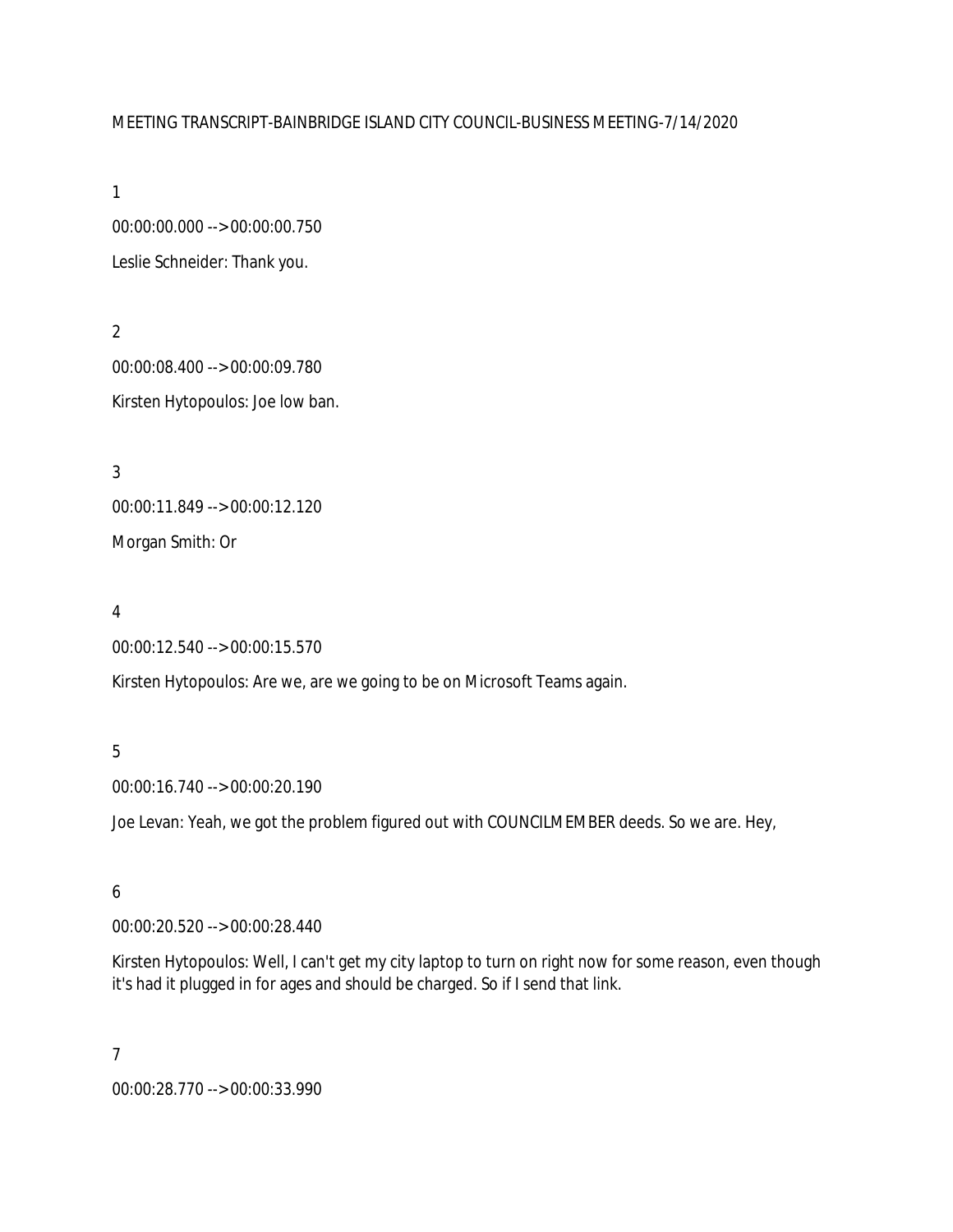MEETING TRANSCRIPT-BAINBRIDGE ISLAND CITY COUNCIL-BUSINESS MEETING-7/14/2020

1

00:00:00.000 --> 00:00:00.750

Leslie Schneider: Thank you.

2

00:00:08.400 --> 00:00:09.780

Kirsten Hytopoulos: Joe low ban.

3

00:00:11.849 --> 00:00:12.120

Morgan Smith: Or

4

00:00:12.540 --> 00:00:15.570

Kirsten Hytopoulos: Are we, are we going to be on Microsoft Teams again.

5

00:00:16.740 --> 00:00:20.190

Joe Levan: Yeah, we got the problem figured out with COUNCILMEMBER deeds. So we are. Hey,

6

00:00:20.520 --> 00:00:28.440

Kirsten Hytopoulos: Well, I can't get my city laptop to turn on right now for some reason, even though it's had it plugged in for ages and should be charged. So if I send that link.

7

00:00:28.770 --> 00:00:33.990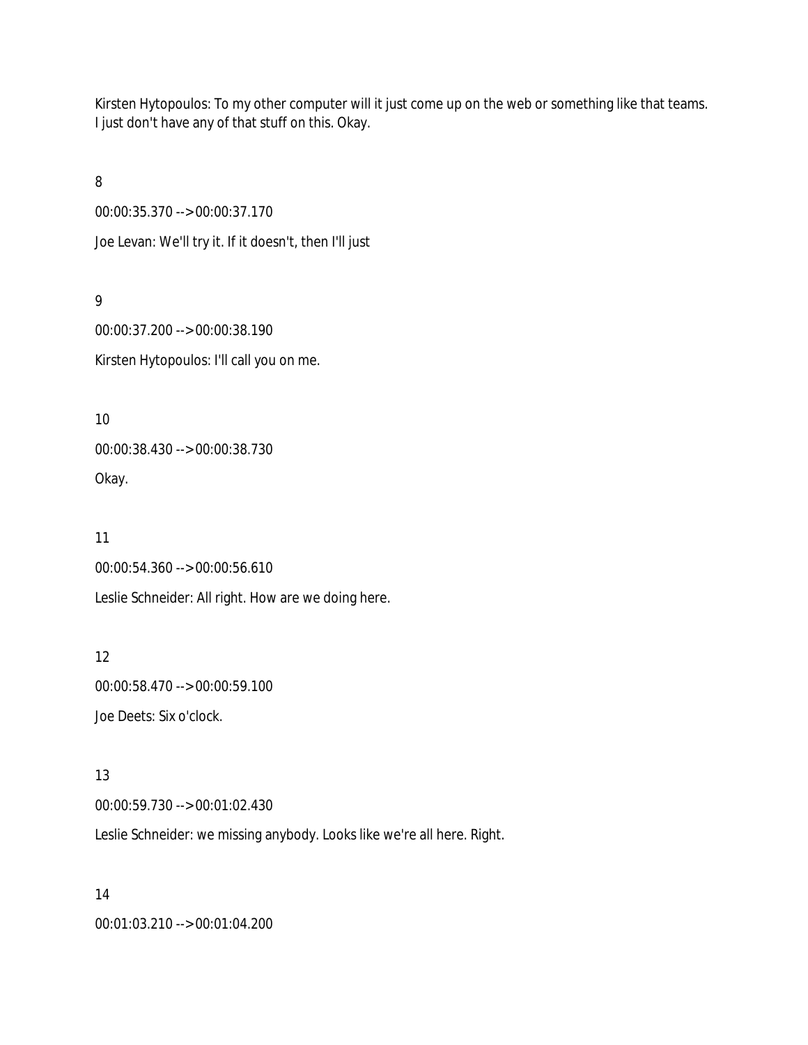Kirsten Hytopoulos: To my other computer will it just come up on the web or something like that teams. I just don't have any of that stuff on this. Okay.

8

00:00:35.370 --> 00:00:37.170

Joe Levan: We'll try it. If it doesn't, then I'll just

9

00:00:37.200 --> 00:00:38.190

Kirsten Hytopoulos: I'll call you on me.

10

00:00:38.430 --> 00:00:38.730

Okay.

11

00:00:54.360 --> 00:00:56.610

Leslie Schneider: All right. How are we doing here.

12

00:00:58.470 --> 00:00:59.100

Joe Deets: Six o'clock.

13

00:00:59.730 --> 00:01:02.430

Leslie Schneider: we missing anybody. Looks like we're all here. Right.

14

00:01:03.210 --> 00:01:04.200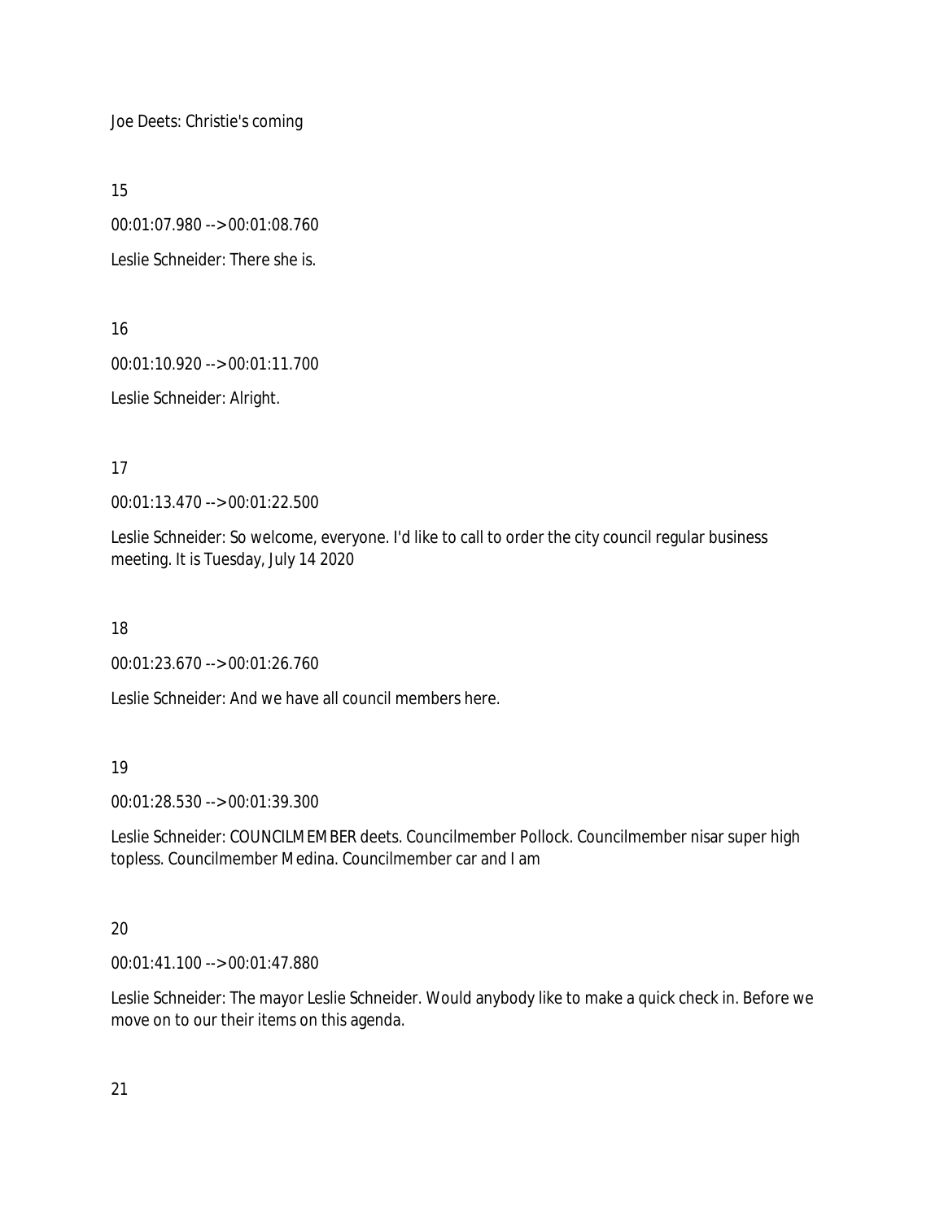Joe Deets: Christie's coming

15

00:01:07.980 --> 00:01:08.760

Leslie Schneider: There she is.

16

00:01:10.920 --> 00:01:11.700

Leslie Schneider: Alright.

17

00:01:13.470 --> 00:01:22.500

Leslie Schneider: So welcome, everyone. I'd like to call to order the city council regular business meeting. It is Tuesday, July 14 2020

18

00:01:23.670 --> 00:01:26.760

Leslie Schneider: And we have all council members here.

19

00:01:28.530 --> 00:01:39.300

Leslie Schneider: COUNCILMEMBER deets. Councilmember Pollock. Councilmember nisar super high topless. Councilmember Medina. Councilmember car and I am

20

00:01:41.100 --> 00:01:47.880

Leslie Schneider: The mayor Leslie Schneider. Would anybody like to make a quick check in. Before we move on to our their items on this agenda.

21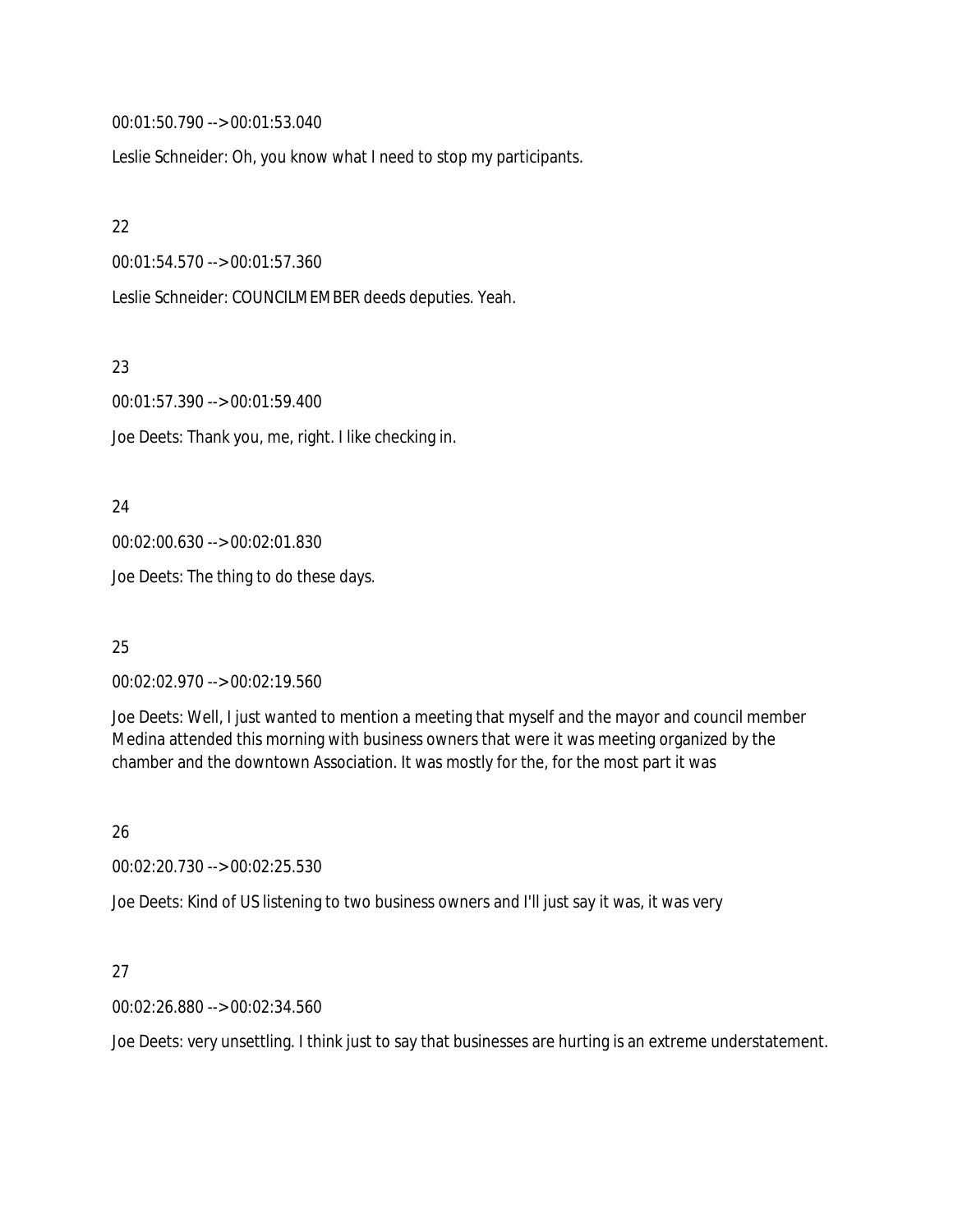00:01:50.790 --> 00:01:53.040

Leslie Schneider: Oh, you know what I need to stop my participants.

22

00:01:54.570 --> 00:01:57.360

Leslie Schneider: COUNCILMEMBER deeds deputies. Yeah.

23

00:01:57.390 --> 00:01:59.400

Joe Deets: Thank you, me, right. I like checking in.

24

00:02:00.630 --> 00:02:01.830

Joe Deets: The thing to do these days.

25

00:02:02.970 --> 00:02:19.560

Joe Deets: Well, I just wanted to mention a meeting that myself and the mayor and council member Medina attended this morning with business owners that were it was meeting organized by the chamber and the downtown Association. It was mostly for the, for the most part it was

26

00:02:20.730 --> 00:02:25.530

Joe Deets: Kind of US listening to two business owners and I'll just say it was, it was very

27

00:02:26.880 --> 00:02:34.560

Joe Deets: very unsettling. I think just to say that businesses are hurting is an extreme understatement.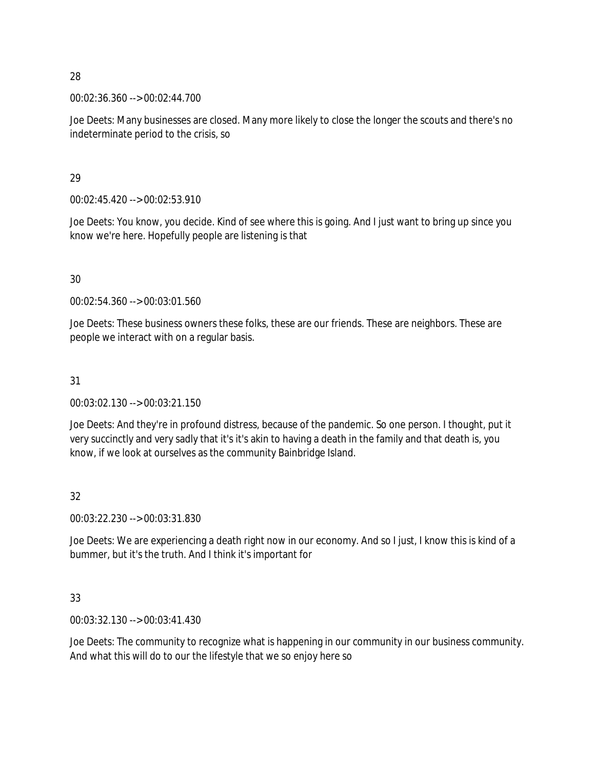28

00:02:36.360 --> 00:02:44.700

Joe Deets: Many businesses are closed. Many more likely to close the longer the scouts and there's no indeterminate period to the crisis, so

29

00:02:45.420 --> 00:02:53.910

Joe Deets: You know, you decide. Kind of see where this is going. And I just want to bring up since you know we're here. Hopefully people are listening is that

30

00:02:54.360 --> 00:03:01.560

Joe Deets: These business owners these folks, these are our friends. These are neighbors. These are people we interact with on a regular basis.

31

00:03:02.130 --> 00:03:21.150

Joe Deets: And they're in profound distress, because of the pandemic. So one person. I thought, put it very succinctly and very sadly that it's it's akin to having a death in the family and that death is, you know, if we look at ourselves as the community Bainbridge Island.

32

00:03:22.230 --> 00:03:31.830

Joe Deets: We are experiencing a death right now in our economy. And so I just, I know this is kind of a bummer, but it's the truth. And I think it's important for

33

00:03:32.130 --> 00:03:41.430

Joe Deets: The community to recognize what is happening in our community in our business community. And what this will do to our the lifestyle that we so enjoy here so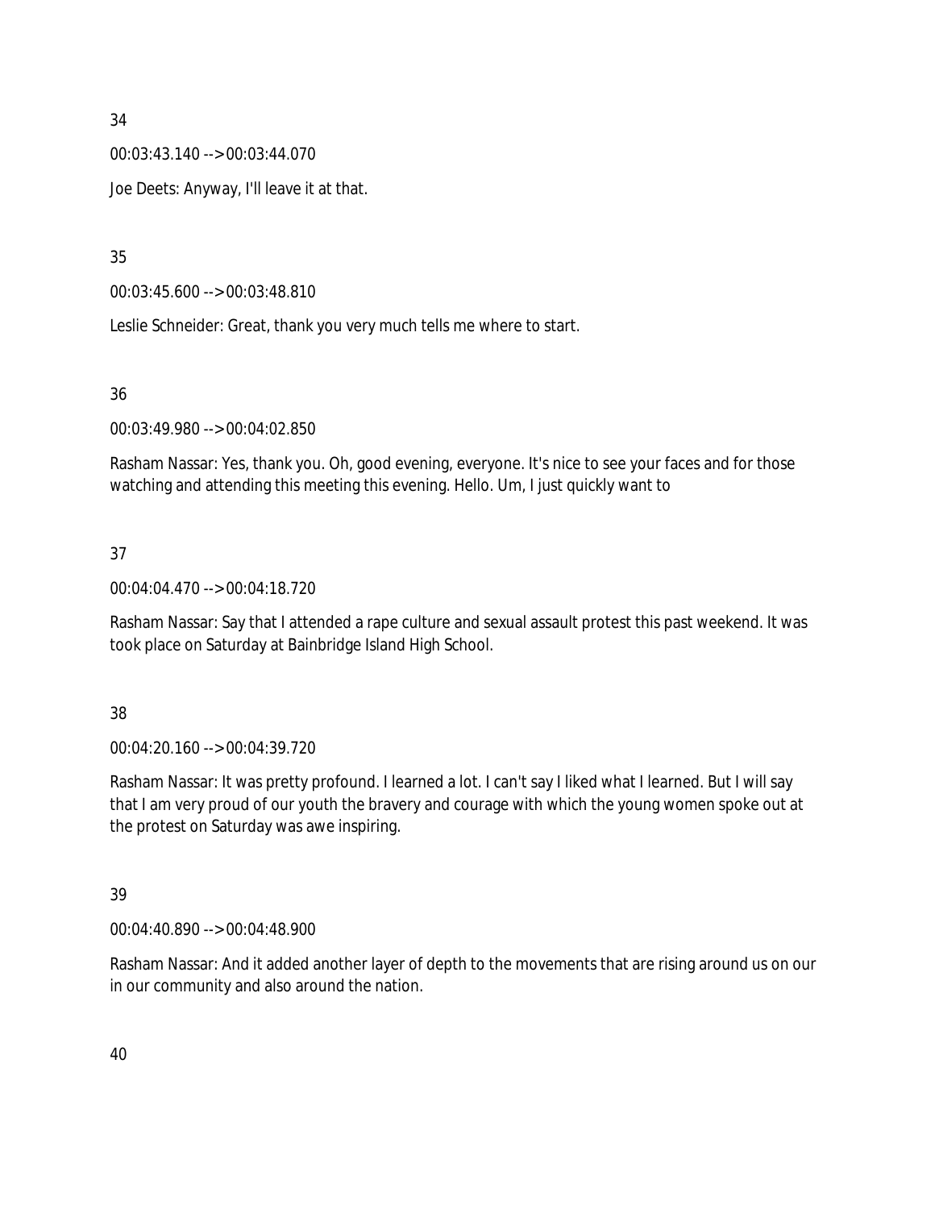34

00:03:43.140 --> 00:03:44.070

Joe Deets: Anyway, I'll leave it at that.

35

00:03:45.600 --> 00:03:48.810

Leslie Schneider: Great, thank you very much tells me where to start.

36

00:03:49.980 --> 00:04:02.850

Rasham Nassar: Yes, thank you. Oh, good evening, everyone. It's nice to see your faces and for those watching and attending this meeting this evening. Hello. Um, I just quickly want to

37

00:04:04.470 --> 00:04:18.720

Rasham Nassar: Say that I attended a rape culture and sexual assault protest this past weekend. It was took place on Saturday at Bainbridge Island High School.

38

00:04:20.160 --> 00:04:39.720

Rasham Nassar: It was pretty profound. I learned a lot. I can't say I liked what I learned. But I will say that I am very proud of our youth the bravery and courage with which the young women spoke out at the protest on Saturday was awe inspiring.

39

00:04:40.890 --> 00:04:48.900

Rasham Nassar: And it added another layer of depth to the movements that are rising around us on our in our community and also around the nation.

40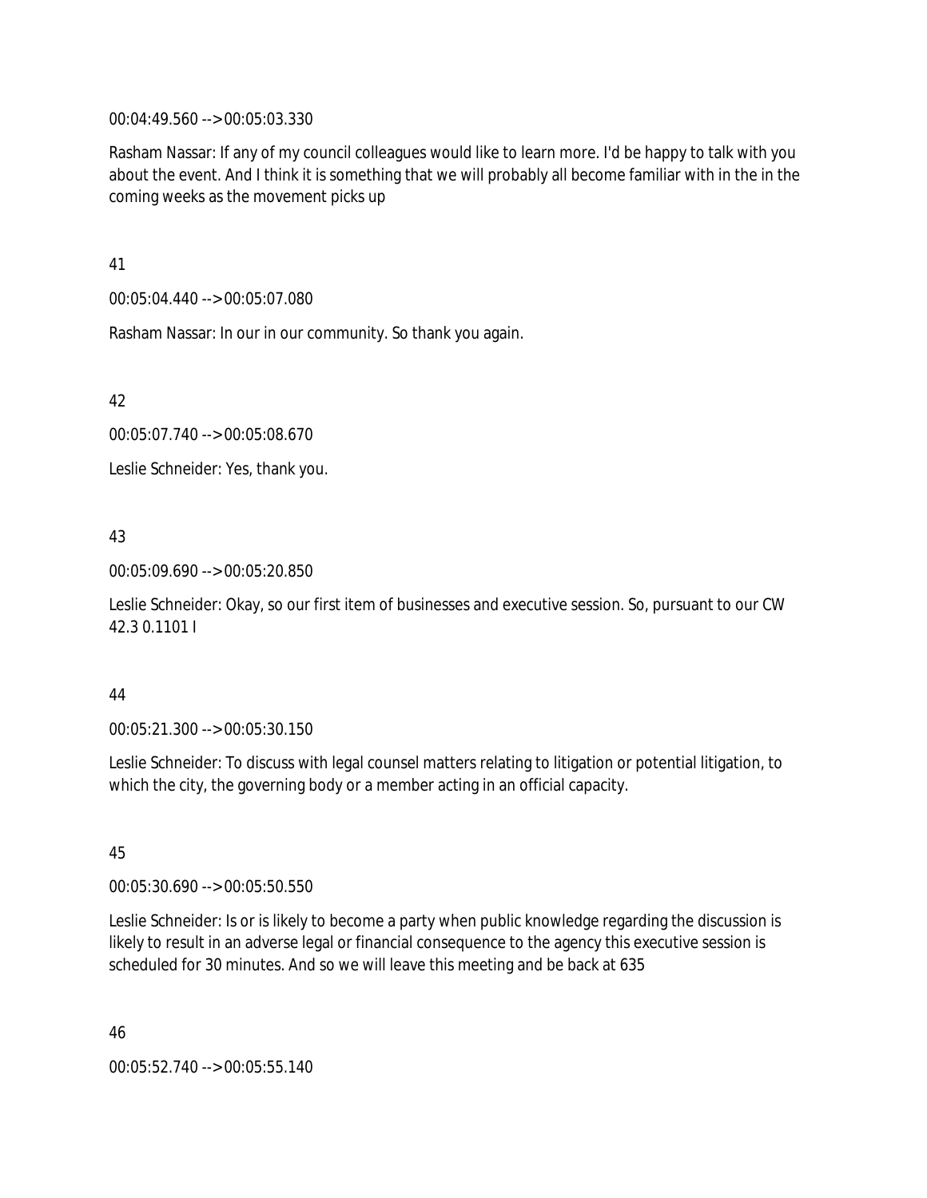00:04:49.560 --> 00:05:03.330

Rasham Nassar: If any of my council colleagues would like to learn more. I'd be happy to talk with you about the event. And I think it is something that we will probably all become familiar with in the in the coming weeks as the movement picks up

41

00:05:04.440 --> 00:05:07.080

Rasham Nassar: In our in our community. So thank you again.

42

00:05:07.740 --> 00:05:08.670

Leslie Schneider: Yes, thank you.

43

00:05:09.690 --> 00:05:20.850

Leslie Schneider: Okay, so our first item of businesses and executive session. So, pursuant to our CW 42.3 0.1101 I

44

00:05:21.300 --> 00:05:30.150

Leslie Schneider: To discuss with legal counsel matters relating to litigation or potential litigation, to which the city, the governing body or a member acting in an official capacity.

45

00:05:30.690 --> 00:05:50.550

Leslie Schneider: Is or is likely to become a party when public knowledge regarding the discussion is likely to result in an adverse legal or financial consequence to the agency this executive session is scheduled for 30 minutes. And so we will leave this meeting and be back at 635

46

00:05:52.740 --> 00:05:55.140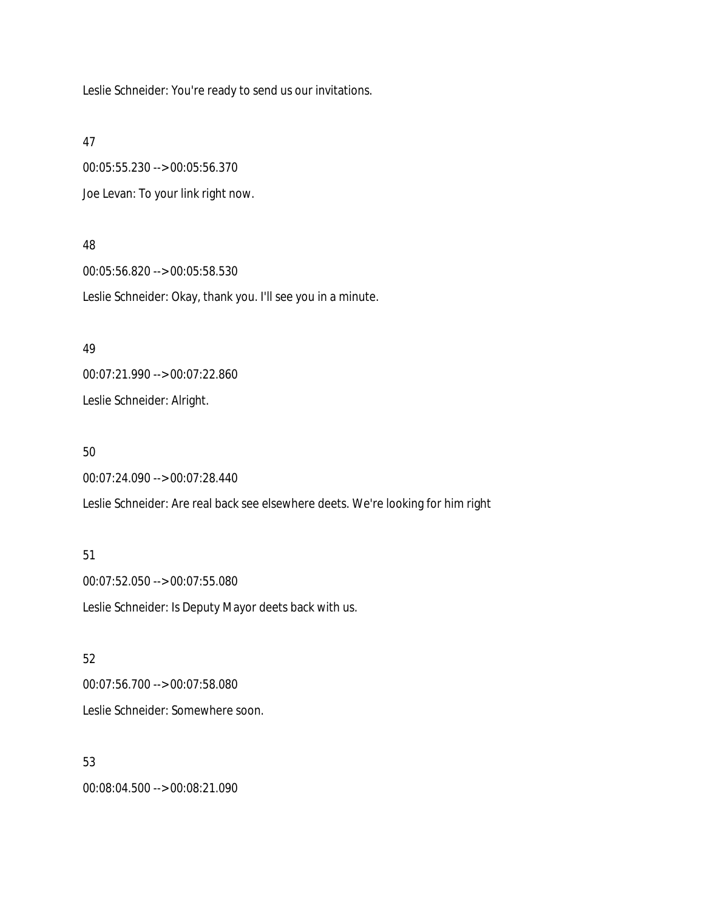Leslie Schneider: You're ready to send us our invitations.

47

00:05:55.230 --> 00:05:56.370

Joe Levan: To your link right now.

48

00:05:56.820 --> 00:05:58.530

Leslie Schneider: Okay, thank you. I'll see you in a minute.

49

00:07:21.990 --> 00:07:22.860

Leslie Schneider: Alright.

50

00:07:24.090 --> 00:07:28.440

Leslie Schneider: Are real back see elsewhere deets. We're looking for him right

51

00:07:52.050 --> 00:07:55.080

Leslie Schneider: Is Deputy Mayor deets back with us.

52

00:07:56.700 --> 00:07:58.080

Leslie Schneider: Somewhere soon.

53

00:08:04.500 --> 00:08:21.090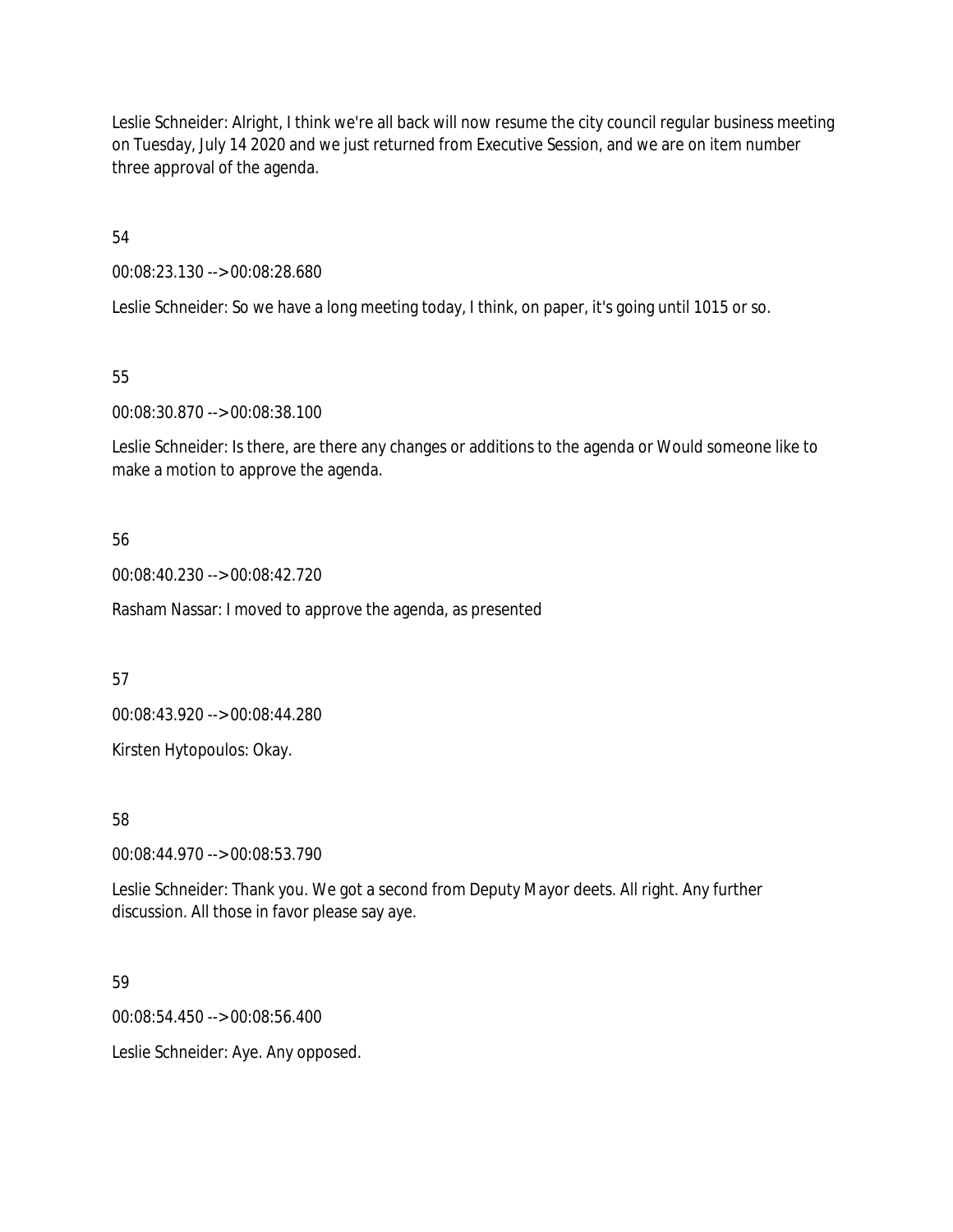Leslie Schneider: Alright, I think we're all back will now resume the city council regular business meeting on Tuesday, July 14 2020 and we just returned from Executive Session, and we are on item number three approval of the agenda.

54

00:08:23.130 --> 00:08:28.680

Leslie Schneider: So we have a long meeting today, I think, on paper, it's going until 1015 or so.

55

00:08:30.870 --> 00:08:38.100

Leslie Schneider: Is there, are there any changes or additions to the agenda or Would someone like to make a motion to approve the agenda.

56

00:08:40.230 --> 00:08:42.720

Rasham Nassar: I moved to approve the agenda, as presented

57

00:08:43.920 --> 00:08:44.280

Kirsten Hytopoulos: Okay.

58

00:08:44.970 --> 00:08:53.790

Leslie Schneider: Thank you. We got a second from Deputy Mayor deets. All right. Any further discussion. All those in favor please say aye.

59

00:08:54.450 --> 00:08:56.400

Leslie Schneider: Aye. Any opposed.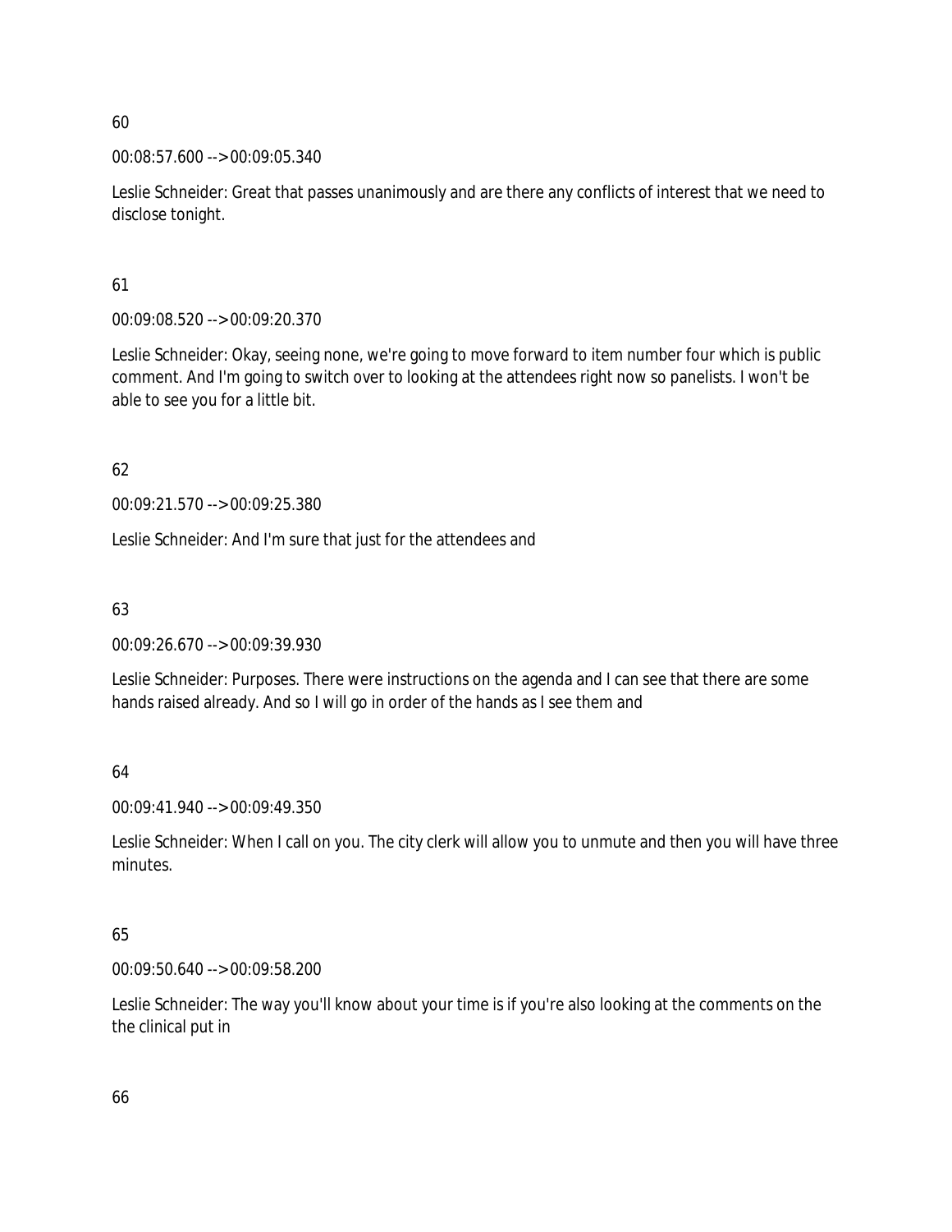60

00:08:57.600 --> 00:09:05.340

Leslie Schneider: Great that passes unanimously and are there any conflicts of interest that we need to disclose tonight.

61

00:09:08.520 --> 00:09:20.370

Leslie Schneider: Okay, seeing none, we're going to move forward to item number four which is public comment. And I'm going to switch over to looking at the attendees right now so panelists. I won't be able to see you for a little bit.

62

00:09:21.570 --> 00:09:25.380

Leslie Schneider: And I'm sure that just for the attendees and

63

00:09:26.670 --> 00:09:39.930

Leslie Schneider: Purposes. There were instructions on the agenda and I can see that there are some hands raised already. And so I will go in order of the hands as I see them and

64

00:09:41.940 --> 00:09:49.350

Leslie Schneider: When I call on you. The city clerk will allow you to unmute and then you will have three minutes.

65

00:09:50.640 --> 00:09:58.200

Leslie Schneider: The way you'll know about your time is if you're also looking at the comments on the the clinical put in

66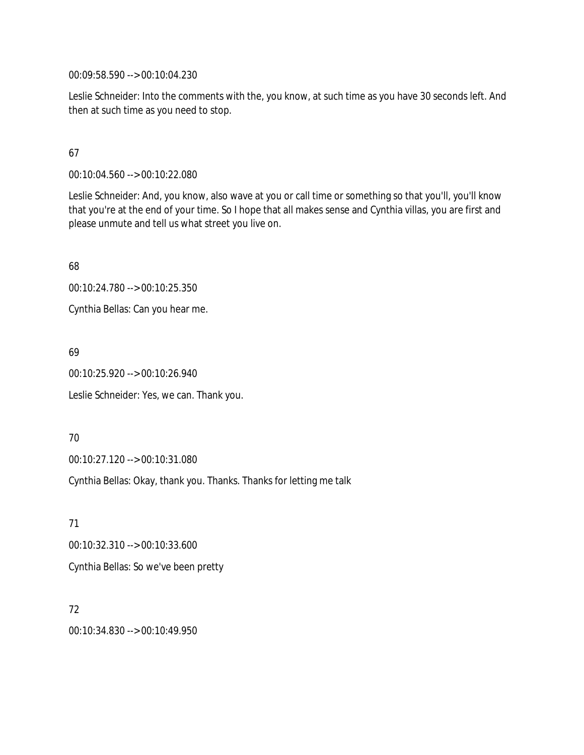00:09:58.590 --> 00:10:04.230

Leslie Schneider: Into the comments with the, you know, at such time as you have 30 seconds left. And then at such time as you need to stop.

67

00:10:04.560 --> 00:10:22.080

Leslie Schneider: And, you know, also wave at you or call time or something so that you'll, you'll know that you're at the end of your time. So I hope that all makes sense and Cynthia villas, you are first and please unmute and tell us what street you live on.

68

00:10:24.780 --> 00:10:25.350

Cynthia Bellas: Can you hear me.

69

00:10:25.920 --> 00:10:26.940

Leslie Schneider: Yes, we can. Thank you.

70

00:10:27.120 --> 00:10:31.080

Cynthia Bellas: Okay, thank you. Thanks. Thanks for letting me talk

71

00:10:32.310 --> 00:10:33.600

Cynthia Bellas: So we've been pretty

72

00:10:34.830 --> 00:10:49.950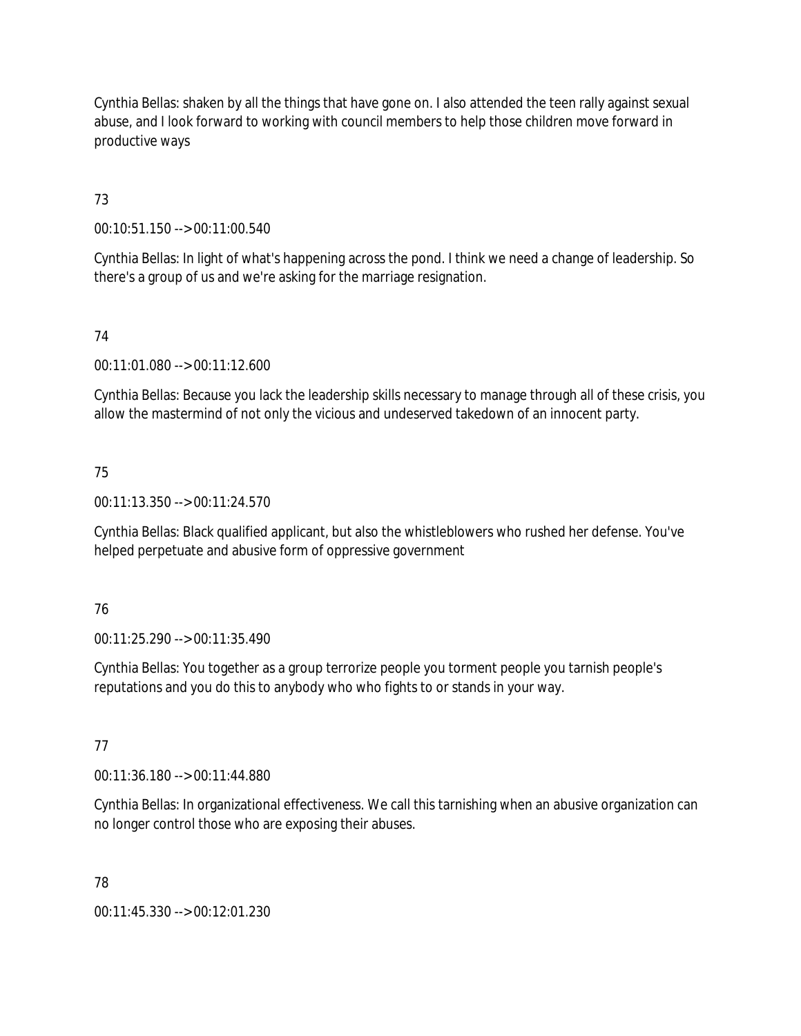Cynthia Bellas: shaken by all the things that have gone on. I also attended the teen rally against sexual abuse, and I look forward to working with council members to help those children move forward in productive ways

73

00:10:51.150 --> 00:11:00.540

Cynthia Bellas: In light of what's happening across the pond. I think we need a change of leadership. So there's a group of us and we're asking for the marriage resignation.

74

00:11:01.080 --> 00:11:12.600

Cynthia Bellas: Because you lack the leadership skills necessary to manage through all of these crisis, you allow the mastermind of not only the vicious and undeserved takedown of an innocent party.

75

00:11:13.350 --> 00:11:24.570

Cynthia Bellas: Black qualified applicant, but also the whistleblowers who rushed her defense. You've helped perpetuate and abusive form of oppressive government

76

00:11:25.290 --> 00:11:35.490

Cynthia Bellas: You together as a group terrorize people you torment people you tarnish people's reputations and you do this to anybody who who fights to or stands in your way.

77

00:11:36.180 --> 00:11:44.880

Cynthia Bellas: In organizational effectiveness. We call this tarnishing when an abusive organization can no longer control those who are exposing their abuses.

78

00:11:45.330 --> 00:12:01.230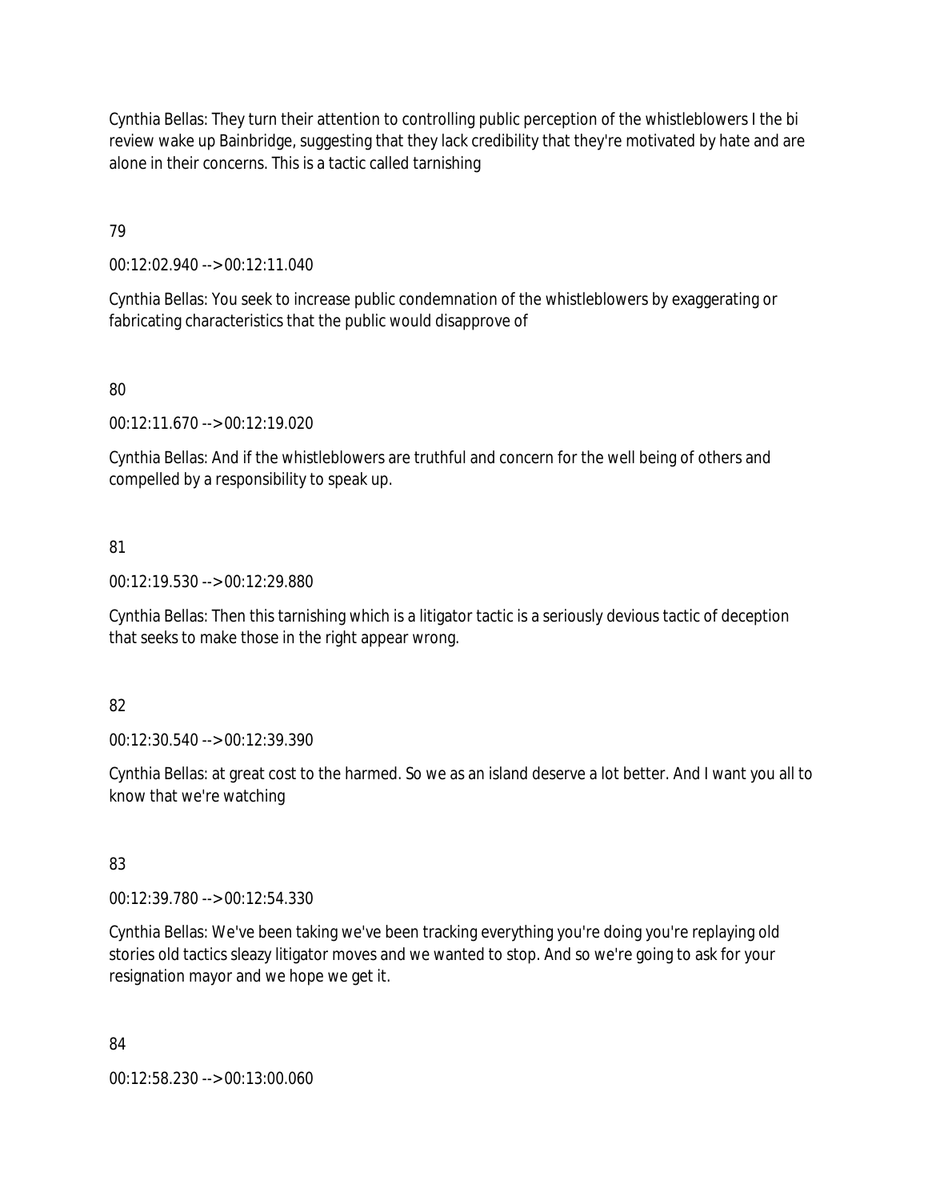Cynthia Bellas: They turn their attention to controlling public perception of the whistleblowers I the bi review wake up Bainbridge, suggesting that they lack credibility that they're motivated by hate and are alone in their concerns. This is a tactic called tarnishing

79

00:12:02.940 --> 00:12:11.040

Cynthia Bellas: You seek to increase public condemnation of the whistleblowers by exaggerating or fabricating characteristics that the public would disapprove of

80

00:12:11.670 --> 00:12:19.020

Cynthia Bellas: And if the whistleblowers are truthful and concern for the well being of others and compelled by a responsibility to speak up.

81

00:12:19.530 --> 00:12:29.880

Cynthia Bellas: Then this tarnishing which is a litigator tactic is a seriously devious tactic of deception that seeks to make those in the right appear wrong.

82

00:12:30.540 --> 00:12:39.390

Cynthia Bellas: at great cost to the harmed. So we as an island deserve a lot better. And I want you all to know that we're watching

83

00:12:39.780 --> 00:12:54.330

Cynthia Bellas: We've been taking we've been tracking everything you're doing you're replaying old stories old tactics sleazy litigator moves and we wanted to stop. And so we're going to ask for your resignation mayor and we hope we get it.

84

00:12:58.230 --> 00:13:00.060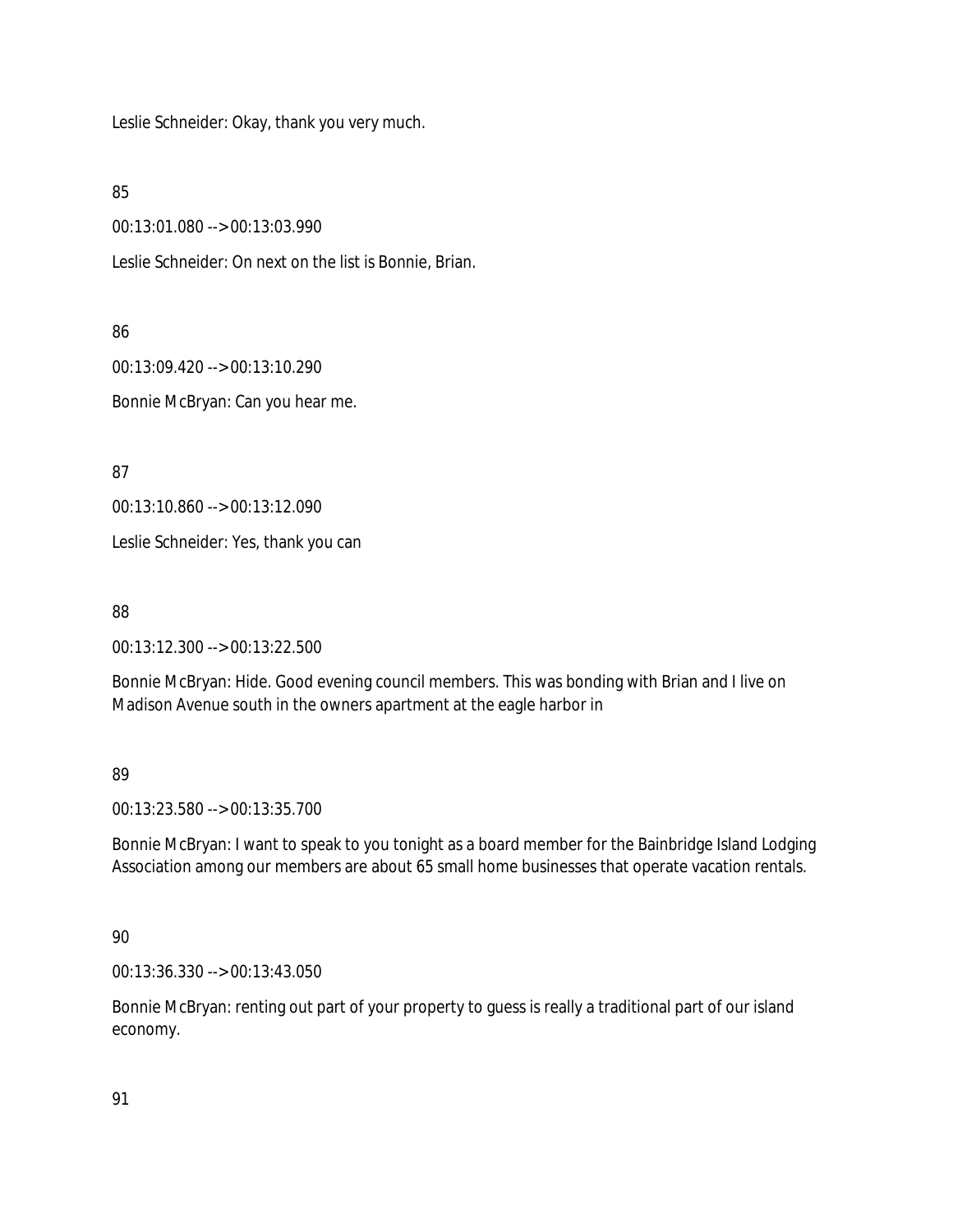Leslie Schneider: Okay, thank you very much.

85

00:13:01.080 --> 00:13:03.990

Leslie Schneider: On next on the list is Bonnie, Brian.

86

00:13:09.420 --> 00:13:10.290

Bonnie McBryan: Can you hear me.

87

00:13:10.860 --> 00:13:12.090

Leslie Schneider: Yes, thank you can

88

00:13:12.300 --> 00:13:22.500

Bonnie McBryan: Hide. Good evening council members. This was bonding with Brian and I live on Madison Avenue south in the owners apartment at the eagle harbor in

89

00:13:23.580 --> 00:13:35.700

Bonnie McBryan: I want to speak to you tonight as a board member for the Bainbridge Island Lodging Association among our members are about 65 small home businesses that operate vacation rentals.

90

00:13:36.330 --> 00:13:43.050

Bonnie McBryan: renting out part of your property to guess is really a traditional part of our island economy.

91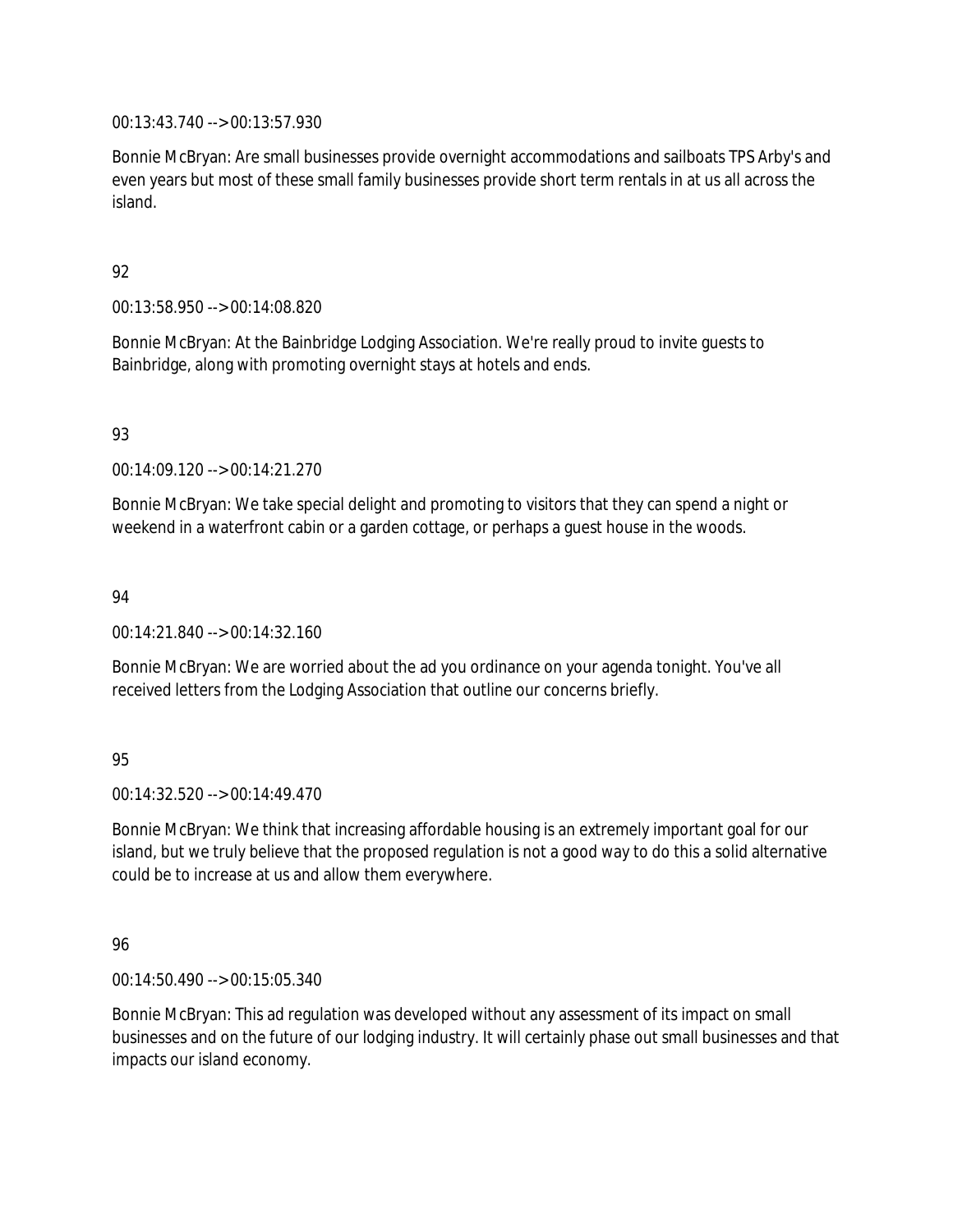00:13:43.740 --> 00:13:57.930

Bonnie McBryan: Are small businesses provide overnight accommodations and sailboats TPS Arby's and even years but most of these small family businesses provide short term rentals in at us all across the island.

92

00:13:58.950 --> 00:14:08.820

Bonnie McBryan: At the Bainbridge Lodging Association. We're really proud to invite guests to Bainbridge, along with promoting overnight stays at hotels and ends.

93

00:14:09.120 --> 00:14:21.270

Bonnie McBryan: We take special delight and promoting to visitors that they can spend a night or weekend in a waterfront cabin or a garden cottage, or perhaps a guest house in the woods.

94

00:14:21.840 --> 00:14:32.160

Bonnie McBryan: We are worried about the ad you ordinance on your agenda tonight. You've all received letters from the Lodging Association that outline our concerns briefly.

95

00:14:32.520 --> 00:14:49.470

Bonnie McBryan: We think that increasing affordable housing is an extremely important goal for our island, but we truly believe that the proposed regulation is not a good way to do this a solid alternative could be to increase at us and allow them everywhere.

96

00:14:50.490 --> 00:15:05.340

Bonnie McBryan: This ad regulation was developed without any assessment of its impact on small businesses and on the future of our lodging industry. It will certainly phase out small businesses and that impacts our island economy.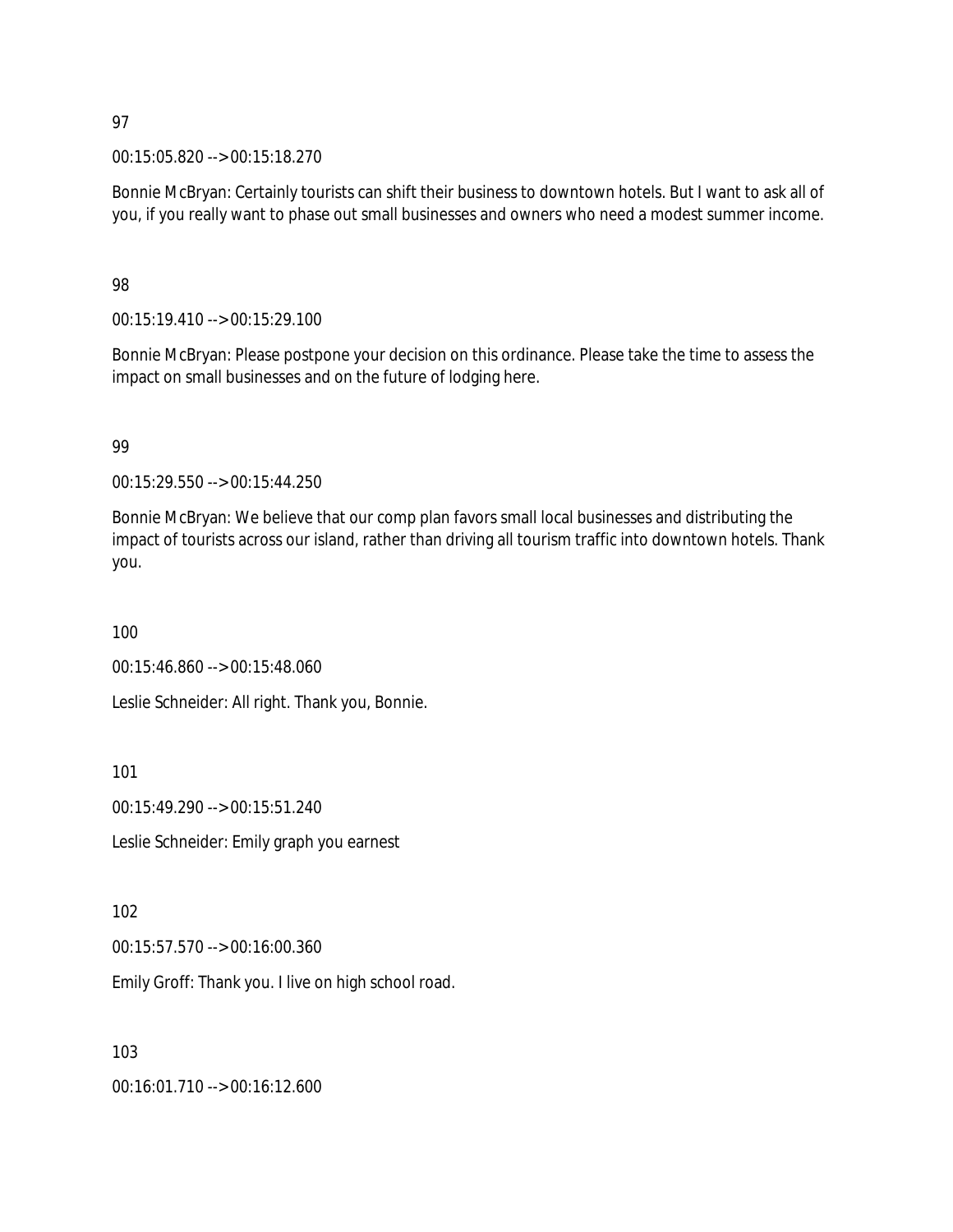97

00:15:05.820 --> 00:15:18.270

Bonnie McBryan: Certainly tourists can shift their business to downtown hotels. But I want to ask all of you, if you really want to phase out small businesses and owners who need a modest summer income.

98

00:15:19.410 --> 00:15:29.100

Bonnie McBryan: Please postpone your decision on this ordinance. Please take the time to assess the impact on small businesses and on the future of lodging here.

99

00:15:29.550 --> 00:15:44.250

Bonnie McBryan: We believe that our comp plan favors small local businesses and distributing the impact of tourists across our island, rather than driving all tourism traffic into downtown hotels. Thank you.

100

00:15:46.860 --> 00:15:48.060

Leslie Schneider: All right. Thank you, Bonnie.

101

00:15:49.290 --> 00:15:51.240

Leslie Schneider: Emily graph you earnest

102

00:15:57.570 --> 00:16:00.360

Emily Groff: Thank you. I live on high school road.

103

00:16:01.710 --> 00:16:12.600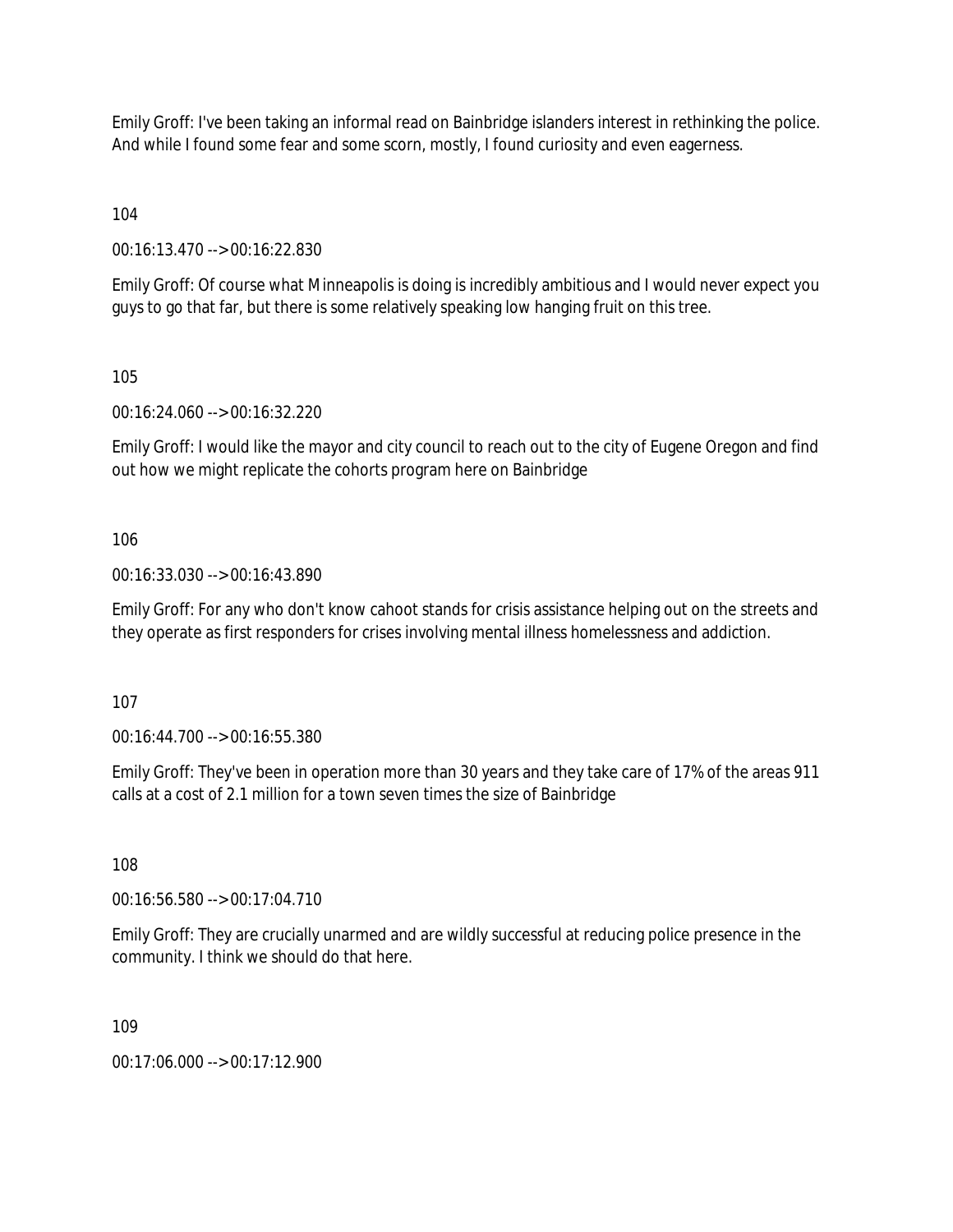Emily Groff: I've been taking an informal read on Bainbridge islanders interest in rethinking the police. And while I found some fear and some scorn, mostly, I found curiosity and even eagerness.

104

00:16:13.470 --> 00:16:22.830

Emily Groff: Of course what Minneapolis is doing is incredibly ambitious and I would never expect you guys to go that far, but there is some relatively speaking low hanging fruit on this tree.

105

00:16:24.060 --> 00:16:32.220

Emily Groff: I would like the mayor and city council to reach out to the city of Eugene Oregon and find out how we might replicate the cohorts program here on Bainbridge

106

00:16:33.030 --> 00:16:43.890

Emily Groff: For any who don't know cahoot stands for crisis assistance helping out on the streets and they operate as first responders for crises involving mental illness homelessness and addiction.

107

00:16:44.700 --> 00:16:55.380

Emily Groff: They've been in operation more than 30 years and they take care of 17% of the areas 911 calls at a cost of 2.1 million for a town seven times the size of Bainbridge

108

00:16:56.580 --> 00:17:04.710

Emily Groff: They are crucially unarmed and are wildly successful at reducing police presence in the community. I think we should do that here.

109

00:17:06.000 --> 00:17:12.900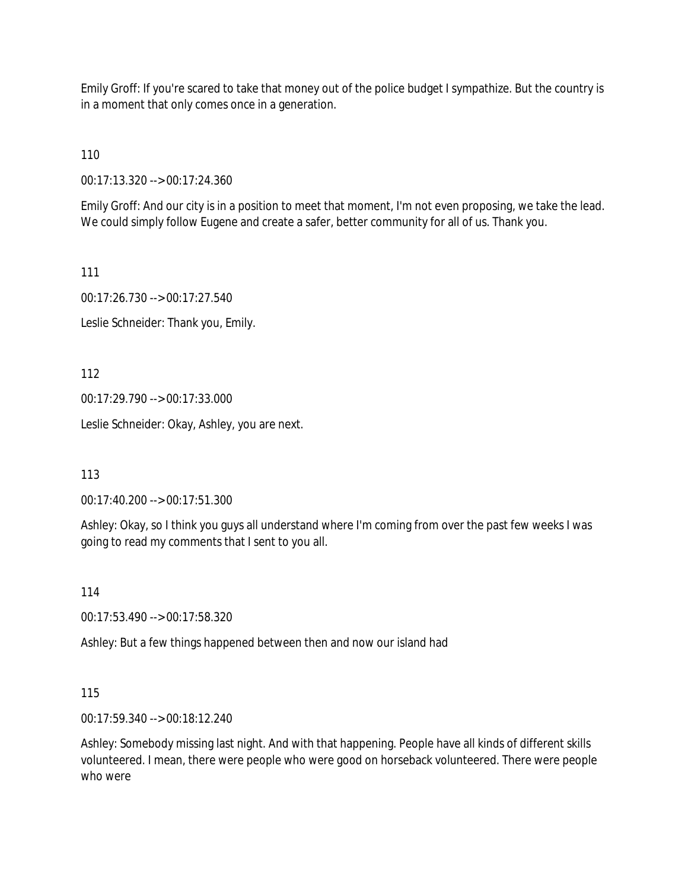Emily Groff: If you're scared to take that money out of the police budget I sympathize. But the country is in a moment that only comes once in a generation.

110

00:17:13.320 --> 00:17:24.360

Emily Groff: And our city is in a position to meet that moment, I'm not even proposing, we take the lead. We could simply follow Eugene and create a safer, better community for all of us. Thank you.

111

00:17:26.730 --> 00:17:27.540

Leslie Schneider: Thank you, Emily.

112

00:17:29.790 --> 00:17:33.000

Leslie Schneider: Okay, Ashley, you are next.

113

00:17:40.200 --> 00:17:51.300

Ashley: Okay, so I think you guys all understand where I'm coming from over the past few weeks I was going to read my comments that I sent to you all.

114

00:17:53.490 --> 00:17:58.320

Ashley: But a few things happened between then and now our island had

115

00:17:59.340 --> 00:18:12.240

Ashley: Somebody missing last night. And with that happening. People have all kinds of different skills volunteered. I mean, there were people who were good on horseback volunteered. There were people who were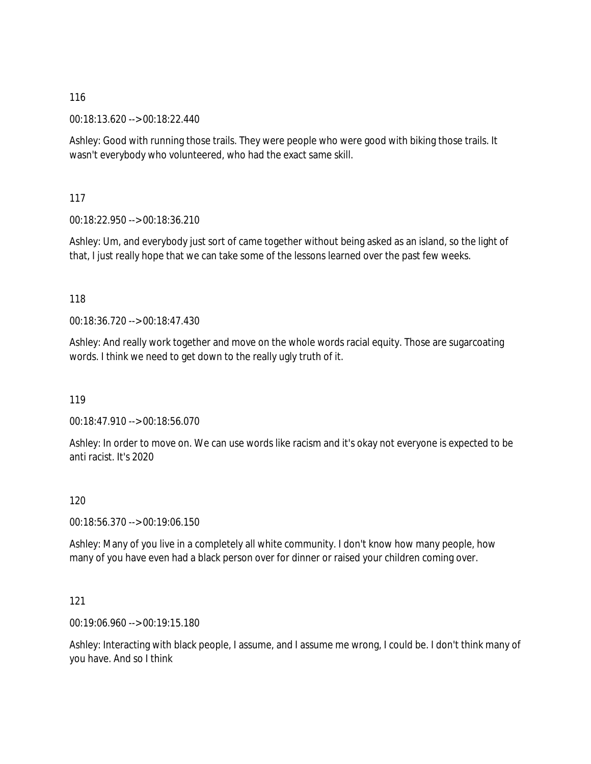116

00:18:13.620 --> 00:18:22.440

Ashley: Good with running those trails. They were people who were good with biking those trails. It wasn't everybody who volunteered, who had the exact same skill.

117

00:18:22.950 --> 00:18:36.210

Ashley: Um, and everybody just sort of came together without being asked as an island, so the light of that, I just really hope that we can take some of the lessons learned over the past few weeks.

118

00:18:36.720 --> 00:18:47.430

Ashley: And really work together and move on the whole words racial equity. Those are sugarcoating words. I think we need to get down to the really ugly truth of it.

119

00:18:47.910 --> 00:18:56.070

Ashley: In order to move on. We can use words like racism and it's okay not everyone is expected to be anti racist. It's 2020

120

00:18:56.370 --> 00:19:06.150

Ashley: Many of you live in a completely all white community. I don't know how many people, how many of you have even had a black person over for dinner or raised your children coming over.

121

00:19:06.960 --> 00:19:15.180

Ashley: Interacting with black people, I assume, and I assume me wrong, I could be. I don't think many of you have. And so I think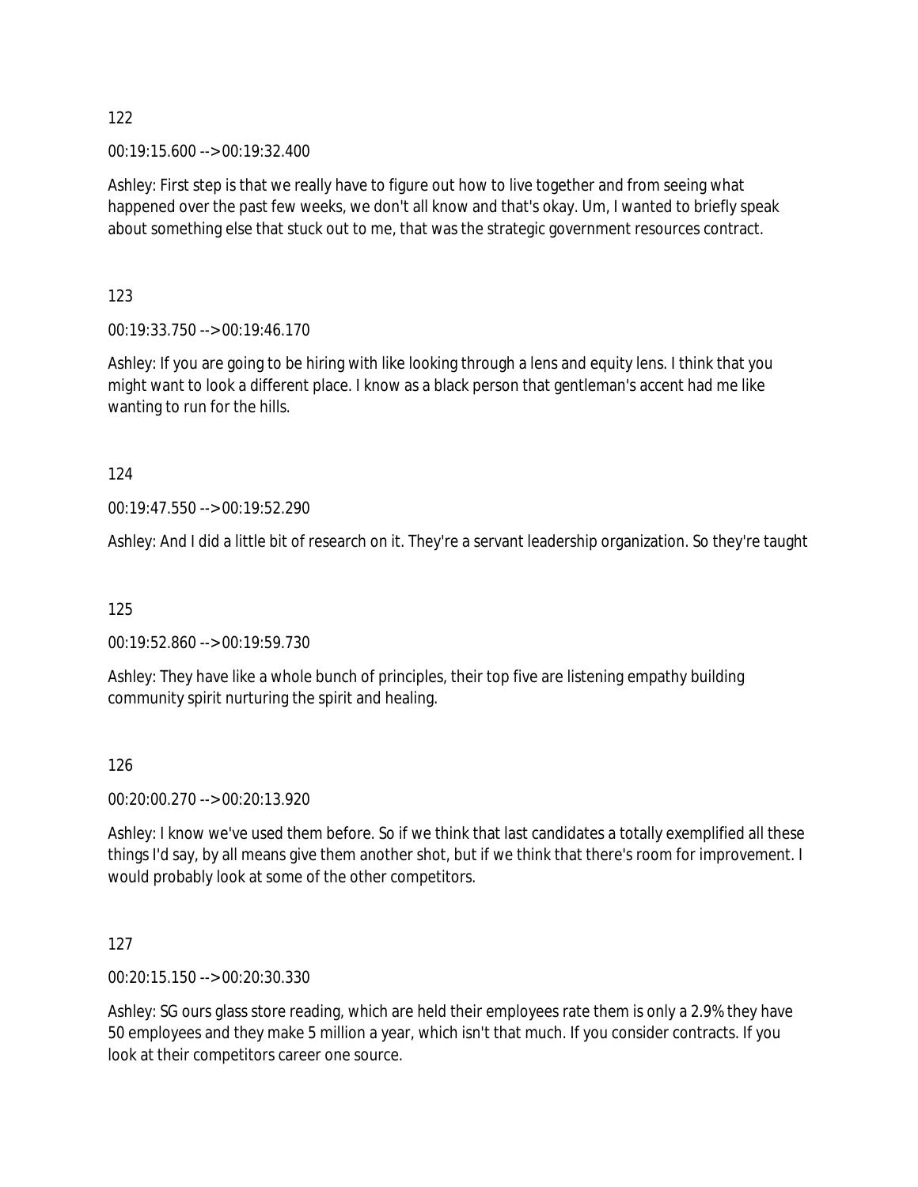122

00:19:15.600 --> 00:19:32.400

Ashley: First step is that we really have to figure out how to live together and from seeing what happened over the past few weeks, we don't all know and that's okay. Um, I wanted to briefly speak about something else that stuck out to me, that was the strategic government resources contract.

123

00:19:33.750 --> 00:19:46.170

Ashley: If you are going to be hiring with like looking through a lens and equity lens. I think that you might want to look a different place. I know as a black person that gentleman's accent had me like wanting to run for the hills.

124

00:19:47.550 --> 00:19:52.290

Ashley: And I did a little bit of research on it. They're a servant leadership organization. So they're taught

125

00:19:52.860 --> 00:19:59.730

Ashley: They have like a whole bunch of principles, their top five are listening empathy building community spirit nurturing the spirit and healing.

126

00:20:00.270 --> 00:20:13.920

Ashley: I know we've used them before. So if we think that last candidates a totally exemplified all these things I'd say, by all means give them another shot, but if we think that there's room for improvement. I would probably look at some of the other competitors.

127

00:20:15.150 --> 00:20:30.330

Ashley: SG ours glass store reading, which are held their employees rate them is only a 2.9% they have 50 employees and they make 5 million a year, which isn't that much. If you consider contracts. If you look at their competitors career one source.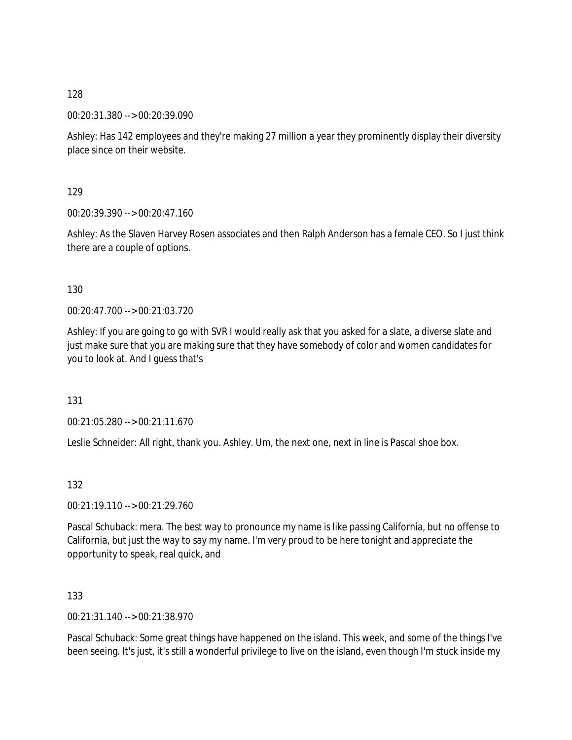128

00:20:31.380 --> 00:20:39.090

Ashley: Has 142 employees and they're making 27 million a year they prominently display their diversity place since on their website.

129

00:20:39.390 --> 00:20:47.160

Ashley: As the Slaven Harvey Rosen associates and then Ralph Anderson has a female CEO. So I just think there are a couple of options.

130

00:20:47.700 --> 00:21:03.720

Ashley: If you are going to go with SVR I would really ask that you asked for a slate, a diverse slate and just make sure that you are making sure that they have somebody of color and women candidates for you to look at. And I guess that's

131

00:21:05.280 --> 00:21:11.670

Leslie Schneider: All right, thank you. Ashley. Um, the next one, next in line is Pascal shoe box.

132

00:21:19.110 --> 00:21:29.760

Pascal Schuback: mera. The best way to pronounce my name is like passing California, but no offense to California, but just the way to say my name. I'm very proud to be here tonight and appreciate the opportunity to speak, real quick, and

133

00:21:31.140 --> 00:21:38.970

Pascal Schuback: Some great things have happened on the island. This week, and some of the things I've been seeing. It's just, it's still a wonderful privilege to live on the island, even though I'm stuck inside my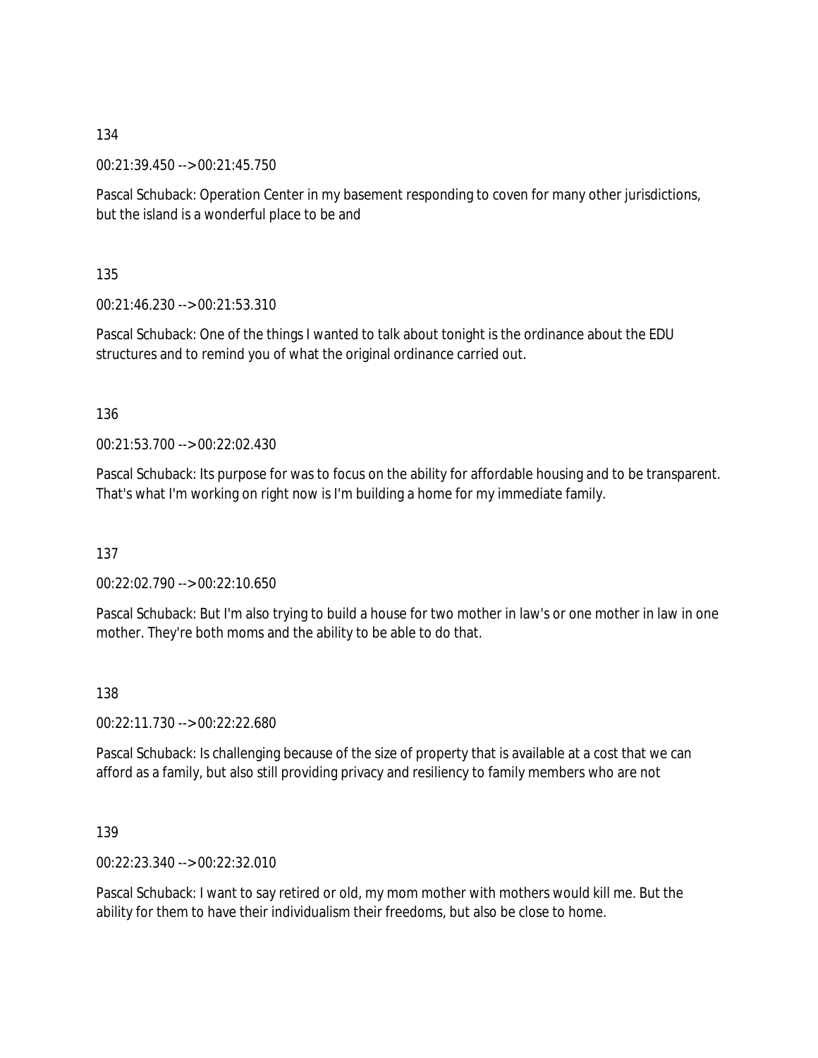134

00:21:39.450 --> 00:21:45.750

Pascal Schuback: Operation Center in my basement responding to coven for many other jurisdictions, but the island is a wonderful place to be and

135

00:21:46.230 --> 00:21:53.310

Pascal Schuback: One of the things I wanted to talk about tonight is the ordinance about the EDU structures and to remind you of what the original ordinance carried out.

136

00:21:53.700 --> 00:22:02.430

Pascal Schuback: Its purpose for was to focus on the ability for affordable housing and to be transparent. That's what I'm working on right now is I'm building a home for my immediate family.

137

00:22:02.790 --> 00:22:10.650

Pascal Schuback: But I'm also trying to build a house for two mother in law's or one mother in law in one mother. They're both moms and the ability to be able to do that.

138

00:22:11.730 --> 00:22:22.680

Pascal Schuback: Is challenging because of the size of property that is available at a cost that we can afford as a family, but also still providing privacy and resiliency to family members who are not

139

00:22:23.340 --> 00:22:32.010

Pascal Schuback: I want to say retired or old, my mom mother with mothers would kill me. But the ability for them to have their individualism their freedoms, but also be close to home.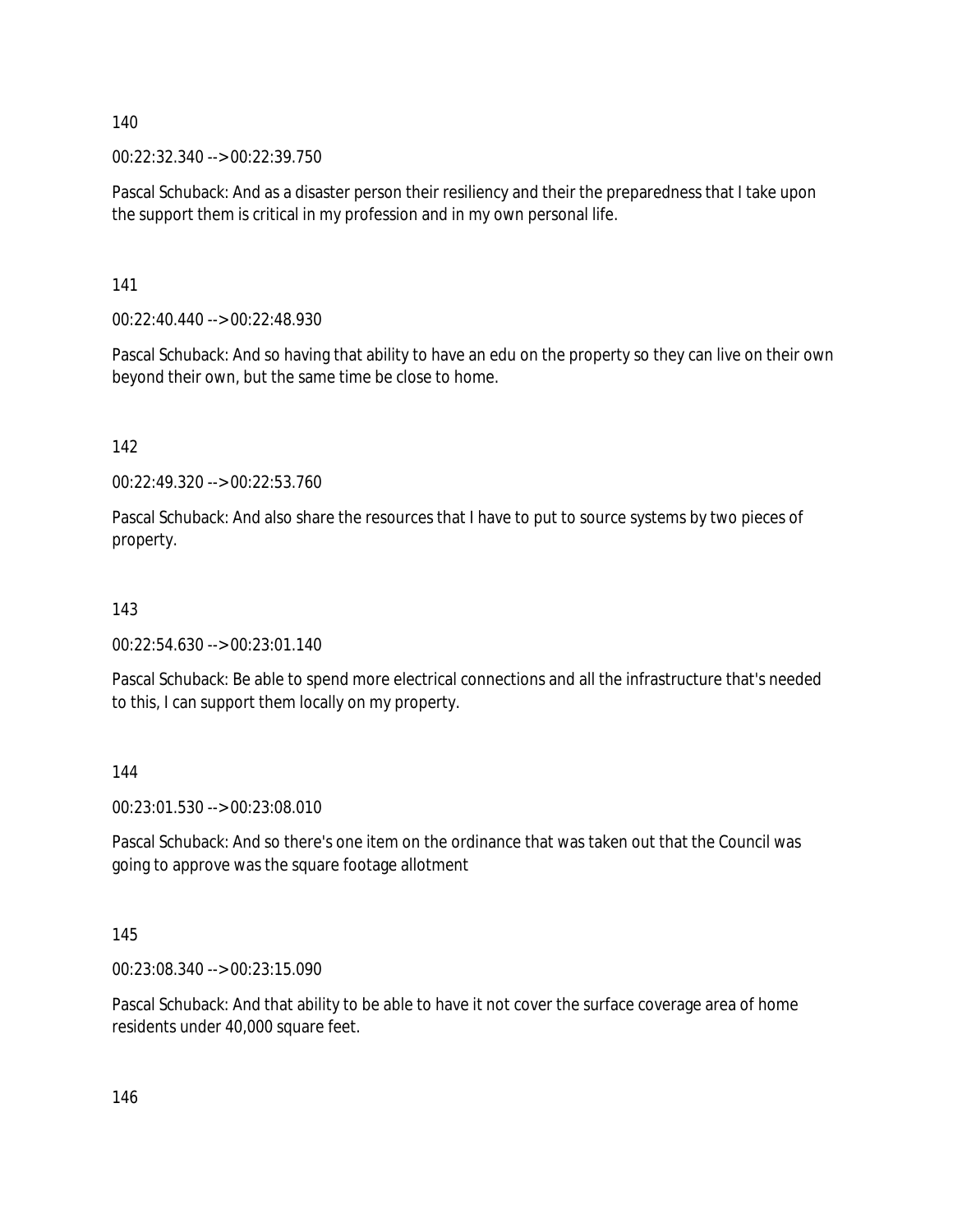140

00:22:32.340 --> 00:22:39.750

Pascal Schuback: And as a disaster person their resiliency and their the preparedness that I take upon the support them is critical in my profession and in my own personal life.

141

00:22:40.440 --> 00:22:48.930

Pascal Schuback: And so having that ability to have an edu on the property so they can live on their own beyond their own, but the same time be close to home.

142

00:22:49.320 --> 00:22:53.760

Pascal Schuback: And also share the resources that I have to put to source systems by two pieces of property.

143

00:22:54.630 --> 00:23:01.140

Pascal Schuback: Be able to spend more electrical connections and all the infrastructure that's needed to this, I can support them locally on my property.

144

00:23:01.530 --> 00:23:08.010

Pascal Schuback: And so there's one item on the ordinance that was taken out that the Council was going to approve was the square footage allotment

145

00:23:08.340 --> 00:23:15.090

Pascal Schuback: And that ability to be able to have it not cover the surface coverage area of home residents under 40,000 square feet.

146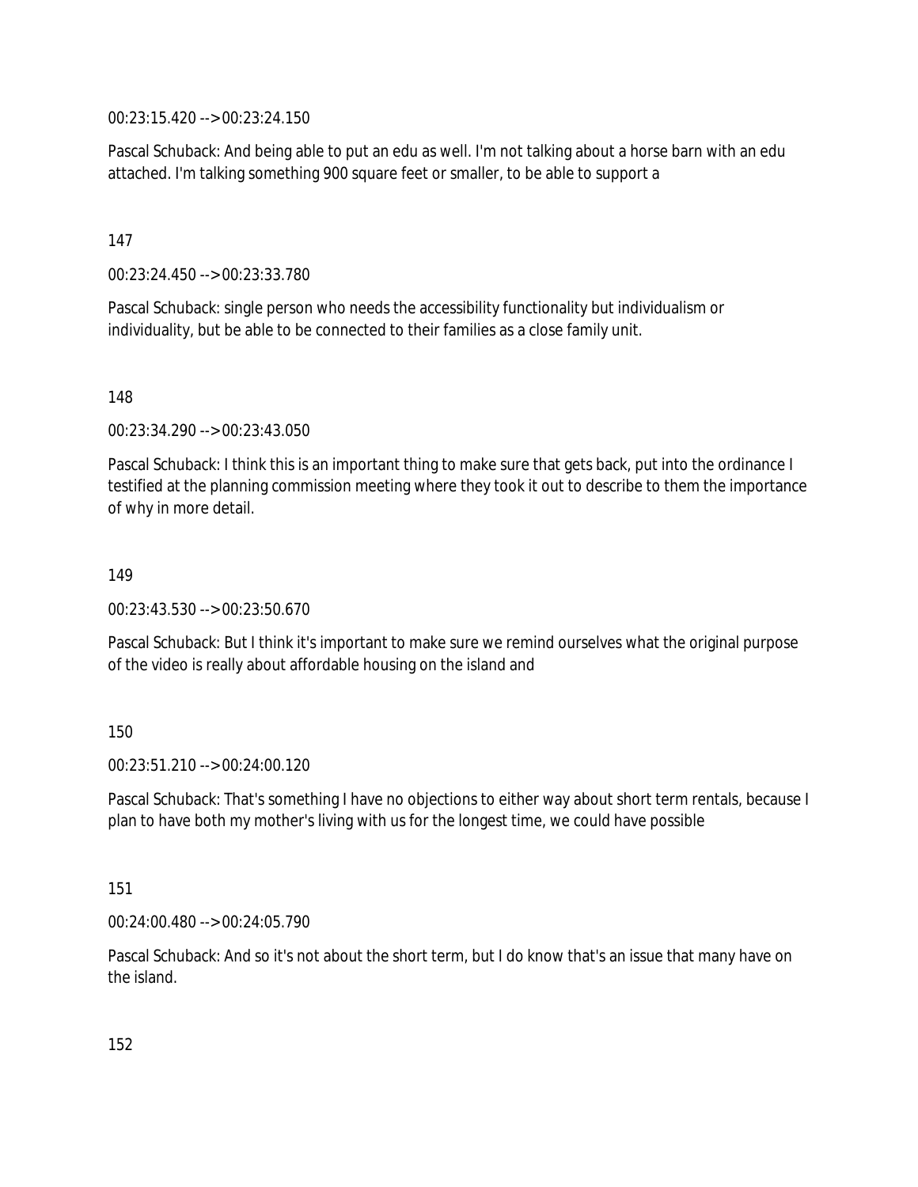00:23:15.420 --> 00:23:24.150

Pascal Schuback: And being able to put an edu as well. I'm not talking about a horse barn with an edu attached. I'm talking something 900 square feet or smaller, to be able to support a

147

00:23:24.450 --> 00:23:33.780

Pascal Schuback: single person who needs the accessibility functionality but individualism or individuality, but be able to be connected to their families as a close family unit.

148

00:23:34.290 --> 00:23:43.050

Pascal Schuback: I think this is an important thing to make sure that gets back, put into the ordinance I testified at the planning commission meeting where they took it out to describe to them the importance of why in more detail.

149

00:23:43.530 --> 00:23:50.670

Pascal Schuback: But I think it's important to make sure we remind ourselves what the original purpose of the video is really about affordable housing on the island and

150

00:23:51.210 --> 00:24:00.120

Pascal Schuback: That's something I have no objections to either way about short term rentals, because I plan to have both my mother's living with us for the longest time, we could have possible

151

00:24:00.480 --> 00:24:05.790

Pascal Schuback: And so it's not about the short term, but I do know that's an issue that many have on the island.

152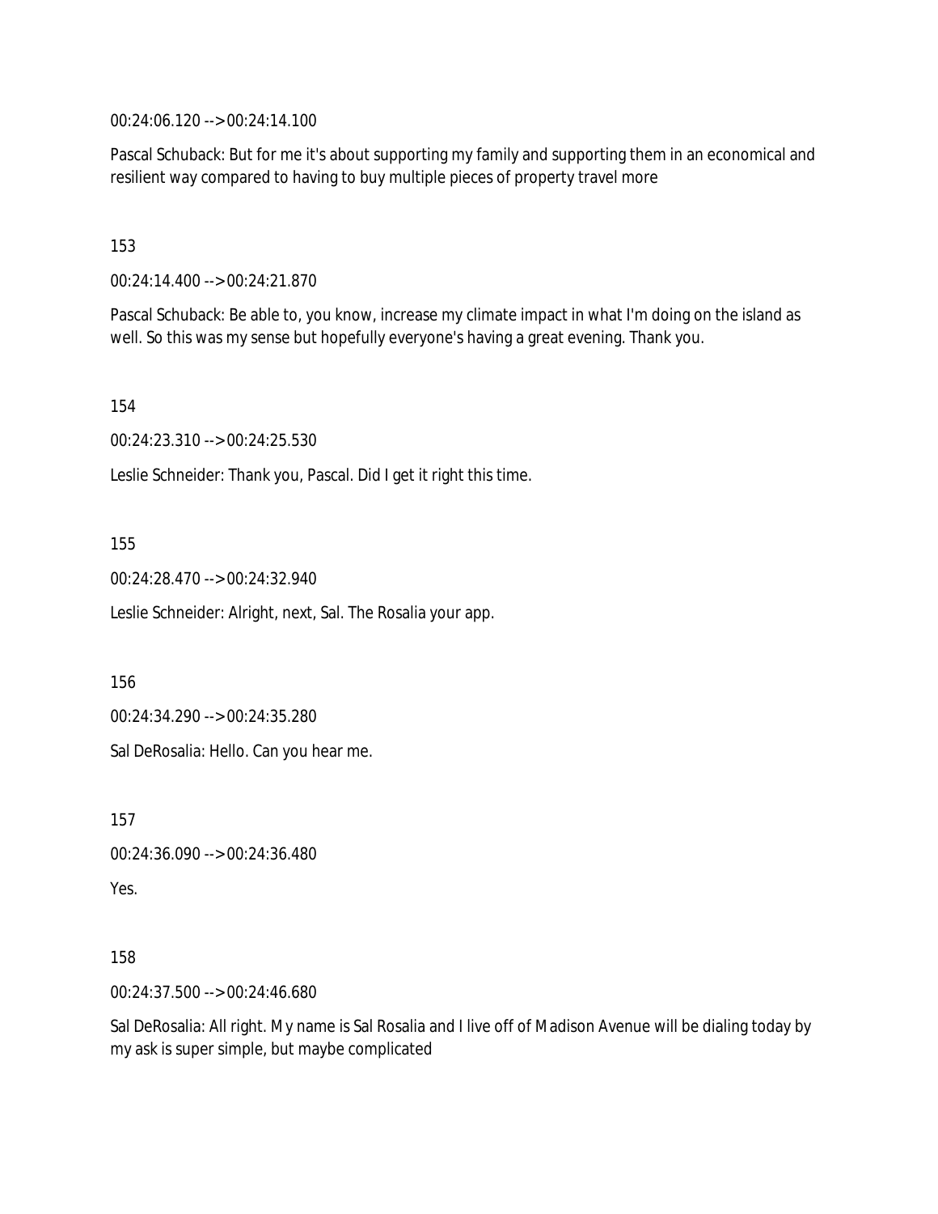00:24:06.120 --> 00:24:14.100

Pascal Schuback: But for me it's about supporting my family and supporting them in an economical and resilient way compared to having to buy multiple pieces of property travel more

153

00:24:14.400 --> 00:24:21.870

Pascal Schuback: Be able to, you know, increase my climate impact in what I'm doing on the island as well. So this was my sense but hopefully everyone's having a great evening. Thank you.

154

00:24:23.310 --> 00:24:25.530

Leslie Schneider: Thank you, Pascal. Did I get it right this time.

155

00:24:28.470 --> 00:24:32.940

Leslie Schneider: Alright, next, Sal. The Rosalia your app.

156

00:24:34.290 --> 00:24:35.280

Sal DeRosalia: Hello. Can you hear me.

157

00:24:36.090 --> 00:24:36.480

Yes.

158

00:24:37.500 --> 00:24:46.680

Sal DeRosalia: All right. My name is Sal Rosalia and I live off of Madison Avenue will be dialing today by my ask is super simple, but maybe complicated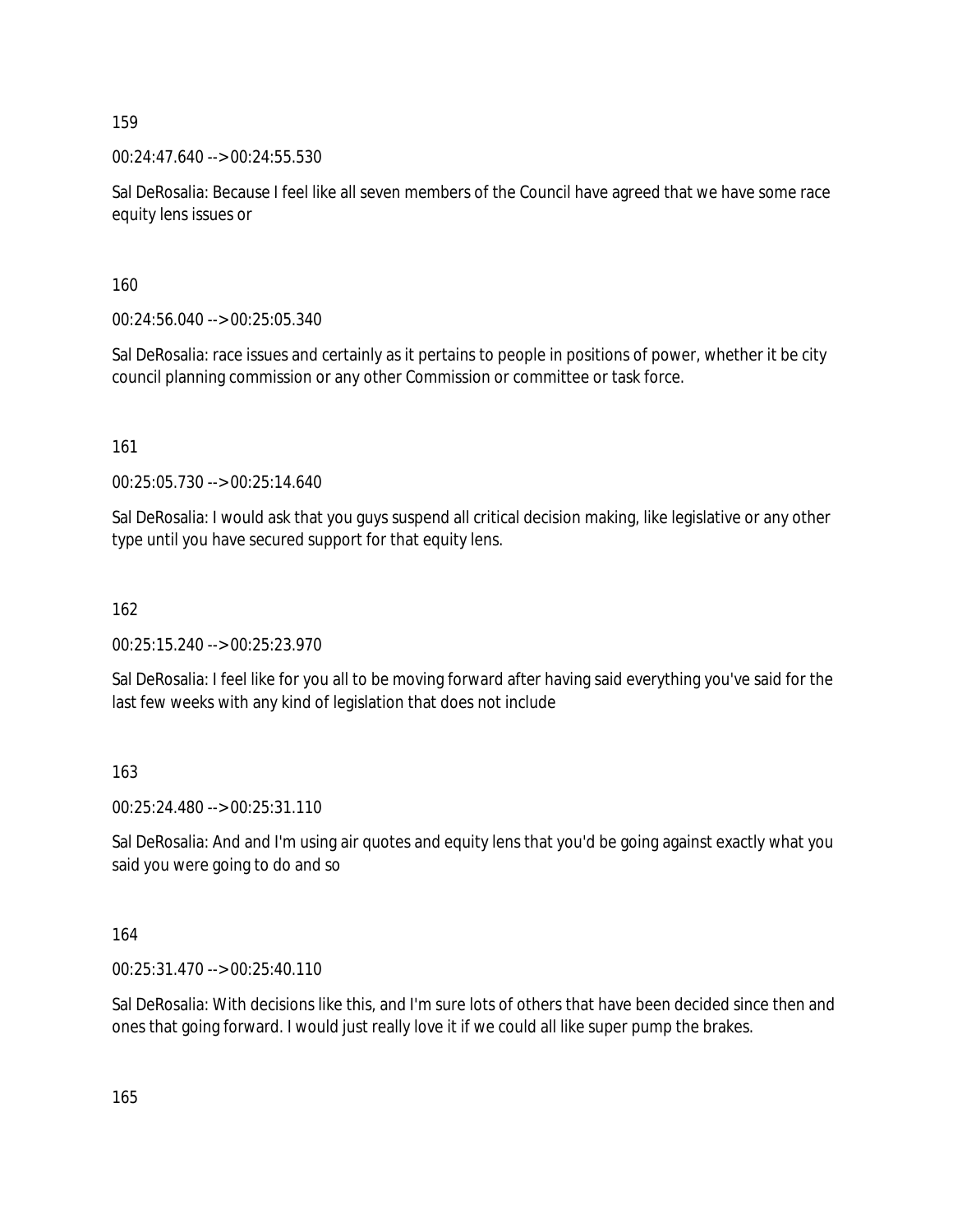159

00:24:47.640 --> 00:24:55.530

Sal DeRosalia: Because I feel like all seven members of the Council have agreed that we have some race equity lens issues or

160

00:24:56.040 --> 00:25:05.340

Sal DeRosalia: race issues and certainly as it pertains to people in positions of power, whether it be city council planning commission or any other Commission or committee or task force.

161

00:25:05.730 --> 00:25:14.640

Sal DeRosalia: I would ask that you guys suspend all critical decision making, like legislative or any other type until you have secured support for that equity lens.

162

00:25:15.240 --> 00:25:23.970

Sal DeRosalia: I feel like for you all to be moving forward after having said everything you've said for the last few weeks with any kind of legislation that does not include

163

00:25:24.480 --> 00:25:31.110

Sal DeRosalia: And and I'm using air quotes and equity lens that you'd be going against exactly what you said you were going to do and so

164

00:25:31.470 --> 00:25:40.110

Sal DeRosalia: With decisions like this, and I'm sure lots of others that have been decided since then and ones that going forward. I would just really love it if we could all like super pump the brakes.

165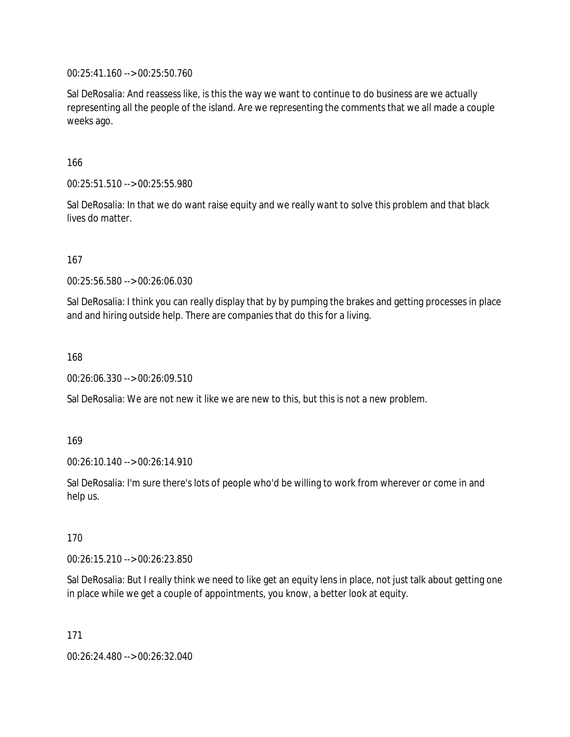00:25:41.160 --> 00:25:50.760

Sal DeRosalia: And reassess like, is this the way we want to continue to do business are we actually representing all the people of the island. Are we representing the comments that we all made a couple weeks ago.

166

00:25:51.510 --> 00:25:55.980

Sal DeRosalia: In that we do want raise equity and we really want to solve this problem and that black lives do matter.

167

00:25:56.580 --> 00:26:06.030

Sal DeRosalia: I think you can really display that by by pumping the brakes and getting processes in place and and hiring outside help. There are companies that do this for a living.

168

00:26:06.330 --> 00:26:09.510

Sal DeRosalia: We are not new it like we are new to this, but this is not a new problem.

169

00:26:10.140 --> 00:26:14.910

Sal DeRosalia: I'm sure there's lots of people who'd be willing to work from wherever or come in and help us.

170

00:26:15.210 --> 00:26:23.850

Sal DeRosalia: But I really think we need to like get an equity lens in place, not just talk about getting one in place while we get a couple of appointments, you know, a better look at equity.

171

00:26:24.480 --> 00:26:32.040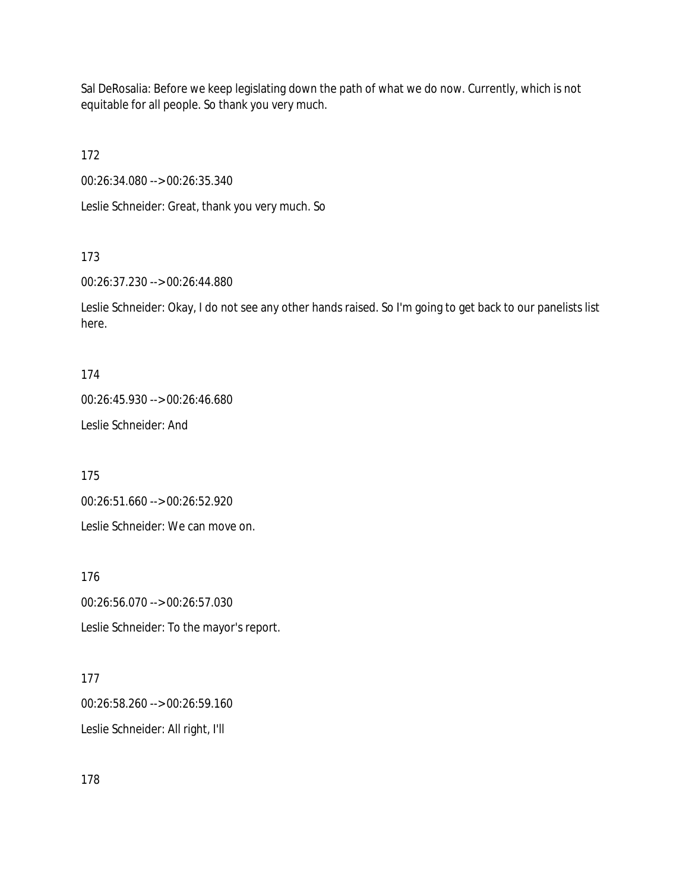Sal DeRosalia: Before we keep legislating down the path of what we do now. Currently, which is not equitable for all people. So thank you very much.

172

00:26:34.080 --> 00:26:35.340

Leslie Schneider: Great, thank you very much. So

173

00:26:37.230 --> 00:26:44.880

Leslie Schneider: Okay, I do not see any other hands raised. So I'm going to get back to our panelists list here.

174

00:26:45.930 --> 00:26:46.680

Leslie Schneider: And

175

00:26:51.660 --> 00:26:52.920

Leslie Schneider: We can move on.

176

00:26:56.070 --> 00:26:57.030

Leslie Schneider: To the mayor's report.

177

00:26:58.260 --> 00:26:59.160

Leslie Schneider: All right, I'll

178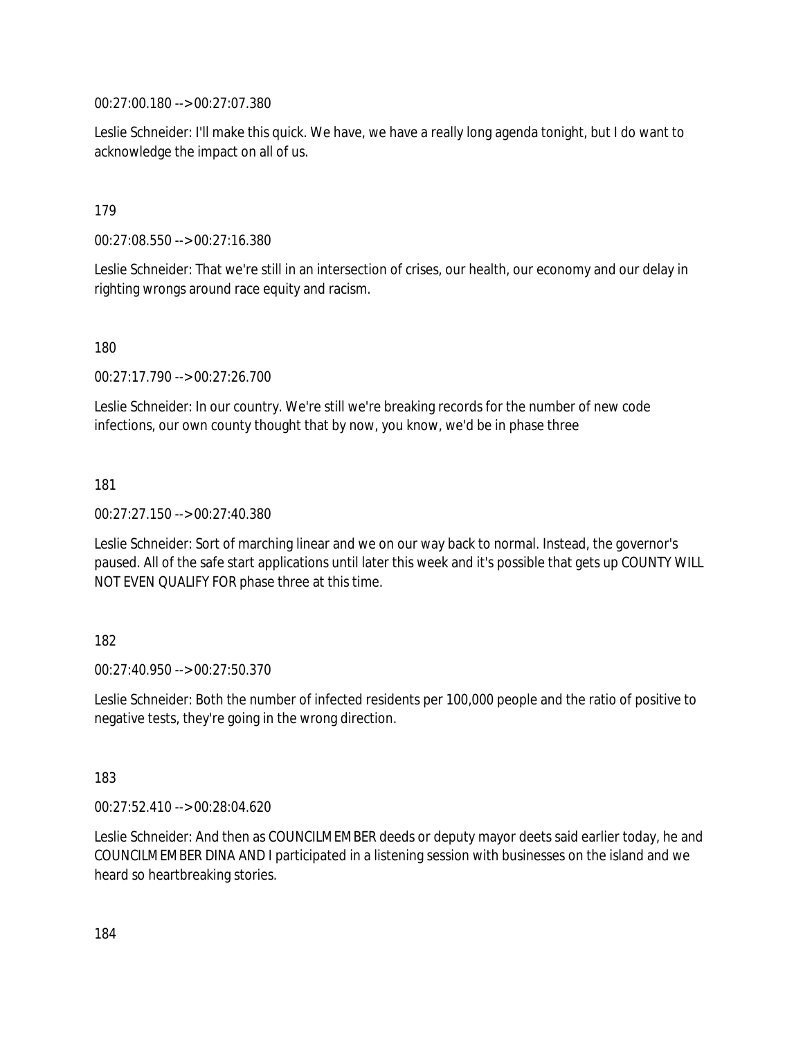00:27:00.180 --> 00:27:07.380

Leslie Schneider: I'll make this quick. We have, we have a really long agenda tonight, but I do want to acknowledge the impact on all of us.

179

00:27:08.550 --> 00:27:16.380

Leslie Schneider: That we're still in an intersection of crises, our health, our economy and our delay in righting wrongs around race equity and racism.

180

00:27:17.790 --> 00:27:26.700

Leslie Schneider: In our country. We're still we're breaking records for the number of new code infections, our own county thought that by now, you know, we'd be in phase three

181

00:27:27.150 --> 00:27:40.380

Leslie Schneider: Sort of marching linear and we on our way back to normal. Instead, the governor's paused. All of the safe start applications until later this week and it's possible that gets up COUNTY WILL NOT EVEN QUALIFY FOR phase three at this time.

182

00:27:40.950 --> 00:27:50.370

Leslie Schneider: Both the number of infected residents per 100,000 people and the ratio of positive to negative tests, they're going in the wrong direction.

183

00:27:52.410 --> 00:28:04.620

Leslie Schneider: And then as COUNCILMEMBER deeds or deputy mayor deets said earlier today, he and COUNCILMEMBER DINA AND I participated in a listening session with businesses on the island and we heard so heartbreaking stories.

184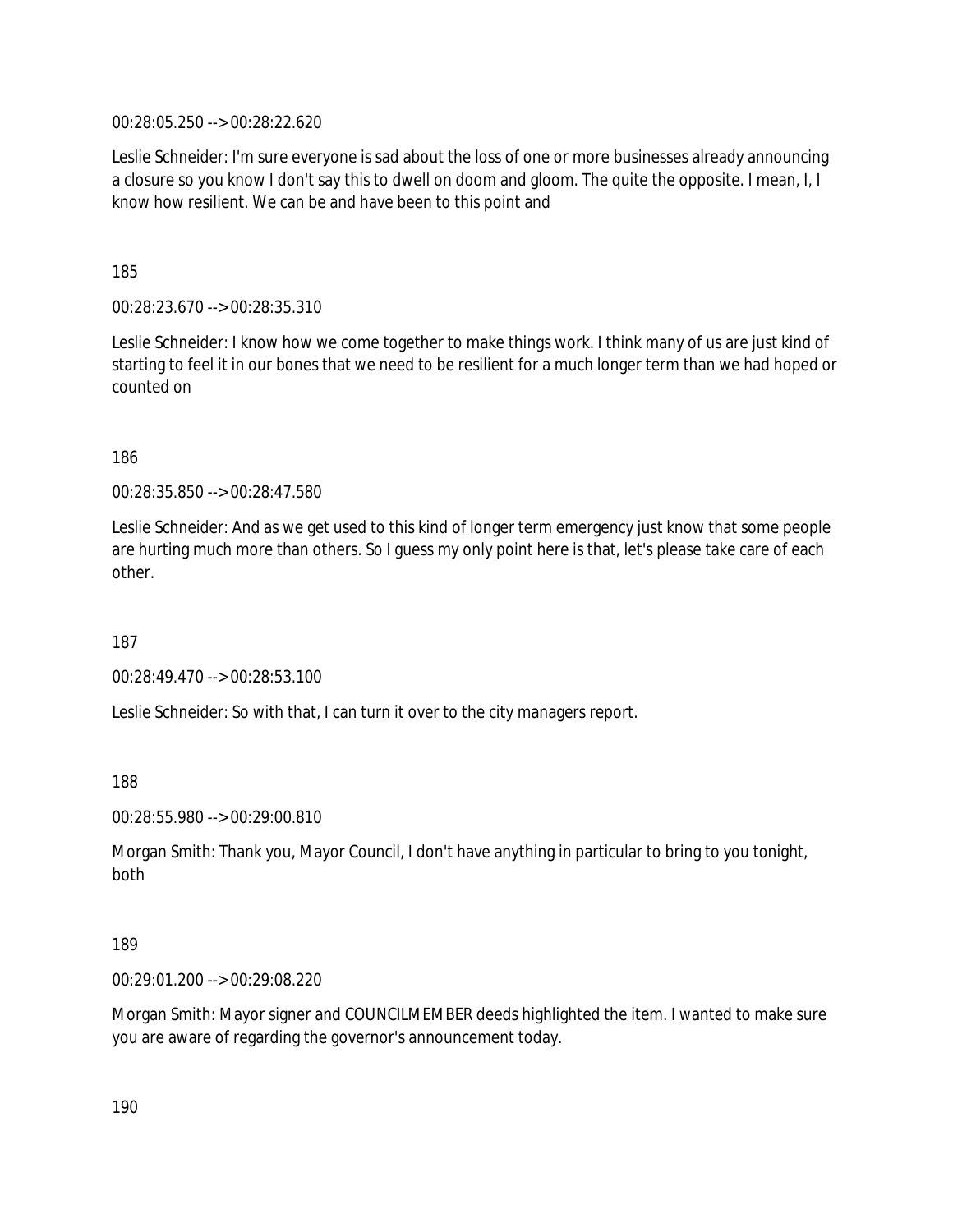00:28:05.250 --> 00:28:22.620

Leslie Schneider: I'm sure everyone is sad about the loss of one or more businesses already announcing a closure so you know I don't say this to dwell on doom and gloom. The quite the opposite. I mean, I, I know how resilient. We can be and have been to this point and

185

00:28:23.670 --> 00:28:35.310

Leslie Schneider: I know how we come together to make things work. I think many of us are just kind of starting to feel it in our bones that we need to be resilient for a much longer term than we had hoped or counted on

186

00:28:35.850 --> 00:28:47.580

Leslie Schneider: And as we get used to this kind of longer term emergency just know that some people are hurting much more than others. So I guess my only point here is that, let's please take care of each other.

187

00:28:49.470 --> 00:28:53.100

Leslie Schneider: So with that, I can turn it over to the city managers report.

188

00:28:55.980 --> 00:29:00.810

Morgan Smith: Thank you, Mayor Council, I don't have anything in particular to bring to you tonight, both

189

00:29:01.200 --> 00:29:08.220

Morgan Smith: Mayor signer and COUNCILMEMBER deeds highlighted the item. I wanted to make sure you are aware of regarding the governor's announcement today.

190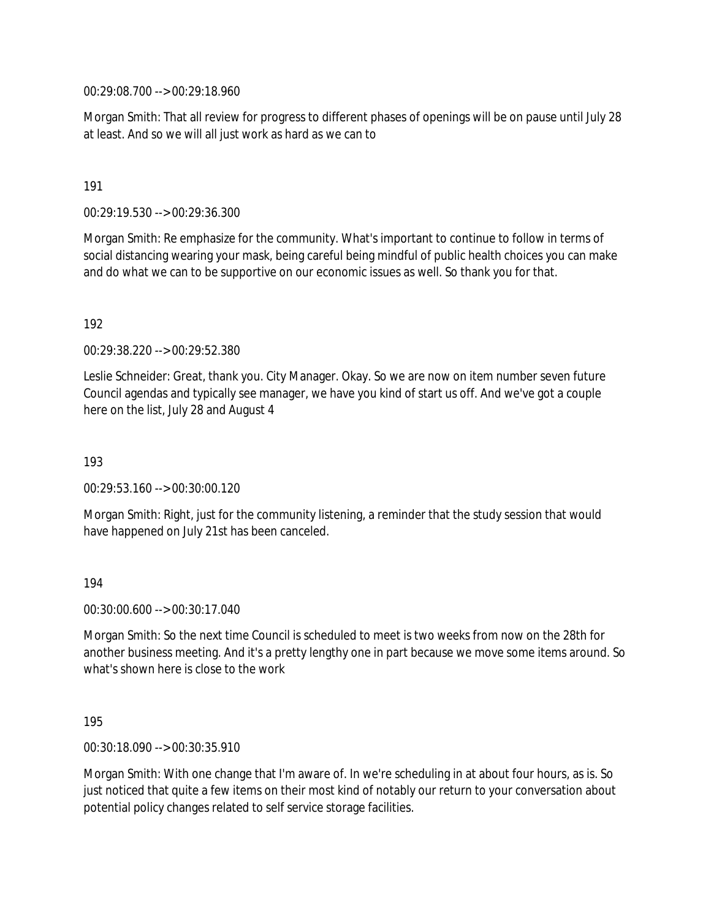00:29:08.700 --> 00:29:18.960

Morgan Smith: That all review for progress to different phases of openings will be on pause until July 28 at least. And so we will all just work as hard as we can to

191

00:29:19.530 --> 00:29:36.300

Morgan Smith: Re emphasize for the community. What's important to continue to follow in terms of social distancing wearing your mask, being careful being mindful of public health choices you can make and do what we can to be supportive on our economic issues as well. So thank you for that.

192

00:29:38.220 --> 00:29:52.380

Leslie Schneider: Great, thank you. City Manager. Okay. So we are now on item number seven future Council agendas and typically see manager, we have you kind of start us off. And we've got a couple here on the list, July 28 and August 4

193

00:29:53.160 --> 00:30:00.120

Morgan Smith: Right, just for the community listening, a reminder that the study session that would have happened on July 21st has been canceled.

194

00:30:00.600 --> 00:30:17.040

Morgan Smith: So the next time Council is scheduled to meet is two weeks from now on the 28th for another business meeting. And it's a pretty lengthy one in part because we move some items around. So what's shown here is close to the work

195

00:30:18.090 --> 00:30:35.910

Morgan Smith: With one change that I'm aware of. In we're scheduling in at about four hours, as is. So just noticed that quite a few items on their most kind of notably our return to your conversation about potential policy changes related to self service storage facilities.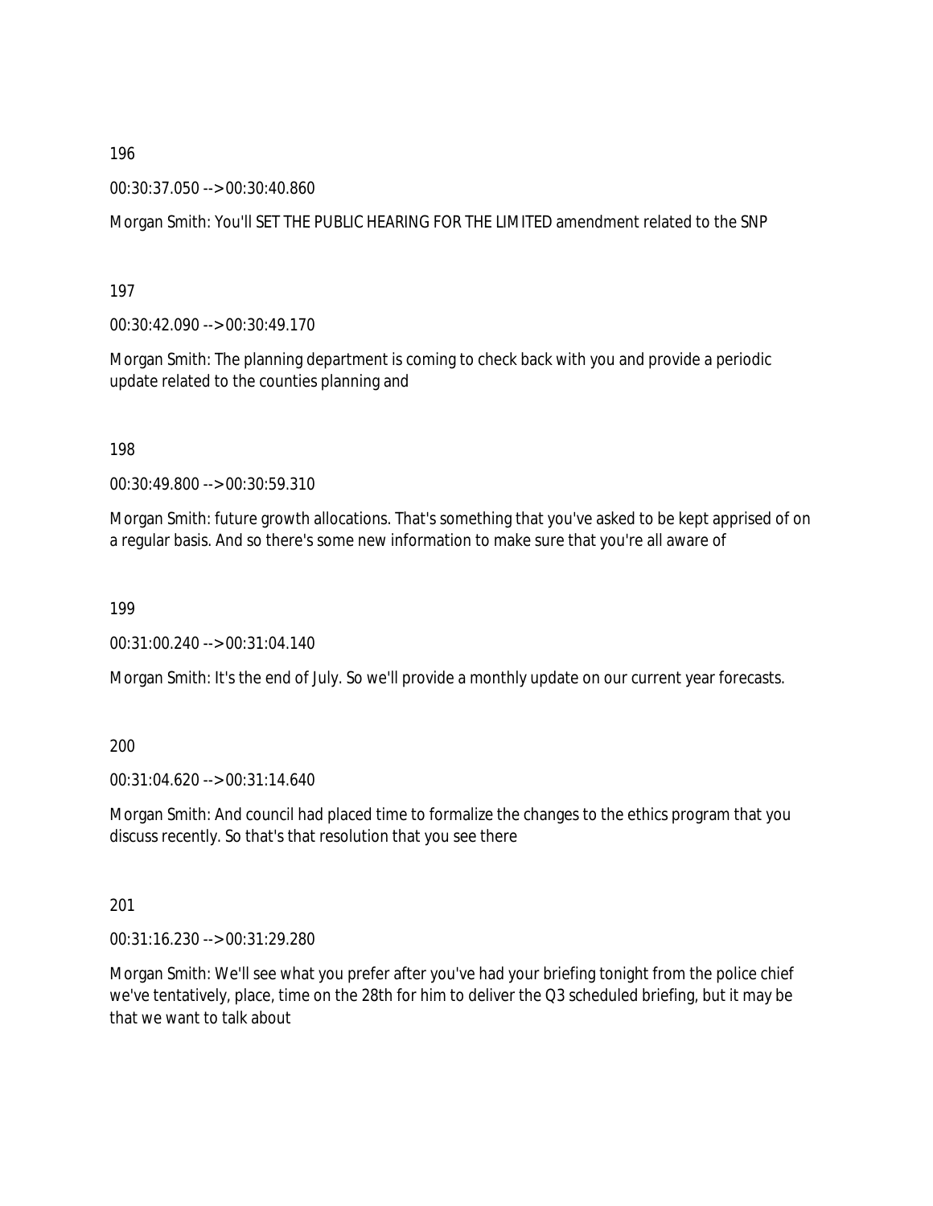196

00:30:37.050 --> 00:30:40.860

Morgan Smith: You'll SET THE PUBLIC HEARING FOR THE LIMITED amendment related to the SNP

197

00:30:42.090 --> 00:30:49.170

Morgan Smith: The planning department is coming to check back with you and provide a periodic update related to the counties planning and

198

00:30:49.800 --> 00:30:59.310

Morgan Smith: future growth allocations. That's something that you've asked to be kept apprised of on a regular basis. And so there's some new information to make sure that you're all aware of

199

00:31:00.240 --> 00:31:04.140

Morgan Smith: It's the end of July. So we'll provide a monthly update on our current year forecasts.

200

00:31:04.620 --> 00:31:14.640

Morgan Smith: And council had placed time to formalize the changes to the ethics program that you discuss recently. So that's that resolution that you see there

201

00:31:16.230 --> 00:31:29.280

Morgan Smith: We'll see what you prefer after you've had your briefing tonight from the police chief we've tentatively, place, time on the 28th for him to deliver the Q3 scheduled briefing, but it may be that we want to talk about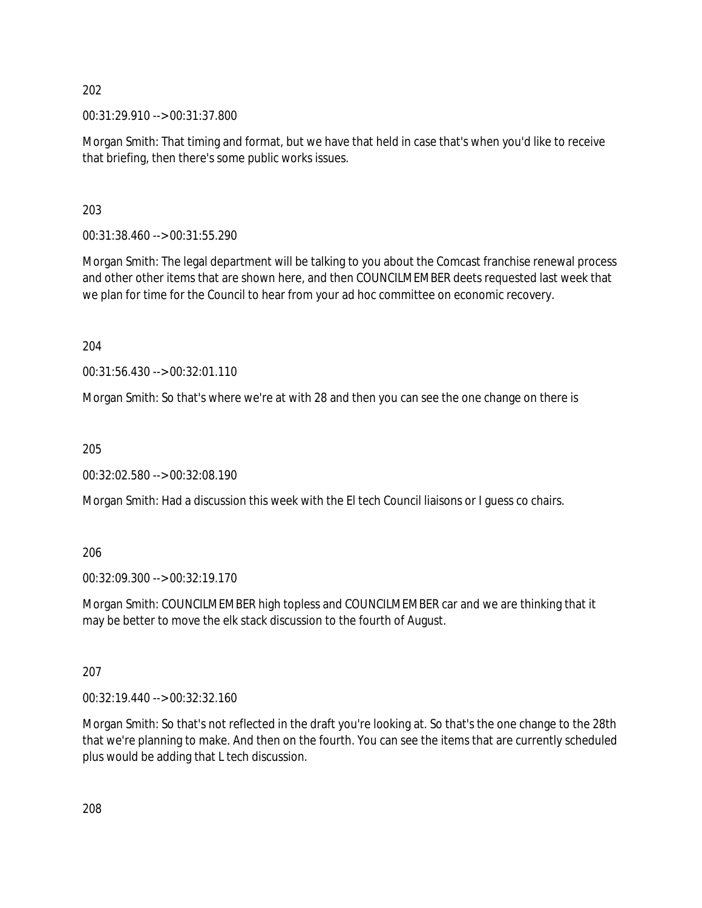202

00:31:29.910 --> 00:31:37.800

Morgan Smith: That timing and format, but we have that held in case that's when you'd like to receive that briefing, then there's some public works issues.

203

00:31:38.460 --> 00:31:55.290

Morgan Smith: The legal department will be talking to you about the Comcast franchise renewal process and other other items that are shown here, and then COUNCILMEMBER deets requested last week that we plan for time for the Council to hear from your ad hoc committee on economic recovery.

204

00:31:56.430 --> 00:32:01.110

Morgan Smith: So that's where we're at with 28 and then you can see the one change on there is

205

00:32:02.580 --> 00:32:08.190

Morgan Smith: Had a discussion this week with the El tech Council liaisons or I guess co chairs.

206

00:32:09.300 --> 00:32:19.170

Morgan Smith: COUNCILMEMBER high topless and COUNCILMEMBER car and we are thinking that it may be better to move the elk stack discussion to the fourth of August.

207

00:32:19.440 --> 00:32:32.160

Morgan Smith: So that's not reflected in the draft you're looking at. So that's the one change to the 28th that we're planning to make. And then on the fourth. You can see the items that are currently scheduled plus would be adding that L tech discussion.

208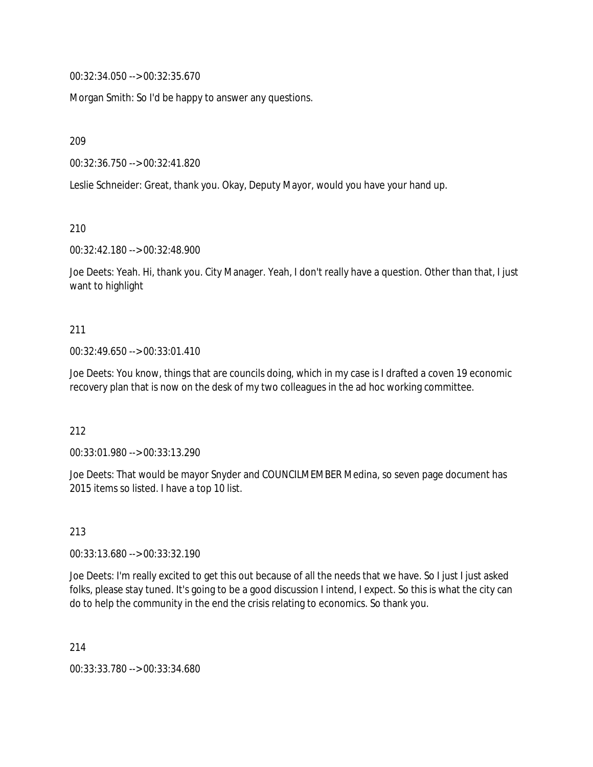00:32:34.050 --> 00:32:35.670

Morgan Smith: So I'd be happy to answer any questions.

209

00:32:36.750 --> 00:32:41.820

Leslie Schneider: Great, thank you. Okay, Deputy Mayor, would you have your hand up.

210

00:32:42.180 --> 00:32:48.900

Joe Deets: Yeah. Hi, thank you. City Manager. Yeah, I don't really have a question. Other than that, I just want to highlight

211

00:32:49.650 --> 00:33:01.410

Joe Deets: You know, things that are councils doing, which in my case is I drafted a coven 19 economic recovery plan that is now on the desk of my two colleagues in the ad hoc working committee.

212

00:33:01.980 --> 00:33:13.290

Joe Deets: That would be mayor Snyder and COUNCILMEMBER Medina, so seven page document has 2015 items so listed. I have a top 10 list.

213

00:33:13.680 --> 00:33:32.190

Joe Deets: I'm really excited to get this out because of all the needs that we have. So I just I just asked folks, please stay tuned. It's going to be a good discussion I intend, I expect. So this is what the city can do to help the community in the end the crisis relating to economics. So thank you.

214

00:33:33.780 --> 00:33:34.680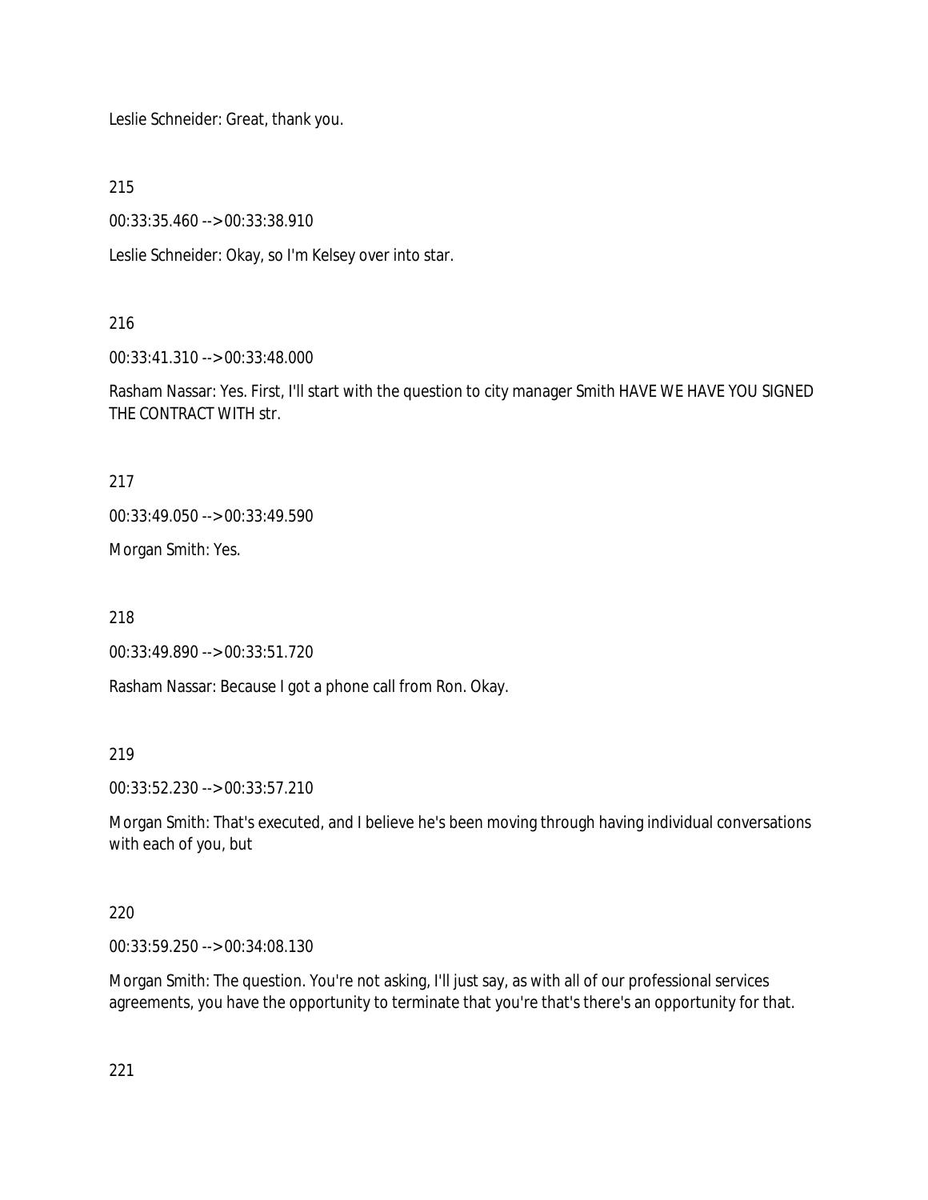Leslie Schneider: Great, thank you.

215

00:33:35.460 --> 00:33:38.910

Leslie Schneider: Okay, so I'm Kelsey over into star.

216

00:33:41.310 --> 00:33:48.000

Rasham Nassar: Yes. First, I'll start with the question to city manager Smith HAVE WE HAVE YOU SIGNED THE CONTRACT WITH str.

217

00:33:49.050 --> 00:33:49.590

Morgan Smith: Yes.

218

00:33:49.890 --> 00:33:51.720

Rasham Nassar: Because I got a phone call from Ron. Okay.

219

00:33:52.230 --> 00:33:57.210

Morgan Smith: That's executed, and I believe he's been moving through having individual conversations with each of you, but

220

00:33:59.250 --> 00:34:08.130

Morgan Smith: The question. You're not asking, I'll just say, as with all of our professional services agreements, you have the opportunity to terminate that you're that's there's an opportunity for that.

221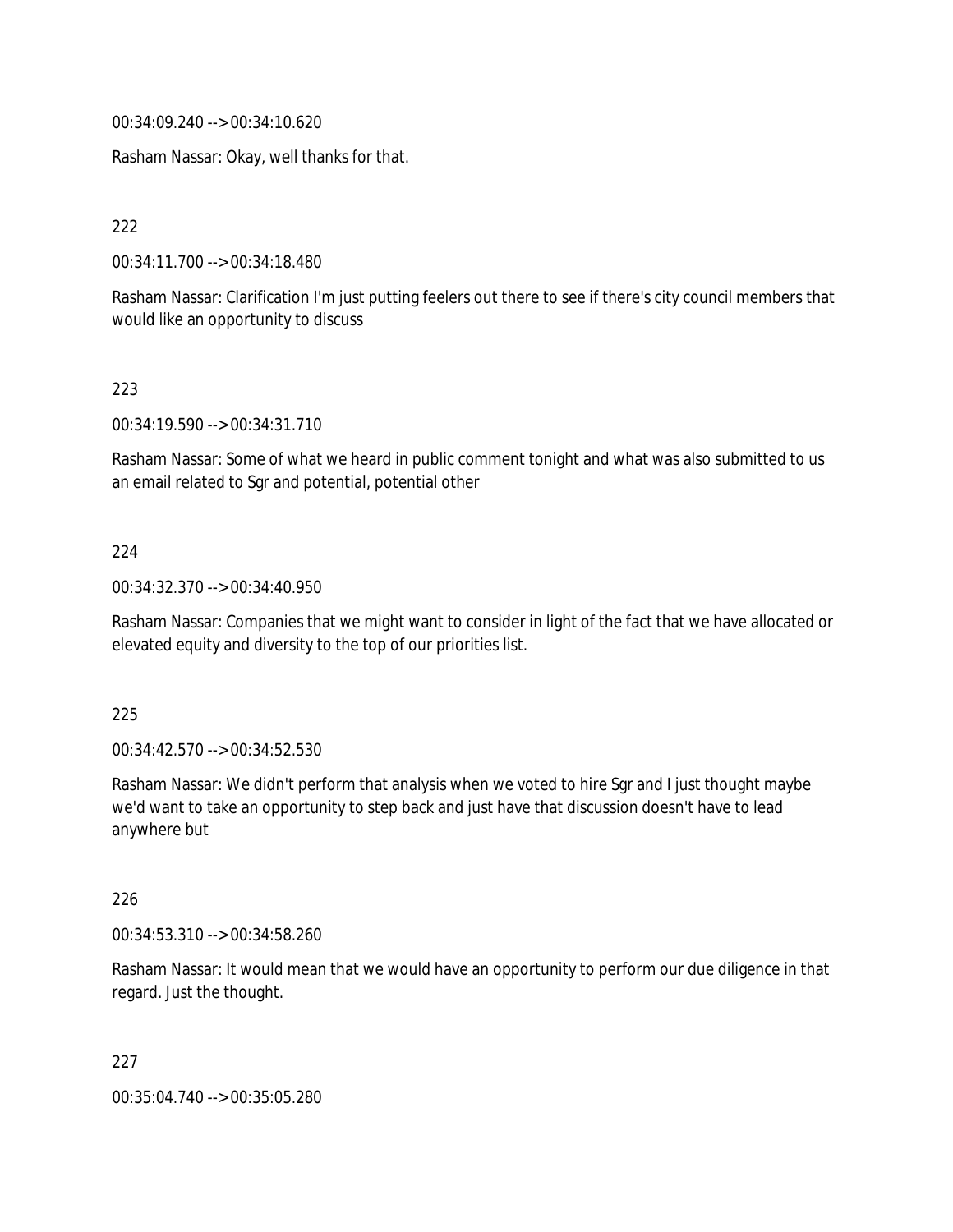00:34:09.240 --> 00:34:10.620

Rasham Nassar: Okay, well thanks for that.

222

00:34:11.700 --> 00:34:18.480

Rasham Nassar: Clarification I'm just putting feelers out there to see if there's city council members that would like an opportunity to discuss

223

00:34:19.590 --> 00:34:31.710

Rasham Nassar: Some of what we heard in public comment tonight and what was also submitted to us an email related to Sgr and potential, potential other

224

00:34:32.370 --> 00:34:40.950

Rasham Nassar: Companies that we might want to consider in light of the fact that we have allocated or elevated equity and diversity to the top of our priorities list.

225

00:34:42.570 --> 00:34:52.530

Rasham Nassar: We didn't perform that analysis when we voted to hire Sgr and I just thought maybe we'd want to take an opportunity to step back and just have that discussion doesn't have to lead anywhere but

226

00:34:53.310 --> 00:34:58.260

Rasham Nassar: It would mean that we would have an opportunity to perform our due diligence in that regard. Just the thought.

227

00:35:04.740 --> 00:35:05.280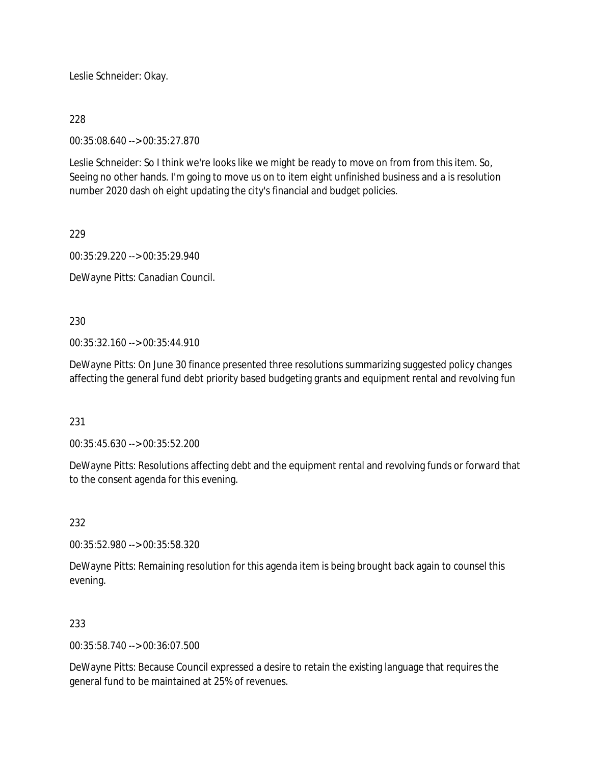Leslie Schneider: Okay.

228

00:35:08.640 --> 00:35:27.870

Leslie Schneider: So I think we're looks like we might be ready to move on from from this item. So, Seeing no other hands. I'm going to move us on to item eight unfinished business and a is resolution number 2020 dash oh eight updating the city's financial and budget policies.

229

00:35:29.220 --> 00:35:29.940

DeWayne Pitts: Canadian Council.

230

00:35:32.160 --> 00:35:44.910

DeWayne Pitts: On June 30 finance presented three resolutions summarizing suggested policy changes affecting the general fund debt priority based budgeting grants and equipment rental and revolving fun

231

00:35:45.630 --> 00:35:52.200

DeWayne Pitts: Resolutions affecting debt and the equipment rental and revolving funds or forward that to the consent agenda for this evening.

232

00:35:52.980 --> 00:35:58.320

DeWayne Pitts: Remaining resolution for this agenda item is being brought back again to counsel this evening.

233

00:35:58.740 --> 00:36:07.500

DeWayne Pitts: Because Council expressed a desire to retain the existing language that requires the general fund to be maintained at 25% of revenues.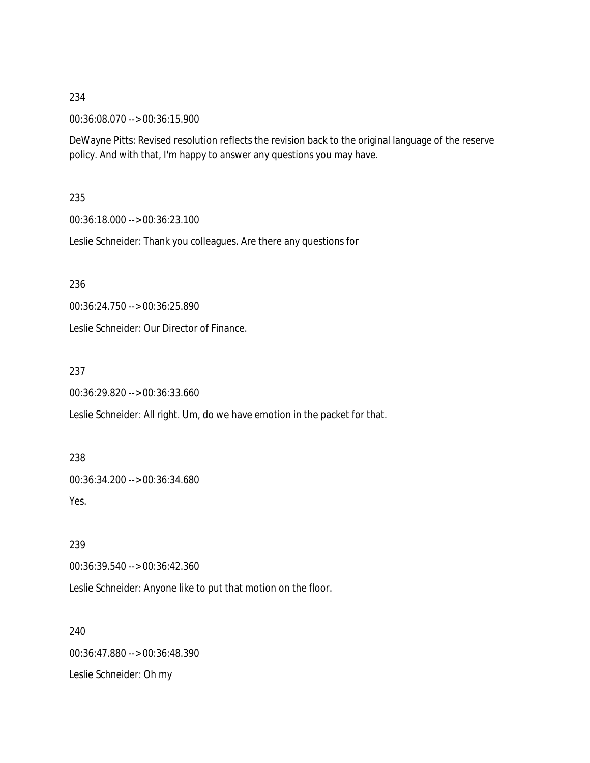234

00:36:08.070 --> 00:36:15.900

DeWayne Pitts: Revised resolution reflects the revision back to the original language of the reserve policy. And with that, I'm happy to answer any questions you may have.

235

00:36:18.000 --> 00:36:23.100

Leslie Schneider: Thank you colleagues. Are there any questions for

236

00:36:24.750 --> 00:36:25.890

Leslie Schneider: Our Director of Finance.

237

00:36:29.820 --> 00:36:33.660

Leslie Schneider: All right. Um, do we have emotion in the packet for that.

238

00:36:34.200 --> 00:36:34.680

Yes.

239

00:36:39.540 --> 00:36:42.360

Leslie Schneider: Anyone like to put that motion on the floor.

240

00:36:47.880 --> 00:36:48.390

Leslie Schneider: Oh my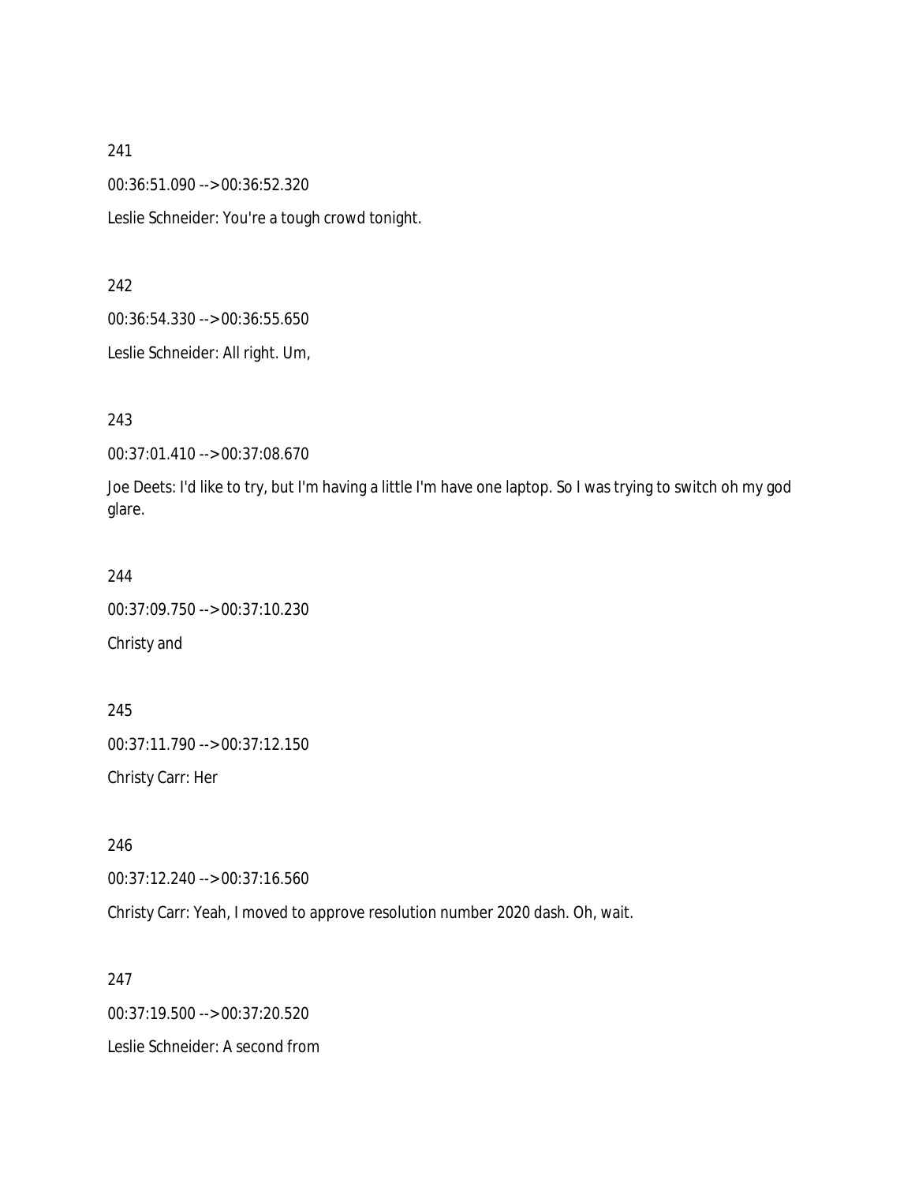241

00:36:51.090 --> 00:36:52.320

Leslie Schneider: You're a tough crowd tonight.

242

00:36:54.330 --> 00:36:55.650

Leslie Schneider: All right. Um,

243

00:37:01.410 --> 00:37:08.670

Joe Deets: I'd like to try, but I'm having a little I'm have one laptop. So I was trying to switch oh my god glare.

244

00:37:09.750 --> 00:37:10.230

Christy and

245

00:37:11.790 --> 00:37:12.150

Christy Carr: Her

246

00:37:12.240 --> 00:37:16.560

Christy Carr: Yeah, I moved to approve resolution number 2020 dash. Oh, wait.

247

00:37:19.500 --> 00:37:20.520

Leslie Schneider: A second from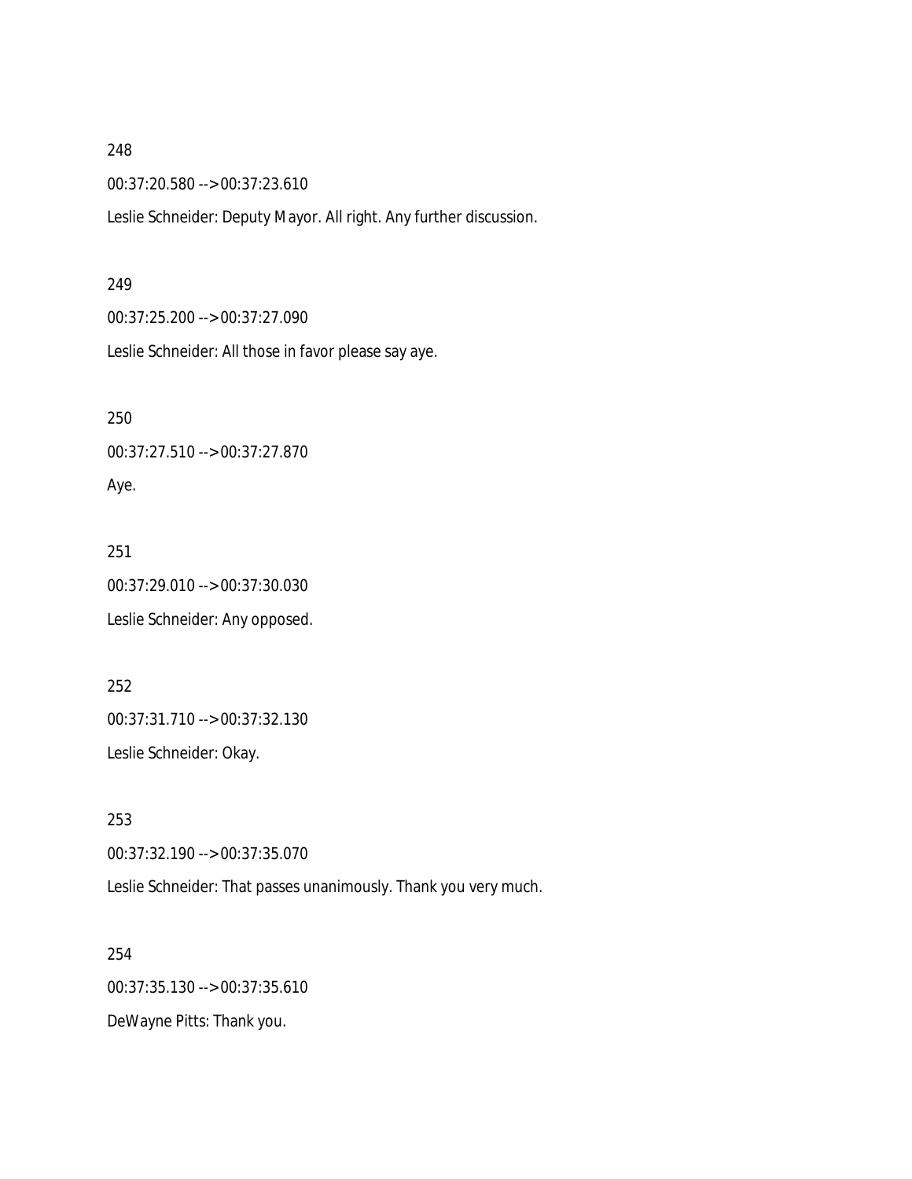248

00:37:20.580 --> 00:37:23.610

Leslie Schneider: Deputy Mayor. All right. Any further discussion.

249

00:37:25.200 --> 00:37:27.090

Leslie Schneider: All those in favor please say aye.

250

00:37:27.510 --> 00:37:27.870

Aye.

251

00:37:29.010 --> 00:37:30.030

Leslie Schneider: Any opposed.

252

00:37:31.710 --> 00:37:32.130

Leslie Schneider: Okay.

253

00:37:32.190 --> 00:37:35.070

Leslie Schneider: That passes unanimously. Thank you very much.

254

00:37:35.130 --> 00:37:35.610

DeWayne Pitts: Thank you.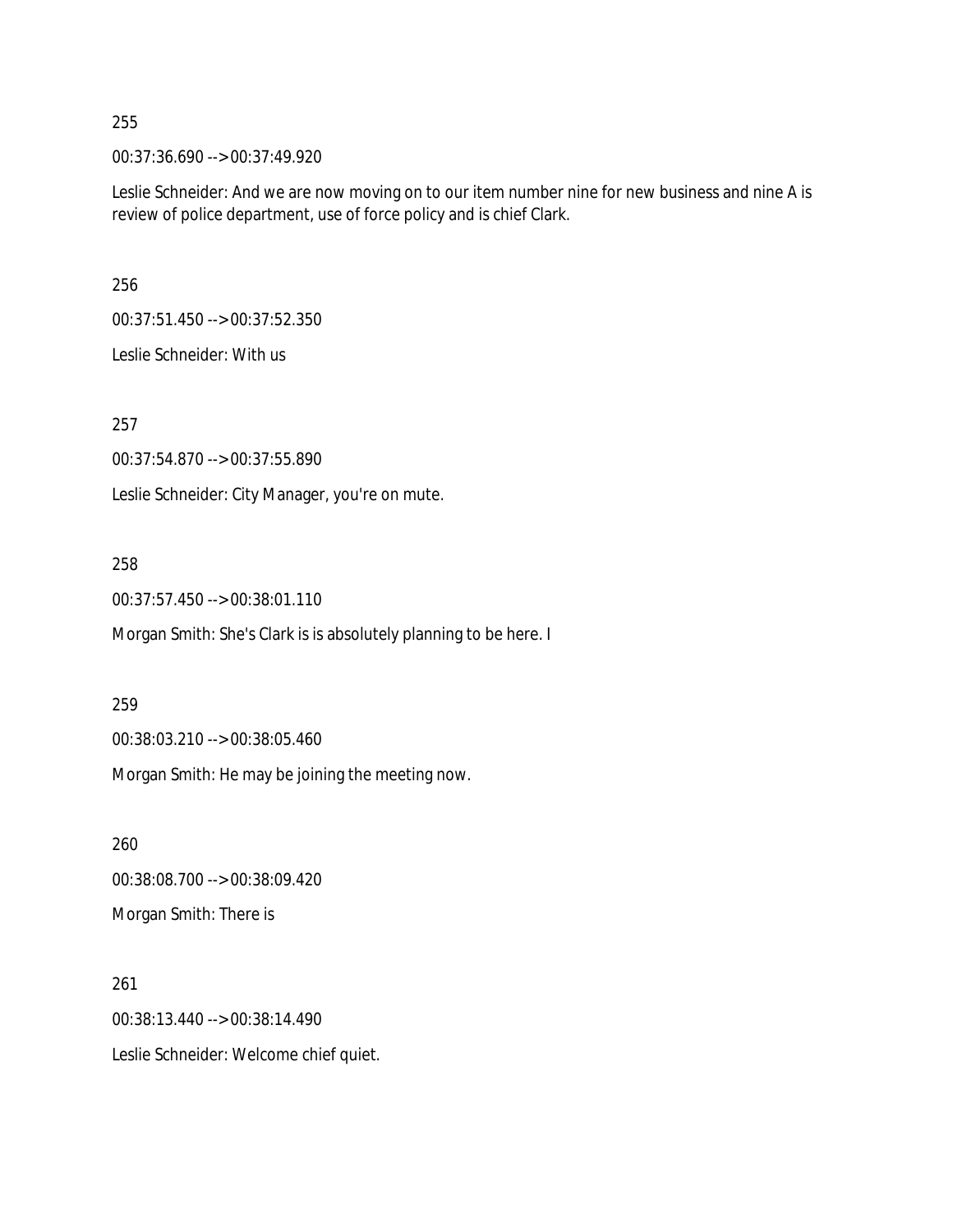255

00:37:36.690 --> 00:37:49.920

Leslie Schneider: And we are now moving on to our item number nine for new business and nine A is review of police department, use of force policy and is chief Clark.

256

00:37:51.450 --> 00:37:52.350

Leslie Schneider: With us

257

00:37:54.870 --> 00:37:55.890

Leslie Schneider: City Manager, you're on mute.

258

00:37:57.450 --> 00:38:01.110

Morgan Smith: She's Clark is is absolutely planning to be here. I

259

00:38:03.210 --> 00:38:05.460

Morgan Smith: He may be joining the meeting now.

260

00:38:08.700 --> 00:38:09.420

Morgan Smith: There is

261

00:38:13.440 --> 00:38:14.490

Leslie Schneider: Welcome chief quiet.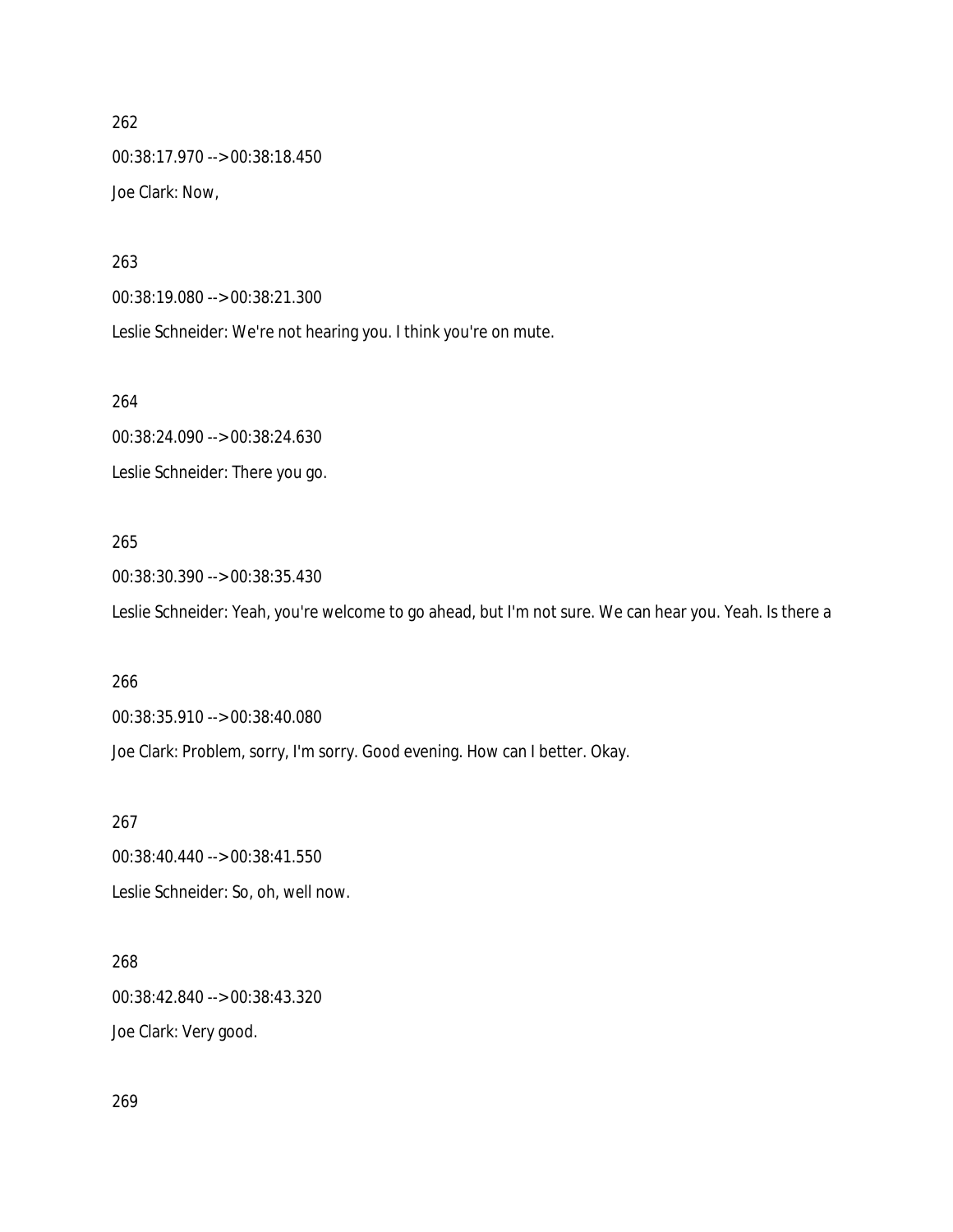262

00:38:17.970 --> 00:38:18.450

Joe Clark: Now,

263

00:38:19.080 --> 00:38:21.300

Leslie Schneider: We're not hearing you. I think you're on mute.

264

00:38:24.090 --> 00:38:24.630

Leslie Schneider: There you go.

265

00:38:30.390 --> 00:38:35.430

Leslie Schneider: Yeah, you're welcome to go ahead, but I'm not sure. We can hear you. Yeah. Is there a

266

00:38:35.910 --> 00:38:40.080

Joe Clark: Problem, sorry, I'm sorry. Good evening. How can I better. Okay.

267

00:38:40.440 --> 00:38:41.550

Leslie Schneider: So, oh, well now.

268

00:38:42.840 --> 00:38:43.320

Joe Clark: Very good.

269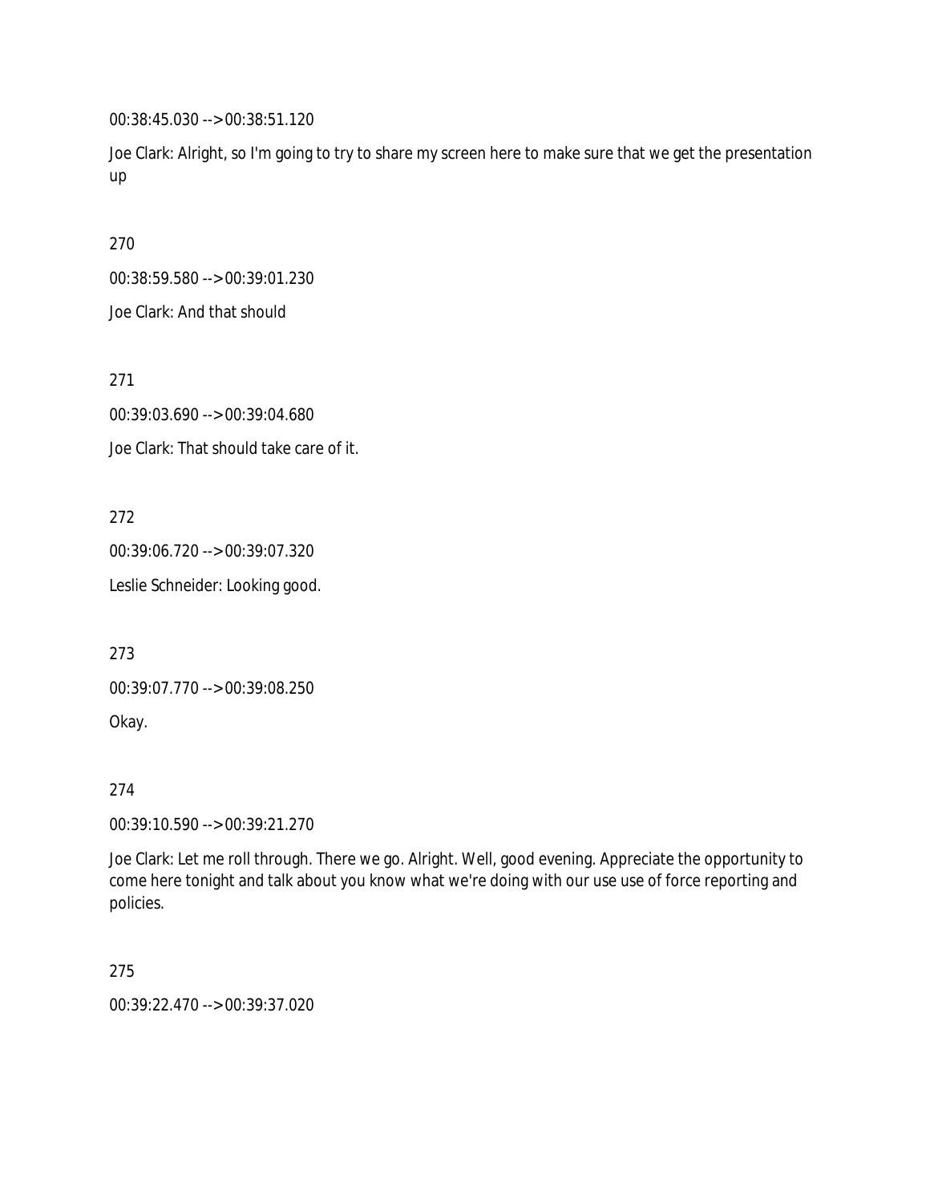00:38:45.030 --> 00:38:51.120

Joe Clark: Alright, so I'm going to try to share my screen here to make sure that we get the presentation up

270

00:38:59.580 --> 00:39:01.230

Joe Clark: And that should

271

00:39:03.690 --> 00:39:04.680

Joe Clark: That should take care of it.

272

00:39:06.720 --> 00:39:07.320

Leslie Schneider: Looking good.

273

00:39:07.770 --> 00:39:08.250

Okay.

274

00:39:10.590 --> 00:39:21.270

Joe Clark: Let me roll through. There we go. Alright. Well, good evening. Appreciate the opportunity to come here tonight and talk about you know what we're doing with our use use of force reporting and policies.

275

00:39:22.470 --> 00:39:37.020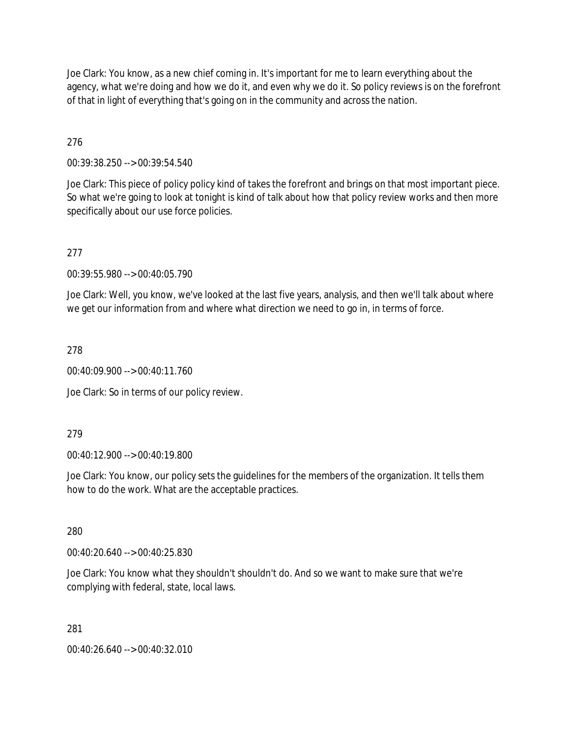Joe Clark: You know, as a new chief coming in. It's important for me to learn everything about the agency, what we're doing and how we do it, and even why we do it. So policy reviews is on the forefront of that in light of everything that's going on in the community and across the nation.

276

00:39:38.250 --> 00:39:54.540

Joe Clark: This piece of policy policy kind of takes the forefront and brings on that most important piece. So what we're going to look at tonight is kind of talk about how that policy review works and then more specifically about our use force policies.

277

00:39:55.980 --> 00:40:05.790

Joe Clark: Well, you know, we've looked at the last five years, analysis, and then we'll talk about where we get our information from and where what direction we need to go in, in terms of force.

278

00:40:09.900 --> 00:40:11.760

Joe Clark: So in terms of our policy review.

279

00:40:12.900 --> 00:40:19.800

Joe Clark: You know, our policy sets the guidelines for the members of the organization. It tells them how to do the work. What are the acceptable practices.

280

00:40:20.640 --> 00:40:25.830

Joe Clark: You know what they shouldn't shouldn't do. And so we want to make sure that we're complying with federal, state, local laws.

281

00:40:26.640 --> 00:40:32.010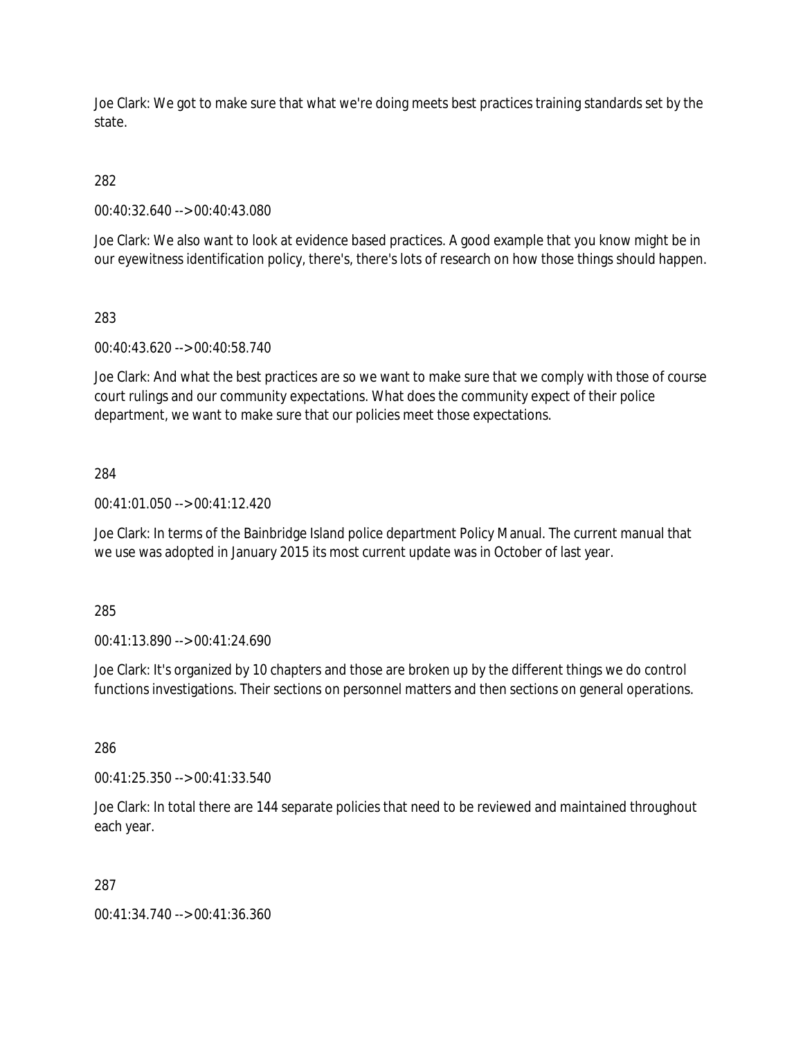Joe Clark: We got to make sure that what we're doing meets best practices training standards set by the state.

282

00:40:32.640 --> 00:40:43.080

Joe Clark: We also want to look at evidence based practices. A good example that you know might be in our eyewitness identification policy, there's, there's lots of research on how those things should happen.

283

00:40:43.620 --> 00:40:58.740

Joe Clark: And what the best practices are so we want to make sure that we comply with those of course court rulings and our community expectations. What does the community expect of their police department, we want to make sure that our policies meet those expectations.

284

00:41:01.050 --> 00:41:12.420

Joe Clark: In terms of the Bainbridge Island police department Policy Manual. The current manual that we use was adopted in January 2015 its most current update was in October of last year.

285

00:41:13.890 --> 00:41:24.690

Joe Clark: It's organized by 10 chapters and those are broken up by the different things we do control functions investigations. Their sections on personnel matters and then sections on general operations.

286

00:41:25.350 --> 00:41:33.540

Joe Clark: In total there are 144 separate policies that need to be reviewed and maintained throughout each year.

287

00:41:34.740 --> 00:41:36.360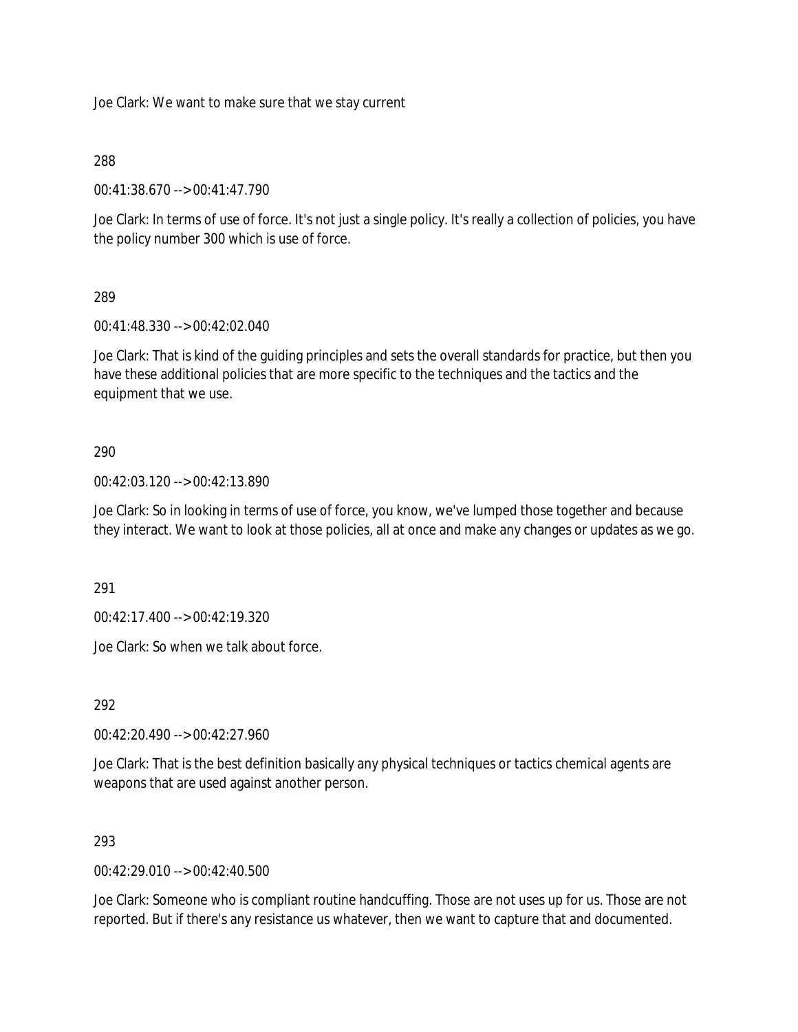Joe Clark: We want to make sure that we stay current

288

00:41:38.670 --> 00:41:47.790

Joe Clark: In terms of use of force. It's not just a single policy. It's really a collection of policies, you have the policy number 300 which is use of force.

289

00:41:48.330 --> 00:42:02.040

Joe Clark: That is kind of the guiding principles and sets the overall standards for practice, but then you have these additional policies that are more specific to the techniques and the tactics and the equipment that we use.

290

00:42:03.120 --> 00:42:13.890

Joe Clark: So in looking in terms of use of force, you know, we've lumped those together and because they interact. We want to look at those policies, all at once and make any changes or updates as we go.

291

00:42:17.400 --> 00:42:19.320

Joe Clark: So when we talk about force.

292

00:42:20.490 --> 00:42:27.960

Joe Clark: That is the best definition basically any physical techniques or tactics chemical agents are weapons that are used against another person.

293

00:42:29.010 --> 00:42:40.500

Joe Clark: Someone who is compliant routine handcuffing. Those are not uses up for us. Those are not reported. But if there's any resistance us whatever, then we want to capture that and documented.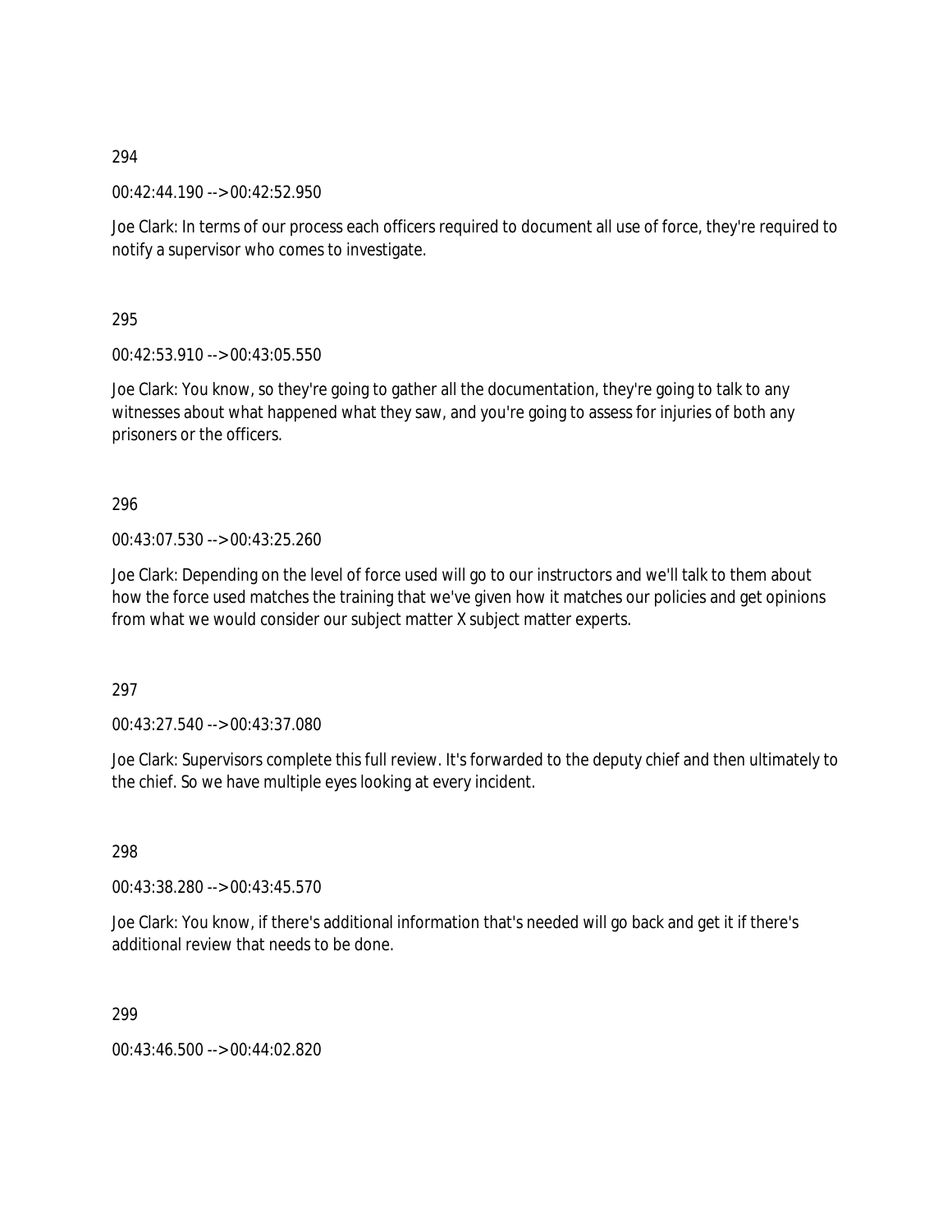294

00:42:44.190 --> 00:42:52.950

Joe Clark: In terms of our process each officers required to document all use of force, they're required to notify a supervisor who comes to investigate.

295

00:42:53.910 --> 00:43:05.550

Joe Clark: You know, so they're going to gather all the documentation, they're going to talk to any witnesses about what happened what they saw, and you're going to assess for injuries of both any prisoners or the officers.

296

00:43:07.530 --> 00:43:25.260

Joe Clark: Depending on the level of force used will go to our instructors and we'll talk to them about how the force used matches the training that we've given how it matches our policies and get opinions from what we would consider our subject matter X subject matter experts.

297

00:43:27.540 --> 00:43:37.080

Joe Clark: Supervisors complete this full review. It's forwarded to the deputy chief and then ultimately to the chief. So we have multiple eyes looking at every incident.

298

00:43:38.280 --> 00:43:45.570

Joe Clark: You know, if there's additional information that's needed will go back and get it if there's additional review that needs to be done.

299

00:43:46.500 --> 00:44:02.820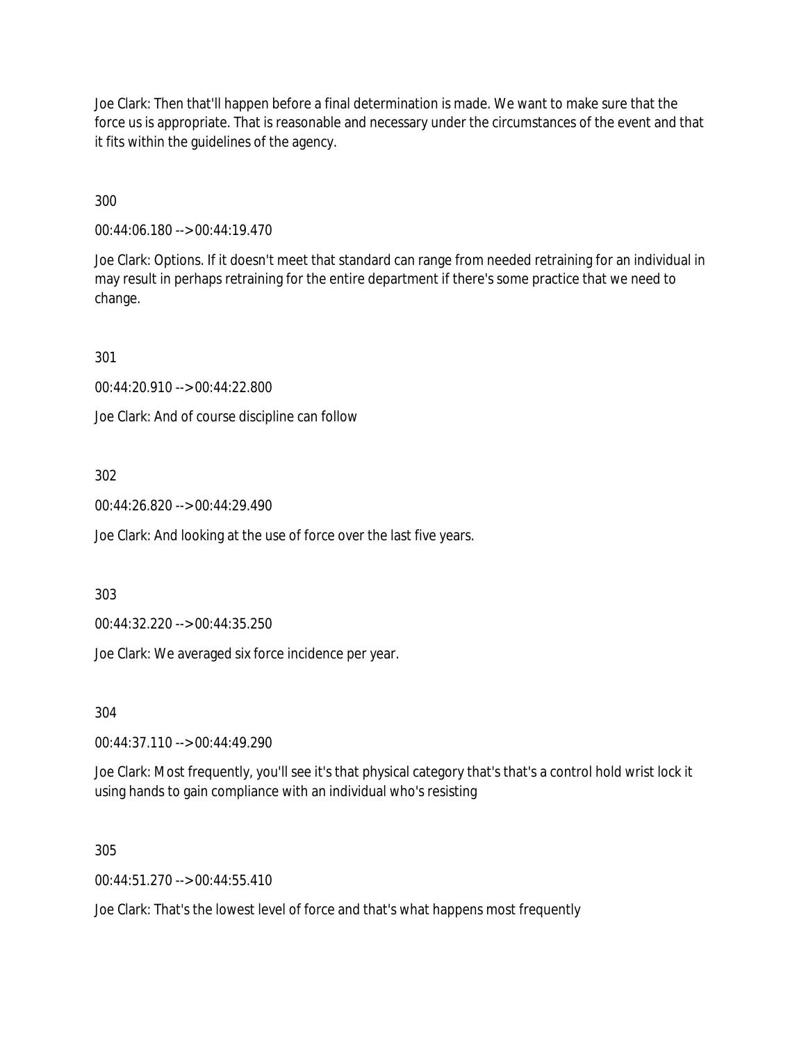Joe Clark: Then that'll happen before a final determination is made. We want to make sure that the force us is appropriate. That is reasonable and necessary under the circumstances of the event and that it fits within the guidelines of the agency.

300

00:44:06.180 --> 00:44:19.470

Joe Clark: Options. If it doesn't meet that standard can range from needed retraining for an individual in may result in perhaps retraining for the entire department if there's some practice that we need to change.

301

00:44:20.910 --> 00:44:22.800

Joe Clark: And of course discipline can follow

302

00:44:26.820 --> 00:44:29.490

Joe Clark: And looking at the use of force over the last five years.

303

00:44:32.220 --> 00:44:35.250

Joe Clark: We averaged six force incidence per year.

304

00:44:37.110 --> 00:44:49.290

Joe Clark: Most frequently, you'll see it's that physical category that's that's a control hold wrist lock it using hands to gain compliance with an individual who's resisting

305

00:44:51.270 --> 00:44:55.410

Joe Clark: That's the lowest level of force and that's what happens most frequently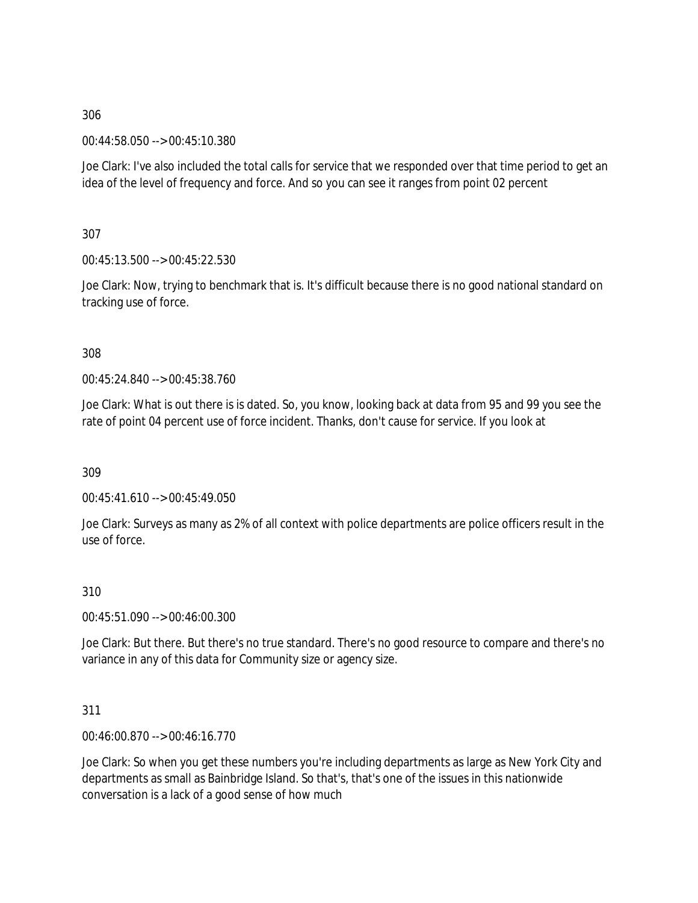306

00:44:58.050 --> 00:45:10.380

Joe Clark: I've also included the total calls for service that we responded over that time period to get an idea of the level of frequency and force. And so you can see it ranges from point 02 percent

307

00:45:13.500 --> 00:45:22.530

Joe Clark: Now, trying to benchmark that is. It's difficult because there is no good national standard on tracking use of force.

308

00:45:24.840 --> 00:45:38.760

Joe Clark: What is out there is is dated. So, you know, looking back at data from 95 and 99 you see the rate of point 04 percent use of force incident. Thanks, don't cause for service. If you look at

309

00:45:41.610 --> 00:45:49.050

Joe Clark: Surveys as many as 2% of all context with police departments are police officers result in the use of force.

310

00:45:51.090 --> 00:46:00.300

Joe Clark: But there. But there's no true standard. There's no good resource to compare and there's no variance in any of this data for Community size or agency size.

311

00:46:00.870 --> 00:46:16.770

Joe Clark: So when you get these numbers you're including departments as large as New York City and departments as small as Bainbridge Island. So that's, that's one of the issues in this nationwide conversation is a lack of a good sense of how much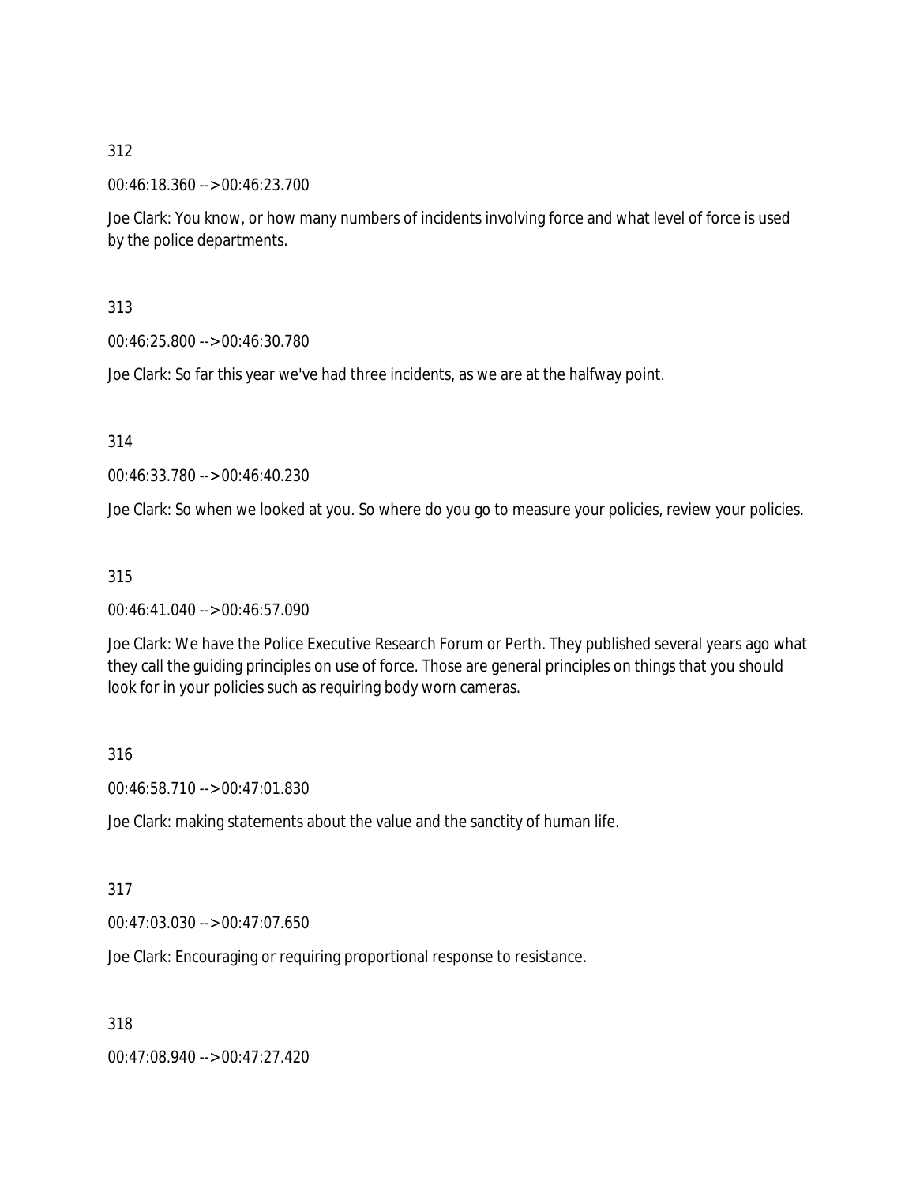312

00:46:18.360 --> 00:46:23.700

Joe Clark: You know, or how many numbers of incidents involving force and what level of force is used by the police departments.

313

00:46:25.800 --> 00:46:30.780

Joe Clark: So far this year we've had three incidents, as we are at the halfway point.

314

00:46:33.780 --> 00:46:40.230

Joe Clark: So when we looked at you. So where do you go to measure your policies, review your policies.

315

00:46:41.040 --> 00:46:57.090

Joe Clark: We have the Police Executive Research Forum or Perth. They published several years ago what they call the guiding principles on use of force. Those are general principles on things that you should look for in your policies such as requiring body worn cameras.

316

00:46:58.710 --> 00:47:01.830

Joe Clark: making statements about the value and the sanctity of human life.

317

00:47:03.030 --> 00:47:07.650

Joe Clark: Encouraging or requiring proportional response to resistance.

318

00:47:08.940 --> 00:47:27.420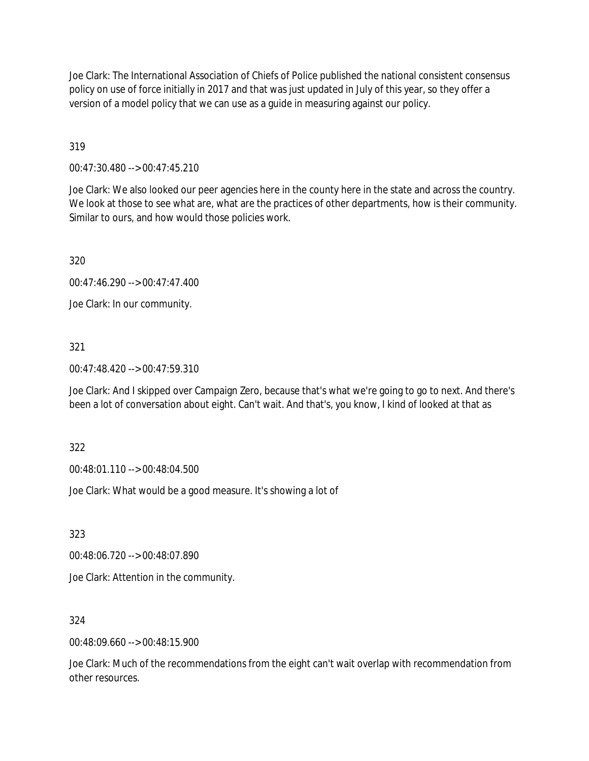Joe Clark: The International Association of Chiefs of Police published the national consistent consensus policy on use of force initially in 2017 and that was just updated in July of this year, so they offer a version of a model policy that we can use as a guide in measuring against our policy.

319

00:47:30.480 --> 00:47:45.210

Joe Clark: We also looked our peer agencies here in the county here in the state and across the country. We look at those to see what are, what are the practices of other departments, how is their community. Similar to ours, and how would those policies work.

320

00:47:46.290 --> 00:47:47.400

Joe Clark: In our community.

321

00:47:48.420 --> 00:47:59.310

Joe Clark: And I skipped over Campaign Zero, because that's what we're going to go to next. And there's been a lot of conversation about eight. Can't wait. And that's, you know, I kind of looked at that as

322

00:48:01.110 --> 00:48:04.500

Joe Clark: What would be a good measure. It's showing a lot of

323

00:48:06.720 --> 00:48:07.890

Joe Clark: Attention in the community.

324

00:48:09.660 --> 00:48:15.900

Joe Clark: Much of the recommendations from the eight can't wait overlap with recommendation from other resources.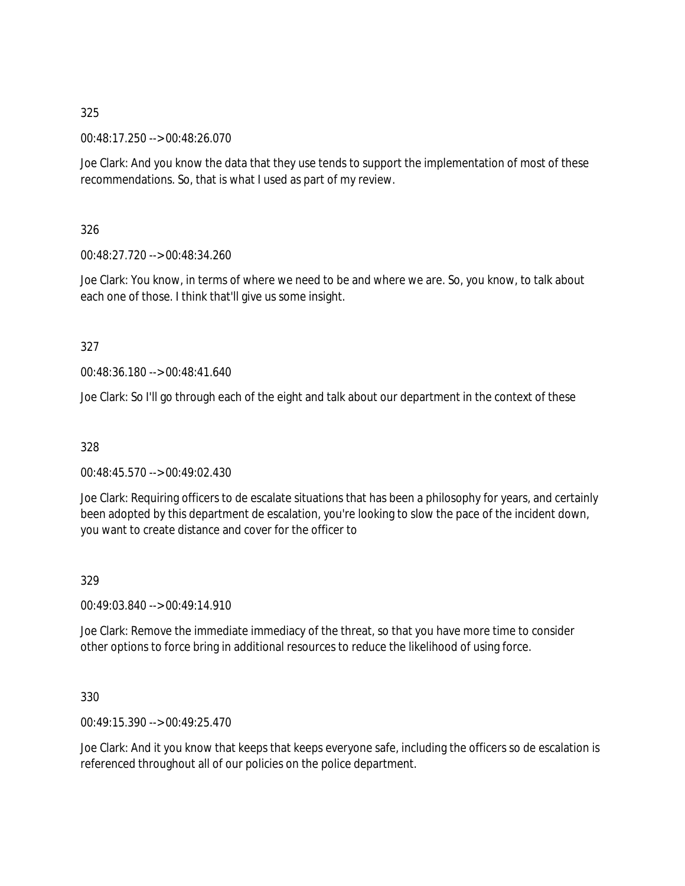325

00:48:17.250 --> 00:48:26.070

Joe Clark: And you know the data that they use tends to support the implementation of most of these recommendations. So, that is what I used as part of my review.

326

00:48:27.720 --> 00:48:34.260

Joe Clark: You know, in terms of where we need to be and where we are. So, you know, to talk about each one of those. I think that'll give us some insight.

327

00:48:36.180 --> 00:48:41.640

Joe Clark: So I'll go through each of the eight and talk about our department in the context of these

328

00:48:45.570 --> 00:49:02.430

Joe Clark: Requiring officers to de escalate situations that has been a philosophy for years, and certainly been adopted by this department de escalation, you're looking to slow the pace of the incident down, you want to create distance and cover for the officer to

329

00:49:03.840 --> 00:49:14.910

Joe Clark: Remove the immediate immediacy of the threat, so that you have more time to consider other options to force bring in additional resources to reduce the likelihood of using force.

330

00:49:15.390 --> 00:49:25.470

Joe Clark: And it you know that keeps that keeps everyone safe, including the officers so de escalation is referenced throughout all of our policies on the police department.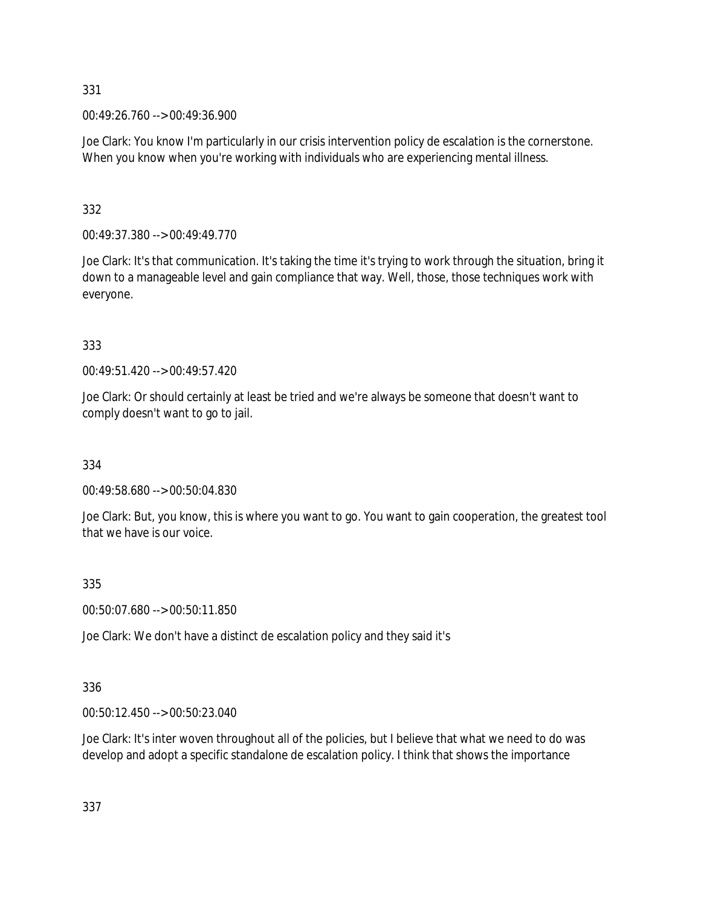331

00:49:26.760 --> 00:49:36.900

Joe Clark: You know I'm particularly in our crisis intervention policy de escalation is the cornerstone. When you know when you're working with individuals who are experiencing mental illness.

332

00:49:37.380 --> 00:49:49.770

Joe Clark: It's that communication. It's taking the time it's trying to work through the situation, bring it down to a manageable level and gain compliance that way. Well, those, those techniques work with everyone.

333

00:49:51.420 --> 00:49:57.420

Joe Clark: Or should certainly at least be tried and we're always be someone that doesn't want to comply doesn't want to go to jail.

334

00:49:58.680 --> 00:50:04.830

Joe Clark: But, you know, this is where you want to go. You want to gain cooperation, the greatest tool that we have is our voice.

335

00:50:07.680 --> 00:50:11.850

Joe Clark: We don't have a distinct de escalation policy and they said it's

336

00:50:12.450 --> 00:50:23.040

Joe Clark: It's inter woven throughout all of the policies, but I believe that what we need to do was develop and adopt a specific standalone de escalation policy. I think that shows the importance

337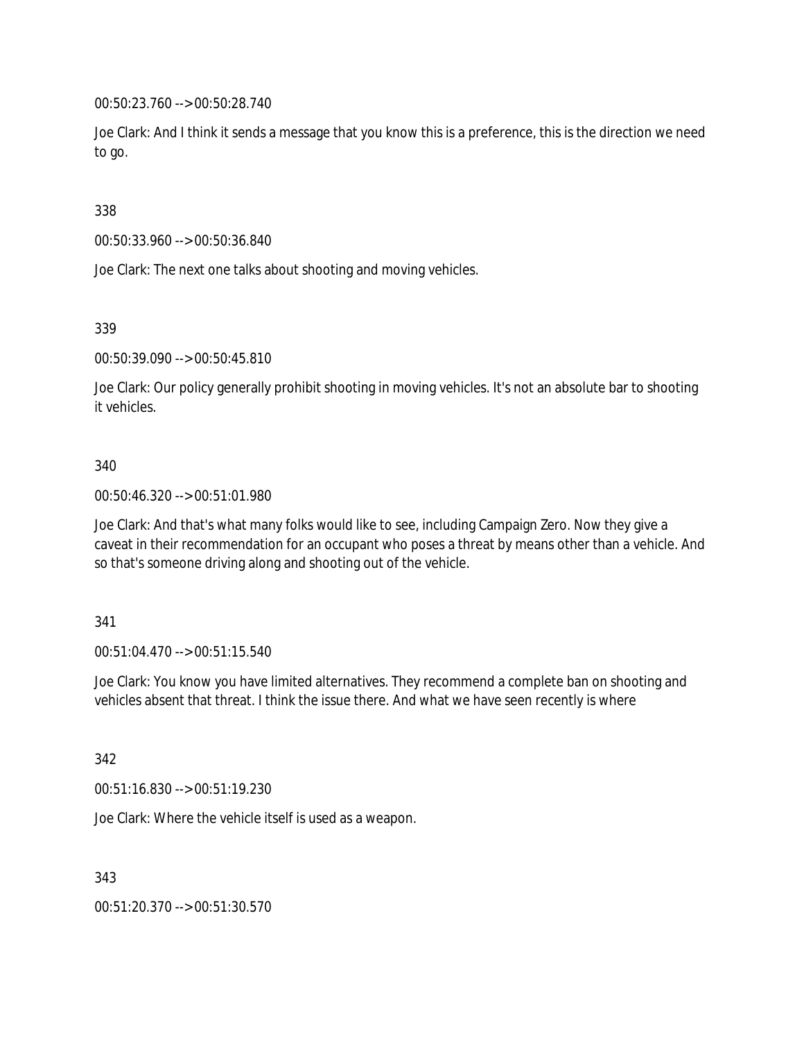00:50:23.760 --> 00:50:28.740

Joe Clark: And I think it sends a message that you know this is a preference, this is the direction we need to go.

338

00:50:33.960 --> 00:50:36.840

Joe Clark: The next one talks about shooting and moving vehicles.

339

00:50:39.090 --> 00:50:45.810

Joe Clark: Our policy generally prohibit shooting in moving vehicles. It's not an absolute bar to shooting it vehicles.

340

00:50:46.320 --> 00:51:01.980

Joe Clark: And that's what many folks would like to see, including Campaign Zero. Now they give a caveat in their recommendation for an occupant who poses a threat by means other than a vehicle. And so that's someone driving along and shooting out of the vehicle.

341

00:51:04.470 --> 00:51:15.540

Joe Clark: You know you have limited alternatives. They recommend a complete ban on shooting and vehicles absent that threat. I think the issue there. And what we have seen recently is where

342

00:51:16.830 --> 00:51:19.230

Joe Clark: Where the vehicle itself is used as a weapon.

343

00:51:20.370 --> 00:51:30.570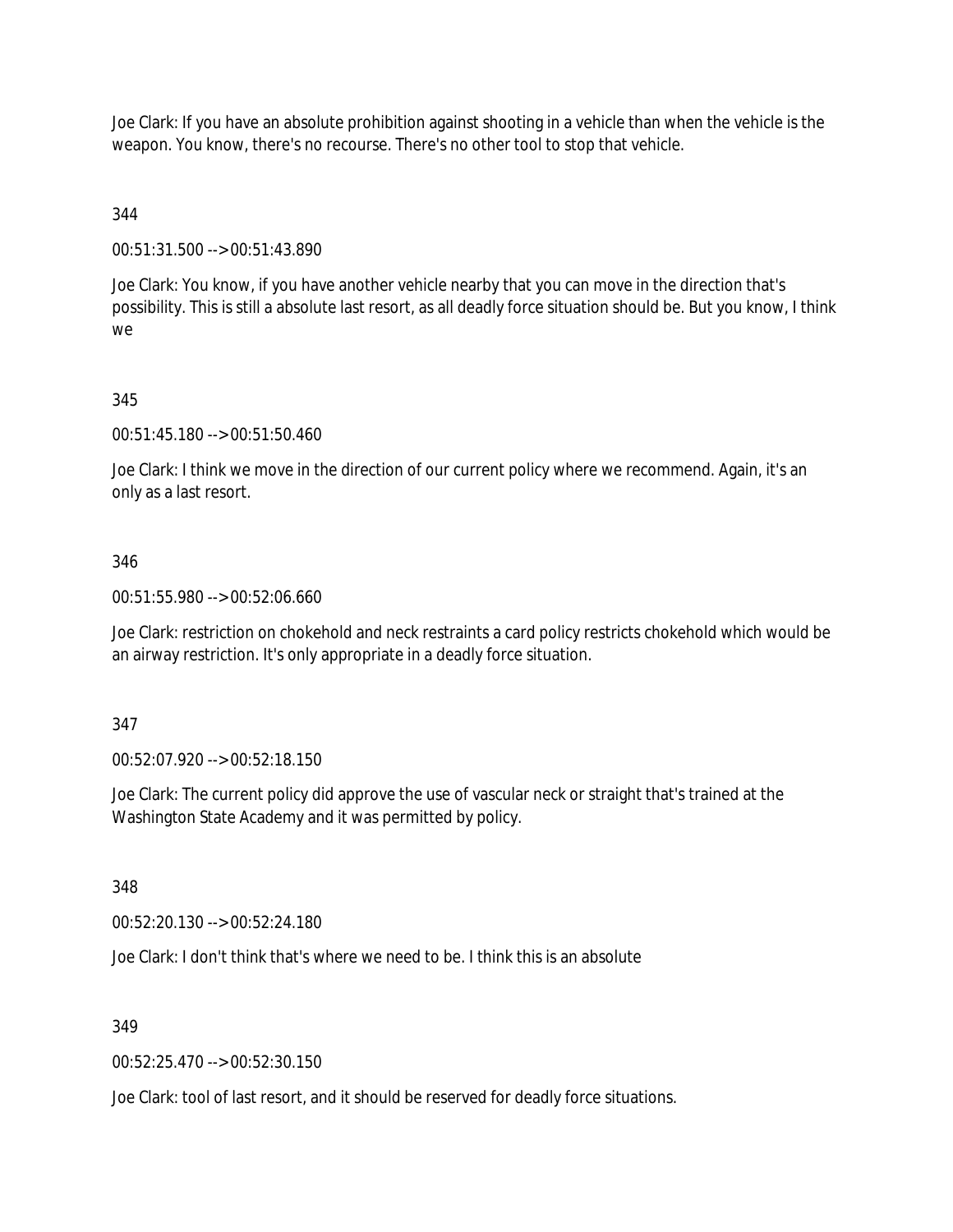Joe Clark: If you have an absolute prohibition against shooting in a vehicle than when the vehicle is the weapon. You know, there's no recourse. There's no other tool to stop that vehicle.

344

00:51:31.500 --> 00:51:43.890

Joe Clark: You know, if you have another vehicle nearby that you can move in the direction that's possibility. This is still a absolute last resort, as all deadly force situation should be. But you know, I think we

345

00:51:45.180 --> 00:51:50.460

Joe Clark: I think we move in the direction of our current policy where we recommend. Again, it's an only as a last resort.

346

00:51:55.980 --> 00:52:06.660

Joe Clark: restriction on chokehold and neck restraints a card policy restricts chokehold which would be an airway restriction. It's only appropriate in a deadly force situation.

347

00:52:07.920 --> 00:52:18.150

Joe Clark: The current policy did approve the use of vascular neck or straight that's trained at the Washington State Academy and it was permitted by policy.

348

00:52:20.130 --> 00:52:24.180

Joe Clark: I don't think that's where we need to be. I think this is an absolute

349

00:52:25.470 --> 00:52:30.150

Joe Clark: tool of last resort, and it should be reserved for deadly force situations.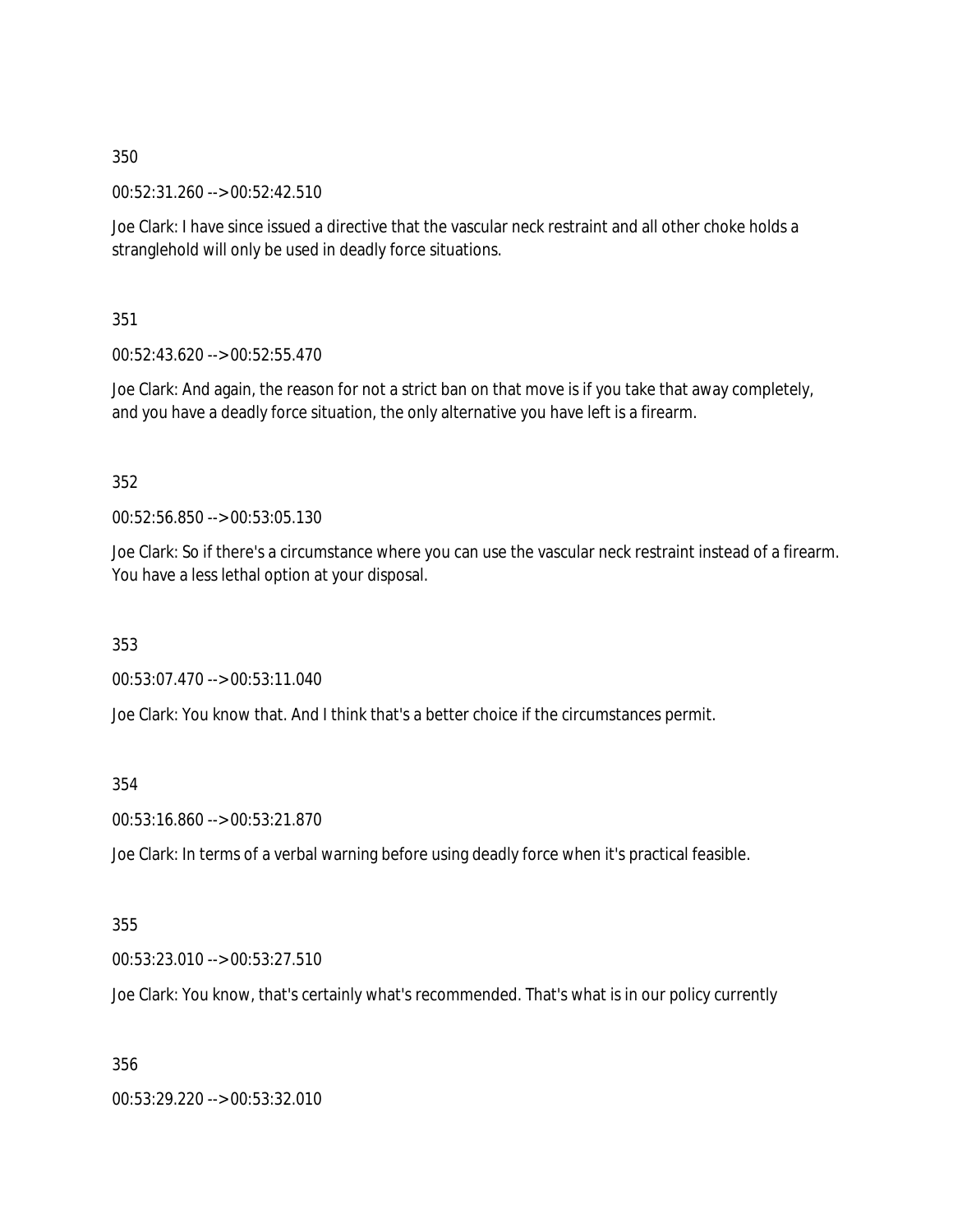350

00:52:31.260 --> 00:52:42.510

Joe Clark: I have since issued a directive that the vascular neck restraint and all other choke holds a stranglehold will only be used in deadly force situations.

351

00:52:43.620 --> 00:52:55.470

Joe Clark: And again, the reason for not a strict ban on that move is if you take that away completely, and you have a deadly force situation, the only alternative you have left is a firearm.

352

00:52:56.850 --> 00:53:05.130

Joe Clark: So if there's a circumstance where you can use the vascular neck restraint instead of a firearm. You have a less lethal option at your disposal.

353

00:53:07.470 --> 00:53:11.040

Joe Clark: You know that. And I think that's a better choice if the circumstances permit.

354

00:53:16.860 --> 00:53:21.870

Joe Clark: In terms of a verbal warning before using deadly force when it's practical feasible.

355

00:53:23.010 --> 00:53:27.510

Joe Clark: You know, that's certainly what's recommended. That's what is in our policy currently

356

00:53:29.220 --> 00:53:32.010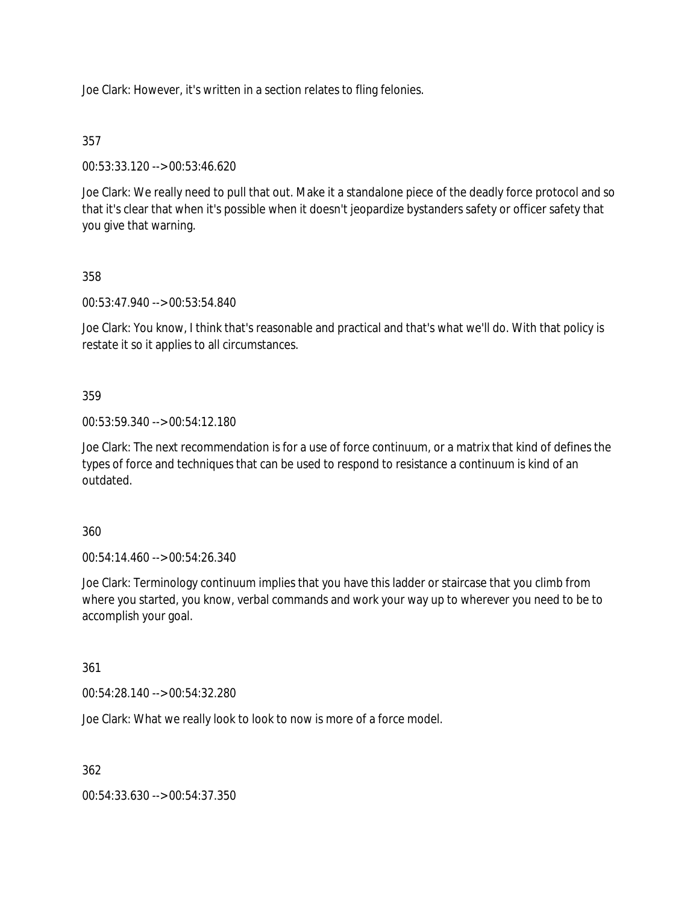Joe Clark: However, it's written in a section relates to fling felonies.

357

00:53:33.120 --> 00:53:46.620

Joe Clark: We really need to pull that out. Make it a standalone piece of the deadly force protocol and so that it's clear that when it's possible when it doesn't jeopardize bystanders safety or officer safety that you give that warning.

358

00:53:47.940 --> 00:53:54.840

Joe Clark: You know, I think that's reasonable and practical and that's what we'll do. With that policy is restate it so it applies to all circumstances.

359

00:53:59.340 --> 00:54:12.180

Joe Clark: The next recommendation is for a use of force continuum, or a matrix that kind of defines the types of force and techniques that can be used to respond to resistance a continuum is kind of an outdated.

360

00:54:14.460 --> 00:54:26.340

Joe Clark: Terminology continuum implies that you have this ladder or staircase that you climb from where you started, you know, verbal commands and work your way up to wherever you need to be to accomplish your goal.

361

00:54:28.140 --> 00:54:32.280

Joe Clark: What we really look to look to now is more of a force model.

362

00:54:33.630 --> 00:54:37.350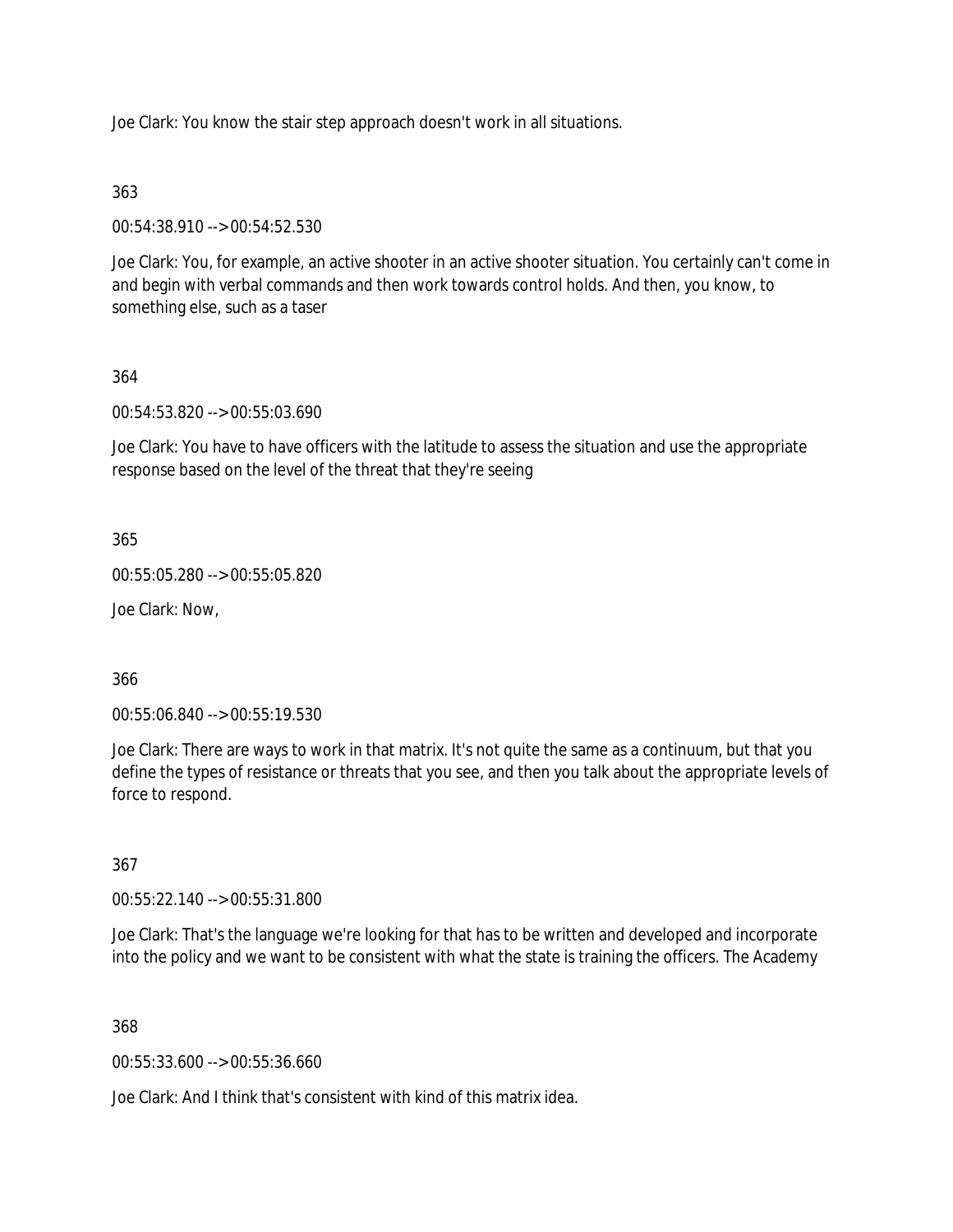Joe Clark: You know the stair step approach doesn't work in all situations.

363

00:54:38.910 --> 00:54:52.530

Joe Clark: You, for example, an active shooter in an active shooter situation. You certainly can't come in and begin with verbal commands and then work towards control holds. And then, you know, to something else, such as a taser

364

00:54:53.820 --> 00:55:03.690

Joe Clark: You have to have officers with the latitude to assess the situation and use the appropriate response based on the level of the threat that they're seeing

365

00:55:05.280 --> 00:55:05.820

Joe Clark: Now,

366

00:55:06.840 --> 00:55:19.530

Joe Clark: There are ways to work in that matrix. It's not quite the same as a continuum, but that you define the types of resistance or threats that you see, and then you talk about the appropriate levels of force to respond.

367

00:55:22.140 --> 00:55:31.800

Joe Clark: That's the language we're looking for that has to be written and developed and incorporate into the policy and we want to be consistent with what the state is training the officers. The Academy

368

00:55:33.600 --> 00:55:36.660

Joe Clark: And I think that's consistent with kind of this matrix idea.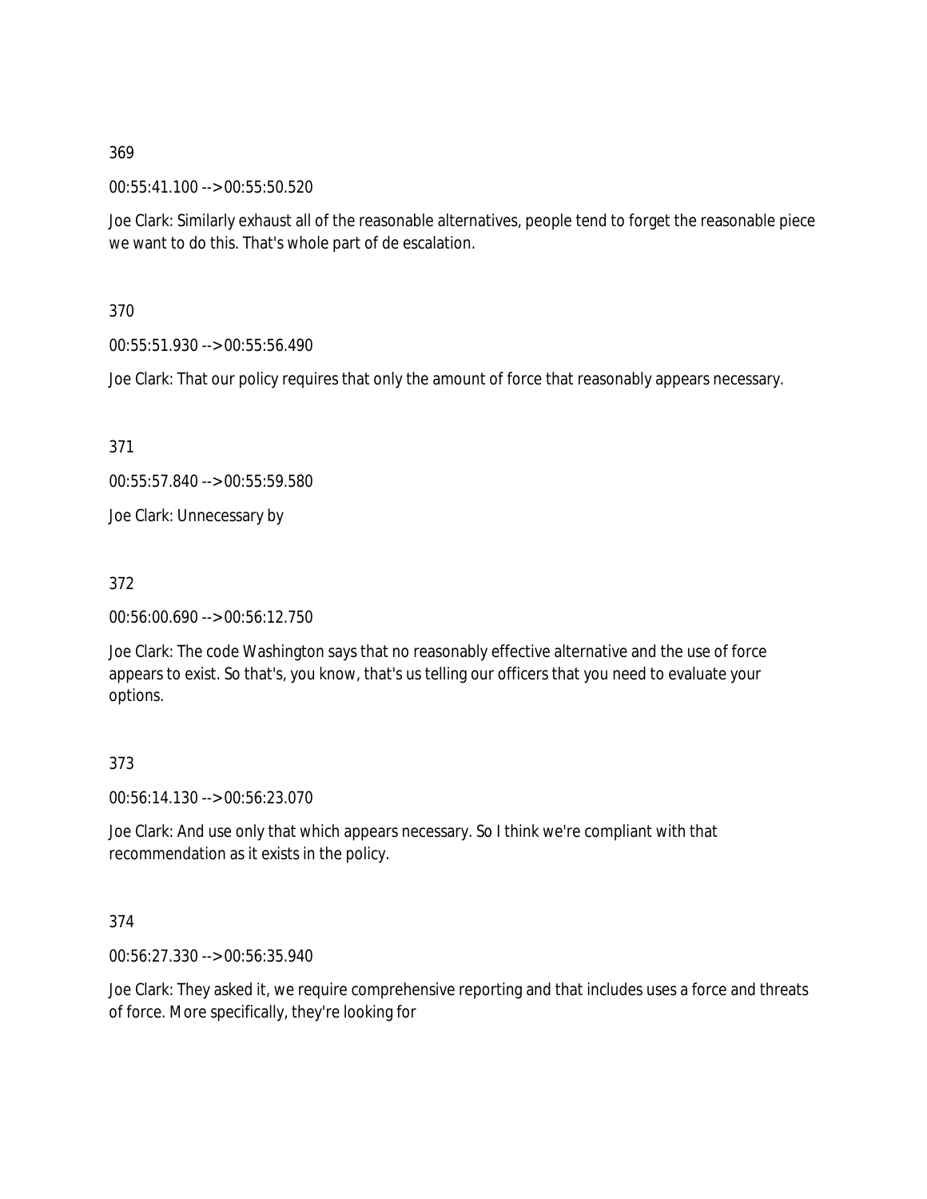369

00:55:41.100 --> 00:55:50.520

Joe Clark: Similarly exhaust all of the reasonable alternatives, people tend to forget the reasonable piece we want to do this. That's whole part of de escalation.

370

00:55:51.930 --> 00:55:56.490

Joe Clark: That our policy requires that only the amount of force that reasonably appears necessary.

371

00:55:57.840 --> 00:55:59.580

Joe Clark: Unnecessary by

372

00:56:00.690 --> 00:56:12.750

Joe Clark: The code Washington says that no reasonably effective alternative and the use of force appears to exist. So that's, you know, that's us telling our officers that you need to evaluate your options.

373

00:56:14.130 --> 00:56:23.070

Joe Clark: And use only that which appears necessary. So I think we're compliant with that recommendation as it exists in the policy.

374

00:56:27.330 --> 00:56:35.940

Joe Clark: They asked it, we require comprehensive reporting and that includes uses a force and threats of force. More specifically, they're looking for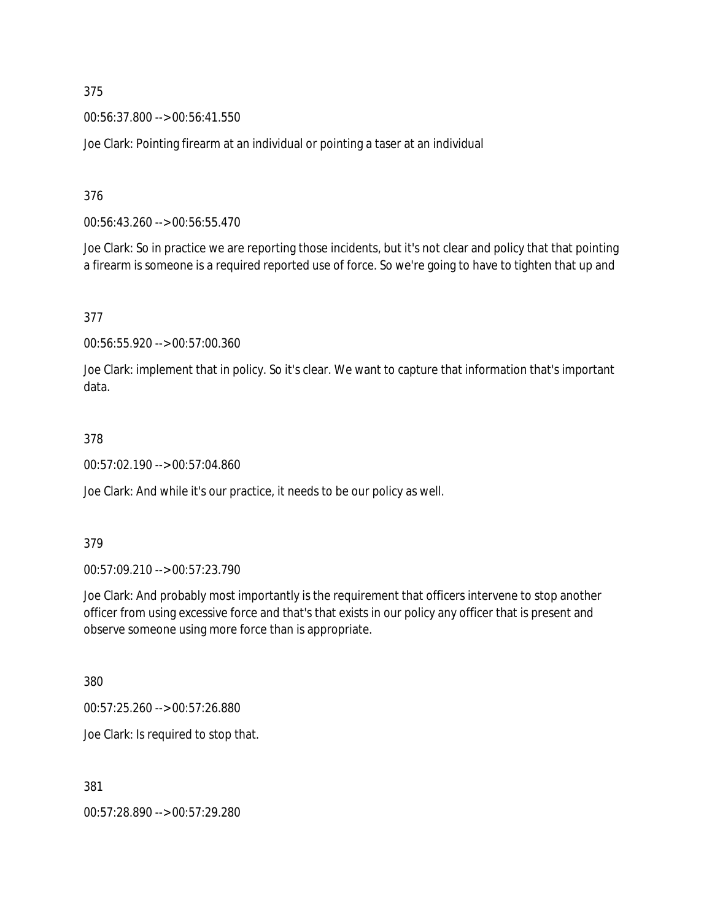375

00:56:37.800 --> 00:56:41.550

Joe Clark: Pointing firearm at an individual or pointing a taser at an individual

376

00:56:43.260 --> 00:56:55.470

Joe Clark: So in practice we are reporting those incidents, but it's not clear and policy that that pointing a firearm is someone is a required reported use of force. So we're going to have to tighten that up and

377

00:56:55.920 --> 00:57:00.360

Joe Clark: implement that in policy. So it's clear. We want to capture that information that's important data.

378

00:57:02.190 --> 00:57:04.860

Joe Clark: And while it's our practice, it needs to be our policy as well.

379

00:57:09.210 --> 00:57:23.790

Joe Clark: And probably most importantly is the requirement that officers intervene to stop another officer from using excessive force and that's that exists in our policy any officer that is present and observe someone using more force than is appropriate.

380

00:57:25.260 --> 00:57:26.880

Joe Clark: Is required to stop that.

381

00:57:28.890 --> 00:57:29.280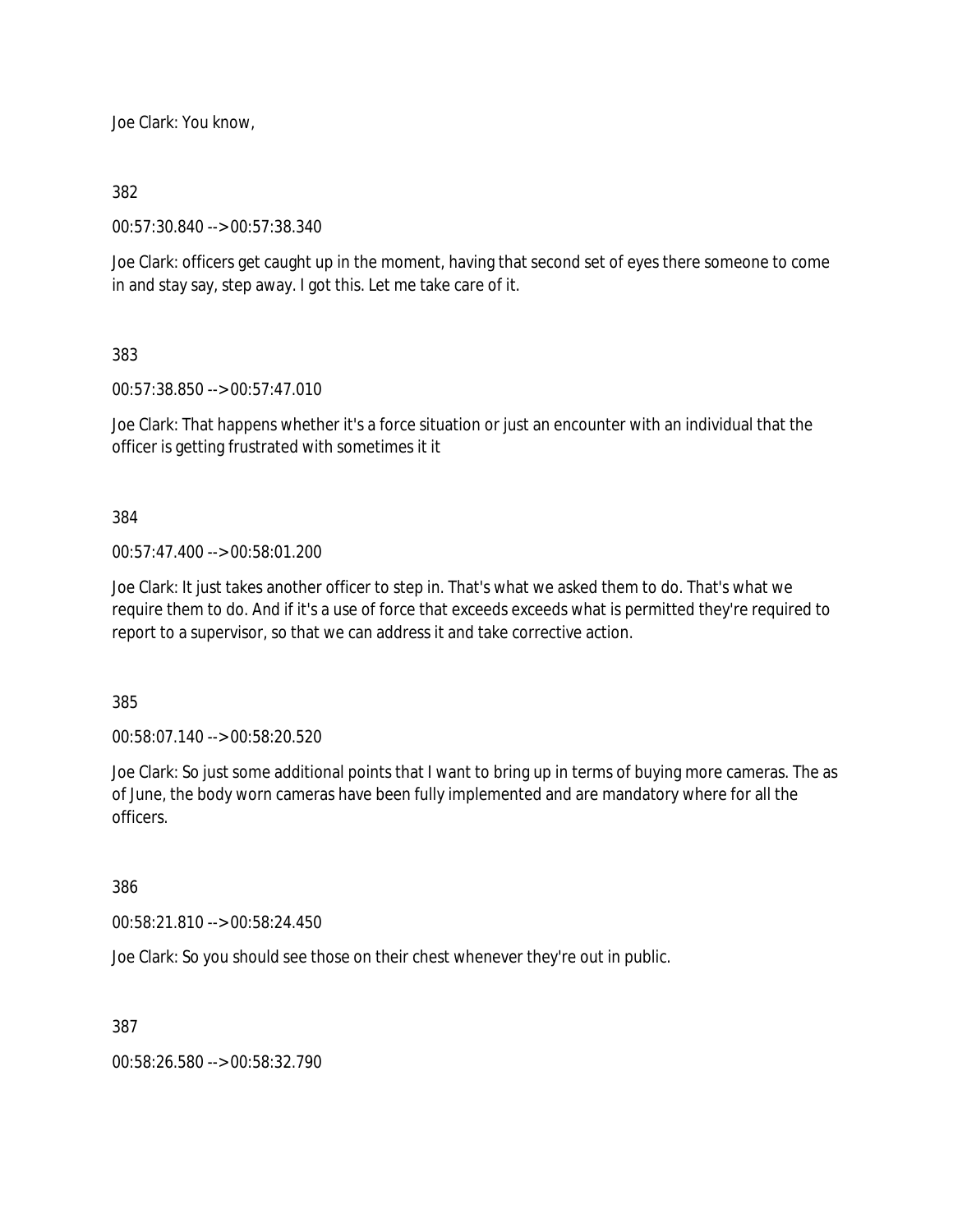Joe Clark: You know,

382

00:57:30.840 --> 00:57:38.340

Joe Clark: officers get caught up in the moment, having that second set of eyes there someone to come in and stay say, step away. I got this. Let me take care of it.

383

00:57:38.850 --> 00:57:47.010

Joe Clark: That happens whether it's a force situation or just an encounter with an individual that the officer is getting frustrated with sometimes it it

384

00:57:47.400 --> 00:58:01.200

Joe Clark: It just takes another officer to step in. That's what we asked them to do. That's what we require them to do. And if it's a use of force that exceeds exceeds what is permitted they're required to report to a supervisor, so that we can address it and take corrective action.

385

00:58:07.140 --> 00:58:20.520

Joe Clark: So just some additional points that I want to bring up in terms of buying more cameras. The as of June, the body worn cameras have been fully implemented and are mandatory where for all the officers.

386

00:58:21.810 --> 00:58:24.450

Joe Clark: So you should see those on their chest whenever they're out in public.

387

00:58:26.580 --> 00:58:32.790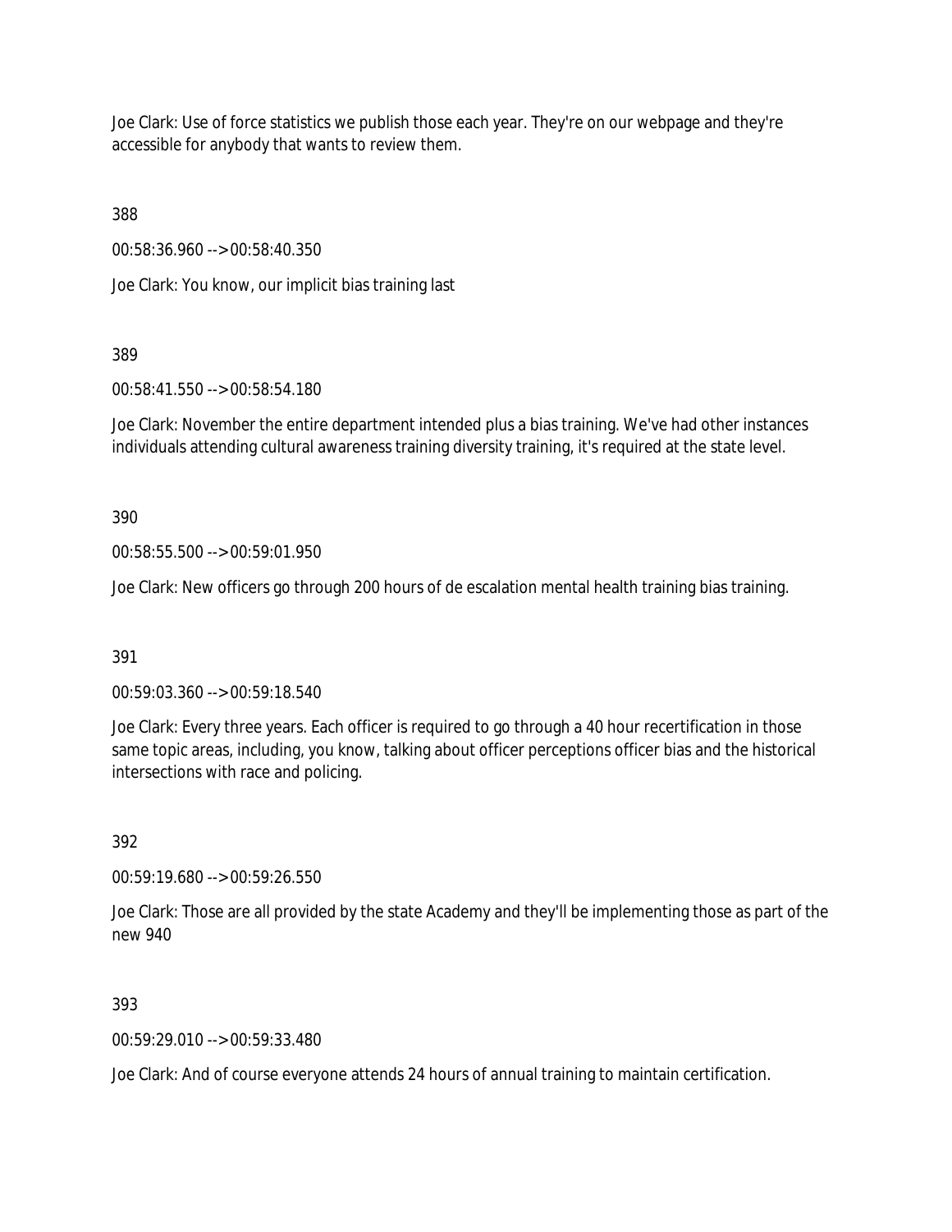Joe Clark: Use of force statistics we publish those each year. They're on our webpage and they're accessible for anybody that wants to review them.

388

00:58:36.960 --> 00:58:40.350

Joe Clark: You know, our implicit bias training last

389

00:58:41.550 --> 00:58:54.180

Joe Clark: November the entire department intended plus a bias training. We've had other instances individuals attending cultural awareness training diversity training, it's required at the state level.

390

00:58:55.500 --> 00:59:01.950

Joe Clark: New officers go through 200 hours of de escalation mental health training bias training.

391

00:59:03.360 --> 00:59:18.540

Joe Clark: Every three years. Each officer is required to go through a 40 hour recertification in those same topic areas, including, you know, talking about officer perceptions officer bias and the historical intersections with race and policing.

392

00:59:19.680 --> 00:59:26.550

Joe Clark: Those are all provided by the state Academy and they'll be implementing those as part of the new 940

393

00:59:29.010 --> 00:59:33.480

Joe Clark: And of course everyone attends 24 hours of annual training to maintain certification.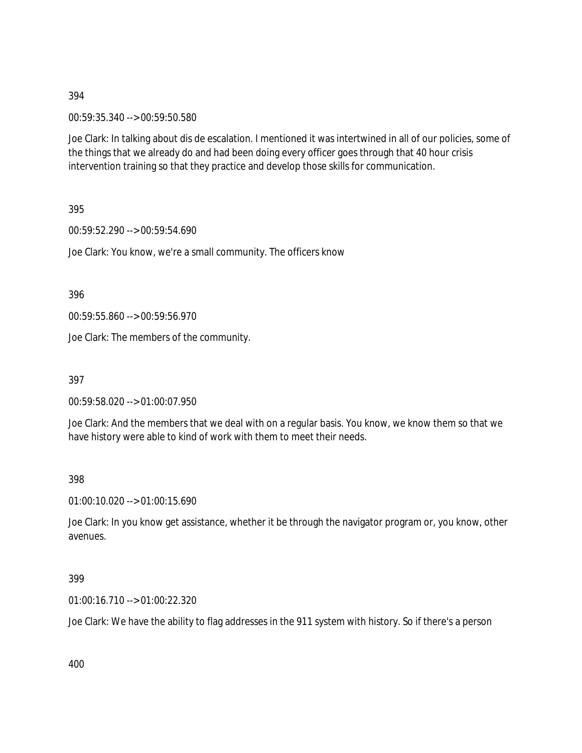394

00:59:35.340 --> 00:59:50.580

Joe Clark: In talking about dis de escalation. I mentioned it was intertwined in all of our policies, some of the things that we already do and had been doing every officer goes through that 40 hour crisis intervention training so that they practice and develop those skills for communication.

395

00:59:52.290 --> 00:59:54.690

Joe Clark: You know, we're a small community. The officers know

396

00:59:55.860 --> 00:59:56.970

Joe Clark: The members of the community.

397

00:59:58.020 --> 01:00:07.950

Joe Clark: And the members that we deal with on a regular basis. You know, we know them so that we have history were able to kind of work with them to meet their needs.

398

01:00:10.020 --> 01:00:15.690

Joe Clark: In you know get assistance, whether it be through the navigator program or, you know, other avenues.

399

01:00:16.710 --> 01:00:22.320

Joe Clark: We have the ability to flag addresses in the 911 system with history. So if there's a person

400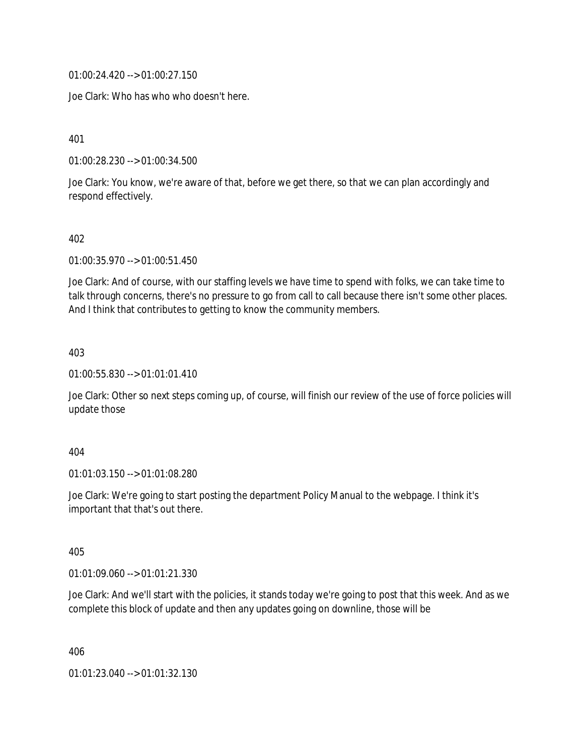01:00:24.420 --> 01:00:27.150

Joe Clark: Who has who who doesn't here.

401

01:00:28.230 --> 01:00:34.500

Joe Clark: You know, we're aware of that, before we get there, so that we can plan accordingly and respond effectively.

402

01:00:35.970 --> 01:00:51.450

Joe Clark: And of course, with our staffing levels we have time to spend with folks, we can take time to talk through concerns, there's no pressure to go from call to call because there isn't some other places. And I think that contributes to getting to know the community members.

403

01:00:55.830 --> 01:01:01.410

Joe Clark: Other so next steps coming up, of course, will finish our review of the use of force policies will update those

404

01:01:03.150 --> 01:01:08.280

Joe Clark: We're going to start posting the department Policy Manual to the webpage. I think it's important that that's out there.

405

01:01:09.060 --> 01:01:21.330

Joe Clark: And we'll start with the policies, it stands today we're going to post that this week. And as we complete this block of update and then any updates going on downline, those will be

406

01:01:23.040 --> 01:01:32.130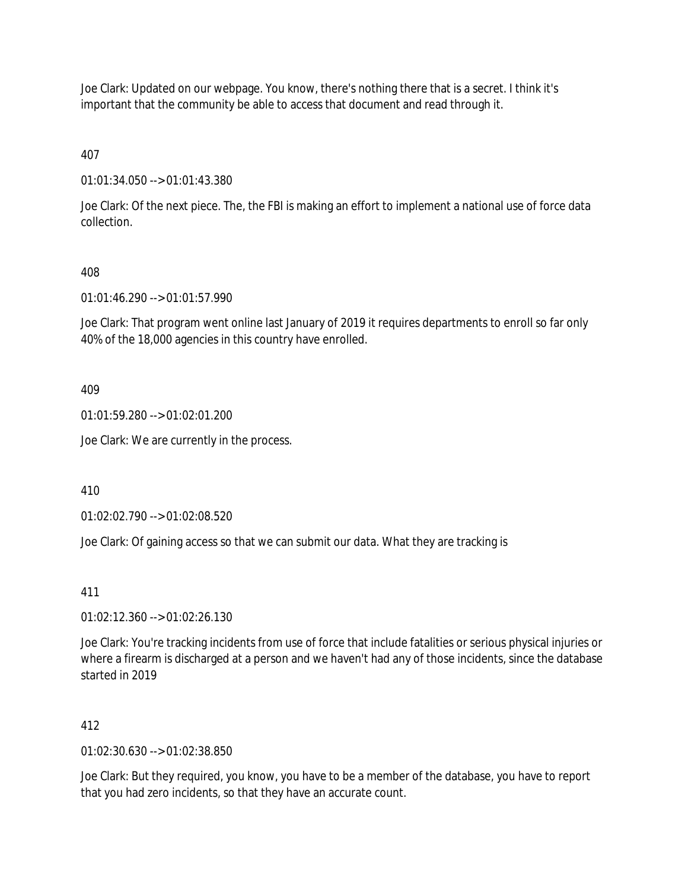Joe Clark: Updated on our webpage. You know, there's nothing there that is a secret. I think it's important that the community be able to access that document and read through it.

407

01:01:34.050 --> 01:01:43.380

Joe Clark: Of the next piece. The, the FBI is making an effort to implement a national use of force data collection.

408

01:01:46.290 --> 01:01:57.990

Joe Clark: That program went online last January of 2019 it requires departments to enroll so far only 40% of the 18,000 agencies in this country have enrolled.

409

01:01:59.280 --> 01:02:01.200

Joe Clark: We are currently in the process.

410

01:02:02.790 --> 01:02:08.520

Joe Clark: Of gaining access so that we can submit our data. What they are tracking is

411

01:02:12.360 --> 01:02:26.130

Joe Clark: You're tracking incidents from use of force that include fatalities or serious physical injuries or where a firearm is discharged at a person and we haven't had any of those incidents, since the database started in 2019

412

01:02:30.630 --> 01:02:38.850

Joe Clark: But they required, you know, you have to be a member of the database, you have to report that you had zero incidents, so that they have an accurate count.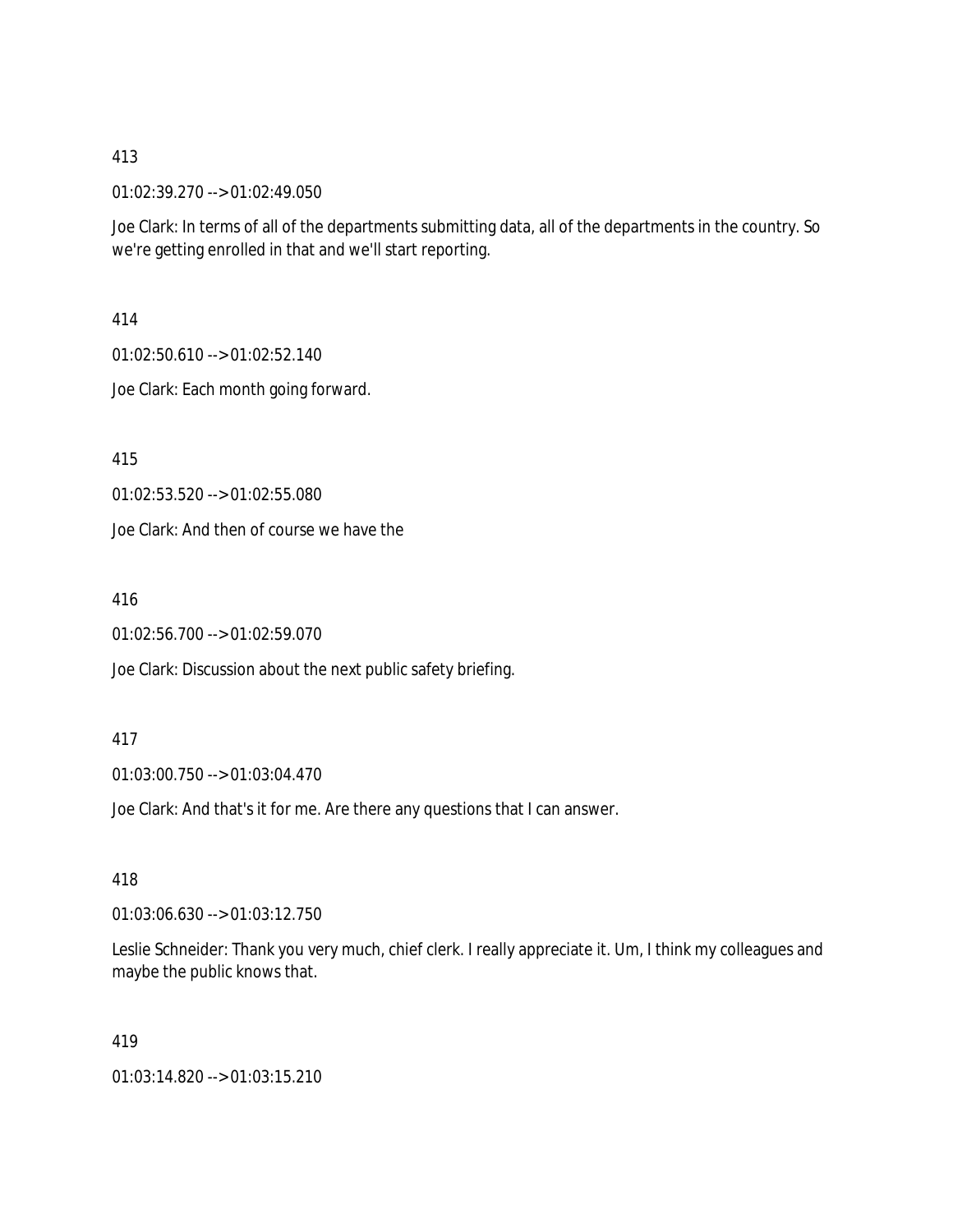413

01:02:39.270 --> 01:02:49.050

Joe Clark: In terms of all of the departments submitting data, all of the departments in the country. So we're getting enrolled in that and we'll start reporting.

414

01:02:50.610 --> 01:02:52.140

Joe Clark: Each month going forward.

415

01:02:53.520 --> 01:02:55.080

Joe Clark: And then of course we have the

416

01:02:56.700 --> 01:02:59.070

Joe Clark: Discussion about the next public safety briefing.

417

01:03:00.750 --> 01:03:04.470

Joe Clark: And that's it for me. Are there any questions that I can answer.

418

01:03:06.630 --> 01:03:12.750

Leslie Schneider: Thank you very much, chief clerk. I really appreciate it. Um, I think my colleagues and maybe the public knows that.

419

01:03:14.820 --> 01:03:15.210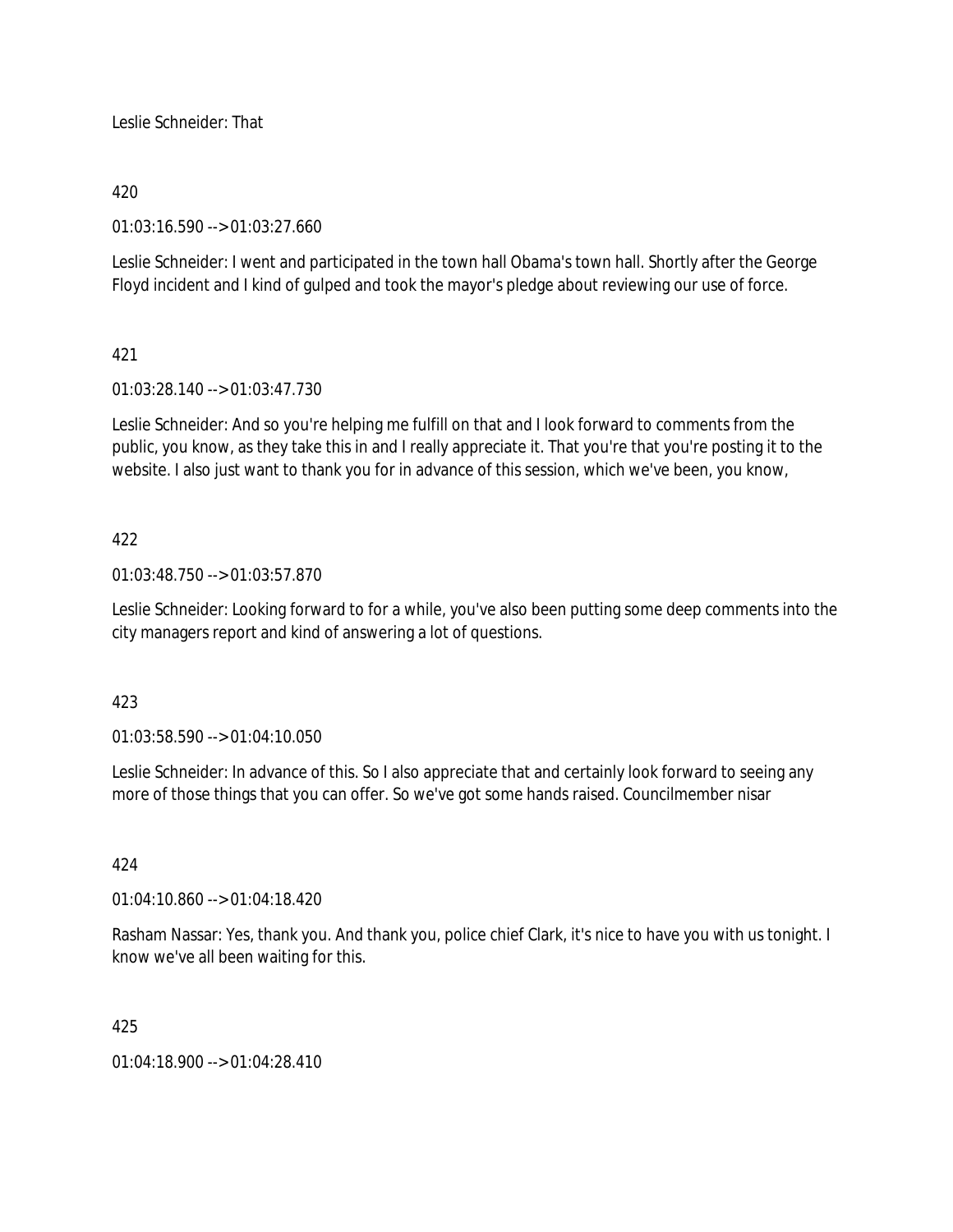Leslie Schneider: That

420

01:03:16.590 --> 01:03:27.660

Leslie Schneider: I went and participated in the town hall Obama's town hall. Shortly after the George Floyd incident and I kind of gulped and took the mayor's pledge about reviewing our use of force.

421

01:03:28.140 --> 01:03:47.730

Leslie Schneider: And so you're helping me fulfill on that and I look forward to comments from the public, you know, as they take this in and I really appreciate it. That you're that you're posting it to the website. I also just want to thank you for in advance of this session, which we've been, you know,

422

01:03:48.750 --> 01:03:57.870

Leslie Schneider: Looking forward to for a while, you've also been putting some deep comments into the city managers report and kind of answering a lot of questions.

423

01:03:58.590 --> 01:04:10.050

Leslie Schneider: In advance of this. So I also appreciate that and certainly look forward to seeing any more of those things that you can offer. So we've got some hands raised. Councilmember nisar

424

01:04:10.860 --> 01:04:18.420

Rasham Nassar: Yes, thank you. And thank you, police chief Clark, it's nice to have you with us tonight. I know we've all been waiting for this.

425

01:04:18.900 --> 01:04:28.410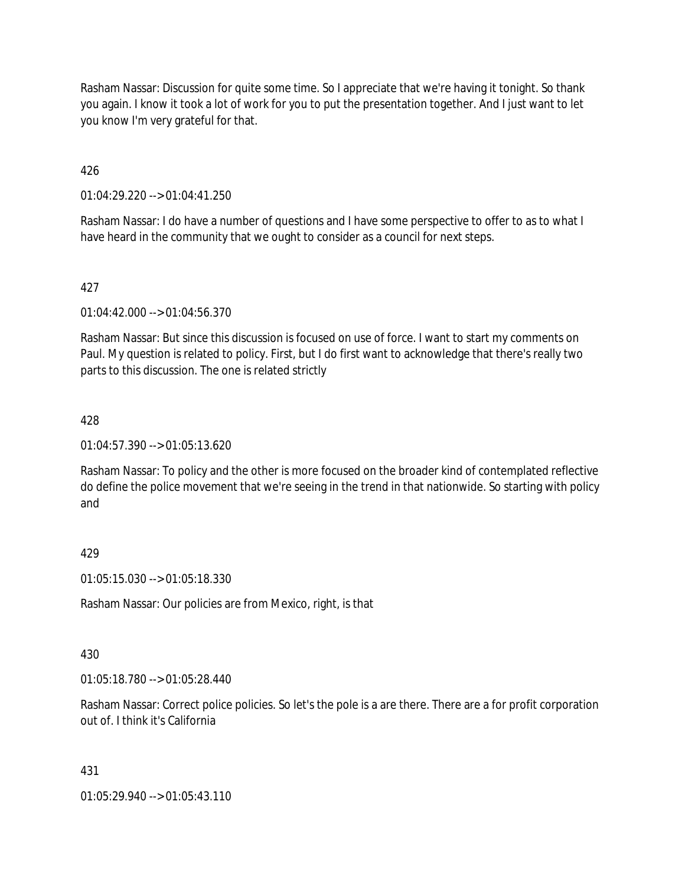Rasham Nassar: Discussion for quite some time. So I appreciate that we're having it tonight. So thank you again. I know it took a lot of work for you to put the presentation together. And I just want to let you know I'm very grateful for that.

426

01:04:29.220 --> 01:04:41.250

Rasham Nassar: I do have a number of questions and I have some perspective to offer to as to what I have heard in the community that we ought to consider as a council for next steps.

427

01:04:42.000 --> 01:04:56.370

Rasham Nassar: But since this discussion is focused on use of force. I want to start my comments on Paul. My question is related to policy. First, but I do first want to acknowledge that there's really two parts to this discussion. The one is related strictly

428

01:04:57.390 --> 01:05:13.620

Rasham Nassar: To policy and the other is more focused on the broader kind of contemplated reflective do define the police movement that we're seeing in the trend in that nationwide. So starting with policy and

429

01:05:15.030 --> 01:05:18.330

Rasham Nassar: Our policies are from Mexico, right, is that

430

01:05:18.780 --> 01:05:28.440

Rasham Nassar: Correct police policies. So let's the pole is a are there. There are a for profit corporation out of. I think it's California

431

01:05:29.940 --> 01:05:43.110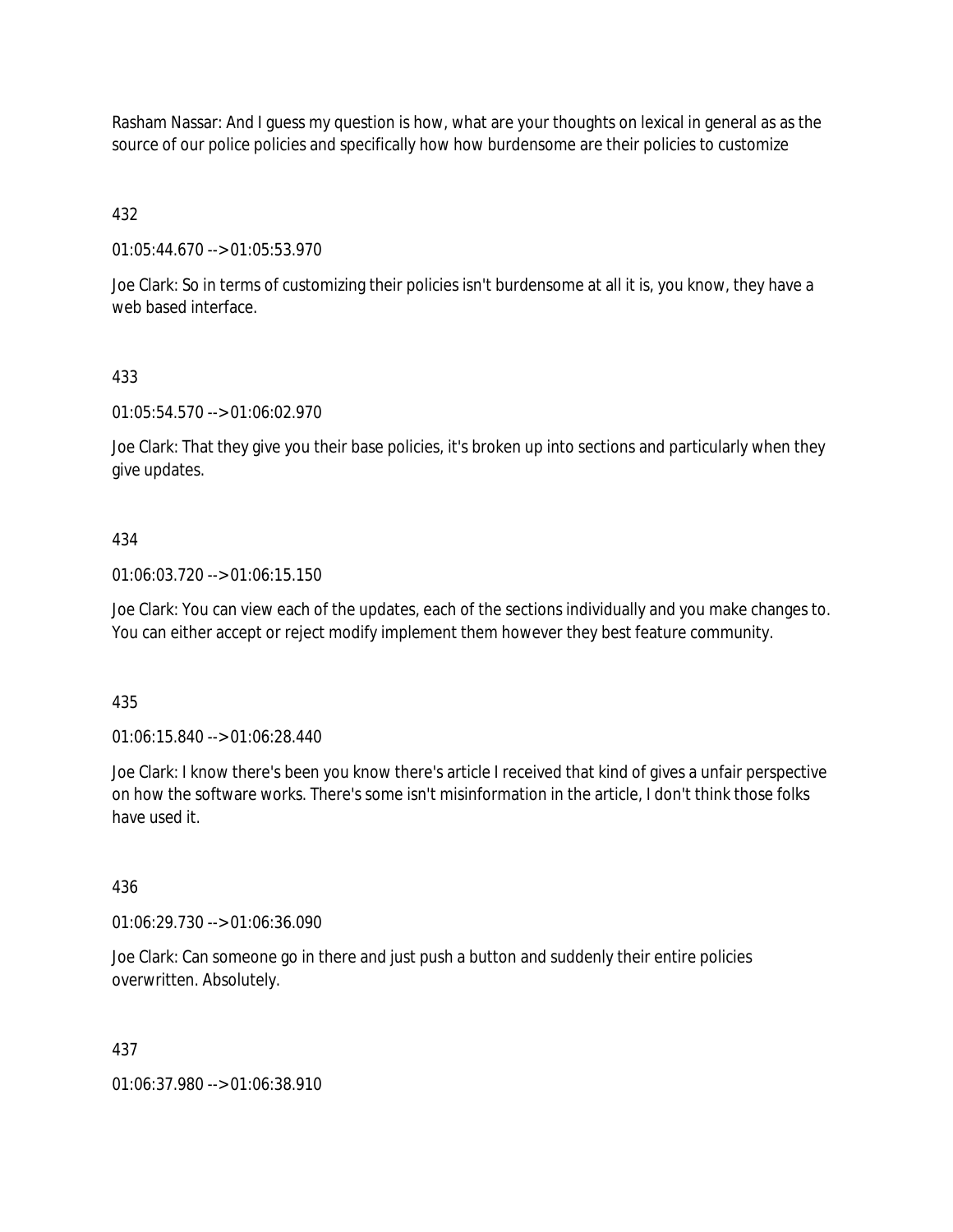Rasham Nassar: And I guess my question is how, what are your thoughts on lexical in general as as the source of our police policies and specifically how how burdensome are their policies to customize

432

01:05:44.670 --> 01:05:53.970

Joe Clark: So in terms of customizing their policies isn't burdensome at all it is, you know, they have a web based interface.

433

01:05:54.570 --> 01:06:02.970

Joe Clark: That they give you their base policies, it's broken up into sections and particularly when they give updates.

434

01:06:03.720 --> 01:06:15.150

Joe Clark: You can view each of the updates, each of the sections individually and you make changes to. You can either accept or reject modify implement them however they best feature community.

435

01:06:15.840 --> 01:06:28.440

Joe Clark: I know there's been you know there's article I received that kind of gives a unfair perspective on how the software works. There's some isn't misinformation in the article, I don't think those folks have used it.

436

01:06:29.730 --> 01:06:36.090

Joe Clark: Can someone go in there and just push a button and suddenly their entire policies overwritten. Absolutely.

437

01:06:37.980 --> 01:06:38.910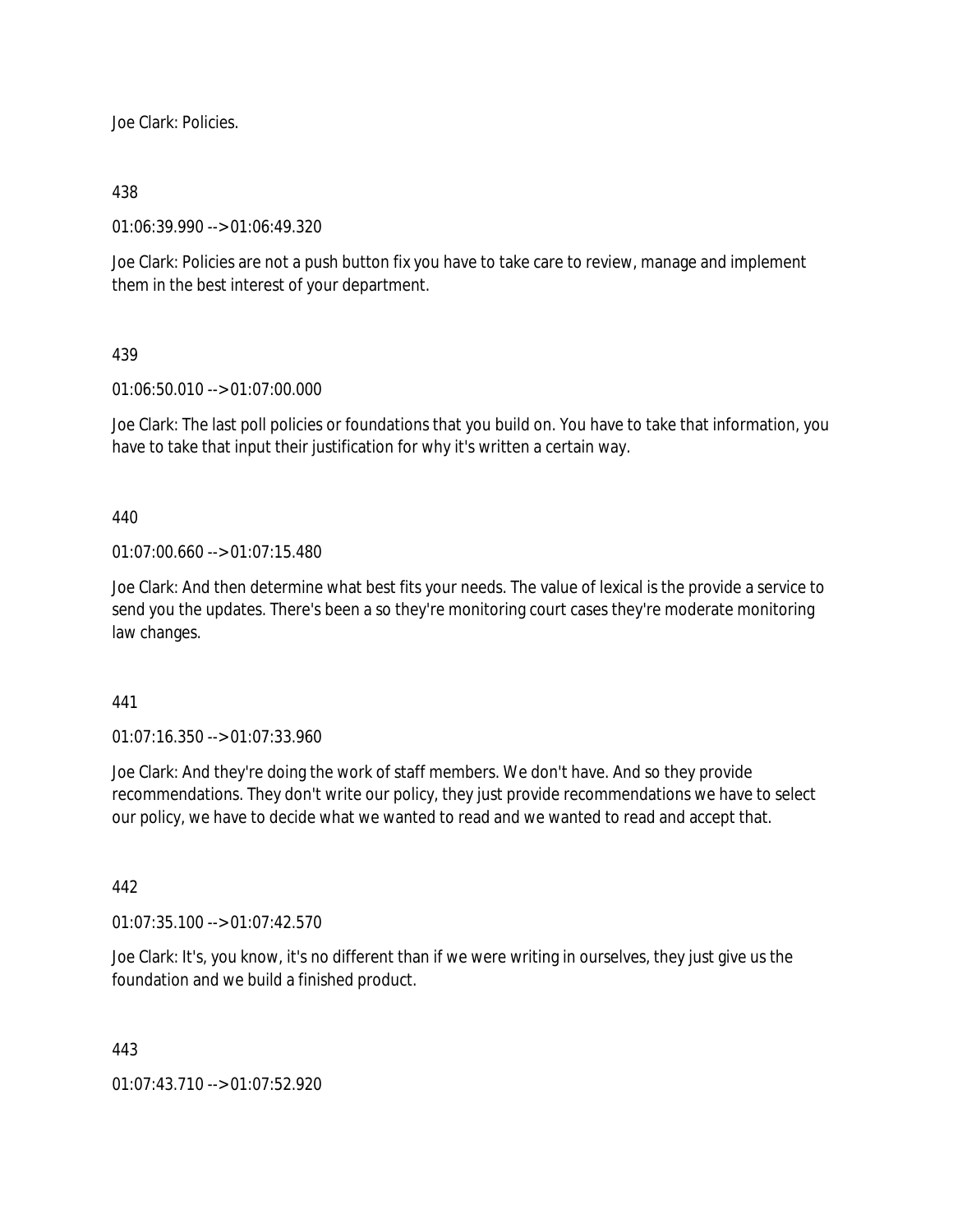Joe Clark: Policies.

438

01:06:39.990 --> 01:06:49.320

Joe Clark: Policies are not a push button fix you have to take care to review, manage and implement them in the best interest of your department.

439

01:06:50.010 --> 01:07:00.000

Joe Clark: The last poll policies or foundations that you build on. You have to take that information, you have to take that input their justification for why it's written a certain way.

440

01:07:00.660 --> 01:07:15.480

Joe Clark: And then determine what best fits your needs. The value of lexical is the provide a service to send you the updates. There's been a so they're monitoring court cases they're moderate monitoring law changes.

441

01:07:16.350 --> 01:07:33.960

Joe Clark: And they're doing the work of staff members. We don't have. And so they provide recommendations. They don't write our policy, they just provide recommendations we have to select our policy, we have to decide what we wanted to read and we wanted to read and accept that.

442

01:07:35.100 --> 01:07:42.570

Joe Clark: It's, you know, it's no different than if we were writing in ourselves, they just give us the foundation and we build a finished product.

443

01:07:43.710 --> 01:07:52.920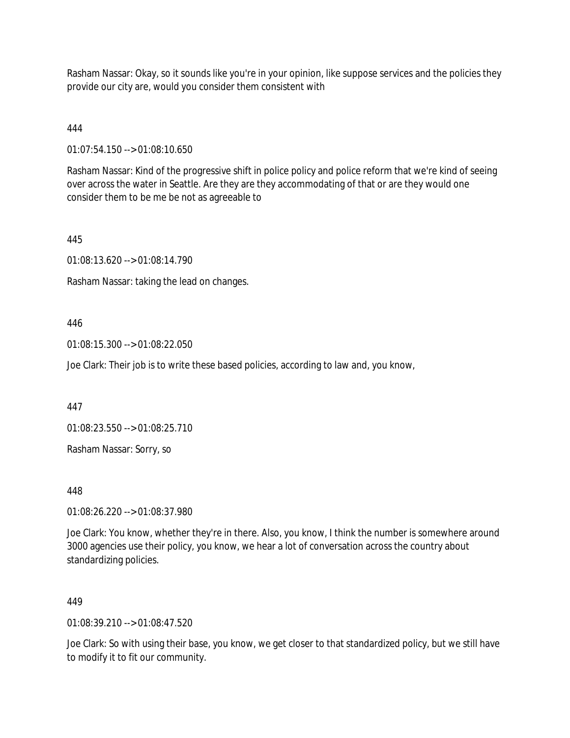Rasham Nassar: Okay, so it sounds like you're in your opinion, like suppose services and the policies they provide our city are, would you consider them consistent with

444

01:07:54.150 --> 01:08:10.650

Rasham Nassar: Kind of the progressive shift in police policy and police reform that we're kind of seeing over across the water in Seattle. Are they are they accommodating of that or are they would one consider them to be me be not as agreeable to

445

01:08:13.620 --> 01:08:14.790

Rasham Nassar: taking the lead on changes.

446

01:08:15.300 --> 01:08:22.050

Joe Clark: Their job is to write these based policies, according to law and, you know,

447

01:08:23.550 --> 01:08:25.710

Rasham Nassar: Sorry, so

448

01:08:26.220 --> 01:08:37.980

Joe Clark: You know, whether they're in there. Also, you know, I think the number is somewhere around 3000 agencies use their policy, you know, we hear a lot of conversation across the country about standardizing policies.

449

01:08:39.210 --> 01:08:47.520

Joe Clark: So with using their base, you know, we get closer to that standardized policy, but we still have to modify it to fit our community.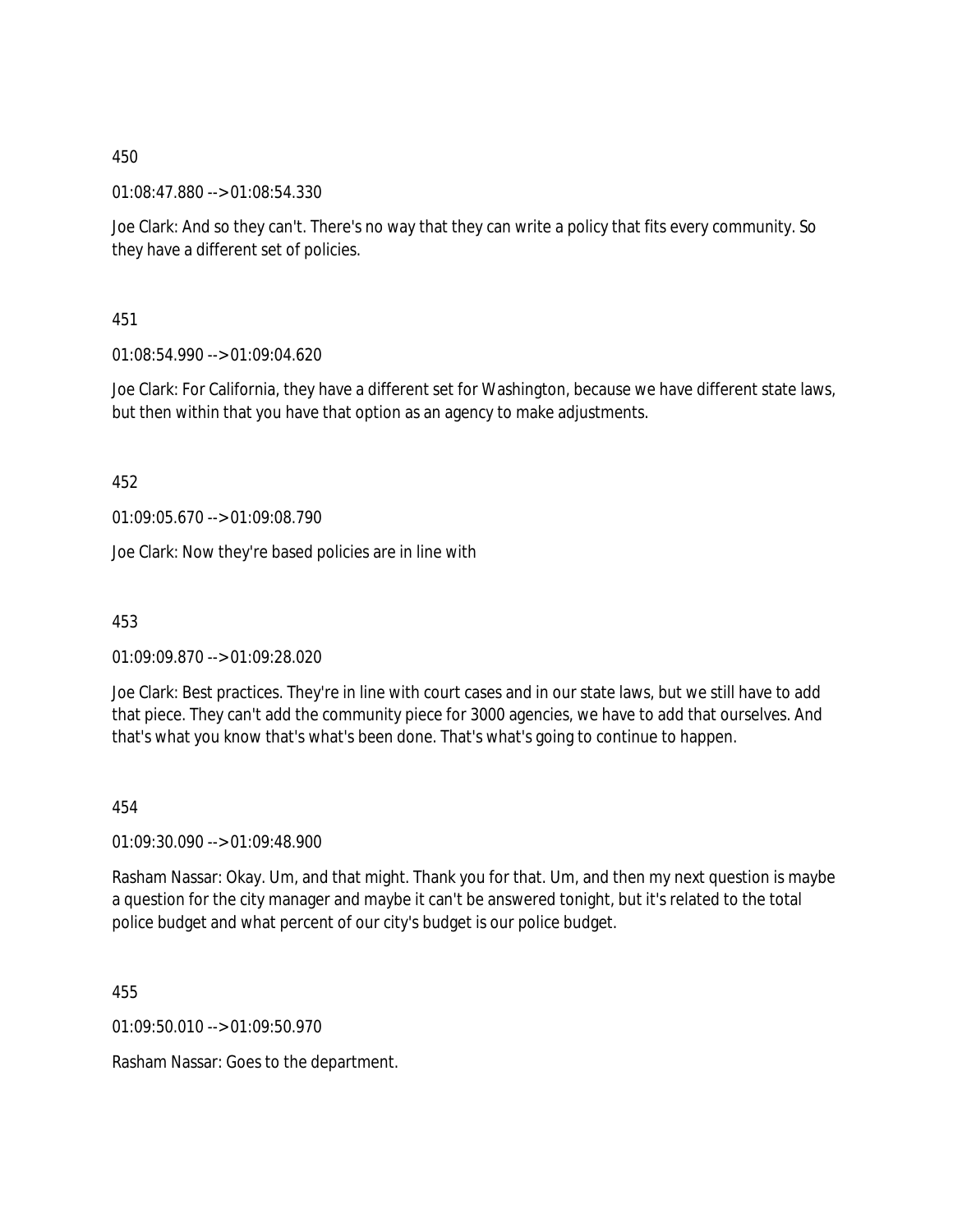450

01:08:47.880 --> 01:08:54.330

Joe Clark: And so they can't. There's no way that they can write a policy that fits every community. So they have a different set of policies.

451

01:08:54.990 --> 01:09:04.620

Joe Clark: For California, they have a different set for Washington, because we have different state laws, but then within that you have that option as an agency to make adjustments.

452

01:09:05.670 --> 01:09:08.790

Joe Clark: Now they're based policies are in line with

453

01:09:09.870 --> 01:09:28.020

Joe Clark: Best practices. They're in line with court cases and in our state laws, but we still have to add that piece. They can't add the community piece for 3000 agencies, we have to add that ourselves. And that's what you know that's what's been done. That's what's going to continue to happen.

454

01:09:30.090 --> 01:09:48.900

Rasham Nassar: Okay. Um, and that might. Thank you for that. Um, and then my next question is maybe a question for the city manager and maybe it can't be answered tonight, but it's related to the total police budget and what percent of our city's budget is our police budget.

455

01:09:50.010 --> 01:09:50.970

Rasham Nassar: Goes to the department.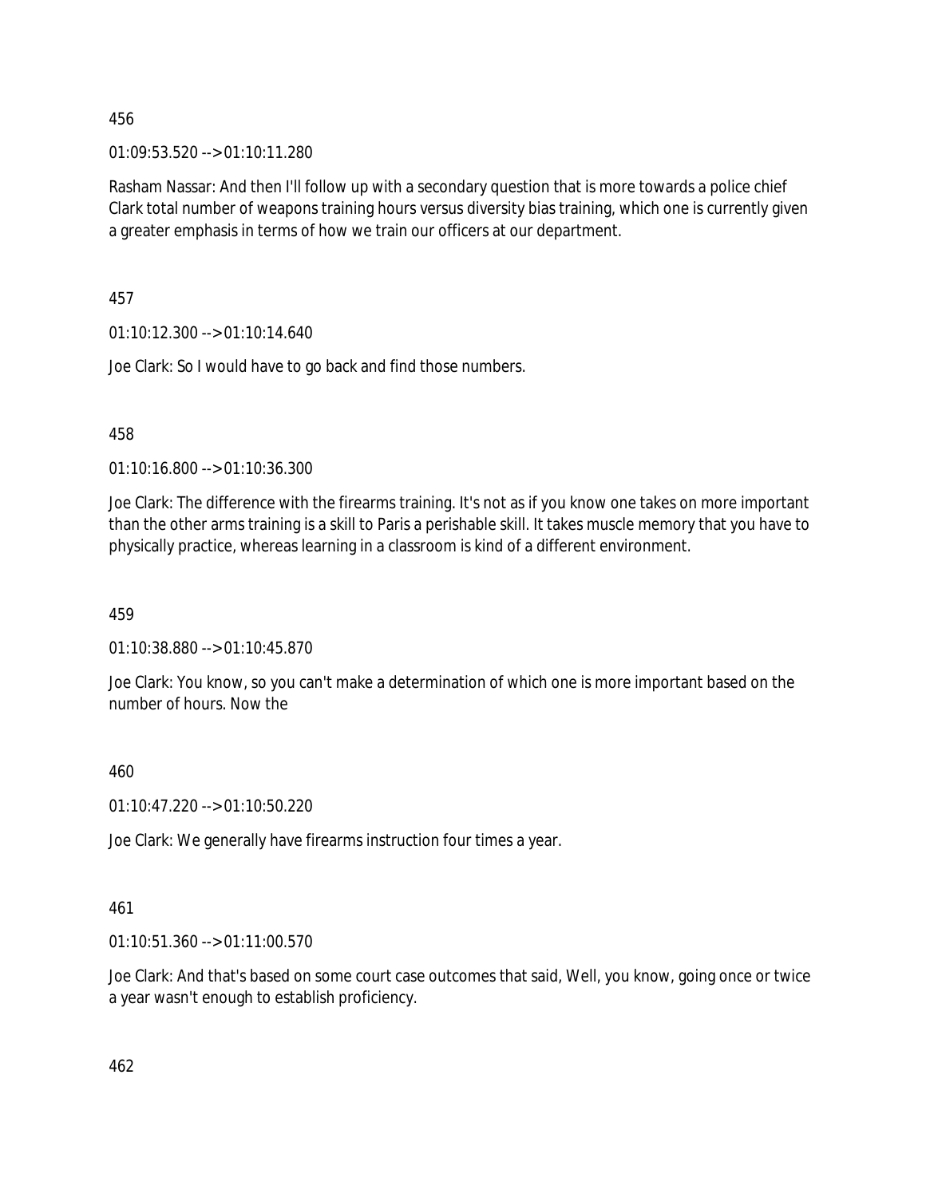456

01:09:53.520 --> 01:10:11.280

Rasham Nassar: And then I'll follow up with a secondary question that is more towards a police chief Clark total number of weapons training hours versus diversity bias training, which one is currently given a greater emphasis in terms of how we train our officers at our department.

457

01:10:12.300 --> 01:10:14.640

Joe Clark: So I would have to go back and find those numbers.

458

01:10:16.800 --> 01:10:36.300

Joe Clark: The difference with the firearms training. It's not as if you know one takes on more important than the other arms training is a skill to Paris a perishable skill. It takes muscle memory that you have to physically practice, whereas learning in a classroom is kind of a different environment.

459

01:10:38.880 --> 01:10:45.870

Joe Clark: You know, so you can't make a determination of which one is more important based on the number of hours. Now the

460

01:10:47.220 --> 01:10:50.220

Joe Clark: We generally have firearms instruction four times a year.

461

01:10:51.360 --> 01:11:00.570

Joe Clark: And that's based on some court case outcomes that said, Well, you know, going once or twice a year wasn't enough to establish proficiency.

462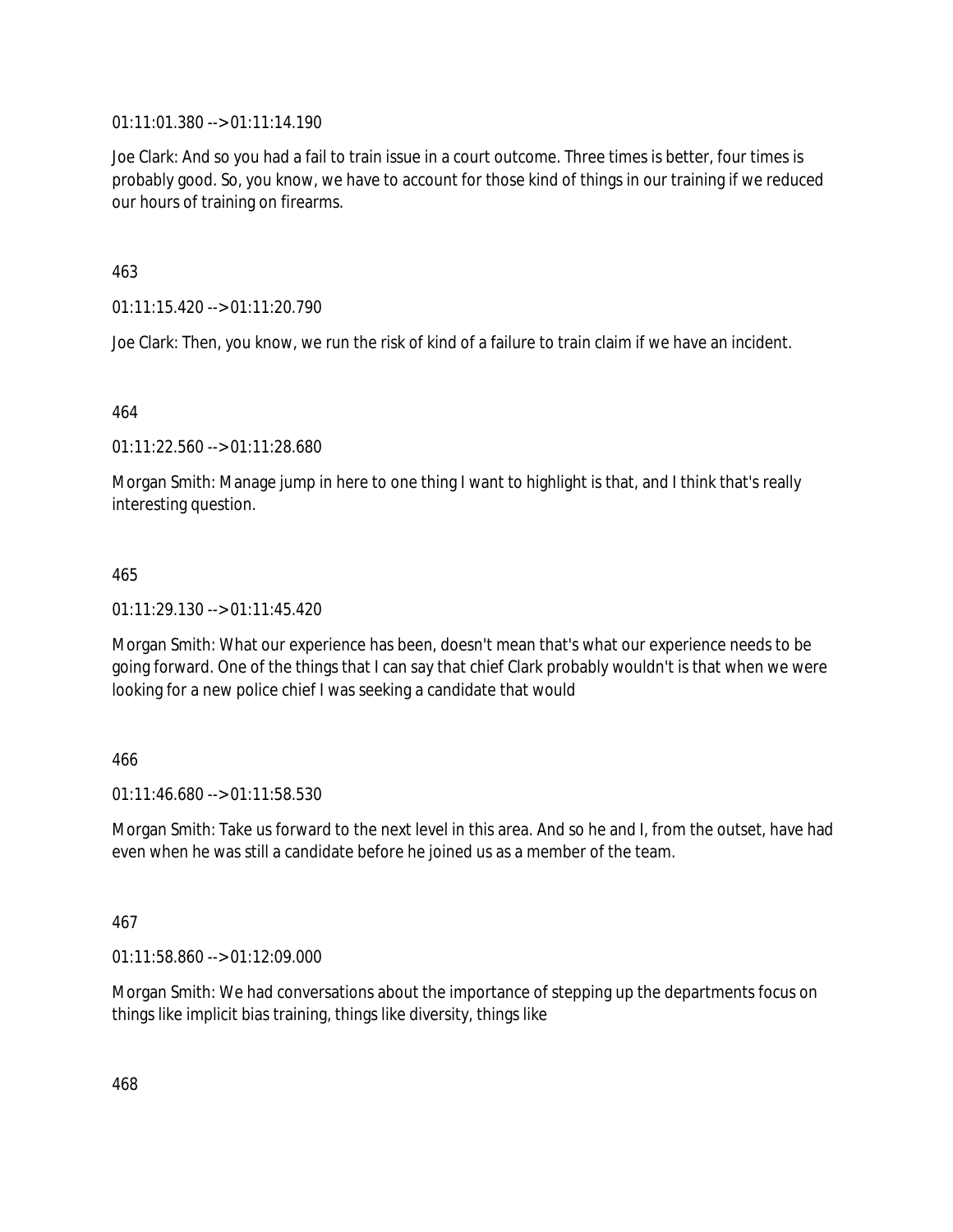01:11:01.380 --> 01:11:14.190

Joe Clark: And so you had a fail to train issue in a court outcome. Three times is better, four times is probably good. So, you know, we have to account for those kind of things in our training if we reduced our hours of training on firearms.

463

01:11:15.420 --> 01:11:20.790

Joe Clark: Then, you know, we run the risk of kind of a failure to train claim if we have an incident.

464

01:11:22.560 --> 01:11:28.680

Morgan Smith: Manage jump in here to one thing I want to highlight is that, and I think that's really interesting question.

465

01:11:29.130 --> 01:11:45.420

Morgan Smith: What our experience has been, doesn't mean that's what our experience needs to be going forward. One of the things that I can say that chief Clark probably wouldn't is that when we were looking for a new police chief I was seeking a candidate that would

466

01:11:46.680 --> 01:11:58.530

Morgan Smith: Take us forward to the next level in this area. And so he and I, from the outset, have had even when he was still a candidate before he joined us as a member of the team.

467

01:11:58.860 --> 01:12:09.000

Morgan Smith: We had conversations about the importance of stepping up the departments focus on things like implicit bias training, things like diversity, things like

468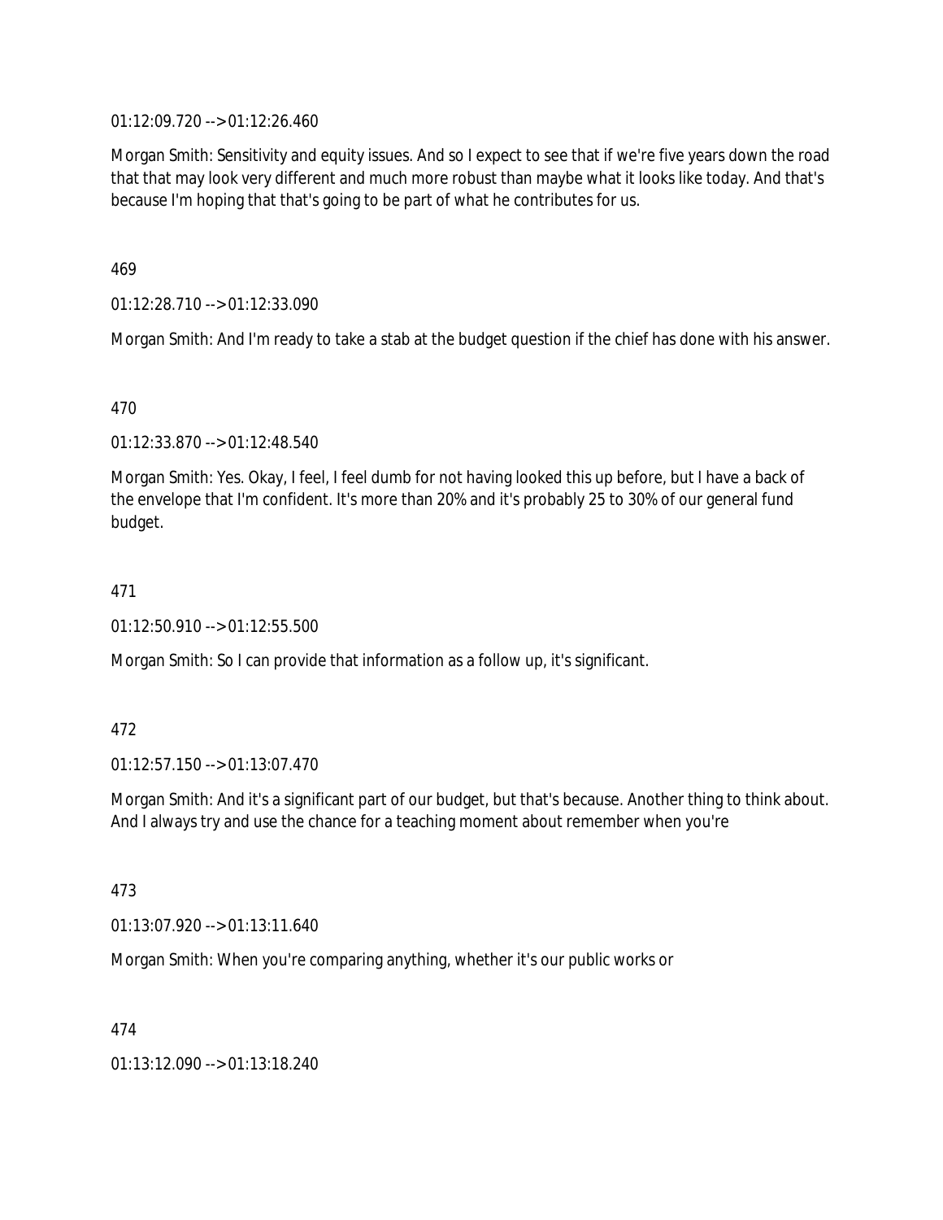01:12:09.720 --> 01:12:26.460

Morgan Smith: Sensitivity and equity issues. And so I expect to see that if we're five years down the road that that may look very different and much more robust than maybe what it looks like today. And that's because I'm hoping that that's going to be part of what he contributes for us.

469

01:12:28.710 --> 01:12:33.090

Morgan Smith: And I'm ready to take a stab at the budget question if the chief has done with his answer.

470

01:12:33.870 --> 01:12:48.540

Morgan Smith: Yes. Okay, I feel, I feel dumb for not having looked this up before, but I have a back of the envelope that I'm confident. It's more than 20% and it's probably 25 to 30% of our general fund budget.

471

01:12:50.910 --> 01:12:55.500

Morgan Smith: So I can provide that information as a follow up, it's significant.

472

01:12:57.150 --> 01:13:07.470

Morgan Smith: And it's a significant part of our budget, but that's because. Another thing to think about. And I always try and use the chance for a teaching moment about remember when you're

473

01:13:07.920 --> 01:13:11.640

Morgan Smith: When you're comparing anything, whether it's our public works or

474

01:13:12.090 --> 01:13:18.240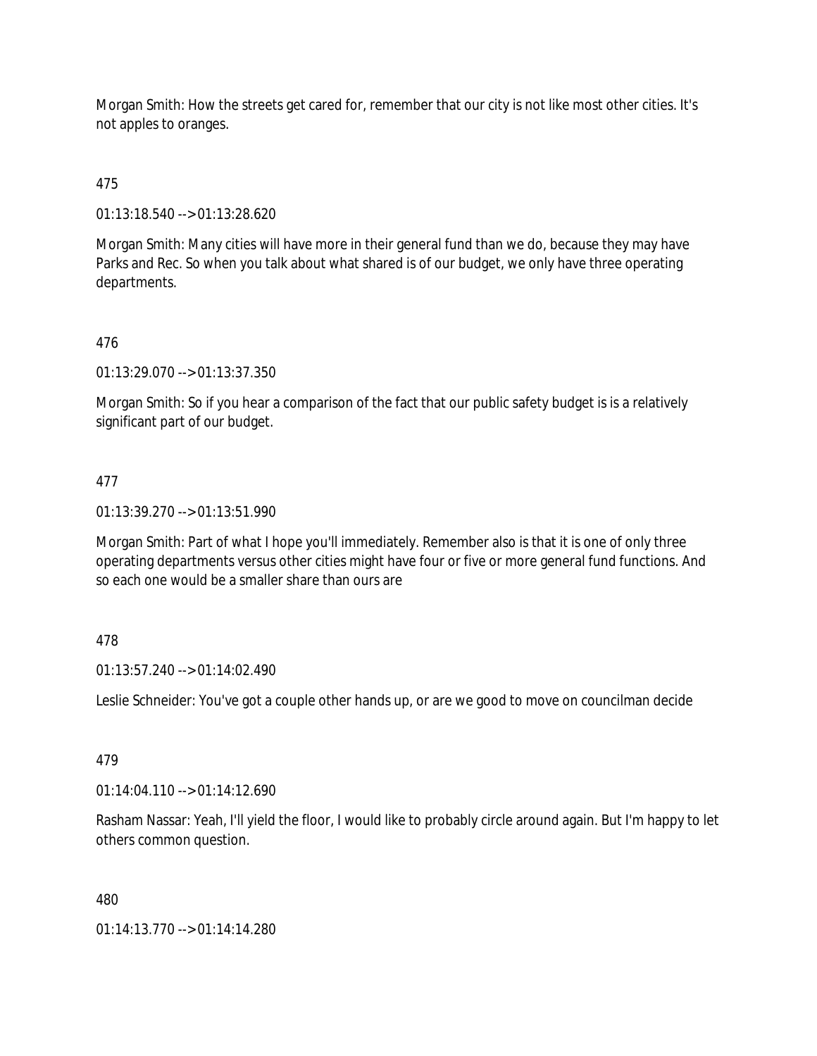Morgan Smith: How the streets get cared for, remember that our city is not like most other cities. It's not apples to oranges.

475

01:13:18.540 --> 01:13:28.620

Morgan Smith: Many cities will have more in their general fund than we do, because they may have Parks and Rec. So when you talk about what shared is of our budget, we only have three operating departments.

476

01:13:29.070 --> 01:13:37.350

Morgan Smith: So if you hear a comparison of the fact that our public safety budget is is a relatively significant part of our budget.

477

01:13:39.270 --> 01:13:51.990

Morgan Smith: Part of what I hope you'll immediately. Remember also is that it is one of only three operating departments versus other cities might have four or five or more general fund functions. And so each one would be a smaller share than ours are

478

01:13:57.240 --> 01:14:02.490

Leslie Schneider: You've got a couple other hands up, or are we good to move on councilman decide

479

01:14:04.110 --> 01:14:12.690

Rasham Nassar: Yeah, I'll yield the floor, I would like to probably circle around again. But I'm happy to let others common question.

480

01:14:13.770 --> 01:14:14.280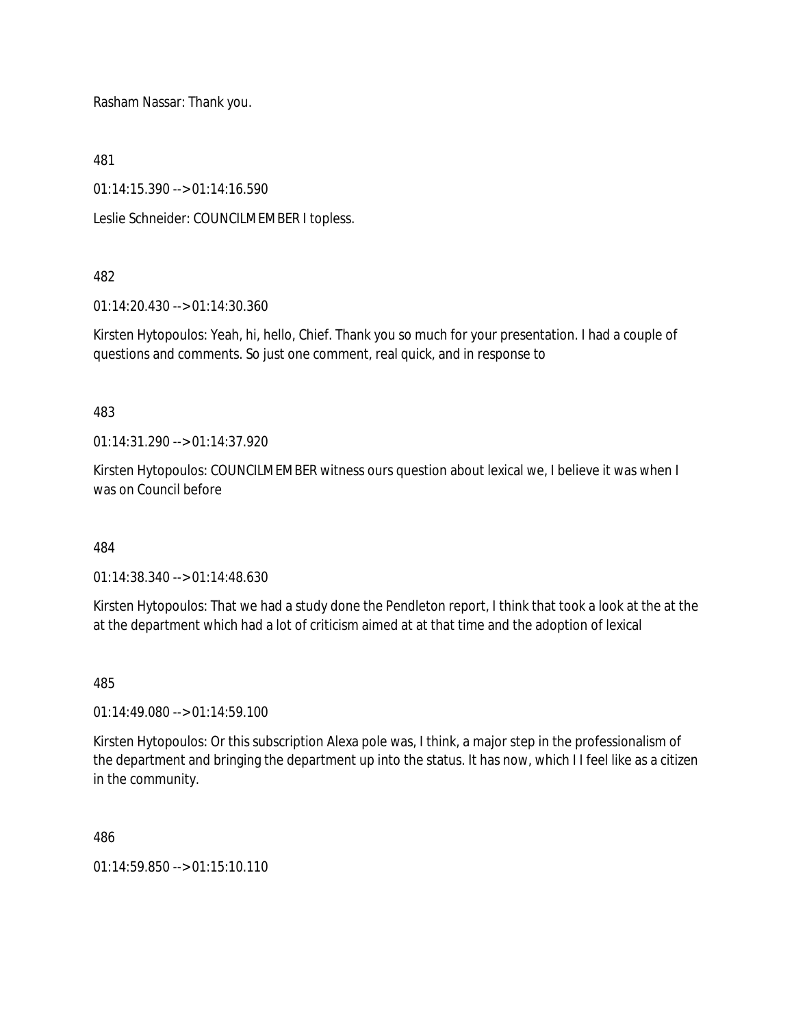Rasham Nassar: Thank you.

481

01:14:15.390 --> 01:14:16.590

Leslie Schneider: COUNCILMEMBER I topless.

482

01:14:20.430 --> 01:14:30.360

Kirsten Hytopoulos: Yeah, hi, hello, Chief. Thank you so much for your presentation. I had a couple of questions and comments. So just one comment, real quick, and in response to

483

01:14:31.290 --> 01:14:37.920

Kirsten Hytopoulos: COUNCILMEMBER witness ours question about lexical we, I believe it was when I was on Council before

484

01:14:38.340 --> 01:14:48.630

Kirsten Hytopoulos: That we had a study done the Pendleton report, I think that took a look at the at the at the department which had a lot of criticism aimed at at that time and the adoption of lexical

485

01:14:49.080 --> 01:14:59.100

Kirsten Hytopoulos: Or this subscription Alexa pole was, I think, a major step in the professionalism of the department and bringing the department up into the status. It has now, which I I feel like as a citizen in the community.

486

01:14:59.850 --> 01:15:10.110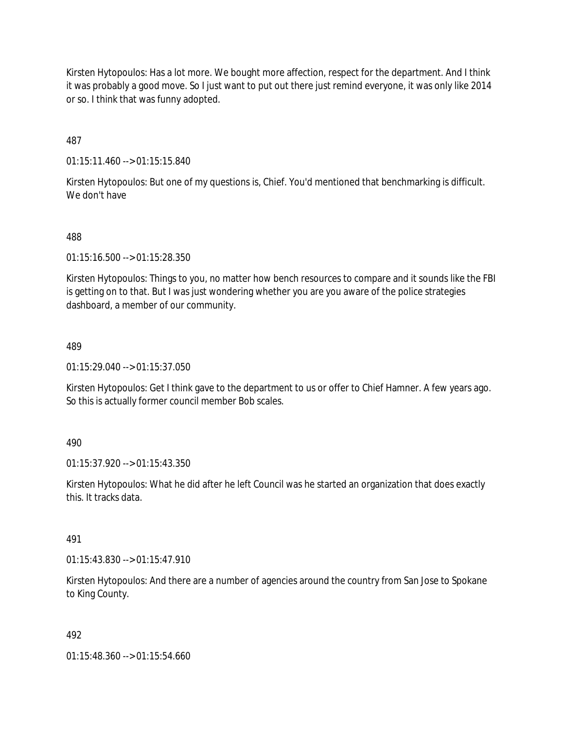Kirsten Hytopoulos: Has a lot more. We bought more affection, respect for the department. And I think it was probably a good move. So I just want to put out there just remind everyone, it was only like 2014 or so. I think that was funny adopted.

487

01:15:11.460 --> 01:15:15.840

Kirsten Hytopoulos: But one of my questions is, Chief. You'd mentioned that benchmarking is difficult. We don't have

488

01:15:16.500 --> 01:15:28.350

Kirsten Hytopoulos: Things to you, no matter how bench resources to compare and it sounds like the FBI is getting on to that. But I was just wondering whether you are you aware of the police strategies dashboard, a member of our community.

489

01:15:29.040 --> 01:15:37.050

Kirsten Hytopoulos: Get I think gave to the department to us or offer to Chief Hamner. A few years ago. So this is actually former council member Bob scales.

490

01:15:37.920 --> 01:15:43.350

Kirsten Hytopoulos: What he did after he left Council was he started an organization that does exactly this. It tracks data.

491

01:15:43.830 --> 01:15:47.910

Kirsten Hytopoulos: And there are a number of agencies around the country from San Jose to Spokane to King County.

492

01:15:48.360 --> 01:15:54.660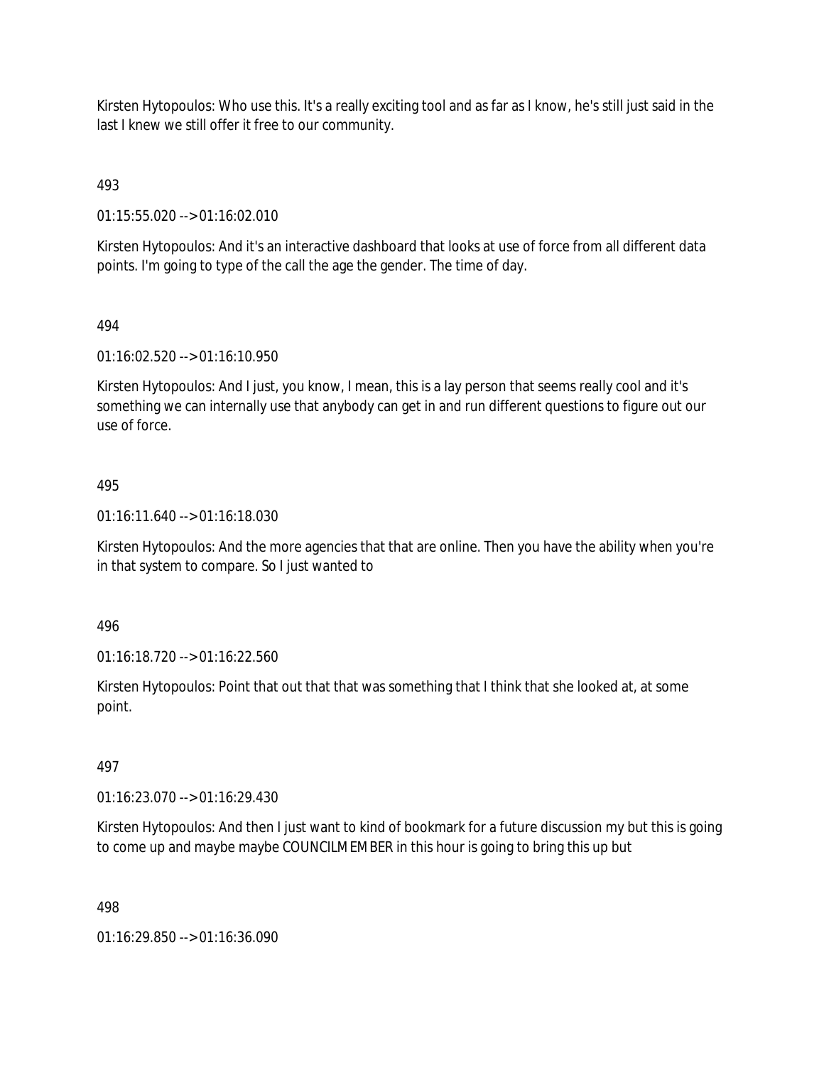Kirsten Hytopoulos: Who use this. It's a really exciting tool and as far as I know, he's still just said in the last I knew we still offer it free to our community.

493

01:15:55.020 --> 01:16:02.010

Kirsten Hytopoulos: And it's an interactive dashboard that looks at use of force from all different data points. I'm going to type of the call the age the gender. The time of day.

494

01:16:02.520 --> 01:16:10.950

Kirsten Hytopoulos: And I just, you know, I mean, this is a lay person that seems really cool and it's something we can internally use that anybody can get in and run different questions to figure out our use of force.

495

01:16:11.640 --> 01:16:18.030

Kirsten Hytopoulos: And the more agencies that that are online. Then you have the ability when you're in that system to compare. So I just wanted to

496

01:16:18.720 --> 01:16:22.560

Kirsten Hytopoulos: Point that out that that was something that I think that she looked at, at some point.

497

01:16:23.070 --> 01:16:29.430

Kirsten Hytopoulos: And then I just want to kind of bookmark for a future discussion my but this is going to come up and maybe maybe COUNCILMEMBER in this hour is going to bring this up but

498

01:16:29.850 --> 01:16:36.090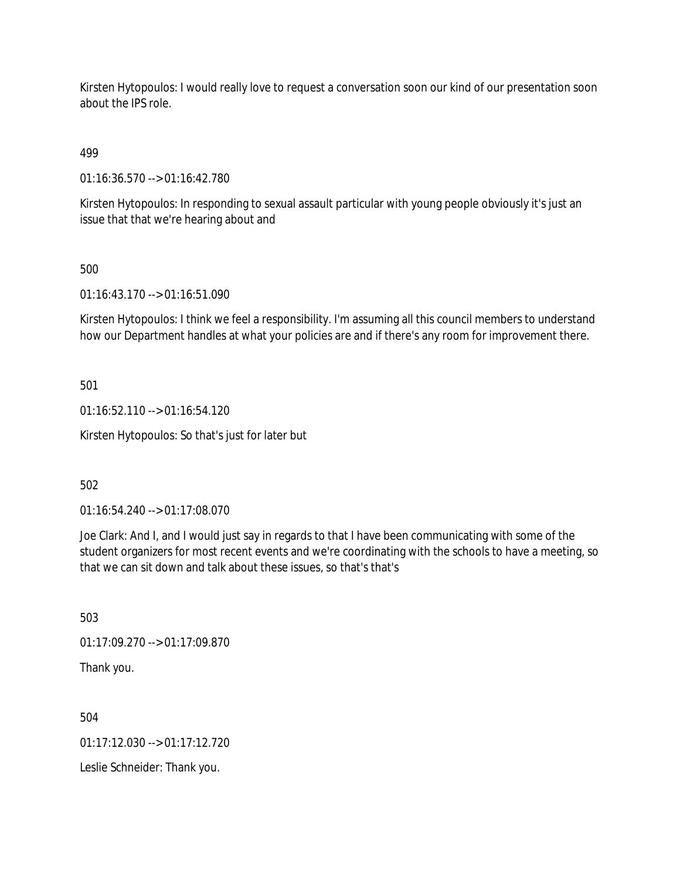Kirsten Hytopoulos: I would really love to request a conversation soon our kind of our presentation soon about the IPS role.

499

01:16:36.570 --> 01:16:42.780

Kirsten Hytopoulos: In responding to sexual assault particular with young people obviously it's just an issue that that we're hearing about and

500

01:16:43.170 --> 01:16:51.090

Kirsten Hytopoulos: I think we feel a responsibility. I'm assuming all this council members to understand how our Department handles at what your policies are and if there's any room for improvement there.

501

01:16:52.110 --> 01:16:54.120

Kirsten Hytopoulos: So that's just for later but

502

01:16:54.240 --> 01:17:08.070

Joe Clark: And I, and I would just say in regards to that I have been communicating with some of the student organizers for most recent events and we're coordinating with the schools to have a meeting, so that we can sit down and talk about these issues, so that's that's

503

01:17:09.270 --> 01:17:09.870

Thank you.

504

01:17:12.030 --> 01:17:12.720

Leslie Schneider: Thank you.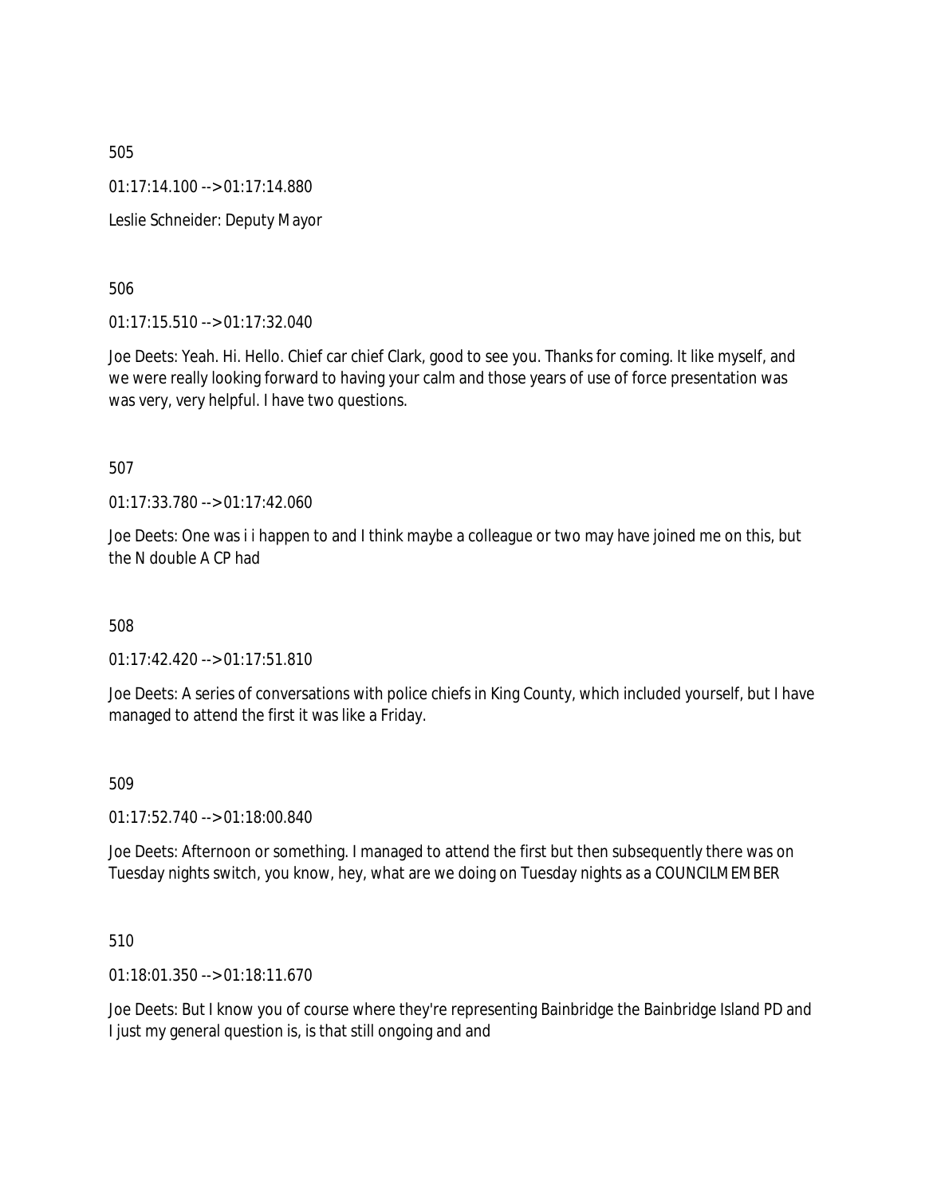505

01:17:14.100 --> 01:17:14.880

Leslie Schneider: Deputy Mayor

506

01:17:15.510 --> 01:17:32.040

Joe Deets: Yeah. Hi. Hello. Chief car chief Clark, good to see you. Thanks for coming. It like myself, and we were really looking forward to having your calm and those years of use of force presentation was was very, very helpful. I have two questions.

507

01:17:33.780 --> 01:17:42.060

Joe Deets: One was i i happen to and I think maybe a colleague or two may have joined me on this, but the N double A CP had

508

01:17:42.420 --> 01:17:51.810

Joe Deets: A series of conversations with police chiefs in King County, which included yourself, but I have managed to attend the first it was like a Friday.

509

01:17:52.740 --> 01:18:00.840

Joe Deets: Afternoon or something. I managed to attend the first but then subsequently there was on Tuesday nights switch, you know, hey, what are we doing on Tuesday nights as a COUNCILMEMBER

510

01:18:01.350 --> 01:18:11.670

Joe Deets: But I know you of course where they're representing Bainbridge the Bainbridge Island PD and I just my general question is, is that still ongoing and and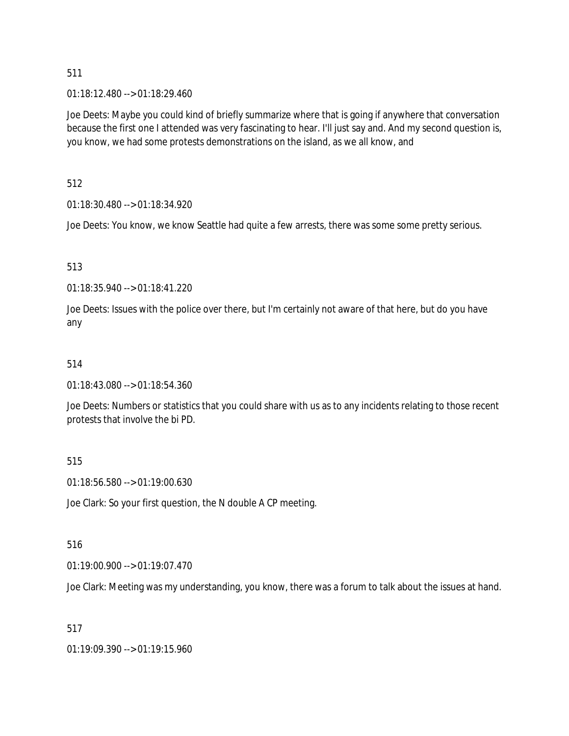511

01:18:12.480 --> 01:18:29.460

Joe Deets: Maybe you could kind of briefly summarize where that is going if anywhere that conversation because the first one I attended was very fascinating to hear. I'll just say and. And my second question is, you know, we had some protests demonstrations on the island, as we all know, and

512

01:18:30.480 --> 01:18:34.920

Joe Deets: You know, we know Seattle had quite a few arrests, there was some some pretty serious.

513

01:18:35.940 --> 01:18:41.220

Joe Deets: Issues with the police over there, but I'm certainly not aware of that here, but do you have any

514

01:18:43.080 --> 01:18:54.360

Joe Deets: Numbers or statistics that you could share with us as to any incidents relating to those recent protests that involve the bi PD.

515

01:18:56.580 --> 01:19:00.630

Joe Clark: So your first question, the N double A CP meeting.

516

01:19:00.900 --> 01:19:07.470

Joe Clark: Meeting was my understanding, you know, there was a forum to talk about the issues at hand.

517

01:19:09.390 --> 01:19:15.960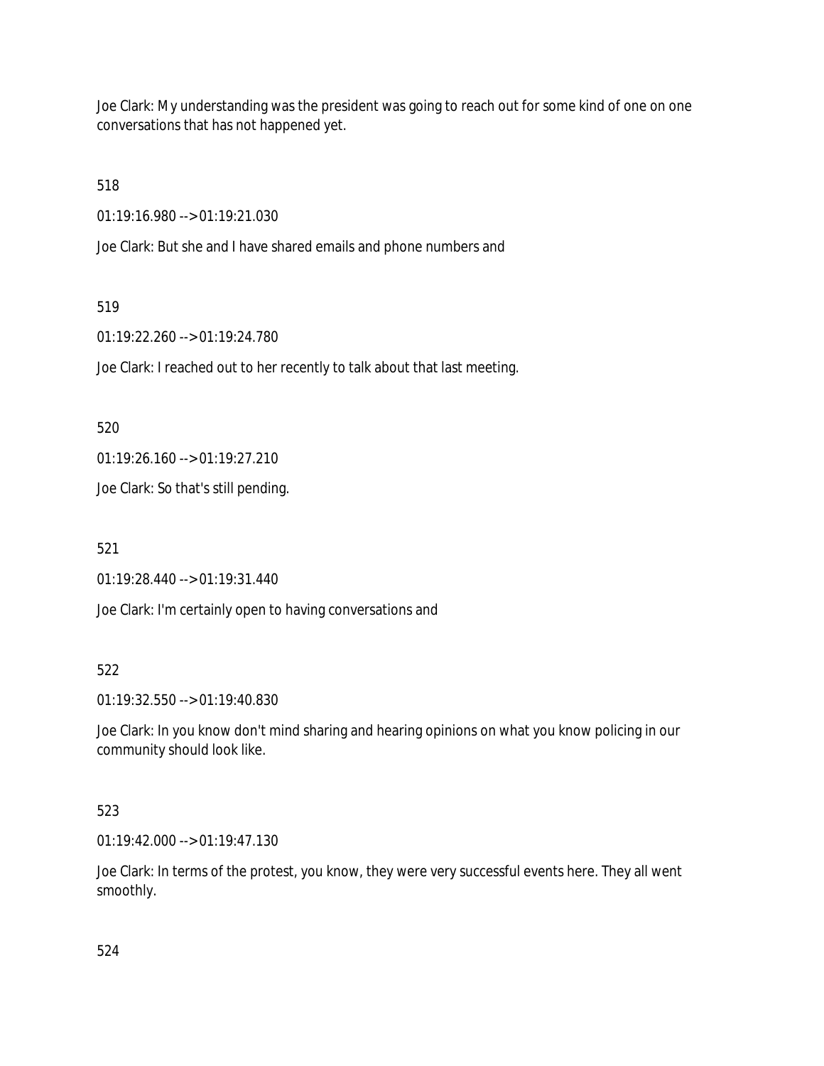Joe Clark: My understanding was the president was going to reach out for some kind of one on one conversations that has not happened yet.

518

01:19:16.980 --> 01:19:21.030

Joe Clark: But she and I have shared emails and phone numbers and

519

01:19:22.260 --> 01:19:24.780

Joe Clark: I reached out to her recently to talk about that last meeting.

520

01:19:26.160 --> 01:19:27.210

Joe Clark: So that's still pending.

521

01:19:28.440 --> 01:19:31.440

Joe Clark: I'm certainly open to having conversations and

522

01:19:32.550 --> 01:19:40.830

Joe Clark: In you know don't mind sharing and hearing opinions on what you know policing in our community should look like.

523

01:19:42.000 --> 01:19:47.130

Joe Clark: In terms of the protest, you know, they were very successful events here. They all went smoothly.

524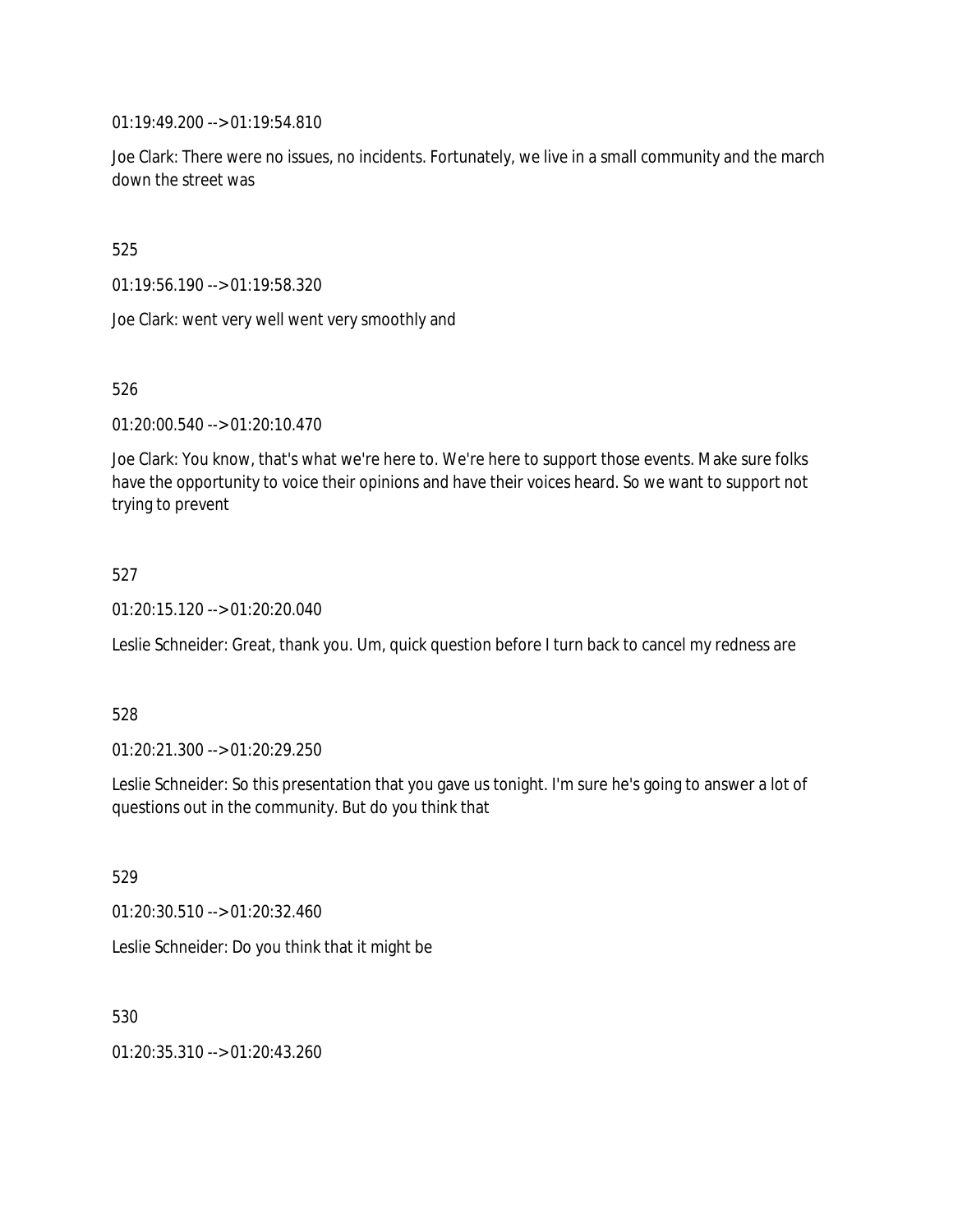01:19:49.200 --> 01:19:54.810

Joe Clark: There were no issues, no incidents. Fortunately, we live in a small community and the march down the street was

525

01:19:56.190 --> 01:19:58.320

Joe Clark: went very well went very smoothly and

526

01:20:00.540 --> 01:20:10.470

Joe Clark: You know, that's what we're here to. We're here to support those events. Make sure folks have the opportunity to voice their opinions and have their voices heard. So we want to support not trying to prevent

527

01:20:15.120 --> 01:20:20.040

Leslie Schneider: Great, thank you. Um, quick question before I turn back to cancel my redness are

528

01:20:21.300 --> 01:20:29.250

Leslie Schneider: So this presentation that you gave us tonight. I'm sure he's going to answer a lot of questions out in the community. But do you think that

529

01:20:30.510 --> 01:20:32.460

Leslie Schneider: Do you think that it might be

530

01:20:35.310 --> 01:20:43.260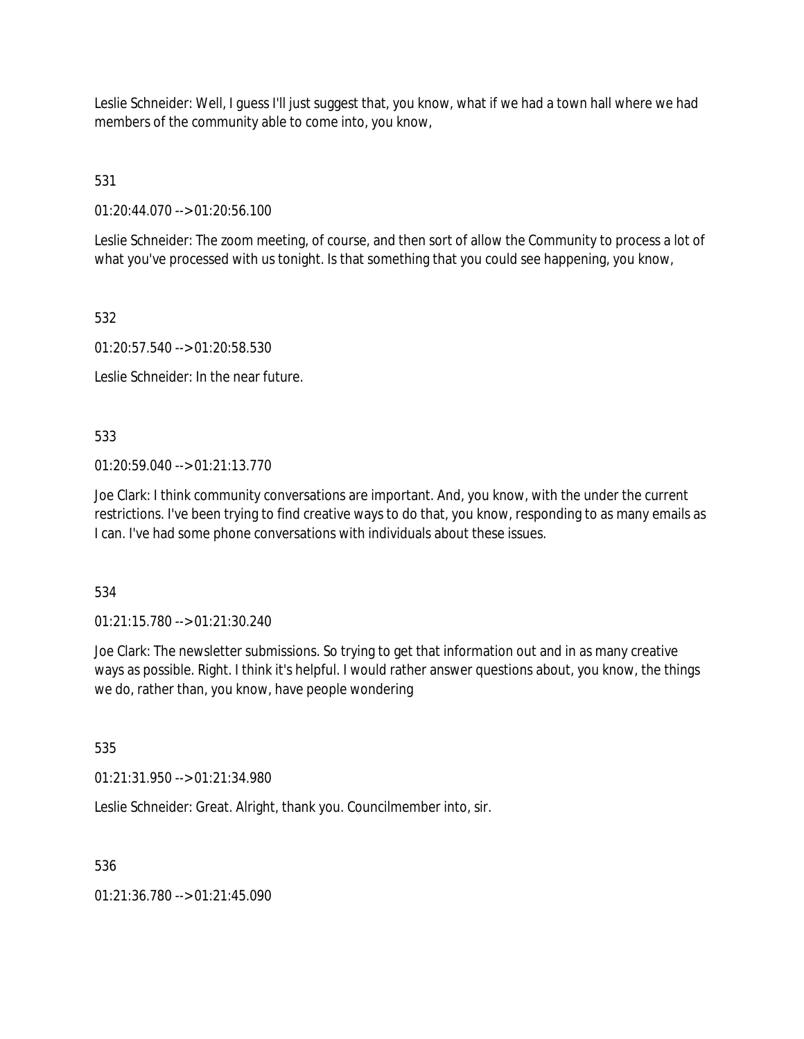Leslie Schneider: Well, I guess I'll just suggest that, you know, what if we had a town hall where we had members of the community able to come into, you know,

531

01:20:44.070 --> 01:20:56.100

Leslie Schneider: The zoom meeting, of course, and then sort of allow the Community to process a lot of what you've processed with us tonight. Is that something that you could see happening, you know,

532

01:20:57.540 --> 01:20:58.530

Leslie Schneider: In the near future.

533

01:20:59.040 --> 01:21:13.770

Joe Clark: I think community conversations are important. And, you know, with the under the current restrictions. I've been trying to find creative ways to do that, you know, responding to as many emails as I can. I've had some phone conversations with individuals about these issues.

534

01:21:15.780 --> 01:21:30.240

Joe Clark: The newsletter submissions. So trying to get that information out and in as many creative ways as possible. Right. I think it's helpful. I would rather answer questions about, you know, the things we do, rather than, you know, have people wondering

535

01:21:31.950 --> 01:21:34.980

Leslie Schneider: Great. Alright, thank you. Councilmember into, sir.

536

01:21:36.780 --> 01:21:45.090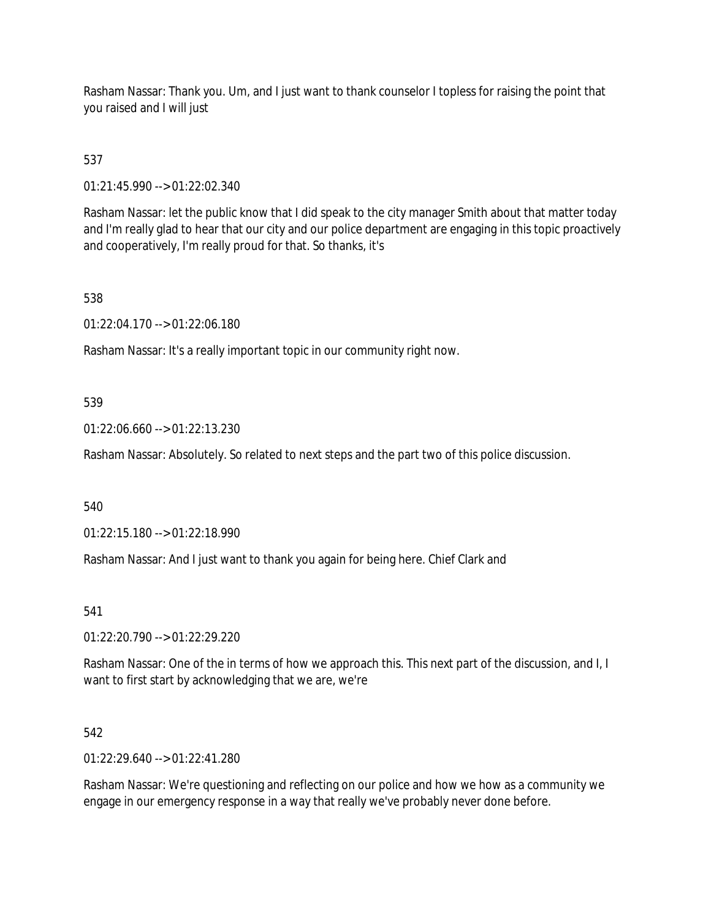Rasham Nassar: Thank you. Um, and I just want to thank counselor I topless for raising the point that you raised and I will just

537

01:21:45.990 --> 01:22:02.340

Rasham Nassar: let the public know that I did speak to the city manager Smith about that matter today and I'm really glad to hear that our city and our police department are engaging in this topic proactively and cooperatively, I'm really proud for that. So thanks, it's

538

01:22:04.170 --> 01:22:06.180

Rasham Nassar: It's a really important topic in our community right now.

539

01:22:06.660 --> 01:22:13.230

Rasham Nassar: Absolutely. So related to next steps and the part two of this police discussion.

540

01:22:15.180 --> 01:22:18.990

Rasham Nassar: And I just want to thank you again for being here. Chief Clark and

541

01:22:20.790 --> 01:22:29.220

Rasham Nassar: One of the in terms of how we approach this. This next part of the discussion, and I, I want to first start by acknowledging that we are, we're

542

01:22:29.640 --> 01:22:41.280

Rasham Nassar: We're questioning and reflecting on our police and how we how as a community we engage in our emergency response in a way that really we've probably never done before.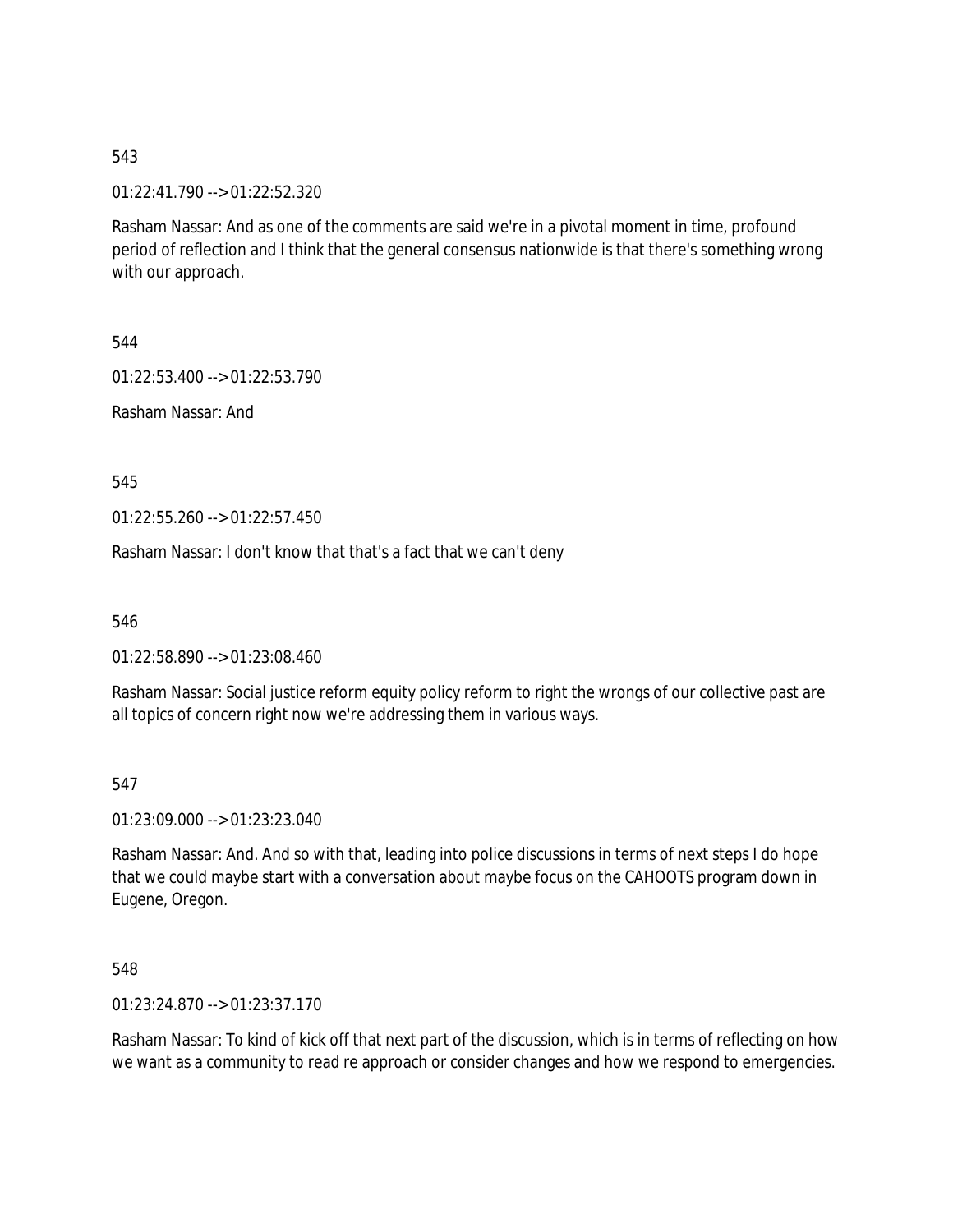543

01:22:41.790 --> 01:22:52.320

Rasham Nassar: And as one of the comments are said we're in a pivotal moment in time, profound period of reflection and I think that the general consensus nationwide is that there's something wrong with our approach.

544

01:22:53.400 --> 01:22:53.790

Rasham Nassar: And

545

01:22:55.260 --> 01:22:57.450

Rasham Nassar: I don't know that that's a fact that we can't deny

546

01:22:58.890 --> 01:23:08.460

Rasham Nassar: Social justice reform equity policy reform to right the wrongs of our collective past are all topics of concern right now we're addressing them in various ways.

547

01:23:09.000 --> 01:23:23.040

Rasham Nassar: And. And so with that, leading into police discussions in terms of next steps I do hope that we could maybe start with a conversation about maybe focus on the CAHOOTS program down in Eugene, Oregon.

548

01:23:24.870 --> 01:23:37.170

Rasham Nassar: To kind of kick off that next part of the discussion, which is in terms of reflecting on how we want as a community to read re approach or consider changes and how we respond to emergencies.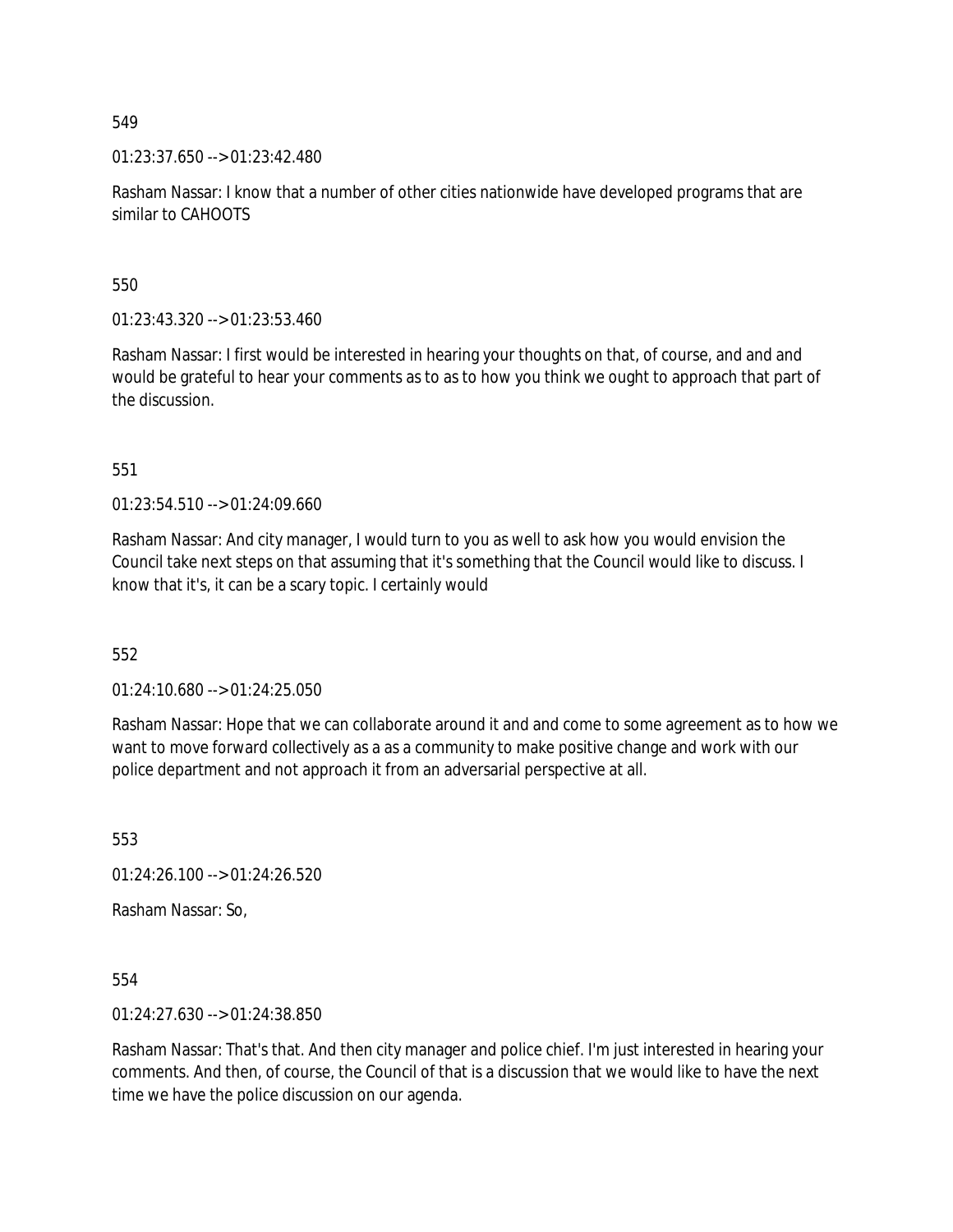549

01:23:37.650 --> 01:23:42.480

Rasham Nassar: I know that a number of other cities nationwide have developed programs that are similar to CAHOOTS

550

01:23:43.320 --> 01:23:53.460

Rasham Nassar: I first would be interested in hearing your thoughts on that, of course, and and and would be grateful to hear your comments as to as to how you think we ought to approach that part of the discussion.

551

01:23:54.510 --> 01:24:09.660

Rasham Nassar: And city manager, I would turn to you as well to ask how you would envision the Council take next steps on that assuming that it's something that the Council would like to discuss. I know that it's, it can be a scary topic. I certainly would

552

01:24:10.680 --> 01:24:25.050

Rasham Nassar: Hope that we can collaborate around it and and come to some agreement as to how we want to move forward collectively as a a as a community to make positive change and work with our police department and not approach it from an adversarial perspective at all.

553

01:24:26.100 --> 01:24:26.520

Rasham Nassar: So,

554

01:24:27.630 --> 01:24:38.850

Rasham Nassar: That's that. And then city manager and police chief. I'm just interested in hearing your comments. And then, of course, the Council of that is a discussion that we would like to have the next time we have the police discussion on our agenda.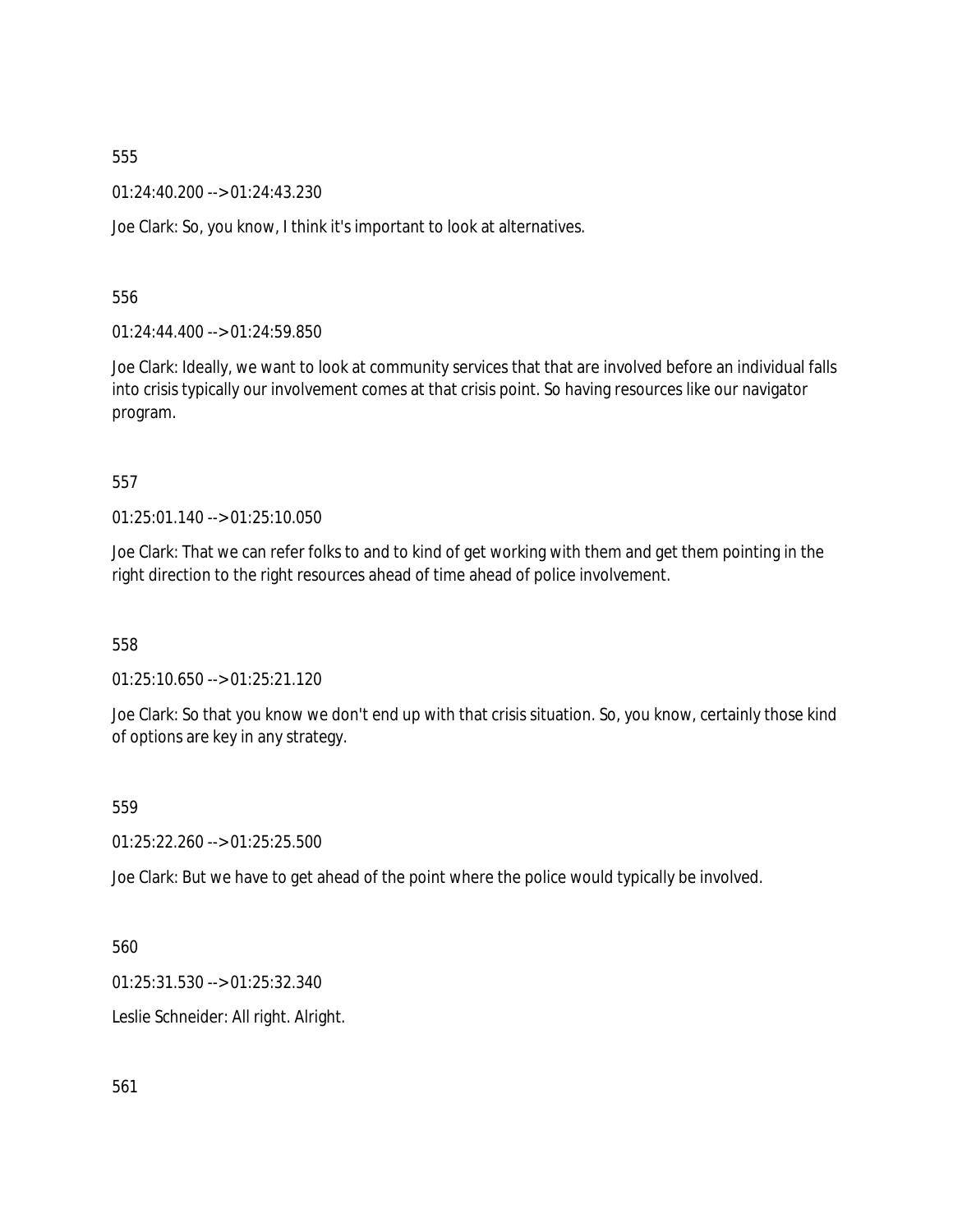555

01:24:40.200 --> 01:24:43.230

Joe Clark: So, you know, I think it's important to look at alternatives.

556

01:24:44.400 --> 01:24:59.850

Joe Clark: Ideally, we want to look at community services that that are involved before an individual falls into crisis typically our involvement comes at that crisis point. So having resources like our navigator program.

557

01:25:01.140 --> 01:25:10.050

Joe Clark: That we can refer folks to and to kind of get working with them and get them pointing in the right direction to the right resources ahead of time ahead of police involvement.

558

01:25:10.650 --> 01:25:21.120

Joe Clark: So that you know we don't end up with that crisis situation. So, you know, certainly those kind of options are key in any strategy.

559

01:25:22.260 --> 01:25:25.500

Joe Clark: But we have to get ahead of the point where the police would typically be involved.

560

01:25:31.530 --> 01:25:32.340

Leslie Schneider: All right. Alright.

561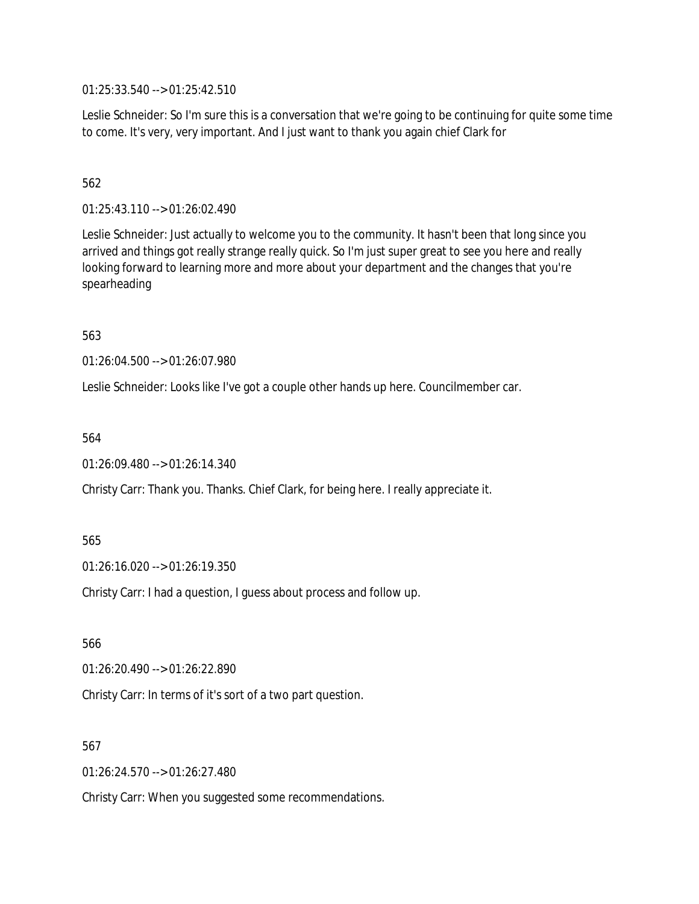01:25:33.540 --> 01:25:42.510

Leslie Schneider: So I'm sure this is a conversation that we're going to be continuing for quite some time to come. It's very, very important. And I just want to thank you again chief Clark for

562

01:25:43.110 --> 01:26:02.490

Leslie Schneider: Just actually to welcome you to the community. It hasn't been that long since you arrived and things got really strange really quick. So I'm just super great to see you here and really looking forward to learning more and more about your department and the changes that you're spearheading

563

01:26:04.500 --> 01:26:07.980

Leslie Schneider: Looks like I've got a couple other hands up here. Councilmember car.

564

01:26:09.480 --> 01:26:14.340

Christy Carr: Thank you. Thanks. Chief Clark, for being here. I really appreciate it.

565

01:26:16.020 --> 01:26:19.350

Christy Carr: I had a question, I guess about process and follow up.

566

01:26:20.490 --> 01:26:22.890

Christy Carr: In terms of it's sort of a two part question.

567

01:26:24.570 --> 01:26:27.480

Christy Carr: When you suggested some recommendations.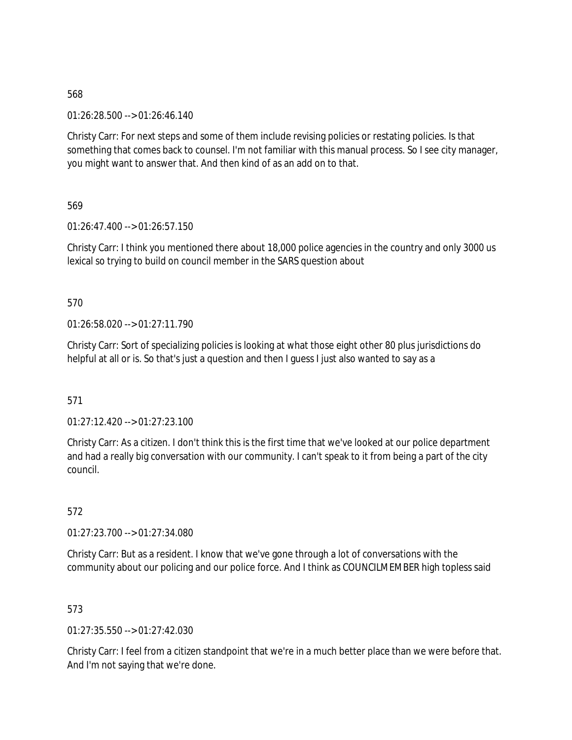568

01:26:28.500 --> 01:26:46.140

Christy Carr: For next steps and some of them include revising policies or restating policies. Is that something that comes back to counsel. I'm not familiar with this manual process. So I see city manager, you might want to answer that. And then kind of as an add on to that.

569

01:26:47.400 --> 01:26:57.150

Christy Carr: I think you mentioned there about 18,000 police agencies in the country and only 3000 us lexical so trying to build on council member in the SARS question about

570

01:26:58.020 --> 01:27:11.790

Christy Carr: Sort of specializing policies is looking at what those eight other 80 plus jurisdictions do helpful at all or is. So that's just a question and then I guess I just also wanted to say as a

571

01:27:12.420 --> 01:27:23.100

Christy Carr: As a citizen. I don't think this is the first time that we've looked at our police department and had a really big conversation with our community. I can't speak to it from being a part of the city council.

572

01:27:23.700 --> 01:27:34.080

Christy Carr: But as a resident. I know that we've gone through a lot of conversations with the community about our policing and our police force. And I think as COUNCILMEMBER high topless said

573

01:27:35.550 --> 01:27:42.030

Christy Carr: I feel from a citizen standpoint that we're in a much better place than we were before that. And I'm not saying that we're done.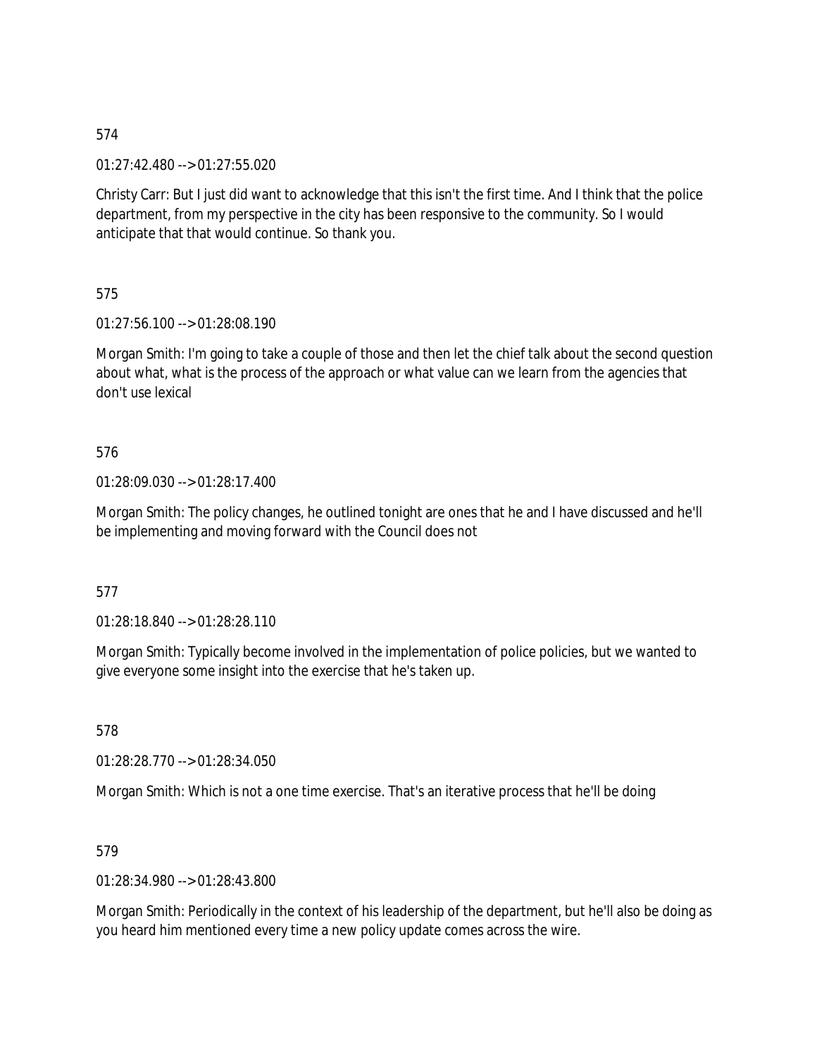574

01:27:42.480 --> 01:27:55.020

Christy Carr: But I just did want to acknowledge that this isn't the first time. And I think that the police department, from my perspective in the city has been responsive to the community. So I would anticipate that that would continue. So thank you.

575

01:27:56.100 --> 01:28:08.190

Morgan Smith: I'm going to take a couple of those and then let the chief talk about the second question about what, what is the process of the approach or what value can we learn from the agencies that don't use lexical

576

01:28:09.030 --> 01:28:17.400

Morgan Smith: The policy changes, he outlined tonight are ones that he and I have discussed and he'll be implementing and moving forward with the Council does not

577

01:28:18.840 --> 01:28:28.110

Morgan Smith: Typically become involved in the implementation of police policies, but we wanted to give everyone some insight into the exercise that he's taken up.

578

01:28:28.770 --> 01:28:34.050

Morgan Smith: Which is not a one time exercise. That's an iterative process that he'll be doing

579

01:28:34.980 --> 01:28:43.800

Morgan Smith: Periodically in the context of his leadership of the department, but he'll also be doing as you heard him mentioned every time a new policy update comes across the wire.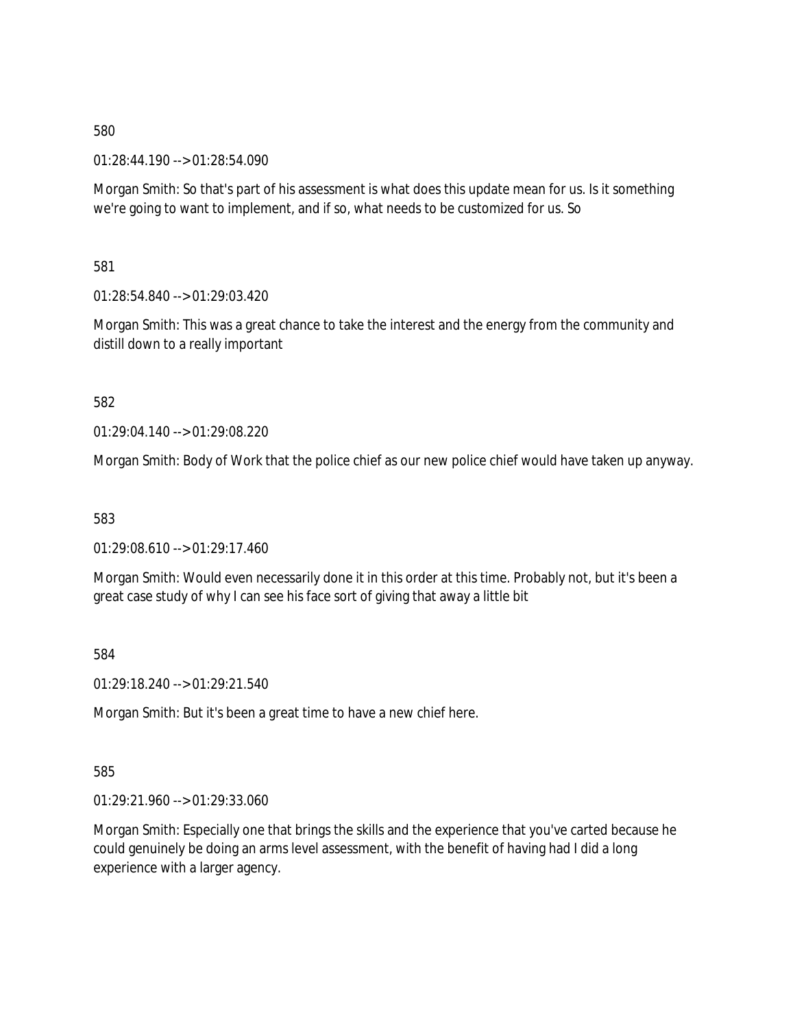580

01:28:44.190 --> 01:28:54.090

Morgan Smith: So that's part of his assessment is what does this update mean for us. Is it something we're going to want to implement, and if so, what needs to be customized for us. So

581

01:28:54.840 --> 01:29:03.420

Morgan Smith: This was a great chance to take the interest and the energy from the community and distill down to a really important

582

01:29:04.140 --> 01:29:08.220

Morgan Smith: Body of Work that the police chief as our new police chief would have taken up anyway.

583

01:29:08.610 --> 01:29:17.460

Morgan Smith: Would even necessarily done it in this order at this time. Probably not, but it's been a great case study of why I can see his face sort of giving that away a little bit

584

01:29:18.240 --> 01:29:21.540

Morgan Smith: But it's been a great time to have a new chief here.

585

01:29:21.960 --> 01:29:33.060

Morgan Smith: Especially one that brings the skills and the experience that you've carted because he could genuinely be doing an arms level assessment, with the benefit of having had I did a long experience with a larger agency.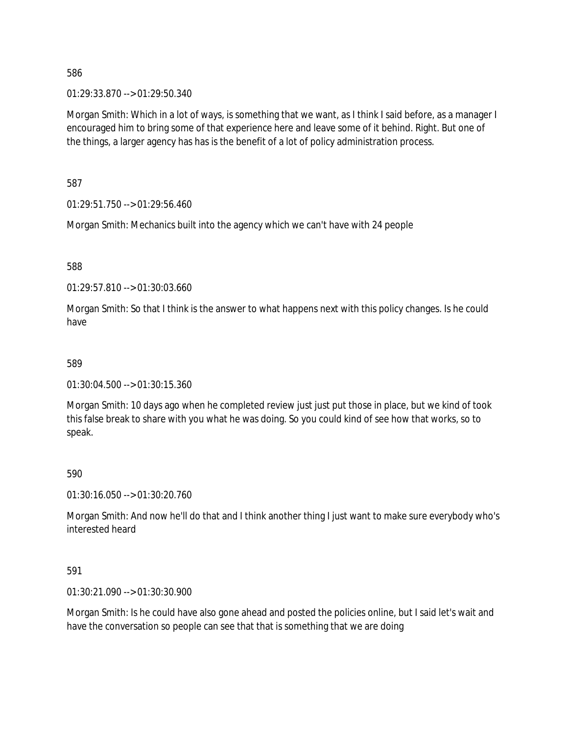586

01:29:33.870 --> 01:29:50.340

Morgan Smith: Which in a lot of ways, is something that we want, as I think I said before, as a manager I encouraged him to bring some of that experience here and leave some of it behind. Right. But one of the things, a larger agency has has is the benefit of a lot of policy administration process.

587

01:29:51.750 --> 01:29:56.460

Morgan Smith: Mechanics built into the agency which we can't have with 24 people

588

01:29:57.810 --> 01:30:03.660

Morgan Smith: So that I think is the answer to what happens next with this policy changes. Is he could have

589

01:30:04.500 --> 01:30:15.360

Morgan Smith: 10 days ago when he completed review just just put those in place, but we kind of took this false break to share with you what he was doing. So you could kind of see how that works, so to speak.

590

01:30:16.050 --> 01:30:20.760

Morgan Smith: And now he'll do that and I think another thing I just want to make sure everybody who's interested heard

591

01:30:21.090 --> 01:30:30.900

Morgan Smith: Is he could have also gone ahead and posted the policies online, but I said let's wait and have the conversation so people can see that that is something that we are doing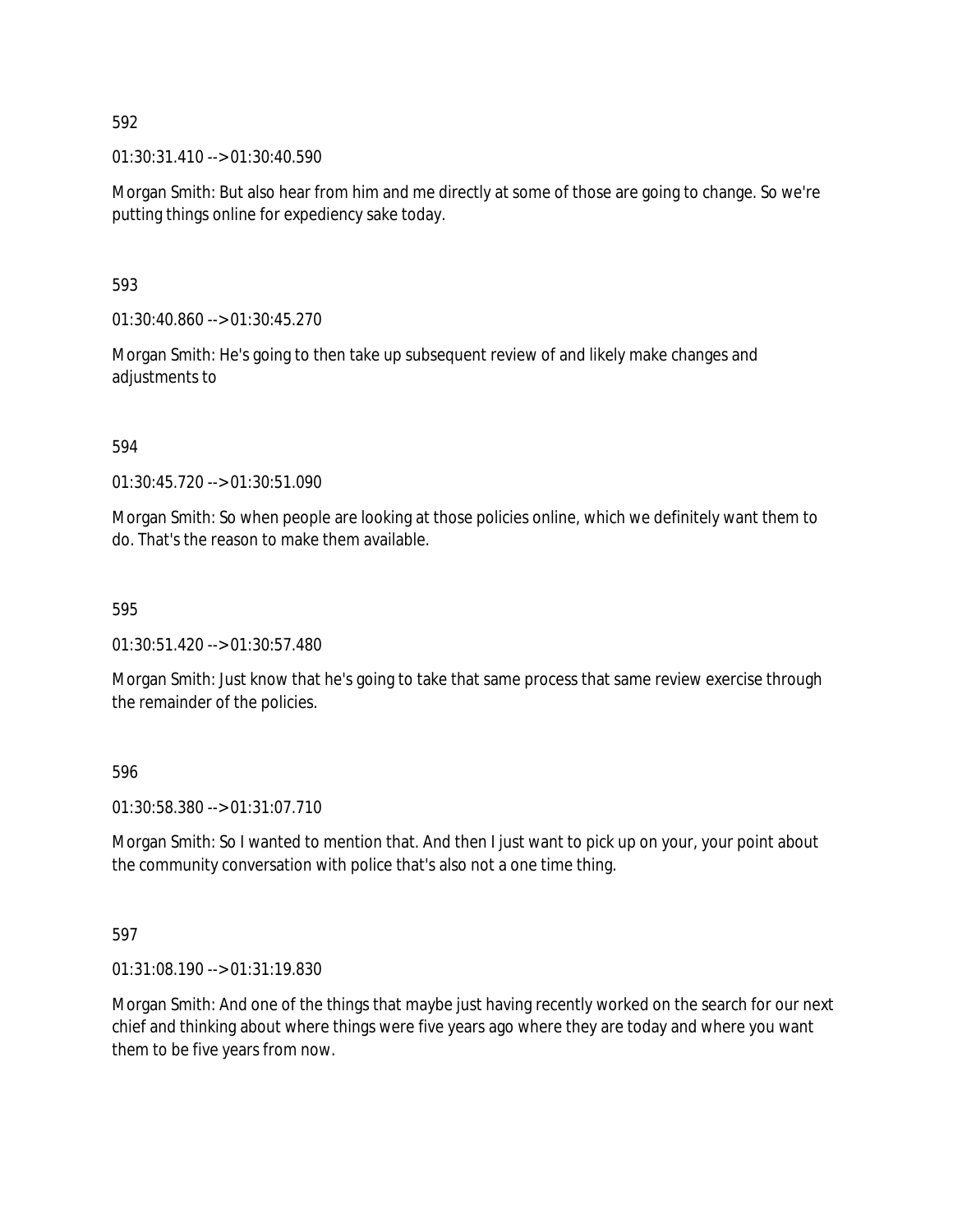592

01:30:31.410 --> 01:30:40.590

Morgan Smith: But also hear from him and me directly at some of those are going to change. So we're putting things online for expediency sake today.

593

01:30:40.860 --> 01:30:45.270

Morgan Smith: He's going to then take up subsequent review of and likely make changes and adjustments to

594

01:30:45.720 --> 01:30:51.090

Morgan Smith: So when people are looking at those policies online, which we definitely want them to do. That's the reason to make them available.

595

01:30:51.420 --> 01:30:57.480

Morgan Smith: Just know that he's going to take that same process that same review exercise through the remainder of the policies.

596

01:30:58.380 --> 01:31:07.710

Morgan Smith: So I wanted to mention that. And then I just want to pick up on your, your point about the community conversation with police that's also not a one time thing.

597

01:31:08.190 --> 01:31:19.830

Morgan Smith: And one of the things that maybe just having recently worked on the search for our next chief and thinking about where things were five years ago where they are today and where you want them to be five years from now.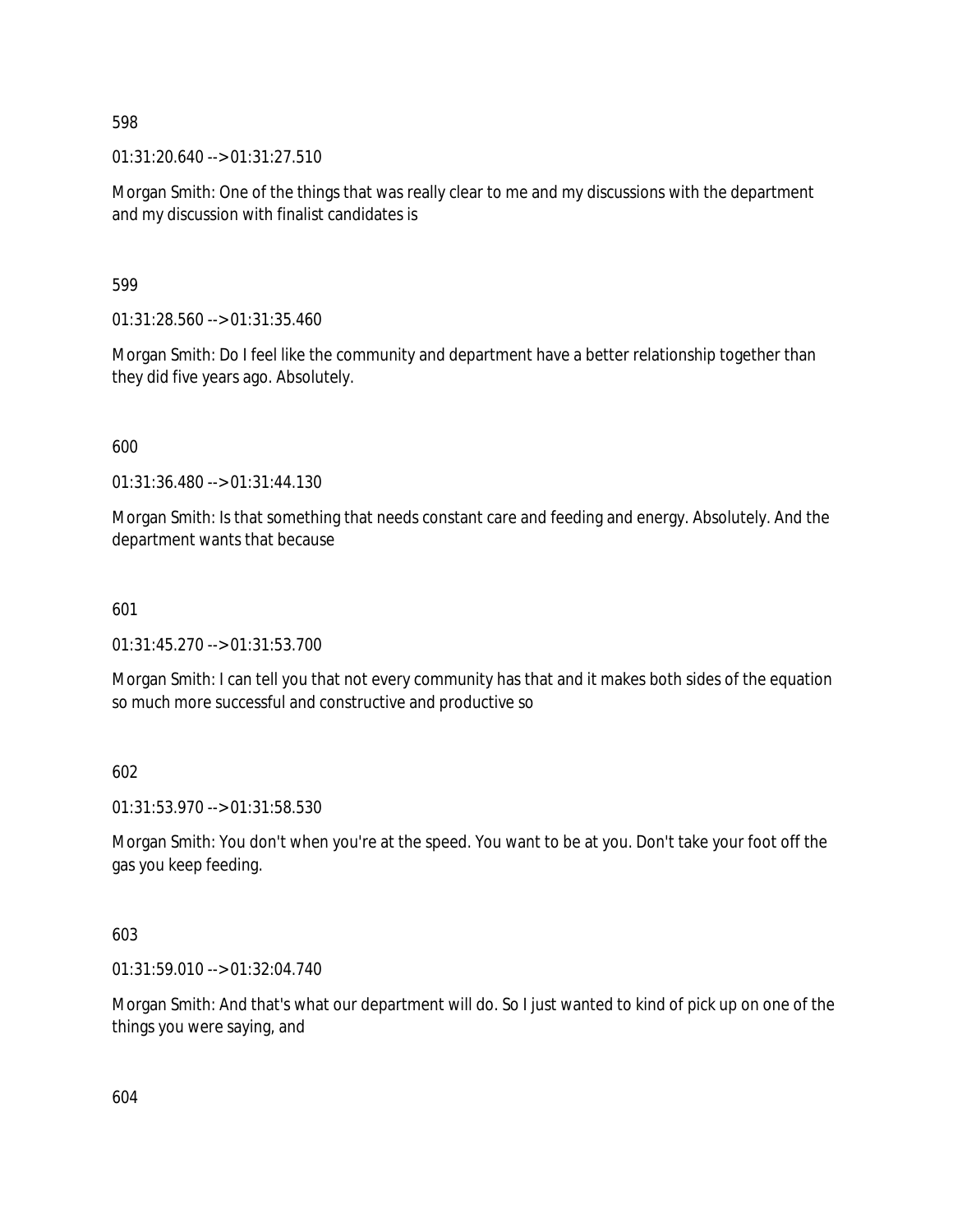598

01:31:20.640 --> 01:31:27.510

Morgan Smith: One of the things that was really clear to me and my discussions with the department and my discussion with finalist candidates is

599

01:31:28.560 --> 01:31:35.460

Morgan Smith: Do I feel like the community and department have a better relationship together than they did five years ago. Absolutely.

600

01:31:36.480 --> 01:31:44.130

Morgan Smith: Is that something that needs constant care and feeding and energy. Absolutely. And the department wants that because

601

01:31:45.270 --> 01:31:53.700

Morgan Smith: I can tell you that not every community has that and it makes both sides of the equation so much more successful and constructive and productive so

602

01:31:53.970 --> 01:31:58.530

Morgan Smith: You don't when you're at the speed. You want to be at you. Don't take your foot off the gas you keep feeding.

603

01:31:59.010 --> 01:32:04.740

Morgan Smith: And that's what our department will do. So I just wanted to kind of pick up on one of the things you were saying, and

604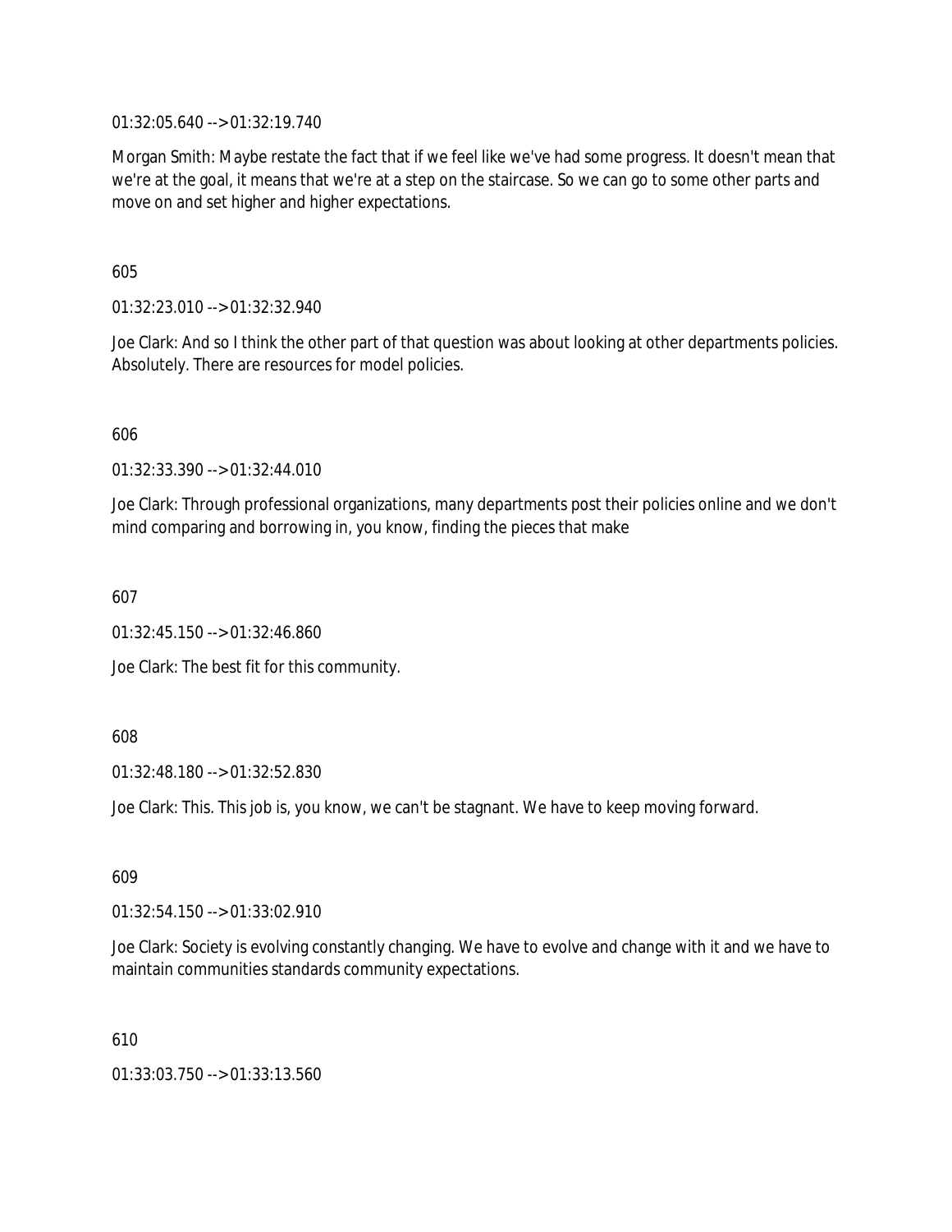01:32:05.640 --> 01:32:19.740

Morgan Smith: Maybe restate the fact that if we feel like we've had some progress. It doesn't mean that we're at the goal, it means that we're at a step on the staircase. So we can go to some other parts and move on and set higher and higher expectations.

605

01:32:23.010 --> 01:32:32.940

Joe Clark: And so I think the other part of that question was about looking at other departments policies. Absolutely. There are resources for model policies.

606

01:32:33.390 --> 01:32:44.010

Joe Clark: Through professional organizations, many departments post their policies online and we don't mind comparing and borrowing in, you know, finding the pieces that make

607

01:32:45.150 --> 01:32:46.860

Joe Clark: The best fit for this community.

608

01:32:48.180 --> 01:32:52.830

Joe Clark: This. This job is, you know, we can't be stagnant. We have to keep moving forward.

609

01:32:54.150 --> 01:33:02.910

Joe Clark: Society is evolving constantly changing. We have to evolve and change with it and we have to maintain communities standards community expectations.

610

01:33:03.750 --> 01:33:13.560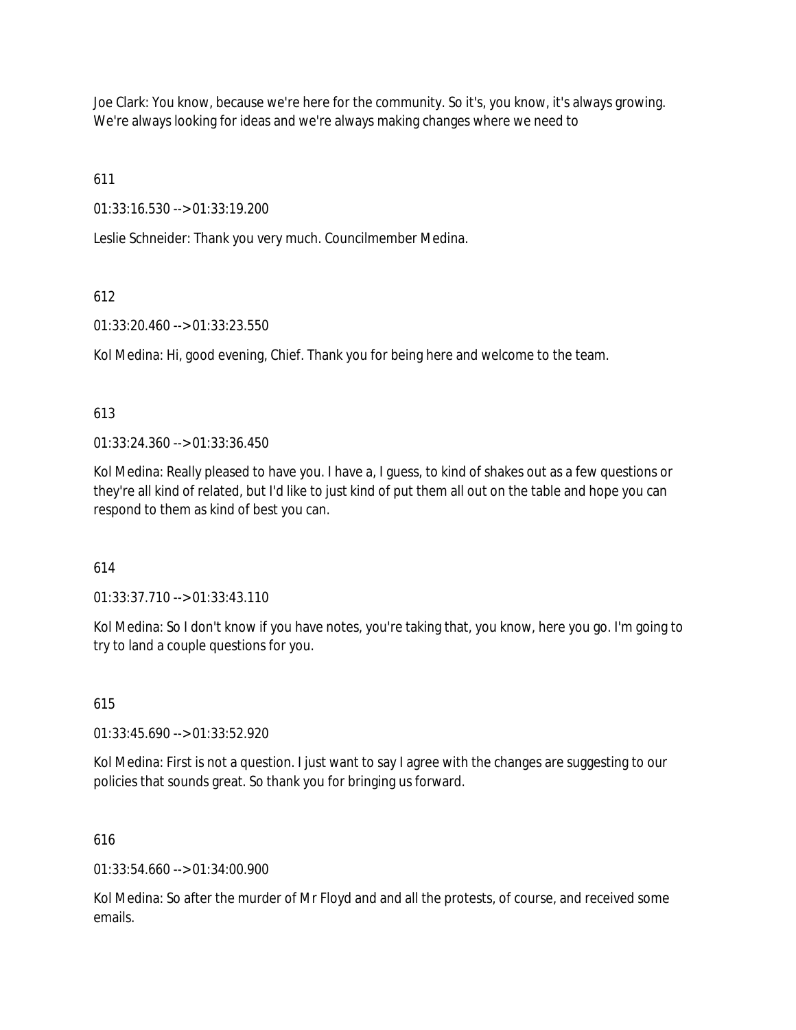Joe Clark: You know, because we're here for the community. So it's, you know, it's always growing. We're always looking for ideas and we're always making changes where we need to

611

01:33:16.530 --> 01:33:19.200

Leslie Schneider: Thank you very much. Councilmember Medina.

612

01:33:20.460 --> 01:33:23.550

Kol Medina: Hi, good evening, Chief. Thank you for being here and welcome to the team.

613

01:33:24.360 --> 01:33:36.450

Kol Medina: Really pleased to have you. I have a, I guess, to kind of shakes out as a few questions or they're all kind of related, but I'd like to just kind of put them all out on the table and hope you can respond to them as kind of best you can.

614

01:33:37.710 --> 01:33:43.110

Kol Medina: So I don't know if you have notes, you're taking that, you know, here you go. I'm going to try to land a couple questions for you.

615

01:33:45.690 --> 01:33:52.920

Kol Medina: First is not a question. I just want to say I agree with the changes are suggesting to our policies that sounds great. So thank you for bringing us forward.

616

01:33:54.660 --> 01:34:00.900

Kol Medina: So after the murder of Mr Floyd and and all the protests, of course, and received some emails.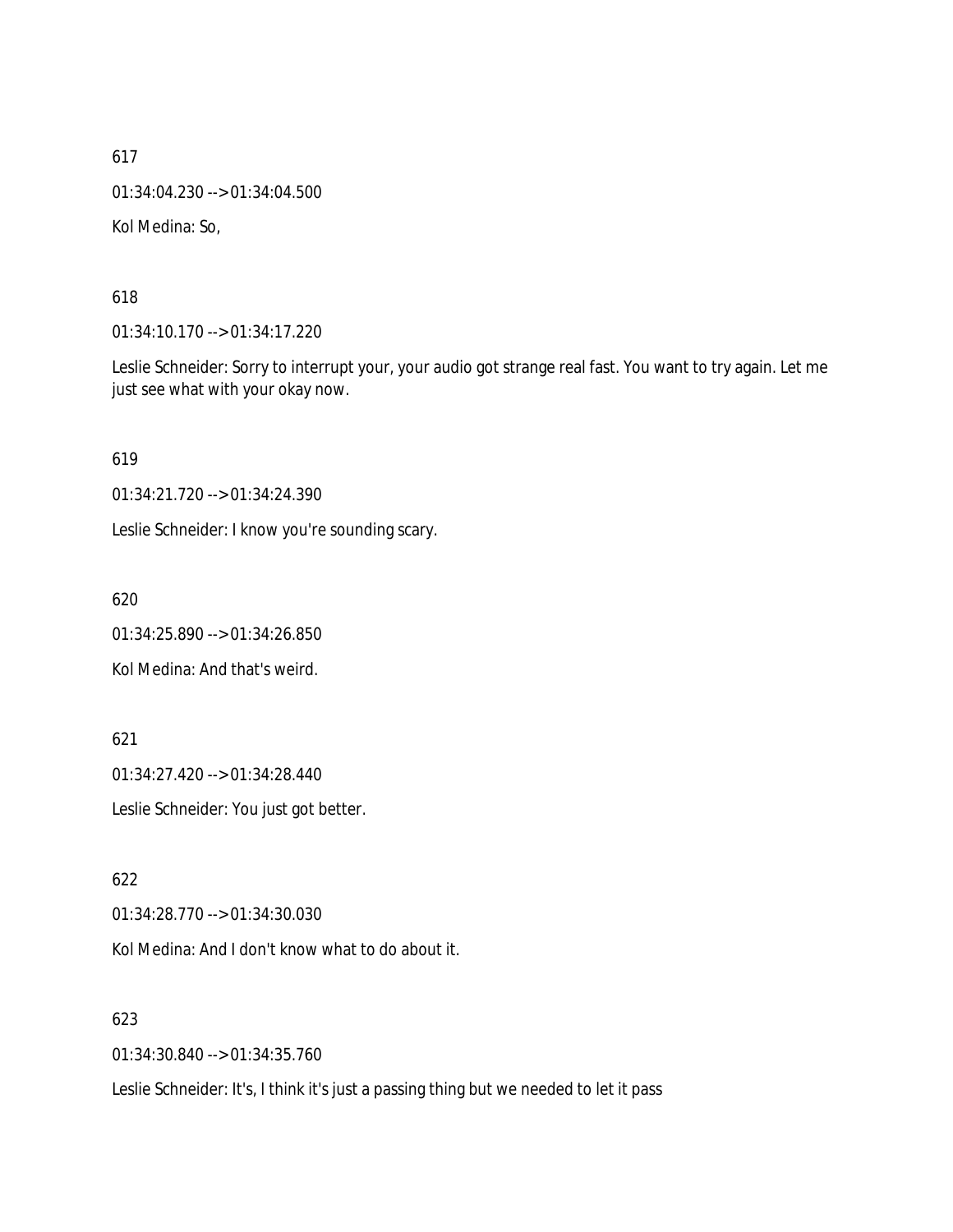617

01:34:04.230 --> 01:34:04.500

Kol Medina: So,

618

01:34:10.170 --> 01:34:17.220

Leslie Schneider: Sorry to interrupt your, your audio got strange real fast. You want to try again. Let me just see what with your okay now.

619

01:34:21.720 --> 01:34:24.390

Leslie Schneider: I know you're sounding scary.

620

01:34:25.890 --> 01:34:26.850

Kol Medina: And that's weird.

621

01:34:27.420 --> 01:34:28.440

Leslie Schneider: You just got better.

622

01:34:28.770 --> 01:34:30.030

Kol Medina: And I don't know what to do about it.

623

01:34:30.840 --> 01:34:35.760

Leslie Schneider: It's, I think it's just a passing thing but we needed to let it pass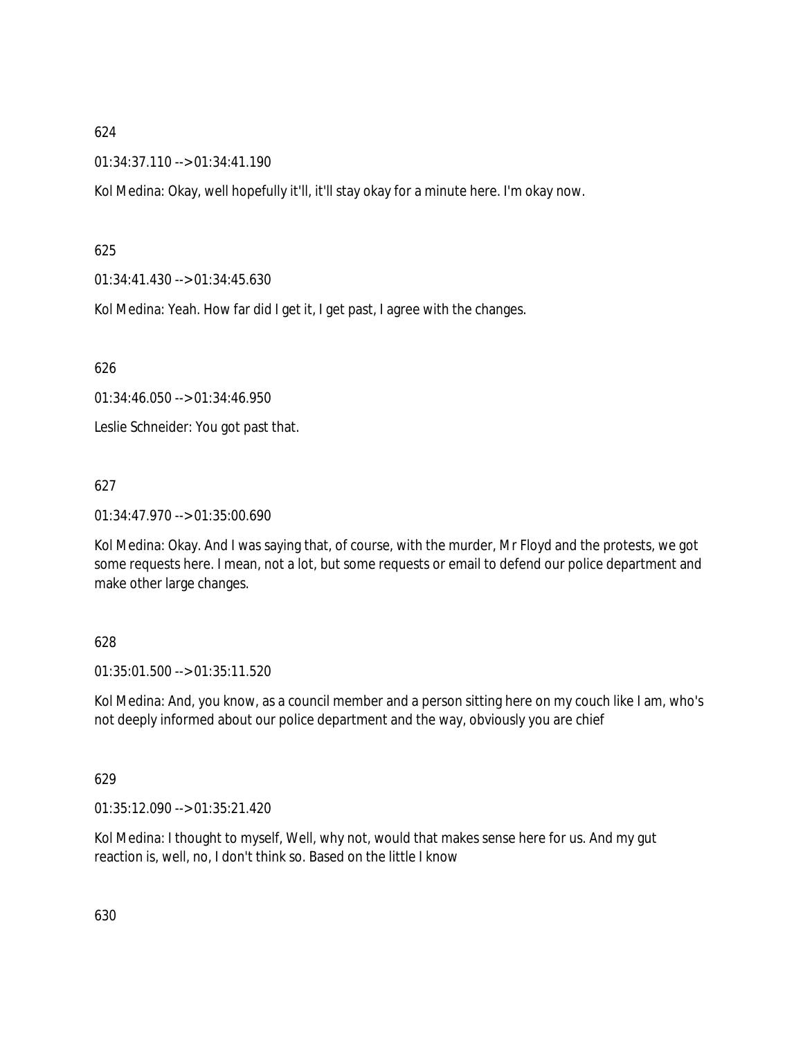624

01:34:37.110 --> 01:34:41.190

Kol Medina: Okay, well hopefully it'll, it'll stay okay for a minute here. I'm okay now.

625

01:34:41.430 --> 01:34:45.630

Kol Medina: Yeah. How far did I get it, I get past, I agree with the changes.

626

01:34:46.050 --> 01:34:46.950

Leslie Schneider: You got past that.

627

01:34:47.970 --> 01:35:00.690

Kol Medina: Okay. And I was saying that, of course, with the murder, Mr Floyd and the protests, we got some requests here. I mean, not a lot, but some requests or email to defend our police department and make other large changes.

628

01:35:01.500 --> 01:35:11.520

Kol Medina: And, you know, as a council member and a person sitting here on my couch like I am, who's not deeply informed about our police department and the way, obviously you are chief

629

01:35:12.090 --> 01:35:21.420

Kol Medina: I thought to myself, Well, why not, would that makes sense here for us. And my gut reaction is, well, no, I don't think so. Based on the little I know

630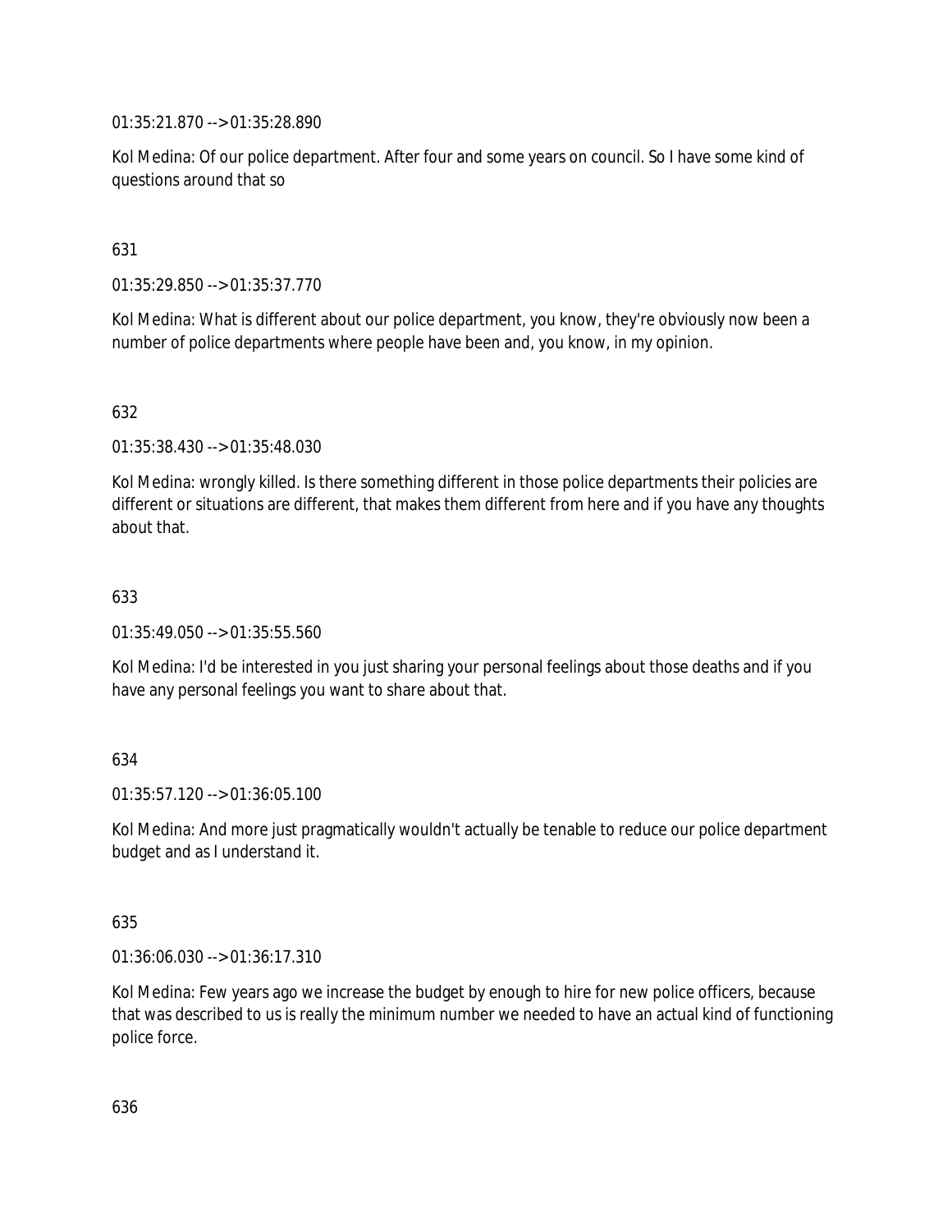01:35:21.870 --> 01:35:28.890

Kol Medina: Of our police department. After four and some years on council. So I have some kind of questions around that so

631

01:35:29.850 --> 01:35:37.770

Kol Medina: What is different about our police department, you know, they're obviously now been a number of police departments where people have been and, you know, in my opinion.

632

01:35:38.430 --> 01:35:48.030

Kol Medina: wrongly killed. Is there something different in those police departments their policies are different or situations are different, that makes them different from here and if you have any thoughts about that.

633

01:35:49.050 --> 01:35:55.560

Kol Medina: I'd be interested in you just sharing your personal feelings about those deaths and if you have any personal feelings you want to share about that.

634

01:35:57.120 --> 01:36:05.100

Kol Medina: And more just pragmatically wouldn't actually be tenable to reduce our police department budget and as I understand it.

635

01:36:06.030 --> 01:36:17.310

Kol Medina: Few years ago we increase the budget by enough to hire for new police officers, because that was described to us is really the minimum number we needed to have an actual kind of functioning police force.

636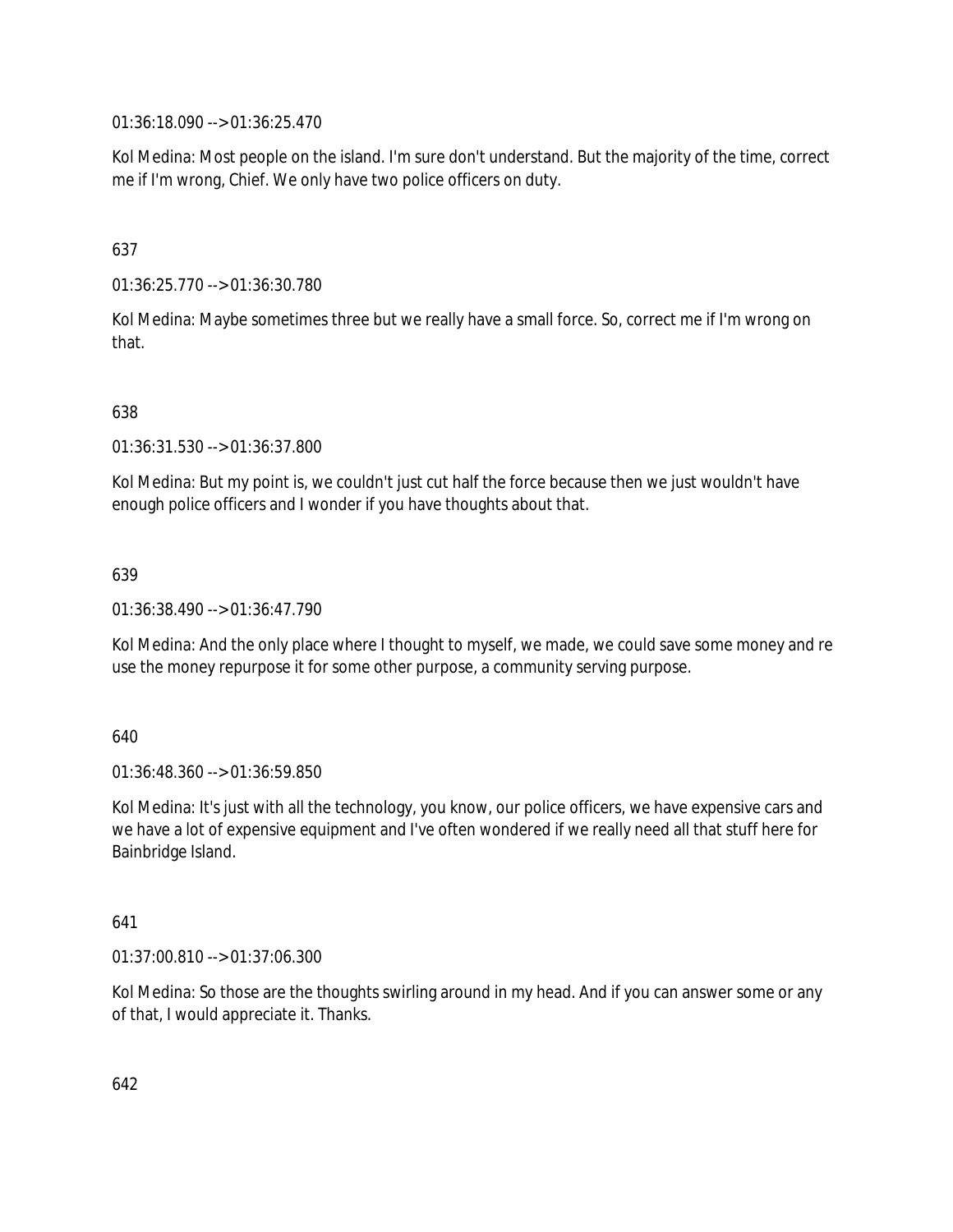01:36:18.090 --> 01:36:25.470

Kol Medina: Most people on the island. I'm sure don't understand. But the majority of the time, correct me if I'm wrong, Chief. We only have two police officers on duty.

637

01:36:25.770 --> 01:36:30.780

Kol Medina: Maybe sometimes three but we really have a small force. So, correct me if I'm wrong on that.

638

01:36:31.530 --> 01:36:37.800

Kol Medina: But my point is, we couldn't just cut half the force because then we just wouldn't have enough police officers and I wonder if you have thoughts about that.

639

01:36:38.490 --> 01:36:47.790

Kol Medina: And the only place where I thought to myself, we made, we could save some money and re use the money repurpose it for some other purpose, a community serving purpose.

640

01:36:48.360 --> 01:36:59.850

Kol Medina: It's just with all the technology, you know, our police officers, we have expensive cars and we have a lot of expensive equipment and I've often wondered if we really need all that stuff here for Bainbridge Island.

641

01:37:00.810 --> 01:37:06.300

Kol Medina: So those are the thoughts swirling around in my head. And if you can answer some or any of that, I would appreciate it. Thanks.

642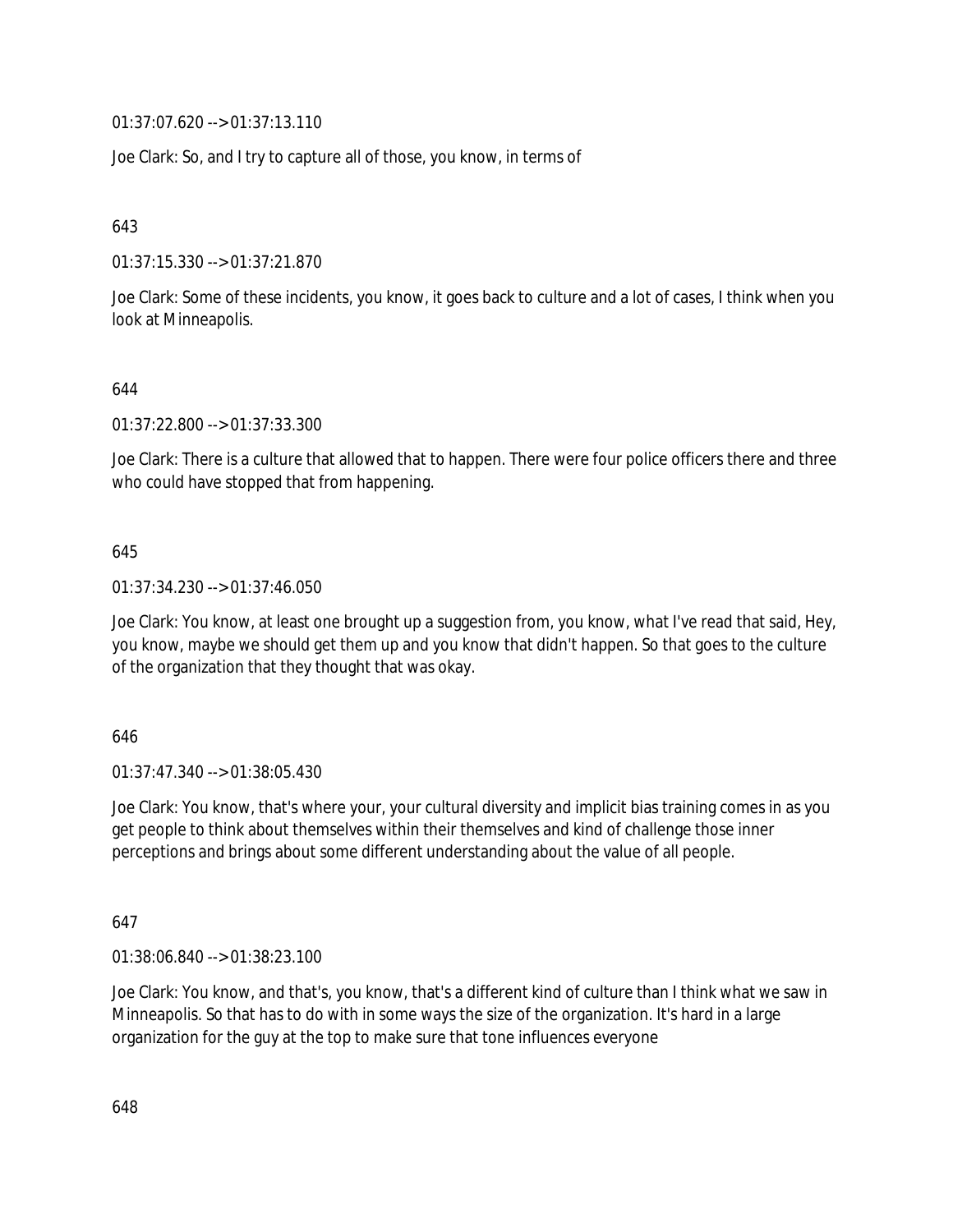01:37:07.620 --> 01:37:13.110

Joe Clark: So, and I try to capture all of those, you know, in terms of

643

01:37:15.330 --> 01:37:21.870

Joe Clark: Some of these incidents, you know, it goes back to culture and a lot of cases, I think when you look at Minneapolis.

644

01:37:22.800 --> 01:37:33.300

Joe Clark: There is a culture that allowed that to happen. There were four police officers there and three who could have stopped that from happening.

645

01:37:34.230 --> 01:37:46.050

Joe Clark: You know, at least one brought up a suggestion from, you know, what I've read that said, Hey, you know, maybe we should get them up and you know that didn't happen. So that goes to the culture of the organization that they thought that was okay.

646

01:37:47.340 --> 01:38:05.430

Joe Clark: You know, that's where your, your cultural diversity and implicit bias training comes in as you get people to think about themselves within their themselves and kind of challenge those inner perceptions and brings about some different understanding about the value of all people.

647

01:38:06.840 --> 01:38:23.100

Joe Clark: You know, and that's, you know, that's a different kind of culture than I think what we saw in Minneapolis. So that has to do with in some ways the size of the organization. It's hard in a large organization for the guy at the top to make sure that tone influences everyone

648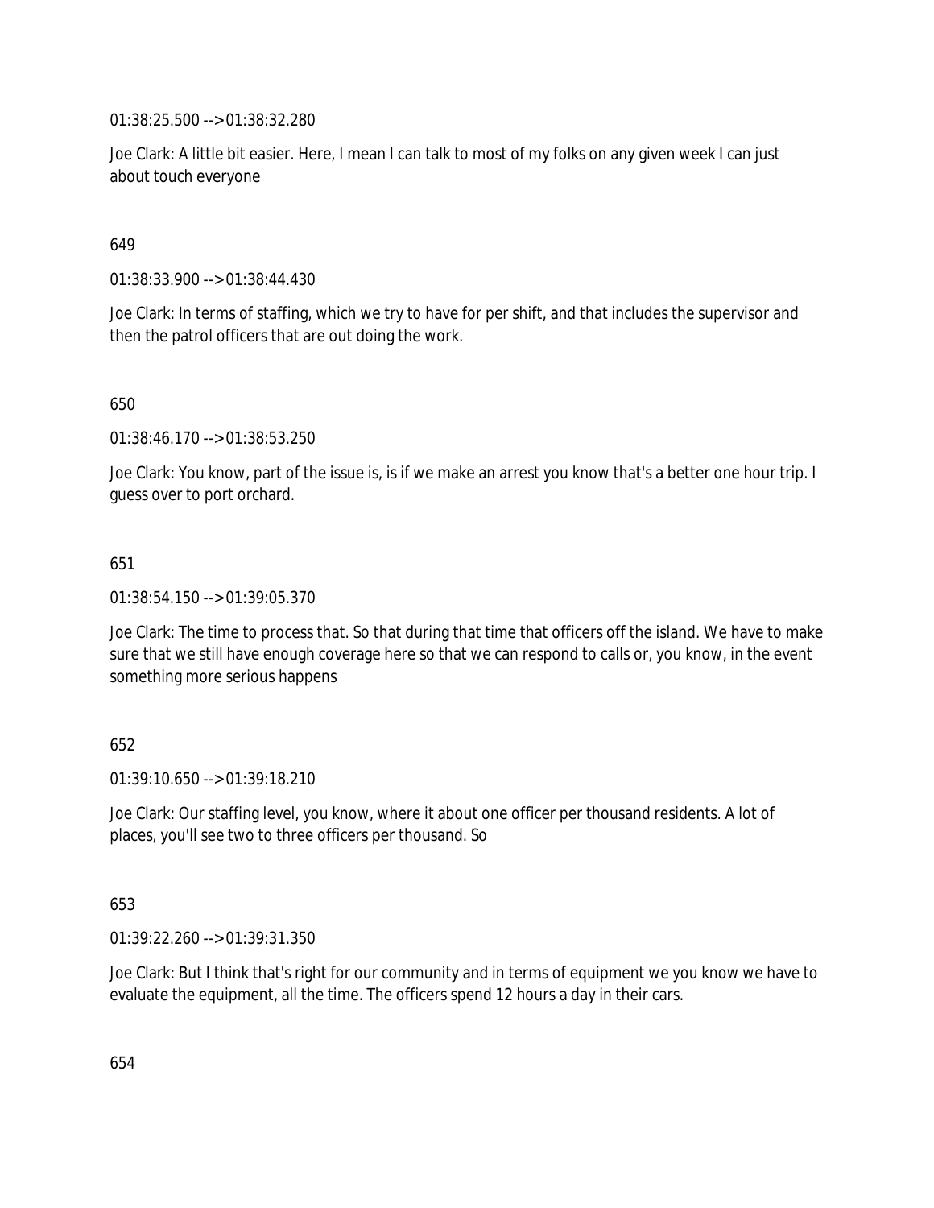01:38:25.500 --> 01:38:32.280

Joe Clark: A little bit easier. Here, I mean I can talk to most of my folks on any given week I can just about touch everyone

649

01:38:33.900 --> 01:38:44.430

Joe Clark: In terms of staffing, which we try to have for per shift, and that includes the supervisor and then the patrol officers that are out doing the work.

650

01:38:46.170 --> 01:38:53.250

Joe Clark: You know, part of the issue is, is if we make an arrest you know that's a better one hour trip. I guess over to port orchard.

651

01:38:54.150 --> 01:39:05.370

Joe Clark: The time to process that. So that during that time that officers off the island. We have to make sure that we still have enough coverage here so that we can respond to calls or, you know, in the event something more serious happens

652

01:39:10.650 --> 01:39:18.210

Joe Clark: Our staffing level, you know, where it about one officer per thousand residents. A lot of places, you'll see two to three officers per thousand. So

653

01:39:22.260 --> 01:39:31.350

Joe Clark: But I think that's right for our community and in terms of equipment we you know we have to evaluate the equipment, all the time. The officers spend 12 hours a day in their cars.

654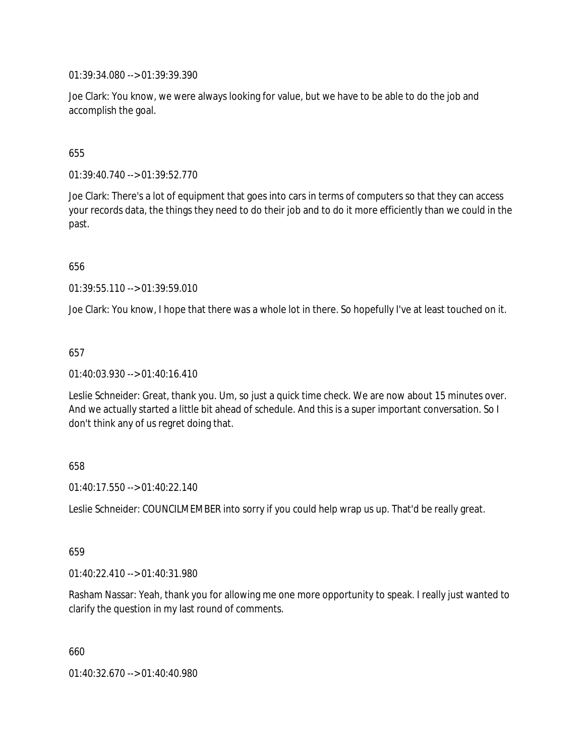01:39:34.080 --> 01:39:39.390

Joe Clark: You know, we were always looking for value, but we have to be able to do the job and accomplish the goal.

655

01:39:40.740 --> 01:39:52.770

Joe Clark: There's a lot of equipment that goes into cars in terms of computers so that they can access your records data, the things they need to do their job and to do it more efficiently than we could in the past.

656

01:39:55.110 --> 01:39:59.010

Joe Clark: You know, I hope that there was a whole lot in there. So hopefully I've at least touched on it.

657

01:40:03.930 --> 01:40:16.410

Leslie Schneider: Great, thank you. Um, so just a quick time check. We are now about 15 minutes over. And we actually started a little bit ahead of schedule. And this is a super important conversation. So I don't think any of us regret doing that.

658

01:40:17.550 --> 01:40:22.140

Leslie Schneider: COUNCILMEMBER into sorry if you could help wrap us up. That'd be really great.

659

01:40:22.410 --> 01:40:31.980

Rasham Nassar: Yeah, thank you for allowing me one more opportunity to speak. I really just wanted to clarify the question in my last round of comments.

660

01:40:32.670 --> 01:40:40.980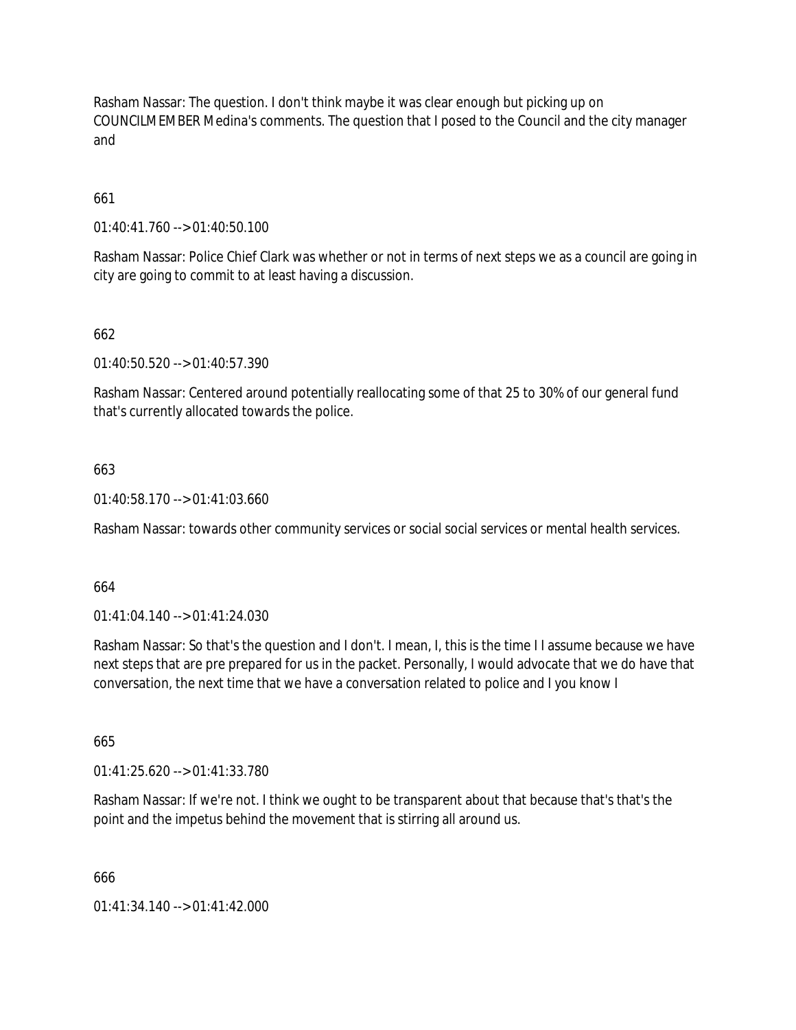Rasham Nassar: The question. I don't think maybe it was clear enough but picking up on COUNCILMEMBER Medina's comments. The question that I posed to the Council and the city manager and

661

01:40:41.760 --> 01:40:50.100

Rasham Nassar: Police Chief Clark was whether or not in terms of next steps we as a council are going in city are going to commit to at least having a discussion.

662

01:40:50.520 --> 01:40:57.390

Rasham Nassar: Centered around potentially reallocating some of that 25 to 30% of our general fund that's currently allocated towards the police.

663

01:40:58.170 --> 01:41:03.660

Rasham Nassar: towards other community services or social social services or mental health services.

664

01:41:04.140 --> 01:41:24.030

Rasham Nassar: So that's the question and I don't. I mean, I, this is the time I I assume because we have next steps that are pre prepared for us in the packet. Personally, I would advocate that we do have that conversation, the next time that we have a conversation related to police and I you know I

665

01:41:25.620 --> 01:41:33.780

Rasham Nassar: If we're not. I think we ought to be transparent about that because that's that's the point and the impetus behind the movement that is stirring all around us.

666

01:41:34.140 --> 01:41:42.000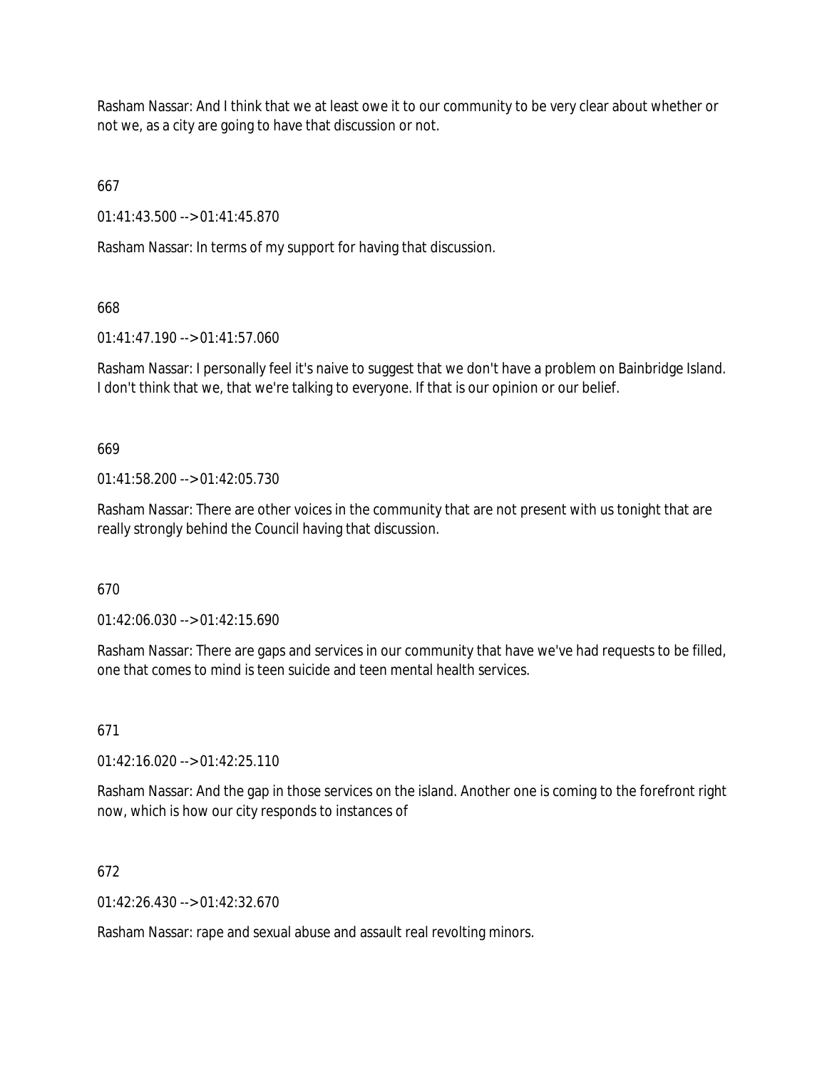Rasham Nassar: And I think that we at least owe it to our community to be very clear about whether or not we, as a city are going to have that discussion or not.

667

01:41:43.500 --> 01:41:45.870

Rasham Nassar: In terms of my support for having that discussion.

668

01:41:47.190 --> 01:41:57.060

Rasham Nassar: I personally feel it's naive to suggest that we don't have a problem on Bainbridge Island. I don't think that we, that we're talking to everyone. If that is our opinion or our belief.

669

01:41:58.200 --> 01:42:05.730

Rasham Nassar: There are other voices in the community that are not present with us tonight that are really strongly behind the Council having that discussion.

670

01:42:06.030 --> 01:42:15.690

Rasham Nassar: There are gaps and services in our community that have we've had requests to be filled, one that comes to mind is teen suicide and teen mental health services.

671

01:42:16.020 --> 01:42:25.110

Rasham Nassar: And the gap in those services on the island. Another one is coming to the forefront right now, which is how our city responds to instances of

672

01:42:26.430 --> 01:42:32.670

Rasham Nassar: rape and sexual abuse and assault real revolting minors.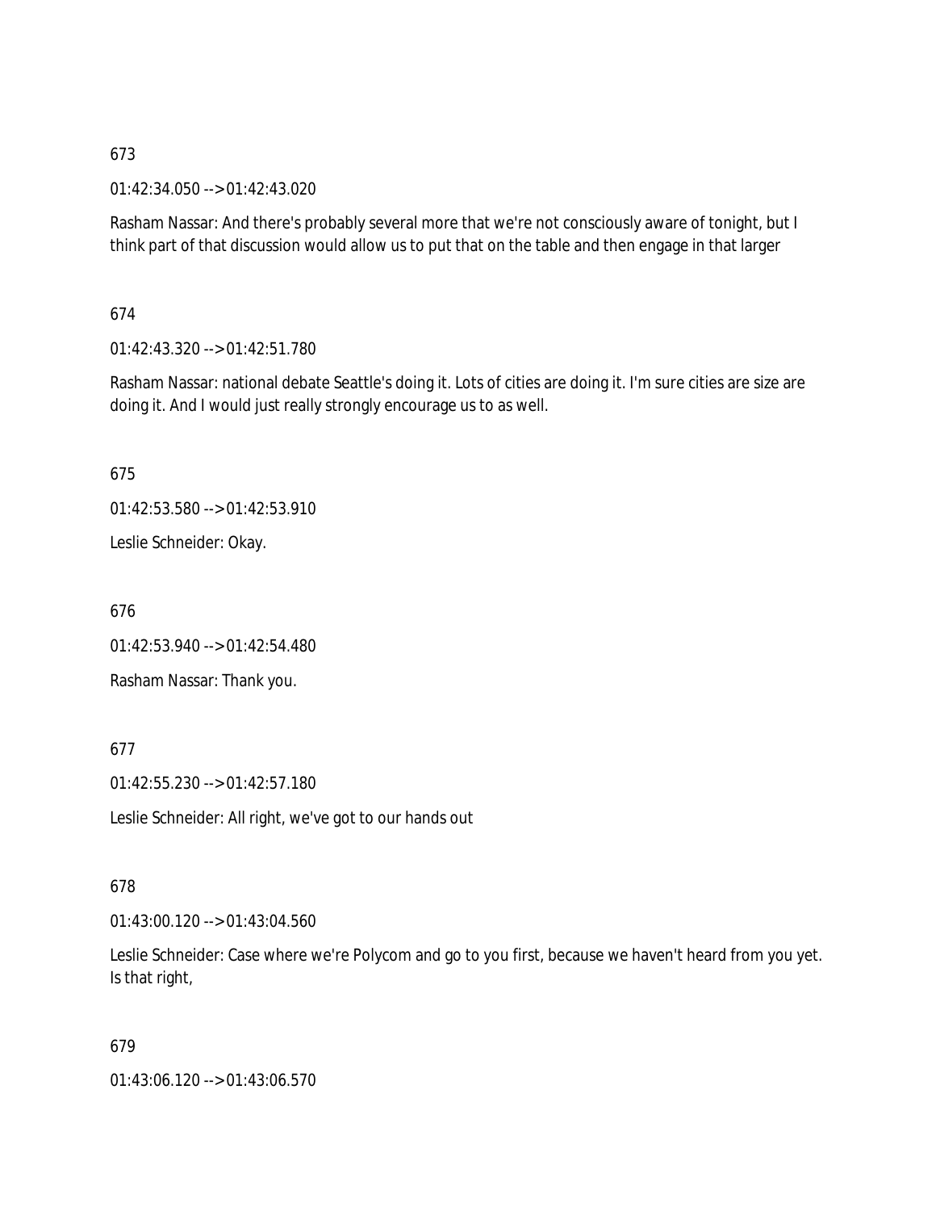673

01:42:34.050 --> 01:42:43.020

Rasham Nassar: And there's probably several more that we're not consciously aware of tonight, but I think part of that discussion would allow us to put that on the table and then engage in that larger

674

01:42:43.320 --> 01:42:51.780

Rasham Nassar: national debate Seattle's doing it. Lots of cities are doing it. I'm sure cities are size are doing it. And I would just really strongly encourage us to as well.

675

01:42:53.580 --> 01:42:53.910

Leslie Schneider: Okay.

676

01:42:53.940 --> 01:42:54.480

Rasham Nassar: Thank you.

677

01:42:55.230 --> 01:42:57.180

Leslie Schneider: All right, we've got to our hands out

678

01:43:00.120 --> 01:43:04.560

Leslie Schneider: Case where we're Polycom and go to you first, because we haven't heard from you yet. Is that right,

679

01:43:06.120 --> 01:43:06.570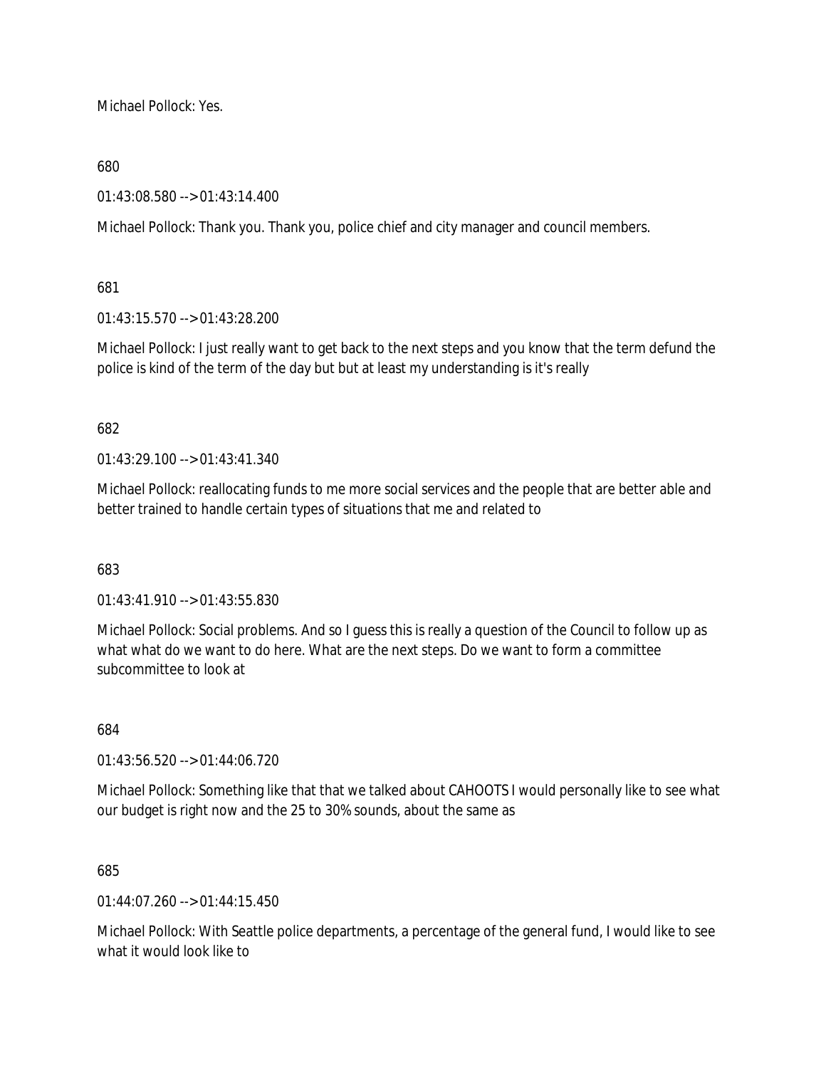Michael Pollock: Yes.

680

01:43:08.580 --> 01:43:14.400

Michael Pollock: Thank you. Thank you, police chief and city manager and council members.

681

01:43:15.570 --> 01:43:28.200

Michael Pollock: I just really want to get back to the next steps and you know that the term defund the police is kind of the term of the day but but at least my understanding is it's really

682

01:43:29.100 --> 01:43:41.340

Michael Pollock: reallocating funds to me more social services and the people that are better able and better trained to handle certain types of situations that me and related to

683

01:43:41.910 --> 01:43:55.830

Michael Pollock: Social problems. And so I guess this is really a question of the Council to follow up as what what do we want to do here. What are the next steps. Do we want to form a committee subcommittee to look at

684

01:43:56.520 --> 01:44:06.720

Michael Pollock: Something like that that we talked about CAHOOTS I would personally like to see what our budget is right now and the 25 to 30% sounds, about the same as

685

01:44:07.260 --> 01:44:15.450

Michael Pollock: With Seattle police departments, a percentage of the general fund, I would like to see what it would look like to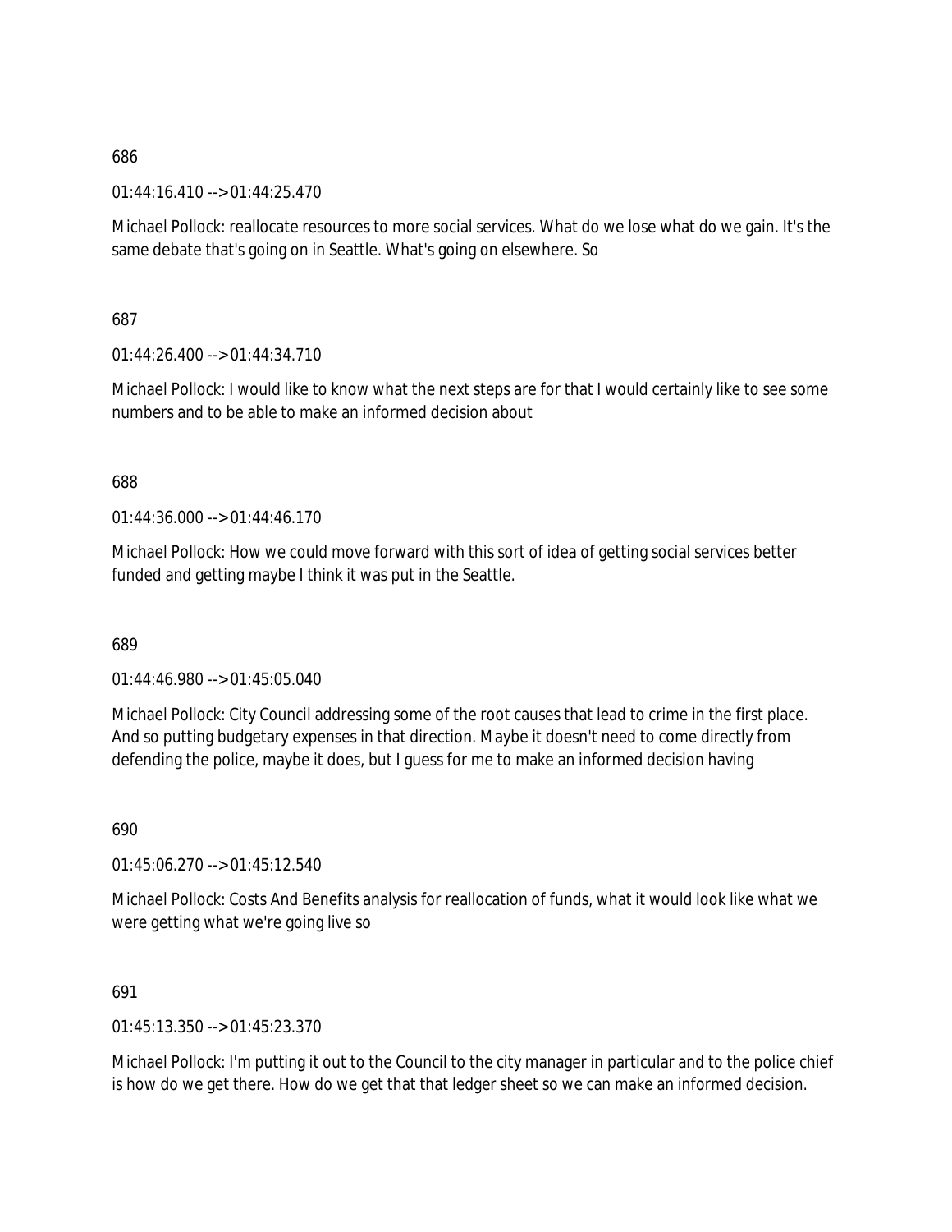686

01:44:16.410 --> 01:44:25.470

Michael Pollock: reallocate resources to more social services. What do we lose what do we gain. It's the same debate that's going on in Seattle. What's going on elsewhere. So

687

01:44:26.400 --> 01:44:34.710

Michael Pollock: I would like to know what the next steps are for that I would certainly like to see some numbers and to be able to make an informed decision about

688

01:44:36.000 --> 01:44:46.170

Michael Pollock: How we could move forward with this sort of idea of getting social services better funded and getting maybe I think it was put in the Seattle.

689

01:44:46.980 --> 01:45:05.040

Michael Pollock: City Council addressing some of the root causes that lead to crime in the first place. And so putting budgetary expenses in that direction. Maybe it doesn't need to come directly from defending the police, maybe it does, but I guess for me to make an informed decision having

690

01:45:06.270 --> 01:45:12.540

Michael Pollock: Costs And Benefits analysis for reallocation of funds, what it would look like what we were getting what we're going live so

691

01:45:13.350 --> 01:45:23.370

Michael Pollock: I'm putting it out to the Council to the city manager in particular and to the police chief is how do we get there. How do we get that that ledger sheet so we can make an informed decision.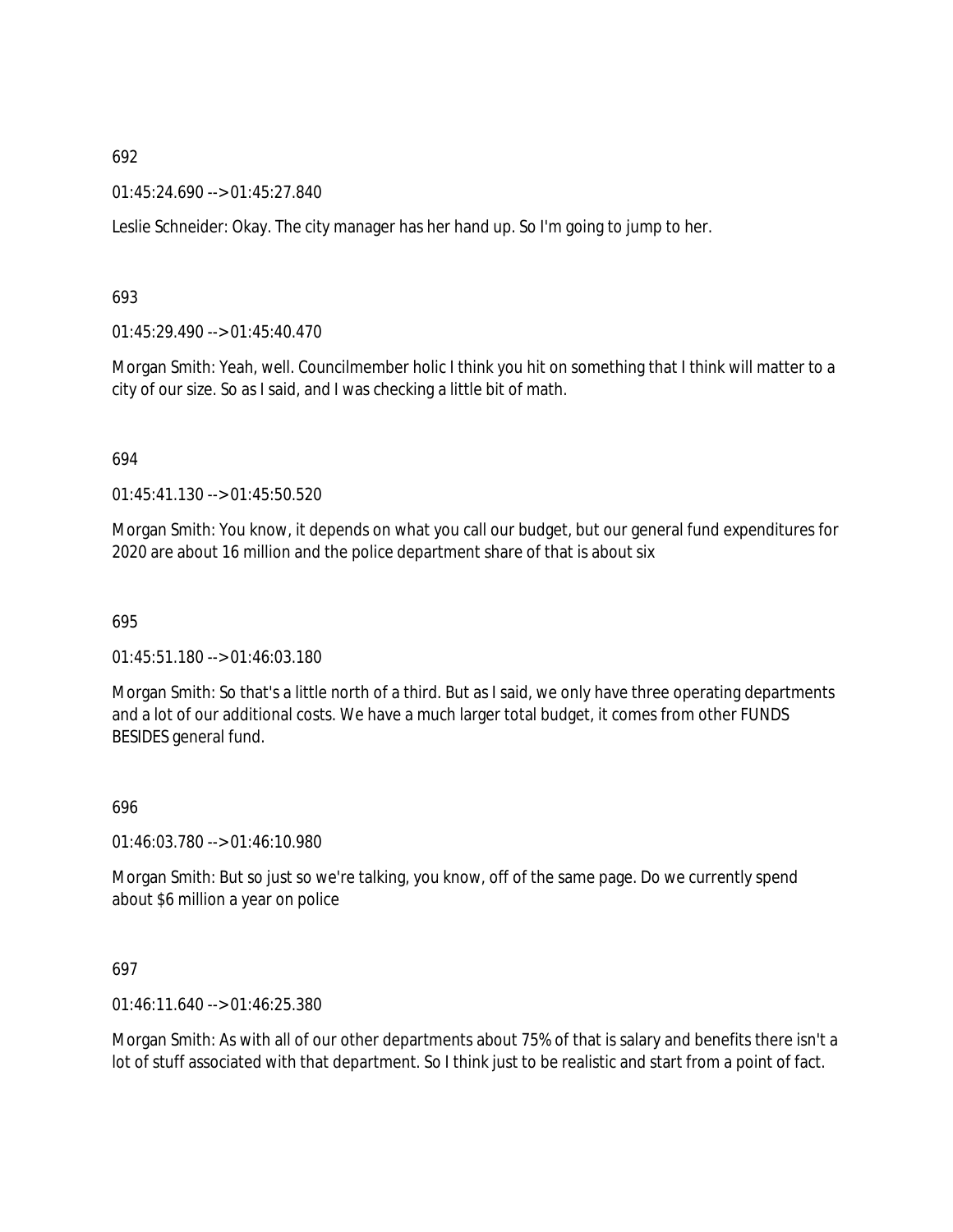692

01:45:24.690 --> 01:45:27.840

Leslie Schneider: Okay. The city manager has her hand up. So I'm going to jump to her.

693

01:45:29.490 --> 01:45:40.470

Morgan Smith: Yeah, well. Councilmember holic I think you hit on something that I think will matter to a city of our size. So as I said, and I was checking a little bit of math.

694

01:45:41.130 --> 01:45:50.520

Morgan Smith: You know, it depends on what you call our budget, but our general fund expenditures for 2020 are about 16 million and the police department share of that is about six

695

01:45:51.180 --> 01:46:03.180

Morgan Smith: So that's a little north of a third. But as I said, we only have three operating departments and a lot of our additional costs. We have a much larger total budget, it comes from other FUNDS BESIDES general fund.

696

01:46:03.780 --> 01:46:10.980

Morgan Smith: But so just so we're talking, you know, off of the same page. Do we currently spend about $6 million a year on police

697

01:46:11.640 --> 01:46:25.380

Morgan Smith: As with all of our other departments about 75% of that is salary and benefits there isn't a lot of stuff associated with that department. So I think just to be realistic and start from a point of fact.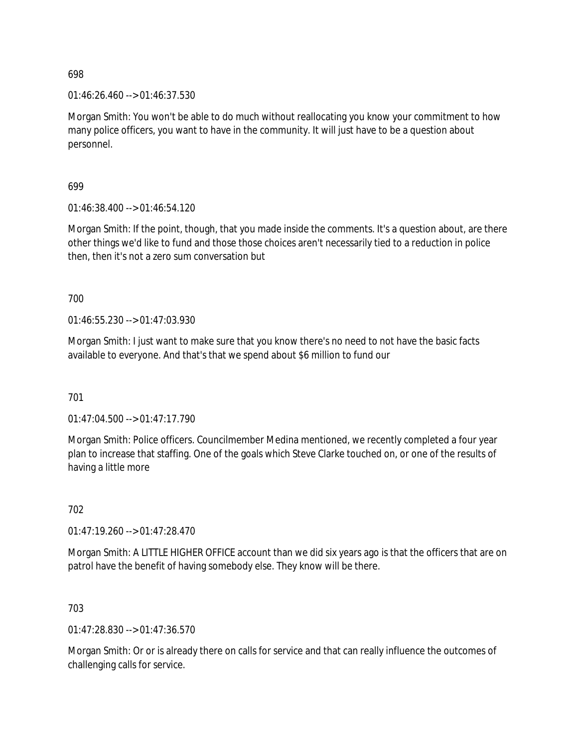698

01:46:26.460 --> 01:46:37.530

Morgan Smith: You won't be able to do much without reallocating you know your commitment to how many police officers, you want to have in the community. It will just have to be a question about personnel.

699

01:46:38.400 --> 01:46:54.120

Morgan Smith: If the point, though, that you made inside the comments. It's a question about, are there other things we'd like to fund and those those choices aren't necessarily tied to a reduction in police then, then it's not a zero sum conversation but

700

01:46:55.230 --> 01:47:03.930

Morgan Smith: I just want to make sure that you know there's no need to not have the basic facts available to everyone. And that's that we spend about $6 million to fund our

701

01:47:04.500 --> 01:47:17.790

Morgan Smith: Police officers. Councilmember Medina mentioned, we recently completed a four year plan to increase that staffing. One of the goals which Steve Clarke touched on, or one of the results of having a little more

702

01:47:19.260 --> 01:47:28.470

Morgan Smith: A LITTLE HIGHER OFFICE account than we did six years ago is that the officers that are on patrol have the benefit of having somebody else. They know will be there.

703

01:47:28.830 --> 01:47:36.570

Morgan Smith: Or or is already there on calls for service and that can really influence the outcomes of challenging calls for service.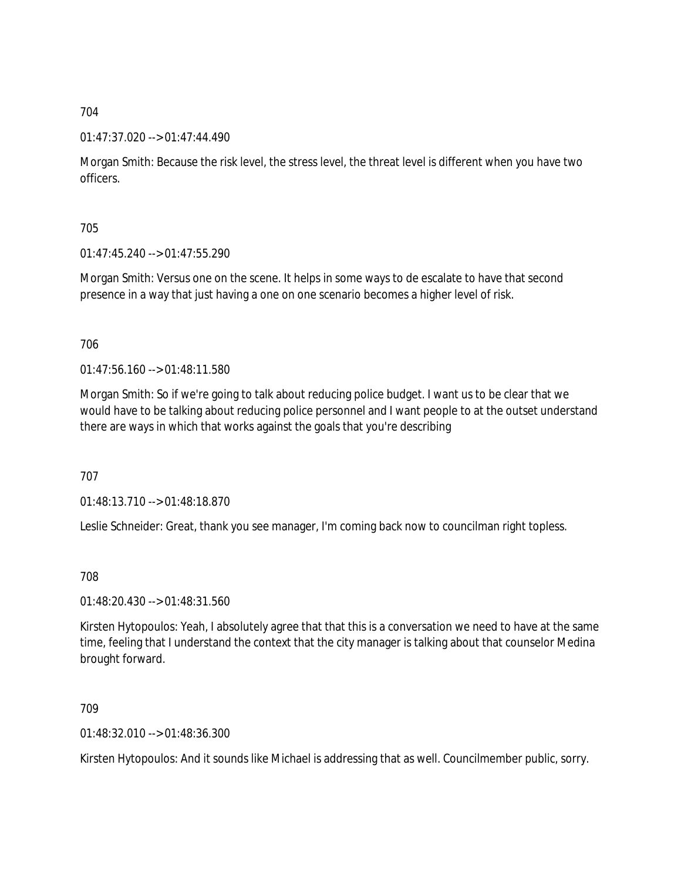704

01:47:37.020 --> 01:47:44.490

Morgan Smith: Because the risk level, the stress level, the threat level is different when you have two officers.

705

01:47:45.240 --> 01:47:55.290

Morgan Smith: Versus one on the scene. It helps in some ways to de escalate to have that second presence in a way that just having a one on one scenario becomes a higher level of risk.

706

01:47:56.160 --> 01:48:11.580

Morgan Smith: So if we're going to talk about reducing police budget. I want us to be clear that we would have to be talking about reducing police personnel and I want people to at the outset understand there are ways in which that works against the goals that you're describing

707

01:48:13.710 --> 01:48:18.870

Leslie Schneider: Great, thank you see manager, I'm coming back now to councilman right topless.

708

01:48:20.430 --> 01:48:31.560

Kirsten Hytopoulos: Yeah, I absolutely agree that that this is a conversation we need to have at the same time, feeling that I understand the context that the city manager is talking about that counselor Medina brought forward.

709

01:48:32.010 --> 01:48:36.300

Kirsten Hytopoulos: And it sounds like Michael is addressing that as well. Councilmember public, sorry.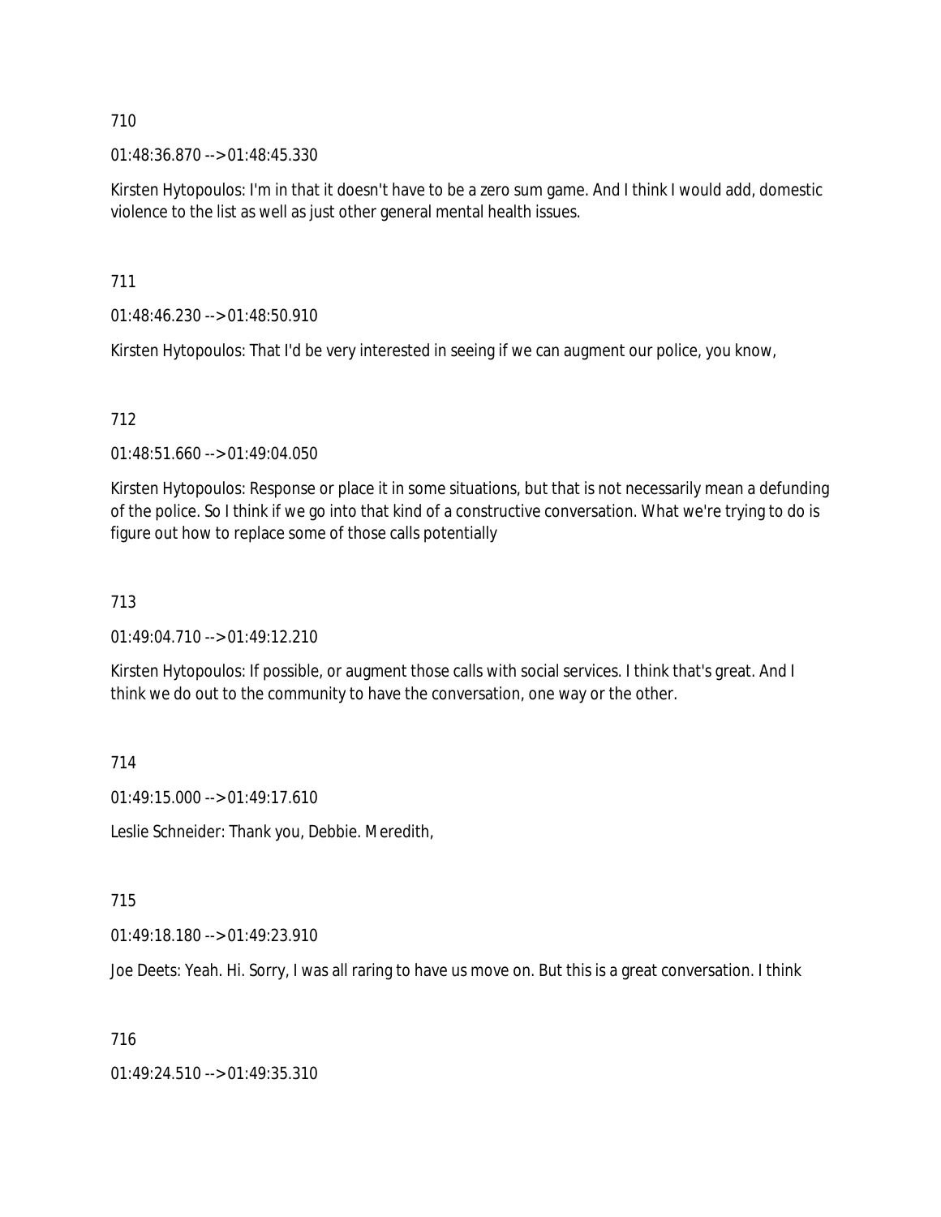710

01:48:36.870 --> 01:48:45.330

Kirsten Hytopoulos: I'm in that it doesn't have to be a zero sum game. And I think I would add, domestic violence to the list as well as just other general mental health issues.

711

01:48:46.230 --> 01:48:50.910

Kirsten Hytopoulos: That I'd be very interested in seeing if we can augment our police, you know,

712

01:48:51.660 --> 01:49:04.050

Kirsten Hytopoulos: Response or place it in some situations, but that is not necessarily mean a defunding of the police. So I think if we go into that kind of a constructive conversation. What we're trying to do is figure out how to replace some of those calls potentially

713

01:49:04.710 --> 01:49:12.210

Kirsten Hytopoulos: If possible, or augment those calls with social services. I think that's great. And I think we do out to the community to have the conversation, one way or the other.

714

01:49:15.000 --> 01:49:17.610

Leslie Schneider: Thank you, Debbie. Meredith,

715

01:49:18.180 --> 01:49:23.910

Joe Deets: Yeah. Hi. Sorry, I was all raring to have us move on. But this is a great conversation. I think

716

01:49:24.510 --> 01:49:35.310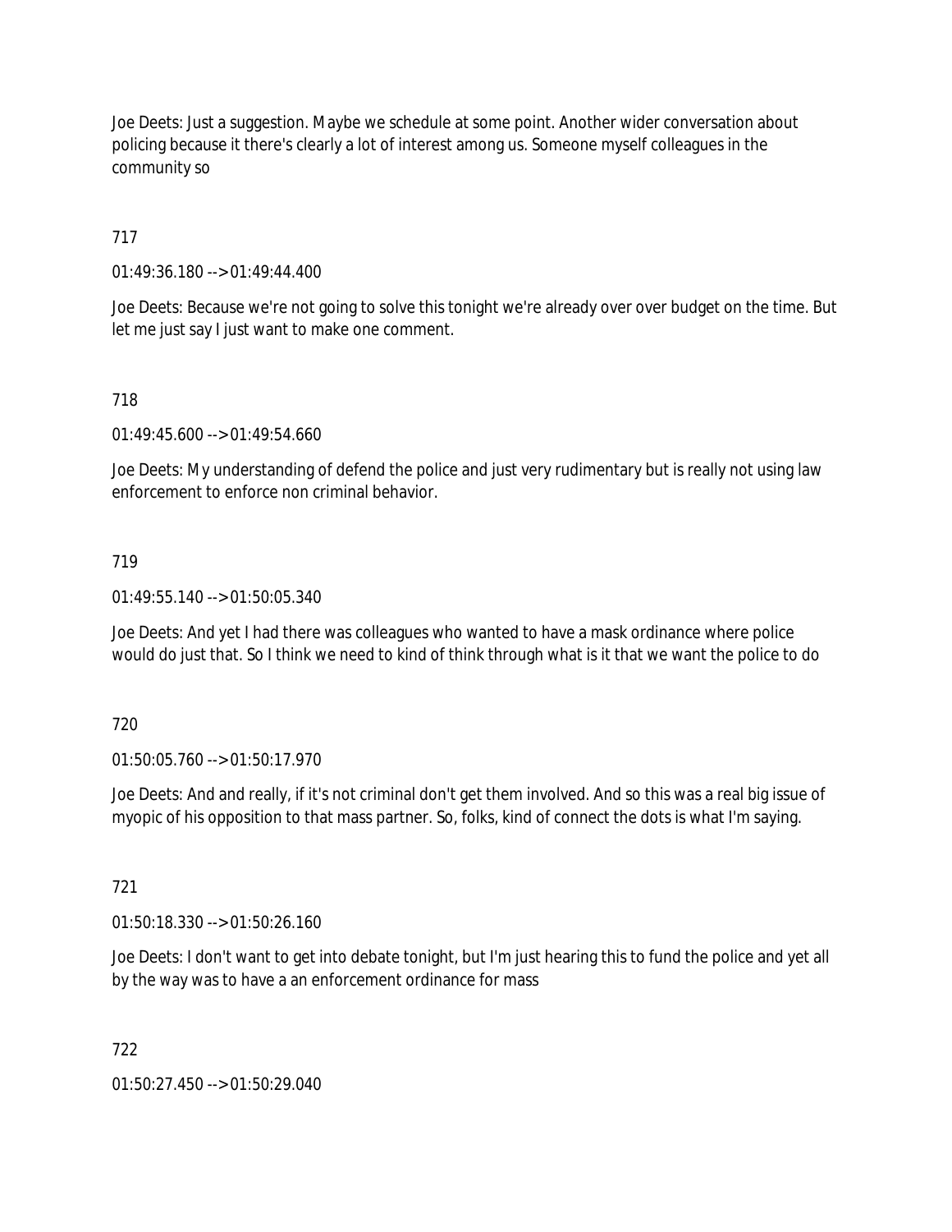Joe Deets: Just a suggestion. Maybe we schedule at some point. Another wider conversation about policing because it there's clearly a lot of interest among us. Someone myself colleagues in the community so

717

01:49:36.180 --> 01:49:44.400

Joe Deets: Because we're not going to solve this tonight we're already over over budget on the time. But let me just say I just want to make one comment.

718

01:49:45.600 --> 01:49:54.660

Joe Deets: My understanding of defend the police and just very rudimentary but is really not using law enforcement to enforce non criminal behavior.

719

01:49:55.140 --> 01:50:05.340

Joe Deets: And yet I had there was colleagues who wanted to have a mask ordinance where police would do just that. So I think we need to kind of think through what is it that we want the police to do

720

01:50:05.760 --> 01:50:17.970

Joe Deets: And and really, if it's not criminal don't get them involved. And so this was a real big issue of myopic of his opposition to that mass partner. So, folks, kind of connect the dots is what I'm saying.

721

01:50:18.330 --> 01:50:26.160

Joe Deets: I don't want to get into debate tonight, but I'm just hearing this to fund the police and yet all by the way was to have a an enforcement ordinance for mass

722

01:50:27.450 --> 01:50:29.040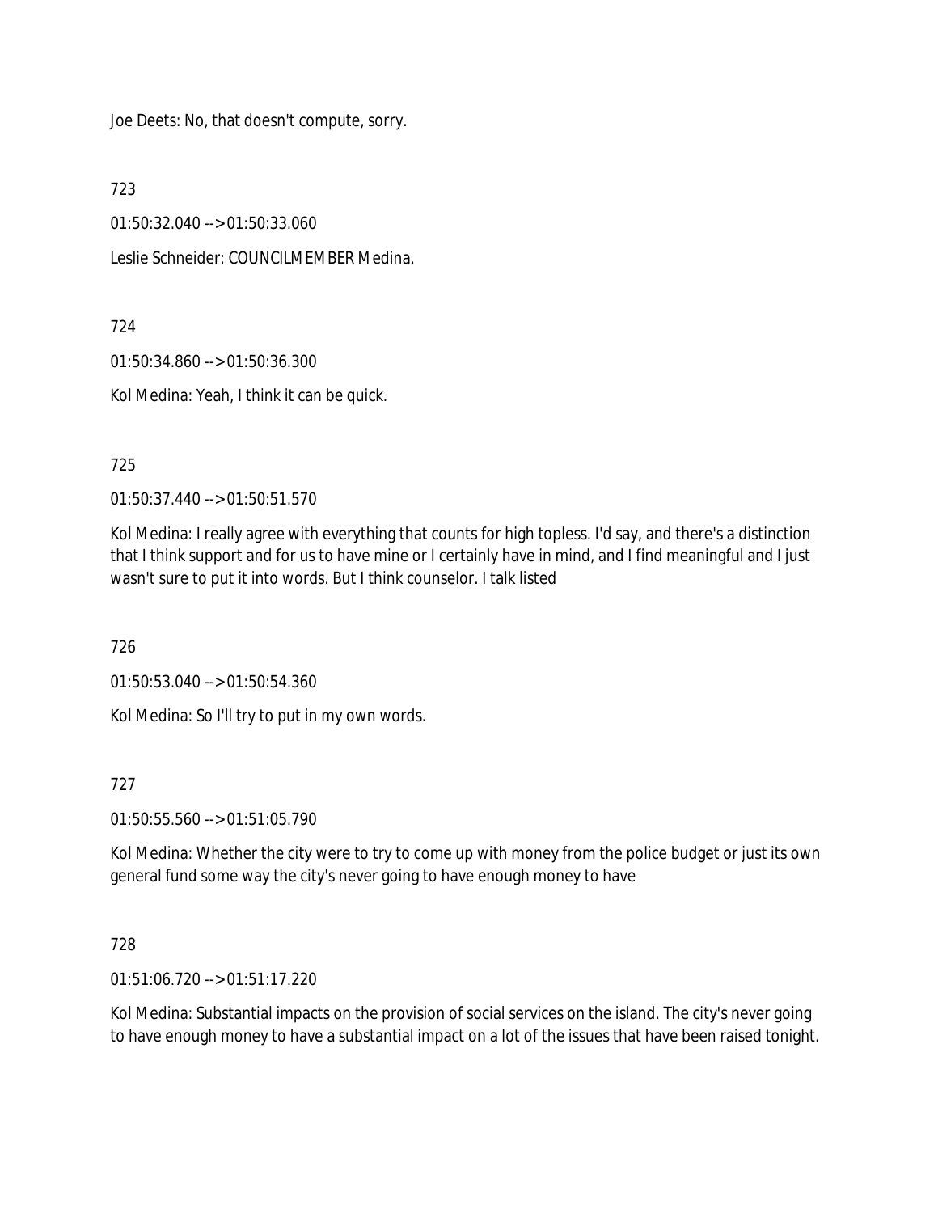Joe Deets: No, that doesn't compute, sorry.

723

01:50:32.040 --> 01:50:33.060

Leslie Schneider: COUNCILMEMBER Medina.

724

01:50:34.860 --> 01:50:36.300

Kol Medina: Yeah, I think it can be quick.

725

01:50:37.440 --> 01:50:51.570

Kol Medina: I really agree with everything that counts for high topless. I'd say, and there's a distinction that I think support and for us to have mine or I certainly have in mind, and I find meaningful and I just wasn't sure to put it into words. But I think counselor. I talk listed

726

01:50:53.040 --> 01:50:54.360

Kol Medina: So I'll try to put in my own words.

727

01:50:55.560 --> 01:51:05.790

Kol Medina: Whether the city were to try to come up with money from the police budget or just its own general fund some way the city's never going to have enough money to have

728

01:51:06.720 --> 01:51:17.220

Kol Medina: Substantial impacts on the provision of social services on the island. The city's never going to have enough money to have a substantial impact on a lot of the issues that have been raised tonight.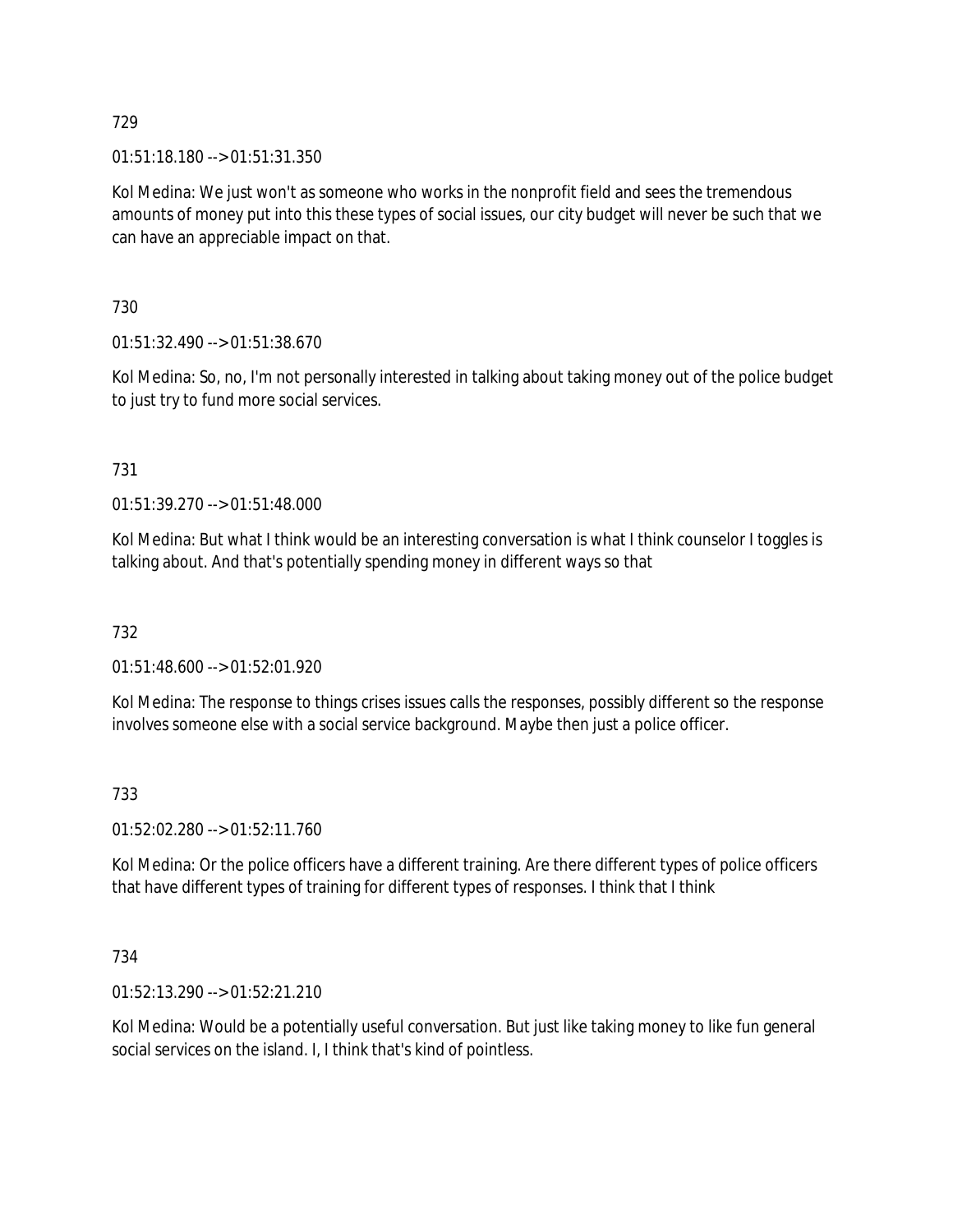729

01:51:18.180 --> 01:51:31.350

Kol Medina: We just won't as someone who works in the nonprofit field and sees the tremendous amounts of money put into this these types of social issues, our city budget will never be such that we can have an appreciable impact on that.

730

01:51:32.490 --> 01:51:38.670

Kol Medina: So, no, I'm not personally interested in talking about taking money out of the police budget to just try to fund more social services.

731

01:51:39.270 --> 01:51:48.000

Kol Medina: But what I think would be an interesting conversation is what I think counselor I toggles is talking about. And that's potentially spending money in different ways so that

732

01:51:48.600 --> 01:52:01.920

Kol Medina: The response to things crises issues calls the responses, possibly different so the response involves someone else with a social service background. Maybe then just a police officer.

733

01:52:02.280 --> 01:52:11.760

Kol Medina: Or the police officers have a different training. Are there different types of police officers that have different types of training for different types of responses. I think that I think

734

01:52:13.290 --> 01:52:21.210

Kol Medina: Would be a potentially useful conversation. But just like taking money to like fun general social services on the island. I, I think that's kind of pointless.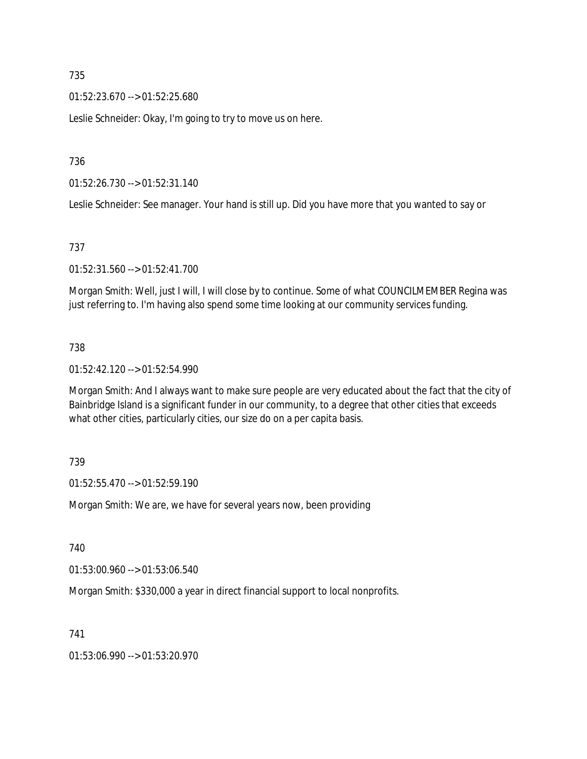735

01:52:23.670 --> 01:52:25.680

Leslie Schneider: Okay, I'm going to try to move us on here.

736

01:52:26.730 --> 01:52:31.140

Leslie Schneider: See manager. Your hand is still up. Did you have more that you wanted to say or

737

01:52:31.560 --> 01:52:41.700

Morgan Smith: Well, just I will, I will close by to continue. Some of what COUNCILMEMBER Regina was just referring to. I'm having also spend some time looking at our community services funding.

738

01:52:42.120 --> 01:52:54.990

Morgan Smith: And I always want to make sure people are very educated about the fact that the city of Bainbridge Island is a significant funder in our community, to a degree that other cities that exceeds what other cities, particularly cities, our size do on a per capita basis.

739

01:52:55.470 --> 01:52:59.190

Morgan Smith: We are, we have for several years now, been providing

740

01:53:00.960 --> 01:53:06.540

Morgan Smith: $330,000 a year in direct financial support to local nonprofits.

741

01:53:06.990 --> 01:53:20.970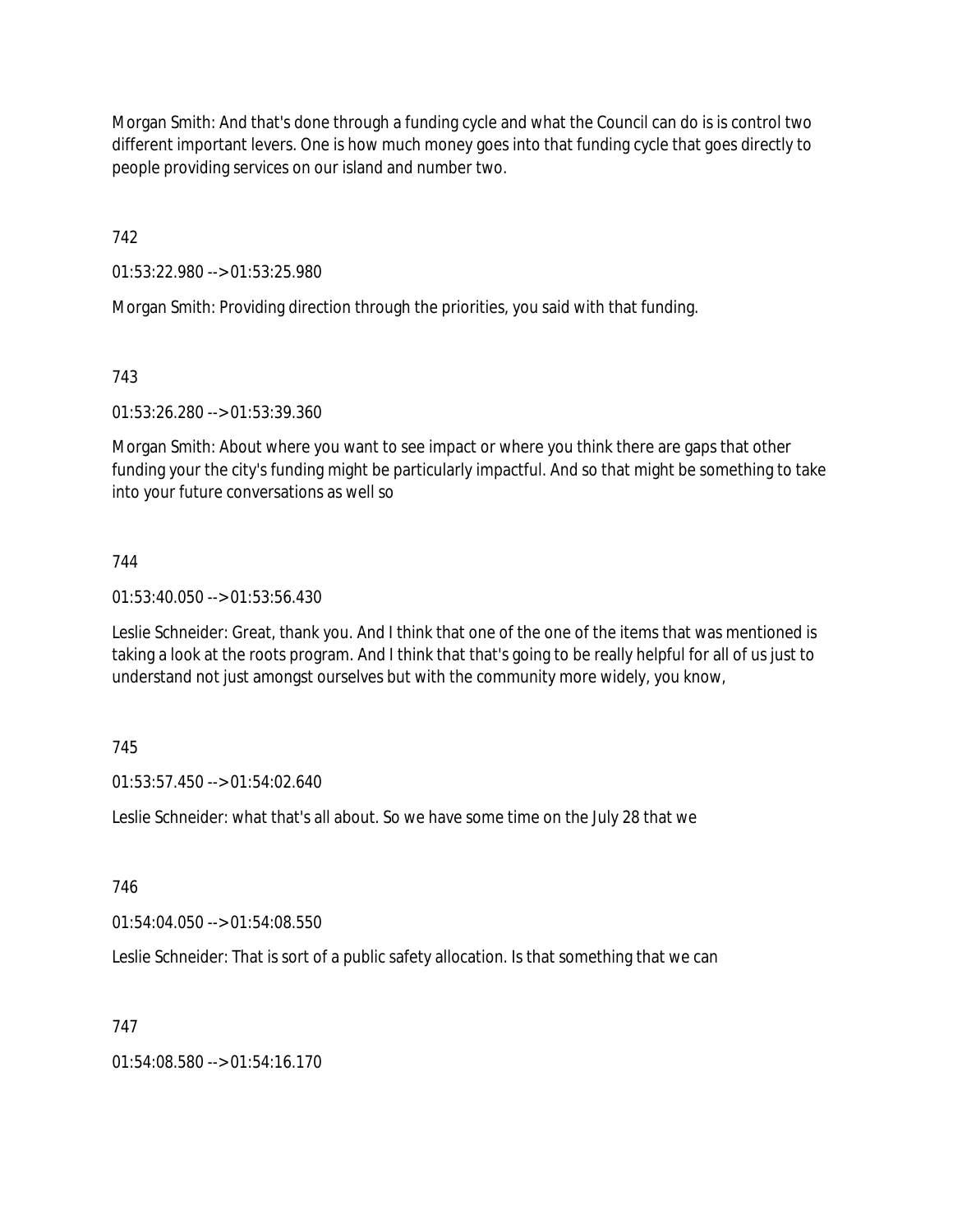Morgan Smith: And that's done through a funding cycle and what the Council can do is is control two different important levers. One is how much money goes into that funding cycle that goes directly to people providing services on our island and number two.

742

01:53:22.980 --> 01:53:25.980

Morgan Smith: Providing direction through the priorities, you said with that funding.

743

01:53:26.280 --> 01:53:39.360

Morgan Smith: About where you want to see impact or where you think there are gaps that other funding your the city's funding might be particularly impactful. And so that might be something to take into your future conversations as well so

744

01:53:40.050 --> 01:53:56.430

Leslie Schneider: Great, thank you. And I think that one of the one of the items that was mentioned is taking a look at the roots program. And I think that that's going to be really helpful for all of us just to understand not just amongst ourselves but with the community more widely, you know,

745

01:53:57.450 --> 01:54:02.640

Leslie Schneider: what that's all about. So we have some time on the July 28 that we

746

01:54:04.050 --> 01:54:08.550

Leslie Schneider: That is sort of a public safety allocation. Is that something that we can

747

01:54:08.580 --> 01:54:16.170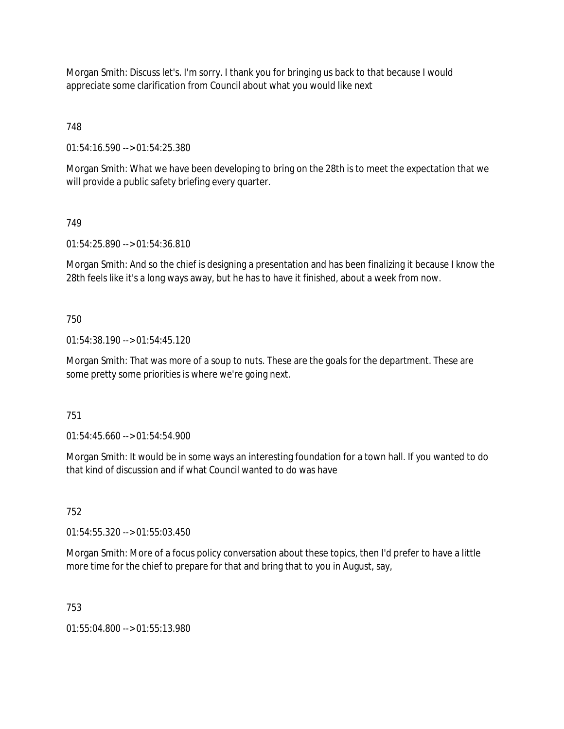Morgan Smith: Discuss let's. I'm sorry. I thank you for bringing us back to that because I would appreciate some clarification from Council about what you would like next

748

01:54:16.590 --> 01:54:25.380

Morgan Smith: What we have been developing to bring on the 28th is to meet the expectation that we will provide a public safety briefing every quarter.

749

01:54:25.890 --> 01:54:36.810

Morgan Smith: And so the chief is designing a presentation and has been finalizing it because I know the 28th feels like it's a long ways away, but he has to have it finished, about a week from now.

750

01:54:38.190 --> 01:54:45.120

Morgan Smith: That was more of a soup to nuts. These are the goals for the department. These are some pretty some priorities is where we're going next.

751

01:54:45.660 --> 01:54:54.900

Morgan Smith: It would be in some ways an interesting foundation for a town hall. If you wanted to do that kind of discussion and if what Council wanted to do was have

752

01:54:55.320 --> 01:55:03.450

Morgan Smith: More of a focus policy conversation about these topics, then I'd prefer to have a little more time for the chief to prepare for that and bring that to you in August, say,

753

01:55:04.800 --> 01:55:13.980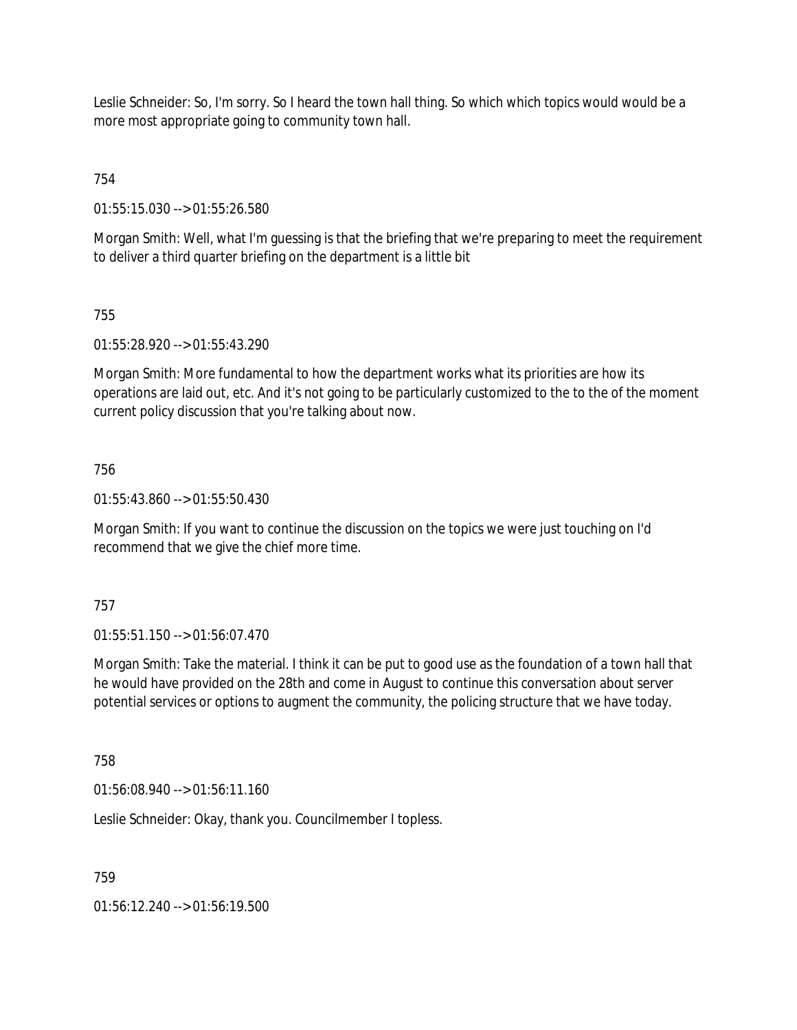Leslie Schneider: So, I'm sorry. So I heard the town hall thing. So which which topics would would be a more most appropriate going to community town hall.

754

01:55:15.030 --> 01:55:26.580

Morgan Smith: Well, what I'm guessing is that the briefing that we're preparing to meet the requirement to deliver a third quarter briefing on the department is a little bit

755

01:55:28.920 --> 01:55:43.290

Morgan Smith: More fundamental to how the department works what its priorities are how its operations are laid out, etc. And it's not going to be particularly customized to the to the of the moment current policy discussion that you're talking about now.

756

01:55:43.860 --> 01:55:50.430

Morgan Smith: If you want to continue the discussion on the topics we were just touching on I'd recommend that we give the chief more time.

757

01:55:51.150 --> 01:56:07.470

Morgan Smith: Take the material. I think it can be put to good use as the foundation of a town hall that he would have provided on the 28th and come in August to continue this conversation about server potential services or options to augment the community, the policing structure that we have today.

758

01:56:08.940 --> 01:56:11.160

Leslie Schneider: Okay, thank you. Councilmember I topless.

759

01:56:12.240 --> 01:56:19.500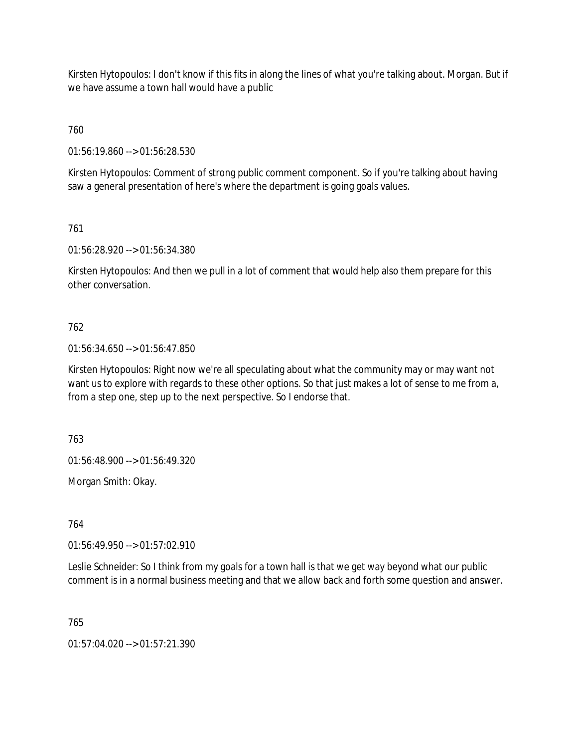Kirsten Hytopoulos: I don't know if this fits in along the lines of what you're talking about. Morgan. But if we have assume a town hall would have a public

760

01:56:19.860 --> 01:56:28.530

Kirsten Hytopoulos: Comment of strong public comment component. So if you're talking about having saw a general presentation of here's where the department is going goals values.

761

01:56:28.920 --> 01:56:34.380

Kirsten Hytopoulos: And then we pull in a lot of comment that would help also them prepare for this other conversation.

762

01:56:34.650 --> 01:56:47.850

Kirsten Hytopoulos: Right now we're all speculating about what the community may or may want not want us to explore with regards to these other options. So that just makes a lot of sense to me from a, from a step one, step up to the next perspective. So I endorse that.

763

01:56:48.900 --> 01:56:49.320

Morgan Smith: Okay.

764

01:56:49.950 --> 01:57:02.910

Leslie Schneider: So I think from my goals for a town hall is that we get way beyond what our public comment is in a normal business meeting and that we allow back and forth some question and answer.

765

01:57:04.020 --> 01:57:21.390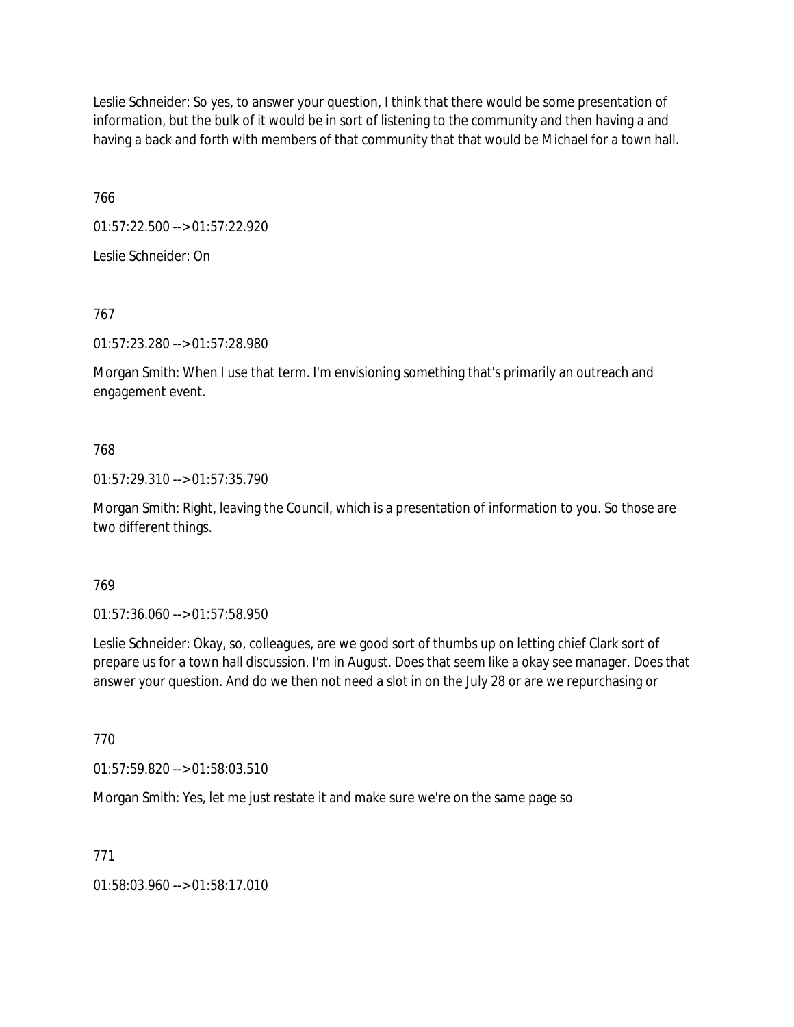Leslie Schneider: So yes, to answer your question, I think that there would be some presentation of information, but the bulk of it would be in sort of listening to the community and then having a and having a back and forth with members of that community that that would be Michael for a town hall.

766

01:57:22.500 --> 01:57:22.920

Leslie Schneider: On

767

01:57:23.280 --> 01:57:28.980

Morgan Smith: When I use that term. I'm envisioning something that's primarily an outreach and engagement event.

768

01:57:29.310 --> 01:57:35.790

Morgan Smith: Right, leaving the Council, which is a presentation of information to you. So those are two different things.

769

01:57:36.060 --> 01:57:58.950

Leslie Schneider: Okay, so, colleagues, are we good sort of thumbs up on letting chief Clark sort of prepare us for a town hall discussion. I'm in August. Does that seem like a okay see manager. Does that answer your question. And do we then not need a slot in on the July 28 or are we repurchasing or

770

01:57:59.820 --> 01:58:03.510

Morgan Smith: Yes, let me just restate it and make sure we're on the same page so

771

01:58:03.960 --> 01:58:17.010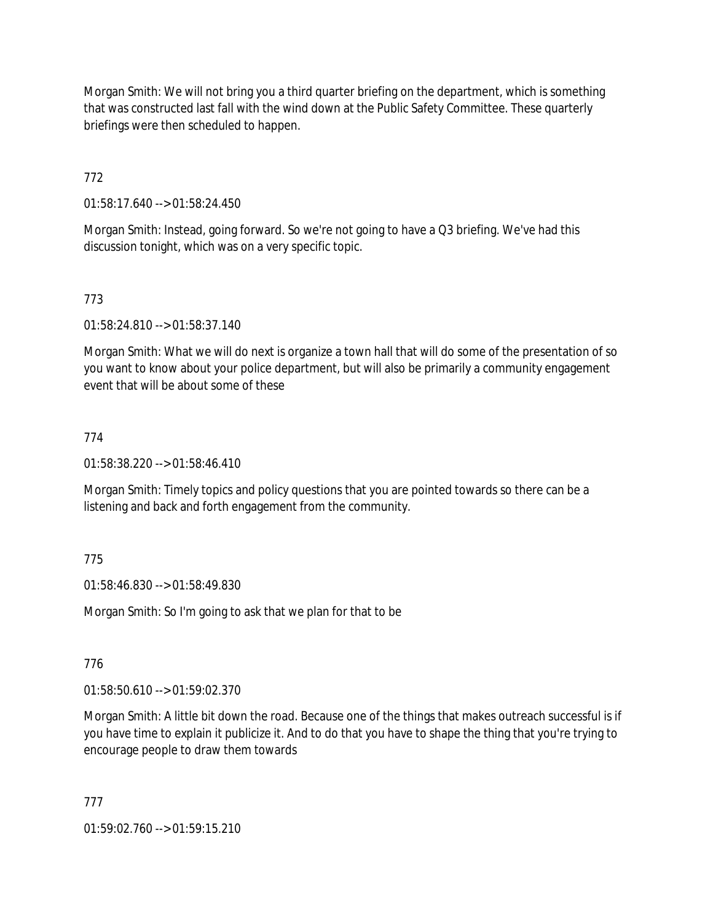Morgan Smith: We will not bring you a third quarter briefing on the department, which is something that was constructed last fall with the wind down at the Public Safety Committee. These quarterly briefings were then scheduled to happen.

772

01:58:17.640 --> 01:58:24.450

Morgan Smith: Instead, going forward. So we're not going to have a Q3 briefing. We've had this discussion tonight, which was on a very specific topic.

773

01:58:24.810 --> 01:58:37.140

Morgan Smith: What we will do next is organize a town hall that will do some of the presentation of so you want to know about your police department, but will also be primarily a community engagement event that will be about some of these

774

01:58:38.220 --> 01:58:46.410

Morgan Smith: Timely topics and policy questions that you are pointed towards so there can be a listening and back and forth engagement from the community.

775

01:58:46.830 --> 01:58:49.830

Morgan Smith: So I'm going to ask that we plan for that to be

776

01:58:50.610 --> 01:59:02.370

Morgan Smith: A little bit down the road. Because one of the things that makes outreach successful is if you have time to explain it publicize it. And to do that you have to shape the thing that you're trying to encourage people to draw them towards

777

01:59:02.760 --> 01:59:15.210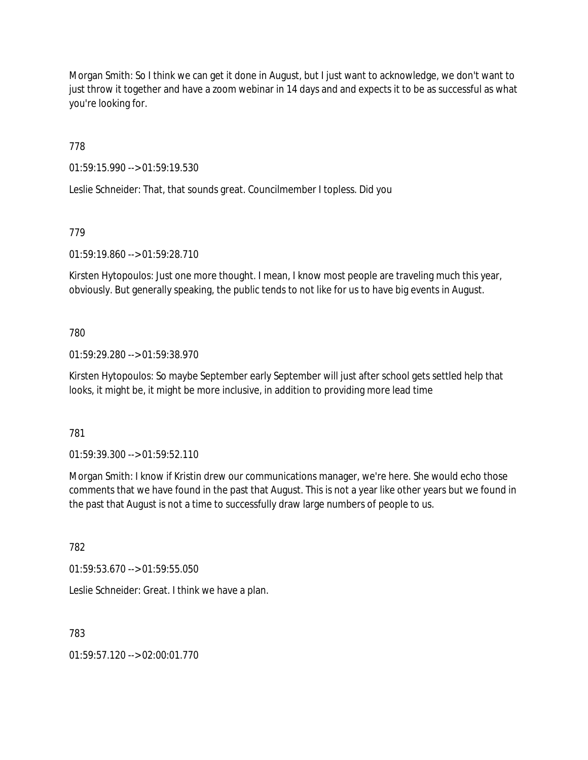Morgan Smith: So I think we can get it done in August, but I just want to acknowledge, we don't want to just throw it together and have a zoom webinar in 14 days and and expects it to be as successful as what you're looking for.

778

01:59:15.990 --> 01:59:19.530

Leslie Schneider: That, that sounds great. Councilmember I topless. Did you

779

01:59:19.860 --> 01:59:28.710

Kirsten Hytopoulos: Just one more thought. I mean, I know most people are traveling much this year, obviously. But generally speaking, the public tends to not like for us to have big events in August.

780

01:59:29.280 --> 01:59:38.970

Kirsten Hytopoulos: So maybe September early September will just after school gets settled help that looks, it might be, it might be more inclusive, in addition to providing more lead time

781

01:59:39.300 --> 01:59:52.110

Morgan Smith: I know if Kristin drew our communications manager, we're here. She would echo those comments that we have found in the past that August. This is not a year like other years but we found in the past that August is not a time to successfully draw large numbers of people to us.

782

01:59:53.670 --> 01:59:55.050

Leslie Schneider: Great. I think we have a plan.

783

01:59:57.120 --> 02:00:01.770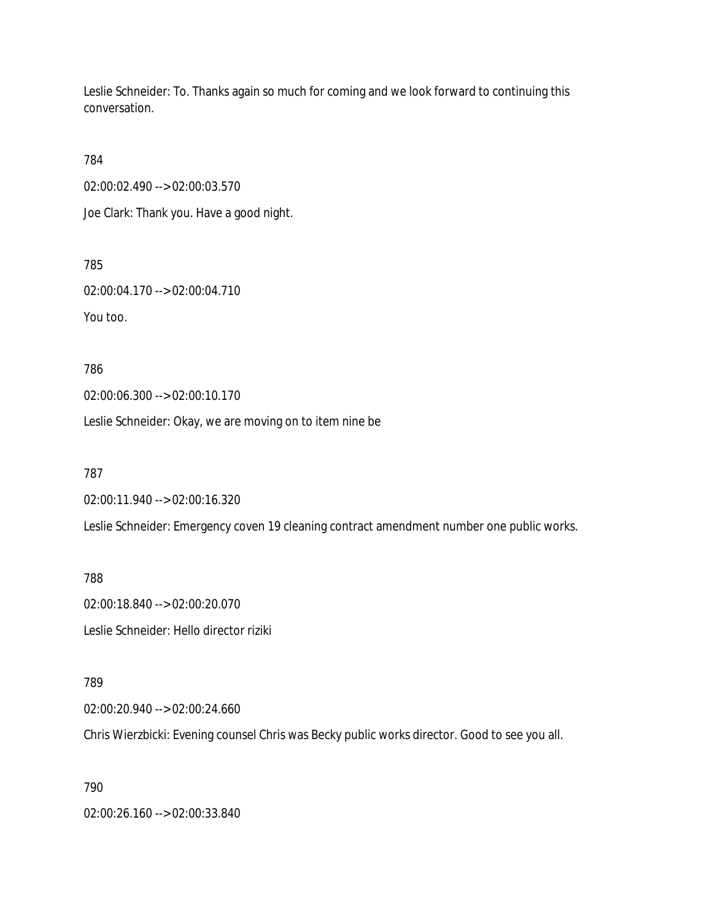Leslie Schneider: To. Thanks again so much for coming and we look forward to continuing this conversation.

784

02:00:02.490 --> 02:00:03.570

Joe Clark: Thank you. Have a good night.

785

02:00:04.170 --> 02:00:04.710

You too.

786

02:00:06.300 --> 02:00:10.170

Leslie Schneider: Okay, we are moving on to item nine be

787

02:00:11.940 --> 02:00:16.320

Leslie Schneider: Emergency coven 19 cleaning contract amendment number one public works.

788

02:00:18.840 --> 02:00:20.070

Leslie Schneider: Hello director riziki

789

02:00:20.940 --> 02:00:24.660

Chris Wierzbicki: Evening counsel Chris was Becky public works director. Good to see you all.

790

02:00:26.160 --> 02:00:33.840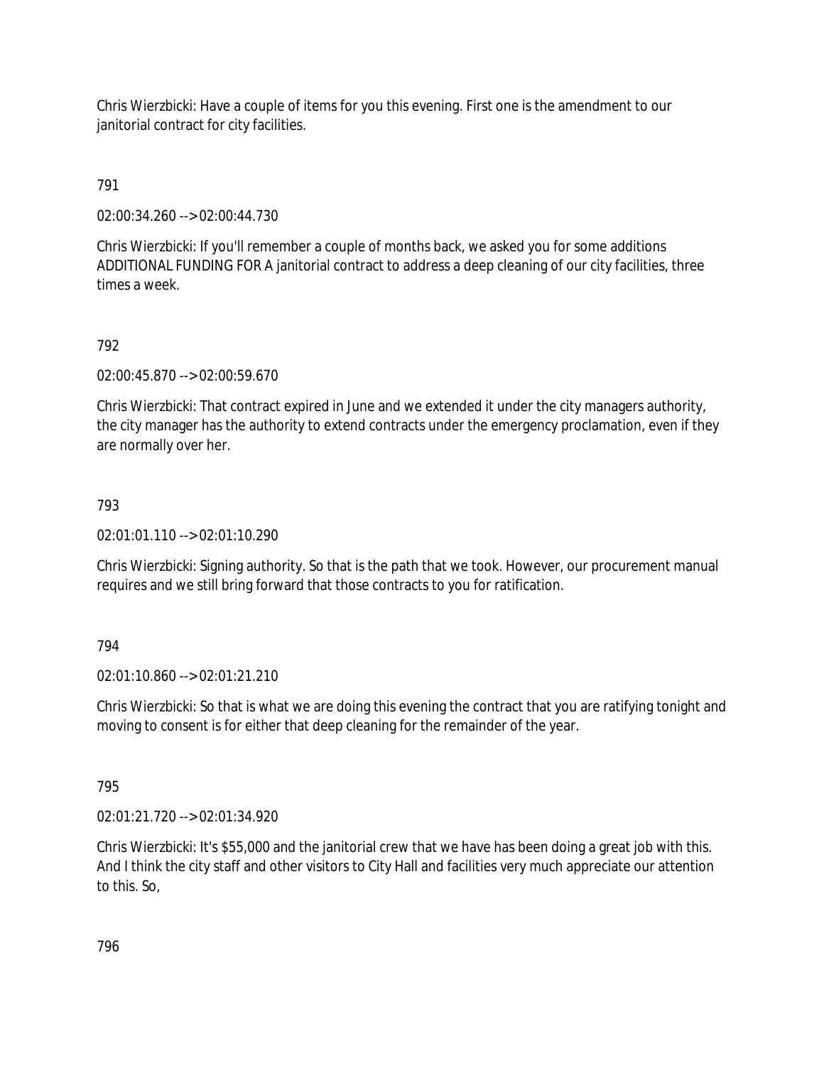Chris Wierzbicki: Have a couple of items for you this evening. First one is the amendment to our janitorial contract for city facilities.

791

02:00:34.260 --> 02:00:44.730

Chris Wierzbicki: If you'll remember a couple of months back, we asked you for some additions ADDITIONAL FUNDING FOR A janitorial contract to address a deep cleaning of our city facilities, three times a week.

792

02:00:45.870 --> 02:00:59.670

Chris Wierzbicki: That contract expired in June and we extended it under the city managers authority, the city manager has the authority to extend contracts under the emergency proclamation, even if they are normally over her.

793

02:01:01.110 --> 02:01:10.290

Chris Wierzbicki: Signing authority. So that is the path that we took. However, our procurement manual requires and we still bring forward that those contracts to you for ratification.

794

02:01:10.860 --> 02:01:21.210

Chris Wierzbicki: So that is what we are doing this evening the contract that you are ratifying tonight and moving to consent is for either that deep cleaning for the remainder of the year.

795

02:01:21.720 --> 02:01:34.920

Chris Wierzbicki: It's $55,000 and the janitorial crew that we have has been doing a great job with this. And I think the city staff and other visitors to City Hall and facilities very much appreciate our attention to this. So,

796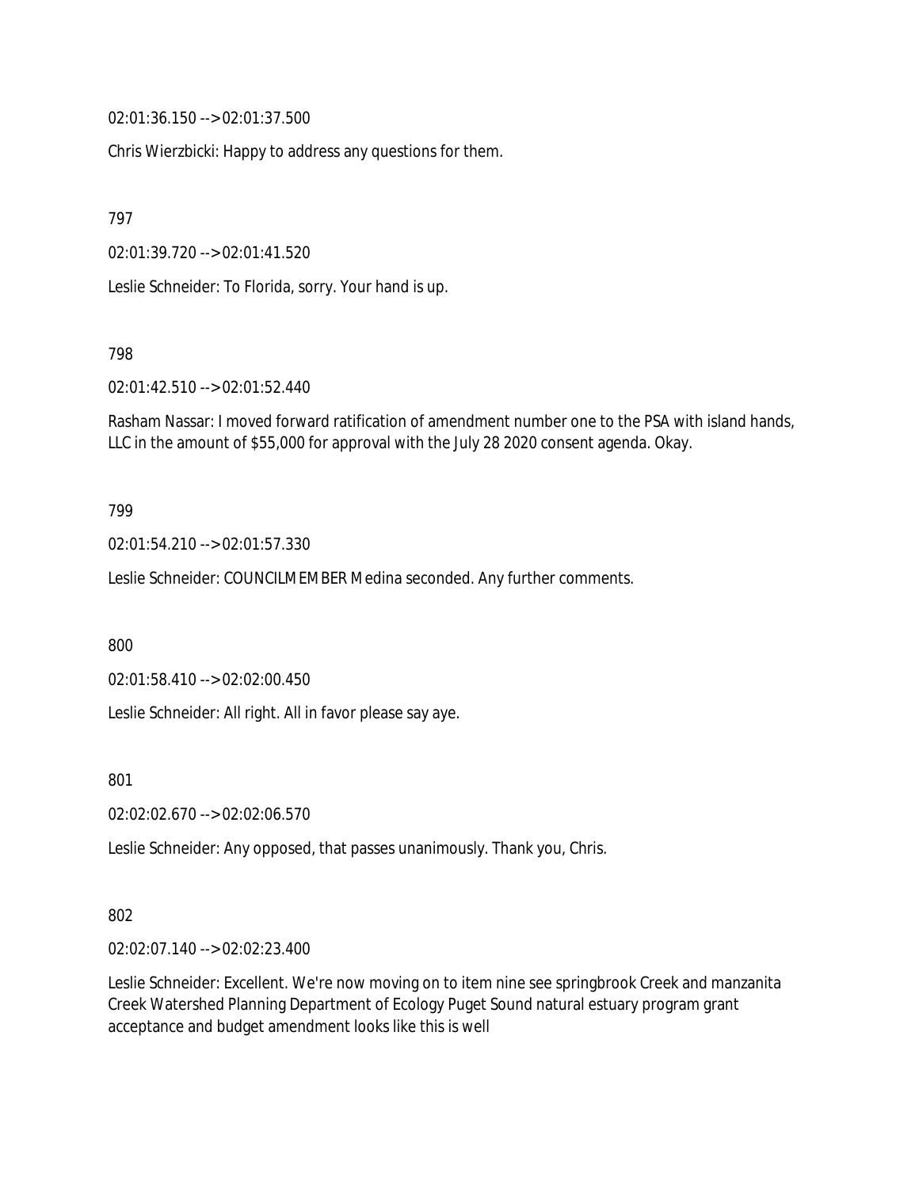02:01:36.150 --> 02:01:37.500

Chris Wierzbicki: Happy to address any questions for them.

797

02:01:39.720 --> 02:01:41.520

Leslie Schneider: To Florida, sorry. Your hand is up.

798

02:01:42.510 --> 02:01:52.440

Rasham Nassar: I moved forward ratification of amendment number one to the PSA with island hands, LLC in the amount of $55,000 for approval with the July 28 2020 consent agenda. Okay.

799

02:01:54.210 --> 02:01:57.330

Leslie Schneider: COUNCILMEMBER Medina seconded. Any further comments.

800

02:01:58.410 --> 02:02:00.450

Leslie Schneider: All right. All in favor please say aye.

801

02:02:02.670 --> 02:02:06.570

Leslie Schneider: Any opposed, that passes unanimously. Thank you, Chris.

802

02:02:07.140 --> 02:02:23.400

Leslie Schneider: Excellent. We're now moving on to item nine see springbrook Creek and manzanita Creek Watershed Planning Department of Ecology Puget Sound natural estuary program grant acceptance and budget amendment looks like this is well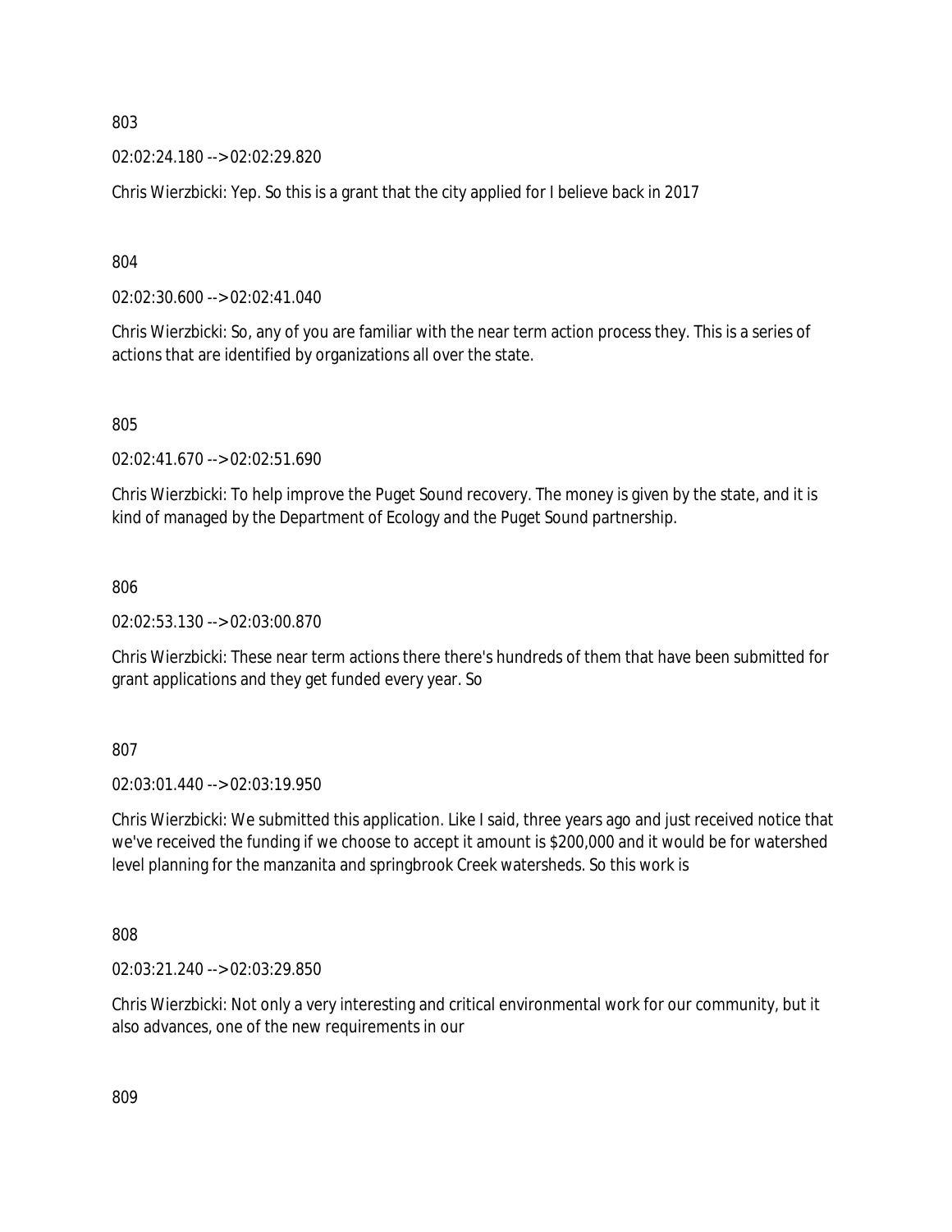803

02:02:24.180 --> 02:02:29.820

Chris Wierzbicki: Yep. So this is a grant that the city applied for I believe back in 2017

804

02:02:30.600 --> 02:02:41.040

Chris Wierzbicki: So, any of you are familiar with the near term action process they. This is a series of actions that are identified by organizations all over the state.

805

02:02:41.670 --> 02:02:51.690

Chris Wierzbicki: To help improve the Puget Sound recovery. The money is given by the state, and it is kind of managed by the Department of Ecology and the Puget Sound partnership.

806

02:02:53.130 --> 02:03:00.870

Chris Wierzbicki: These near term actions there there's hundreds of them that have been submitted for grant applications and they get funded every year. So

807

02:03:01.440 --> 02:03:19.950

Chris Wierzbicki: We submitted this application. Like I said, three years ago and just received notice that we've received the funding if we choose to accept it amount is $200,000 and it would be for watershed level planning for the manzanita and springbrook Creek watersheds. So this work is

808

02:03:21.240 --> 02:03:29.850

Chris Wierzbicki: Not only a very interesting and critical environmental work for our community, but it also advances, one of the new requirements in our

809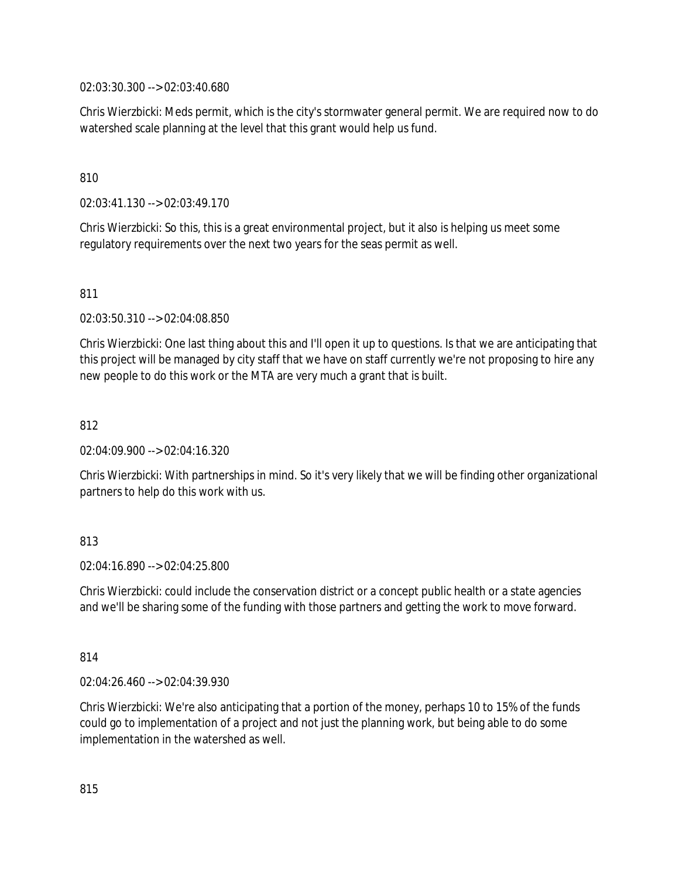02:03:30.300 --> 02:03:40.680

Chris Wierzbicki: Meds permit, which is the city's stormwater general permit. We are required now to do watershed scale planning at the level that this grant would help us fund.

810

02:03:41.130 --> 02:03:49.170

Chris Wierzbicki: So this, this is a great environmental project, but it also is helping us meet some regulatory requirements over the next two years for the seas permit as well.

811

02:03:50.310 --> 02:04:08.850

Chris Wierzbicki: One last thing about this and I'll open it up to questions. Is that we are anticipating that this project will be managed by city staff that we have on staff currently we're not proposing to hire any new people to do this work or the MTA are very much a grant that is built.

812

02:04:09.900 --> 02:04:16.320

Chris Wierzbicki: With partnerships in mind. So it's very likely that we will be finding other organizational partners to help do this work with us.

813

02:04:16.890 --> 02:04:25.800

Chris Wierzbicki: could include the conservation district or a concept public health or a state agencies and we'll be sharing some of the funding with those partners and getting the work to move forward.

814

02:04:26.460 --> 02:04:39.930

Chris Wierzbicki: We're also anticipating that a portion of the money, perhaps 10 to 15% of the funds could go to implementation of a project and not just the planning work, but being able to do some implementation in the watershed as well.

815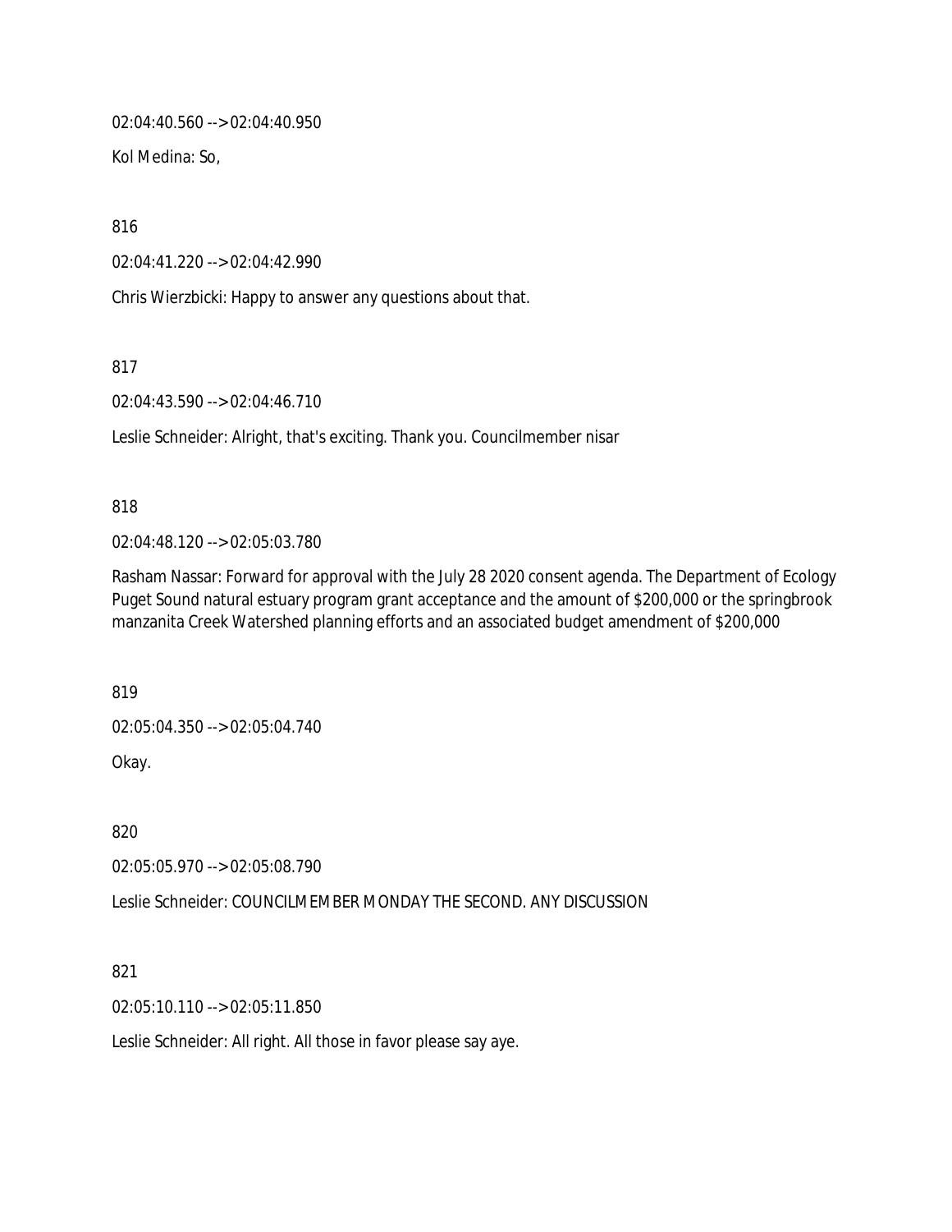02:04:40.560 --> 02:04:40.950

Kol Medina: So,

816

02:04:41.220 --> 02:04:42.990

Chris Wierzbicki: Happy to answer any questions about that.

817

02:04:43.590 --> 02:04:46.710

Leslie Schneider: Alright, that's exciting. Thank you. Councilmember nisar

818

02:04:48.120 --> 02:05:03.780

Rasham Nassar: Forward for approval with the July 28 2020 consent agenda. The Department of Ecology Puget Sound natural estuary program grant acceptance and the amount of $200,000 or the springbrook manzanita Creek Watershed planning efforts and an associated budget amendment of $200,000

819

02:05:04.350 --> 02:05:04.740

Okay.

820

02:05:05.970 --> 02:05:08.790

Leslie Schneider: COUNCILMEMBER MONDAY THE SECOND. ANY DISCUSSION

821

02:05:10.110 --> 02:05:11.850

Leslie Schneider: All right. All those in favor please say aye.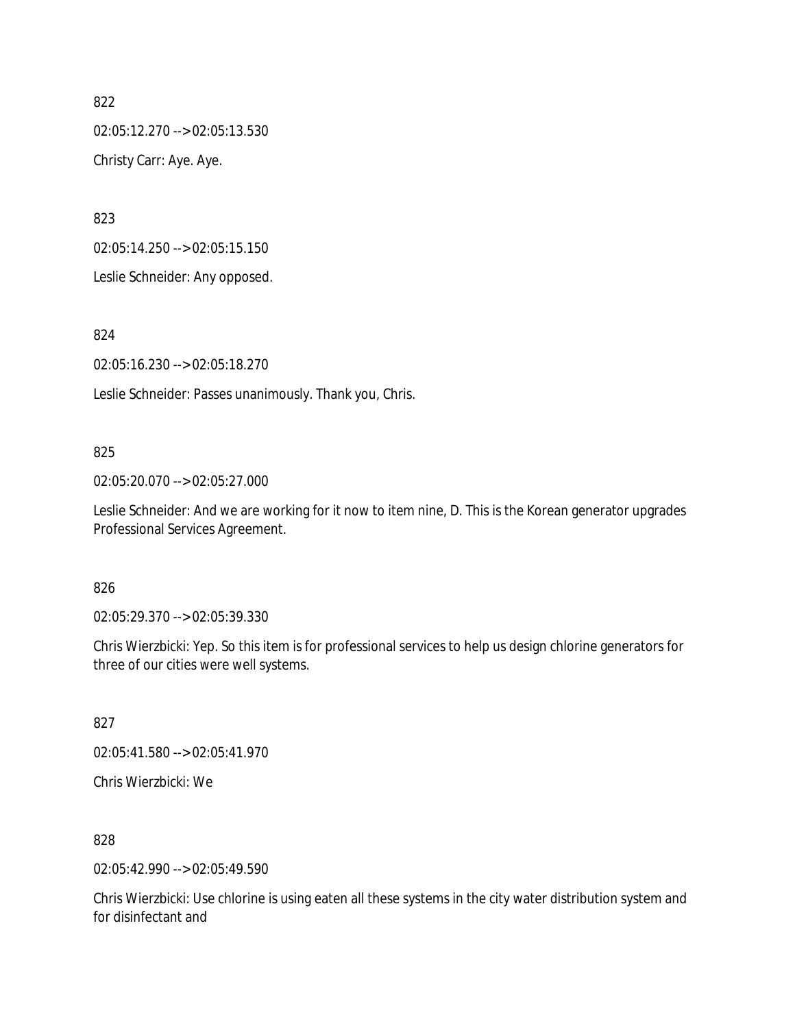822

02:05:12.270 --> 02:05:13.530

Christy Carr: Aye. Aye.

823

02:05:14.250 --> 02:05:15.150

Leslie Schneider: Any opposed.

824

02:05:16.230 --> 02:05:18.270

Leslie Schneider: Passes unanimously. Thank you, Chris.

825

02:05:20.070 --> 02:05:27.000

Leslie Schneider: And we are working for it now to item nine, D. This is the Korean generator upgrades Professional Services Agreement.

826

02:05:29.370 --> 02:05:39.330

Chris Wierzbicki: Yep. So this item is for professional services to help us design chlorine generators for three of our cities were well systems.

827

02:05:41.580 --> 02:05:41.970

Chris Wierzbicki: We

828

02:05:42.990 --> 02:05:49.590

Chris Wierzbicki: Use chlorine is using eaten all these systems in the city water distribution system and for disinfectant and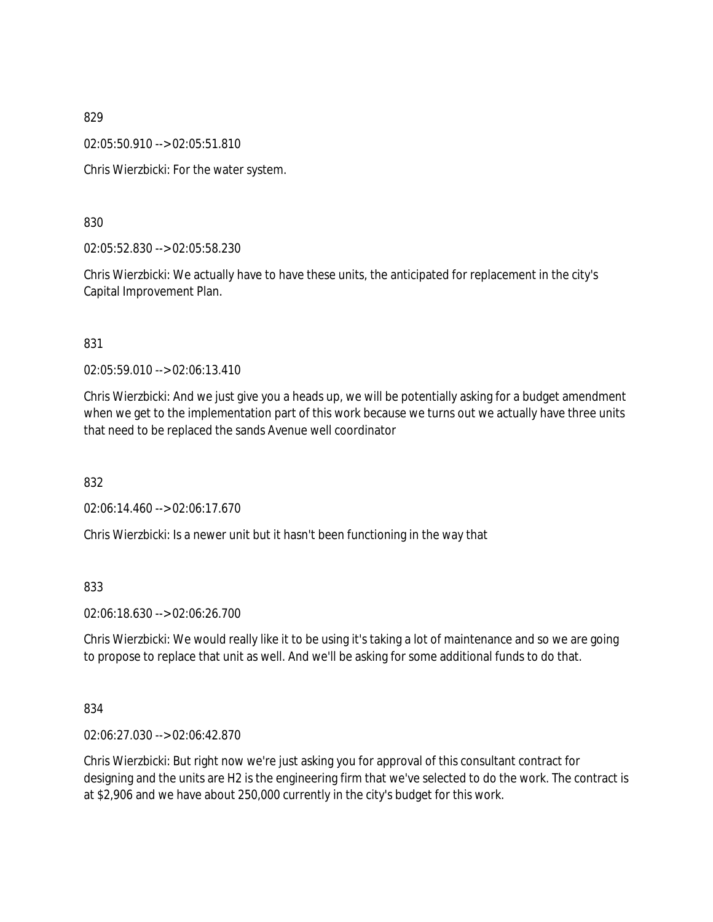829

02:05:50.910 --> 02:05:51.810

Chris Wierzbicki: For the water system.

830

02:05:52.830 --> 02:05:58.230

Chris Wierzbicki: We actually have to have these units, the anticipated for replacement in the city's Capital Improvement Plan.

831

02:05:59.010 --> 02:06:13.410

Chris Wierzbicki: And we just give you a heads up, we will be potentially asking for a budget amendment when we get to the implementation part of this work because we turns out we actually have three units that need to be replaced the sands Avenue well coordinator

832

02:06:14.460 --> 02:06:17.670

Chris Wierzbicki: Is a newer unit but it hasn't been functioning in the way that

833

02:06:18.630 --> 02:06:26.700

Chris Wierzbicki: We would really like it to be using it's taking a lot of maintenance and so we are going to propose to replace that unit as well. And we'll be asking for some additional funds to do that.

834

02:06:27.030 --> 02:06:42.870

Chris Wierzbicki: But right now we're just asking you for approval of this consultant contract for designing and the units are H2 is the engineering firm that we've selected to do the work. The contract is at $2,906 and we have about 250,000 currently in the city's budget for this work.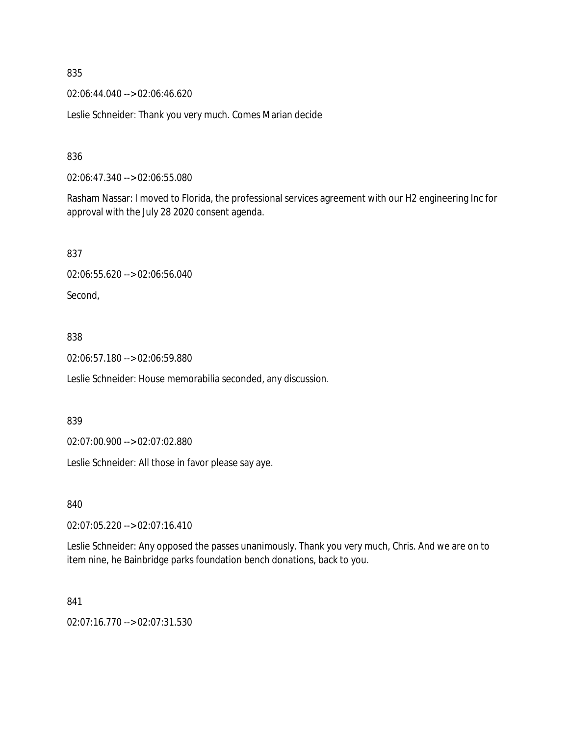835

02:06:44.040 --> 02:06:46.620

Leslie Schneider: Thank you very much. Comes Marian decide

836

02:06:47.340 --> 02:06:55.080

Rasham Nassar: I moved to Florida, the professional services agreement with our H2 engineering Inc for approval with the July 28 2020 consent agenda.

837

02:06:55.620 --> 02:06:56.040

Second,

838

02:06:57.180 --> 02:06:59.880

Leslie Schneider: House memorabilia seconded, any discussion.

839

02:07:00.900 --> 02:07:02.880

Leslie Schneider: All those in favor please say aye.

840

02:07:05.220 --> 02:07:16.410

Leslie Schneider: Any opposed the passes unanimously. Thank you very much, Chris. And we are on to item nine, he Bainbridge parks foundation bench donations, back to you.

841

02:07:16.770 --> 02:07:31.530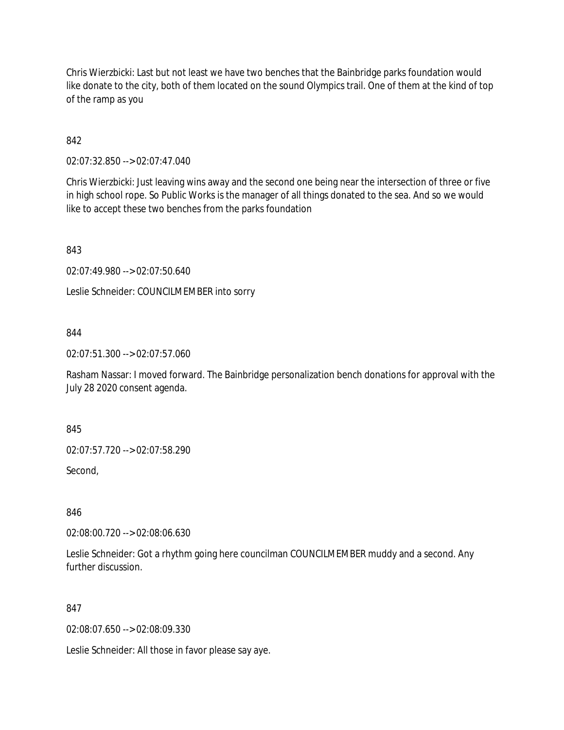Chris Wierzbicki: Last but not least we have two benches that the Bainbridge parks foundation would like donate to the city, both of them located on the sound Olympics trail. One of them at the kind of top of the ramp as you

842

02:07:32.850 --> 02:07:47.040

Chris Wierzbicki: Just leaving wins away and the second one being near the intersection of three or five in high school rope. So Public Works is the manager of all things donated to the sea. And so we would like to accept these two benches from the parks foundation

843

02:07:49.980 --> 02:07:50.640

Leslie Schneider: COUNCILMEMBER into sorry

844

02:07:51.300 --> 02:07:57.060

Rasham Nassar: I moved forward. The Bainbridge personalization bench donations for approval with the July 28 2020 consent agenda.

845

02:07:57.720 --> 02:07:58.290

Second,

846

02:08:00.720 --> 02:08:06.630

Leslie Schneider: Got a rhythm going here councilman COUNCILMEMBER muddy and a second. Any further discussion.

847

02:08:07.650 --> 02:08:09.330

Leslie Schneider: All those in favor please say aye.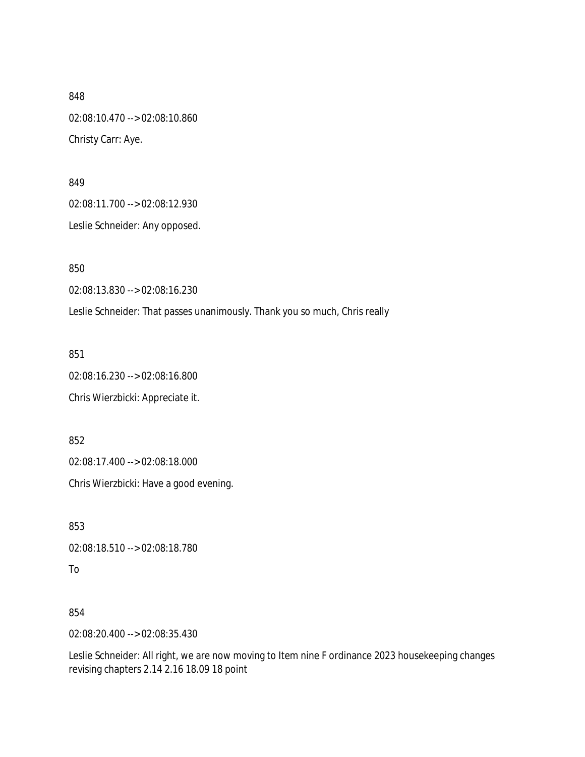848

02:08:10.470 --> 02:08:10.860

Christy Carr: Aye.

849

02:08:11.700 --> 02:08:12.930

Leslie Schneider: Any opposed.

850

02:08:13.830 --> 02:08:16.230

Leslie Schneider: That passes unanimously. Thank you so much, Chris really

851

02:08:16.230 --> 02:08:16.800

Chris Wierzbicki: Appreciate it.

852

02:08:17.400 --> 02:08:18.000

Chris Wierzbicki: Have a good evening.

853

02:08:18.510 --> 02:08:18.780

To

854

02:08:20.400 --> 02:08:35.430

Leslie Schneider: All right, we are now moving to Item nine F ordinance 2023 housekeeping changes revising chapters 2.14 2.16 18.09 18 point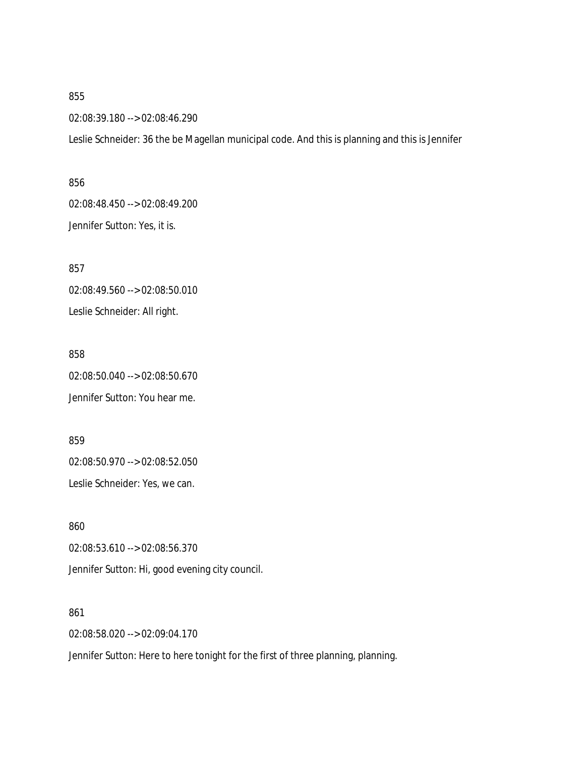855

02:08:39.180 --> 02:08:46.290

Leslie Schneider: 36 the be Magellan municipal code. And this is planning and this is Jennifer

856

02:08:48.450 --> 02:08:49.200

Jennifer Sutton: Yes, it is.

857

02:08:49.560 --> 02:08:50.010

Leslie Schneider: All right.

858

02:08:50.040 --> 02:08:50.670

Jennifer Sutton: You hear me.

859

02:08:50.970 --> 02:08:52.050

Leslie Schneider: Yes, we can.

860

02:08:53.610 --> 02:08:56.370

Jennifer Sutton: Hi, good evening city council.

861

02:08:58.020 --> 02:09:04.170

Jennifer Sutton: Here to here tonight for the first of three planning, planning.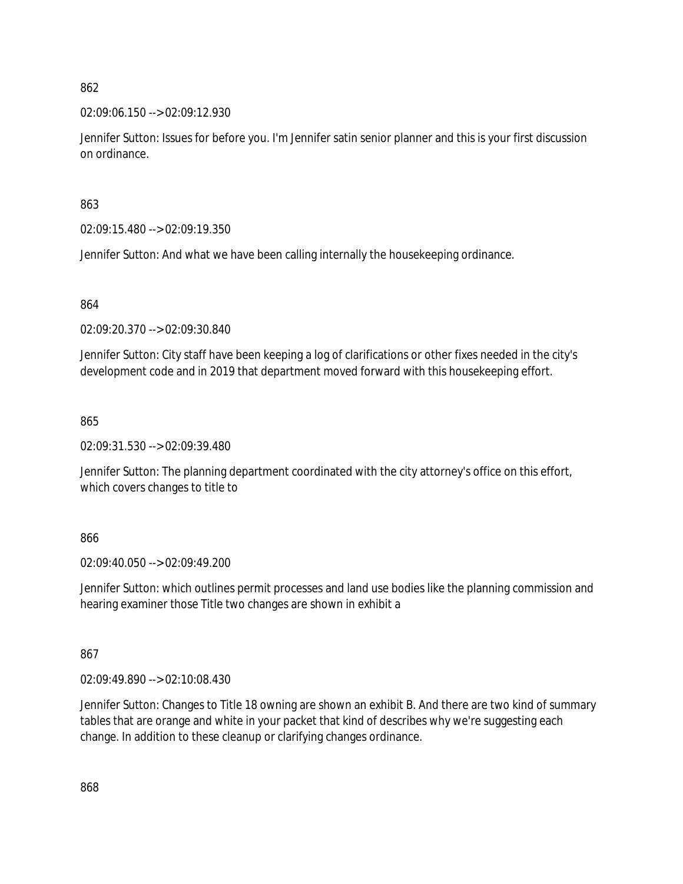862

02:09:06.150 --> 02:09:12.930

Jennifer Sutton: Issues for before you. I'm Jennifer satin senior planner and this is your first discussion on ordinance.

863

02:09:15.480 --> 02:09:19.350

Jennifer Sutton: And what we have been calling internally the housekeeping ordinance.

864

02:09:20.370 --> 02:09:30.840

Jennifer Sutton: City staff have been keeping a log of clarifications or other fixes needed in the city's development code and in 2019 that department moved forward with this housekeeping effort.

865

02:09:31.530 --> 02:09:39.480

Jennifer Sutton: The planning department coordinated with the city attorney's office on this effort, which covers changes to title to

866

02:09:40.050 --> 02:09:49.200

Jennifer Sutton: which outlines permit processes and land use bodies like the planning commission and hearing examiner those Title two changes are shown in exhibit a

867

02:09:49.890 --> 02:10:08.430

Jennifer Sutton: Changes to Title 18 owning are shown an exhibit B. And there are two kind of summary tables that are orange and white in your packet that kind of describes why we're suggesting each change. In addition to these cleanup or clarifying changes ordinance.

868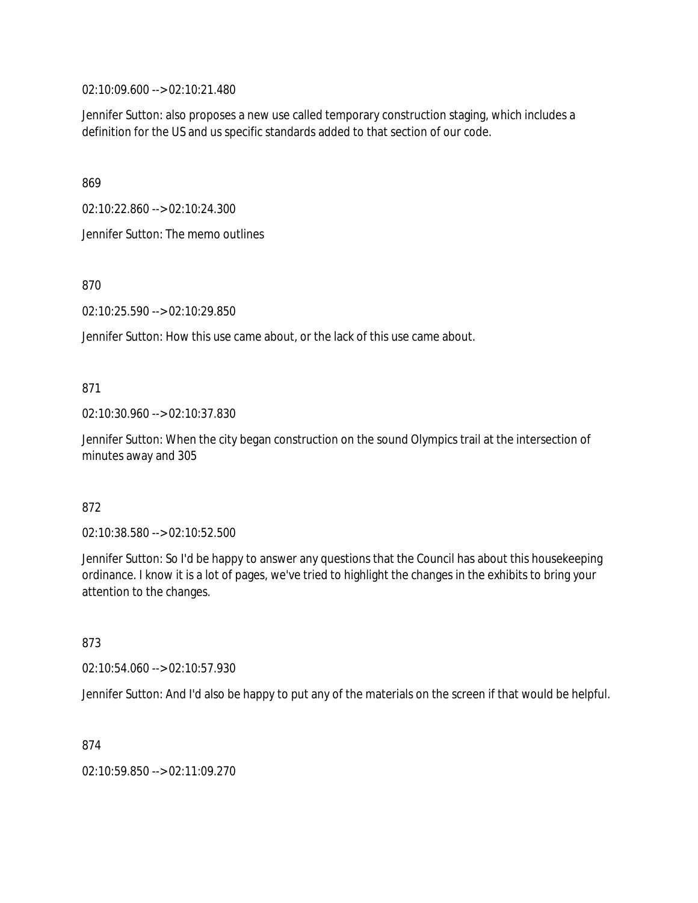02:10:09.600 --> 02:10:21.480

Jennifer Sutton: also proposes a new use called temporary construction staging, which includes a definition for the US and us specific standards added to that section of our code.

869

02:10:22.860 --> 02:10:24.300

Jennifer Sutton: The memo outlines

870

02:10:25.590 --> 02:10:29.850

Jennifer Sutton: How this use came about, or the lack of this use came about.

871

02:10:30.960 --> 02:10:37.830

Jennifer Sutton: When the city began construction on the sound Olympics trail at the intersection of minutes away and 305

872

02:10:38.580 --> 02:10:52.500

Jennifer Sutton: So I'd be happy to answer any questions that the Council has about this housekeeping ordinance. I know it is a lot of pages, we've tried to highlight the changes in the exhibits to bring your attention to the changes.

873

02:10:54.060 --> 02:10:57.930

Jennifer Sutton: And I'd also be happy to put any of the materials on the screen if that would be helpful.

874

02:10:59.850 --> 02:11:09.270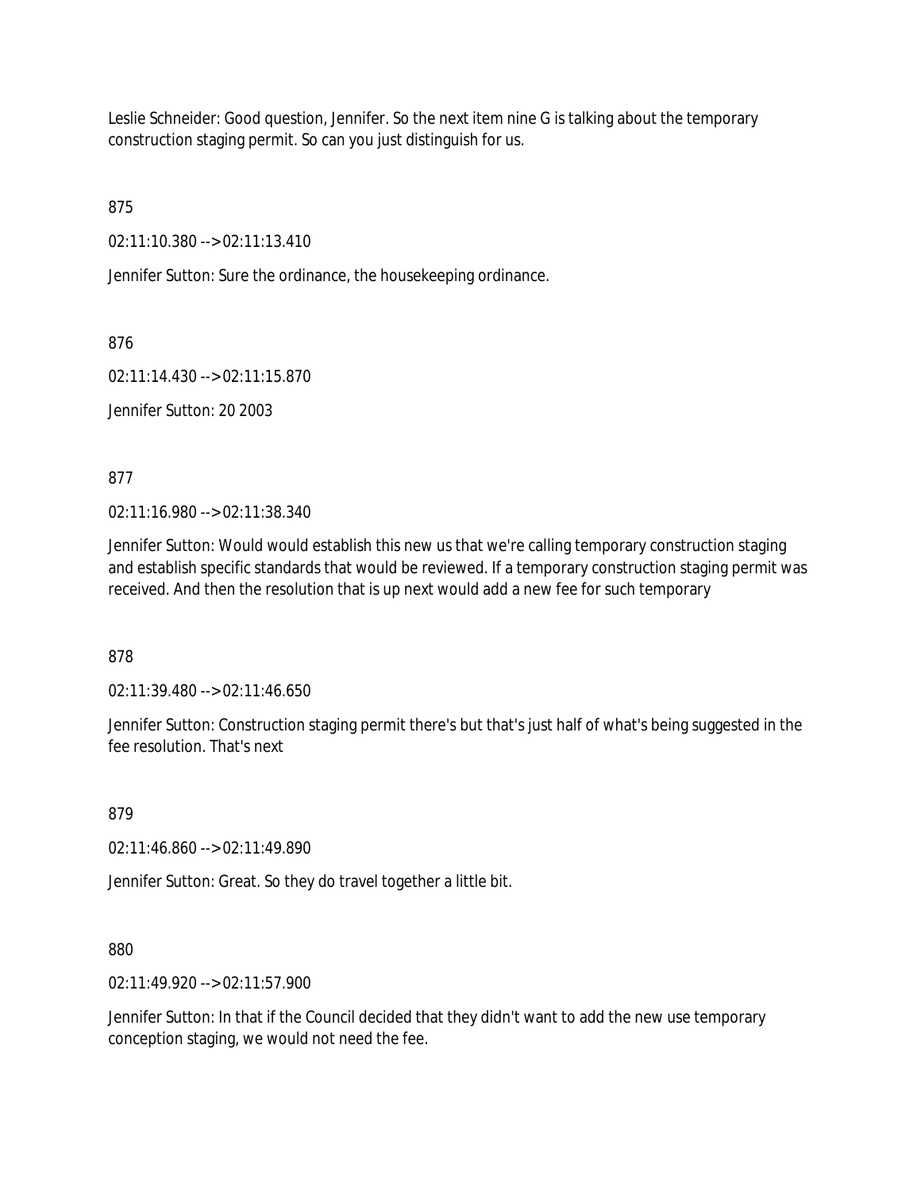Leslie Schneider: Good question, Jennifer. So the next item nine G is talking about the temporary construction staging permit. So can you just distinguish for us.

875

02:11:10.380 --> 02:11:13.410

Jennifer Sutton: Sure the ordinance, the housekeeping ordinance.

876

02:11:14.430 --> 02:11:15.870

Jennifer Sutton: 20 2003

877

02:11:16.980 --> 02:11:38.340

Jennifer Sutton: Would would establish this new us that we're calling temporary construction staging and establish specific standards that would be reviewed. If a temporary construction staging permit was received. And then the resolution that is up next would add a new fee for such temporary

878

02:11:39.480 --> 02:11:46.650

Jennifer Sutton: Construction staging permit there's but that's just half of what's being suggested in the fee resolution. That's next

879

02:11:46.860 --> 02:11:49.890

Jennifer Sutton: Great. So they do travel together a little bit.

880

02:11:49.920 --> 02:11:57.900

Jennifer Sutton: In that if the Council decided that they didn't want to add the new use temporary conception staging, we would not need the fee.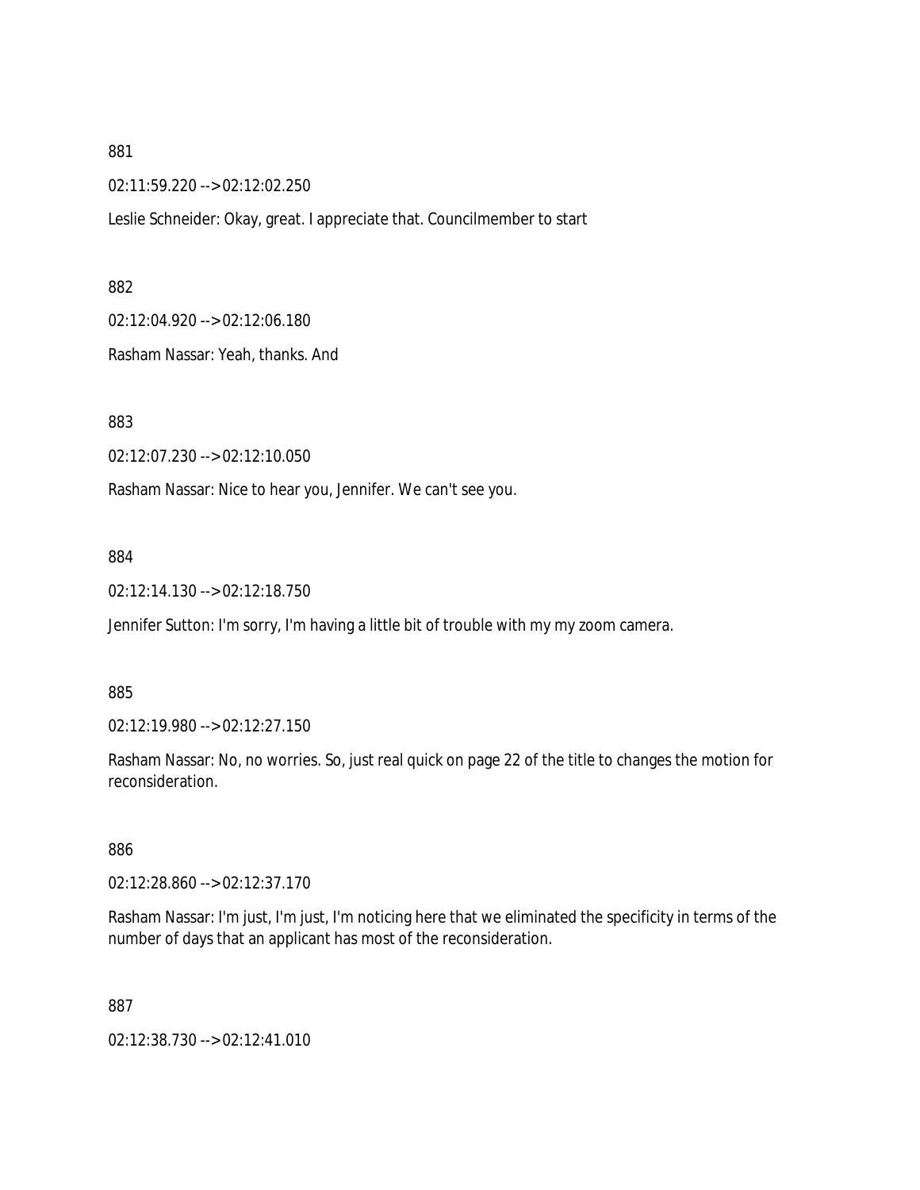881

02:11:59.220 --> 02:12:02.250

Leslie Schneider: Okay, great. I appreciate that. Councilmember to start

882

02:12:04.920 --> 02:12:06.180

Rasham Nassar: Yeah, thanks. And

883

02:12:07.230 --> 02:12:10.050

Rasham Nassar: Nice to hear you, Jennifer. We can't see you.

884

02:12:14.130 --> 02:12:18.750

Jennifer Sutton: I'm sorry, I'm having a little bit of trouble with my my zoom camera.

885

02:12:19.980 --> 02:12:27.150

Rasham Nassar: No, no worries. So, just real quick on page 22 of the title to changes the motion for reconsideration.

886

02:12:28.860 --> 02:12:37.170

Rasham Nassar: I'm just, I'm just, I'm noticing here that we eliminated the specificity in terms of the number of days that an applicant has most of the reconsideration.

887

02:12:38.730 --> 02:12:41.010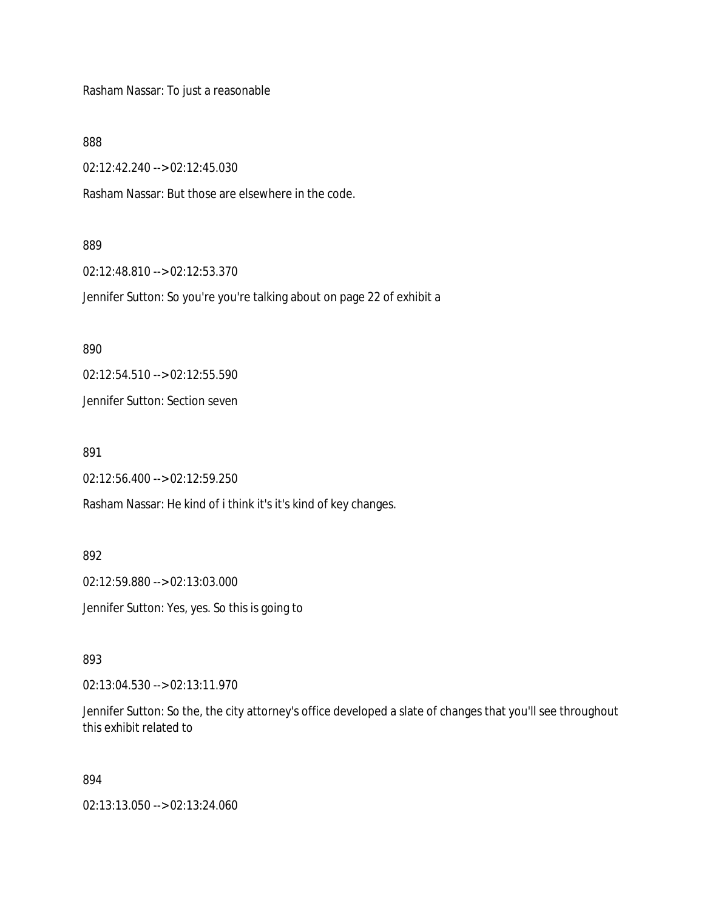Rasham Nassar: To just a reasonable

888

02:12:42.240 --> 02:12:45.030

Rasham Nassar: But those are elsewhere in the code.

889

02:12:48.810 --> 02:12:53.370

Jennifer Sutton: So you're you're talking about on page 22 of exhibit a

890

02:12:54.510 --> 02:12:55.590

Jennifer Sutton: Section seven

891

02:12:56.400 --> 02:12:59.250

Rasham Nassar: He kind of i think it's it's kind of key changes.

892

02:12:59.880 --> 02:13:03.000

Jennifer Sutton: Yes, yes. So this is going to

893

02:13:04.530 --> 02:13:11.970

Jennifer Sutton: So the, the city attorney's office developed a slate of changes that you'll see throughout this exhibit related to

894

02:13:13.050 --> 02:13:24.060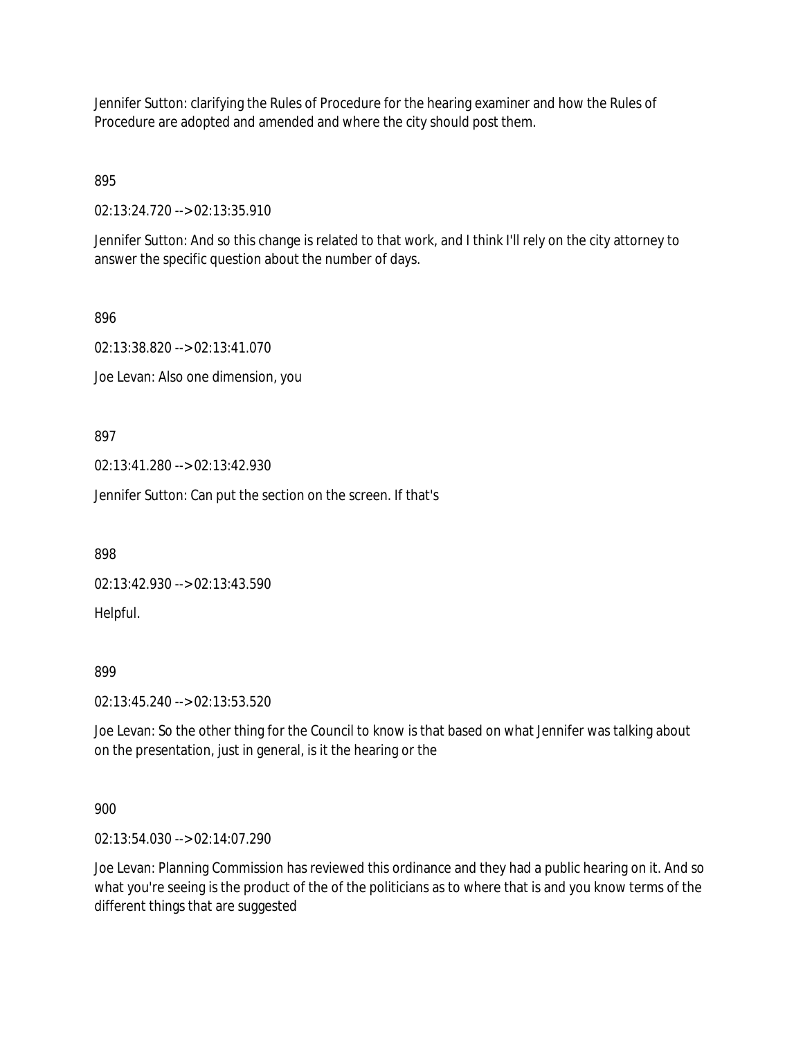Jennifer Sutton: clarifying the Rules of Procedure for the hearing examiner and how the Rules of Procedure are adopted and amended and where the city should post them.

895

02:13:24.720 --> 02:13:35.910

Jennifer Sutton: And so this change is related to that work, and I think I'll rely on the city attorney to answer the specific question about the number of days.

896

02:13:38.820 --> 02:13:41.070

Joe Levan: Also one dimension, you

897

02:13:41.280 --> 02:13:42.930

Jennifer Sutton: Can put the section on the screen. If that's

898

02:13:42.930 --> 02:13:43.590

Helpful.

899

02:13:45.240 --> 02:13:53.520

Joe Levan: So the other thing for the Council to know is that based on what Jennifer was talking about on the presentation, just in general, is it the hearing or the

900

02:13:54.030 --> 02:14:07.290

Joe Levan: Planning Commission has reviewed this ordinance and they had a public hearing on it. And so what you're seeing is the product of the of the politicians as to where that is and you know terms of the different things that are suggested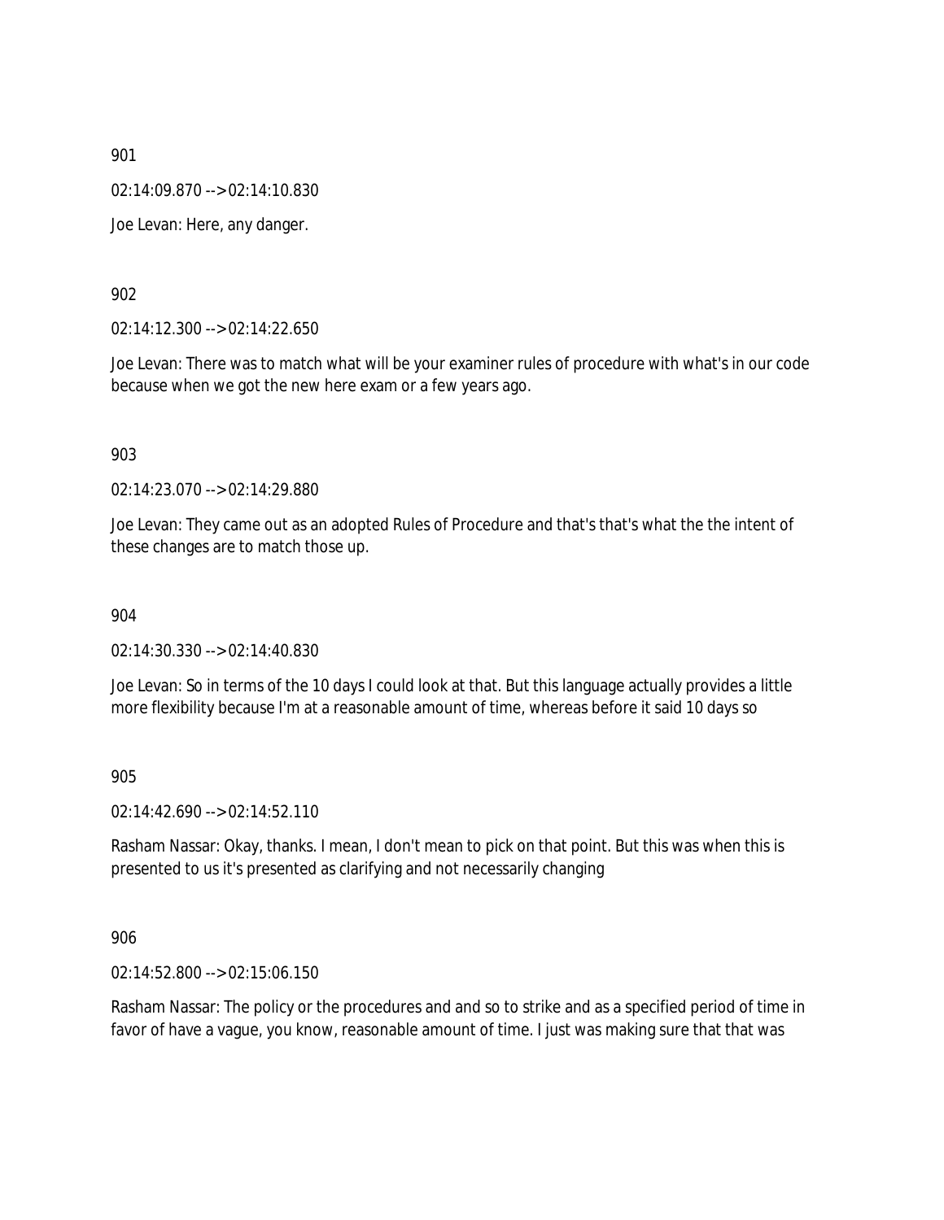901

02:14:09.870 --> 02:14:10.830

Joe Levan: Here, any danger.

902

02:14:12.300 --> 02:14:22.650

Joe Levan: There was to match what will be your examiner rules of procedure with what's in our code because when we got the new here exam or a few years ago.

903

02:14:23.070 --> 02:14:29.880

Joe Levan: They came out as an adopted Rules of Procedure and that's that's what the the intent of these changes are to match those up.

904

02:14:30.330 --> 02:14:40.830

Joe Levan: So in terms of the 10 days I could look at that. But this language actually provides a little more flexibility because I'm at a reasonable amount of time, whereas before it said 10 days so

905

02:14:42.690 --> 02:14:52.110

Rasham Nassar: Okay, thanks. I mean, I don't mean to pick on that point. But this was when this is presented to us it's presented as clarifying and not necessarily changing

906

02:14:52.800 --> 02:15:06.150

Rasham Nassar: The policy or the procedures and and so to strike and as a specified period of time in favor of have a vague, you know, reasonable amount of time. I just was making sure that that was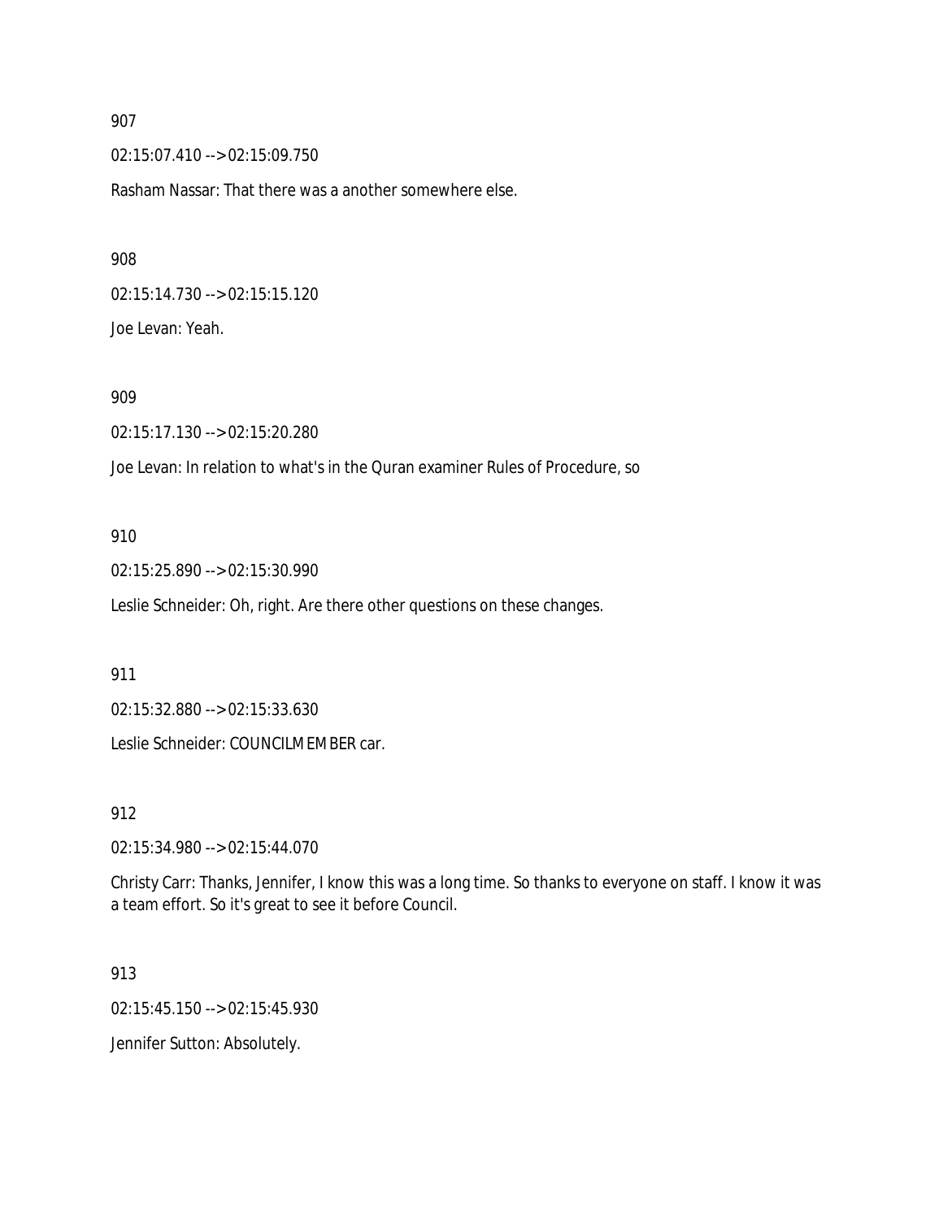907

02:15:07.410 --> 02:15:09.750

Rasham Nassar: That there was a another somewhere else.

908

02:15:14.730 --> 02:15:15.120

Joe Levan: Yeah.

909

02:15:17.130 --> 02:15:20.280

Joe Levan: In relation to what's in the Quran examiner Rules of Procedure, so

910

02:15:25.890 --> 02:15:30.990

Leslie Schneider: Oh, right. Are there other questions on these changes.

911

02:15:32.880 --> 02:15:33.630

Leslie Schneider: COUNCILMEMBER car.

912

02:15:34.980 --> 02:15:44.070

Christy Carr: Thanks, Jennifer, I know this was a long time. So thanks to everyone on staff. I know it was a team effort. So it's great to see it before Council.

913

02:15:45.150 --> 02:15:45.930

Jennifer Sutton: Absolutely.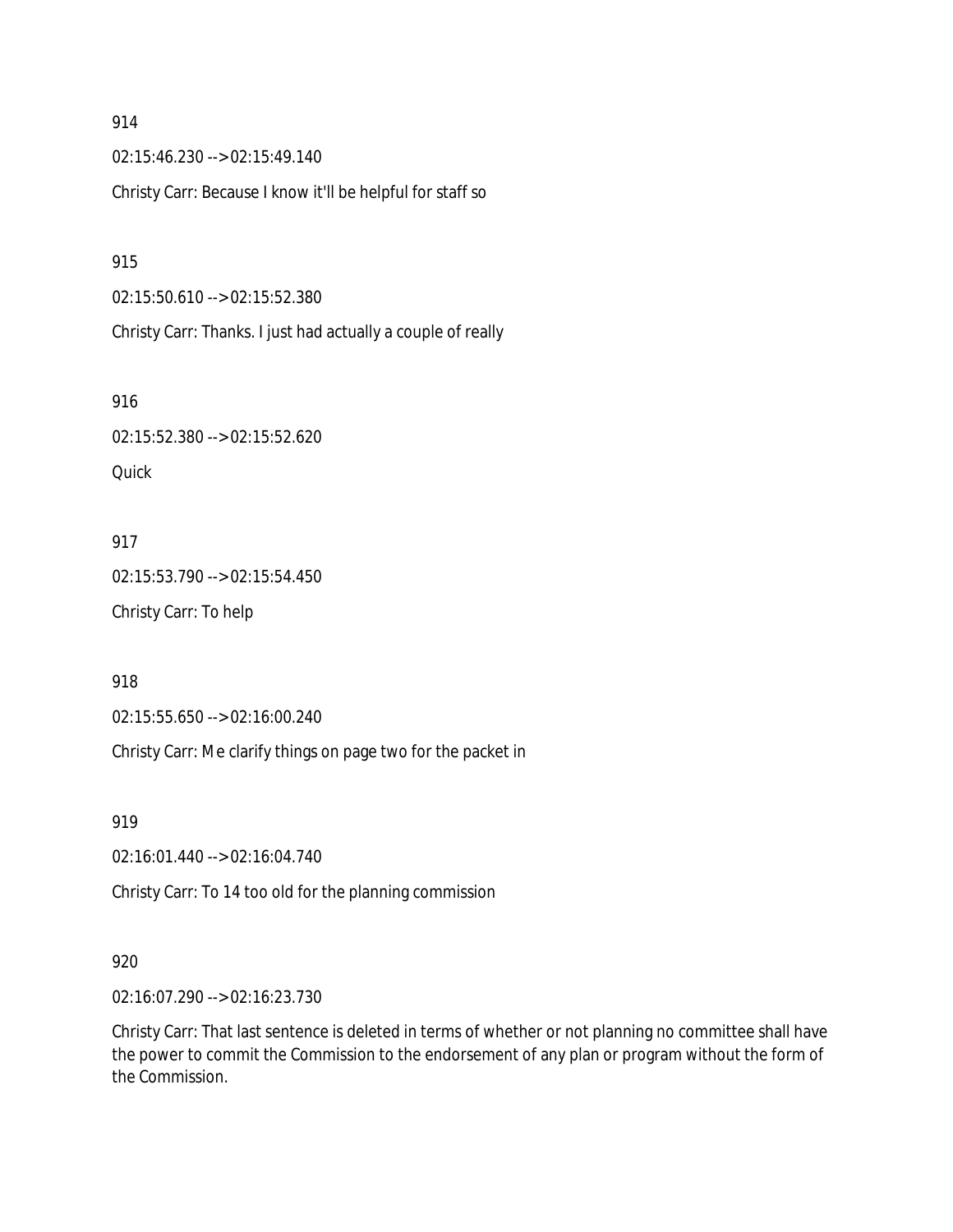914

02:15:46.230 --> 02:15:49.140

Christy Carr: Because I know it'll be helpful for staff so

915

02:15:50.610 --> 02:15:52.380

Christy Carr: Thanks. I just had actually a couple of really

916

02:15:52.380 --> 02:15:52.620

Quick

917

02:15:53.790 --> 02:15:54.450

Christy Carr: To help

918

02:15:55.650 --> 02:16:00.240

Christy Carr: Me clarify things on page two for the packet in

919

02:16:01.440 --> 02:16:04.740

Christy Carr: To 14 too old for the planning commission

920

02:16:07.290 --> 02:16:23.730

Christy Carr: That last sentence is deleted in terms of whether or not planning no committee shall have the power to commit the Commission to the endorsement of any plan or program without the form of the Commission.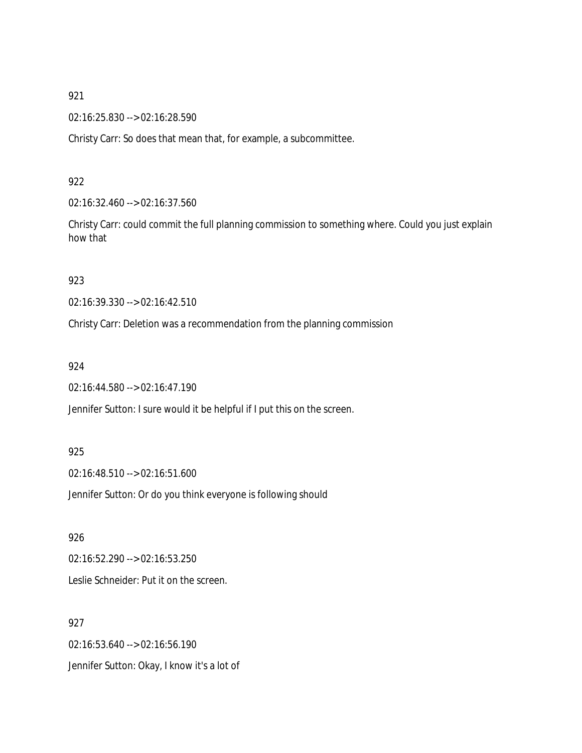921

02:16:25.830 --> 02:16:28.590

Christy Carr: So does that mean that, for example, a subcommittee.

922

02:16:32.460 --> 02:16:37.560

Christy Carr: could commit the full planning commission to something where. Could you just explain how that

923

02:16:39.330 --> 02:16:42.510

Christy Carr: Deletion was a recommendation from the planning commission

924

02:16:44.580 --> 02:16:47.190

Jennifer Sutton: I sure would it be helpful if I put this on the screen.

925

02:16:48.510 --> 02:16:51.600

Jennifer Sutton: Or do you think everyone is following should

926

02:16:52.290 --> 02:16:53.250

Leslie Schneider: Put it on the screen.

927

02:16:53.640 --> 02:16:56.190

Jennifer Sutton: Okay, I know it's a lot of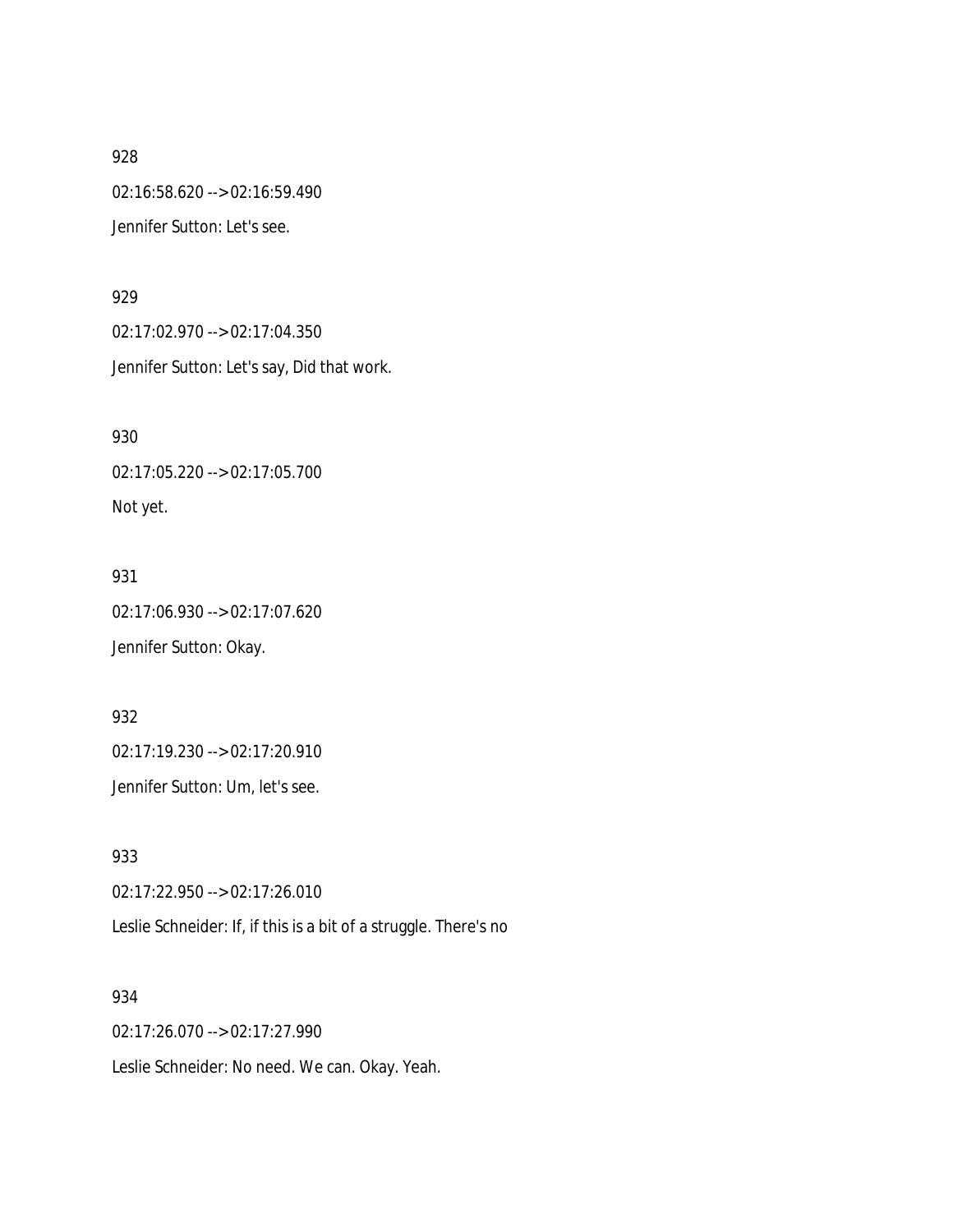928

02:16:58.620 --> 02:16:59.490

Jennifer Sutton: Let's see.

929

02:17:02.970 --> 02:17:04.350

Jennifer Sutton: Let's say, Did that work.

930

02:17:05.220 --> 02:17:05.700

Not yet.

931

02:17:06.930 --> 02:17:07.620

Jennifer Sutton: Okay.

932

02:17:19.230 --> 02:17:20.910

Jennifer Sutton: Um, let's see.

933

02:17:22.950 --> 02:17:26.010

Leslie Schneider: If, if this is a bit of a struggle. There's no

934

02:17:26.070 --> 02:17:27.990

Leslie Schneider: No need. We can. Okay. Yeah.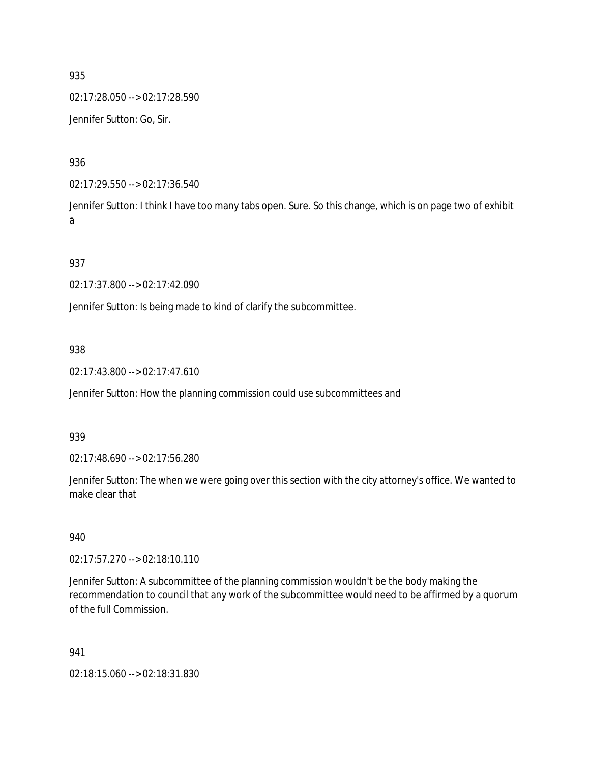935

02:17:28.050 --> 02:17:28.590

Jennifer Sutton: Go, Sir.

936

02:17:29.550 --> 02:17:36.540

Jennifer Sutton: I think I have too many tabs open. Sure. So this change, which is on page two of exhibit a

937

02:17:37.800 --> 02:17:42.090

Jennifer Sutton: Is being made to kind of clarify the subcommittee.

938

02:17:43.800 --> 02:17:47.610

Jennifer Sutton: How the planning commission could use subcommittees and

939

02:17:48.690 --> 02:17:56.280

Jennifer Sutton: The when we were going over this section with the city attorney's office. We wanted to make clear that

940

02:17:57.270 --> 02:18:10.110

Jennifer Sutton: A subcommittee of the planning commission wouldn't be the body making the recommendation to council that any work of the subcommittee would need to be affirmed by a quorum of the full Commission.

941

02:18:15.060 --> 02:18:31.830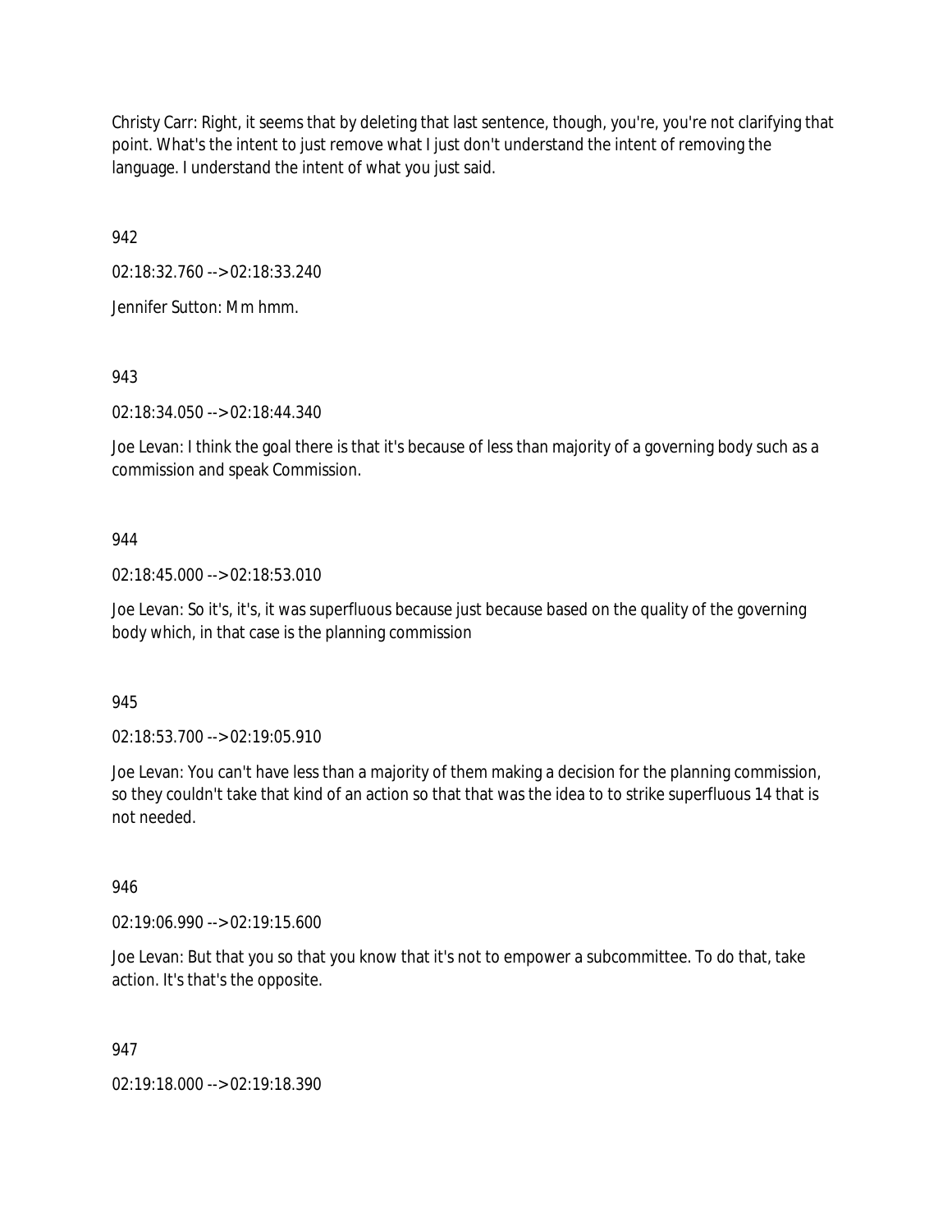Christy Carr: Right, it seems that by deleting that last sentence, though, you're, you're not clarifying that point. What's the intent to just remove what I just don't understand the intent of removing the language. I understand the intent of what you just said.

942

02:18:32.760 --> 02:18:33.240

Jennifer Sutton: Mm hmm.

943

02:18:34.050 --> 02:18:44.340

Joe Levan: I think the goal there is that it's because of less than majority of a governing body such as a commission and speak Commission.

944

02:18:45.000 --> 02:18:53.010

Joe Levan: So it's, it's, it was superfluous because just because based on the quality of the governing body which, in that case is the planning commission

945

02:18:53.700 --> 02:19:05.910

Joe Levan: You can't have less than a majority of them making a decision for the planning commission, so they couldn't take that kind of an action so that that was the idea to to strike superfluous 14 that is not needed.

946

02:19:06.990 --> 02:19:15.600

Joe Levan: But that you so that you know that it's not to empower a subcommittee. To do that, take action. It's that's the opposite.

947

02:19:18.000 --> 02:19:18.390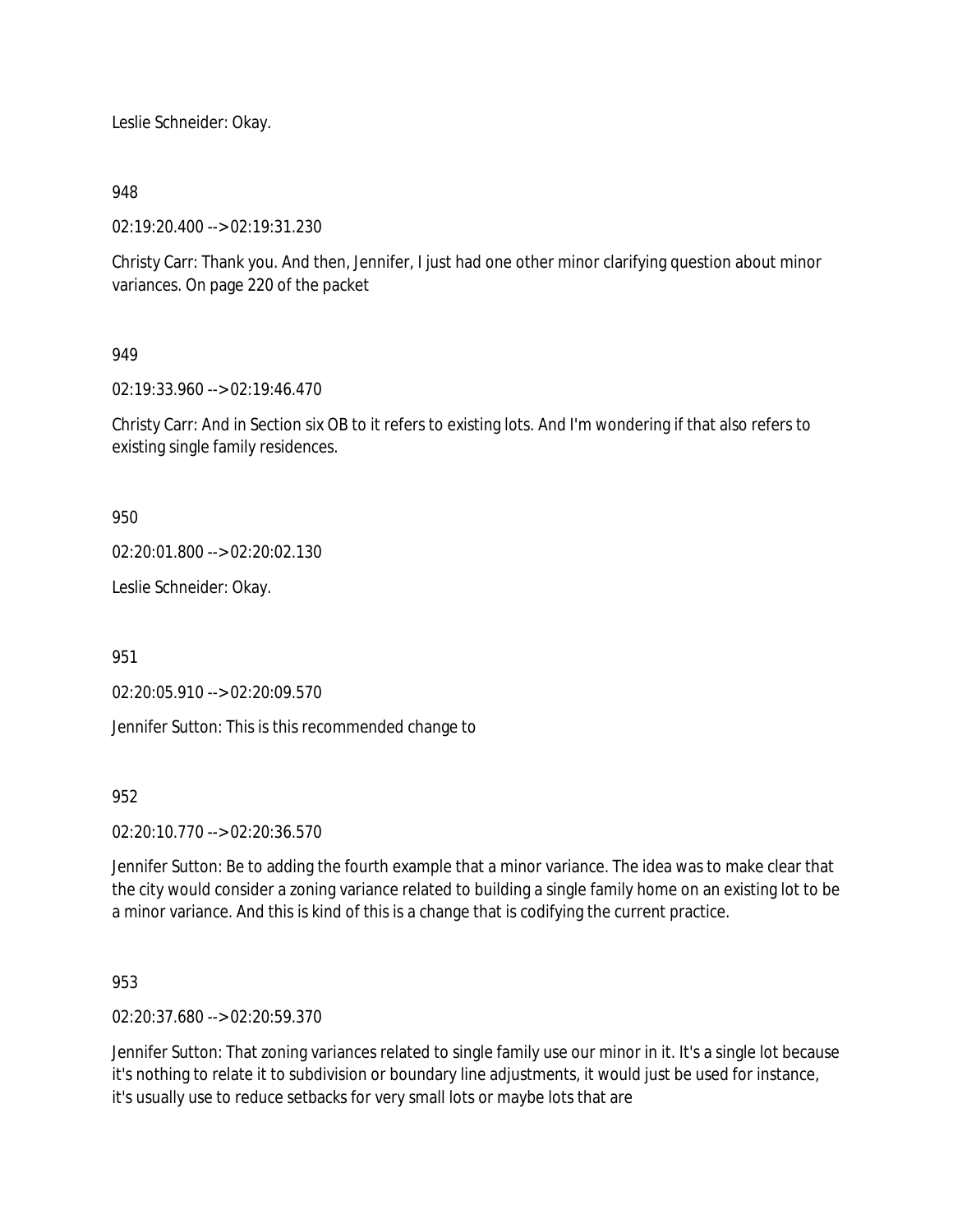Leslie Schneider: Okay.

948

02:19:20.400 --> 02:19:31.230

Christy Carr: Thank you. And then, Jennifer, I just had one other minor clarifying question about minor variances. On page 220 of the packet

949

02:19:33.960 --> 02:19:46.470

Christy Carr: And in Section six OB to it refers to existing lots. And I'm wondering if that also refers to existing single family residences.

950

02:20:01.800 --> 02:20:02.130

Leslie Schneider: Okay.

951

02:20:05.910 --> 02:20:09.570

Jennifer Sutton: This is this recommended change to

952

02:20:10.770 --> 02:20:36.570

Jennifer Sutton: Be to adding the fourth example that a minor variance. The idea was to make clear that the city would consider a zoning variance related to building a single family home on an existing lot to be a minor variance. And this is kind of this is a change that is codifying the current practice.

953

02:20:37.680 --> 02:20:59.370

Jennifer Sutton: That zoning variances related to single family use our minor in it. It's a single lot because it's nothing to relate it to subdivision or boundary line adjustments, it would just be used for instance, it's usually use to reduce setbacks for very small lots or maybe lots that are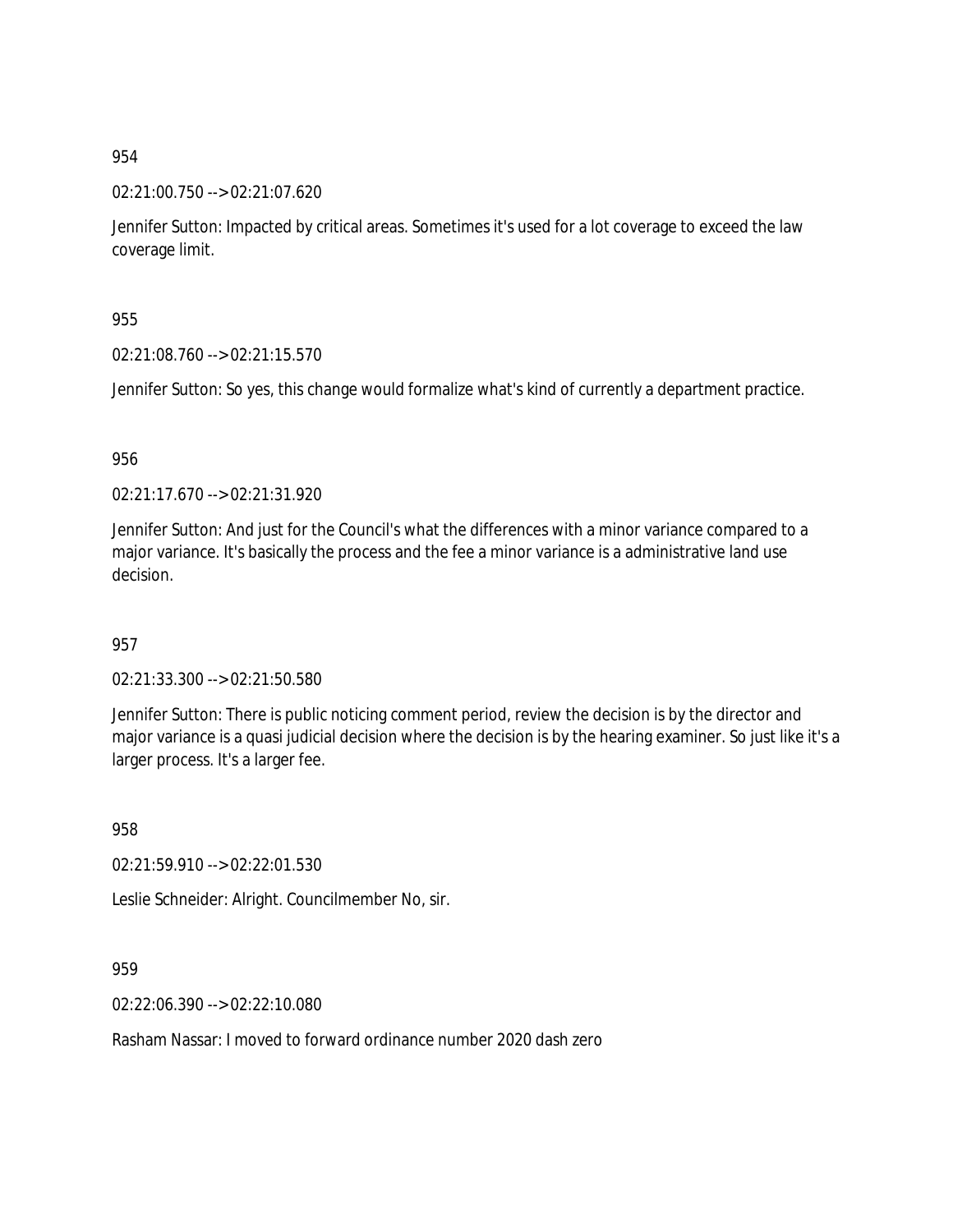954

02:21:00.750 --> 02:21:07.620

Jennifer Sutton: Impacted by critical areas. Sometimes it's used for a lot coverage to exceed the law coverage limit.

955

02:21:08.760 --> 02:21:15.570

Jennifer Sutton: So yes, this change would formalize what's kind of currently a department practice.

956

02:21:17.670 --> 02:21:31.920

Jennifer Sutton: And just for the Council's what the differences with a minor variance compared to a major variance. It's basically the process and the fee a minor variance is a administrative land use decision.

957

02:21:33.300 --> 02:21:50.580

Jennifer Sutton: There is public noticing comment period, review the decision is by the director and major variance is a quasi judicial decision where the decision is by the hearing examiner. So just like it's a larger process. It's a larger fee.

958

02:21:59.910 --> 02:22:01.530

Leslie Schneider: Alright. Councilmember No, sir.

959

02:22:06.390 --> 02:22:10.080

Rasham Nassar: I moved to forward ordinance number 2020 dash zero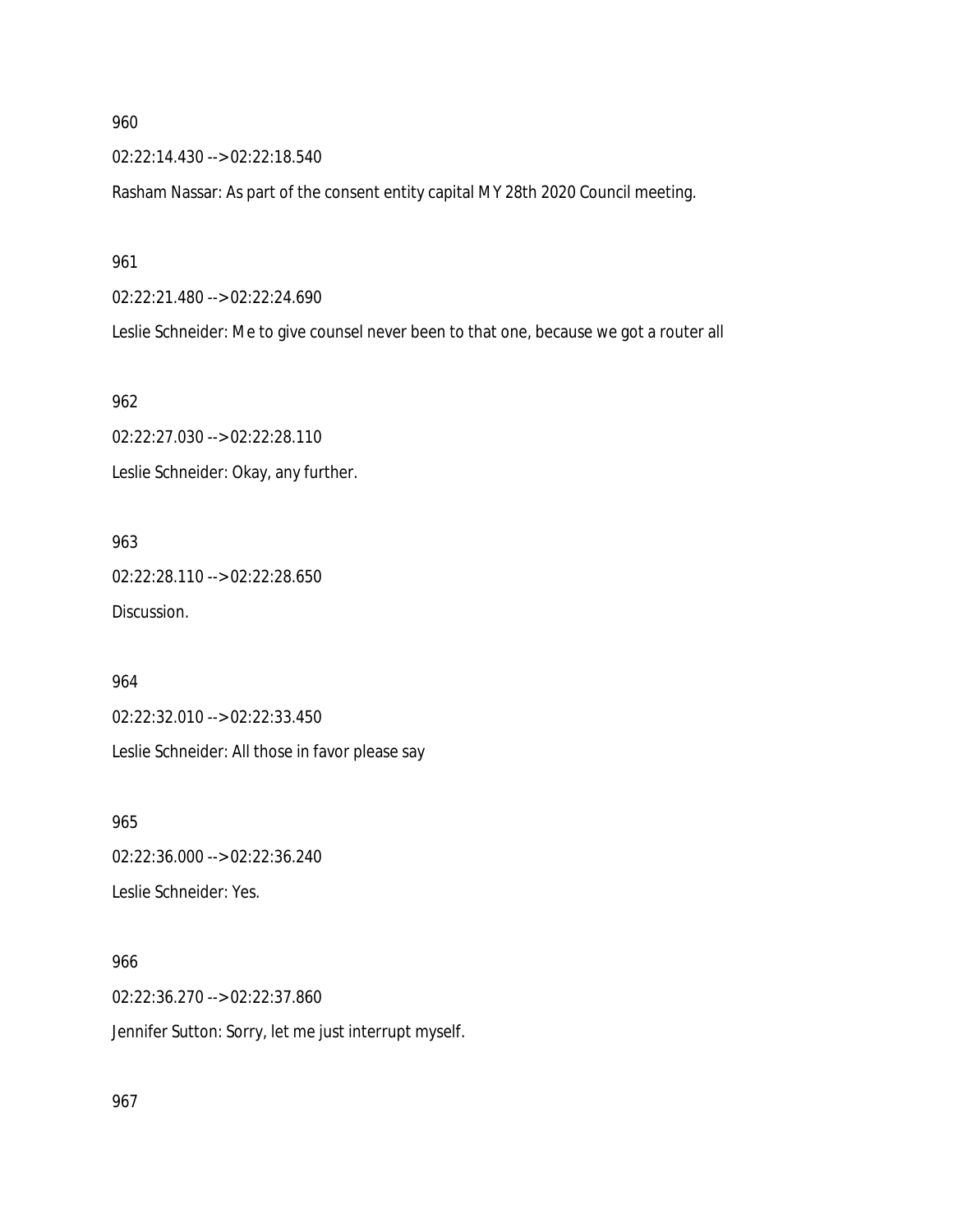960

02:22:14.430 --> 02:22:18.540

Rasham Nassar: As part of the consent entity capital MY 28th 2020 Council meeting.

961

02:22:21.480 --> 02:22:24.690

Leslie Schneider: Me to give counsel never been to that one, because we got a router all

962

02:22:27.030 --> 02:22:28.110

Leslie Schneider: Okay, any further.

963

02:22:28.110 --> 02:22:28.650

Discussion.

964

02:22:32.010 --> 02:22:33.450

Leslie Schneider: All those in favor please say

965

02:22:36.000 --> 02:22:36.240

Leslie Schneider: Yes.

966

02:22:36.270 --> 02:22:37.860

Jennifer Sutton: Sorry, let me just interrupt myself.

967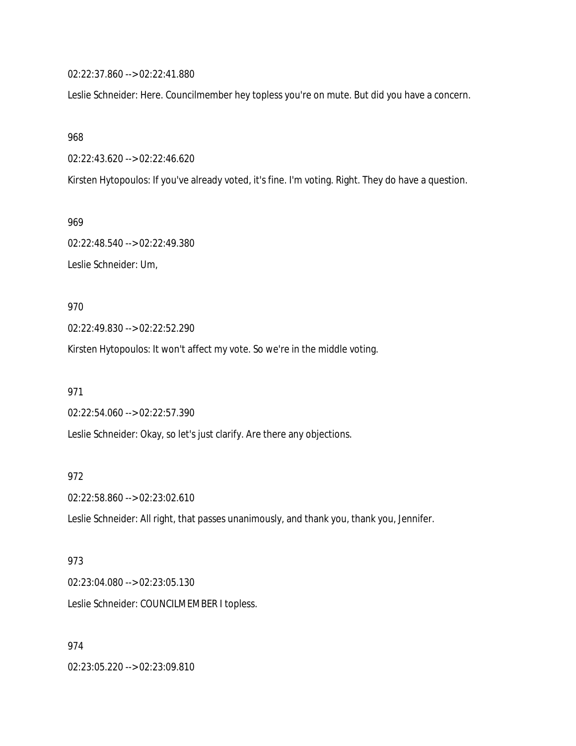02:22:37.860 --> 02:22:41.880

Leslie Schneider: Here. Councilmember hey topless you're on mute. But did you have a concern.

968

02:22:43.620 --> 02:22:46.620

Kirsten Hytopoulos: If you've already voted, it's fine. I'm voting. Right. They do have a question.

969

02:22:48.540 --> 02:22:49.380

Leslie Schneider: Um,

970

02:22:49.830 --> 02:22:52.290

Kirsten Hytopoulos: It won't affect my vote. So we're in the middle voting.

971

02:22:54.060 --> 02:22:57.390

Leslie Schneider: Okay, so let's just clarify. Are there any objections.

972

02:22:58.860 --> 02:23:02.610

Leslie Schneider: All right, that passes unanimously, and thank you, thank you, Jennifer.

973

02:23:04.080 --> 02:23:05.130

Leslie Schneider: COUNCILMEMBER I topless.

974

02:23:05.220 --> 02:23:09.810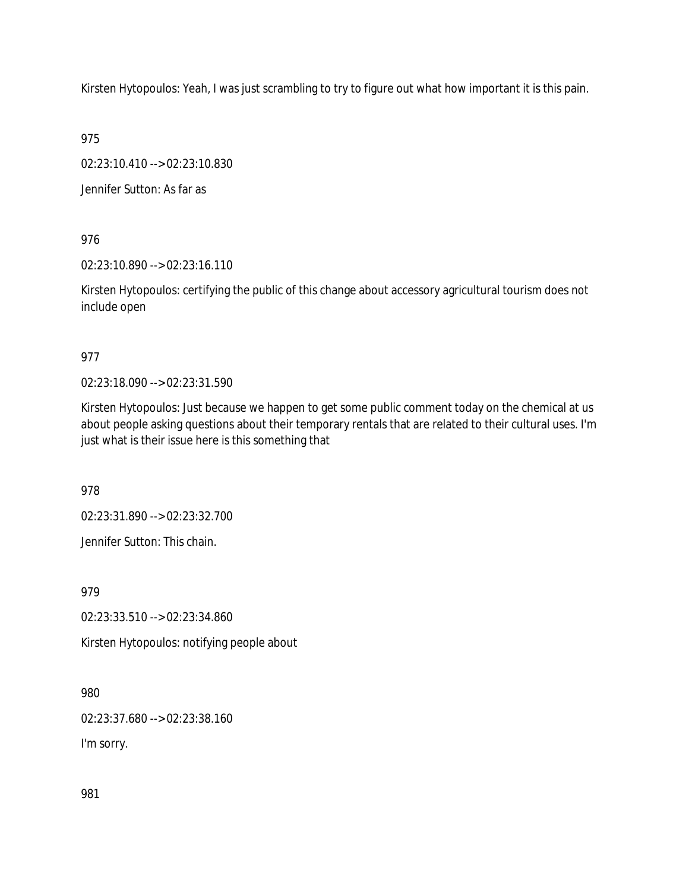Kirsten Hytopoulos: Yeah, I was just scrambling to try to figure out what how important it is this pain.

975

02:23:10.410 --> 02:23:10.830

Jennifer Sutton: As far as

976

02:23:10.890 --> 02:23:16.110

Kirsten Hytopoulos: certifying the public of this change about accessory agricultural tourism does not include open

977

02:23:18.090 --> 02:23:31.590

Kirsten Hytopoulos: Just because we happen to get some public comment today on the chemical at us about people asking questions about their temporary rentals that are related to their cultural uses. I'm just what is their issue here is this something that

978

02:23:31.890 --> 02:23:32.700

Jennifer Sutton: This chain.

979

02:23:33.510 --> 02:23:34.860

Kirsten Hytopoulos: notifying people about

980

02:23:37.680 --> 02:23:38.160

I'm sorry.

981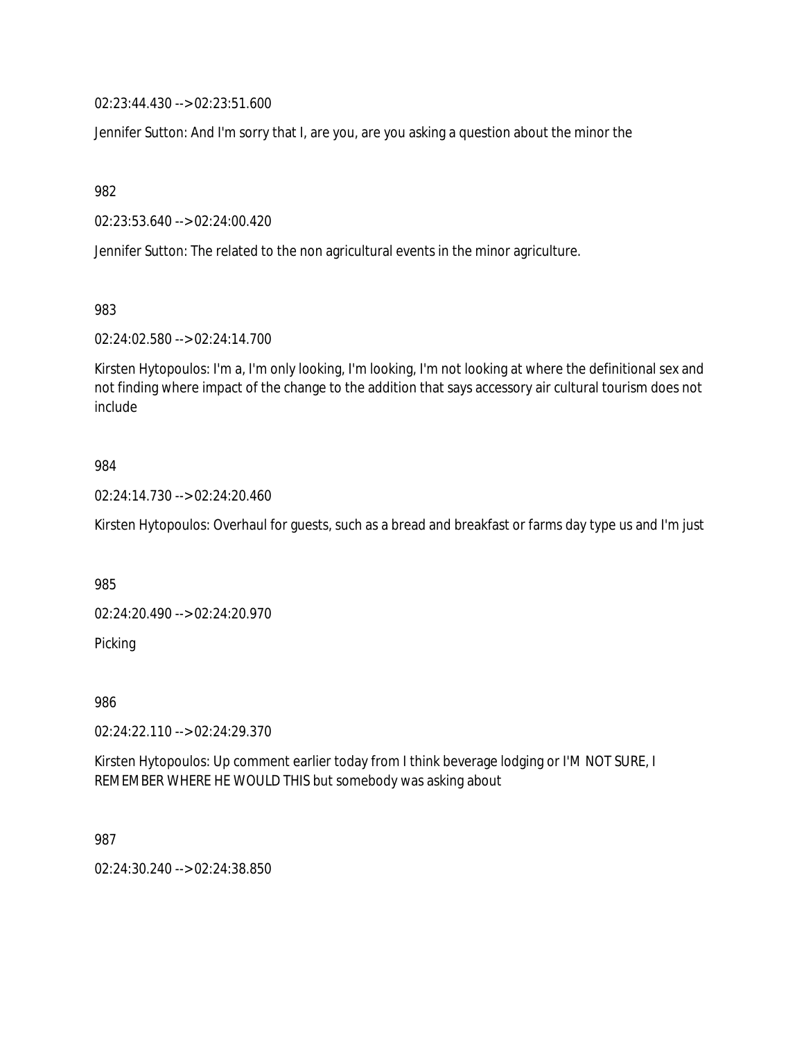02:23:44.430 --> 02:23:51.600

Jennifer Sutton: And I'm sorry that I, are you, are you asking a question about the minor the

982

02:23:53.640 --> 02:24:00.420

Jennifer Sutton: The related to the non agricultural events in the minor agriculture.

983

02:24:02.580 --> 02:24:14.700

Kirsten Hytopoulos: I'm a, I'm only looking, I'm looking, I'm not looking at where the definitional sex and not finding where impact of the change to the addition that says accessory air cultural tourism does not include

984

02:24:14.730 --> 02:24:20.460

Kirsten Hytopoulos: Overhaul for guests, such as a bread and breakfast or farms day type us and I'm just

985

02:24:20.490 --> 02:24:20.970

Picking

986

02:24:22.110 --> 02:24:29.370

Kirsten Hytopoulos: Up comment earlier today from I think beverage lodging or I'M NOT SURE, I REMEMBER WHERE HE WOULD THIS but somebody was asking about

987

02:24:30.240 --> 02:24:38.850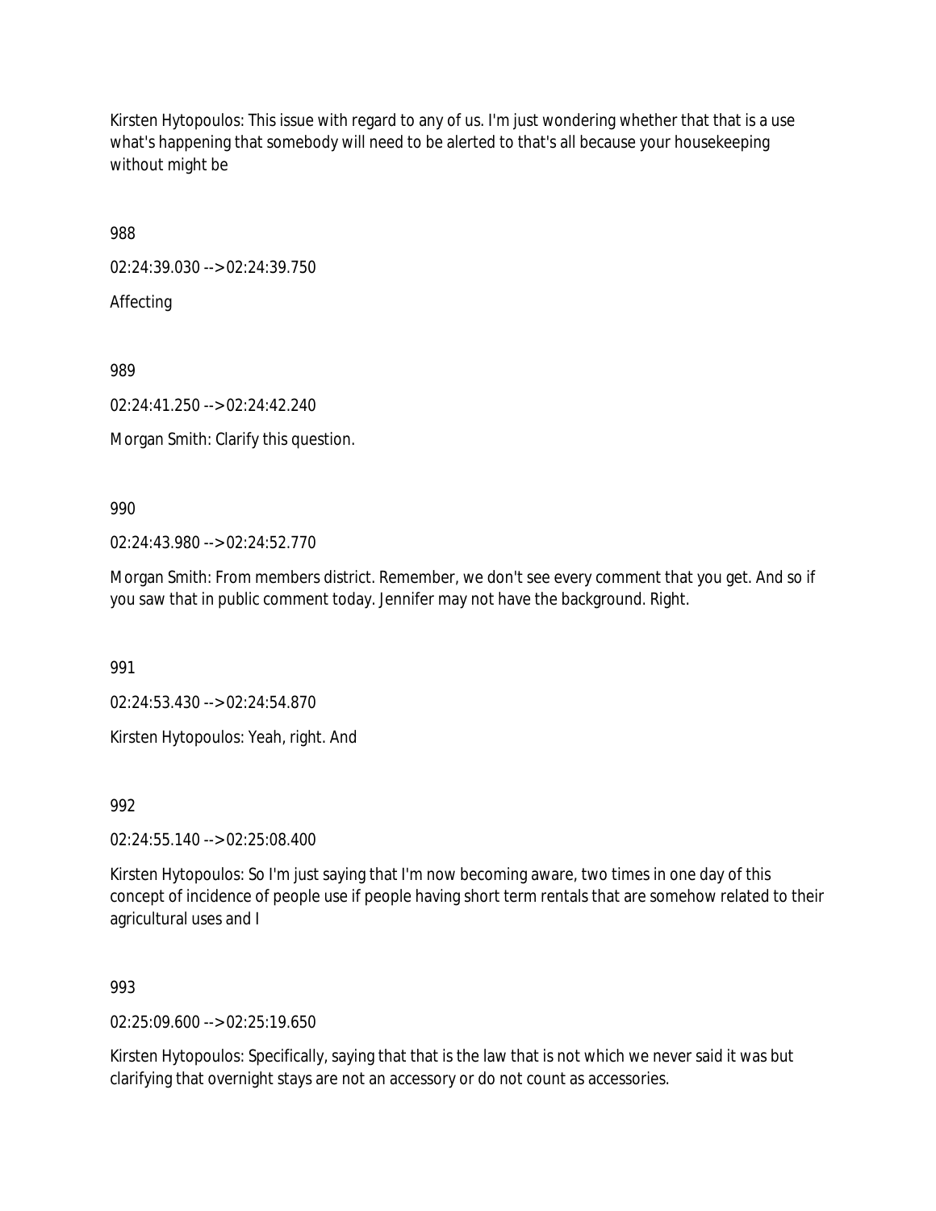Kirsten Hytopoulos: This issue with regard to any of us. I'm just wondering whether that that is a use what's happening that somebody will need to be alerted to that's all because your housekeeping without might be

988

02:24:39.030 --> 02:24:39.750

Affecting

989

02:24:41.250 --> 02:24:42.240

Morgan Smith: Clarify this question.

990

02:24:43.980 --> 02:24:52.770

Morgan Smith: From members district. Remember, we don't see every comment that you get. And so if you saw that in public comment today. Jennifer may not have the background. Right.

991

02:24:53.430 --> 02:24:54.870

Kirsten Hytopoulos: Yeah, right. And

992

02:24:55.140 --> 02:25:08.400

Kirsten Hytopoulos: So I'm just saying that I'm now becoming aware, two times in one day of this concept of incidence of people use if people having short term rentals that are somehow related to their agricultural uses and I

993

02:25:09.600 --> 02:25:19.650

Kirsten Hytopoulos: Specifically, saying that that is the law that is not which we never said it was but clarifying that overnight stays are not an accessory or do not count as accessories.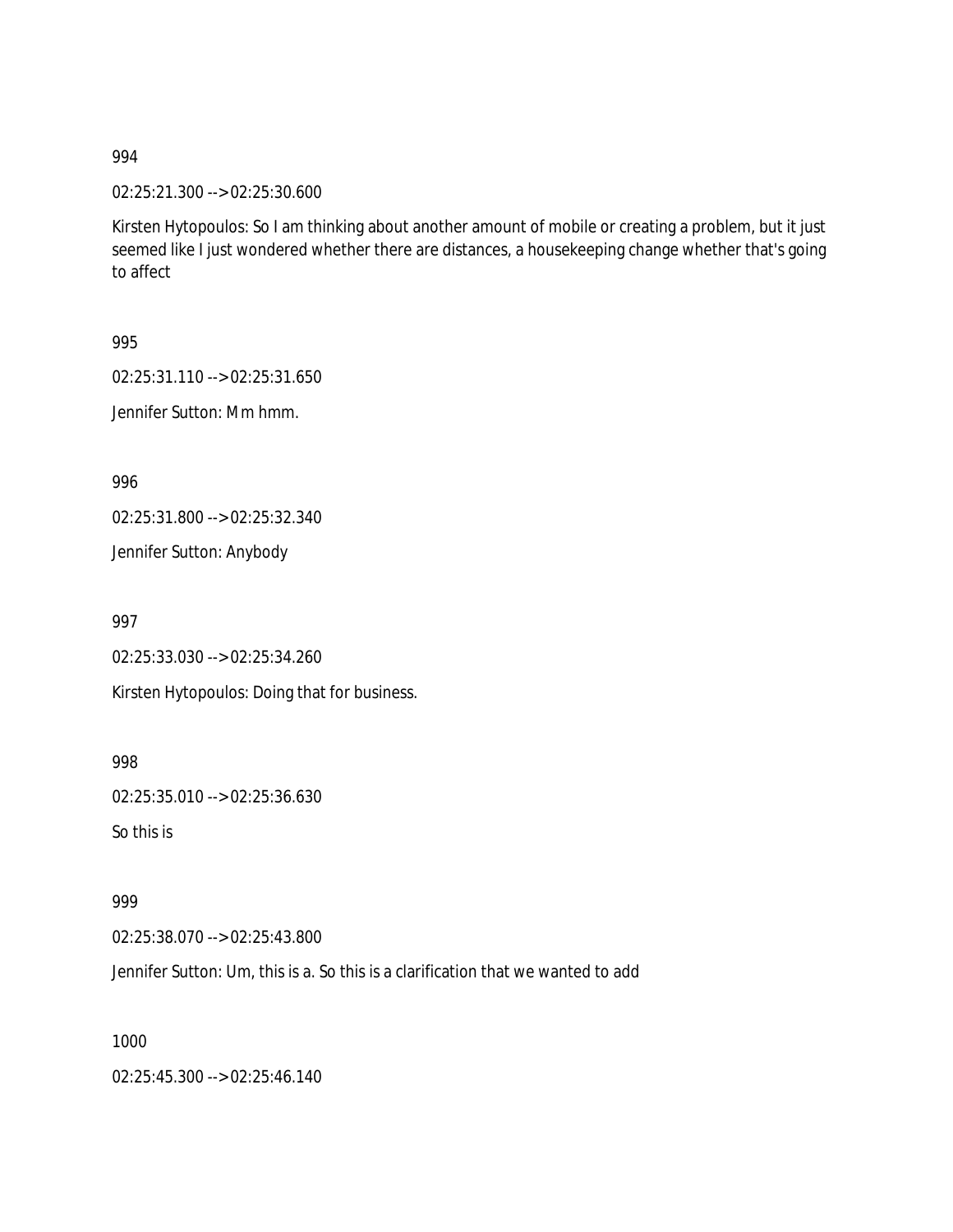994

02:25:21.300 --> 02:25:30.600

Kirsten Hytopoulos: So I am thinking about another amount of mobile or creating a problem, but it just seemed like I just wondered whether there are distances, a housekeeping change whether that's going to affect

995

02:25:31.110 --> 02:25:31.650

Jennifer Sutton: Mm hmm.

996

02:25:31.800 --> 02:25:32.340

Jennifer Sutton: Anybody

997

02:25:33.030 --> 02:25:34.260

Kirsten Hytopoulos: Doing that for business.

998

02:25:35.010 --> 02:25:36.630

So this is

999

02:25:38.070 --> 02:25:43.800

Jennifer Sutton: Um, this is a. So this is a clarification that we wanted to add

1000

02:25:45.300 --> 02:25:46.140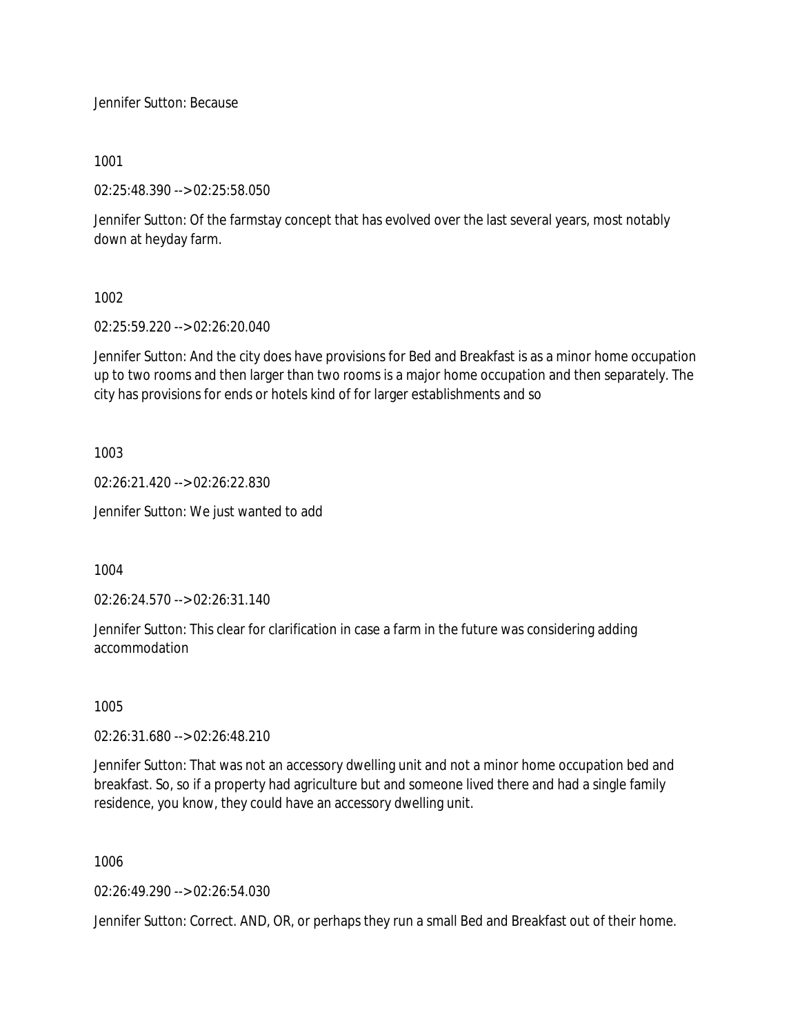Jennifer Sutton: Because

1001

02:25:48.390 --> 02:25:58.050

Jennifer Sutton: Of the farmstay concept that has evolved over the last several years, most notably down at heyday farm.

1002

02:25:59.220 --> 02:26:20.040

Jennifer Sutton: And the city does have provisions for Bed and Breakfast is as a minor home occupation up to two rooms and then larger than two rooms is a major home occupation and then separately. The city has provisions for ends or hotels kind of for larger establishments and so

1003

02:26:21.420 --> 02:26:22.830

Jennifer Sutton: We just wanted to add

1004

02:26:24.570 --> 02:26:31.140

Jennifer Sutton: This clear for clarification in case a farm in the future was considering adding accommodation

1005

02:26:31.680 --> 02:26:48.210

Jennifer Sutton: That was not an accessory dwelling unit and not a minor home occupation bed and breakfast. So, so if a property had agriculture but and someone lived there and had a single family residence, you know, they could have an accessory dwelling unit.

1006

02:26:49.290 --> 02:26:54.030

Jennifer Sutton: Correct. AND, OR, or perhaps they run a small Bed and Breakfast out of their home.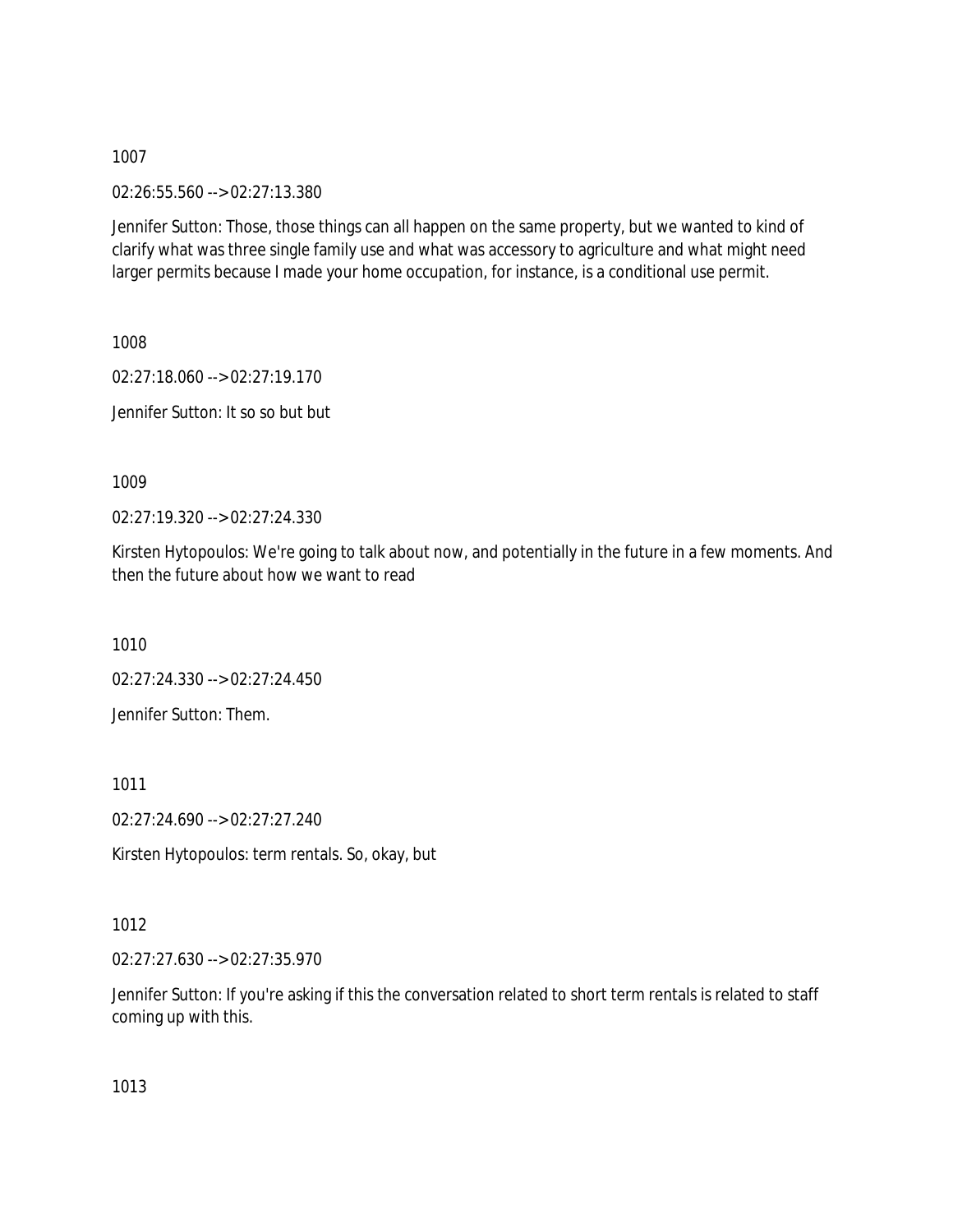1007

02:26:55.560 --> 02:27:13.380

Jennifer Sutton: Those, those things can all happen on the same property, but we wanted to kind of clarify what was three single family use and what was accessory to agriculture and what might need larger permits because I made your home occupation, for instance, is a conditional use permit.

1008

02:27:18.060 --> 02:27:19.170

Jennifer Sutton: It so so but but

1009

02:27:19.320 --> 02:27:24.330

Kirsten Hytopoulos: We're going to talk about now, and potentially in the future in a few moments. And then the future about how we want to read

1010

02:27:24.330 --> 02:27:24.450

Jennifer Sutton: Them.

1011

02:27:24.690 --> 02:27:27.240

Kirsten Hytopoulos: term rentals. So, okay, but

1012

02:27:27.630 --> 02:27:35.970

Jennifer Sutton: If you're asking if this the conversation related to short term rentals is related to staff coming up with this.

1013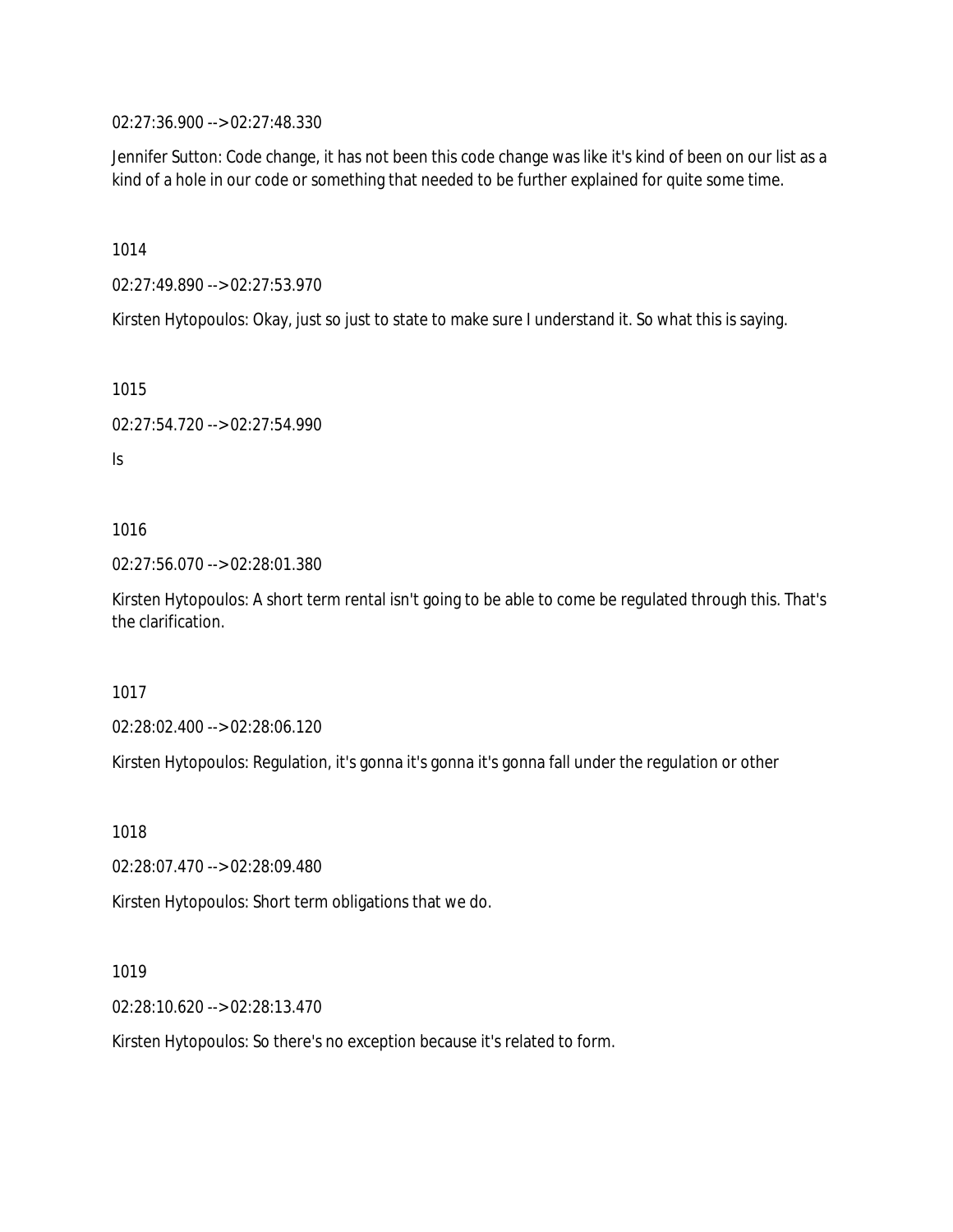02:27:36.900 --> 02:27:48.330

Jennifer Sutton: Code change, it has not been this code change was like it's kind of been on our list as a kind of a hole in our code or something that needed to be further explained for quite some time.

1014

02:27:49.890 --> 02:27:53.970

Kirsten Hytopoulos: Okay, just so just to state to make sure I understand it. So what this is saying.

1015

02:27:54.720 --> 02:27:54.990

Is

1016

02:27:56.070 --> 02:28:01.380

Kirsten Hytopoulos: A short term rental isn't going to be able to come be regulated through this. That's the clarification.

1017

02:28:02.400 --> 02:28:06.120

Kirsten Hytopoulos: Regulation, it's gonna it's gonna it's gonna fall under the regulation or other

1018

02:28:07.470 --> 02:28:09.480

Kirsten Hytopoulos: Short term obligations that we do.

1019

02:28:10.620 --> 02:28:13.470

Kirsten Hytopoulos: So there's no exception because it's related to form.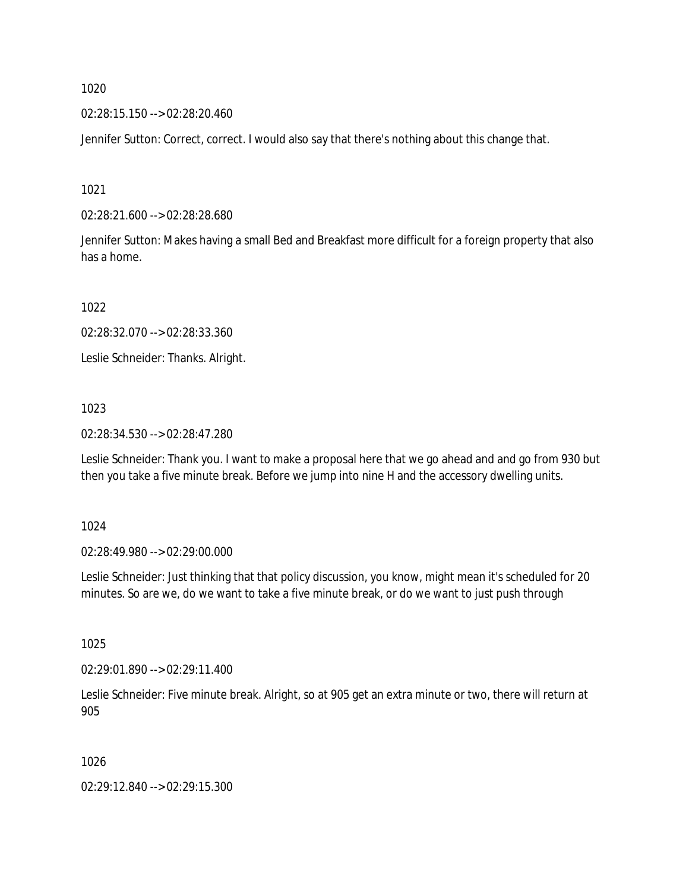1020

02:28:15.150 --> 02:28:20.460

Jennifer Sutton: Correct, correct. I would also say that there's nothing about this change that.

1021

02:28:21.600 --> 02:28:28.680

Jennifer Sutton: Makes having a small Bed and Breakfast more difficult for a foreign property that also has a home.

1022

02:28:32.070 --> 02:28:33.360

Leslie Schneider: Thanks. Alright.

1023

02:28:34.530 --> 02:28:47.280

Leslie Schneider: Thank you. I want to make a proposal here that we go ahead and and go from 930 but then you take a five minute break. Before we jump into nine H and the accessory dwelling units.

1024

02:28:49.980 --> 02:29:00.000

Leslie Schneider: Just thinking that that policy discussion, you know, might mean it's scheduled for 20 minutes. So are we, do we want to take a five minute break, or do we want to just push through

1025

02:29:01.890 --> 02:29:11.400

Leslie Schneider: Five minute break. Alright, so at 905 get an extra minute or two, there will return at 905

1026

02:29:12.840 --> 02:29:15.300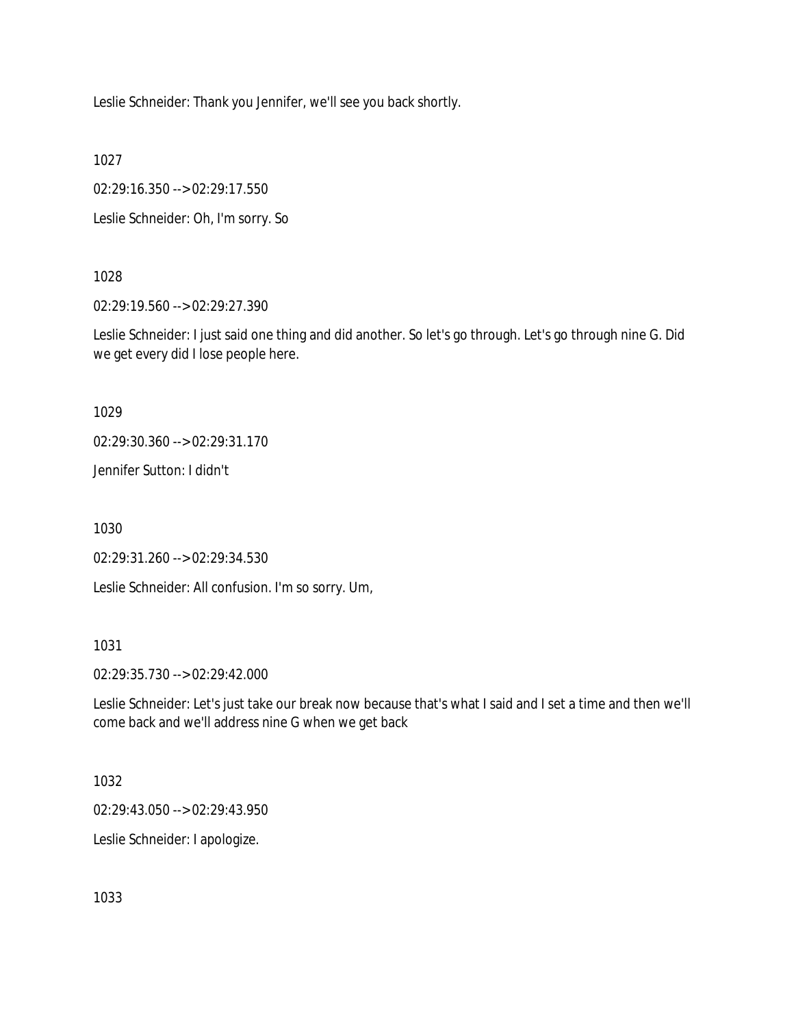Leslie Schneider: Thank you Jennifer, we'll see you back shortly.

1027

02:29:16.350 --> 02:29:17.550

Leslie Schneider: Oh, I'm sorry. So

1028

02:29:19.560 --> 02:29:27.390

Leslie Schneider: I just said one thing and did another. So let's go through. Let's go through nine G. Did we get every did I lose people here.

1029

02:29:30.360 --> 02:29:31.170

Jennifer Sutton: I didn't

1030

02:29:31.260 --> 02:29:34.530

Leslie Schneider: All confusion. I'm so sorry. Um,

1031

02:29:35.730 --> 02:29:42.000

Leslie Schneider: Let's just take our break now because that's what I said and I set a time and then we'll come back and we'll address nine G when we get back

1032

02:29:43.050 --> 02:29:43.950

Leslie Schneider: I apologize.

1033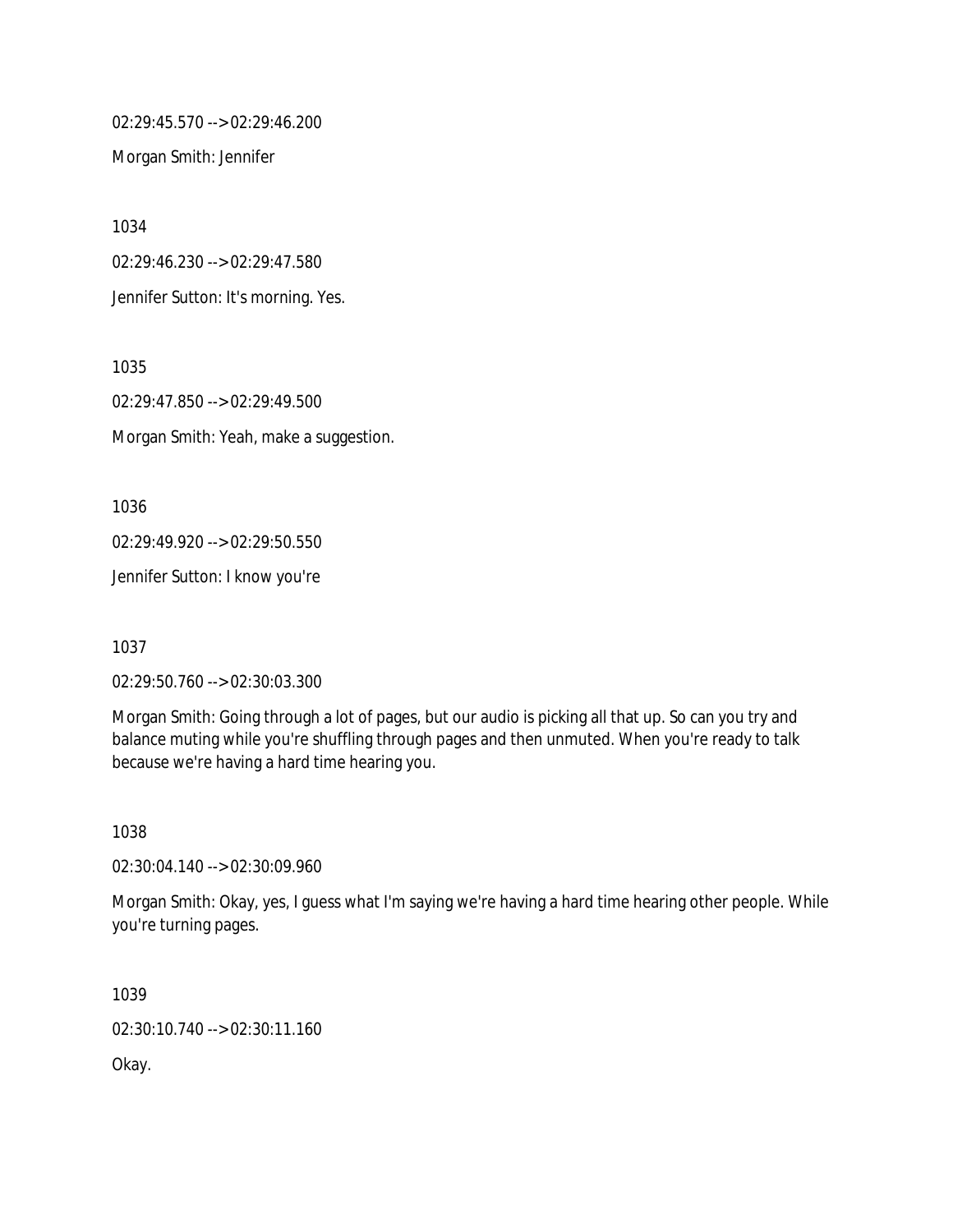02:29:45.570 --> 02:29:46.200

Morgan Smith: Jennifer

1034

02:29:46.230 --> 02:29:47.580

Jennifer Sutton: It's morning. Yes.

1035

02:29:47.850 --> 02:29:49.500

Morgan Smith: Yeah, make a suggestion.

1036

02:29:49.920 --> 02:29:50.550

Jennifer Sutton: I know you're

1037

02:29:50.760 --> 02:30:03.300

Morgan Smith: Going through a lot of pages, but our audio is picking all that up. So can you try and balance muting while you're shuffling through pages and then unmuted. When you're ready to talk because we're having a hard time hearing you.

1038

02:30:04.140 --> 02:30:09.960

Morgan Smith: Okay, yes, I guess what I'm saying we're having a hard time hearing other people. While you're turning pages.

1039

02:30:10.740 --> 02:30:11.160

Okay.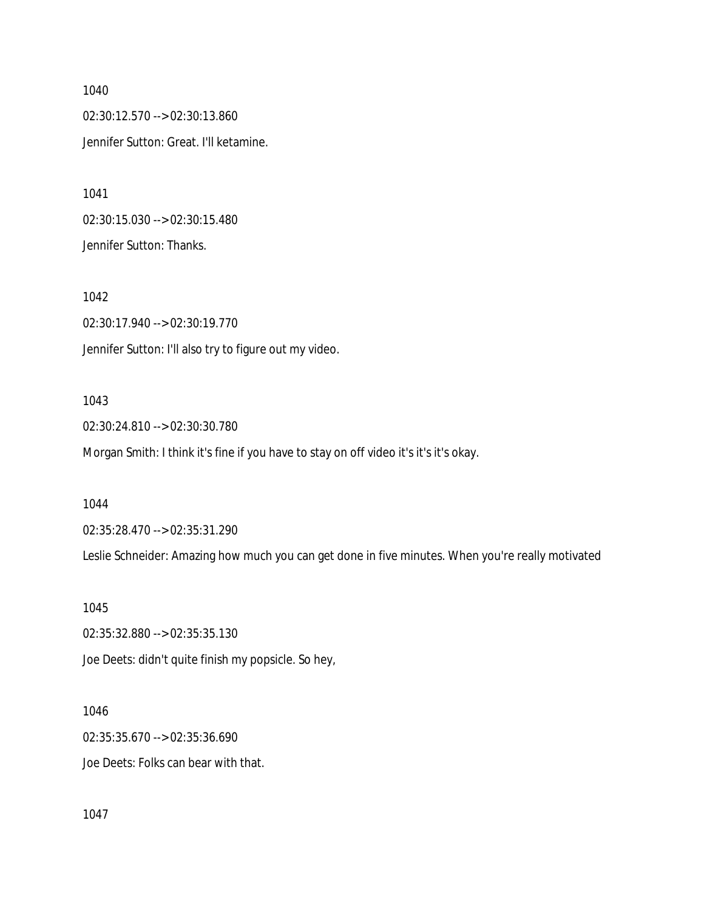1040

02:30:12.570 --> 02:30:13.860

Jennifer Sutton: Great. I'll ketamine.

1041

02:30:15.030 --> 02:30:15.480

Jennifer Sutton: Thanks.

1042

02:30:17.940 --> 02:30:19.770

Jennifer Sutton: I'll also try to figure out my video.

1043

02:30:24.810 --> 02:30:30.780

Morgan Smith: I think it's fine if you have to stay on off video it's it's it's okay.

1044

02:35:28.470 --> 02:35:31.290

Leslie Schneider: Amazing how much you can get done in five minutes. When you're really motivated

1045

02:35:32.880 --> 02:35:35.130

Joe Deets: didn't quite finish my popsicle. So hey,

1046

02:35:35.670 --> 02:35:36.690

Joe Deets: Folks can bear with that.

1047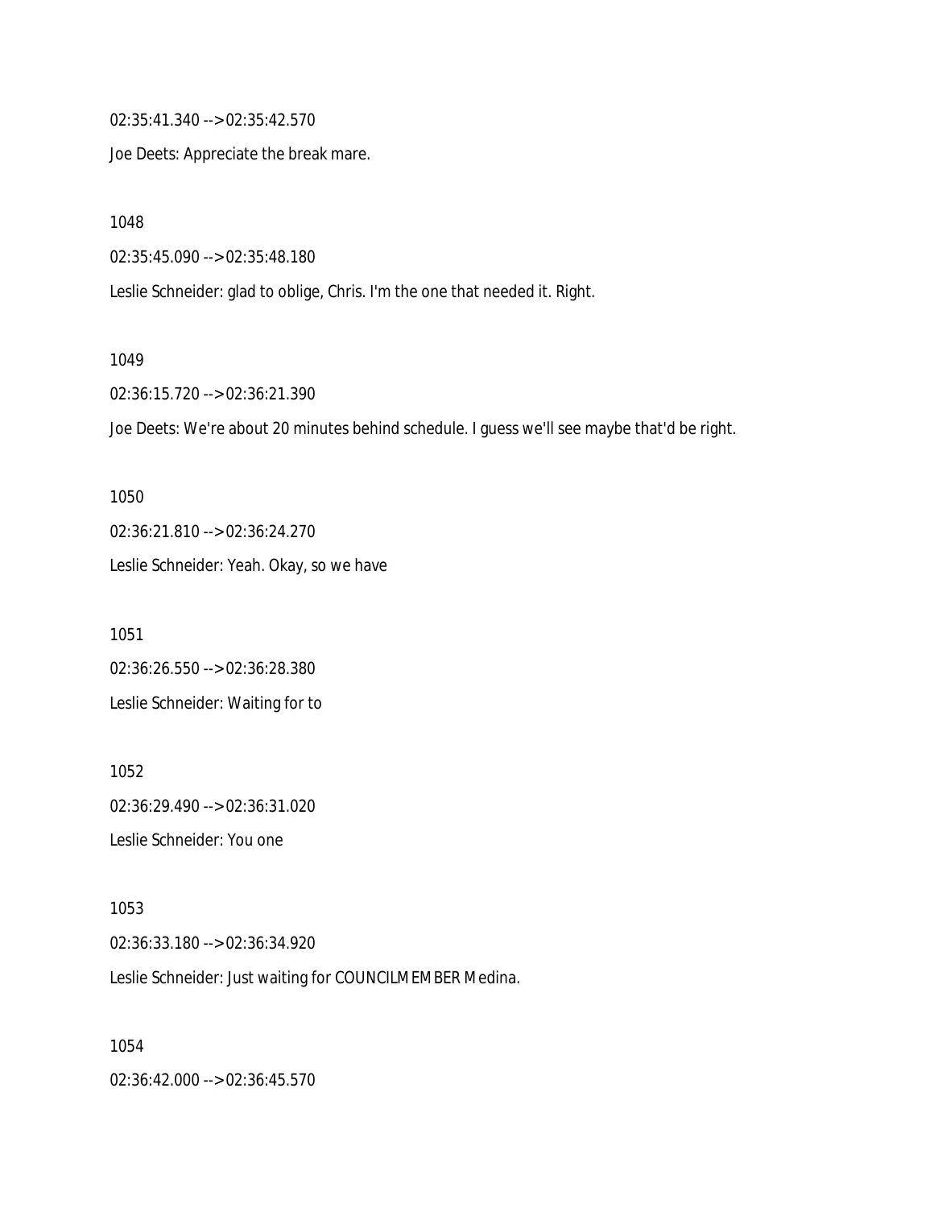02:35:41.340 --> 02:35:42.570

Joe Deets: Appreciate the break mare.

1048

02:35:45.090 --> 02:35:48.180

Leslie Schneider: glad to oblige, Chris. I'm the one that needed it. Right.

1049

02:36:15.720 --> 02:36:21.390

Joe Deets: We're about 20 minutes behind schedule. I guess we'll see maybe that'd be right.

1050

02:36:21.810 --> 02:36:24.270

Leslie Schneider: Yeah. Okay, so we have

1051

02:36:26.550 --> 02:36:28.380

Leslie Schneider: Waiting for to

1052

02:36:29.490 --> 02:36:31.020

Leslie Schneider: You one

1053

02:36:33.180 --> 02:36:34.920

Leslie Schneider: Just waiting for COUNCILMEMBER Medina.

1054

02:36:42.000 --> 02:36:45.570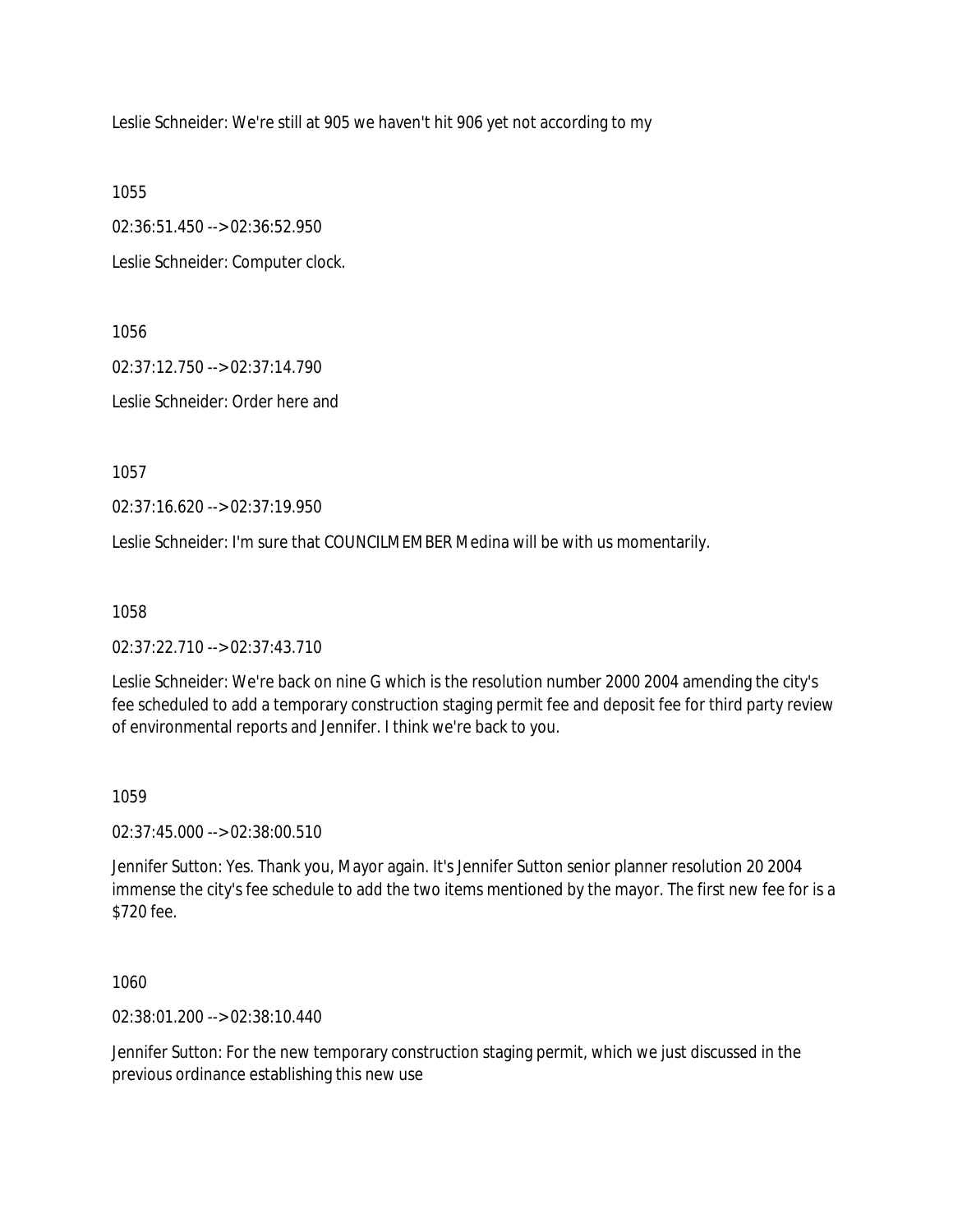Leslie Schneider: We're still at 905 we haven't hit 906 yet not according to my

1055

02:36:51.450 --> 02:36:52.950

Leslie Schneider: Computer clock.

1056

02:37:12.750 --> 02:37:14.790

Leslie Schneider: Order here and

1057

02:37:16.620 --> 02:37:19.950

Leslie Schneider: I'm sure that COUNCILMEMBER Medina will be with us momentarily.

1058

02:37:22.710 --> 02:37:43.710

Leslie Schneider: We're back on nine G which is the resolution number 2000 2004 amending the city's fee scheduled to add a temporary construction staging permit fee and deposit fee for third party review of environmental reports and Jennifer. I think we're back to you.

1059

02:37:45.000 --> 02:38:00.510

Jennifer Sutton: Yes. Thank you, Mayor again. It's Jennifer Sutton senior planner resolution 20 2004 immense the city's fee schedule to add the two items mentioned by the mayor. The first new fee for is a $720 fee.

1060

02:38:01.200 --> 02:38:10.440

Jennifer Sutton: For the new temporary construction staging permit, which we just discussed in the previous ordinance establishing this new use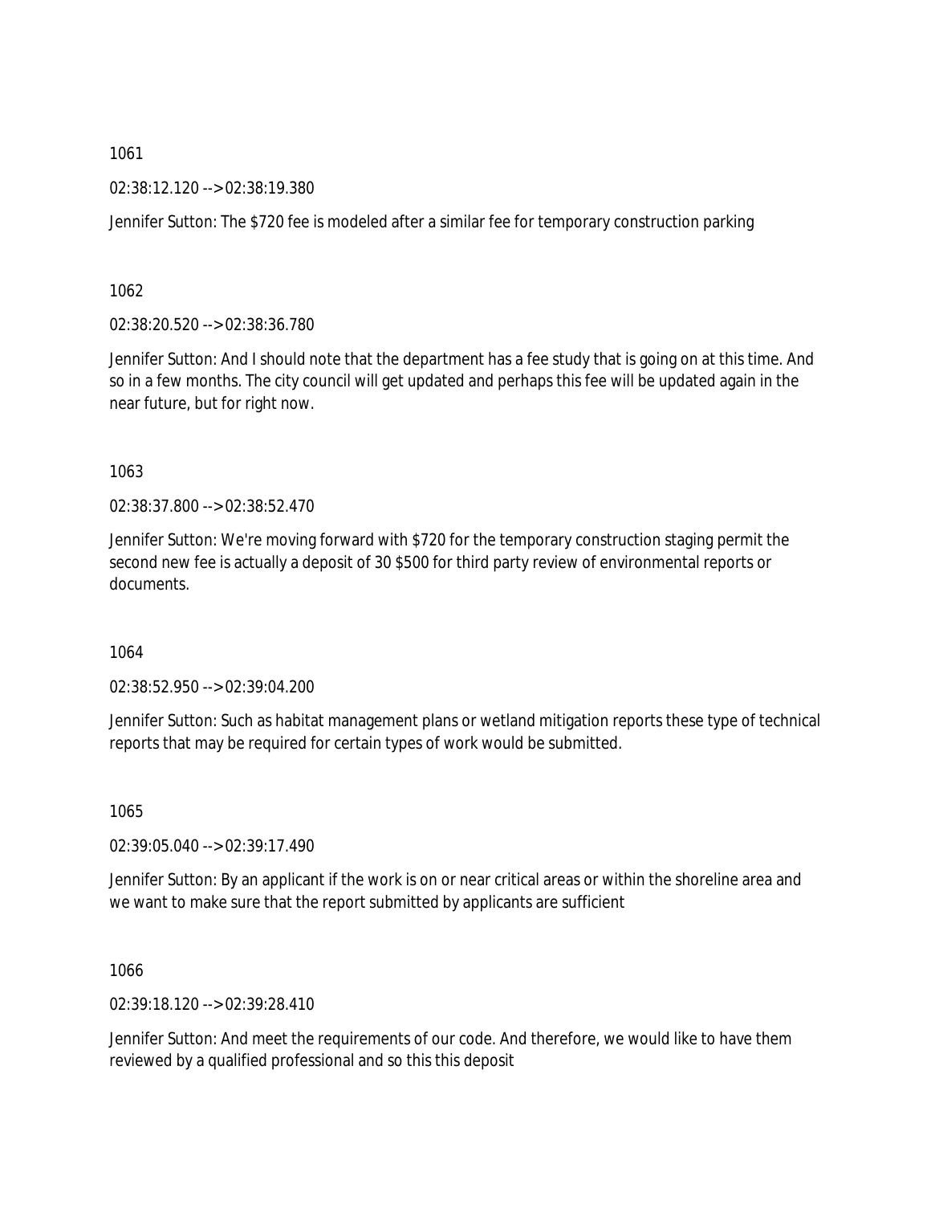1061

02:38:12.120 --> 02:38:19.380

Jennifer Sutton: The $720 fee is modeled after a similar fee for temporary construction parking

1062

02:38:20.520 --> 02:38:36.780

Jennifer Sutton: And I should note that the department has a fee study that is going on at this time. And so in a few months. The city council will get updated and perhaps this fee will be updated again in the near future, but for right now.

1063

02:38:37.800 --> 02:38:52.470

Jennifer Sutton: We're moving forward with $720 for the temporary construction staging permit the second new fee is actually a deposit of 30 $500 for third party review of environmental reports or documents.

1064

02:38:52.950 --> 02:39:04.200

Jennifer Sutton: Such as habitat management plans or wetland mitigation reports these type of technical reports that may be required for certain types of work would be submitted.

1065

02:39:05.040 --> 02:39:17.490

Jennifer Sutton: By an applicant if the work is on or near critical areas or within the shoreline area and we want to make sure that the report submitted by applicants are sufficient

1066

02:39:18.120 --> 02:39:28.410

Jennifer Sutton: And meet the requirements of our code. And therefore, we would like to have them reviewed by a qualified professional and so this this deposit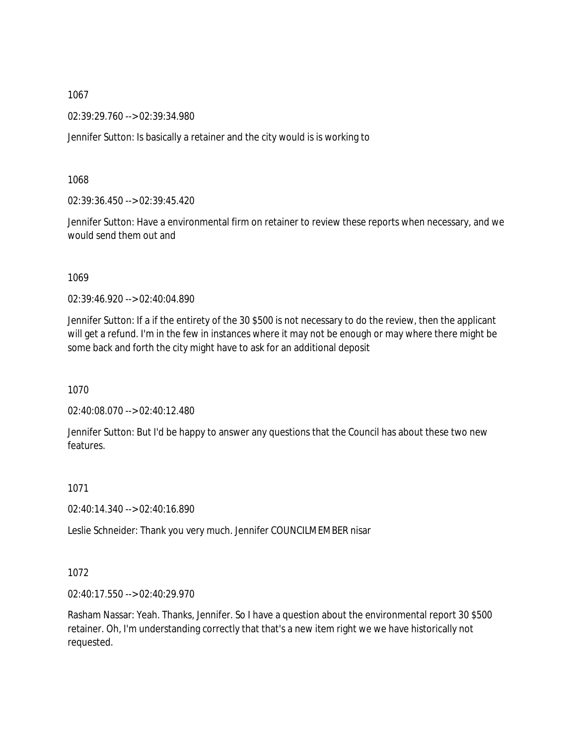1067

02:39:29.760 --> 02:39:34.980

Jennifer Sutton: Is basically a retainer and the city would is is working to

1068

02:39:36.450 --> 02:39:45.420

Jennifer Sutton: Have a environmental firm on retainer to review these reports when necessary, and we would send them out and

1069

02:39:46.920 --> 02:40:04.890

Jennifer Sutton: If a if the entirety of the 30 $500 is not necessary to do the review, then the applicant will get a refund. I'm in the few in instances where it may not be enough or may where there might be some back and forth the city might have to ask for an additional deposit

1070

02:40:08.070 --> 02:40:12.480

Jennifer Sutton: But I'd be happy to answer any questions that the Council has about these two new features.

1071

02:40:14.340 --> 02:40:16.890

Leslie Schneider: Thank you very much. Jennifer COUNCILMEMBER nisar

1072

02:40:17.550 --> 02:40:29.970

Rasham Nassar: Yeah. Thanks, Jennifer. So I have a question about the environmental report 30 $500 retainer. Oh, I'm understanding correctly that that's a new item right we we have historically not requested.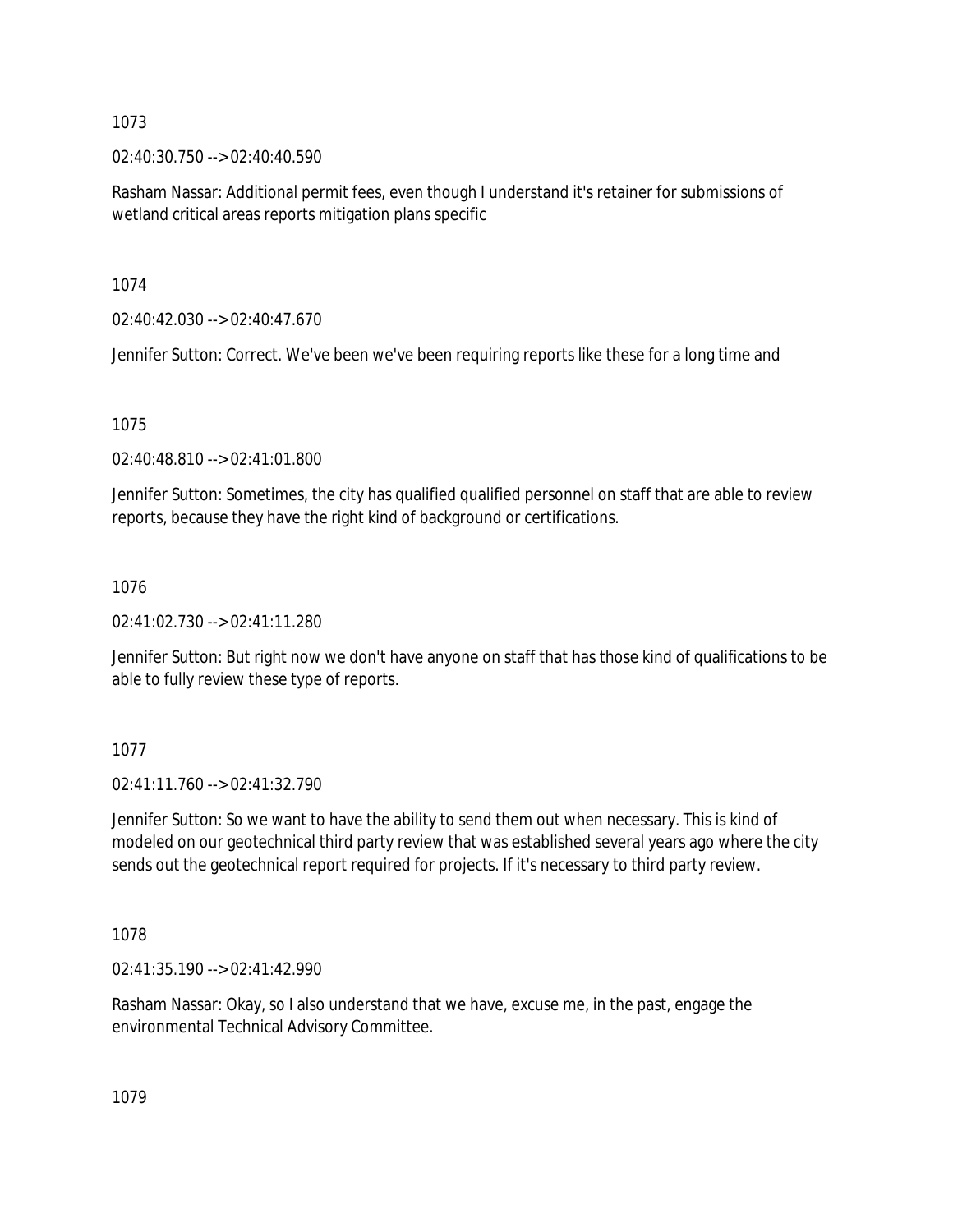1073

02:40:30.750 --> 02:40:40.590

Rasham Nassar: Additional permit fees, even though I understand it's retainer for submissions of wetland critical areas reports mitigation plans specific

1074

02:40:42.030 --> 02:40:47.670

Jennifer Sutton: Correct. We've been we've been requiring reports like these for a long time and

1075

02:40:48.810 --> 02:41:01.800

Jennifer Sutton: Sometimes, the city has qualified qualified personnel on staff that are able to review reports, because they have the right kind of background or certifications.

1076

02:41:02.730 --> 02:41:11.280

Jennifer Sutton: But right now we don't have anyone on staff that has those kind of qualifications to be able to fully review these type of reports.

1077

02:41:11.760 --> 02:41:32.790

Jennifer Sutton: So we want to have the ability to send them out when necessary. This is kind of modeled on our geotechnical third party review that was established several years ago where the city sends out the geotechnical report required for projects. If it's necessary to third party review.

1078

02:41:35.190 --> 02:41:42.990

Rasham Nassar: Okay, so I also understand that we have, excuse me, in the past, engage the environmental Technical Advisory Committee.

1079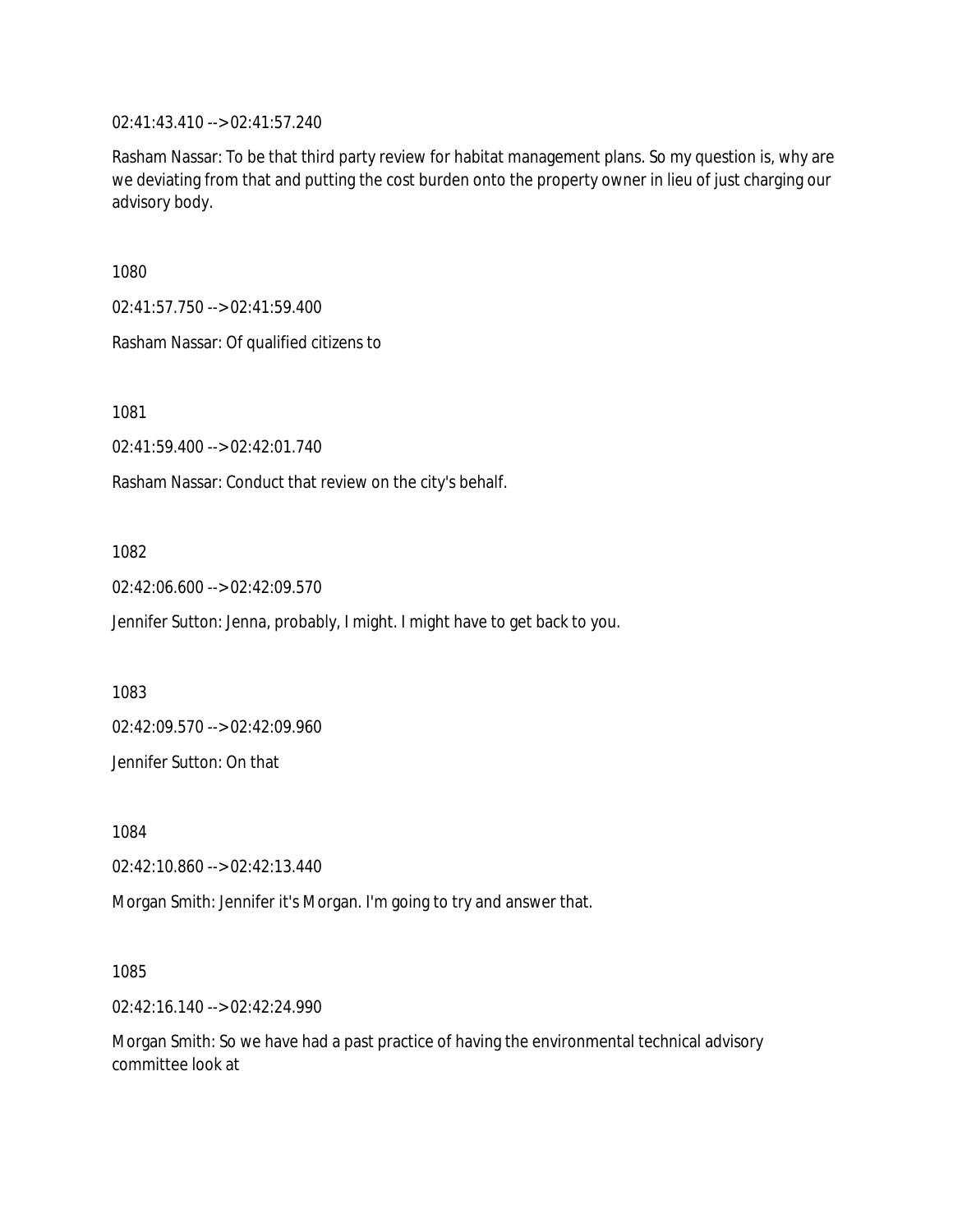02:41:43.410 --> 02:41:57.240

Rasham Nassar: To be that third party review for habitat management plans. So my question is, why are we deviating from that and putting the cost burden onto the property owner in lieu of just charging our advisory body.

1080

02:41:57.750 --> 02:41:59.400

Rasham Nassar: Of qualified citizens to

1081

02:41:59.400 --> 02:42:01.740

Rasham Nassar: Conduct that review on the city's behalf.

1082

02:42:06.600 --> 02:42:09.570

Jennifer Sutton: Jenna, probably, I might. I might have to get back to you.

1083

02:42:09.570 --> 02:42:09.960

Jennifer Sutton: On that

1084

02:42:10.860 --> 02:42:13.440

Morgan Smith: Jennifer it's Morgan. I'm going to try and answer that.

1085

02:42:16.140 --> 02:42:24.990

Morgan Smith: So we have had a past practice of having the environmental technical advisory committee look at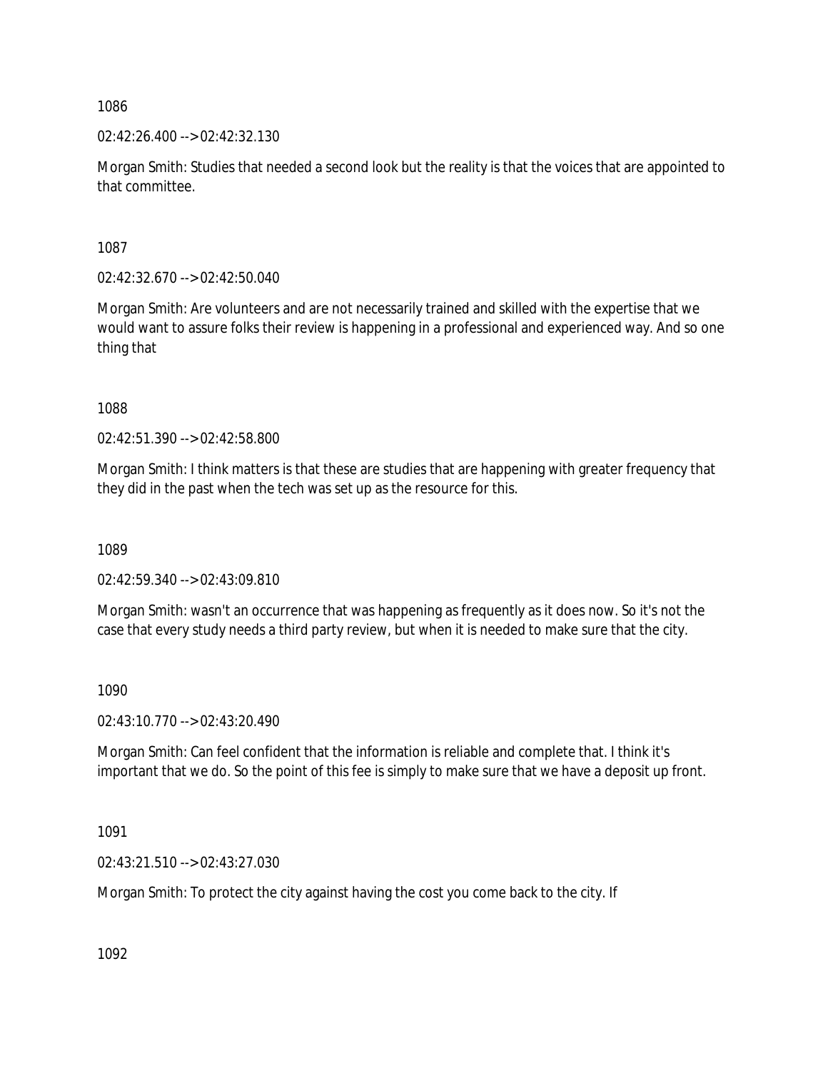1086

02:42:26.400 --> 02:42:32.130

Morgan Smith: Studies that needed a second look but the reality is that the voices that are appointed to that committee.

1087

02:42:32.670 --> 02:42:50.040

Morgan Smith: Are volunteers and are not necessarily trained and skilled with the expertise that we would want to assure folks their review is happening in a professional and experienced way. And so one thing that

1088

02:42:51.390 --> 02:42:58.800

Morgan Smith: I think matters is that these are studies that are happening with greater frequency that they did in the past when the tech was set up as the resource for this.

1089

02:42:59.340 --> 02:43:09.810

Morgan Smith: wasn't an occurrence that was happening as frequently as it does now. So it's not the case that every study needs a third party review, but when it is needed to make sure that the city.

1090

02:43:10.770 --> 02:43:20.490

Morgan Smith: Can feel confident that the information is reliable and complete that. I think it's important that we do. So the point of this fee is simply to make sure that we have a deposit up front.

1091

02:43:21.510 --> 02:43:27.030

Morgan Smith: To protect the city against having the cost you come back to the city. If

1092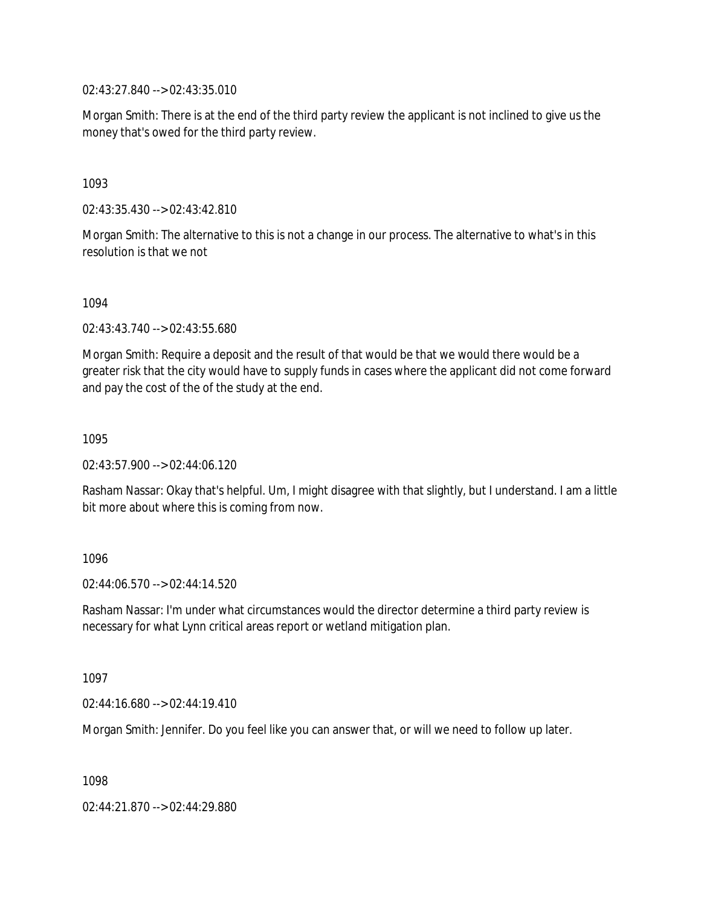02:43:27.840 --> 02:43:35.010

Morgan Smith: There is at the end of the third party review the applicant is not inclined to give us the money that's owed for the third party review.

1093

02:43:35.430 --> 02:43:42.810

Morgan Smith: The alternative to this is not a change in our process. The alternative to what's in this resolution is that we not

1094

02:43:43.740 --> 02:43:55.680

Morgan Smith: Require a deposit and the result of that would be that we would there would be a greater risk that the city would have to supply funds in cases where the applicant did not come forward and pay the cost of the of the study at the end.

1095

02:43:57.900 --> 02:44:06.120

Rasham Nassar: Okay that's helpful. Um, I might disagree with that slightly, but I understand. I am a little bit more about where this is coming from now.

1096

02:44:06.570 --> 02:44:14.520

Rasham Nassar: I'm under what circumstances would the director determine a third party review is necessary for what Lynn critical areas report or wetland mitigation plan.

1097

02:44:16.680 --> 02:44:19.410

Morgan Smith: Jennifer. Do you feel like you can answer that, or will we need to follow up later.

1098

02:44:21.870 --> 02:44:29.880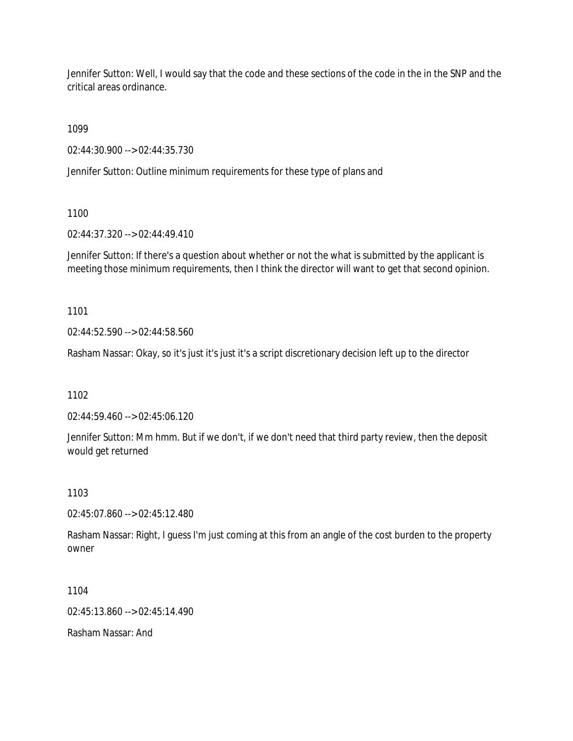Jennifer Sutton: Well, I would say that the code and these sections of the code in the in the SNP and the critical areas ordinance.

1099

02:44:30.900 --> 02:44:35.730

Jennifer Sutton: Outline minimum requirements for these type of plans and

1100

02:44:37.320 --> 02:44:49.410

Jennifer Sutton: If there's a question about whether or not the what is submitted by the applicant is meeting those minimum requirements, then I think the director will want to get that second opinion.

1101

02:44:52.590 --> 02:44:58.560

Rasham Nassar: Okay, so it's just it's just it's a script discretionary decision left up to the director

1102

02:44:59.460 --> 02:45:06.120

Jennifer Sutton: Mm hmm. But if we don't, if we don't need that third party review, then the deposit would get returned

1103

02:45:07.860 --> 02:45:12.480

Rasham Nassar: Right, I guess I'm just coming at this from an angle of the cost burden to the property owner

1104

02:45:13.860 --> 02:45:14.490

Rasham Nassar: And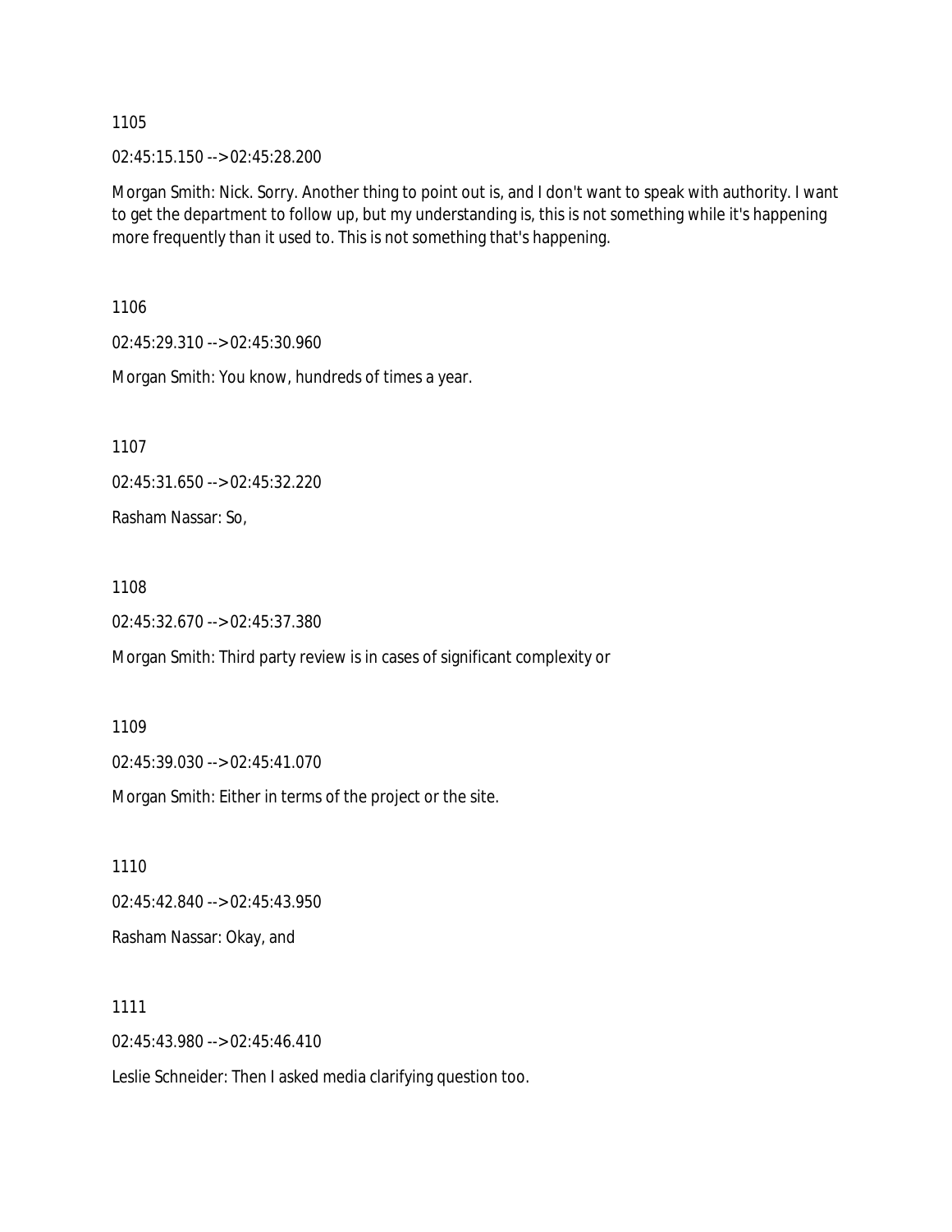1105

02:45:15.150 --> 02:45:28.200

Morgan Smith: Nick. Sorry. Another thing to point out is, and I don't want to speak with authority. I want to get the department to follow up, but my understanding is, this is not something while it's happening more frequently than it used to. This is not something that's happening.

1106

02:45:29.310 --> 02:45:30.960

Morgan Smith: You know, hundreds of times a year.

1107

02:45:31.650 --> 02:45:32.220

Rasham Nassar: So,

1108

02:45:32.670 --> 02:45:37.380

Morgan Smith: Third party review is in cases of significant complexity or

1109

02:45:39.030 --> 02:45:41.070

Morgan Smith: Either in terms of the project or the site.

1110

02:45:42.840 --> 02:45:43.950

Rasham Nassar: Okay, and

1111

02:45:43.980 --> 02:45:46.410

Leslie Schneider: Then I asked media clarifying question too.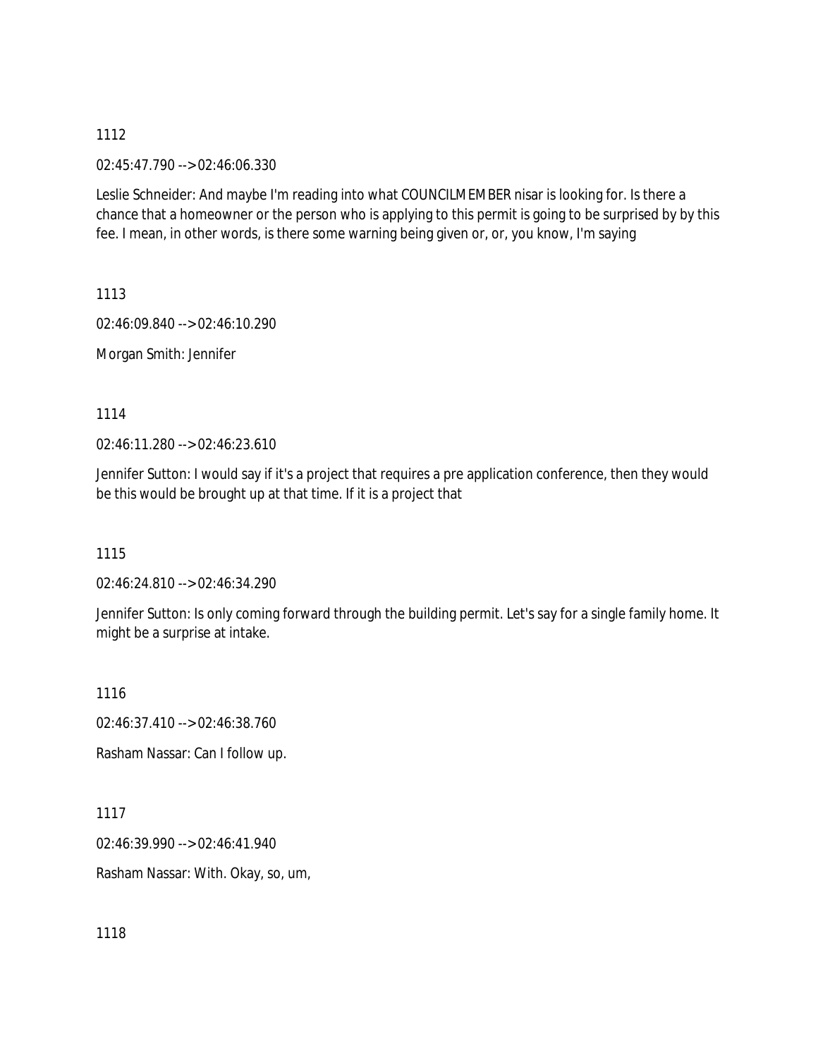1112

02:45:47.790 --> 02:46:06.330

Leslie Schneider: And maybe I'm reading into what COUNCILMEMBER nisar is looking for. Is there a chance that a homeowner or the person who is applying to this permit is going to be surprised by by this fee. I mean, in other words, is there some warning being given or, or, you know, I'm saying

1113

02:46:09.840 --> 02:46:10.290

Morgan Smith: Jennifer

1114

02:46:11.280 --> 02:46:23.610

Jennifer Sutton: I would say if it's a project that requires a pre application conference, then they would be this would be brought up at that time. If it is a project that

1115

02:46:24.810 --> 02:46:34.290

Jennifer Sutton: Is only coming forward through the building permit. Let's say for a single family home. It might be a surprise at intake.

1116

02:46:37.410 --> 02:46:38.760

Rasham Nassar: Can I follow up.

1117

02:46:39.990 --> 02:46:41.940

Rasham Nassar: With. Okay, so, um,

1118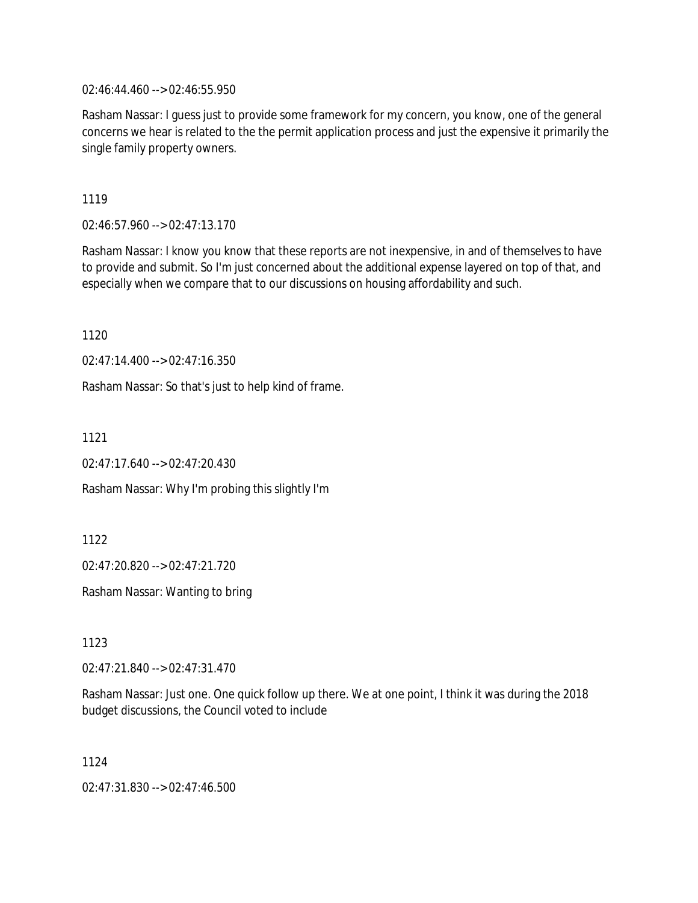02:46:44.460 --> 02:46:55.950

Rasham Nassar: I guess just to provide some framework for my concern, you know, one of the general concerns we hear is related to the the permit application process and just the expensive it primarily the single family property owners.

1119

02:46:57.960 --> 02:47:13.170

Rasham Nassar: I know you know that these reports are not inexpensive, in and of themselves to have to provide and submit. So I'm just concerned about the additional expense layered on top of that, and especially when we compare that to our discussions on housing affordability and such.

1120

02:47:14.400 --> 02:47:16.350

Rasham Nassar: So that's just to help kind of frame.

1121

02:47:17.640 --> 02:47:20.430

Rasham Nassar: Why I'm probing this slightly I'm

1122

02:47:20.820 --> 02:47:21.720

Rasham Nassar: Wanting to bring

1123

02:47:21.840 --> 02:47:31.470

Rasham Nassar: Just one. One quick follow up there. We at one point, I think it was during the 2018 budget discussions, the Council voted to include

1124

02:47:31.830 --> 02:47:46.500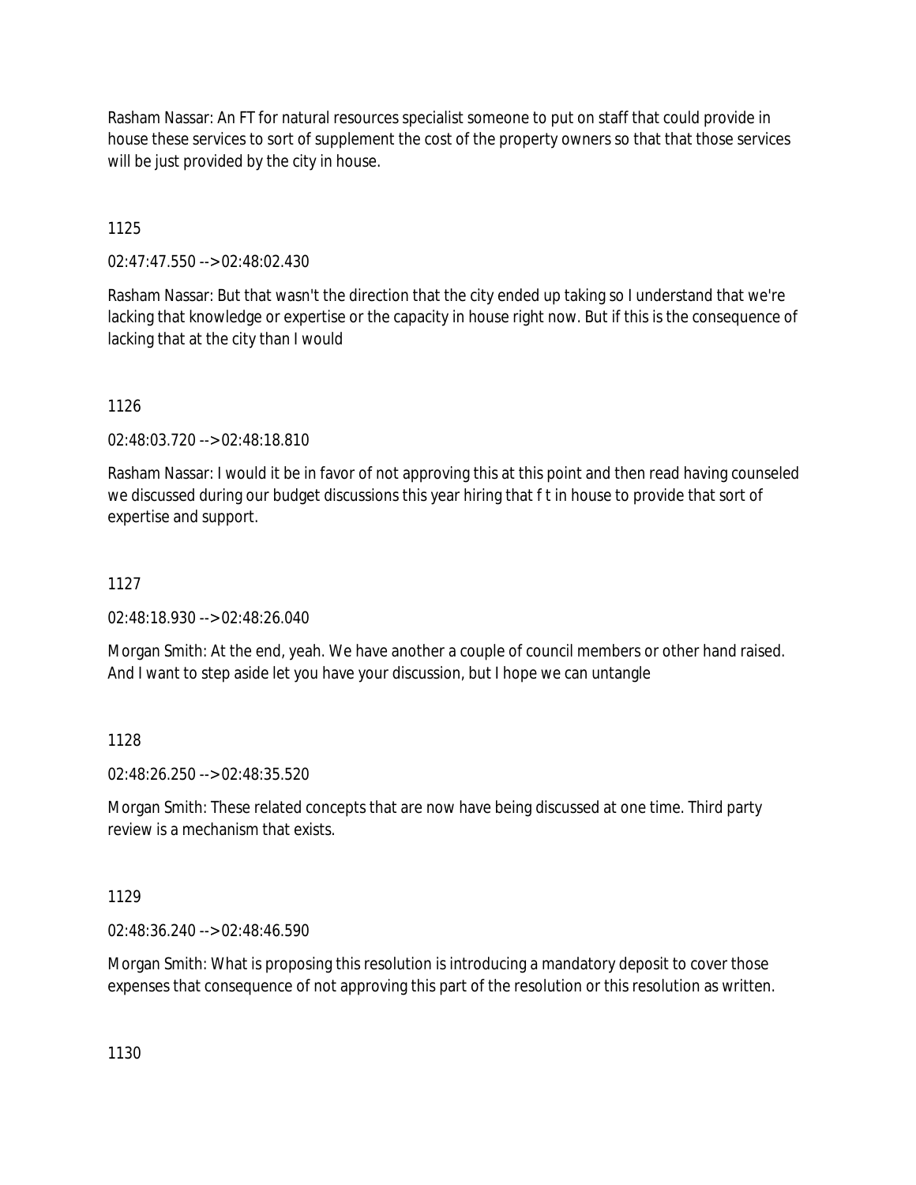Rasham Nassar: An FT for natural resources specialist someone to put on staff that could provide in house these services to sort of supplement the cost of the property owners so that that those services will be just provided by the city in house.

1125

02:47:47.550 --> 02:48:02.430

Rasham Nassar: But that wasn't the direction that the city ended up taking so I understand that we're lacking that knowledge or expertise or the capacity in house right now. But if this is the consequence of lacking that at the city than I would

1126

02:48:03.720 --> 02:48:18.810

Rasham Nassar: I would it be in favor of not approving this at this point and then read having counseled we discussed during our budget discussions this year hiring that f t in house to provide that sort of expertise and support.

1127

02:48:18.930 --> 02:48:26.040

Morgan Smith: At the end, yeah. We have another a couple of council members or other hand raised. And I want to step aside let you have your discussion, but I hope we can untangle

1128

02:48:26.250 --> 02:48:35.520

Morgan Smith: These related concepts that are now have being discussed at one time. Third party review is a mechanism that exists.

1129

02:48:36.240 --> 02:48:46.590

Morgan Smith: What is proposing this resolution is introducing a mandatory deposit to cover those expenses that consequence of not approving this part of the resolution or this resolution as written.

1130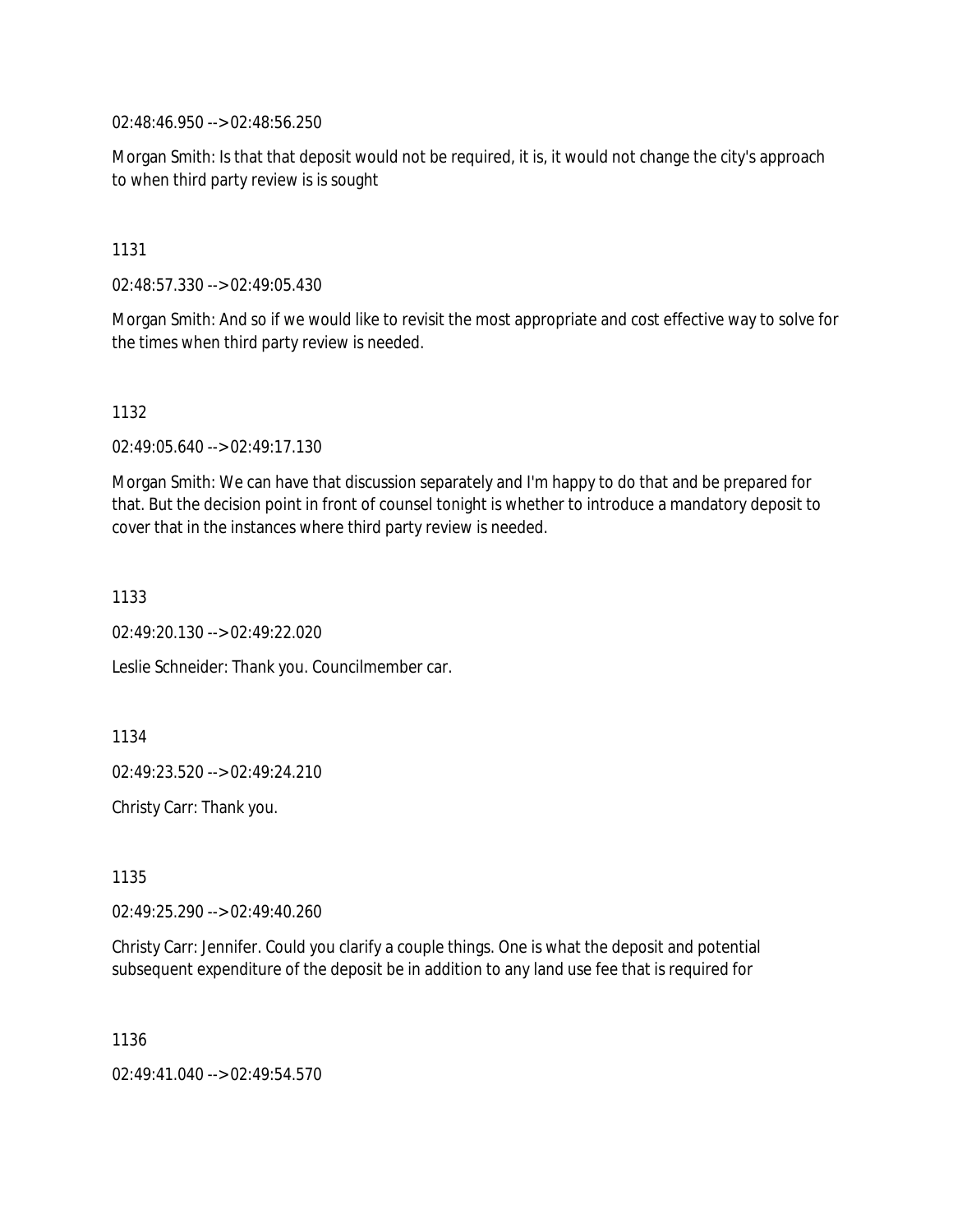02:48:46.950 --> 02:48:56.250

Morgan Smith: Is that that deposit would not be required, it is, it would not change the city's approach to when third party review is is sought

1131

02:48:57.330 --> 02:49:05.430

Morgan Smith: And so if we would like to revisit the most appropriate and cost effective way to solve for the times when third party review is needed.

1132

02:49:05.640 --> 02:49:17.130

Morgan Smith: We can have that discussion separately and I'm happy to do that and be prepared for that. But the decision point in front of counsel tonight is whether to introduce a mandatory deposit to cover that in the instances where third party review is needed.

1133

02:49:20.130 --> 02:49:22.020

Leslie Schneider: Thank you. Councilmember car.

1134

02:49:23.520 --> 02:49:24.210

Christy Carr: Thank you.

1135

02:49:25.290 --> 02:49:40.260

Christy Carr: Jennifer. Could you clarify a couple things. One is what the deposit and potential subsequent expenditure of the deposit be in addition to any land use fee that is required for

1136

02:49:41.040 --> 02:49:54.570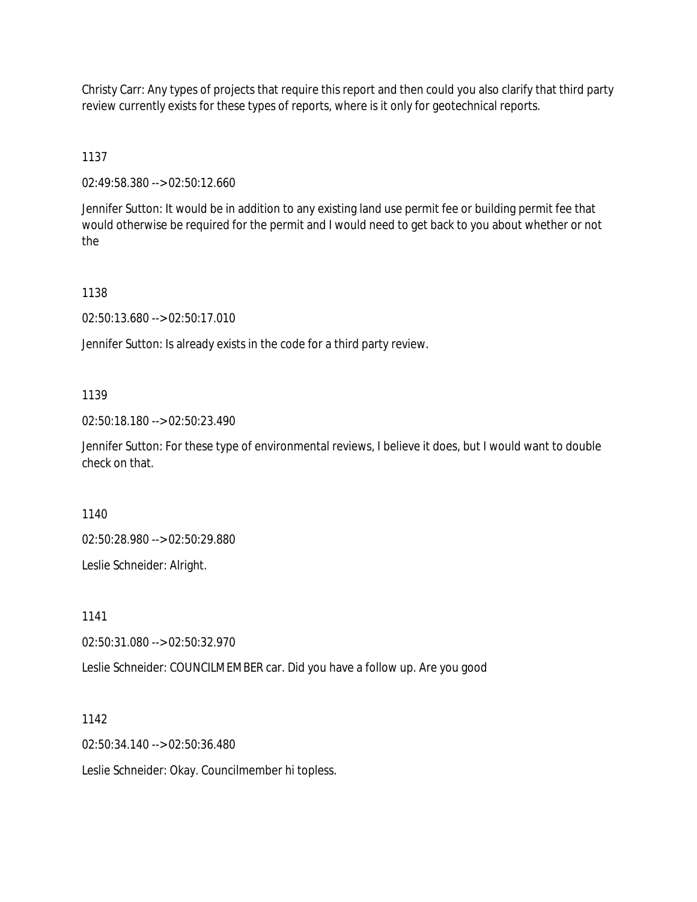Christy Carr: Any types of projects that require this report and then could you also clarify that third party review currently exists for these types of reports, where is it only for geotechnical reports.

1137

02:49:58.380 --> 02:50:12.660

Jennifer Sutton: It would be in addition to any existing land use permit fee or building permit fee that would otherwise be required for the permit and I would need to get back to you about whether or not the

1138

02:50:13.680 --> 02:50:17.010

Jennifer Sutton: Is already exists in the code for a third party review.

1139

02:50:18.180 --> 02:50:23.490

Jennifer Sutton: For these type of environmental reviews, I believe it does, but I would want to double check on that.

1140

02:50:28.980 --> 02:50:29.880

Leslie Schneider: Alright.

1141

02:50:31.080 --> 02:50:32.970

Leslie Schneider: COUNCILMEMBER car. Did you have a follow up. Are you good

1142

02:50:34.140 --> 02:50:36.480

Leslie Schneider: Okay. Councilmember hi topless.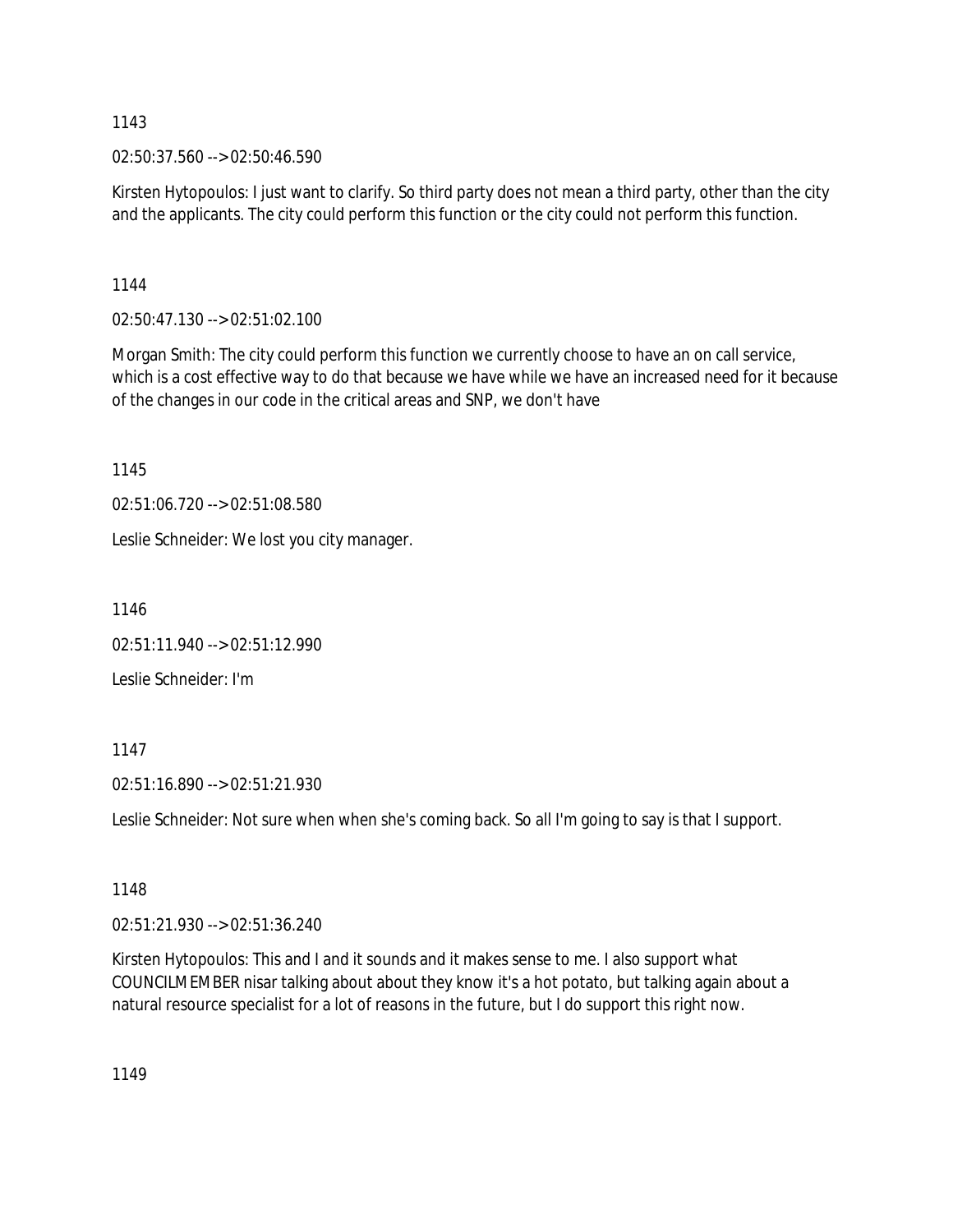1143

02:50:37.560 --> 02:50:46.590

Kirsten Hytopoulos: I just want to clarify. So third party does not mean a third party, other than the city and the applicants. The city could perform this function or the city could not perform this function.

1144

02:50:47.130 --> 02:51:02.100

Morgan Smith: The city could perform this function we currently choose to have an on call service, which is a cost effective way to do that because we have while we have an increased need for it because of the changes in our code in the critical areas and SNP, we don't have

1145

02:51:06.720 --> 02:51:08.580

Leslie Schneider: We lost you city manager.

1146

02:51:11.940 --> 02:51:12.990

Leslie Schneider: I'm

1147

02:51:16.890 --> 02:51:21.930

Leslie Schneider: Not sure when when she's coming back. So all I'm going to say is that I support.

1148

02:51:21.930 --> 02:51:36.240

Kirsten Hytopoulos: This and I and it sounds and it makes sense to me. I also support what COUNCILMEMBER nisar talking about about they know it's a hot potato, but talking again about a natural resource specialist for a lot of reasons in the future, but I do support this right now.

1149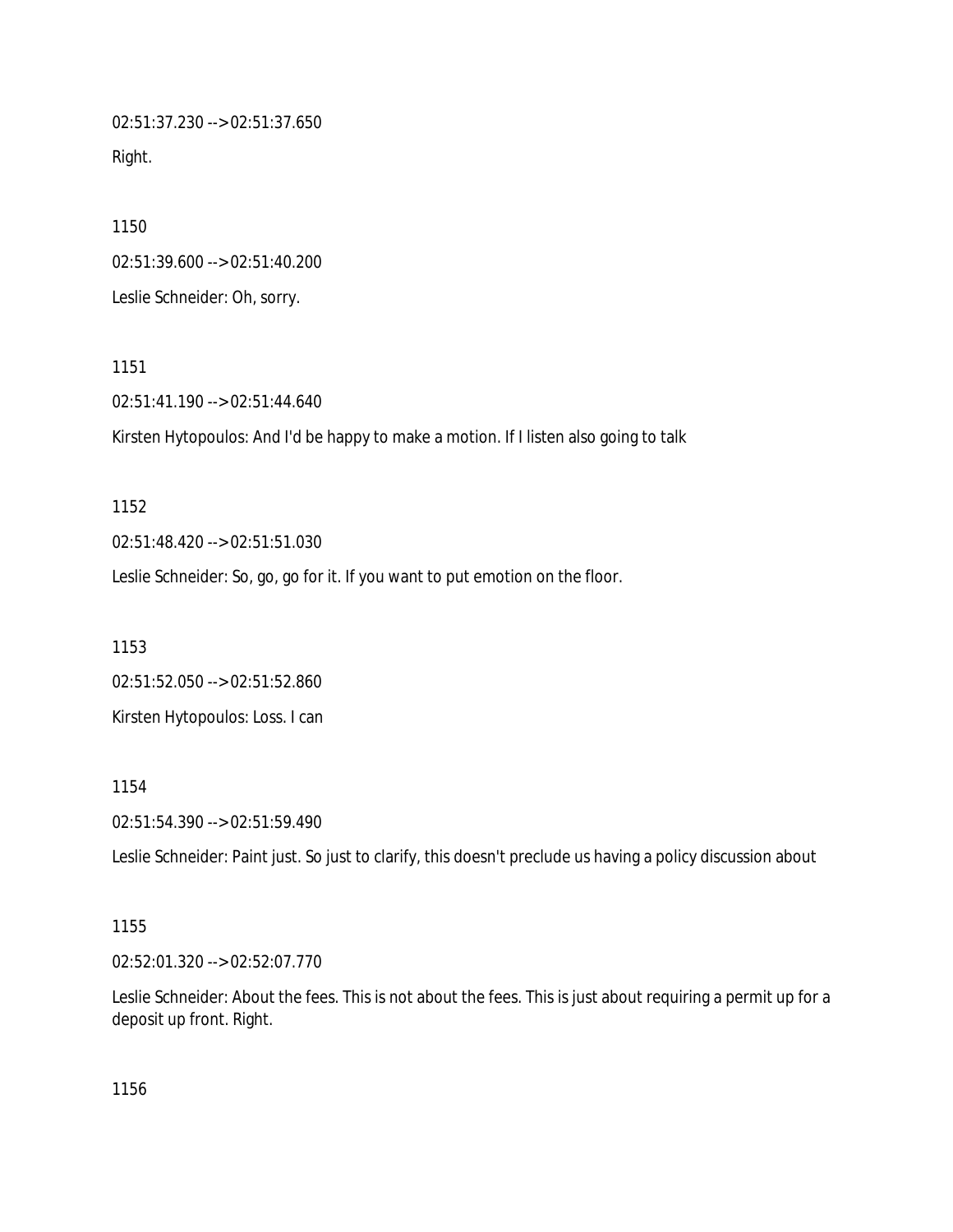02:51:37.230 --> 02:51:37.650

Right.

1150

02:51:39.600 --> 02:51:40.200

Leslie Schneider: Oh, sorry.

1151

02:51:41.190 --> 02:51:44.640

Kirsten Hytopoulos: And I'd be happy to make a motion. If I listen also going to talk

1152

02:51:48.420 --> 02:51:51.030

Leslie Schneider: So, go, go for it. If you want to put emotion on the floor.

1153

02:51:52.050 --> 02:51:52.860

Kirsten Hytopoulos: Loss. I can

1154

02:51:54.390 --> 02:51:59.490

Leslie Schneider: Paint just. So just to clarify, this doesn't preclude us having a policy discussion about

1155

02:52:01.320 --> 02:52:07.770

Leslie Schneider: About the fees. This is not about the fees. This is just about requiring a permit up for a deposit up front. Right.

1156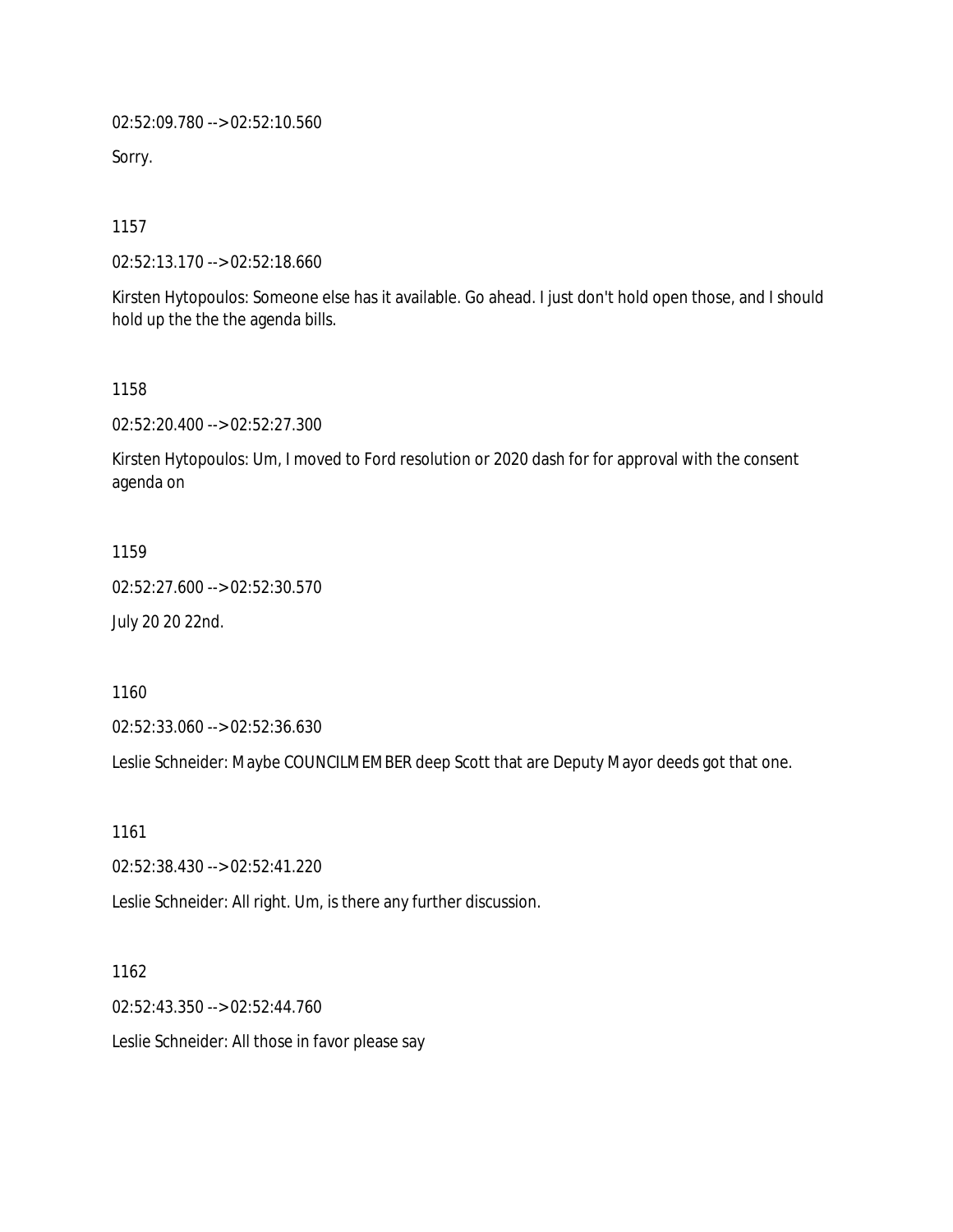02:52:09.780 --> 02:52:10.560

Sorry.

1157

02:52:13.170 --> 02:52:18.660

Kirsten Hytopoulos: Someone else has it available. Go ahead. I just don't hold open those, and I should hold up the the the agenda bills.

1158

02:52:20.400 --> 02:52:27.300

Kirsten Hytopoulos: Um, I moved to Ford resolution or 2020 dash for for approval with the consent agenda on

1159

02:52:27.600 --> 02:52:30.570

July 20 20 22nd.

1160

02:52:33.060 --> 02:52:36.630

Leslie Schneider: Maybe COUNCILMEMBER deep Scott that are Deputy Mayor deeds got that one.

1161

02:52:38.430 --> 02:52:41.220

Leslie Schneider: All right. Um, is there any further discussion.

1162

02:52:43.350 --> 02:52:44.760

Leslie Schneider: All those in favor please say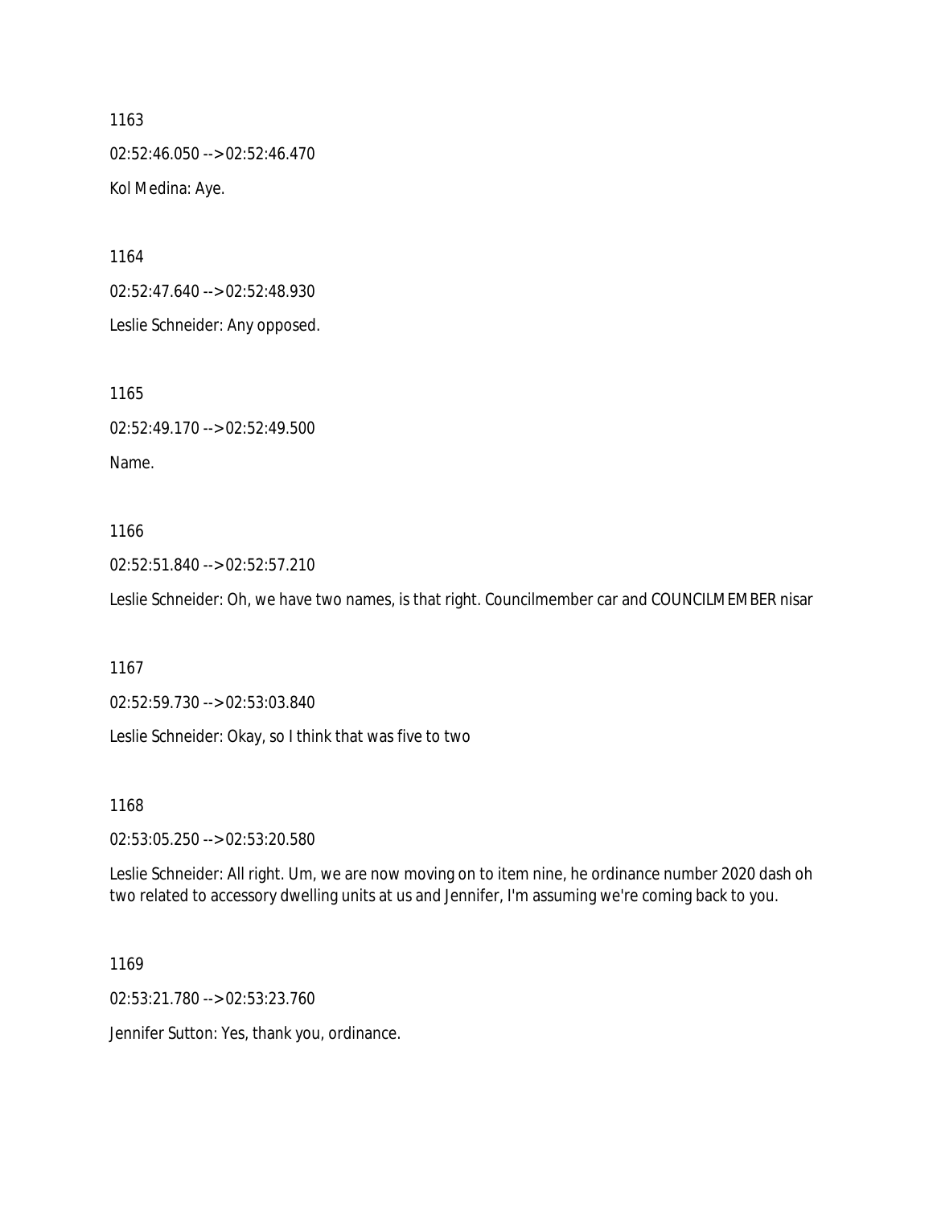1163

02:52:46.050 --> 02:52:46.470

Kol Medina: Aye.

1164

02:52:47.640 --> 02:52:48.930

Leslie Schneider: Any opposed.

1165

02:52:49.170 --> 02:52:49.500

Name.

1166

02:52:51.840 --> 02:52:57.210

Leslie Schneider: Oh, we have two names, is that right. Councilmember car and COUNCILMEMBER nisar

1167

02:52:59.730 --> 02:53:03.840

Leslie Schneider: Okay, so I think that was five to two

1168

02:53:05.250 --> 02:53:20.580

Leslie Schneider: All right. Um, we are now moving on to item nine, he ordinance number 2020 dash oh two related to accessory dwelling units at us and Jennifer, I'm assuming we're coming back to you.

1169

02:53:21.780 --> 02:53:23.760

Jennifer Sutton: Yes, thank you, ordinance.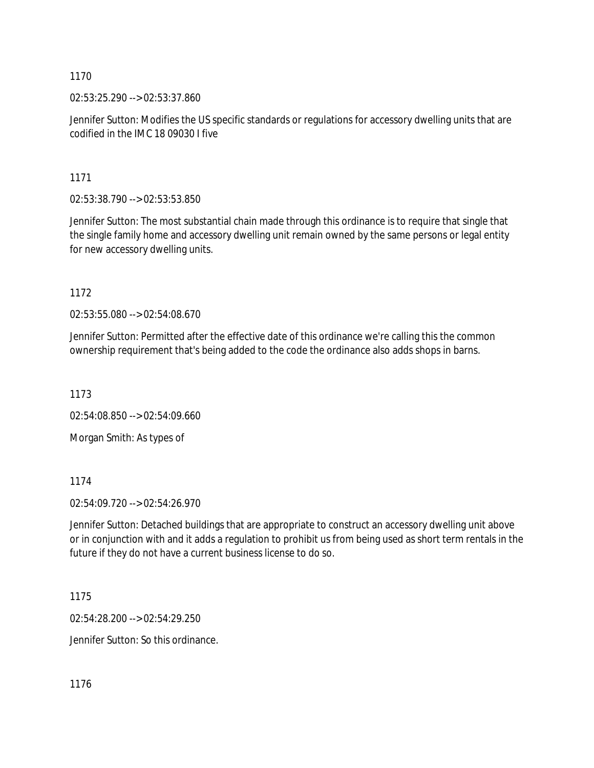1170

02:53:25.290 --> 02:53:37.860

Jennifer Sutton: Modifies the US specific standards or regulations for accessory dwelling units that are codified in the IMC 18 09030 I five

1171

02:53:38.790 --> 02:53:53.850

Jennifer Sutton: The most substantial chain made through this ordinance is to require that single that the single family home and accessory dwelling unit remain owned by the same persons or legal entity for new accessory dwelling units.

1172

02:53:55.080 --> 02:54:08.670

Jennifer Sutton: Permitted after the effective date of this ordinance we're calling this the common ownership requirement that's being added to the code the ordinance also adds shops in barns.

1173

02:54:08.850 --> 02:54:09.660

Morgan Smith: As types of

1174

02:54:09.720 --> 02:54:26.970

Jennifer Sutton: Detached buildings that are appropriate to construct an accessory dwelling unit above or in conjunction with and it adds a regulation to prohibit us from being used as short term rentals in the future if they do not have a current business license to do so.

1175

02:54:28.200 --> 02:54:29.250

Jennifer Sutton: So this ordinance.

1176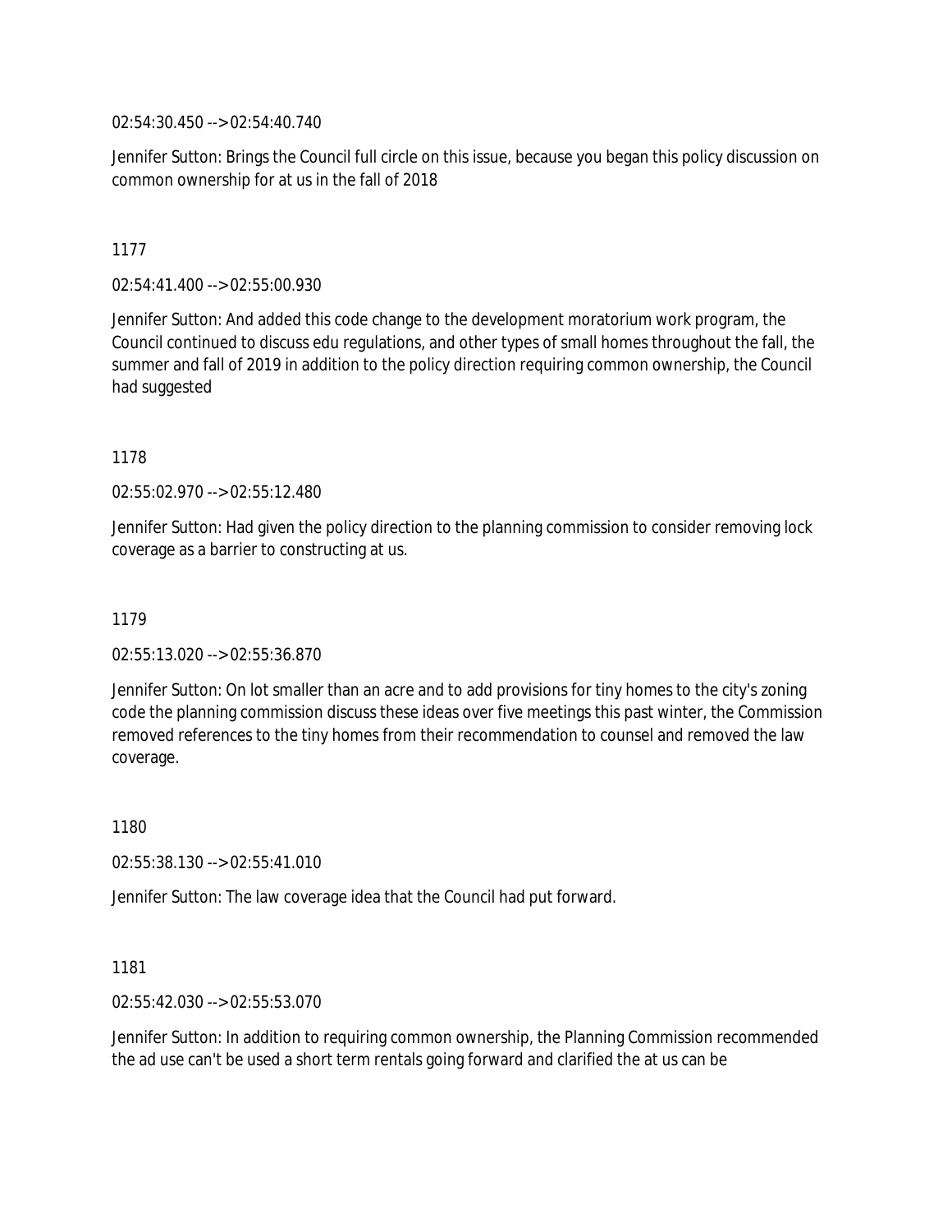02:54:30.450 --> 02:54:40.740

Jennifer Sutton: Brings the Council full circle on this issue, because you began this policy discussion on common ownership for at us in the fall of 2018

1177

02:54:41.400 --> 02:55:00.930

Jennifer Sutton: And added this code change to the development moratorium work program, the Council continued to discuss edu regulations, and other types of small homes throughout the fall, the summer and fall of 2019 in addition to the policy direction requiring common ownership, the Council had suggested

1178

02:55:02.970 --> 02:55:12.480

Jennifer Sutton: Had given the policy direction to the planning commission to consider removing lock coverage as a barrier to constructing at us.

1179

02:55:13.020 --> 02:55:36.870

Jennifer Sutton: On lot smaller than an acre and to add provisions for tiny homes to the city's zoning code the planning commission discuss these ideas over five meetings this past winter, the Commission removed references to the tiny homes from their recommendation to counsel and removed the law coverage.

1180

02:55:38.130 --> 02:55:41.010

Jennifer Sutton: The law coverage idea that the Council had put forward.

1181

02:55:42.030 --> 02:55:53.070

Jennifer Sutton: In addition to requiring common ownership, the Planning Commission recommended the ad use can't be used a short term rentals going forward and clarified the at us can be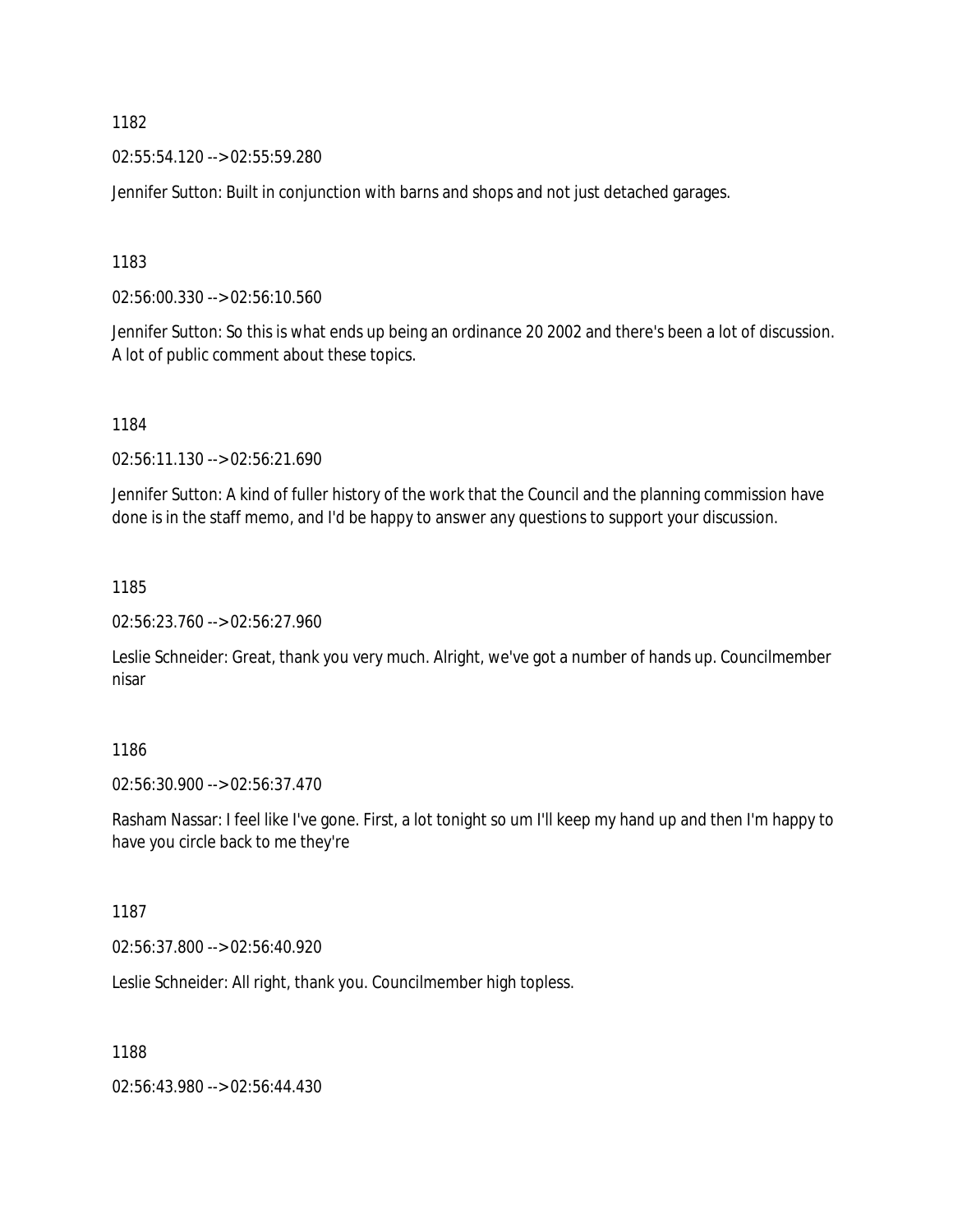1182

02:55:54.120 --> 02:55:59.280

Jennifer Sutton: Built in conjunction with barns and shops and not just detached garages.

1183

02:56:00.330 --> 02:56:10.560

Jennifer Sutton: So this is what ends up being an ordinance 20 2002 and there's been a lot of discussion. A lot of public comment about these topics.

1184

02:56:11.130 --> 02:56:21.690

Jennifer Sutton: A kind of fuller history of the work that the Council and the planning commission have done is in the staff memo, and I'd be happy to answer any questions to support your discussion.

1185

02:56:23.760 --> 02:56:27.960

Leslie Schneider: Great, thank you very much. Alright, we've got a number of hands up. Councilmember nisar

1186

02:56:30.900 --> 02:56:37.470

Rasham Nassar: I feel like I've gone. First, a lot tonight so um I'll keep my hand up and then I'm happy to have you circle back to me they're

1187

02:56:37.800 --> 02:56:40.920

Leslie Schneider: All right, thank you. Councilmember high topless.

1188

02:56:43.980 --> 02:56:44.430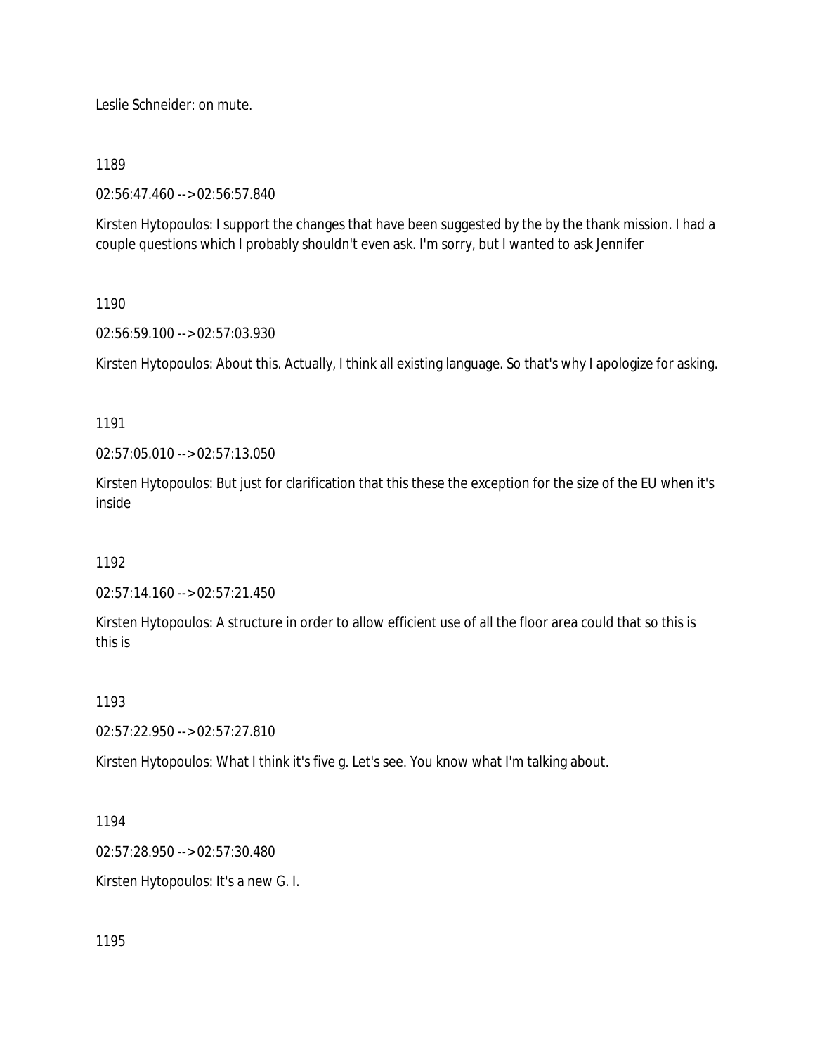Leslie Schneider: on mute.

1189

02:56:47.460 --> 02:56:57.840

Kirsten Hytopoulos: I support the changes that have been suggested by the by the thank mission. I had a couple questions which I probably shouldn't even ask. I'm sorry, but I wanted to ask Jennifer

1190

02:56:59.100 --> 02:57:03.930

Kirsten Hytopoulos: About this. Actually, I think all existing language. So that's why I apologize for asking.

1191

02:57:05.010 --> 02:57:13.050

Kirsten Hytopoulos: But just for clarification that this these the exception for the size of the EU when it's inside

1192

02:57:14.160 --> 02:57:21.450

Kirsten Hytopoulos: A structure in order to allow efficient use of all the floor area could that so this is this is

1193

02:57:22.950 --> 02:57:27.810

Kirsten Hytopoulos: What I think it's five g. Let's see. You know what I'm talking about.

1194

02:57:28.950 --> 02:57:30.480

Kirsten Hytopoulos: It's a new G. I.

1195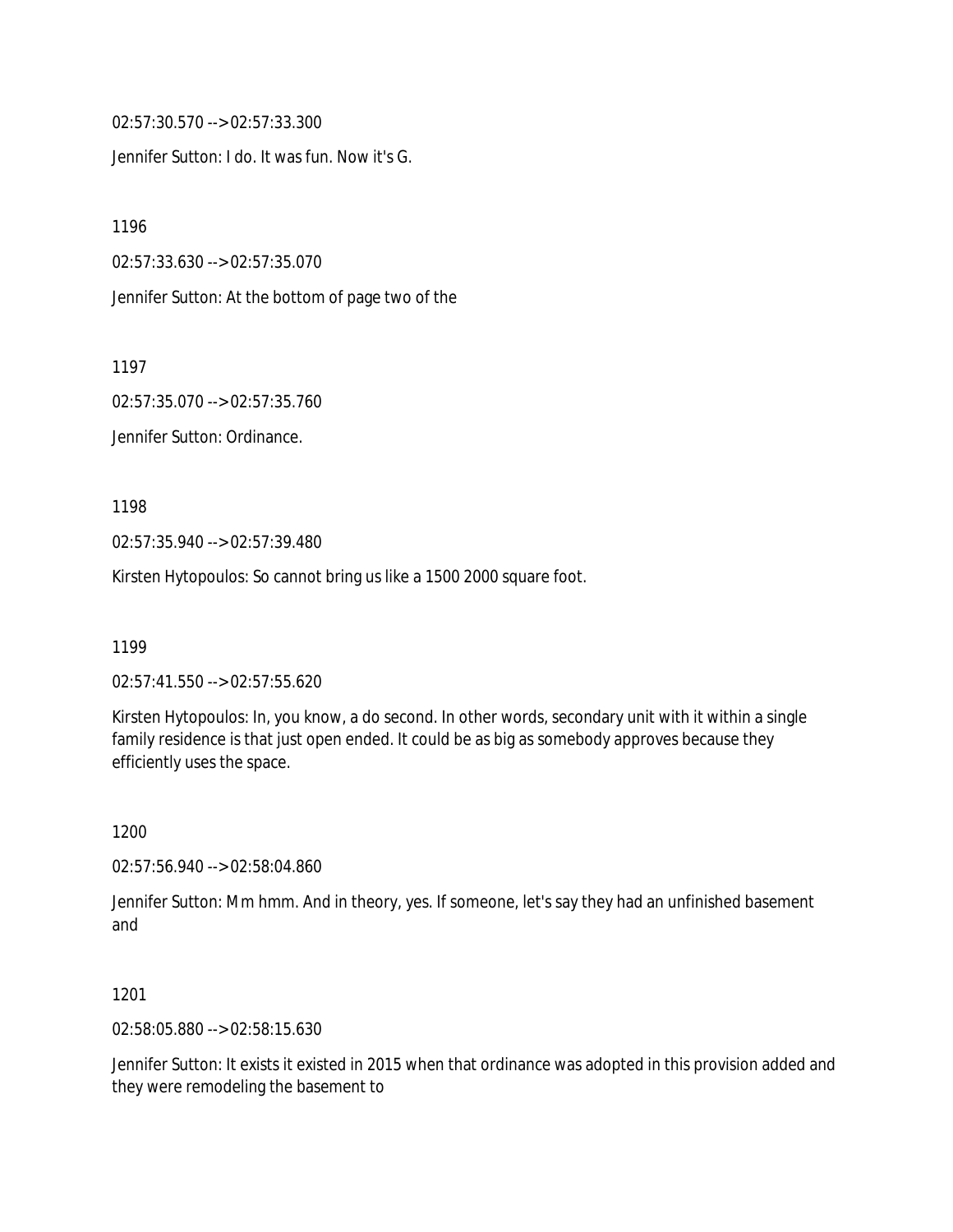02:57:30.570 --> 02:57:33.300

Jennifer Sutton: I do. It was fun. Now it's G.

1196

02:57:33.630 --> 02:57:35.070

Jennifer Sutton: At the bottom of page two of the

1197

02:57:35.070 --> 02:57:35.760

Jennifer Sutton: Ordinance.

1198

02:57:35.940 --> 02:57:39.480

Kirsten Hytopoulos: So cannot bring us like a 1500 2000 square foot.

1199

02:57:41.550 --> 02:57:55.620

Kirsten Hytopoulos: In, you know, a do second. In other words, secondary unit with it within a single family residence is that just open ended. It could be as big as somebody approves because they efficiently uses the space.

1200

02:57:56.940 --> 02:58:04.860

Jennifer Sutton: Mm hmm. And in theory, yes. If someone, let's say they had an unfinished basement and

1201

02:58:05.880 --> 02:58:15.630

Jennifer Sutton: It exists it existed in 2015 when that ordinance was adopted in this provision added and they were remodeling the basement to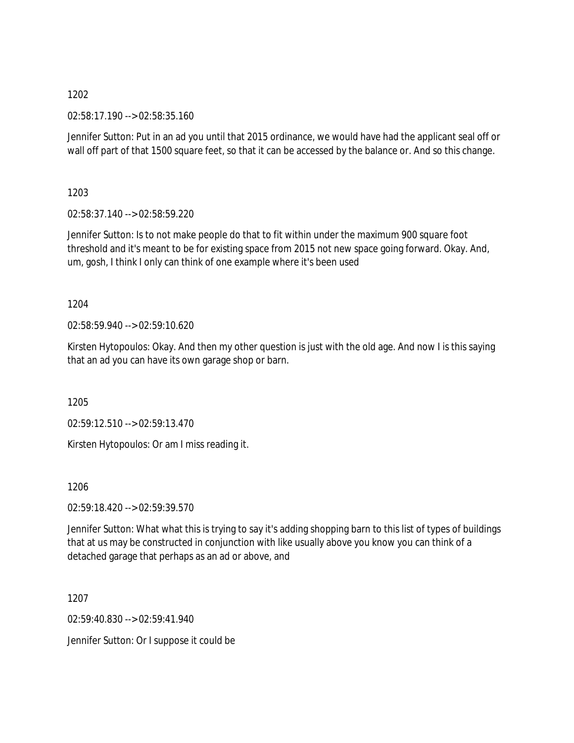1202

02:58:17.190 --> 02:58:35.160

Jennifer Sutton: Put in an ad you until that 2015 ordinance, we would have had the applicant seal off or wall off part of that 1500 square feet, so that it can be accessed by the balance or. And so this change.

1203

02:58:37.140 --> 02:58:59.220

Jennifer Sutton: Is to not make people do that to fit within under the maximum 900 square foot threshold and it's meant to be for existing space from 2015 not new space going forward. Okay. And, um, gosh, I think I only can think of one example where it's been used

1204

02:58:59.940 --> 02:59:10.620

Kirsten Hytopoulos: Okay. And then my other question is just with the old age. And now I is this saying that an ad you can have its own garage shop or barn.

1205

02:59:12.510 --> 02:59:13.470

Kirsten Hytopoulos: Or am I miss reading it.

1206

02:59:18.420 --> 02:59:39.570

Jennifer Sutton: What what this is trying to say it's adding shopping barn to this list of types of buildings that at us may be constructed in conjunction with like usually above you know you can think of a detached garage that perhaps as an ad or above, and

1207

02:59:40.830 --> 02:59:41.940

Jennifer Sutton: Or I suppose it could be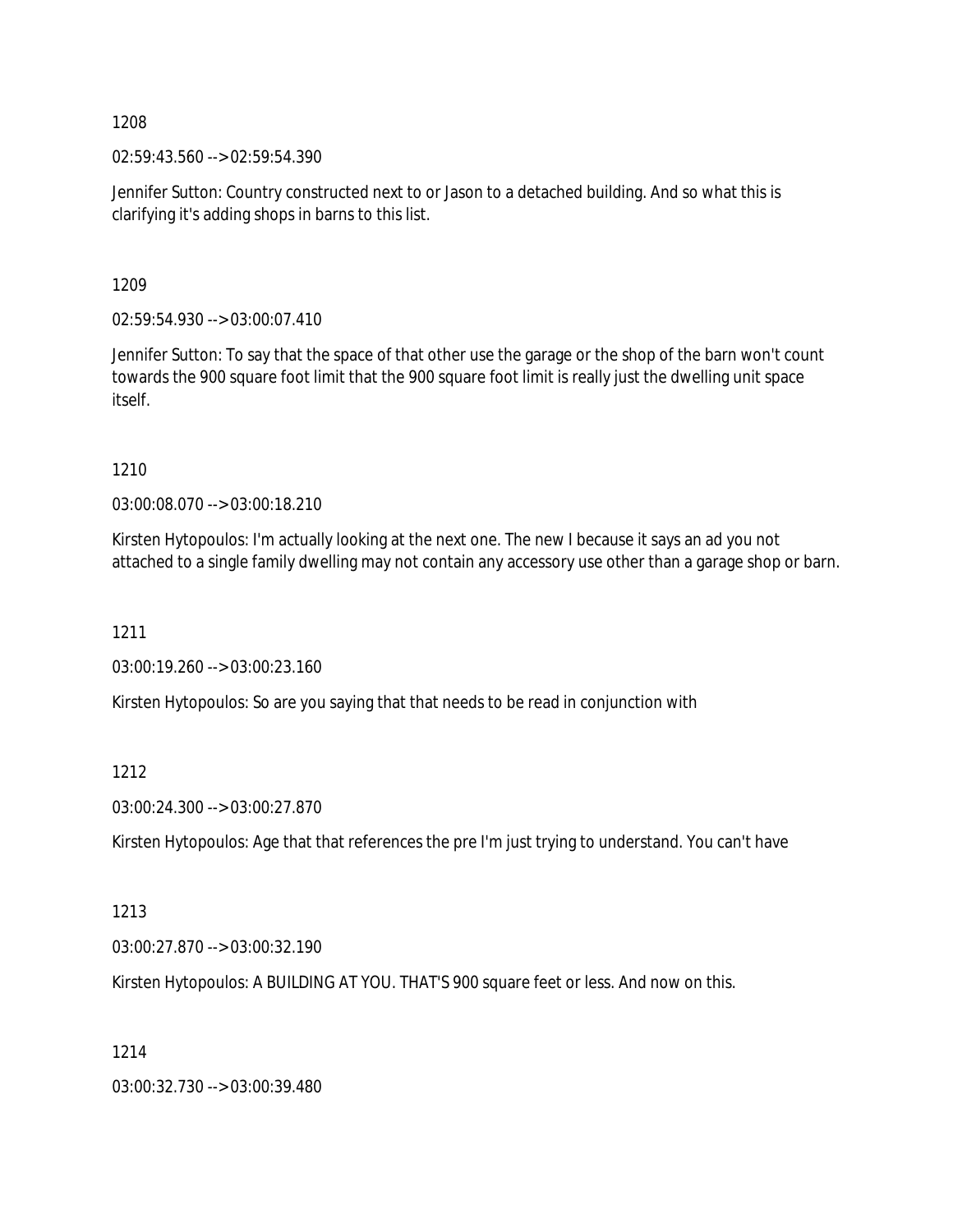1208

02:59:43.560 --> 02:59:54.390

Jennifer Sutton: Country constructed next to or Jason to a detached building. And so what this is clarifying it's adding shops in barns to this list.

1209

02:59:54.930 --> 03:00:07.410

Jennifer Sutton: To say that the space of that other use the garage or the shop of the barn won't count towards the 900 square foot limit that the 900 square foot limit is really just the dwelling unit space itself.

1210

03:00:08.070 --> 03:00:18.210

Kirsten Hytopoulos: I'm actually looking at the next one. The new I because it says an ad you not attached to a single family dwelling may not contain any accessory use other than a garage shop or barn.

1211

03:00:19.260 --> 03:00:23.160

Kirsten Hytopoulos: So are you saying that that needs to be read in conjunction with

1212

03:00:24.300 --> 03:00:27.870

Kirsten Hytopoulos: Age that that references the pre I'm just trying to understand. You can't have

1213

03:00:27.870 --> 03:00:32.190

Kirsten Hytopoulos: A BUILDING AT YOU. THAT'S 900 square feet or less. And now on this.

1214

03:00:32.730 --> 03:00:39.480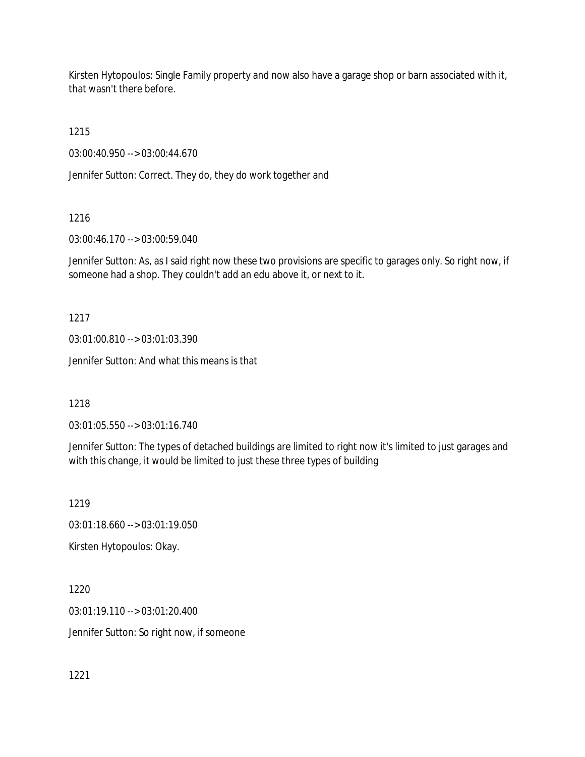Kirsten Hytopoulos: Single Family property and now also have a garage shop or barn associated with it, that wasn't there before.

1215

03:00:40.950 --> 03:00:44.670

Jennifer Sutton: Correct. They do, they do work together and

1216

03:00:46.170 --> 03:00:59.040

Jennifer Sutton: As, as I said right now these two provisions are specific to garages only. So right now, if someone had a shop. They couldn't add an edu above it, or next to it.

1217

03:01:00.810 --> 03:01:03.390

Jennifer Sutton: And what this means is that

1218

03:01:05.550 --> 03:01:16.740

Jennifer Sutton: The types of detached buildings are limited to right now it's limited to just garages and with this change, it would be limited to just these three types of building

1219

03:01:18.660 --> 03:01:19.050

Kirsten Hytopoulos: Okay.

1220

03:01:19.110 --> 03:01:20.400

Jennifer Sutton: So right now, if someone

1221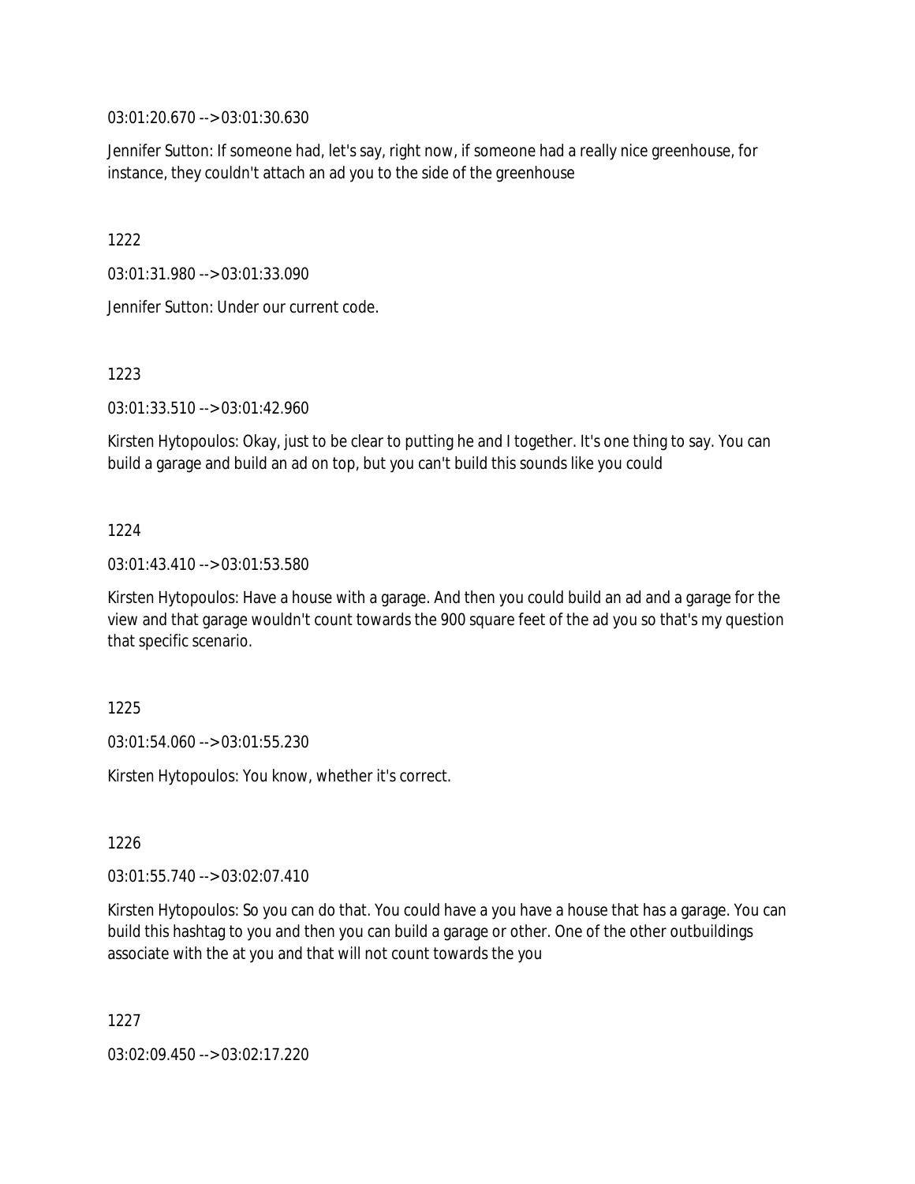03:01:20.670 --> 03:01:30.630

Jennifer Sutton: If someone had, let's say, right now, if someone had a really nice greenhouse, for instance, they couldn't attach an ad you to the side of the greenhouse

1222

03:01:31.980 --> 03:01:33.090

Jennifer Sutton: Under our current code.

1223

03:01:33.510 --> 03:01:42.960

Kirsten Hytopoulos: Okay, just to be clear to putting he and I together. It's one thing to say. You can build a garage and build an ad on top, but you can't build this sounds like you could

1224

03:01:43.410 --> 03:01:53.580

Kirsten Hytopoulos: Have a house with a garage. And then you could build an ad and a garage for the view and that garage wouldn't count towards the 900 square feet of the ad you so that's my question that specific scenario.

1225

03:01:54.060 --> 03:01:55.230

Kirsten Hytopoulos: You know, whether it's correct.

1226

03:01:55.740 --> 03:02:07.410

Kirsten Hytopoulos: So you can do that. You could have a you have a house that has a garage. You can build this hashtag to you and then you can build a garage or other. One of the other outbuildings associate with the at you and that will not count towards the you

1227

03:02:09.450 --> 03:02:17.220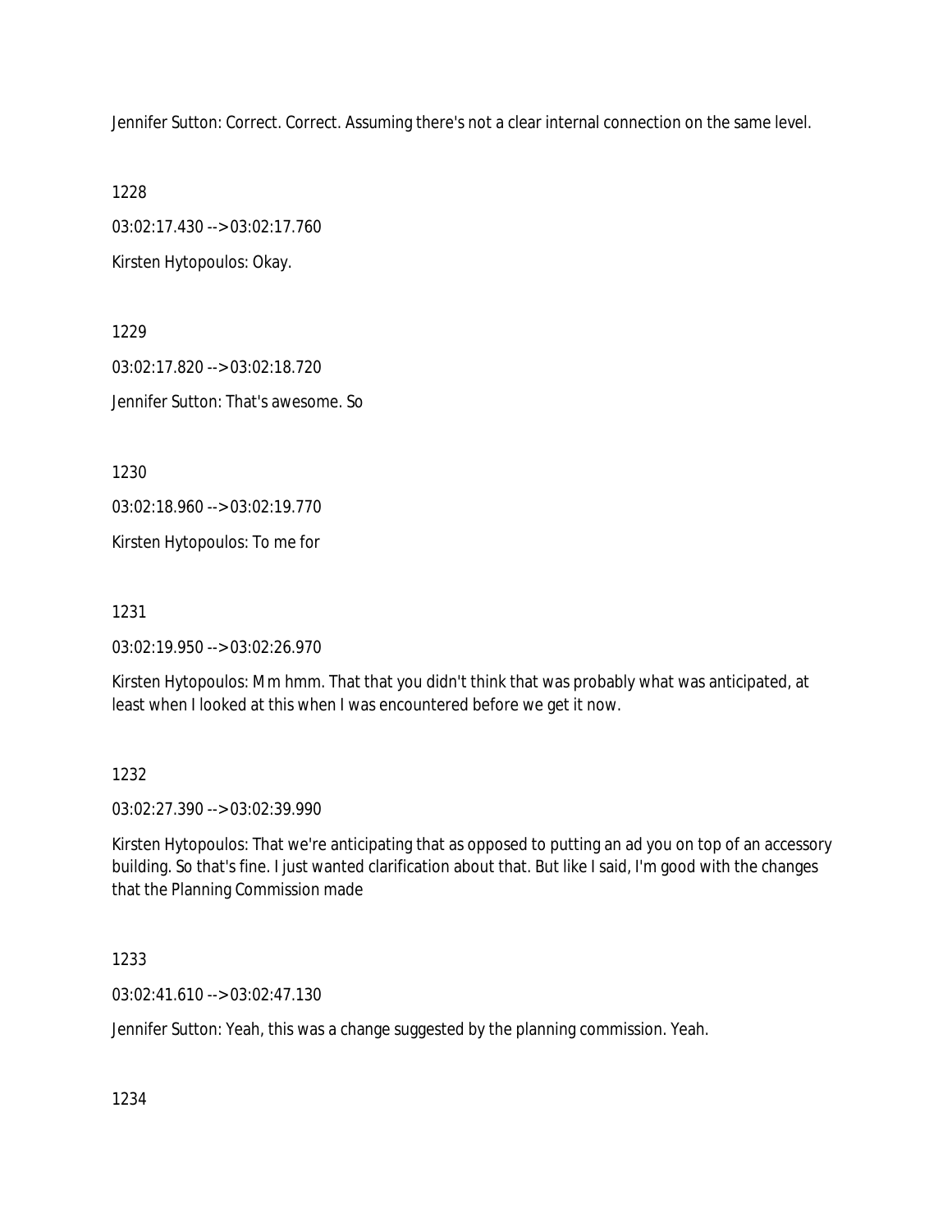Jennifer Sutton: Correct. Correct. Assuming there's not a clear internal connection on the same level.

1228

03:02:17.430 --> 03:02:17.760

Kirsten Hytopoulos: Okay.

1229

03:02:17.820 --> 03:02:18.720

Jennifer Sutton: That's awesome. So

1230

03:02:18.960 --> 03:02:19.770

Kirsten Hytopoulos: To me for

1231

03:02:19.950 --> 03:02:26.970

Kirsten Hytopoulos: Mm hmm. That that you didn't think that was probably what was anticipated, at least when I looked at this when I was encountered before we get it now.

1232

03:02:27.390 --> 03:02:39.990

Kirsten Hytopoulos: That we're anticipating that as opposed to putting an ad you on top of an accessory building. So that's fine. I just wanted clarification about that. But like I said, I'm good with the changes that the Planning Commission made

1233

03:02:41.610 --> 03:02:47.130

Jennifer Sutton: Yeah, this was a change suggested by the planning commission. Yeah.

1234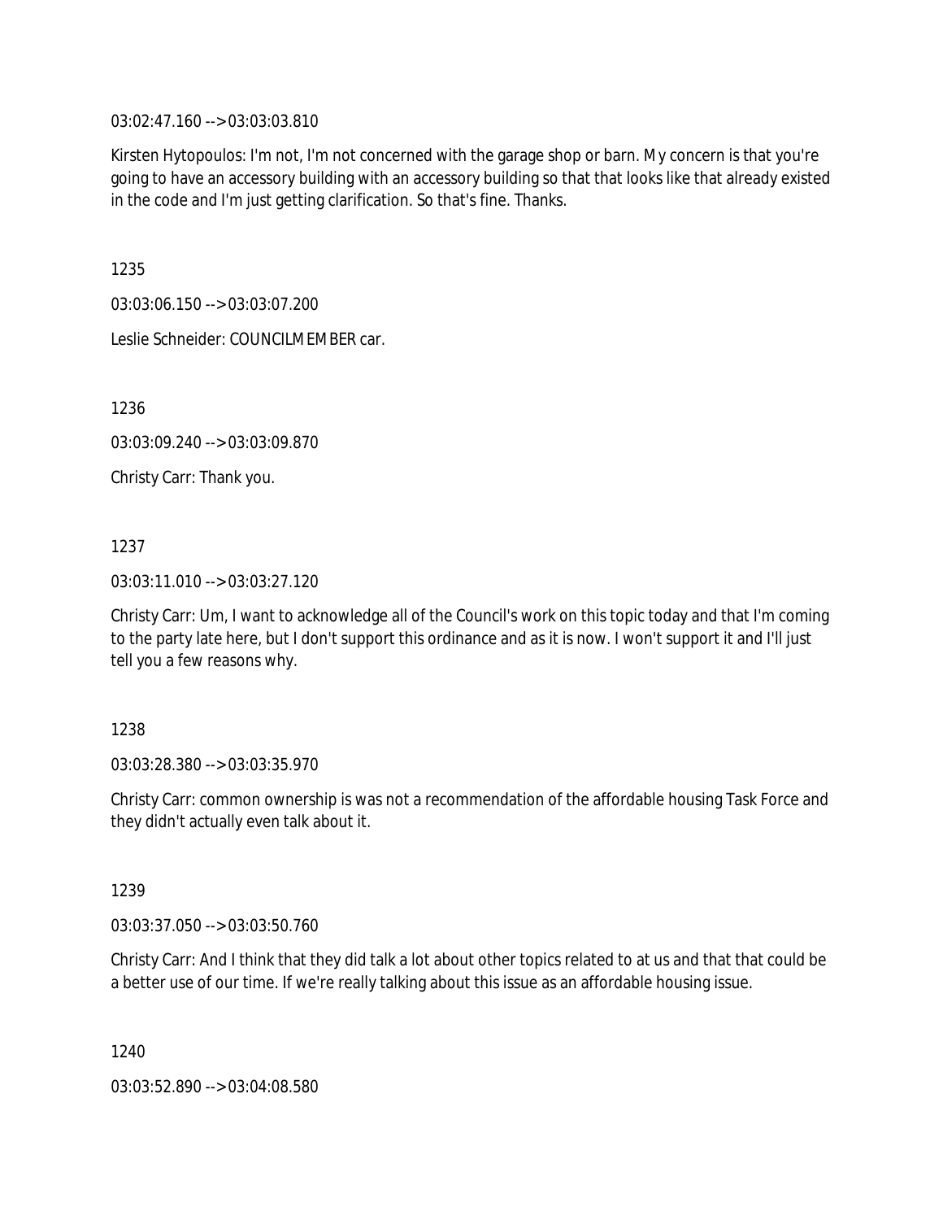03:02:47.160 --> 03:03:03.810

Kirsten Hytopoulos: I'm not, I'm not concerned with the garage shop or barn. My concern is that you're going to have an accessory building with an accessory building so that that looks like that already existed in the code and I'm just getting clarification. So that's fine. Thanks.

1235

03:03:06.150 --> 03:03:07.200

Leslie Schneider: COUNCILMEMBER car.

1236

03:03:09.240 --> 03:03:09.870

Christy Carr: Thank you.

1237

03:03:11.010 --> 03:03:27.120

Christy Carr: Um, I want to acknowledge all of the Council's work on this topic today and that I'm coming to the party late here, but I don't support this ordinance and as it is now. I won't support it and I'll just tell you a few reasons why.

1238

03:03:28.380 --> 03:03:35.970

Christy Carr: common ownership is was not a recommendation of the affordable housing Task Force and they didn't actually even talk about it.

1239

03:03:37.050 --> 03:03:50.760

Christy Carr: And I think that they did talk a lot about other topics related to at us and that that could be a better use of our time. If we're really talking about this issue as an affordable housing issue.

1240

03:03:52.890 --> 03:04:08.580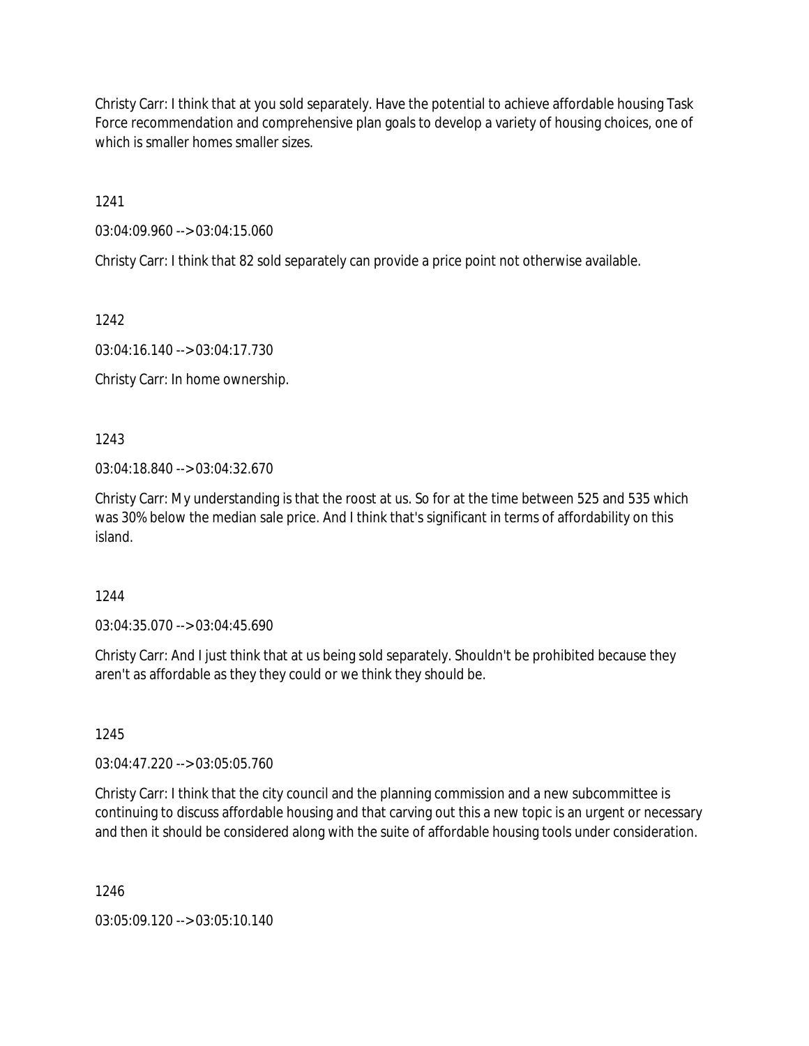Christy Carr: I think that at you sold separately. Have the potential to achieve affordable housing Task Force recommendation and comprehensive plan goals to develop a variety of housing choices, one of which is smaller homes smaller sizes.

1241

03:04:09.960 --> 03:04:15.060

Christy Carr: I think that 82 sold separately can provide a price point not otherwise available.

1242

03:04:16.140 --> 03:04:17.730

Christy Carr: In home ownership.

1243

03:04:18.840 --> 03:04:32.670

Christy Carr: My understanding is that the roost at us. So for at the time between 525 and 535 which was 30% below the median sale price. And I think that's significant in terms of affordability on this island.

1244

03:04:35.070 --> 03:04:45.690

Christy Carr: And I just think that at us being sold separately. Shouldn't be prohibited because they aren't as affordable as they they could or we think they should be.

1245

03:04:47.220 --> 03:05:05.760

Christy Carr: I think that the city council and the planning commission and a new subcommittee is continuing to discuss affordable housing and that carving out this a new topic is an urgent or necessary and then it should be considered along with the suite of affordable housing tools under consideration.

1246

03:05:09.120 --> 03:05:10.140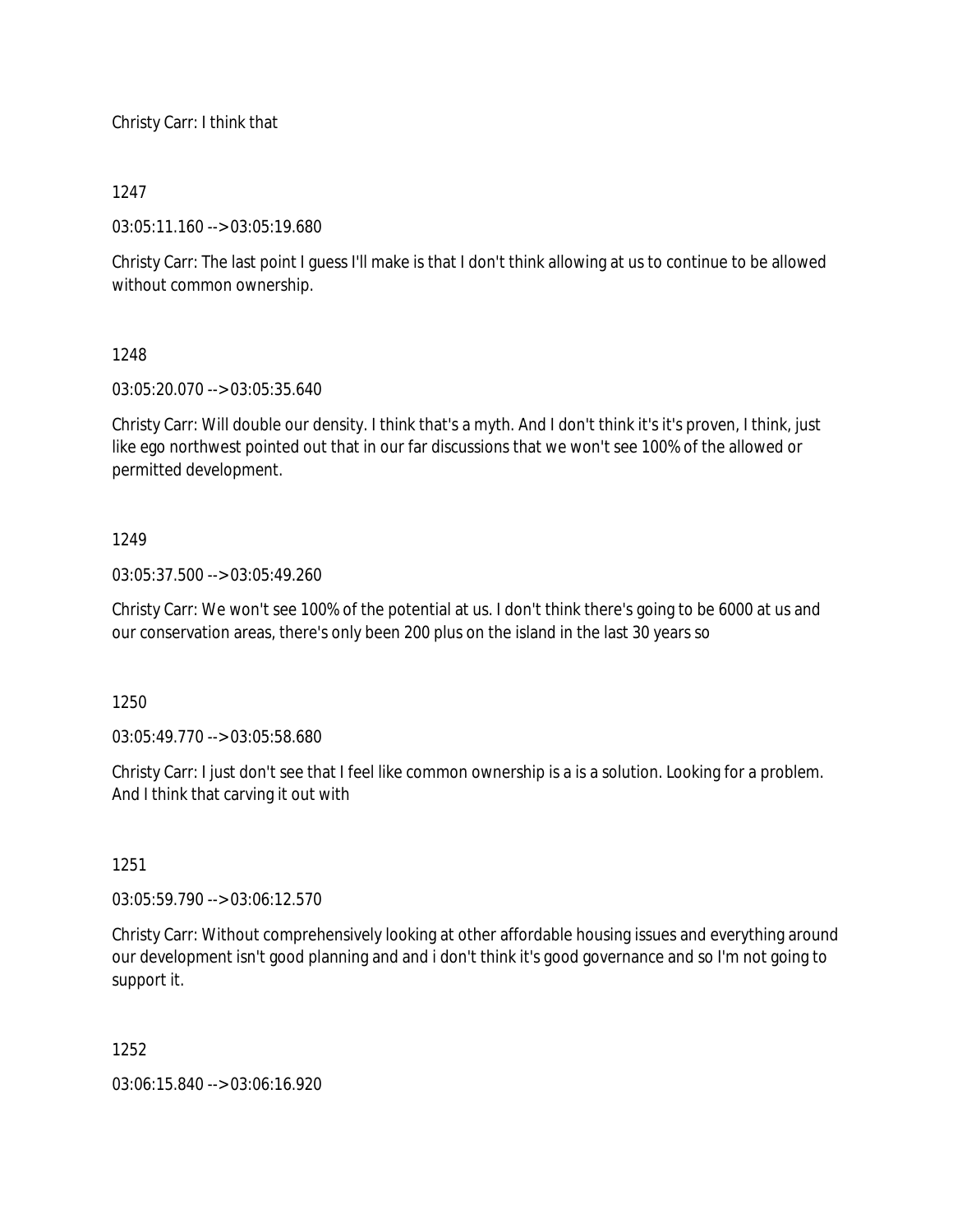Christy Carr: I think that

1247

03:05:11.160 --> 03:05:19.680

Christy Carr: The last point I guess I'll make is that I don't think allowing at us to continue to be allowed without common ownership.

1248

03:05:20.070 --> 03:05:35.640

Christy Carr: Will double our density. I think that's a myth. And I don't think it's it's proven, I think, just like ego northwest pointed out that in our far discussions that we won't see 100% of the allowed or permitted development.

1249

03:05:37.500 --> 03:05:49.260

Christy Carr: We won't see 100% of the potential at us. I don't think there's going to be 6000 at us and our conservation areas, there's only been 200 plus on the island in the last 30 years so

1250

03:05:49.770 --> 03:05:58.680

Christy Carr: I just don't see that I feel like common ownership is a is a solution. Looking for a problem. And I think that carving it out with

1251

03:05:59.790 --> 03:06:12.570

Christy Carr: Without comprehensively looking at other affordable housing issues and everything around our development isn't good planning and and i don't think it's good governance and so I'm not going to support it.

1252

03:06:15.840 --> 03:06:16.920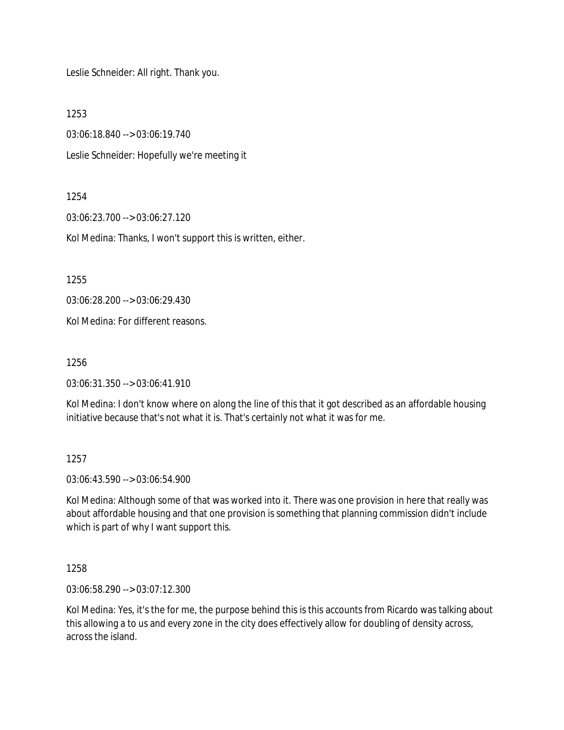Leslie Schneider: All right. Thank you.

1253

03:06:18.840 --> 03:06:19.740

Leslie Schneider: Hopefully we're meeting it

1254

03:06:23.700 --> 03:06:27.120

Kol Medina: Thanks, I won't support this is written, either.

1255

03:06:28.200 --> 03:06:29.430

Kol Medina: For different reasons.

1256

03:06:31.350 --> 03:06:41.910

Kol Medina: I don't know where on along the line of this that it got described as an affordable housing initiative because that's not what it is. That's certainly not what it was for me.

1257

03:06:43.590 --> 03:06:54.900

Kol Medina: Although some of that was worked into it. There was one provision in here that really was about affordable housing and that one provision is something that planning commission didn't include which is part of why I want support this.

1258

03:06:58.290 --> 03:07:12.300

Kol Medina: Yes, it's the for me, the purpose behind this is this accounts from Ricardo was talking about this allowing a to us and every zone in the city does effectively allow for doubling of density across, across the island.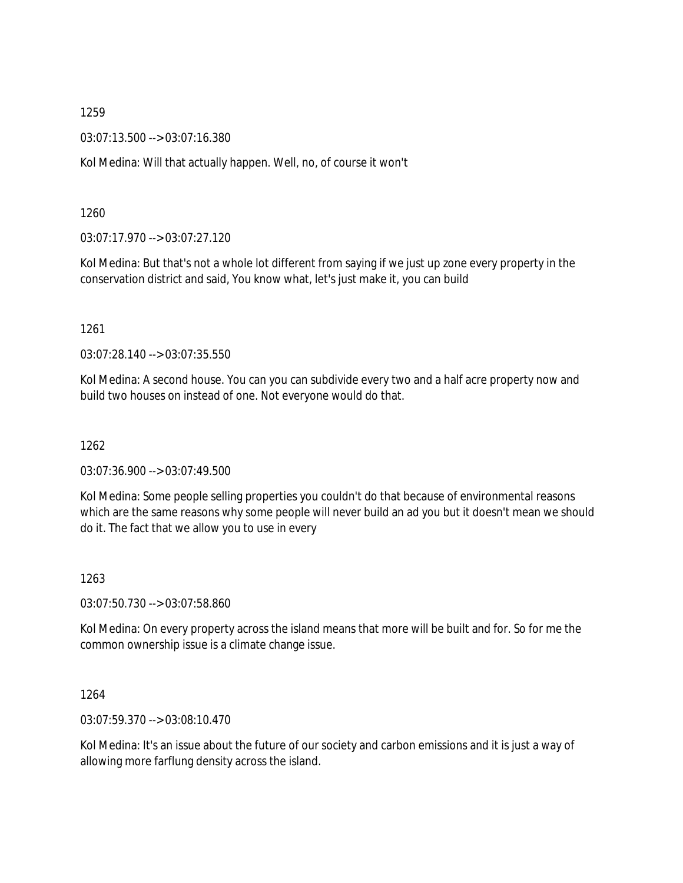1259

03:07:13.500 --> 03:07:16.380

Kol Medina: Will that actually happen. Well, no, of course it won't

1260

03:07:17.970 --> 03:07:27.120

Kol Medina: But that's not a whole lot different from saying if we just up zone every property in the conservation district and said, You know what, let's just make it, you can build

1261

03:07:28.140 --> 03:07:35.550

Kol Medina: A second house. You can you can subdivide every two and a half acre property now and build two houses on instead of one. Not everyone would do that.

1262

03:07:36.900 --> 03:07:49.500

Kol Medina: Some people selling properties you couldn't do that because of environmental reasons which are the same reasons why some people will never build an ad you but it doesn't mean we should do it. The fact that we allow you to use in every

1263

03:07:50.730 --> 03:07:58.860

Kol Medina: On every property across the island means that more will be built and for. So for me the common ownership issue is a climate change issue.

1264

03:07:59.370 --> 03:08:10.470

Kol Medina: It's an issue about the future of our society and carbon emissions and it is just a way of allowing more farflung density across the island.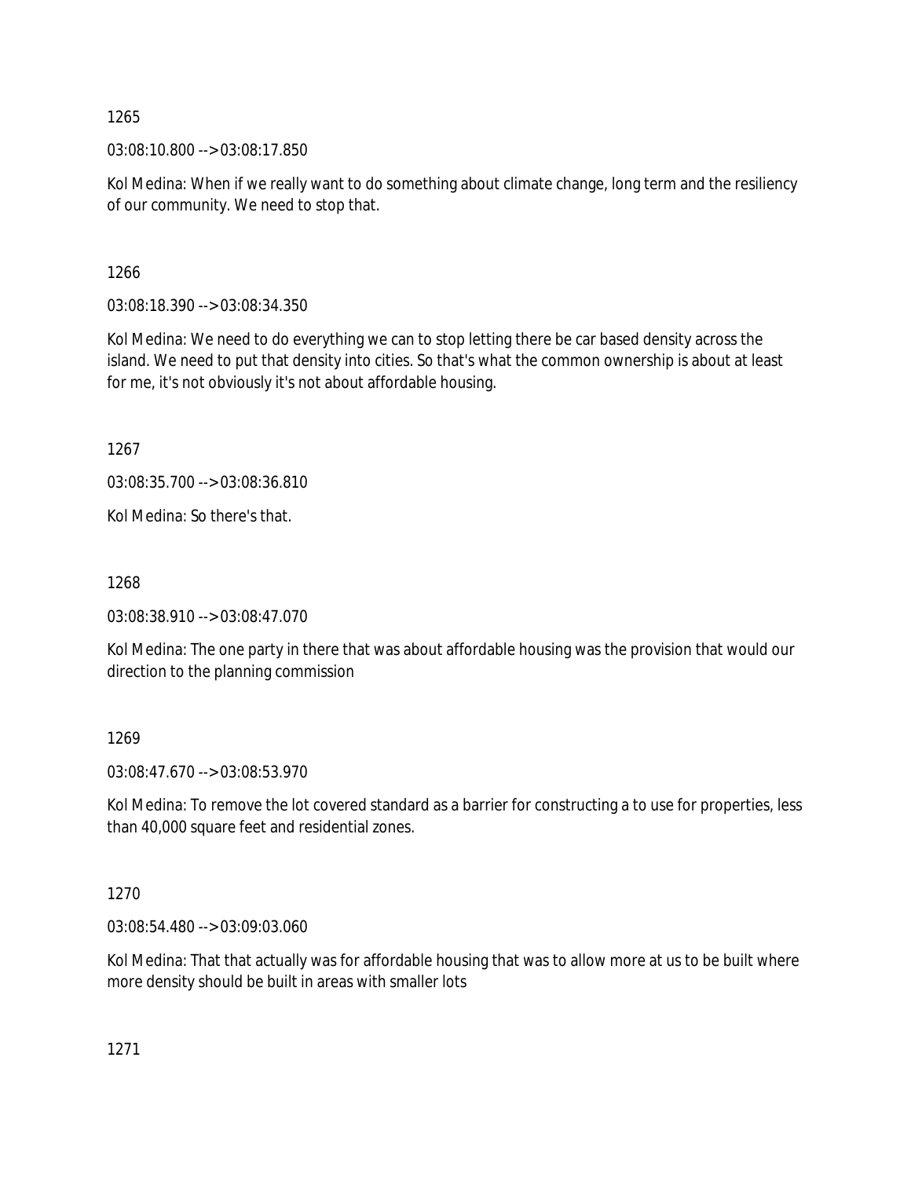1265

03:08:10.800 --> 03:08:17.850

Kol Medina: When if we really want to do something about climate change, long term and the resiliency of our community. We need to stop that.

1266

03:08:18.390 --> 03:08:34.350

Kol Medina: We need to do everything we can to stop letting there be car based density across the island. We need to put that density into cities. So that's what the common ownership is about at least for me, it's not obviously it's not about affordable housing.

1267

03:08:35.700 --> 03:08:36.810

Kol Medina: So there's that.

1268

03:08:38.910 --> 03:08:47.070

Kol Medina: The one party in there that was about affordable housing was the provision that would our direction to the planning commission

1269

03:08:47.670 --> 03:08:53.970

Kol Medina: To remove the lot covered standard as a barrier for constructing a to use for properties, less than 40,000 square feet and residential zones.

1270

03:08:54.480 --> 03:09:03.060

Kol Medina: That that actually was for affordable housing that was to allow more at us to be built where more density should be built in areas with smaller lots

1271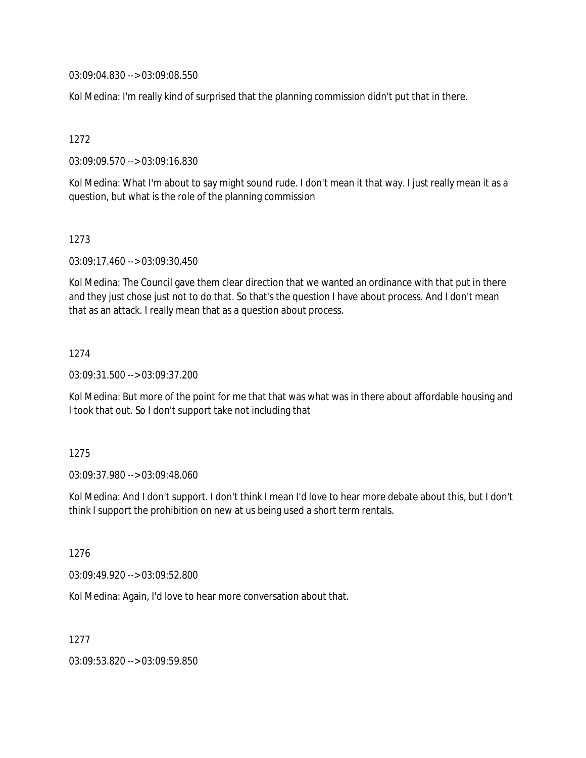03:09:04.830 --> 03:09:08.550

Kol Medina: I'm really kind of surprised that the planning commission didn't put that in there.

1272

03:09:09.570 --> 03:09:16.830

Kol Medina: What I'm about to say might sound rude. I don't mean it that way. I just really mean it as a question, but what is the role of the planning commission

1273

03:09:17.460 --> 03:09:30.450

Kol Medina: The Council gave them clear direction that we wanted an ordinance with that put in there and they just chose just not to do that. So that's the question I have about process. And I don't mean that as an attack. I really mean that as a question about process.

1274

03:09:31.500 --> 03:09:37.200

Kol Medina: But more of the point for me that that was what was in there about affordable housing and I took that out. So I don't support take not including that

1275

03:09:37.980 --> 03:09:48.060

Kol Medina: And I don't support. I don't think I mean I'd love to hear more debate about this, but I don't think I support the prohibition on new at us being used a short term rentals.

1276

03:09:49.920 --> 03:09:52.800

Kol Medina: Again, I'd love to hear more conversation about that.

1277

03:09:53.820 --> 03:09:59.850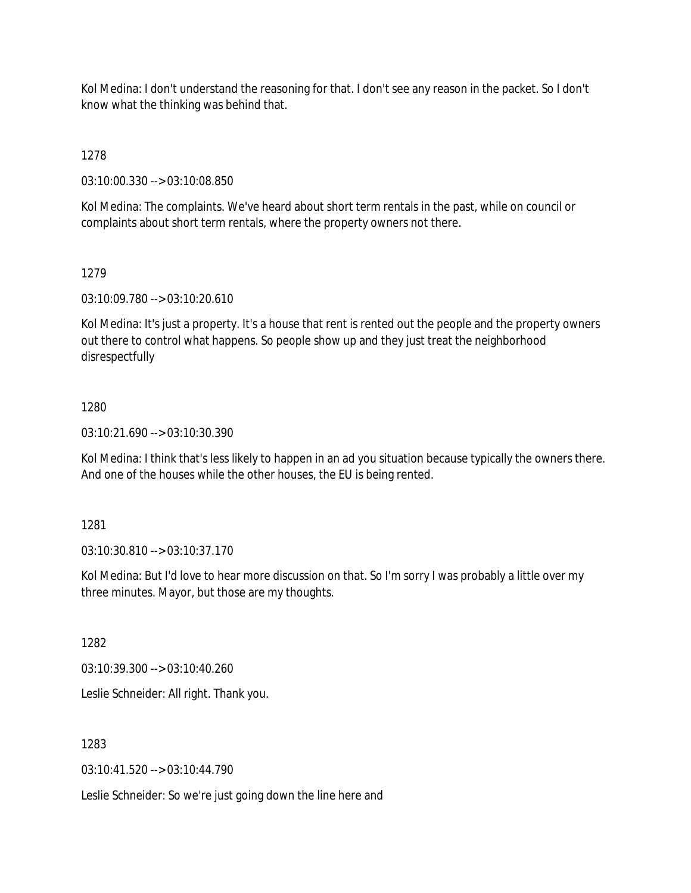Kol Medina: I don't understand the reasoning for that. I don't see any reason in the packet. So I don't know what the thinking was behind that.

1278

03:10:00.330 --> 03:10:08.850

Kol Medina: The complaints. We've heard about short term rentals in the past, while on council or complaints about short term rentals, where the property owners not there.

1279

03:10:09.780 --> 03:10:20.610

Kol Medina: It's just a property. It's a house that rent is rented out the people and the property owners out there to control what happens. So people show up and they just treat the neighborhood disrespectfully

1280

03:10:21.690 --> 03:10:30.390

Kol Medina: I think that's less likely to happen in an ad you situation because typically the owners there. And one of the houses while the other houses, the EU is being rented.

1281

03:10:30.810 --> 03:10:37.170

Kol Medina: But I'd love to hear more discussion on that. So I'm sorry I was probably a little over my three minutes. Mayor, but those are my thoughts.

1282

03:10:39.300 --> 03:10:40.260

Leslie Schneider: All right. Thank you.

1283

03:10:41.520 --> 03:10:44.790

Leslie Schneider: So we're just going down the line here and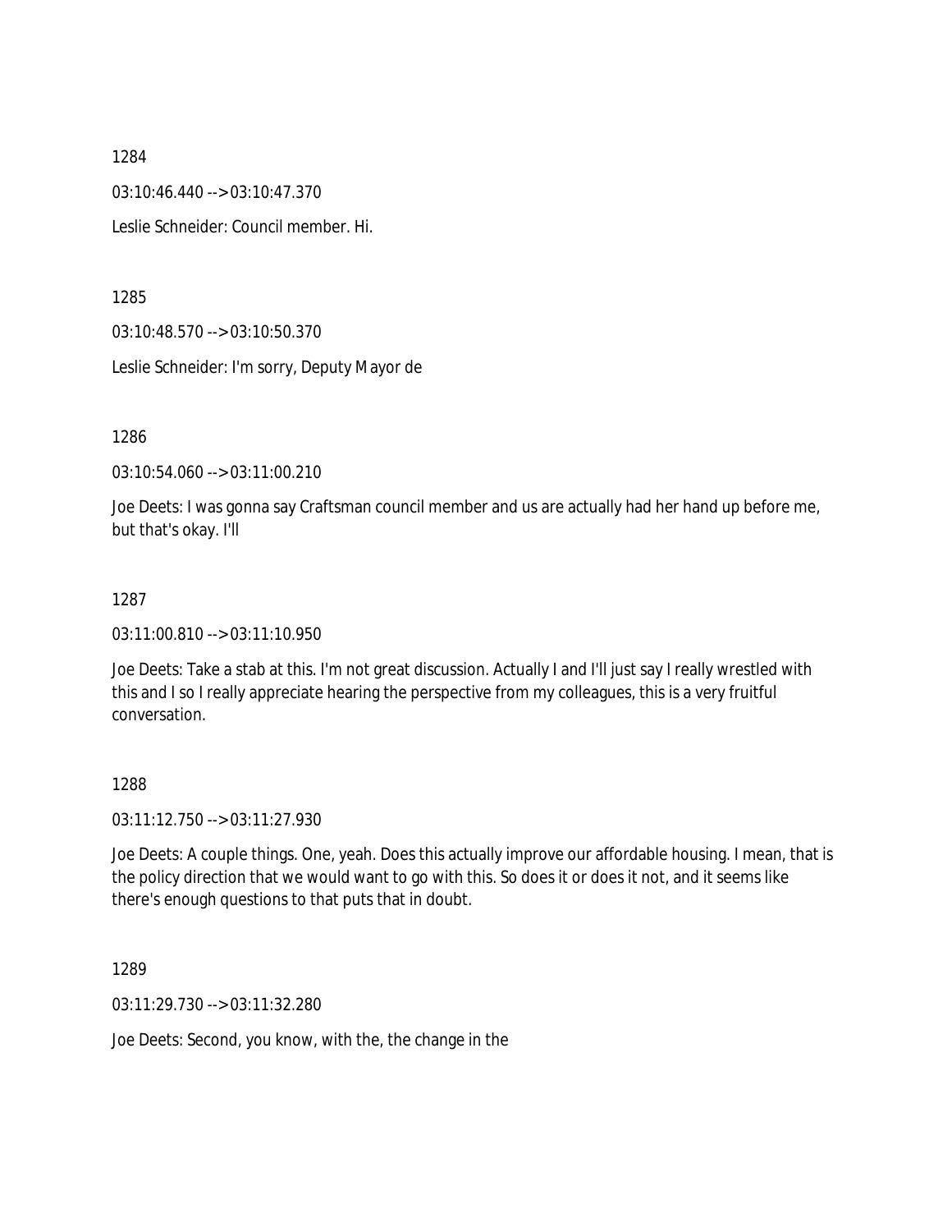1284

03:10:46.440 --> 03:10:47.370

Leslie Schneider: Council member. Hi.

1285

03:10:48.570 --> 03:10:50.370

Leslie Schneider: I'm sorry, Deputy Mayor de

1286

03:10:54.060 --> 03:11:00.210

Joe Deets: I was gonna say Craftsman council member and us are actually had her hand up before me, but that's okay. I'll

1287

03:11:00.810 --> 03:11:10.950

Joe Deets: Take a stab at this. I'm not great discussion. Actually I and I'll just say I really wrestled with this and I so I really appreciate hearing the perspective from my colleagues, this is a very fruitful conversation.

1288

03:11:12.750 --> 03:11:27.930

Joe Deets: A couple things. One, yeah. Does this actually improve our affordable housing. I mean, that is the policy direction that we would want to go with this. So does it or does it not, and it seems like there's enough questions to that puts that in doubt.

1289

03:11:29.730 --> 03:11:32.280

Joe Deets: Second, you know, with the, the change in the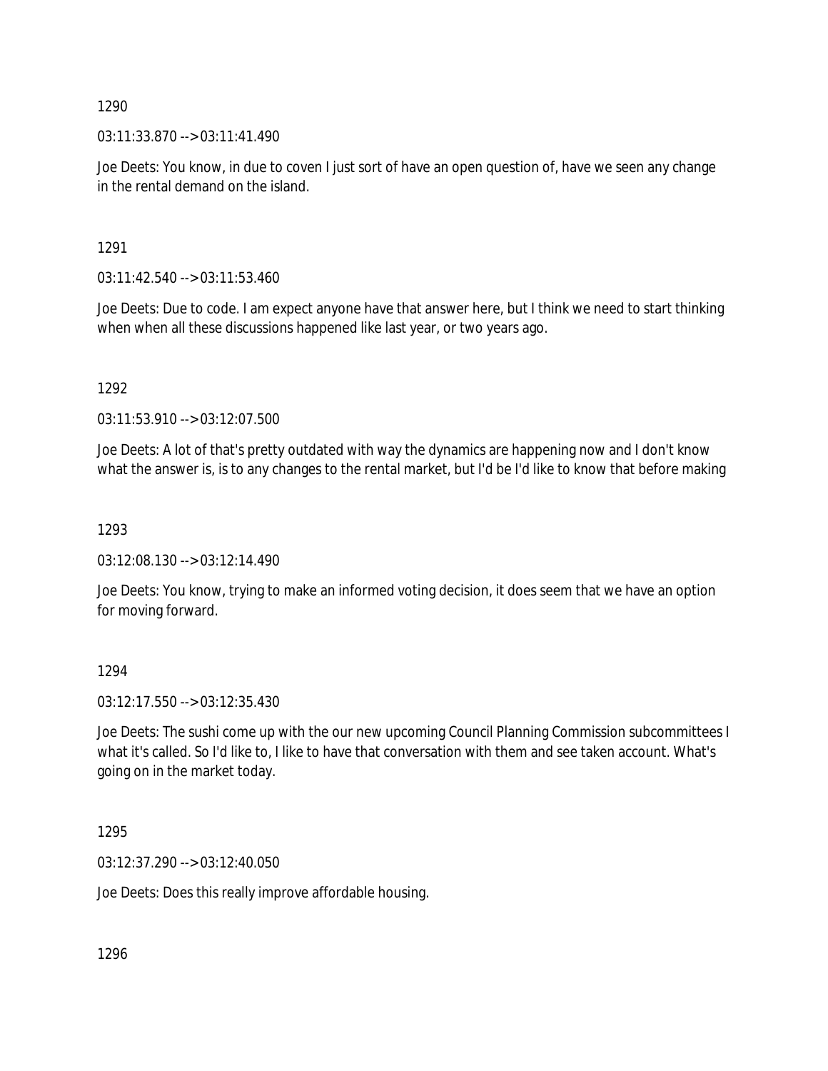1290

03:11:33.870 --> 03:11:41.490

Joe Deets: You know, in due to coven I just sort of have an open question of, have we seen any change in the rental demand on the island.

1291

03:11:42.540 --> 03:11:53.460

Joe Deets: Due to code. I am expect anyone have that answer here, but I think we need to start thinking when when all these discussions happened like last year, or two years ago.

1292

03:11:53.910 --> 03:12:07.500

Joe Deets: A lot of that's pretty outdated with way the dynamics are happening now and I don't know what the answer is, is to any changes to the rental market, but I'd be I'd like to know that before making

1293

03:12:08.130 --> 03:12:14.490

Joe Deets: You know, trying to make an informed voting decision, it does seem that we have an option for moving forward.

1294

03:12:17.550 --> 03:12:35.430

Joe Deets: The sushi come up with the our new upcoming Council Planning Commission subcommittees I what it's called. So I'd like to, I like to have that conversation with them and see taken account. What's going on in the market today.

1295

03:12:37.290 --> 03:12:40.050

Joe Deets: Does this really improve affordable housing.

1296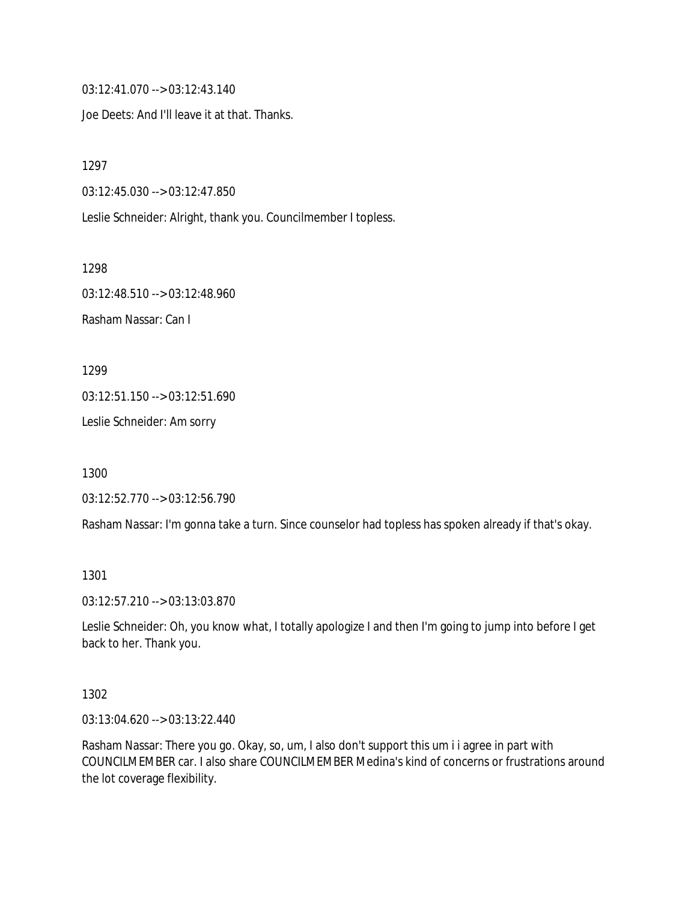03:12:41.070 --> 03:12:43.140

Joe Deets: And I'll leave it at that. Thanks.

1297

03:12:45.030 --> 03:12:47.850

Leslie Schneider: Alright, thank you. Councilmember I topless.

1298

03:12:48.510 --> 03:12:48.960

Rasham Nassar: Can I

1299

03:12:51.150 --> 03:12:51.690

Leslie Schneider: Am sorry

1300

03:12:52.770 --> 03:12:56.790

Rasham Nassar: I'm gonna take a turn. Since counselor had topless has spoken already if that's okay.

1301

03:12:57.210 --> 03:13:03.870

Leslie Schneider: Oh, you know what, I totally apologize I and then I'm going to jump into before I get back to her. Thank you.

1302

03:13:04.620 --> 03:13:22.440

Rasham Nassar: There you go. Okay, so, um, I also don't support this um i i agree in part with COUNCILMEMBER car. I also share COUNCILMEMBER Medina's kind of concerns or frustrations around the lot coverage flexibility.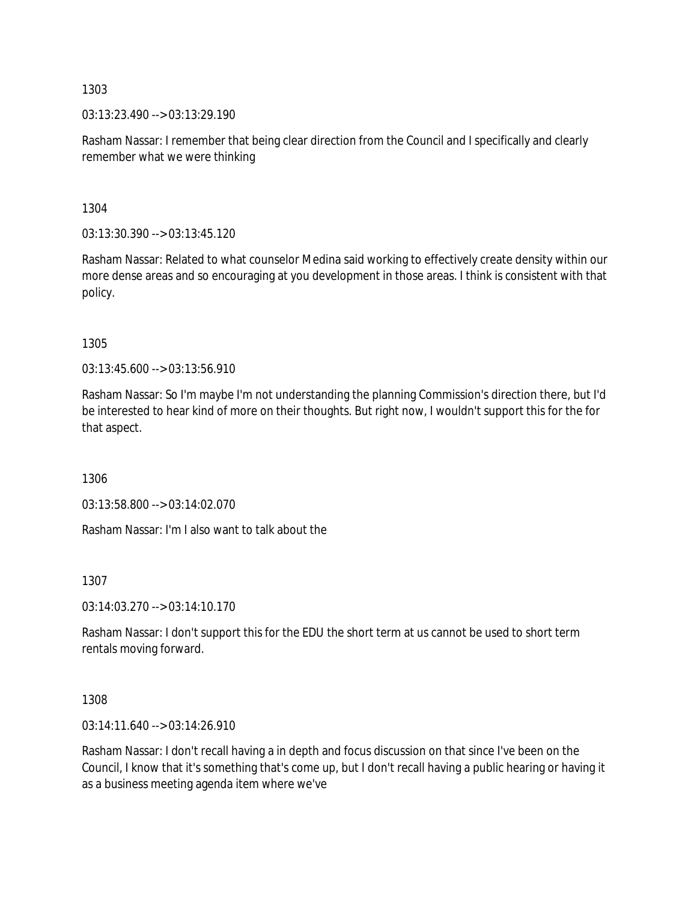1303

03:13:23.490 --> 03:13:29.190

Rasham Nassar: I remember that being clear direction from the Council and I specifically and clearly remember what we were thinking

1304

03:13:30.390 --> 03:13:45.120

Rasham Nassar: Related to what counselor Medina said working to effectively create density within our more dense areas and so encouraging at you development in those areas. I think is consistent with that policy.

1305

03:13:45.600 --> 03:13:56.910

Rasham Nassar: So I'm maybe I'm not understanding the planning Commission's direction there, but I'd be interested to hear kind of more on their thoughts. But right now, I wouldn't support this for the for that aspect.

1306

03:13:58.800 --> 03:14:02.070

Rasham Nassar: I'm I also want to talk about the

1307

03:14:03.270 --> 03:14:10.170

Rasham Nassar: I don't support this for the EDU the short term at us cannot be used to short term rentals moving forward.

1308

03:14:11.640 --> 03:14:26.910

Rasham Nassar: I don't recall having a in depth and focus discussion on that since I've been on the Council, I know that it's something that's come up, but I don't recall having a public hearing or having it as a business meeting agenda item where we've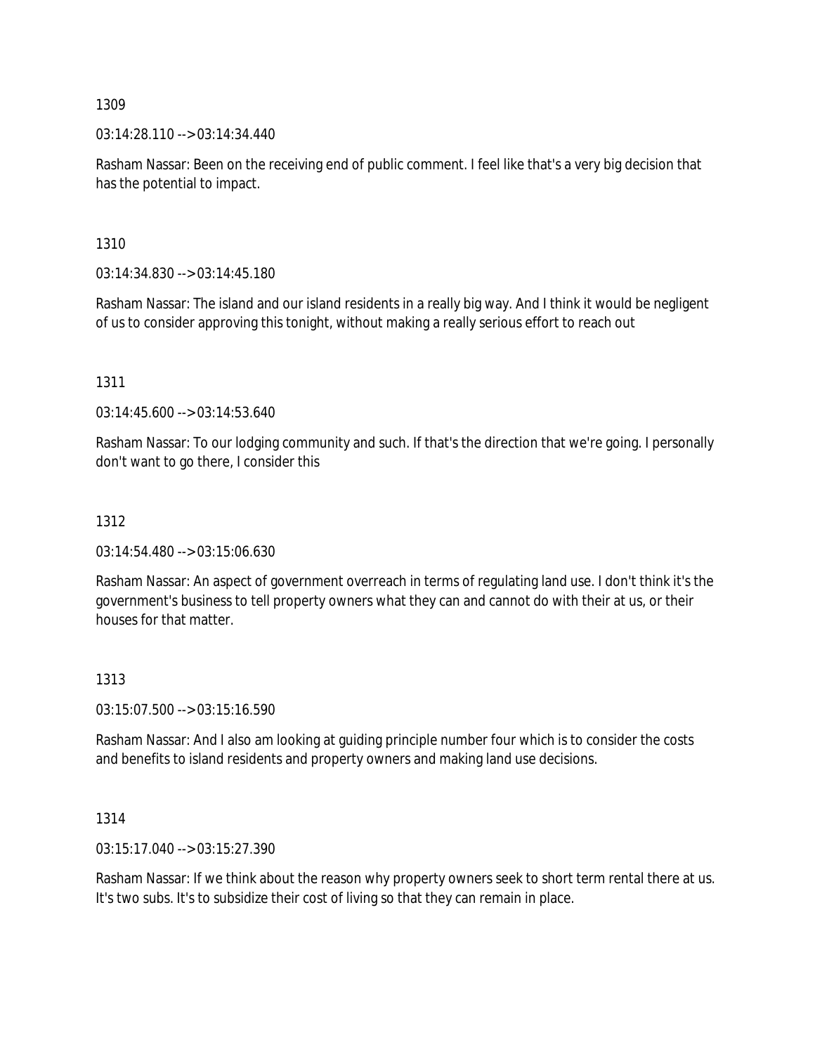1309

03:14:28.110 --> 03:14:34.440

Rasham Nassar: Been on the receiving end of public comment. I feel like that's a very big decision that has the potential to impact.

1310

03:14:34.830 --> 03:14:45.180

Rasham Nassar: The island and our island residents in a really big way. And I think it would be negligent of us to consider approving this tonight, without making a really serious effort to reach out

1311

03:14:45.600 --> 03:14:53.640

Rasham Nassar: To our lodging community and such. If that's the direction that we're going. I personally don't want to go there, I consider this

1312

03:14:54.480 --> 03:15:06.630

Rasham Nassar: An aspect of government overreach in terms of regulating land use. I don't think it's the government's business to tell property owners what they can and cannot do with their at us, or their houses for that matter.

1313

03:15:07.500 --> 03:15:16.590

Rasham Nassar: And I also am looking at guiding principle number four which is to consider the costs and benefits to island residents and property owners and making land use decisions.

1314

03:15:17.040 --> 03:15:27.390

Rasham Nassar: If we think about the reason why property owners seek to short term rental there at us. It's two subs. It's to subsidize their cost of living so that they can remain in place.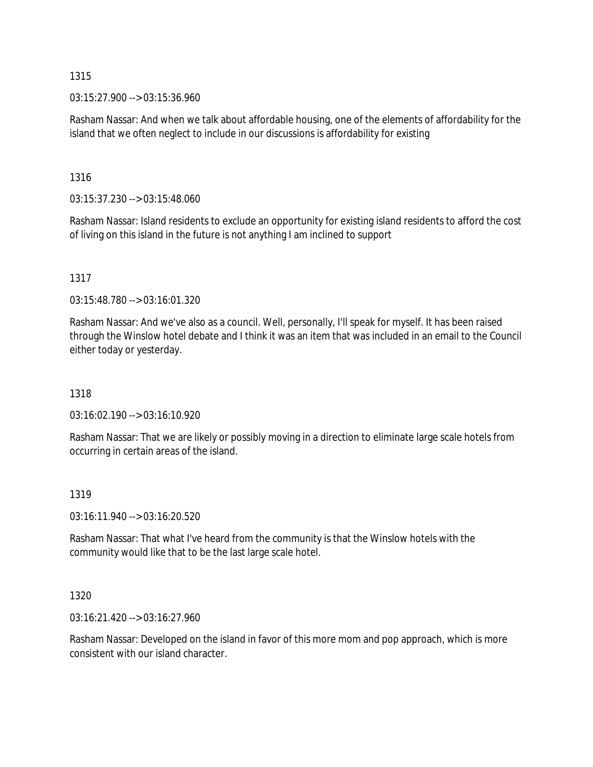1315

03:15:27.900 --> 03:15:36.960

Rasham Nassar: And when we talk about affordable housing, one of the elements of affordability for the island that we often neglect to include in our discussions is affordability for existing

1316

03:15:37.230 --> 03:15:48.060

Rasham Nassar: Island residents to exclude an opportunity for existing island residents to afford the cost of living on this island in the future is not anything I am inclined to support

1317

03:15:48.780 --> 03:16:01.320

Rasham Nassar: And we've also as a council. Well, personally, I'll speak for myself. It has been raised through the Winslow hotel debate and I think it was an item that was included in an email to the Council either today or yesterday.

1318

03:16:02.190 --> 03:16:10.920

Rasham Nassar: That we are likely or possibly moving in a direction to eliminate large scale hotels from occurring in certain areas of the island.

1319

03:16:11.940 --> 03:16:20.520

Rasham Nassar: That what I've heard from the community is that the Winslow hotels with the community would like that to be the last large scale hotel.

1320

03:16:21.420 --> 03:16:27.960

Rasham Nassar: Developed on the island in favor of this more mom and pop approach, which is more consistent with our island character.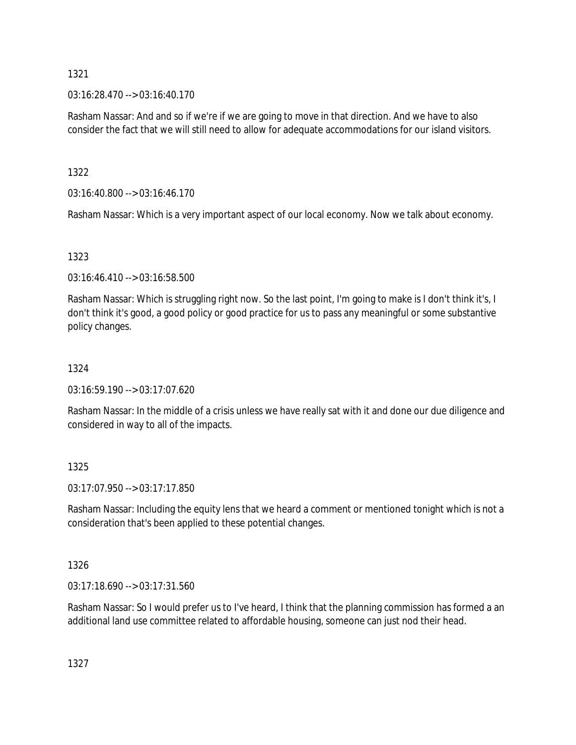1321

03:16:28.470 --> 03:16:40.170

Rasham Nassar: And and so if we're if we are going to move in that direction. And we have to also consider the fact that we will still need to allow for adequate accommodations for our island visitors.

1322

03:16:40.800 --> 03:16:46.170

Rasham Nassar: Which is a very important aspect of our local economy. Now we talk about economy.

1323

03:16:46.410 --> 03:16:58.500

Rasham Nassar: Which is struggling right now. So the last point, I'm going to make is I don't think it's, I don't think it's good, a good policy or good practice for us to pass any meaningful or some substantive policy changes.

1324

03:16:59.190 --> 03:17:07.620

Rasham Nassar: In the middle of a crisis unless we have really sat with it and done our due diligence and considered in way to all of the impacts.

1325

03:17:07.950 --> 03:17:17.850

Rasham Nassar: Including the equity lens that we heard a comment or mentioned tonight which is not a consideration that's been applied to these potential changes.

1326

03:17:18.690 --> 03:17:31.560

Rasham Nassar: So I would prefer us to I've heard, I think that the planning commission has formed a an additional land use committee related to affordable housing, someone can just nod their head.

1327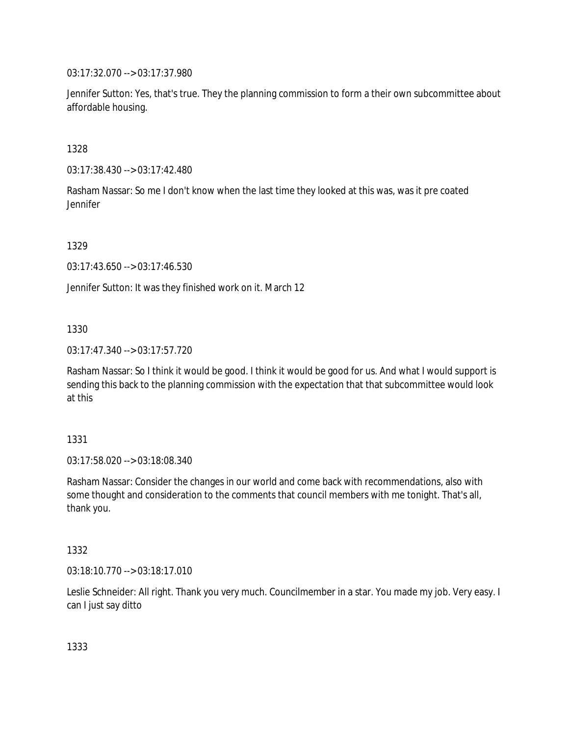03:17:32.070 --> 03:17:37.980

Jennifer Sutton: Yes, that's true. They the planning commission to form a their own subcommittee about affordable housing.

1328

03:17:38.430 --> 03:17:42.480

Rasham Nassar: So me I don't know when the last time they looked at this was, was it pre coated Jennifer

1329

03:17:43.650 --> 03:17:46.530

Jennifer Sutton: It was they finished work on it. March 12

1330

03:17:47.340 --> 03:17:57.720

Rasham Nassar: So I think it would be good. I think it would be good for us. And what I would support is sending this back to the planning commission with the expectation that that subcommittee would look at this

1331

03:17:58.020 --> 03:18:08.340

Rasham Nassar: Consider the changes in our world and come back with recommendations, also with some thought and consideration to the comments that council members with me tonight. That's all, thank you.

1332

03:18:10.770 --> 03:18:17.010

Leslie Schneider: All right. Thank you very much. Councilmember in a star. You made my job. Very easy. I can I just say ditto

1333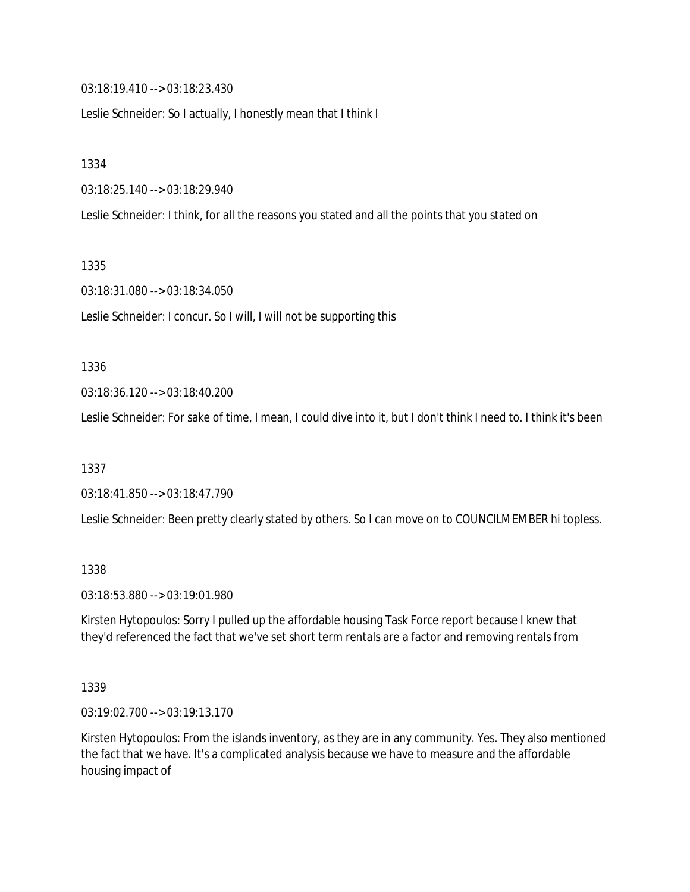03:18:19.410 --> 03:18:23.430

Leslie Schneider: So I actually, I honestly mean that I think I

1334

03:18:25.140 --> 03:18:29.940

Leslie Schneider: I think, for all the reasons you stated and all the points that you stated on

1335

03:18:31.080 --> 03:18:34.050

Leslie Schneider: I concur. So I will, I will not be supporting this

1336

03:18:36.120 --> 03:18:40.200

Leslie Schneider: For sake of time, I mean, I could dive into it, but I don't think I need to. I think it's been

1337

03:18:41.850 --> 03:18:47.790

Leslie Schneider: Been pretty clearly stated by others. So I can move on to COUNCILMEMBER hi topless.

1338

03:18:53.880 --> 03:19:01.980

Kirsten Hytopoulos: Sorry I pulled up the affordable housing Task Force report because I knew that they'd referenced the fact that we've set short term rentals are a factor and removing rentals from

1339

03:19:02.700 --> 03:19:13.170

Kirsten Hytopoulos: From the islands inventory, as they are in any community. Yes. They also mentioned the fact that we have. It's a complicated analysis because we have to measure and the affordable housing impact of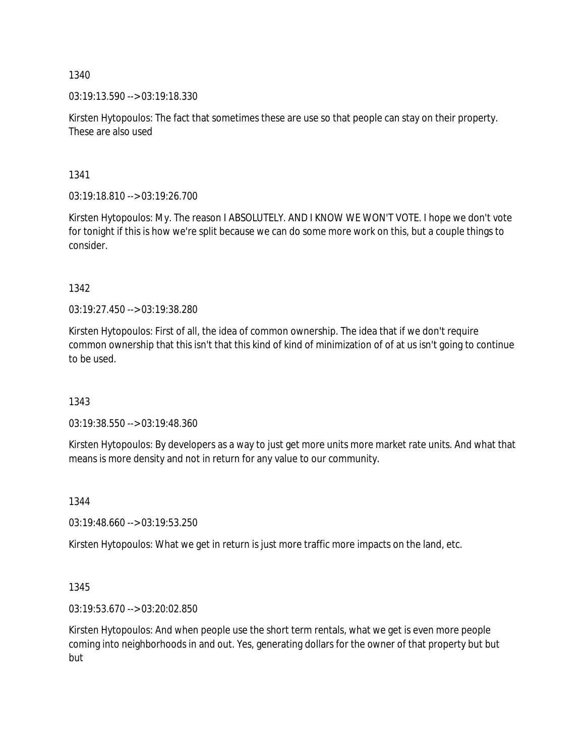1340

03:19:13.590 --> 03:19:18.330

Kirsten Hytopoulos: The fact that sometimes these are use so that people can stay on their property. These are also used

1341

03:19:18.810 --> 03:19:26.700

Kirsten Hytopoulos: My. The reason I ABSOLUTELY. AND I KNOW WE WON'T VOTE. I hope we don't vote for tonight if this is how we're split because we can do some more work on this, but a couple things to consider.

1342

03:19:27.450 --> 03:19:38.280

Kirsten Hytopoulos: First of all, the idea of common ownership. The idea that if we don't require common ownership that this isn't that this kind of kind of minimization of of at us isn't going to continue to be used.

1343

03:19:38.550 --> 03:19:48.360

Kirsten Hytopoulos: By developers as a way to just get more units more market rate units. And what that means is more density and not in return for any value to our community.

1344

03:19:48.660 --> 03:19:53.250

Kirsten Hytopoulos: What we get in return is just more traffic more impacts on the land, etc.

1345

03:19:53.670 --> 03:20:02.850

Kirsten Hytopoulos: And when people use the short term rentals, what we get is even more people coming into neighborhoods in and out. Yes, generating dollars for the owner of that property but but but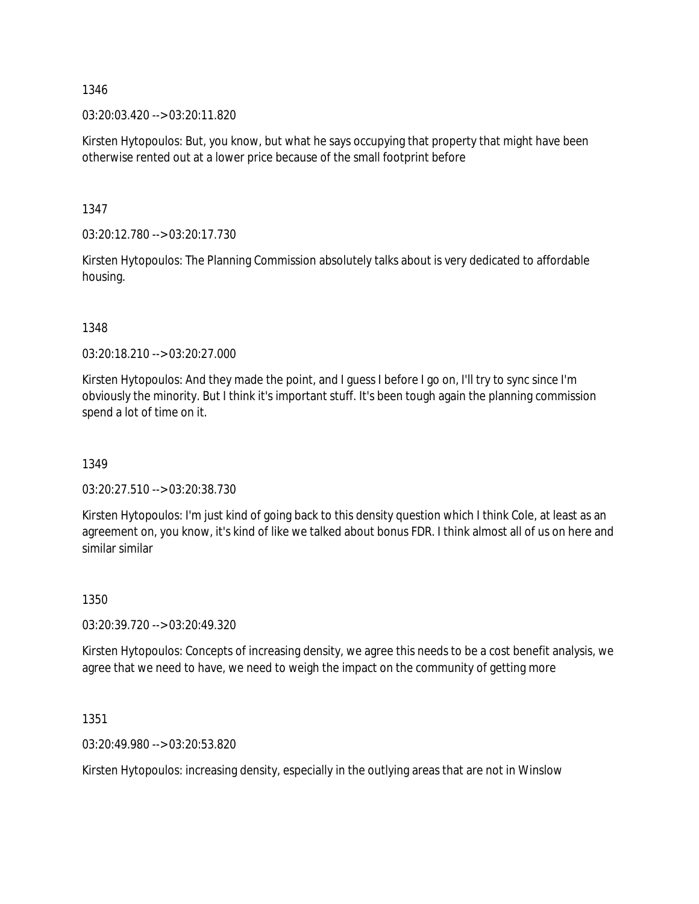1346

03:20:03.420 --> 03:20:11.820

Kirsten Hytopoulos: But, you know, but what he says occupying that property that might have been otherwise rented out at a lower price because of the small footprint before

1347

03:20:12.780 --> 03:20:17.730

Kirsten Hytopoulos: The Planning Commission absolutely talks about is very dedicated to affordable housing.

1348

03:20:18.210 --> 03:20:27.000

Kirsten Hytopoulos: And they made the point, and I guess I before I go on, I'll try to sync since I'm obviously the minority. But I think it's important stuff. It's been tough again the planning commission spend a lot of time on it.

1349

03:20:27.510 --> 03:20:38.730

Kirsten Hytopoulos: I'm just kind of going back to this density question which I think Cole, at least as an agreement on, you know, it's kind of like we talked about bonus FDR. I think almost all of us on here and similar similar

1350

03:20:39.720 --> 03:20:49.320

Kirsten Hytopoulos: Concepts of increasing density, we agree this needs to be a cost benefit analysis, we agree that we need to have, we need to weigh the impact on the community of getting more

1351

03:20:49.980 --> 03:20:53.820

Kirsten Hytopoulos: increasing density, especially in the outlying areas that are not in Winslow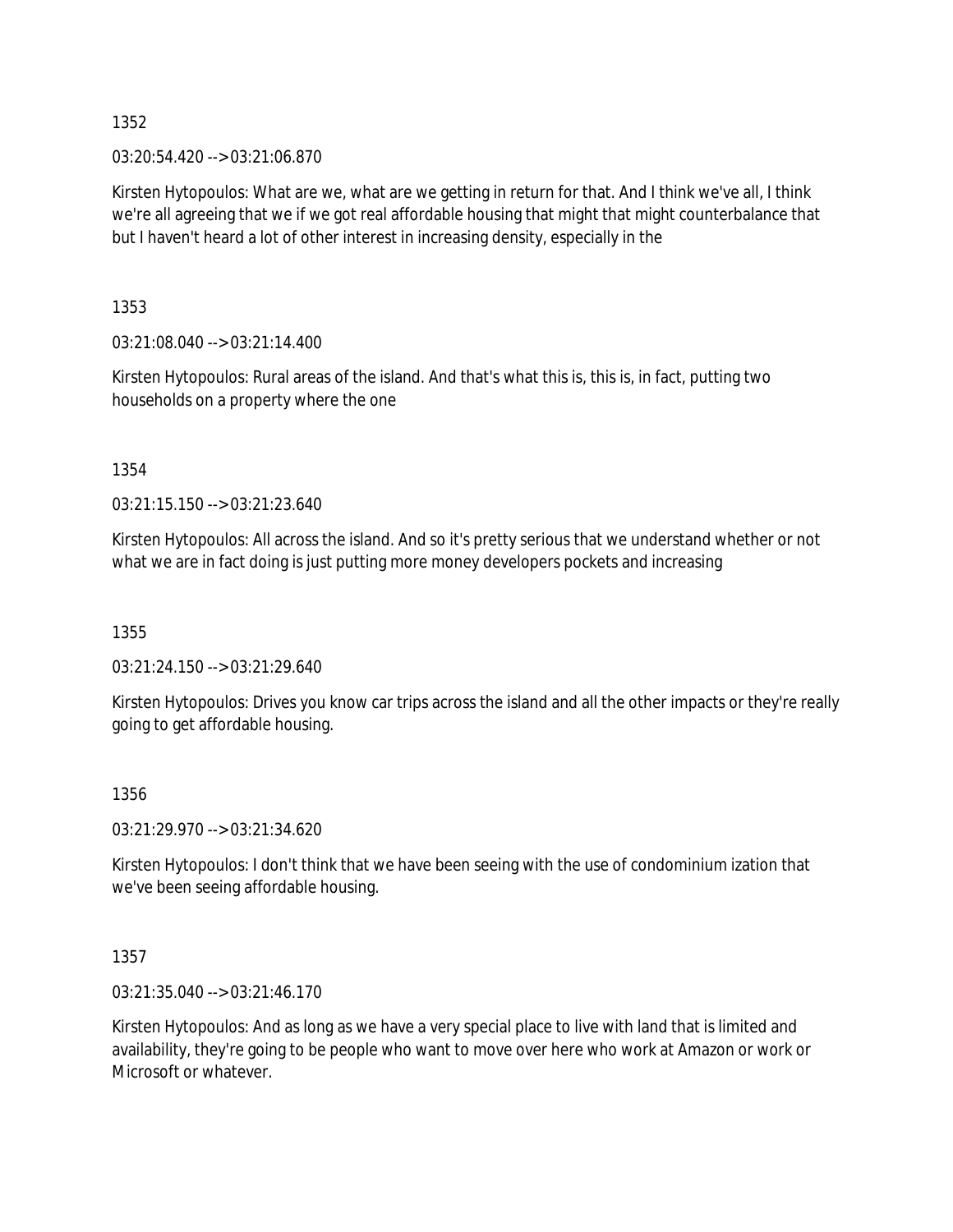1352

03:20:54.420 --> 03:21:06.870

Kirsten Hytopoulos: What are we, what are we getting in return for that. And I think we've all, I think we're all agreeing that we if we got real affordable housing that might that might counterbalance that but I haven't heard a lot of other interest in increasing density, especially in the

1353

03:21:08.040 --> 03:21:14.400

Kirsten Hytopoulos: Rural areas of the island. And that's what this is, this is, in fact, putting two households on a property where the one

1354

03:21:15.150 --> 03:21:23.640

Kirsten Hytopoulos: All across the island. And so it's pretty serious that we understand whether or not what we are in fact doing is just putting more money developers pockets and increasing

1355

03:21:24.150 --> 03:21:29.640

Kirsten Hytopoulos: Drives you know car trips across the island and all the other impacts or they're really going to get affordable housing.

1356

03:21:29.970 --> 03:21:34.620

Kirsten Hytopoulos: I don't think that we have been seeing with the use of condominium ization that we've been seeing affordable housing.

1357

03:21:35.040 --> 03:21:46.170

Kirsten Hytopoulos: And as long as we have a very special place to live with land that is limited and availability, they're going to be people who want to move over here who work at Amazon or work or Microsoft or whatever.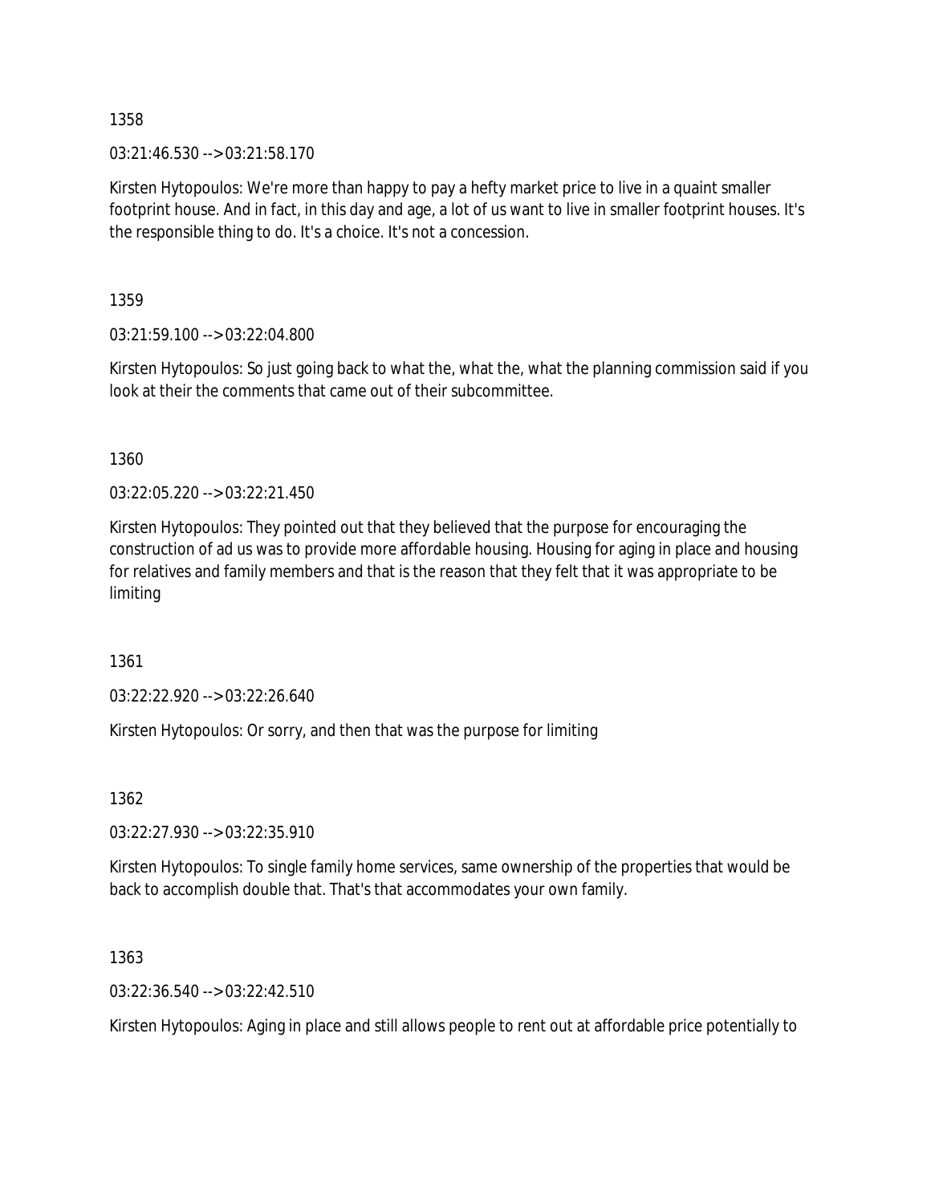1358

03:21:46.530 --> 03:21:58.170

Kirsten Hytopoulos: We're more than happy to pay a hefty market price to live in a quaint smaller footprint house. And in fact, in this day and age, a lot of us want to live in smaller footprint houses. It's the responsible thing to do. It's a choice. It's not a concession.

1359

03:21:59.100 --> 03:22:04.800

Kirsten Hytopoulos: So just going back to what the, what the, what the planning commission said if you look at their the comments that came out of their subcommittee.

1360

03:22:05.220 --> 03:22:21.450

Kirsten Hytopoulos: They pointed out that they believed that the purpose for encouraging the construction of ad us was to provide more affordable housing. Housing for aging in place and housing for relatives and family members and that is the reason that they felt that it was appropriate to be limiting

1361

03:22:22.920 --> 03:22:26.640

Kirsten Hytopoulos: Or sorry, and then that was the purpose for limiting

1362

03:22:27.930 --> 03:22:35.910

Kirsten Hytopoulos: To single family home services, same ownership of the properties that would be back to accomplish double that. That's that accommodates your own family.

1363

03:22:36.540 --> 03:22:42.510

Kirsten Hytopoulos: Aging in place and still allows people to rent out at affordable price potentially to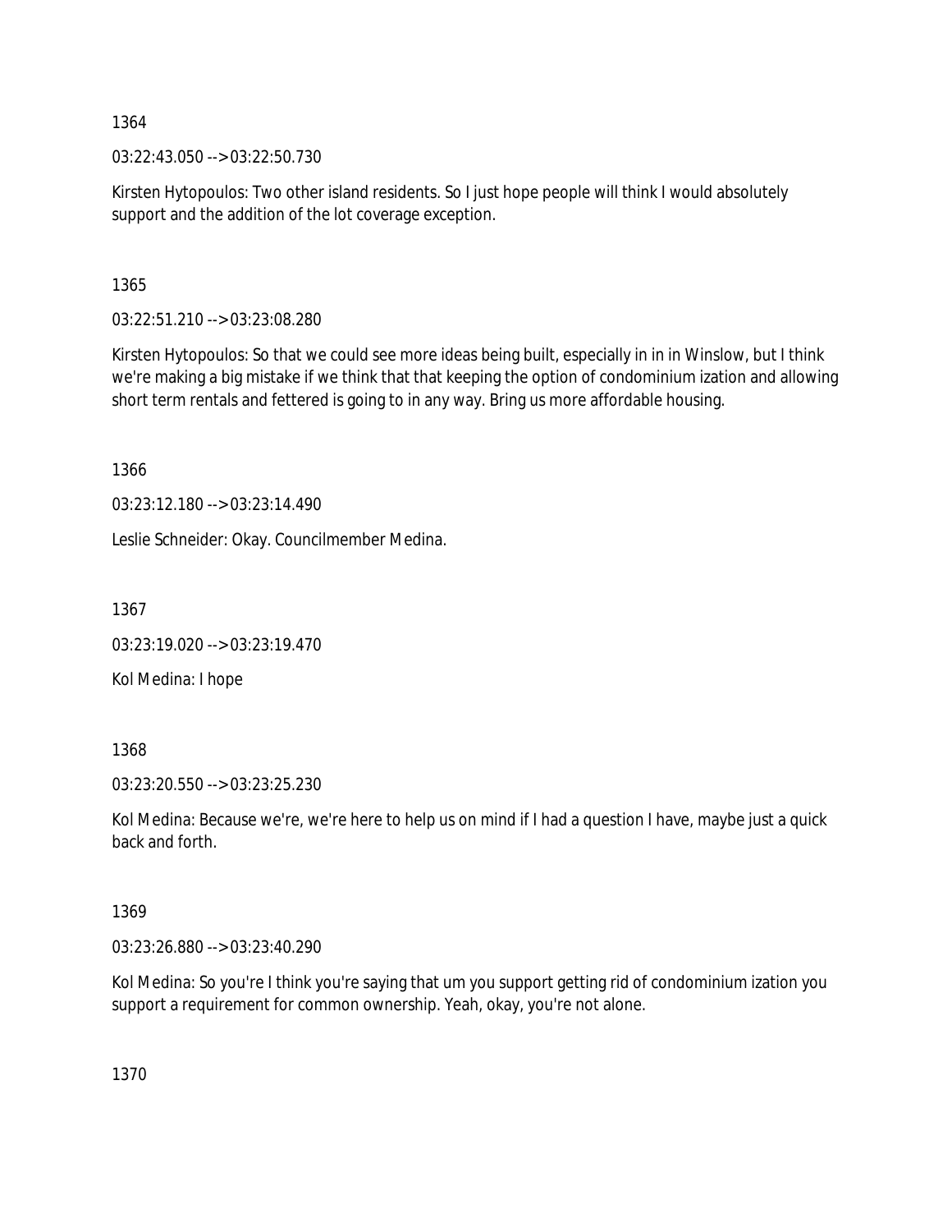1364

03:22:43.050 --> 03:22:50.730

Kirsten Hytopoulos: Two other island residents. So I just hope people will think I would absolutely support and the addition of the lot coverage exception.

1365

03:22:51.210 --> 03:23:08.280

Kirsten Hytopoulos: So that we could see more ideas being built, especially in in in Winslow, but I think we're making a big mistake if we think that that keeping the option of condominium ization and allowing short term rentals and fettered is going to in any way. Bring us more affordable housing.

1366

03:23:12.180 --> 03:23:14.490

Leslie Schneider: Okay. Councilmember Medina.

1367

03:23:19.020 --> 03:23:19.470

Kol Medina: I hope

1368

03:23:20.550 --> 03:23:25.230

Kol Medina: Because we're, we're here to help us on mind if I had a question I have, maybe just a quick back and forth.

1369

03:23:26.880 --> 03:23:40.290

Kol Medina: So you're I think you're saying that um you support getting rid of condominium ization you support a requirement for common ownership. Yeah, okay, you're not alone.

1370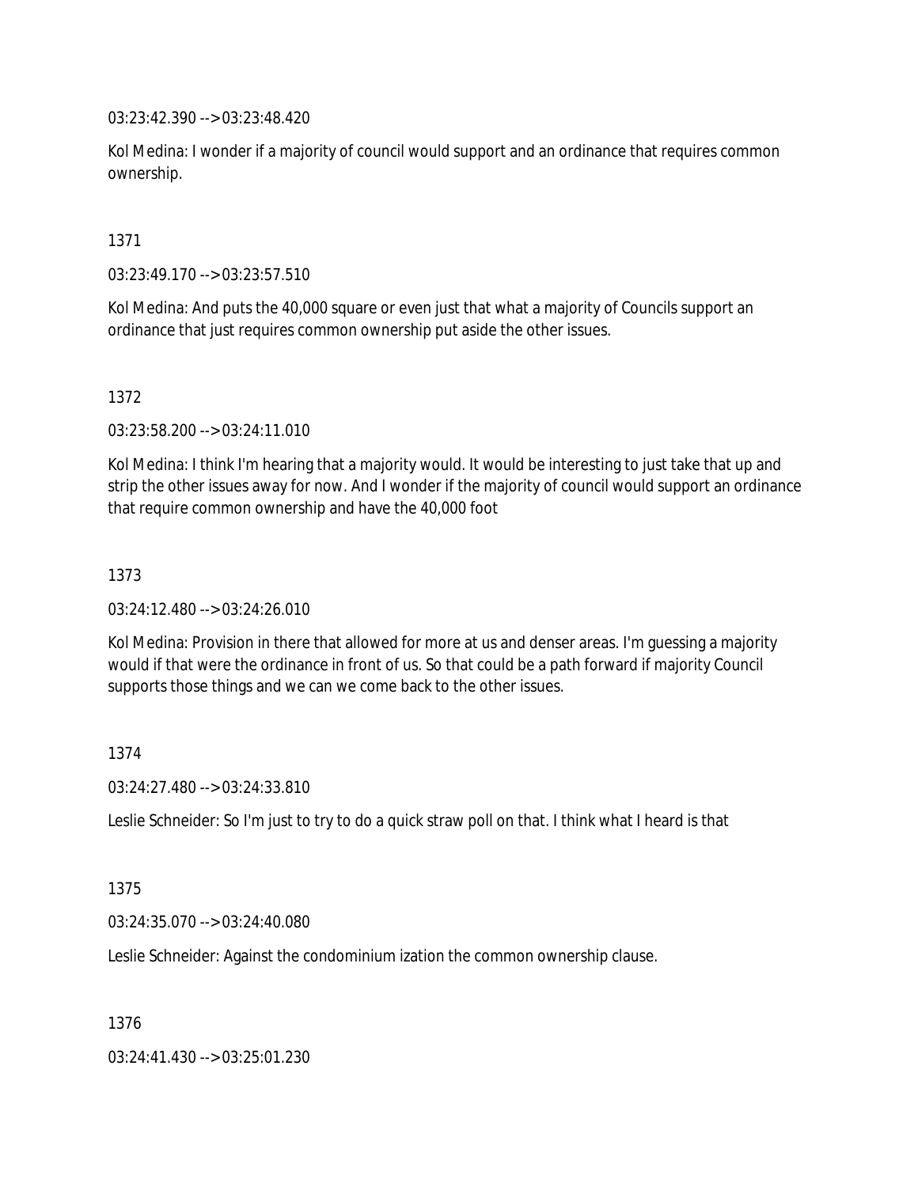03:23:42.390 --> 03:23:48.420

Kol Medina: I wonder if a majority of council would support and an ordinance that requires common ownership.

1371

03:23:49.170 --> 03:23:57.510

Kol Medina: And puts the 40,000 square or even just that what a majority of Councils support an ordinance that just requires common ownership put aside the other issues.

1372

03:23:58.200 --> 03:24:11.010

Kol Medina: I think I'm hearing that a majority would. It would be interesting to just take that up and strip the other issues away for now. And I wonder if the majority of council would support an ordinance that require common ownership and have the 40,000 foot

1373

03:24:12.480 --> 03:24:26.010

Kol Medina: Provision in there that allowed for more at us and denser areas. I'm guessing a majority would if that were the ordinance in front of us. So that could be a path forward if majority Council supports those things and we can we come back to the other issues.

1374

03:24:27.480 --> 03:24:33.810

Leslie Schneider: So I'm just to try to do a quick straw poll on that. I think what I heard is that

1375

03:24:35.070 --> 03:24:40.080

Leslie Schneider: Against the condominium ization the common ownership clause.

1376

03:24:41.430 --> 03:25:01.230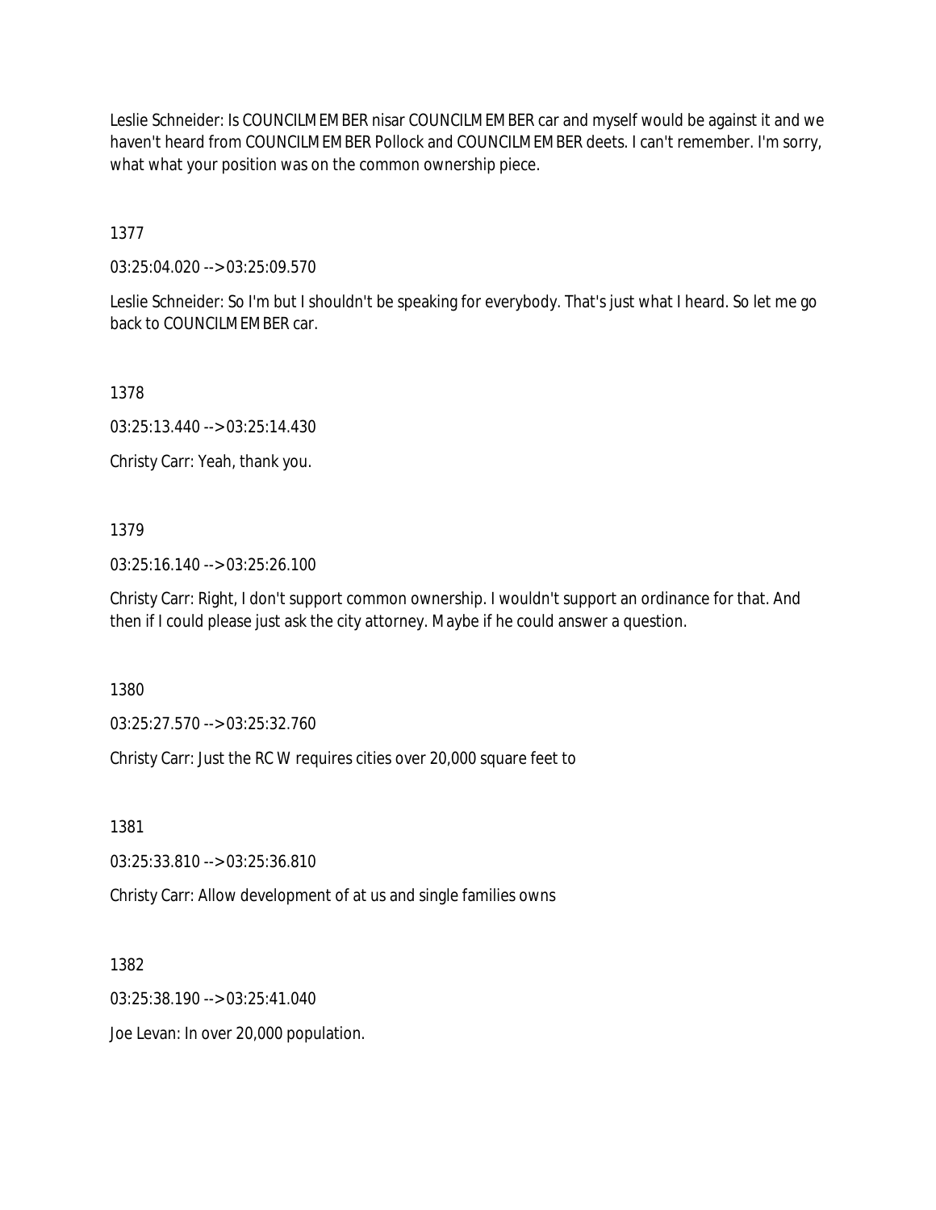Leslie Schneider: Is COUNCILMEMBER nisar COUNCILMEMBER car and myself would be against it and we haven't heard from COUNCILMEMBER Pollock and COUNCILMEMBER deets. I can't remember. I'm sorry, what what your position was on the common ownership piece.

1377

03:25:04.020 --> 03:25:09.570

Leslie Schneider: So I'm but I shouldn't be speaking for everybody. That's just what I heard. So let me go back to COUNCILMEMBER car.

1378

03:25:13.440 --> 03:25:14.430

Christy Carr: Yeah, thank you.

1379

03:25:16.140 --> 03:25:26.100

Christy Carr: Right, I don't support common ownership. I wouldn't support an ordinance for that. And then if I could please just ask the city attorney. Maybe if he could answer a question.

1380

03:25:27.570 --> 03:25:32.760

Christy Carr: Just the RC W requires cities over 20,000 square feet to

1381

03:25:33.810 --> 03:25:36.810

Christy Carr: Allow development of at us and single families owns

1382

03:25:38.190 --> 03:25:41.040

Joe Levan: In over 20,000 population.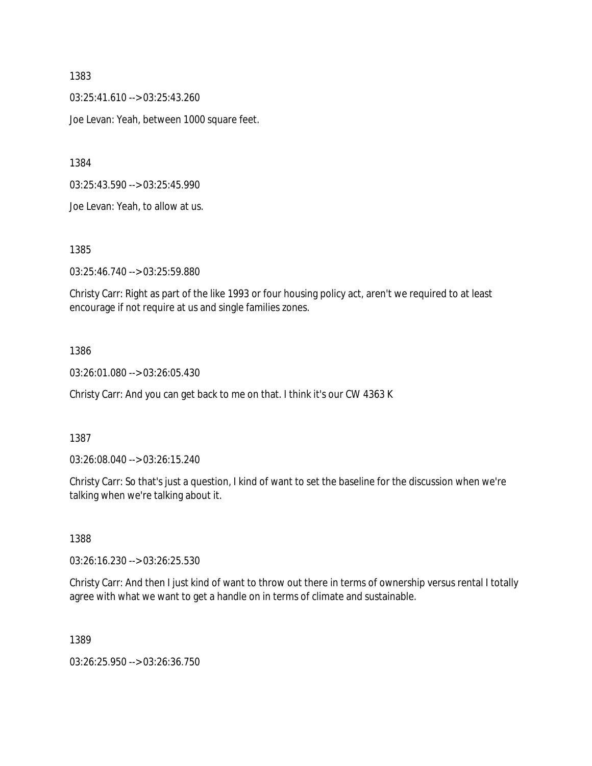1383

03:25:41.610 --> 03:25:43.260

Joe Levan: Yeah, between 1000 square feet.

1384

03:25:43.590 --> 03:25:45.990

Joe Levan: Yeah, to allow at us.

1385

03:25:46.740 --> 03:25:59.880

Christy Carr: Right as part of the like 1993 or four housing policy act, aren't we required to at least encourage if not require at us and single families zones.

1386

03:26:01.080 --> 03:26:05.430

Christy Carr: And you can get back to me on that. I think it's our CW 4363 K

1387

03:26:08.040 --> 03:26:15.240

Christy Carr: So that's just a question, I kind of want to set the baseline for the discussion when we're talking when we're talking about it.

1388

03:26:16.230 --> 03:26:25.530

Christy Carr: And then I just kind of want to throw out there in terms of ownership versus rental I totally agree with what we want to get a handle on in terms of climate and sustainable.

1389

03:26:25.950 --> 03:26:36.750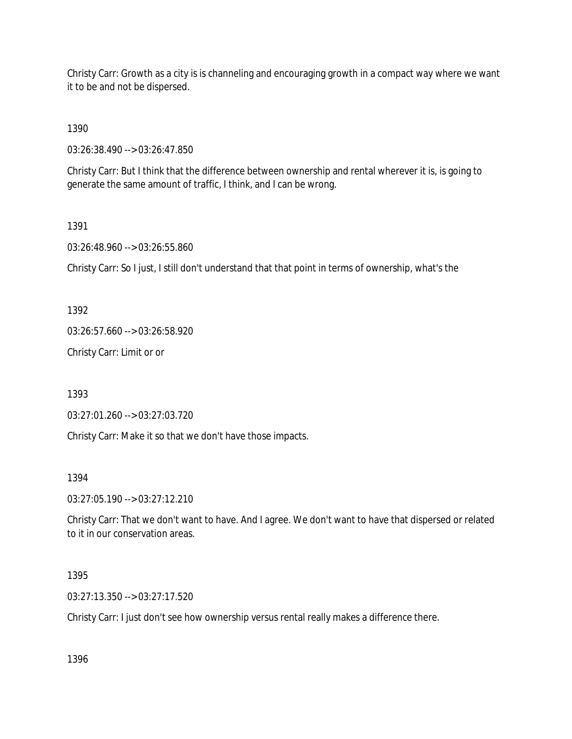Christy Carr: Growth as a city is is channeling and encouraging growth in a compact way where we want it to be and not be dispersed.

1390

03:26:38.490 --> 03:26:47.850

Christy Carr: But I think that the difference between ownership and rental wherever it is, is going to generate the same amount of traffic, I think, and I can be wrong.

1391

03:26:48.960 --> 03:26:55.860

Christy Carr: So I just, I still don't understand that that point in terms of ownership, what's the

1392

03:26:57.660 --> 03:26:58.920

Christy Carr: Limit or or

1393

03:27:01.260 --> 03:27:03.720

Christy Carr: Make it so that we don't have those impacts.

1394

03:27:05.190 --> 03:27:12.210

Christy Carr: That we don't want to have. And I agree. We don't want to have that dispersed or related to it in our conservation areas.

1395

03:27:13.350 --> 03:27:17.520

Christy Carr: I just don't see how ownership versus rental really makes a difference there.

1396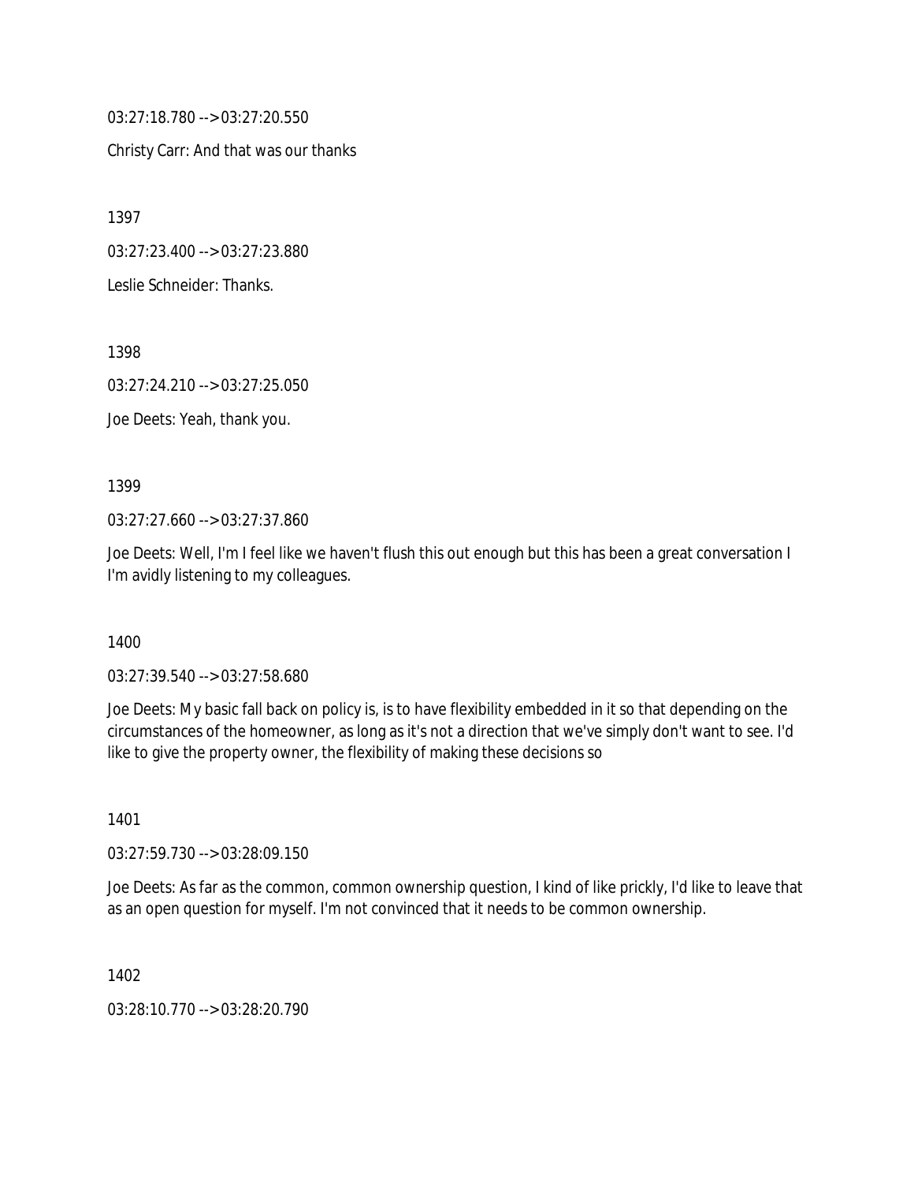03:27:18.780 --> 03:27:20.550

Christy Carr: And that was our thanks

1397

03:27:23.400 --> 03:27:23.880

Leslie Schneider: Thanks.

1398

03:27:24.210 --> 03:27:25.050

Joe Deets: Yeah, thank you.

1399

03:27:27.660 --> 03:27:37.860

Joe Deets: Well, I'm I feel like we haven't flush this out enough but this has been a great conversation I I'm avidly listening to my colleagues.

1400

03:27:39.540 --> 03:27:58.680

Joe Deets: My basic fall back on policy is, is to have flexibility embedded in it so that depending on the circumstances of the homeowner, as long as it's not a direction that we've simply don't want to see. I'd like to give the property owner, the flexibility of making these decisions so

1401

03:27:59.730 --> 03:28:09.150

Joe Deets: As far as the common, common ownership question, I kind of like prickly, I'd like to leave that as an open question for myself. I'm not convinced that it needs to be common ownership.

1402

03:28:10.770 --> 03:28:20.790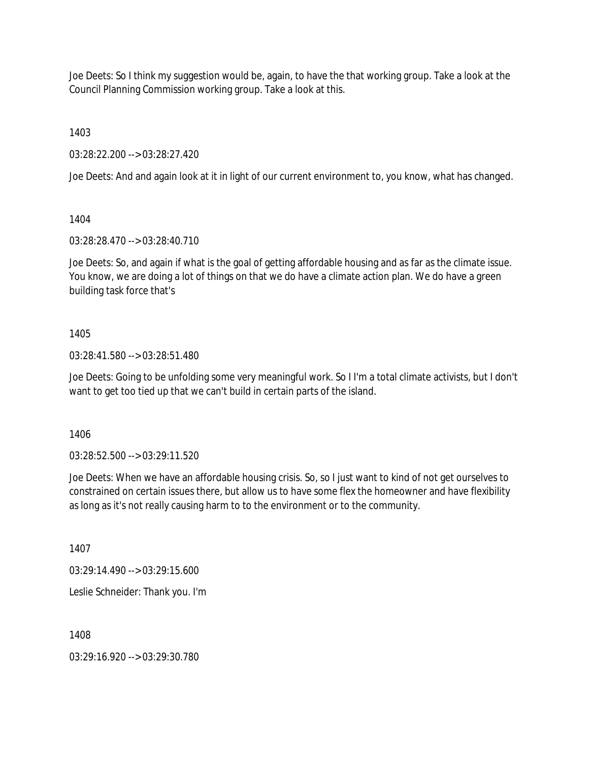Joe Deets: So I think my suggestion would be, again, to have the that working group. Take a look at the Council Planning Commission working group. Take a look at this.

1403

03:28:22.200 --> 03:28:27.420

Joe Deets: And and again look at it in light of our current environment to, you know, what has changed.

1404

03:28:28.470 --> 03:28:40.710

Joe Deets: So, and again if what is the goal of getting affordable housing and as far as the climate issue. You know, we are doing a lot of things on that we do have a climate action plan. We do have a green building task force that's

1405

03:28:41.580 --> 03:28:51.480

Joe Deets: Going to be unfolding some very meaningful work. So I I'm a total climate activists, but I don't want to get too tied up that we can't build in certain parts of the island.

1406

03:28:52.500 --> 03:29:11.520

Joe Deets: When we have an affordable housing crisis. So, so I just want to kind of not get ourselves to constrained on certain issues there, but allow us to have some flex the homeowner and have flexibility as long as it's not really causing harm to to the environment or to the community.

1407

03:29:14.490 --> 03:29:15.600

Leslie Schneider: Thank you. I'm

1408

03:29:16.920 --> 03:29:30.780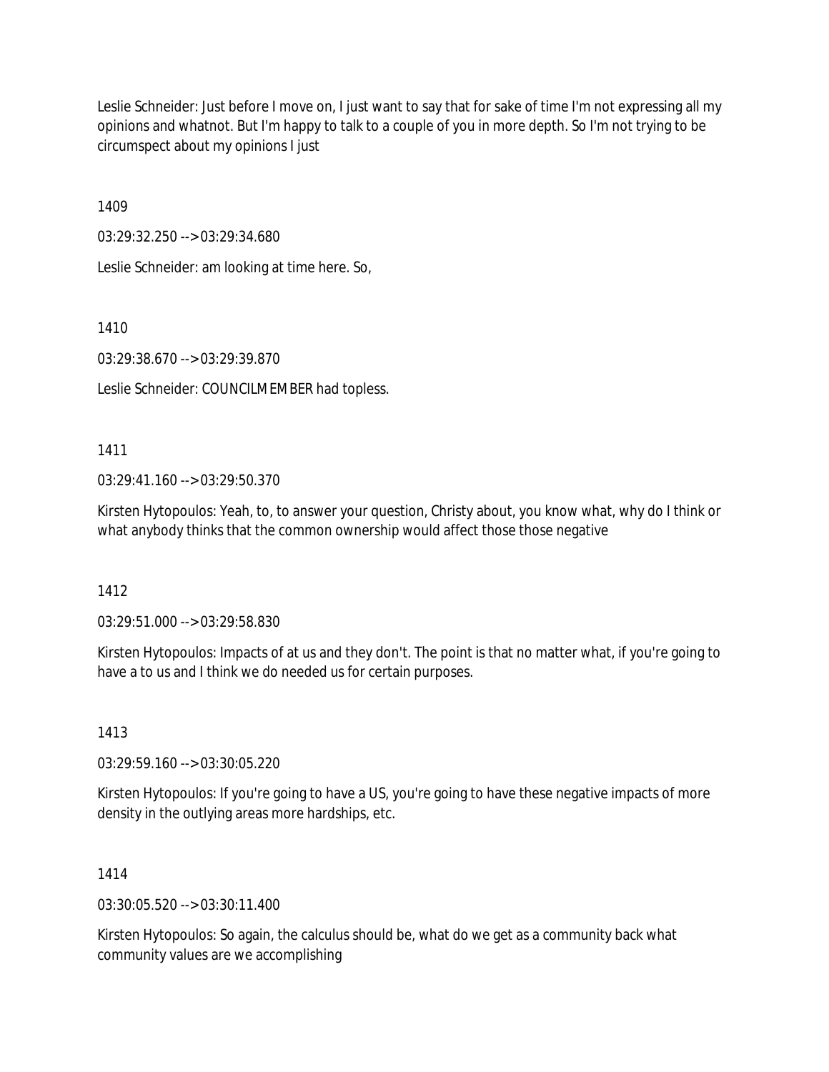Leslie Schneider: Just before I move on, I just want to say that for sake of time I'm not expressing all my opinions and whatnot. But I'm happy to talk to a couple of you in more depth. So I'm not trying to be circumspect about my opinions I just

1409

03:29:32.250 --> 03:29:34.680

Leslie Schneider: am looking at time here. So,

1410

03:29:38.670 --> 03:29:39.870

Leslie Schneider: COUNCILMEMBER had topless.

1411

03:29:41.160 --> 03:29:50.370

Kirsten Hytopoulos: Yeah, to, to answer your question, Christy about, you know what, why do I think or what anybody thinks that the common ownership would affect those those negative

1412

03:29:51.000 --> 03:29:58.830

Kirsten Hytopoulos: Impacts of at us and they don't. The point is that no matter what, if you're going to have a to us and I think we do needed us for certain purposes.

1413

03:29:59.160 --> 03:30:05.220

Kirsten Hytopoulos: If you're going to have a US, you're going to have these negative impacts of more density in the outlying areas more hardships, etc.

1414

03:30:05.520 --> 03:30:11.400

Kirsten Hytopoulos: So again, the calculus should be, what do we get as a community back what community values are we accomplishing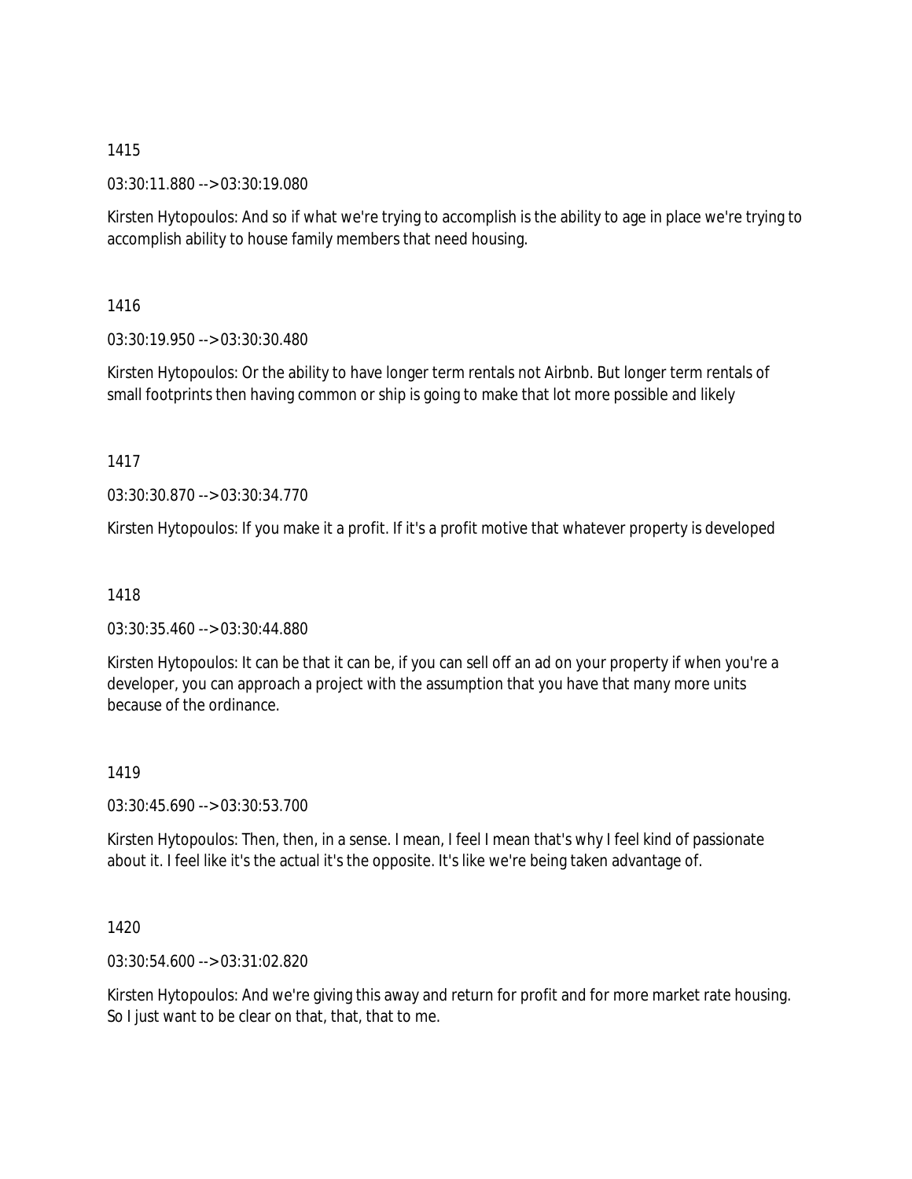1415

03:30:11.880 --> 03:30:19.080

Kirsten Hytopoulos: And so if what we're trying to accomplish is the ability to age in place we're trying to accomplish ability to house family members that need housing.

1416

03:30:19.950 --> 03:30:30.480

Kirsten Hytopoulos: Or the ability to have longer term rentals not Airbnb. But longer term rentals of small footprints then having common or ship is going to make that lot more possible and likely

1417

03:30:30.870 --> 03:30:34.770

Kirsten Hytopoulos: If you make it a profit. If it's a profit motive that whatever property is developed

1418

03:30:35.460 --> 03:30:44.880

Kirsten Hytopoulos: It can be that it can be, if you can sell off an ad on your property if when you're a developer, you can approach a project with the assumption that you have that many more units because of the ordinance.

1419

03:30:45.690 --> 03:30:53.700

Kirsten Hytopoulos: Then, then, in a sense. I mean, I feel I mean that's why I feel kind of passionate about it. I feel like it's the actual it's the opposite. It's like we're being taken advantage of.

1420

03:30:54.600 --> 03:31:02.820

Kirsten Hytopoulos: And we're giving this away and return for profit and for more market rate housing. So I just want to be clear on that, that, that to me.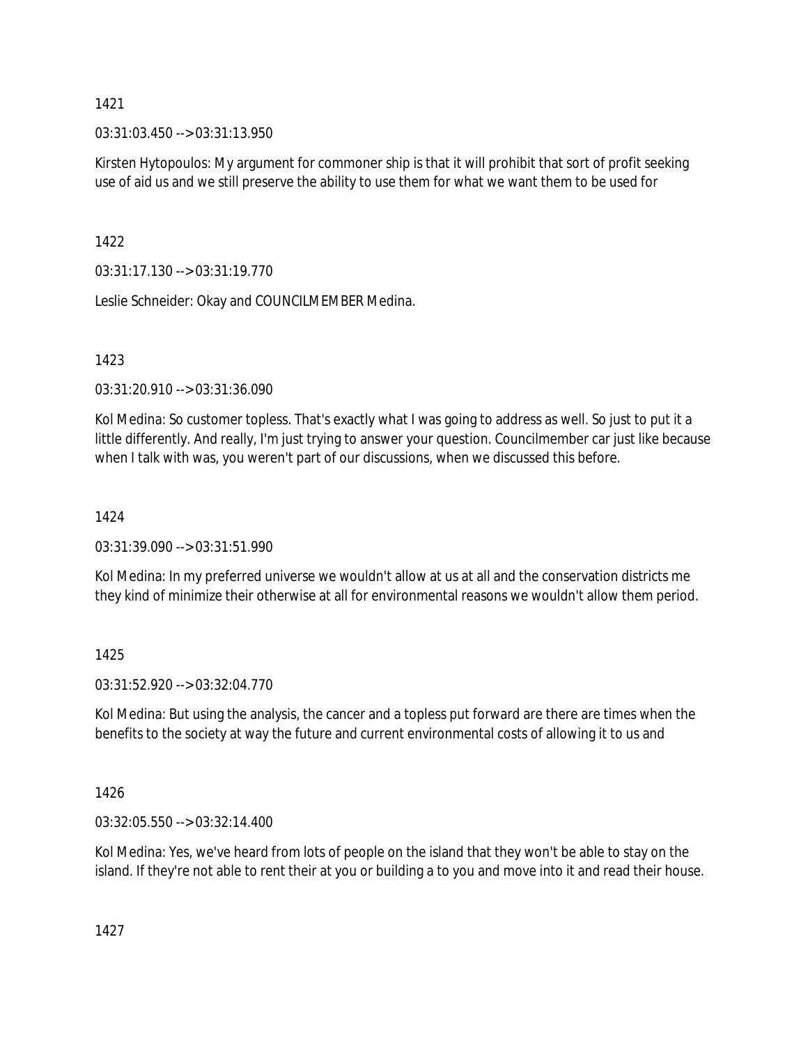1421

03:31:03.450 --> 03:31:13.950

Kirsten Hytopoulos: My argument for commoner ship is that it will prohibit that sort of profit seeking use of aid us and we still preserve the ability to use them for what we want them to be used for

1422

03:31:17.130 --> 03:31:19.770

Leslie Schneider: Okay and COUNCILMEMBER Medina.

1423

03:31:20.910 --> 03:31:36.090

Kol Medina: So customer topless. That's exactly what I was going to address as well. So just to put it a little differently. And really, I'm just trying to answer your question. Councilmember car just like because when I talk with was, you weren't part of our discussions, when we discussed this before.

1424

03:31:39.090 --> 03:31:51.990

Kol Medina: In my preferred universe we wouldn't allow at us at all and the conservation districts me they kind of minimize their otherwise at all for environmental reasons we wouldn't allow them period.

1425

03:31:52.920 --> 03:32:04.770

Kol Medina: But using the analysis, the cancer and a topless put forward are there are times when the benefits to the society at way the future and current environmental costs of allowing it to us and

1426

03:32:05.550 --> 03:32:14.400

Kol Medina: Yes, we've heard from lots of people on the island that they won't be able to stay on the island. If they're not able to rent their at you or building a to you and move into it and read their house.

1427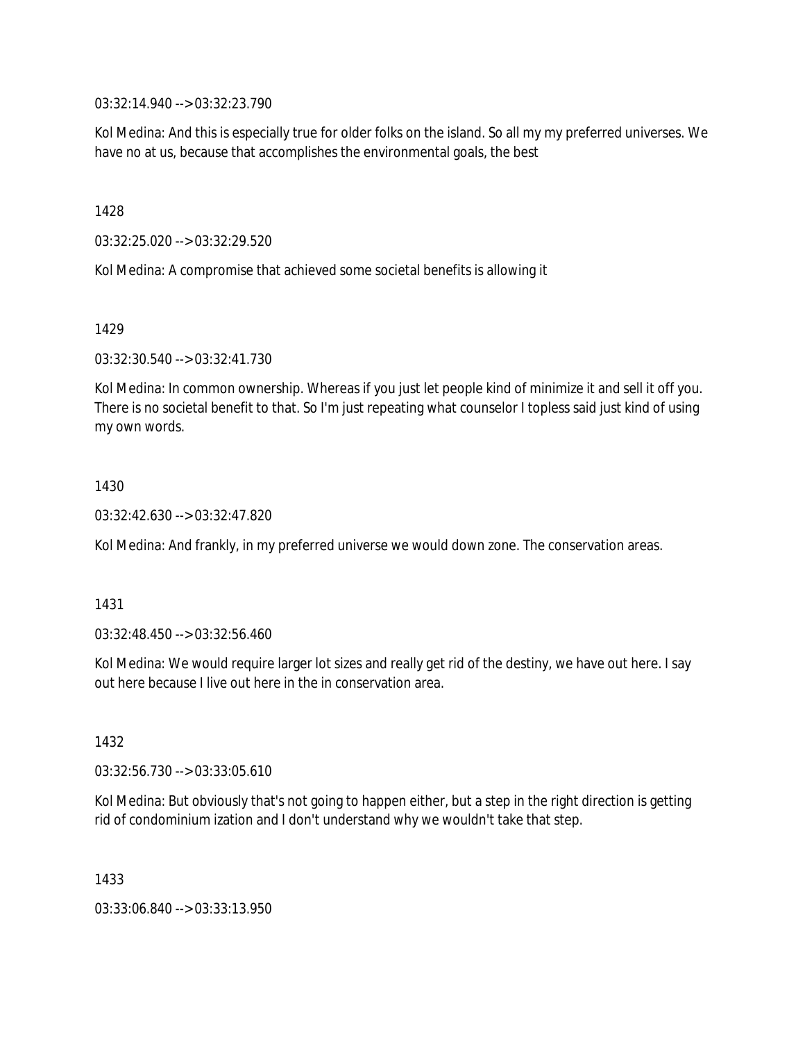03:32:14.940 --> 03:32:23.790

Kol Medina: And this is especially true for older folks on the island. So all my my preferred universes. We have no at us, because that accomplishes the environmental goals, the best

1428

03:32:25.020 --> 03:32:29.520

Kol Medina: A compromise that achieved some societal benefits is allowing it

1429

03:32:30.540 --> 03:32:41.730

Kol Medina: In common ownership. Whereas if you just let people kind of minimize it and sell it off you. There is no societal benefit to that. So I'm just repeating what counselor I topless said just kind of using my own words.

1430

03:32:42.630 --> 03:32:47.820

Kol Medina: And frankly, in my preferred universe we would down zone. The conservation areas.

1431

03:32:48.450 --> 03:32:56.460

Kol Medina: We would require larger lot sizes and really get rid of the destiny, we have out here. I say out here because I live out here in the in conservation area.

1432

03:32:56.730 --> 03:33:05.610

Kol Medina: But obviously that's not going to happen either, but a step in the right direction is getting rid of condominium ization and I don't understand why we wouldn't take that step.

1433

03:33:06.840 --> 03:33:13.950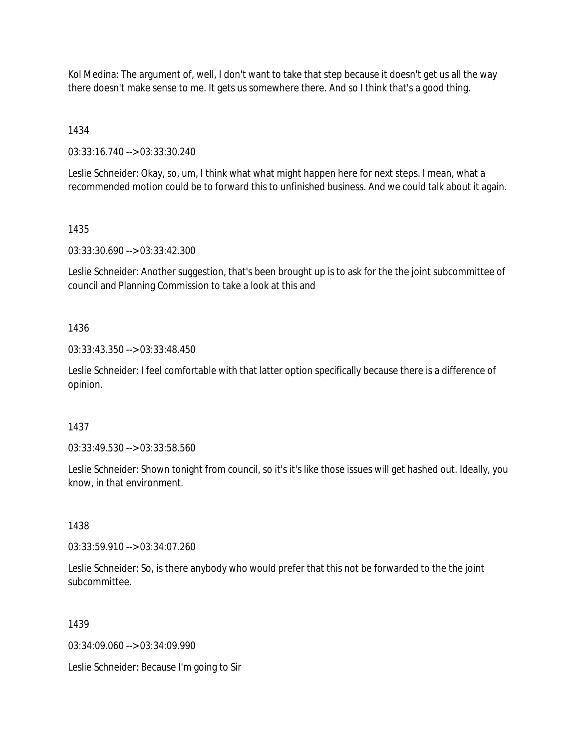Kol Medina: The argument of, well, I don't want to take that step because it doesn't get us all the way there doesn't make sense to me. It gets us somewhere there. And so I think that's a good thing.

1434

03:33:16.740 --> 03:33:30.240

Leslie Schneider: Okay, so, um, I think what what might happen here for next steps. I mean, what a recommended motion could be to forward this to unfinished business. And we could talk about it again.

1435

03:33:30.690 --> 03:33:42.300

Leslie Schneider: Another suggestion, that's been brought up is to ask for the the joint subcommittee of council and Planning Commission to take a look at this and

1436

03:33:43.350 --> 03:33:48.450

Leslie Schneider: I feel comfortable with that latter option specifically because there is a difference of opinion.

1437

03:33:49.530 --> 03:33:58.560

Leslie Schneider: Shown tonight from council, so it's it's like those issues will get hashed out. Ideally, you know, in that environment.

1438

03:33:59.910 --> 03:34:07.260

Leslie Schneider: So, is there anybody who would prefer that this not be forwarded to the the joint subcommittee.

1439

03:34:09.060 --> 03:34:09.990

Leslie Schneider: Because I'm going to Sir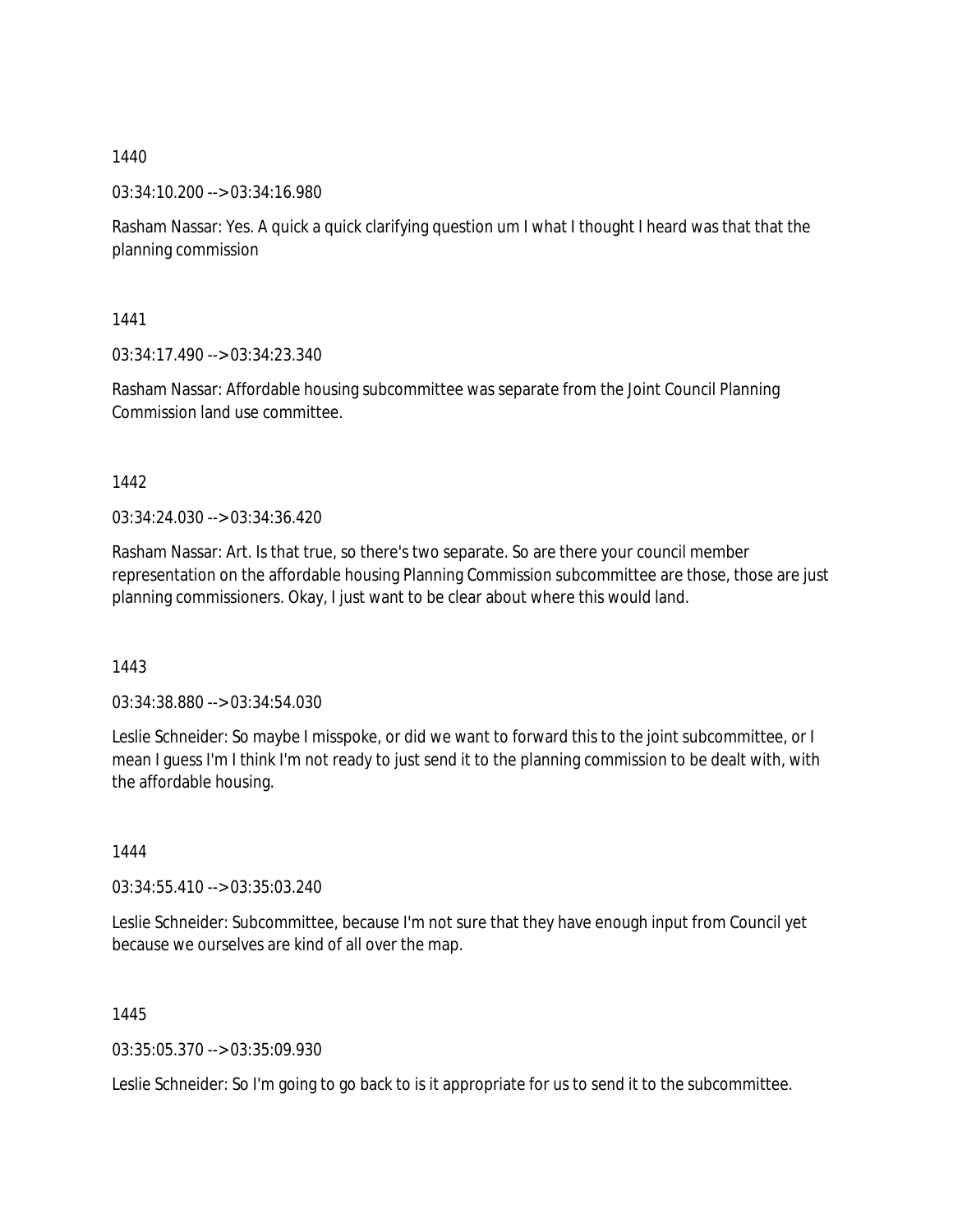1440

03:34:10.200 --> 03:34:16.980

Rasham Nassar: Yes. A quick a quick clarifying question um I what I thought I heard was that that the planning commission

1441

03:34:17.490 --> 03:34:23.340

Rasham Nassar: Affordable housing subcommittee was separate from the Joint Council Planning Commission land use committee.

1442

03:34:24.030 --> 03:34:36.420

Rasham Nassar: Art. Is that true, so there's two separate. So are there your council member representation on the affordable housing Planning Commission subcommittee are those, those are just planning commissioners. Okay, I just want to be clear about where this would land.

1443

03:34:38.880 --> 03:34:54.030

Leslie Schneider: So maybe I misspoke, or did we want to forward this to the joint subcommittee, or I mean I guess I'm I think I'm not ready to just send it to the planning commission to be dealt with, with the affordable housing.

1444

03:34:55.410 --> 03:35:03.240

Leslie Schneider: Subcommittee, because I'm not sure that they have enough input from Council yet because we ourselves are kind of all over the map.

1445

03:35:05.370 --> 03:35:09.930

Leslie Schneider: So I'm going to go back to is it appropriate for us to send it to the subcommittee.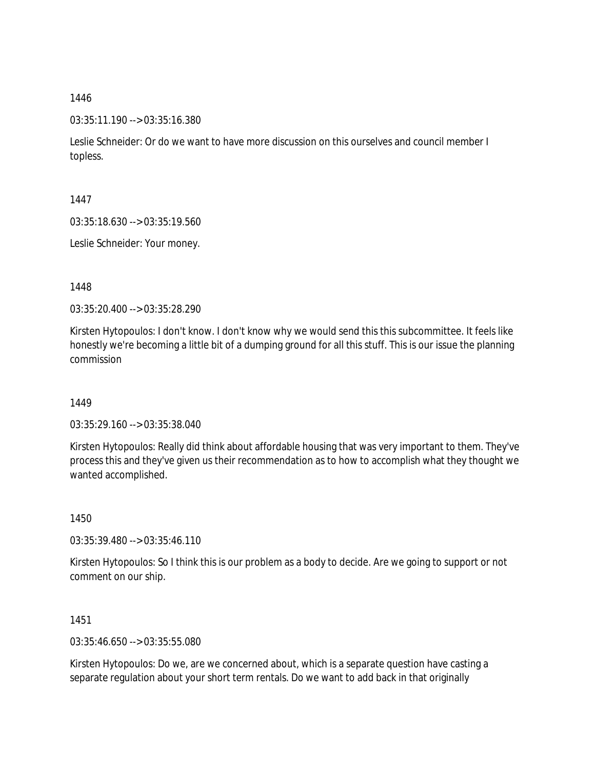1446

03:35:11.190 --> 03:35:16.380

Leslie Schneider: Or do we want to have more discussion on this ourselves and council member I topless.

1447

03:35:18.630 --> 03:35:19.560

Leslie Schneider: Your money.

1448

03:35:20.400 --> 03:35:28.290

Kirsten Hytopoulos: I don't know. I don't know why we would send this this subcommittee. It feels like honestly we're becoming a little bit of a dumping ground for all this stuff. This is our issue the planning commission

1449

03:35:29.160 --> 03:35:38.040

Kirsten Hytopoulos: Really did think about affordable housing that was very important to them. They've process this and they've given us their recommendation as to how to accomplish what they thought we wanted accomplished.

1450

03:35:39.480 --> 03:35:46.110

Kirsten Hytopoulos: So I think this is our problem as a body to decide. Are we going to support or not comment on our ship.

1451

03:35:46.650 --> 03:35:55.080

Kirsten Hytopoulos: Do we, are we concerned about, which is a separate question have casting a separate regulation about your short term rentals. Do we want to add back in that originally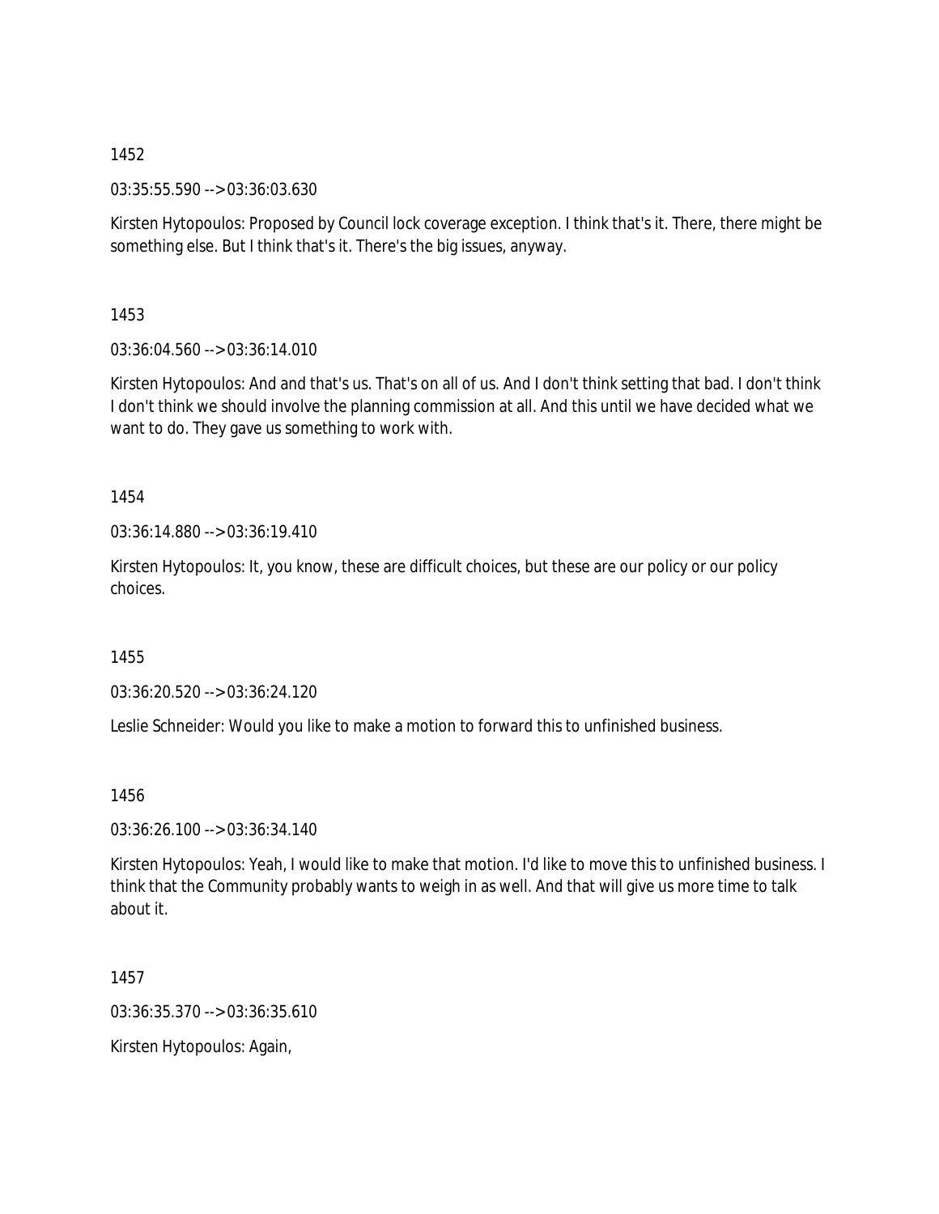1452

03:35:55.590 --> 03:36:03.630

Kirsten Hytopoulos: Proposed by Council lock coverage exception. I think that's it. There, there might be something else. But I think that's it. There's the big issues, anyway.

1453

03:36:04.560 --> 03:36:14.010

Kirsten Hytopoulos: And and that's us. That's on all of us. And I don't think setting that bad. I don't think I don't think we should involve the planning commission at all. And this until we have decided what we want to do. They gave us something to work with.

1454

03:36:14.880 --> 03:36:19.410

Kirsten Hytopoulos: It, you know, these are difficult choices, but these are our policy or our policy choices.

1455

03:36:20.520 --> 03:36:24.120

Leslie Schneider: Would you like to make a motion to forward this to unfinished business.

1456

03:36:26.100 --> 03:36:34.140

Kirsten Hytopoulos: Yeah, I would like to make that motion. I'd like to move this to unfinished business. I think that the Community probably wants to weigh in as well. And that will give us more time to talk about it.

1457

03:36:35.370 --> 03:36:35.610

Kirsten Hytopoulos: Again,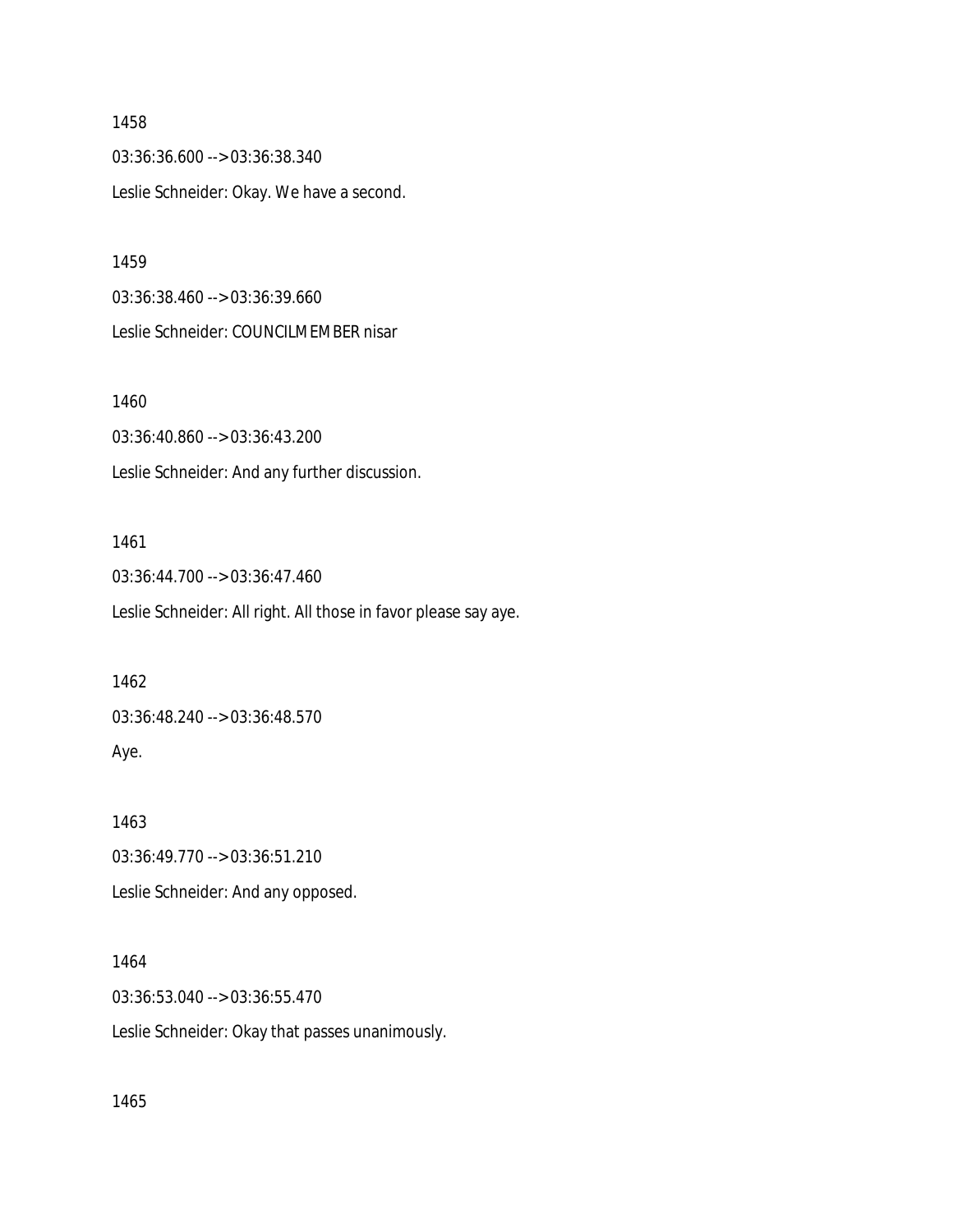1458

03:36:36.600 --> 03:36:38.340

Leslie Schneider: Okay. We have a second.

1459

03:36:38.460 --> 03:36:39.660

Leslie Schneider: COUNCILMEMBER nisar

1460

03:36:40.860 --> 03:36:43.200

Leslie Schneider: And any further discussion.

1461

03:36:44.700 --> 03:36:47.460

Leslie Schneider: All right. All those in favor please say aye.

1462

03:36:48.240 --> 03:36:48.570

Aye.

1463

03:36:49.770 --> 03:36:51.210

Leslie Schneider: And any opposed.

1464

03:36:53.040 --> 03:36:55.470

Leslie Schneider: Okay that passes unanimously.

1465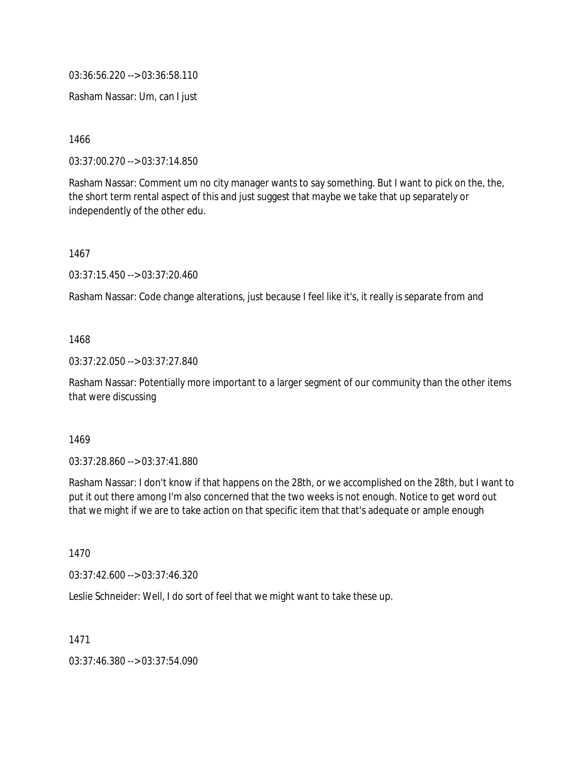03:36:56.220 --> 03:36:58.110

Rasham Nassar: Um, can I just

1466

03:37:00.270 --> 03:37:14.850

Rasham Nassar: Comment um no city manager wants to say something. But I want to pick on the, the, the short term rental aspect of this and just suggest that maybe we take that up separately or independently of the other edu.

1467

03:37:15.450 --> 03:37:20.460

Rasham Nassar: Code change alterations, just because I feel like it's, it really is separate from and

1468

03:37:22.050 --> 03:37:27.840

Rasham Nassar: Potentially more important to a larger segment of our community than the other items that were discussing

1469

03:37:28.860 --> 03:37:41.880

Rasham Nassar: I don't know if that happens on the 28th, or we accomplished on the 28th, but I want to put it out there among I'm also concerned that the two weeks is not enough. Notice to get word out that we might if we are to take action on that specific item that that's adequate or ample enough

1470

03:37:42.600 --> 03:37:46.320

Leslie Schneider: Well, I do sort of feel that we might want to take these up.

1471

03:37:46.380 --> 03:37:54.090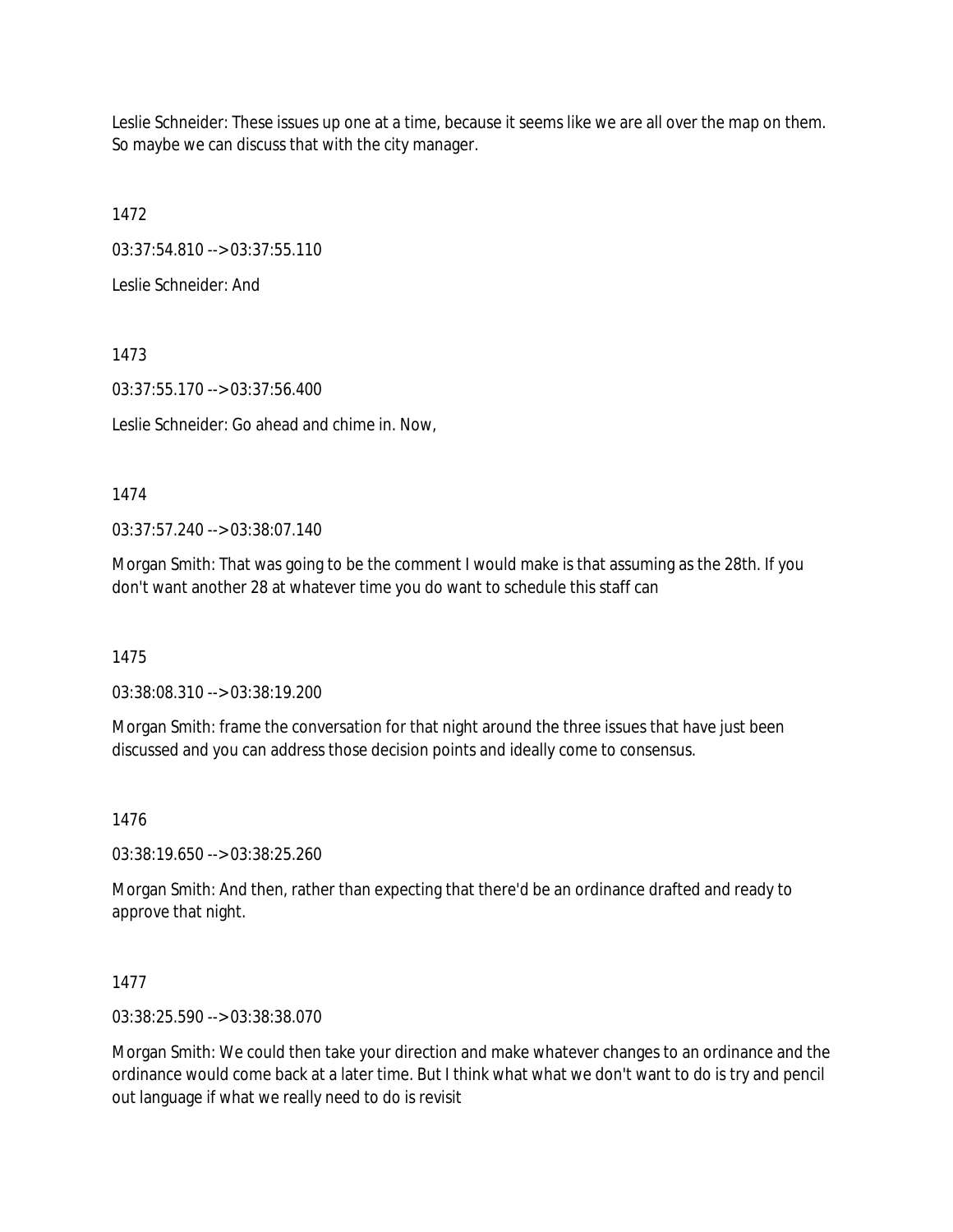Leslie Schneider: These issues up one at a time, because it seems like we are all over the map on them. So maybe we can discuss that with the city manager.

1472

03:37:54.810 --> 03:37:55.110

Leslie Schneider: And

1473

03:37:55.170 --> 03:37:56.400

Leslie Schneider: Go ahead and chime in. Now,

1474

03:37:57.240 --> 03:38:07.140

Morgan Smith: That was going to be the comment I would make is that assuming as the 28th. If you don't want another 28 at whatever time you do want to schedule this staff can

1475

03:38:08.310 --> 03:38:19.200

Morgan Smith: frame the conversation for that night around the three issues that have just been discussed and you can address those decision points and ideally come to consensus.

1476

03:38:19.650 --> 03:38:25.260

Morgan Smith: And then, rather than expecting that there'd be an ordinance drafted and ready to approve that night.

1477

03:38:25.590 --> 03:38:38.070

Morgan Smith: We could then take your direction and make whatever changes to an ordinance and the ordinance would come back at a later time. But I think what what we don't want to do is try and pencil out language if what we really need to do is revisit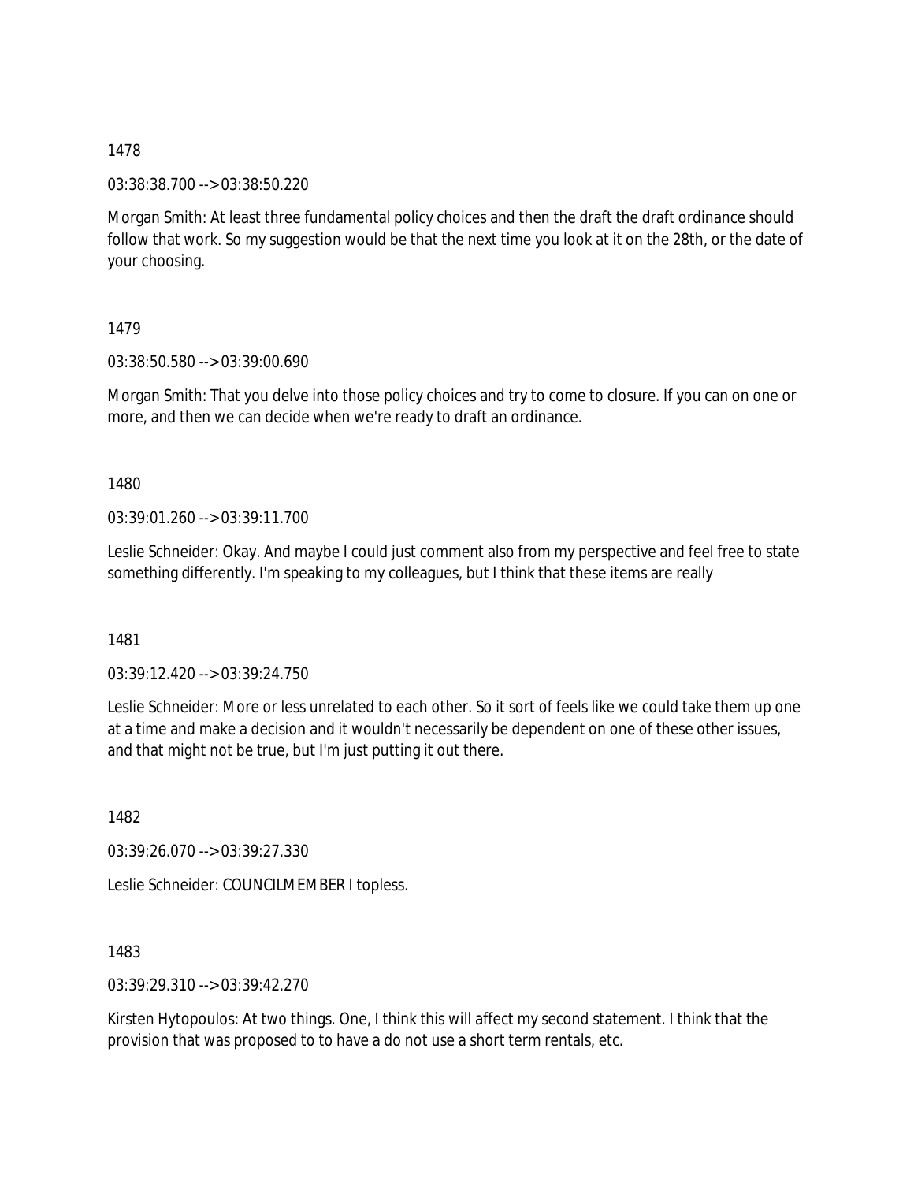1478

03:38:38.700 --> 03:38:50.220

Morgan Smith: At least three fundamental policy choices and then the draft the draft ordinance should follow that work. So my suggestion would be that the next time you look at it on the 28th, or the date of your choosing.

1479

03:38:50.580 --> 03:39:00.690

Morgan Smith: That you delve into those policy choices and try to come to closure. If you can on one or more, and then we can decide when we're ready to draft an ordinance.

1480

03:39:01.260 --> 03:39:11.700

Leslie Schneider: Okay. And maybe I could just comment also from my perspective and feel free to state something differently. I'm speaking to my colleagues, but I think that these items are really

1481

03:39:12.420 --> 03:39:24.750

Leslie Schneider: More or less unrelated to each other. So it sort of feels like we could take them up one at a time and make a decision and it wouldn't necessarily be dependent on one of these other issues, and that might not be true, but I'm just putting it out there.

1482

03:39:26.070 --> 03:39:27.330

Leslie Schneider: COUNCILMEMBER I topless.

1483

03:39:29.310 --> 03:39:42.270

Kirsten Hytopoulos: At two things. One, I think this will affect my second statement. I think that the provision that was proposed to to have a do not use a short term rentals, etc.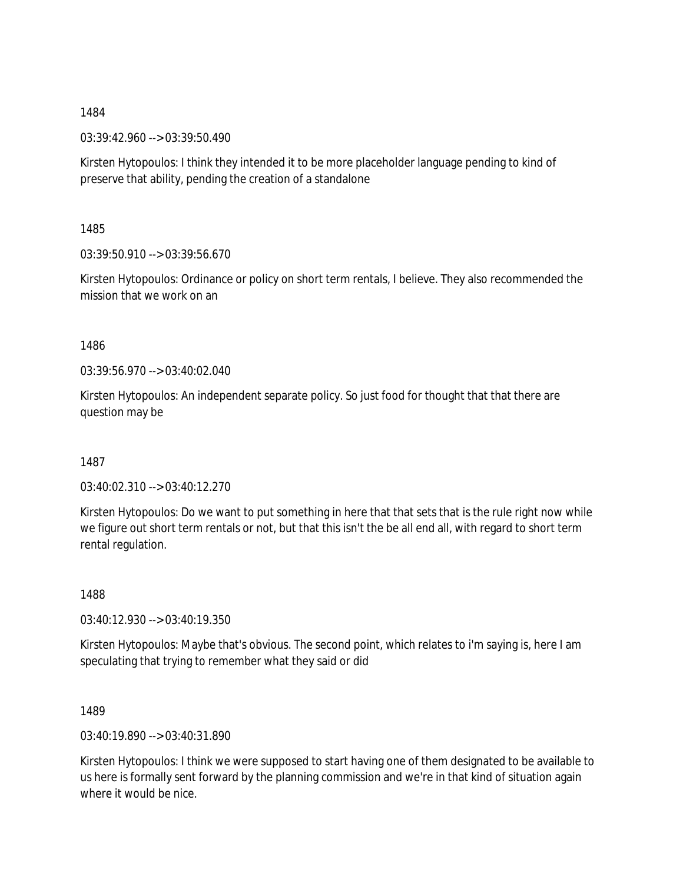1484

03:39:42.960 --> 03:39:50.490

Kirsten Hytopoulos: I think they intended it to be more placeholder language pending to kind of preserve that ability, pending the creation of a standalone

1485

03:39:50.910 --> 03:39:56.670

Kirsten Hytopoulos: Ordinance or policy on short term rentals, I believe. They also recommended the mission that we work on an

1486

03:39:56.970 --> 03:40:02.040

Kirsten Hytopoulos: An independent separate policy. So just food for thought that that there are question may be

1487

03:40:02.310 --> 03:40:12.270

Kirsten Hytopoulos: Do we want to put something in here that that sets that is the rule right now while we figure out short term rentals or not, but that this isn't the be all end all, with regard to short term rental regulation.

1488

03:40:12.930 --> 03:40:19.350

Kirsten Hytopoulos: Maybe that's obvious. The second point, which relates to i'm saying is, here I am speculating that trying to remember what they said or did

1489

03:40:19.890 --> 03:40:31.890

Kirsten Hytopoulos: I think we were supposed to start having one of them designated to be available to us here is formally sent forward by the planning commission and we're in that kind of situation again where it would be nice.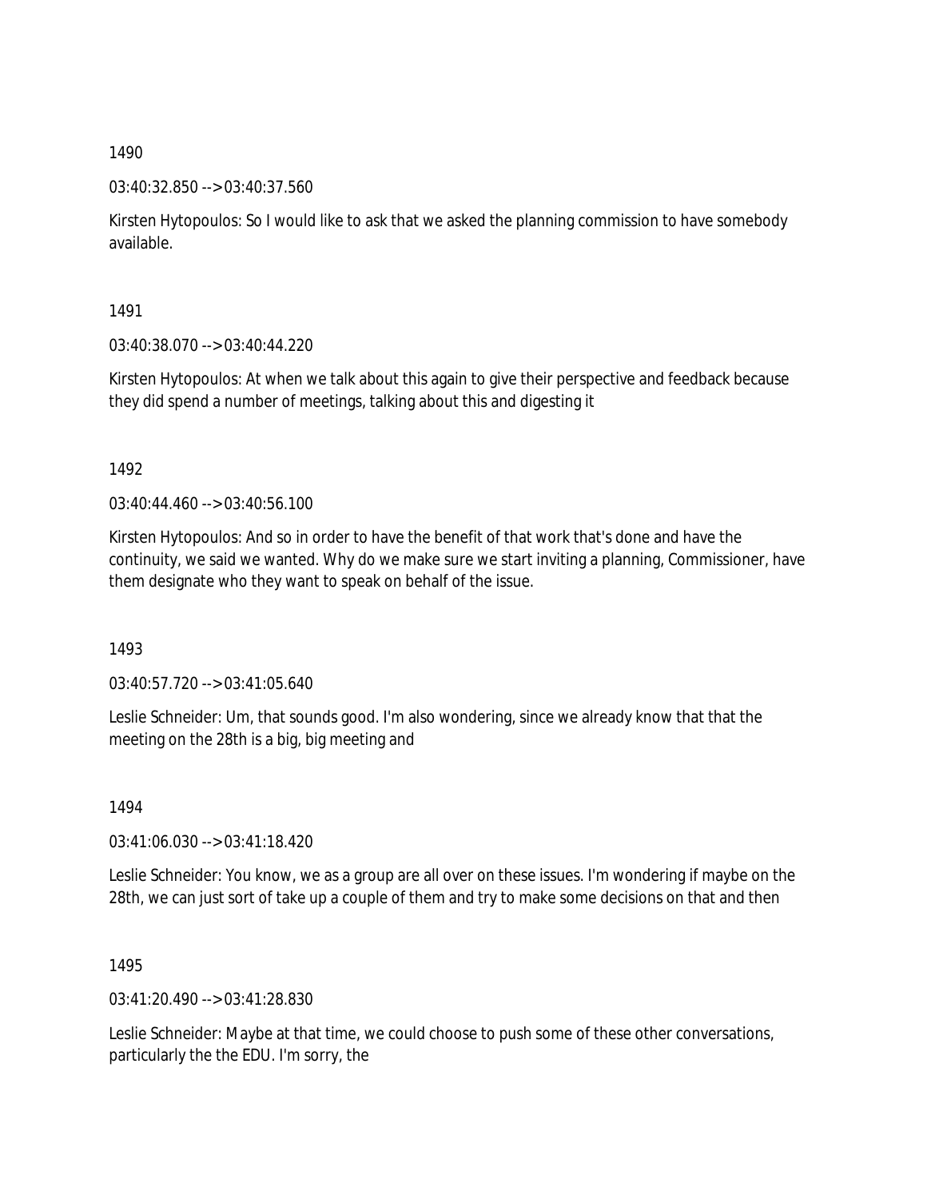1490

03:40:32.850 --> 03:40:37.560

Kirsten Hytopoulos: So I would like to ask that we asked the planning commission to have somebody available.

1491

03:40:38.070 --> 03:40:44.220

Kirsten Hytopoulos: At when we talk about this again to give their perspective and feedback because they did spend a number of meetings, talking about this and digesting it

1492

03:40:44.460 --> 03:40:56.100

Kirsten Hytopoulos: And so in order to have the benefit of that work that's done and have the continuity, we said we wanted. Why do we make sure we start inviting a planning, Commissioner, have them designate who they want to speak on behalf of the issue.

1493

03:40:57.720 --> 03:41:05.640

Leslie Schneider: Um, that sounds good. I'm also wondering, since we already know that that the meeting on the 28th is a big, big meeting and

1494

03:41:06.030 --> 03:41:18.420

Leslie Schneider: You know, we as a group are all over on these issues. I'm wondering if maybe on the 28th, we can just sort of take up a couple of them and try to make some decisions on that and then

1495

03:41:20.490 --> 03:41:28.830

Leslie Schneider: Maybe at that time, we could choose to push some of these other conversations, particularly the the EDU. I'm sorry, the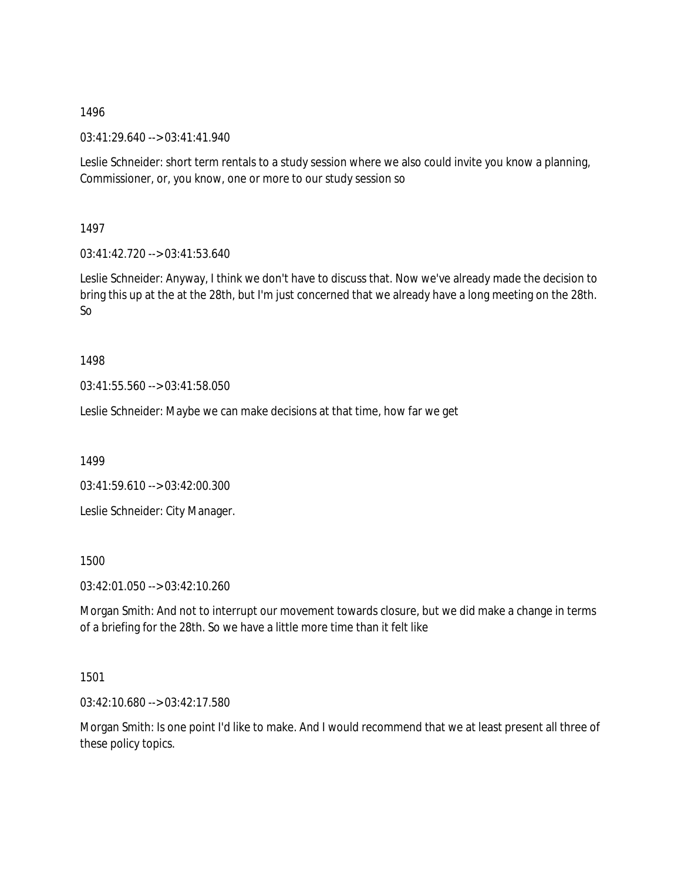1496

03:41:29.640 --> 03:41:41.940

Leslie Schneider: short term rentals to a study session where we also could invite you know a planning, Commissioner, or, you know, one or more to our study session so

1497

03:41:42.720 --> 03:41:53.640

Leslie Schneider: Anyway, I think we don't have to discuss that. Now we've already made the decision to bring this up at the at the 28th, but I'm just concerned that we already have a long meeting on the 28th. So

1498

03:41:55.560 --> 03:41:58.050

Leslie Schneider: Maybe we can make decisions at that time, how far we get

1499

03:41:59.610 --> 03:42:00.300

Leslie Schneider: City Manager.

1500

03:42:01.050 --> 03:42:10.260

Morgan Smith: And not to interrupt our movement towards closure, but we did make a change in terms of a briefing for the 28th. So we have a little more time than it felt like

1501

03:42:10.680 --> 03:42:17.580

Morgan Smith: Is one point I'd like to make. And I would recommend that we at least present all three of these policy topics.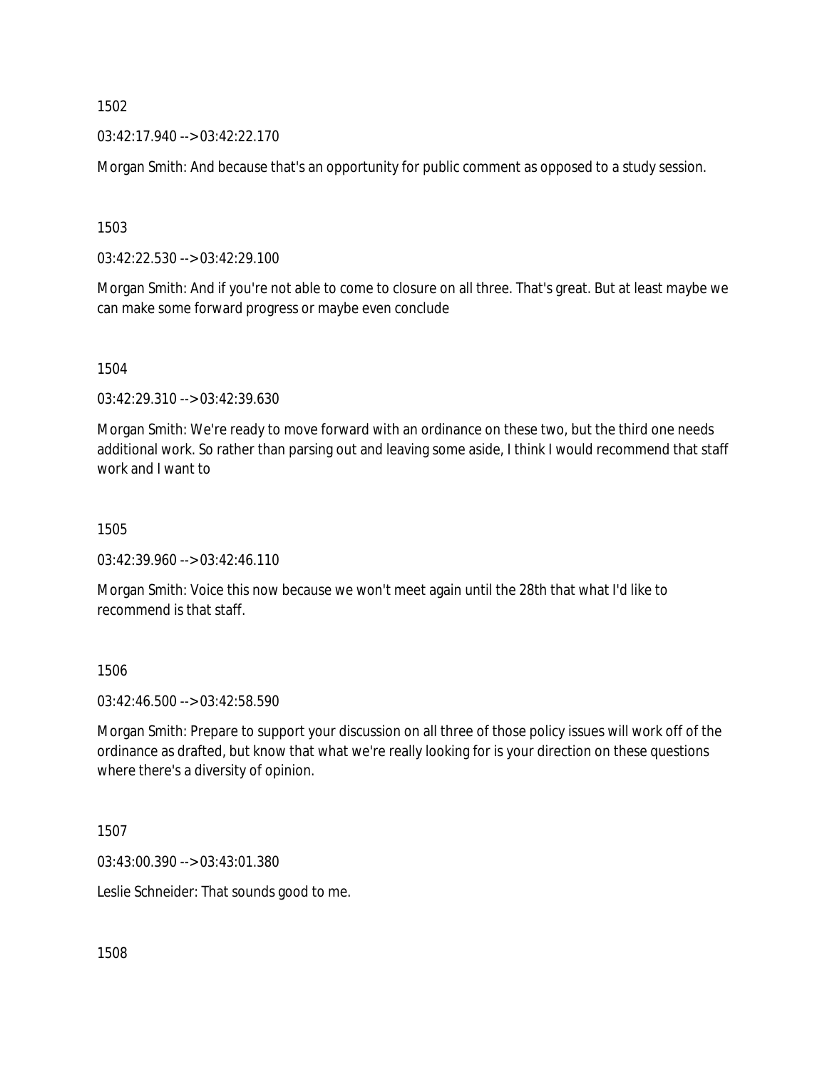1502

03:42:17.940 --> 03:42:22.170

Morgan Smith: And because that's an opportunity for public comment as opposed to a study session.

1503

03:42:22.530 --> 03:42:29.100

Morgan Smith: And if you're not able to come to closure on all three. That's great. But at least maybe we can make some forward progress or maybe even conclude

1504

03:42:29.310 --> 03:42:39.630

Morgan Smith: We're ready to move forward with an ordinance on these two, but the third one needs additional work. So rather than parsing out and leaving some aside, I think I would recommend that staff work and I want to

1505

03:42:39.960 --> 03:42:46.110

Morgan Smith: Voice this now because we won't meet again until the 28th that what I'd like to recommend is that staff.

1506

03:42:46.500 --> 03:42:58.590

Morgan Smith: Prepare to support your discussion on all three of those policy issues will work off of the ordinance as drafted, but know that what we're really looking for is your direction on these questions where there's a diversity of opinion.

1507

03:43:00.390 --> 03:43:01.380

Leslie Schneider: That sounds good to me.

1508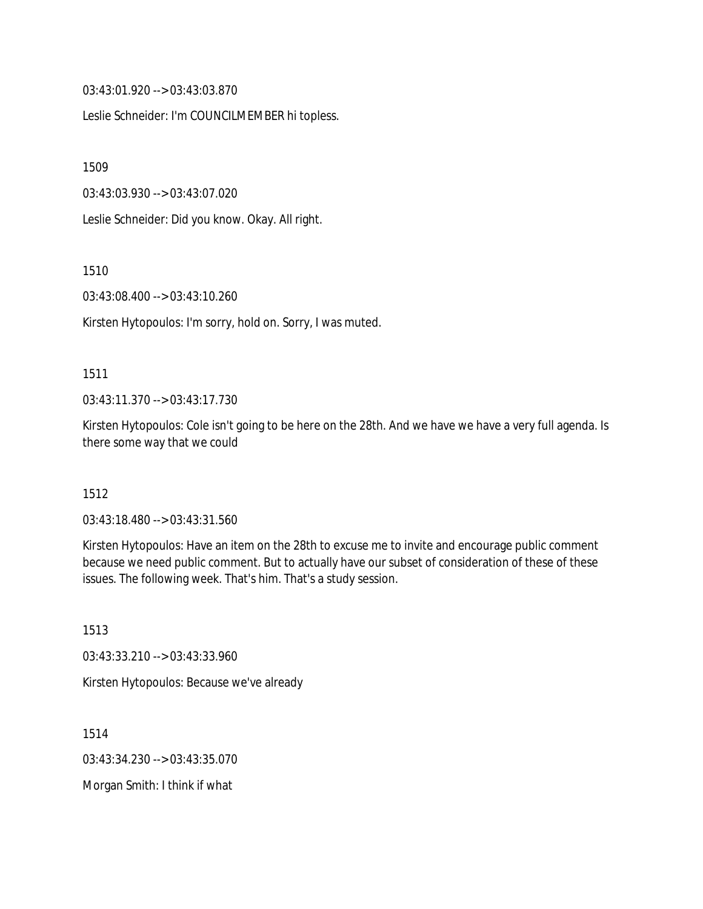03:43:01.920 --> 03:43:03.870

Leslie Schneider: I'm COUNCILMEMBER hi topless.

1509

03:43:03.930 --> 03:43:07.020

Leslie Schneider: Did you know. Okay. All right.

1510

03:43:08.400 --> 03:43:10.260

Kirsten Hytopoulos: I'm sorry, hold on. Sorry, I was muted.

1511

03:43:11.370 --> 03:43:17.730

Kirsten Hytopoulos: Cole isn't going to be here on the 28th. And we have we have a very full agenda. Is there some way that we could

1512

03:43:18.480 --> 03:43:31.560

Kirsten Hytopoulos: Have an item on the 28th to excuse me to invite and encourage public comment because we need public comment. But to actually have our subset of consideration of these of these issues. The following week. That's him. That's a study session.

1513

03:43:33.210 --> 03:43:33.960

Kirsten Hytopoulos: Because we've already

1514

03:43:34.230 --> 03:43:35.070

Morgan Smith: I think if what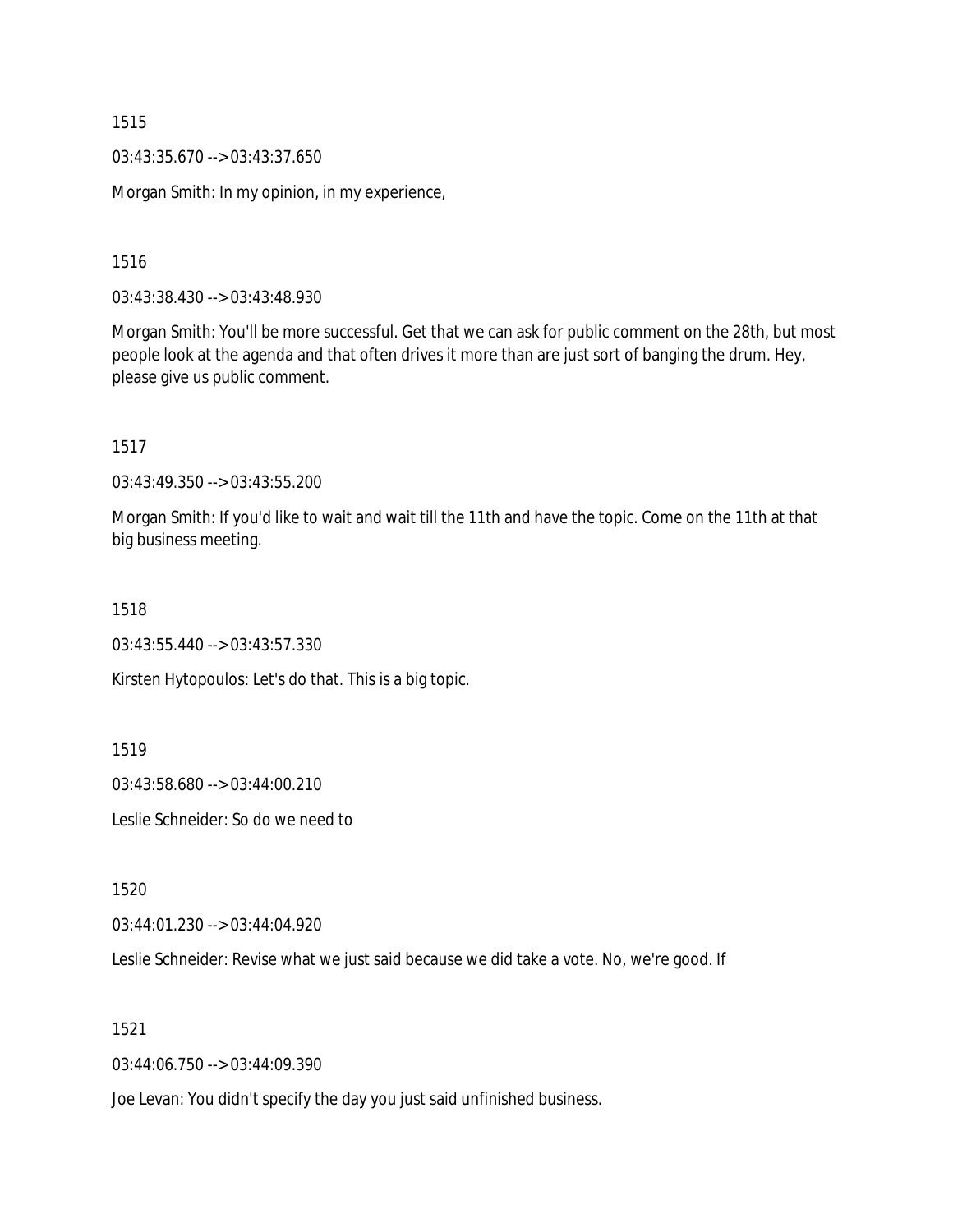1515

03:43:35.670 --> 03:43:37.650

Morgan Smith: In my opinion, in my experience,

1516

03:43:38.430 --> 03:43:48.930

Morgan Smith: You'll be more successful. Get that we can ask for public comment on the 28th, but most people look at the agenda and that often drives it more than are just sort of banging the drum. Hey, please give us public comment.

1517

03:43:49.350 --> 03:43:55.200

Morgan Smith: If you'd like to wait and wait till the 11th and have the topic. Come on the 11th at that big business meeting.

1518

03:43:55.440 --> 03:43:57.330

Kirsten Hytopoulos: Let's do that. This is a big topic.

1519

03:43:58.680 --> 03:44:00.210

Leslie Schneider: So do we need to

1520

03:44:01.230 --> 03:44:04.920

Leslie Schneider: Revise what we just said because we did take a vote. No, we're good. If

1521

03:44:06.750 --> 03:44:09.390

Joe Levan: You didn't specify the day you just said unfinished business.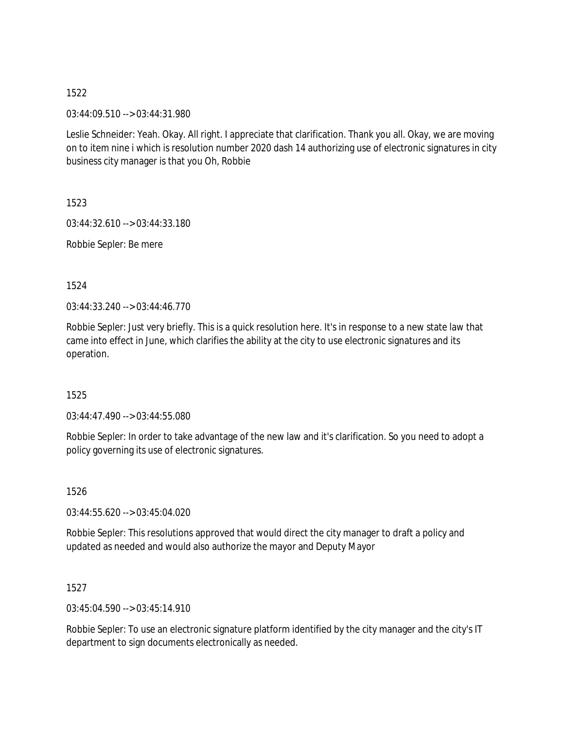1522

03:44:09.510 --> 03:44:31.980

Leslie Schneider: Yeah. Okay. All right. I appreciate that clarification. Thank you all. Okay, we are moving on to item nine i which is resolution number 2020 dash 14 authorizing use of electronic signatures in city business city manager is that you Oh, Robbie

1523

03:44:32.610 --> 03:44:33.180

Robbie Sepler: Be mere

1524

03:44:33.240 --> 03:44:46.770

Robbie Sepler: Just very briefly. This is a quick resolution here. It's in response to a new state law that came into effect in June, which clarifies the ability at the city to use electronic signatures and its operation.

1525

03:44:47.490 --> 03:44:55.080

Robbie Sepler: In order to take advantage of the new law and it's clarification. So you need to adopt a policy governing its use of electronic signatures.

1526

03:44:55.620 --> 03:45:04.020

Robbie Sepler: This resolutions approved that would direct the city manager to draft a policy and updated as needed and would also authorize the mayor and Deputy Mayor

1527

03:45:04.590 --> 03:45:14.910

Robbie Sepler: To use an electronic signature platform identified by the city manager and the city's IT department to sign documents electronically as needed.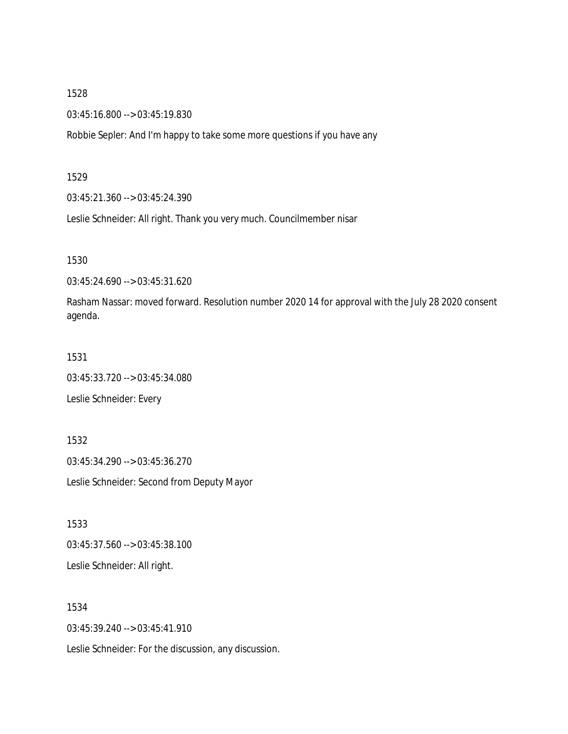1528

03:45:16.800 --> 03:45:19.830

Robbie Sepler: And I'm happy to take some more questions if you have any

1529

03:45:21.360 --> 03:45:24.390

Leslie Schneider: All right. Thank you very much. Councilmember nisar

1530

03:45:24.690 --> 03:45:31.620

Rasham Nassar: moved forward. Resolution number 2020 14 for approval with the July 28 2020 consent agenda.

1531

03:45:33.720 --> 03:45:34.080

Leslie Schneider: Every

1532

03:45:34.290 --> 03:45:36.270

Leslie Schneider: Second from Deputy Mayor

1533

03:45:37.560 --> 03:45:38.100

Leslie Schneider: All right.

1534

03:45:39.240 --> 03:45:41.910

Leslie Schneider: For the discussion, any discussion.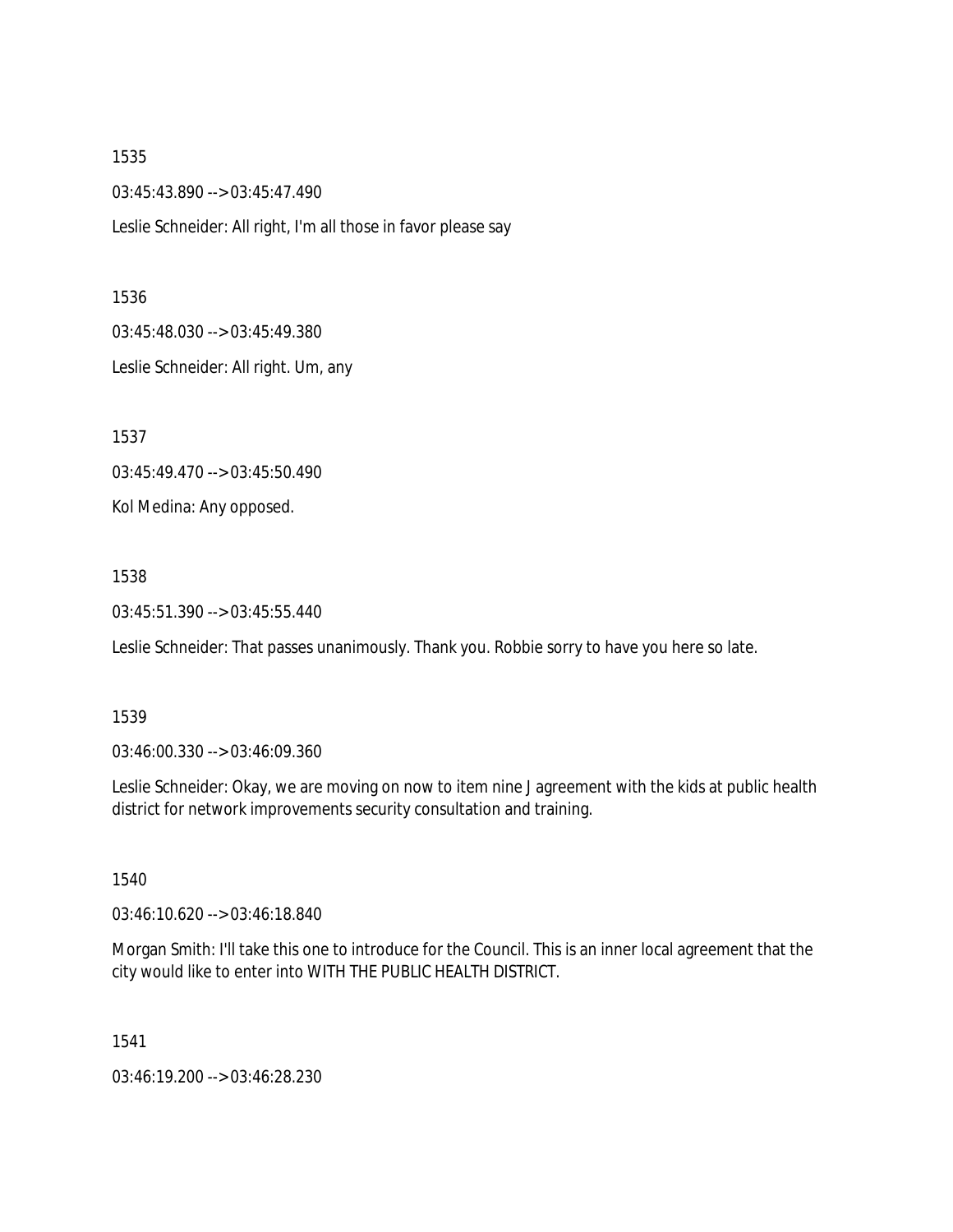1535

03:45:43.890 --> 03:45:47.490

Leslie Schneider: All right, I'm all those in favor please say

1536

03:45:48.030 --> 03:45:49.380

Leslie Schneider: All right. Um, any

1537

03:45:49.470 --> 03:45:50.490

Kol Medina: Any opposed.

1538

03:45:51.390 --> 03:45:55.440

Leslie Schneider: That passes unanimously. Thank you. Robbie sorry to have you here so late.

1539

03:46:00.330 --> 03:46:09.360

Leslie Schneider: Okay, we are moving on now to item nine J agreement with the kids at public health district for network improvements security consultation and training.

1540

03:46:10.620 --> 03:46:18.840

Morgan Smith: I'll take this one to introduce for the Council. This is an inner local agreement that the city would like to enter into WITH THE PUBLIC HEALTH DISTRICT.

1541

03:46:19.200 --> 03:46:28.230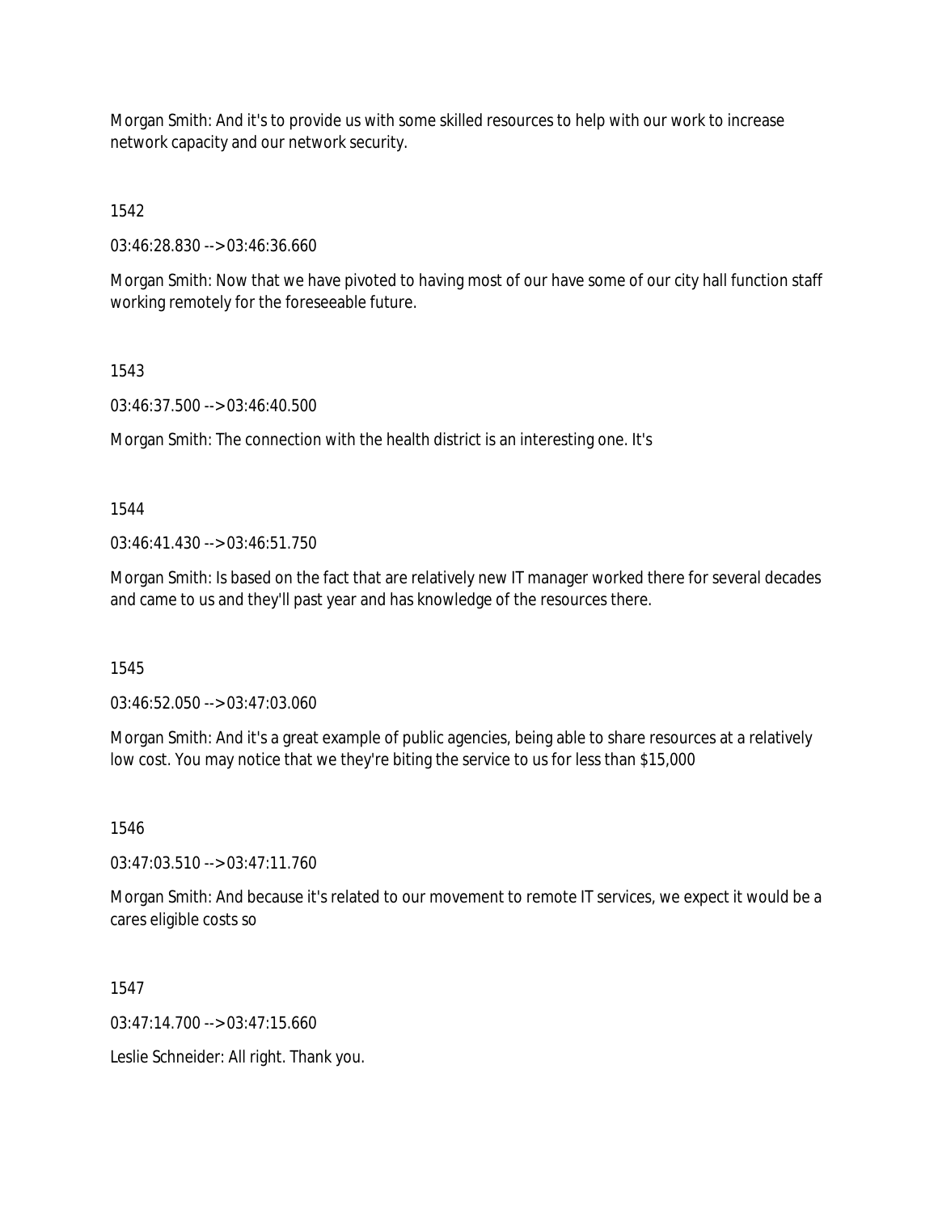Morgan Smith: And it's to provide us with some skilled resources to help with our work to increase network capacity and our network security.

1542

03:46:28.830 --> 03:46:36.660

Morgan Smith: Now that we have pivoted to having most of our have some of our city hall function staff working remotely for the foreseeable future.

1543

03:46:37.500 --> 03:46:40.500

Morgan Smith: The connection with the health district is an interesting one. It's

1544

03:46:41.430 --> 03:46:51.750

Morgan Smith: Is based on the fact that are relatively new IT manager worked there for several decades and came to us and they'll past year and has knowledge of the resources there.

1545

03:46:52.050 --> 03:47:03.060

Morgan Smith: And it's a great example of public agencies, being able to share resources at a relatively low cost. You may notice that we they're biting the service to us for less than $15,000

1546

03:47:03.510 --> 03:47:11.760

Morgan Smith: And because it's related to our movement to remote IT services, we expect it would be a cares eligible costs so

1547

03:47:14.700 --> 03:47:15.660

Leslie Schneider: All right. Thank you.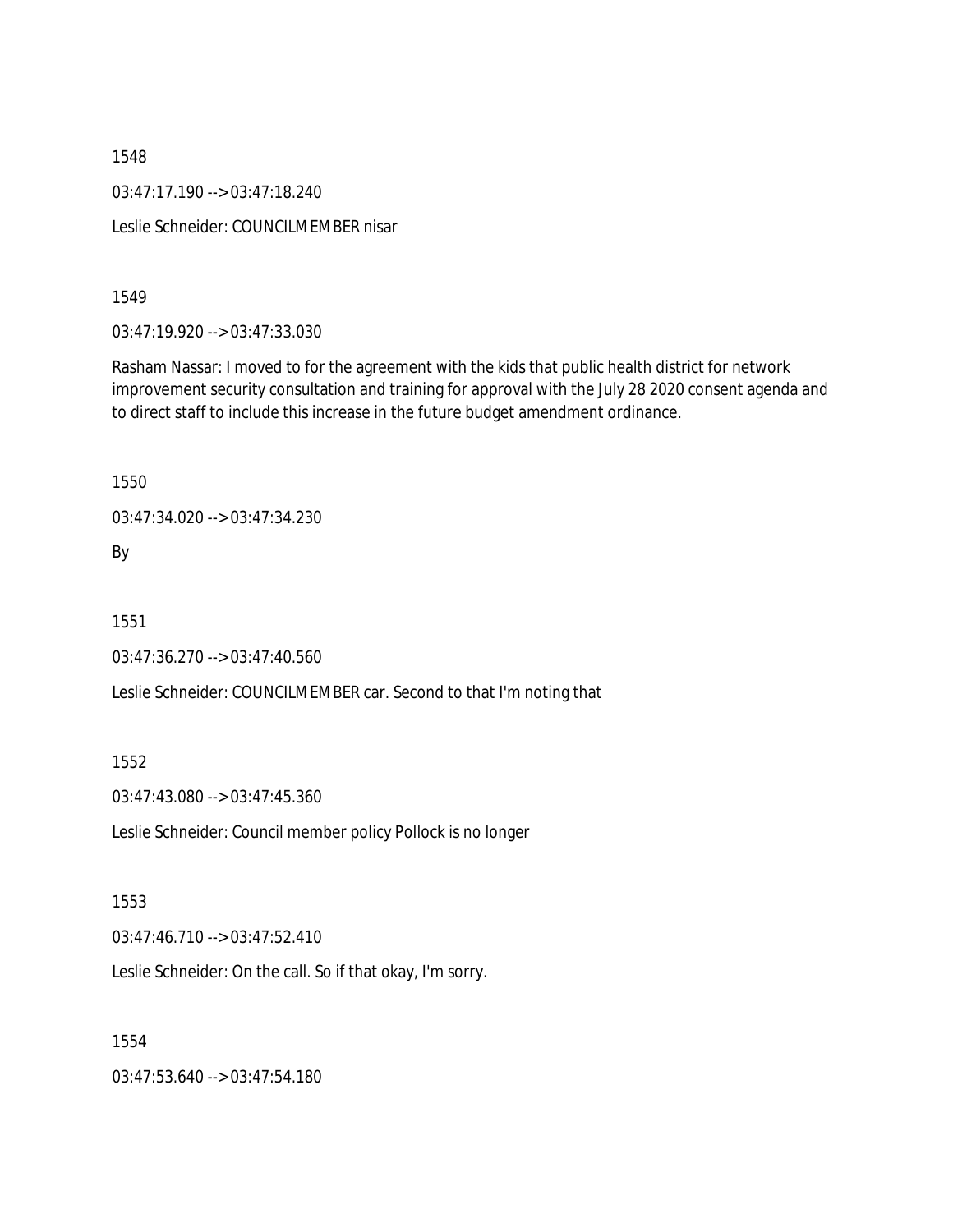1548

03:47:17.190 --> 03:47:18.240

Leslie Schneider: COUNCILMEMBER nisar

1549

03:47:19.920 --> 03:47:33.030

Rasham Nassar: I moved to for the agreement with the kids that public health district for network improvement security consultation and training for approval with the July 28 2020 consent agenda and to direct staff to include this increase in the future budget amendment ordinance.

1550

03:47:34.020 --> 03:47:34.230

By

1551

03:47:36.270 --> 03:47:40.560

Leslie Schneider: COUNCILMEMBER car. Second to that I'm noting that

1552

03:47:43.080 --> 03:47:45.360

Leslie Schneider: Council member policy Pollock is no longer

1553

03:47:46.710 --> 03:47:52.410

Leslie Schneider: On the call. So if that okay, I'm sorry.

1554

03:47:53.640 --> 03:47:54.180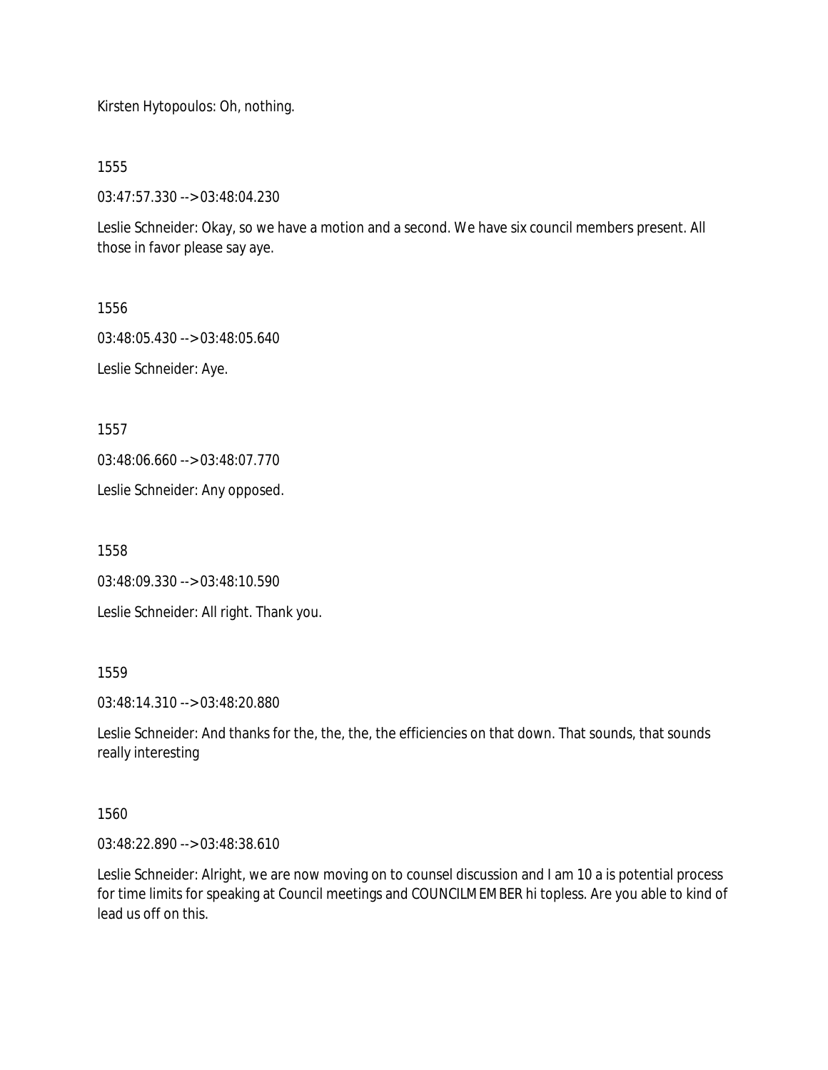Kirsten Hytopoulos: Oh, nothing.

1555

03:47:57.330 --> 03:48:04.230

Leslie Schneider: Okay, so we have a motion and a second. We have six council members present. All those in favor please say aye.

1556

03:48:05.430 --> 03:48:05.640

Leslie Schneider: Aye.

1557

03:48:06.660 --> 03:48:07.770

Leslie Schneider: Any opposed.

1558

03:48:09.330 --> 03:48:10.590

Leslie Schneider: All right. Thank you.

1559

03:48:14.310 --> 03:48:20.880

Leslie Schneider: And thanks for the, the, the, the efficiencies on that down. That sounds, that sounds really interesting

1560

03:48:22.890 --> 03:48:38.610

Leslie Schneider: Alright, we are now moving on to counsel discussion and I am 10 a is potential process for time limits for speaking at Council meetings and COUNCILMEMBER hi topless. Are you able to kind of lead us off on this.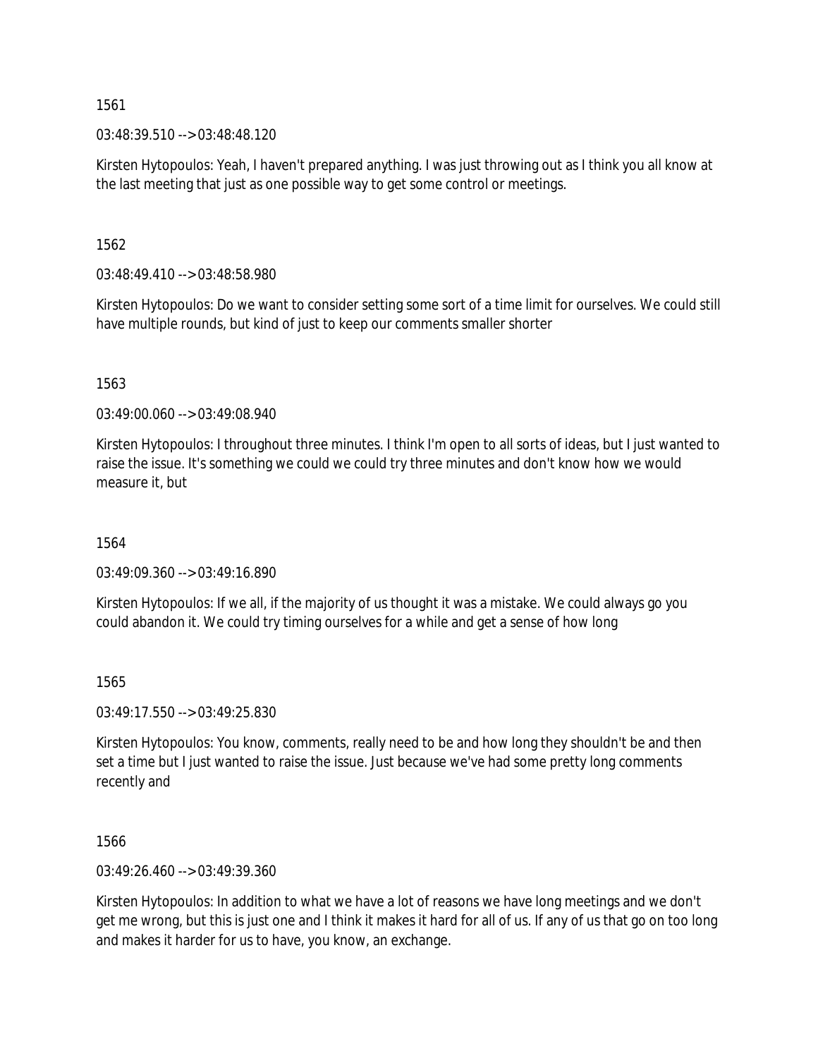1561

03:48:39.510 --> 03:48:48.120

Kirsten Hytopoulos: Yeah, I haven't prepared anything. I was just throwing out as I think you all know at the last meeting that just as one possible way to get some control or meetings.

1562

03:48:49.410 --> 03:48:58.980

Kirsten Hytopoulos: Do we want to consider setting some sort of a time limit for ourselves. We could still have multiple rounds, but kind of just to keep our comments smaller shorter

1563

03:49:00.060 --> 03:49:08.940

Kirsten Hytopoulos: I throughout three minutes. I think I'm open to all sorts of ideas, but I just wanted to raise the issue. It's something we could we could try three minutes and don't know how we would measure it, but

1564

03:49:09.360 --> 03:49:16.890

Kirsten Hytopoulos: If we all, if the majority of us thought it was a mistake. We could always go you could abandon it. We could try timing ourselves for a while and get a sense of how long

1565

03:49:17.550 --> 03:49:25.830

Kirsten Hytopoulos: You know, comments, really need to be and how long they shouldn't be and then set a time but I just wanted to raise the issue. Just because we've had some pretty long comments recently and

1566

03:49:26.460 --> 03:49:39.360

Kirsten Hytopoulos: In addition to what we have a lot of reasons we have long meetings and we don't get me wrong, but this is just one and I think it makes it hard for all of us. If any of us that go on too long and makes it harder for us to have, you know, an exchange.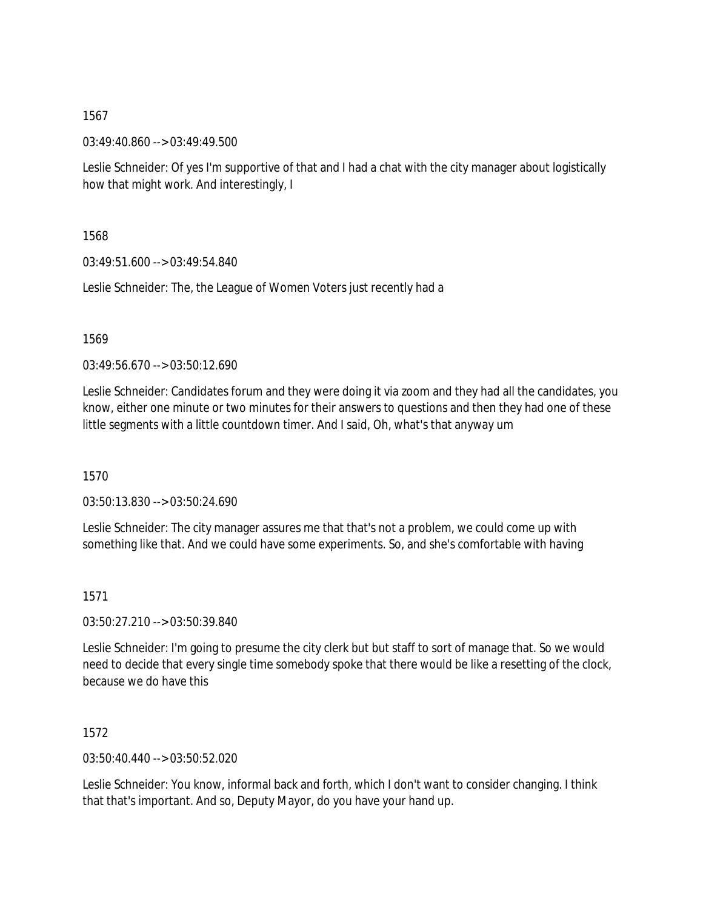1567

03:49:40.860 --> 03:49:49.500

Leslie Schneider: Of yes I'm supportive of that and I had a chat with the city manager about logistically how that might work. And interestingly, I

1568

03:49:51.600 --> 03:49:54.840

Leslie Schneider: The, the League of Women Voters just recently had a

1569

03:49:56.670 --> 03:50:12.690

Leslie Schneider: Candidates forum and they were doing it via zoom and they had all the candidates, you know, either one minute or two minutes for their answers to questions and then they had one of these little segments with a little countdown timer. And I said, Oh, what's that anyway um

1570

03:50:13.830 --> 03:50:24.690

Leslie Schneider: The city manager assures me that that's not a problem, we could come up with something like that. And we could have some experiments. So, and she's comfortable with having

1571

03:50:27.210 --> 03:50:39.840

Leslie Schneider: I'm going to presume the city clerk but but staff to sort of manage that. So we would need to decide that every single time somebody spoke that there would be like a resetting of the clock, because we do have this

1572

03:50:40.440 --> 03:50:52.020

Leslie Schneider: You know, informal back and forth, which I don't want to consider changing. I think that that's important. And so, Deputy Mayor, do you have your hand up.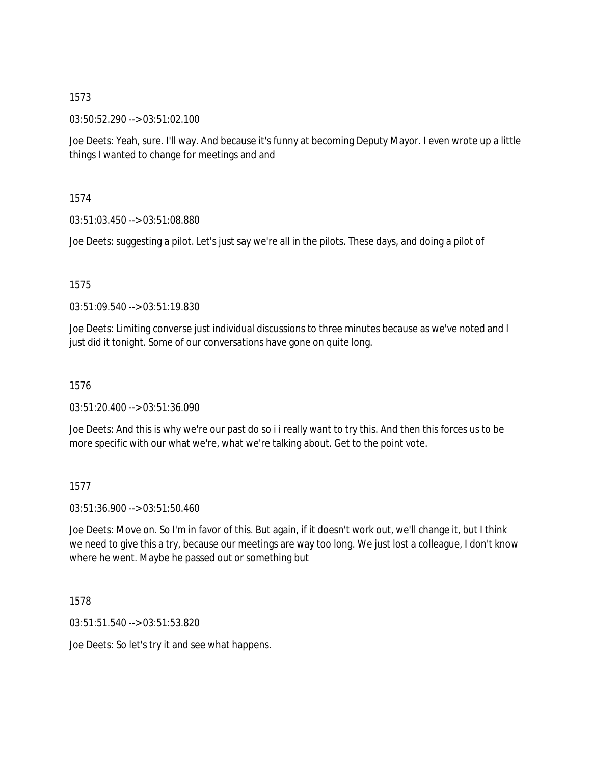1573

03:50:52.290 --> 03:51:02.100

Joe Deets: Yeah, sure. I'll way. And because it's funny at becoming Deputy Mayor. I even wrote up a little things I wanted to change for meetings and and

1574

03:51:03.450 --> 03:51:08.880

Joe Deets: suggesting a pilot. Let's just say we're all in the pilots. These days, and doing a pilot of

1575

03:51:09.540 --> 03:51:19.830

Joe Deets: Limiting converse just individual discussions to three minutes because as we've noted and I just did it tonight. Some of our conversations have gone on quite long.

1576

03:51:20.400 --> 03:51:36.090

Joe Deets: And this is why we're our past do so i i really want to try this. And then this forces us to be more specific with our what we're, what we're talking about. Get to the point vote.

1577

03:51:36.900 --> 03:51:50.460

Joe Deets: Move on. So I'm in favor of this. But again, if it doesn't work out, we'll change it, but I think we need to give this a try, because our meetings are way too long. We just lost a colleague, I don't know where he went. Maybe he passed out or something but

1578

03:51:51.540 --> 03:51:53.820

Joe Deets: So let's try it and see what happens.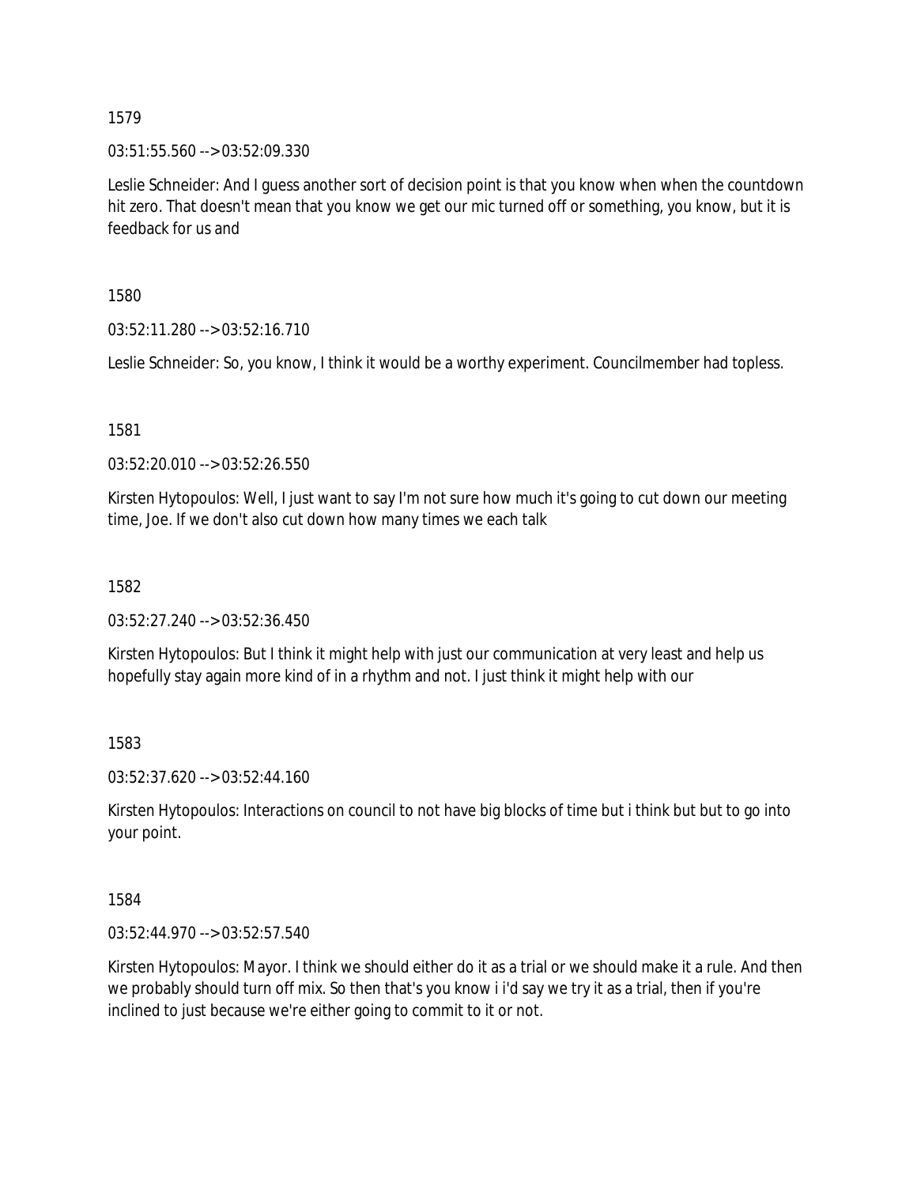1579

03:51:55.560 --> 03:52:09.330

Leslie Schneider: And I guess another sort of decision point is that you know when when the countdown hit zero. That doesn't mean that you know we get our mic turned off or something, you know, but it is feedback for us and

1580

03:52:11.280 --> 03:52:16.710

Leslie Schneider: So, you know, I think it would be a worthy experiment. Councilmember had topless.

1581

03:52:20.010 --> 03:52:26.550

Kirsten Hytopoulos: Well, I just want to say I'm not sure how much it's going to cut down our meeting time, Joe. If we don't also cut down how many times we each talk

1582

03:52:27.240 --> 03:52:36.450

Kirsten Hytopoulos: But I think it might help with just our communication at very least and help us hopefully stay again more kind of in a rhythm and not. I just think it might help with our

1583

03:52:37.620 --> 03:52:44.160

Kirsten Hytopoulos: Interactions on council to not have big blocks of time but i think but but to go into your point.

1584

03:52:44.970 --> 03:52:57.540

Kirsten Hytopoulos: Mayor. I think we should either do it as a trial or we should make it a rule. And then we probably should turn off mix. So then that's you know i i'd say we try it as a trial, then if you're inclined to just because we're either going to commit to it or not.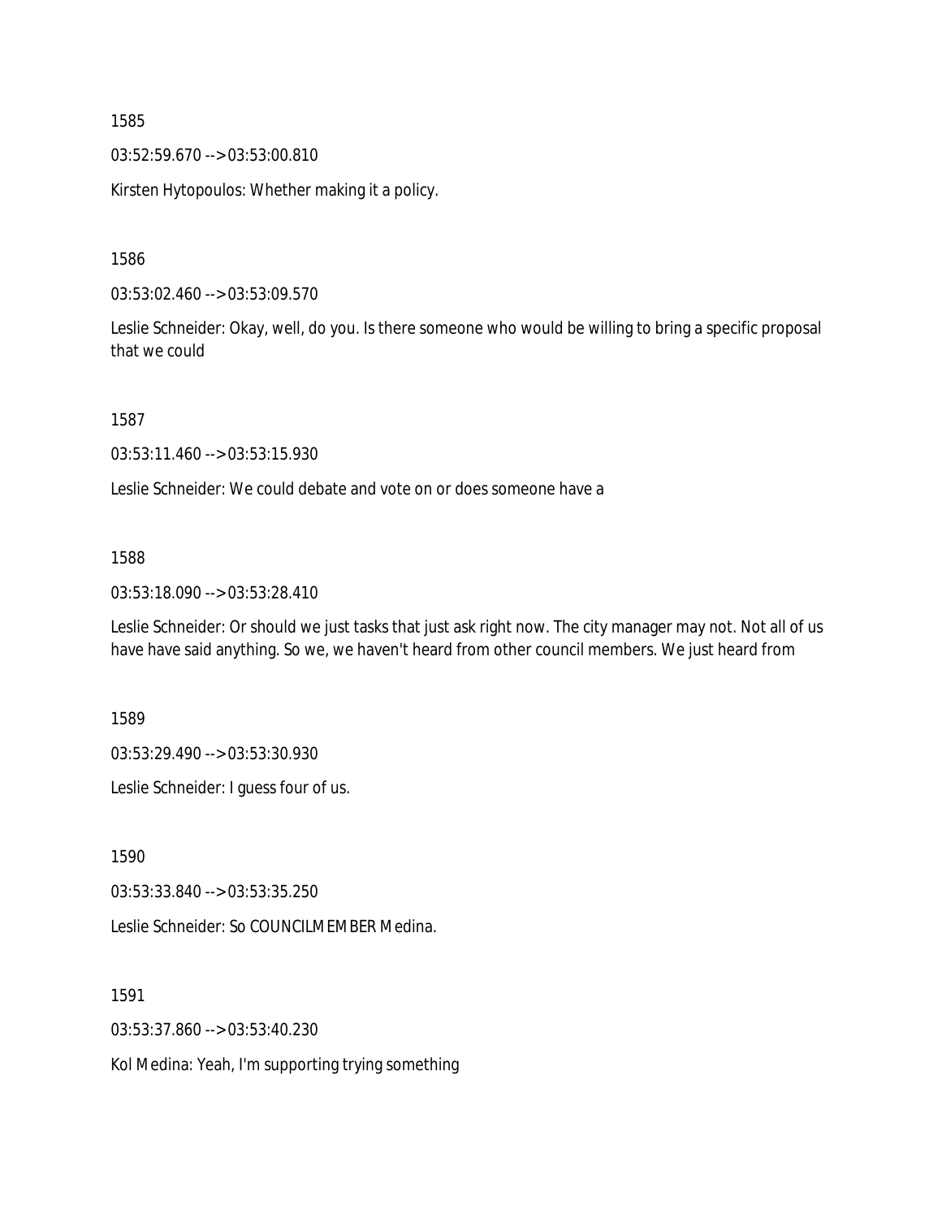1585

03:52:59.670 --> 03:53:00.810

Kirsten Hytopoulos: Whether making it a policy.

1586

03:53:02.460 --> 03:53:09.570

Leslie Schneider: Okay, well, do you. Is there someone who would be willing to bring a specific proposal that we could

1587

03:53:11.460 --> 03:53:15.930

Leslie Schneider: We could debate and vote on or does someone have a

1588

03:53:18.090 --> 03:53:28.410

Leslie Schneider: Or should we just tasks that just ask right now. The city manager may not. Not all of us have have said anything. So we, we haven't heard from other council members. We just heard from

1589

03:53:29.490 --> 03:53:30.930

Leslie Schneider: I guess four of us.

1590

03:53:33.840 --> 03:53:35.250

Leslie Schneider: So COUNCILMEMBER Medina.

1591

03:53:37.860 --> 03:53:40.230

Kol Medina: Yeah, I'm supporting trying something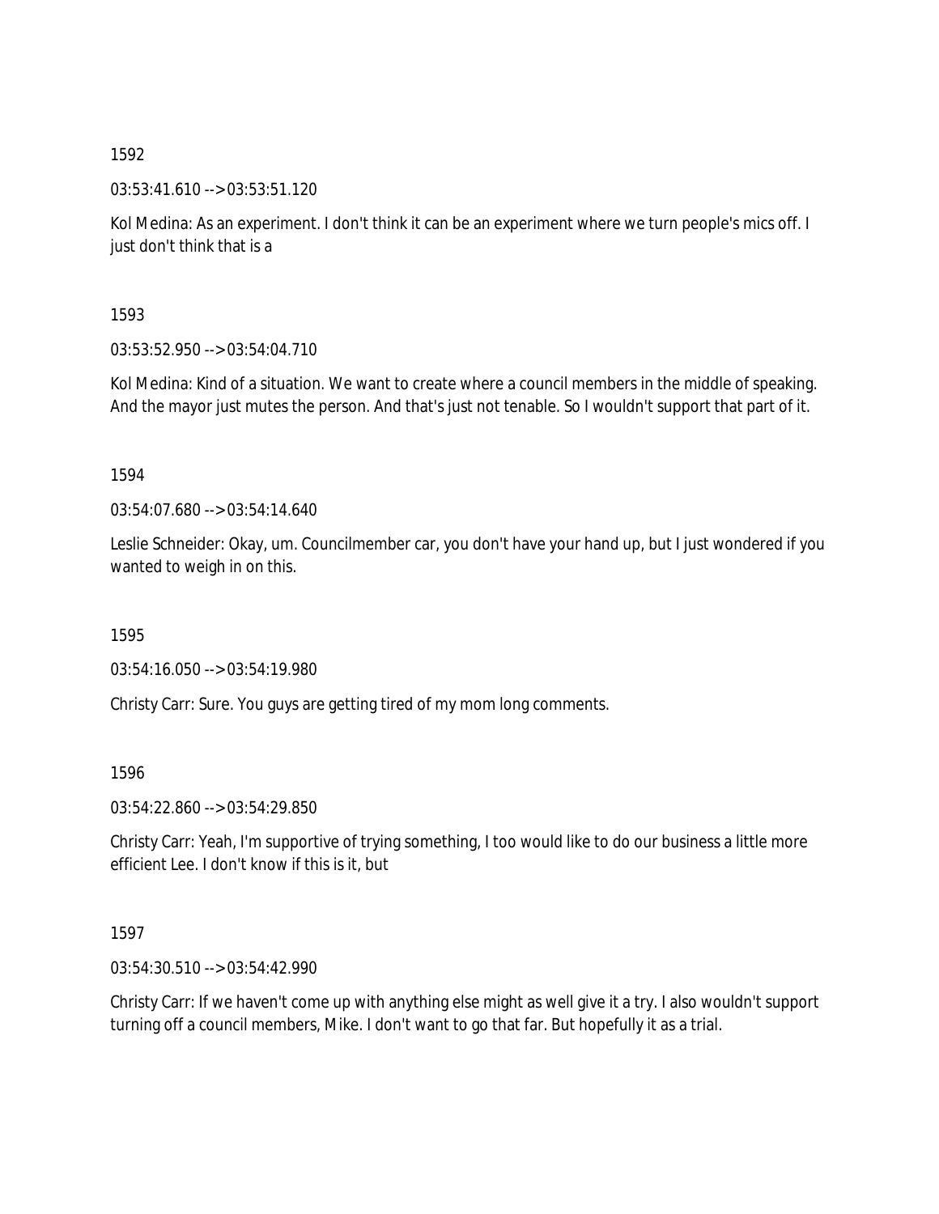1592

03:53:41.610 --> 03:53:51.120

Kol Medina: As an experiment. I don't think it can be an experiment where we turn people's mics off. I just don't think that is a

1593

03:53:52.950 --> 03:54:04.710

Kol Medina: Kind of a situation. We want to create where a council members in the middle of speaking. And the mayor just mutes the person. And that's just not tenable. So I wouldn't support that part of it.

1594

03:54:07.680 --> 03:54:14.640

Leslie Schneider: Okay, um. Councilmember car, you don't have your hand up, but I just wondered if you wanted to weigh in on this.

1595

03:54:16.050 --> 03:54:19.980

Christy Carr: Sure. You guys are getting tired of my mom long comments.

1596

03:54:22.860 --> 03:54:29.850

Christy Carr: Yeah, I'm supportive of trying something, I too would like to do our business a little more efficient Lee. I don't know if this is it, but

1597

03:54:30.510 --> 03:54:42.990

Christy Carr: If we haven't come up with anything else might as well give it a try. I also wouldn't support turning off a council members, Mike. I don't want to go that far. But hopefully it as a trial.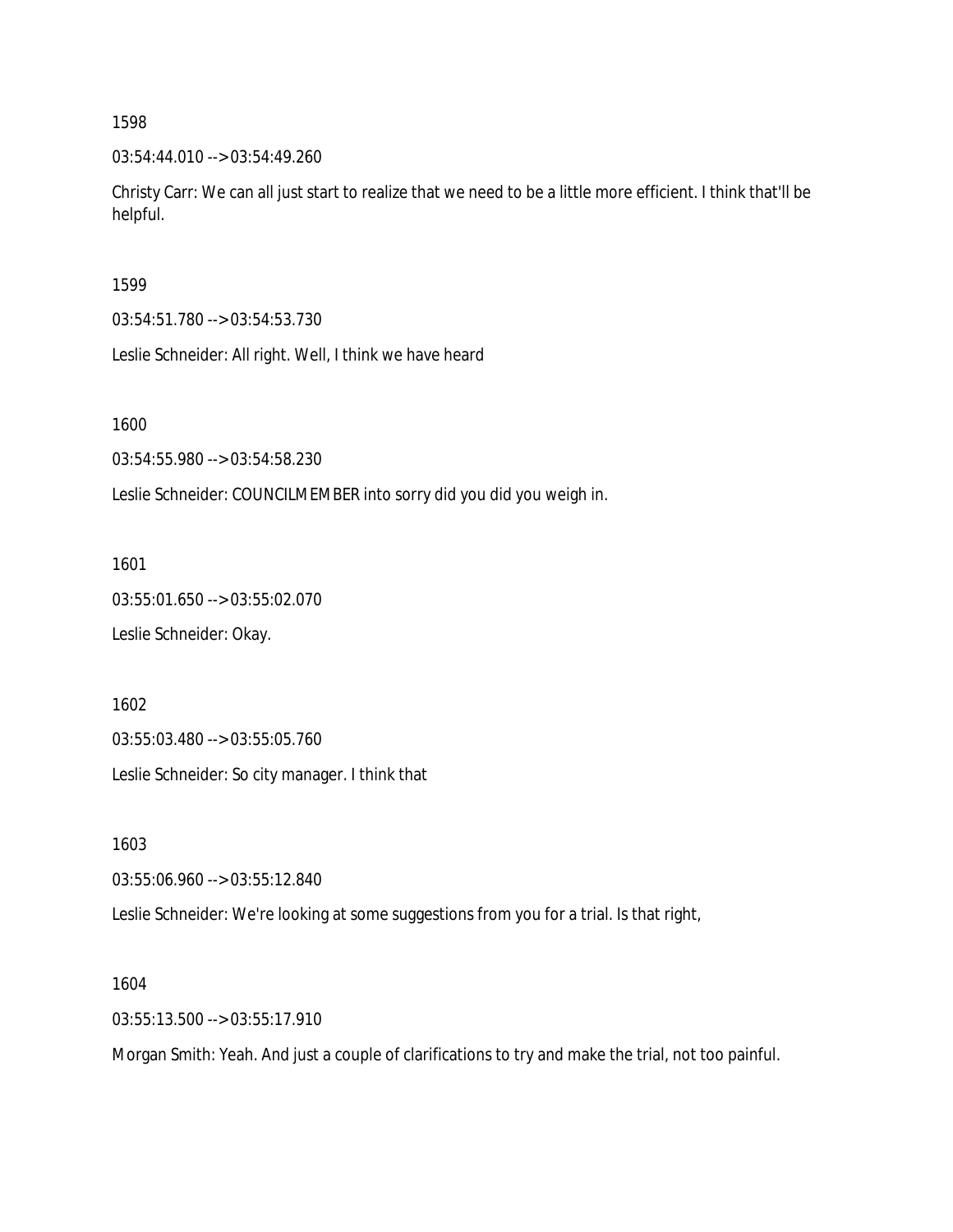1598

03:54:44.010 --> 03:54:49.260

Christy Carr: We can all just start to realize that we need to be a little more efficient. I think that'll be helpful.

1599

03:54:51.780 --> 03:54:53.730

Leslie Schneider: All right. Well, I think we have heard

1600

03:54:55.980 --> 03:54:58.230

Leslie Schneider: COUNCILMEMBER into sorry did you did you weigh in.

1601

03:55:01.650 --> 03:55:02.070

Leslie Schneider: Okay.

1602

03:55:03.480 --> 03:55:05.760

Leslie Schneider: So city manager. I think that

1603

03:55:06.960 --> 03:55:12.840

Leslie Schneider: We're looking at some suggestions from you for a trial. Is that right,

1604

03:55:13.500 --> 03:55:17.910

Morgan Smith: Yeah. And just a couple of clarifications to try and make the trial, not too painful.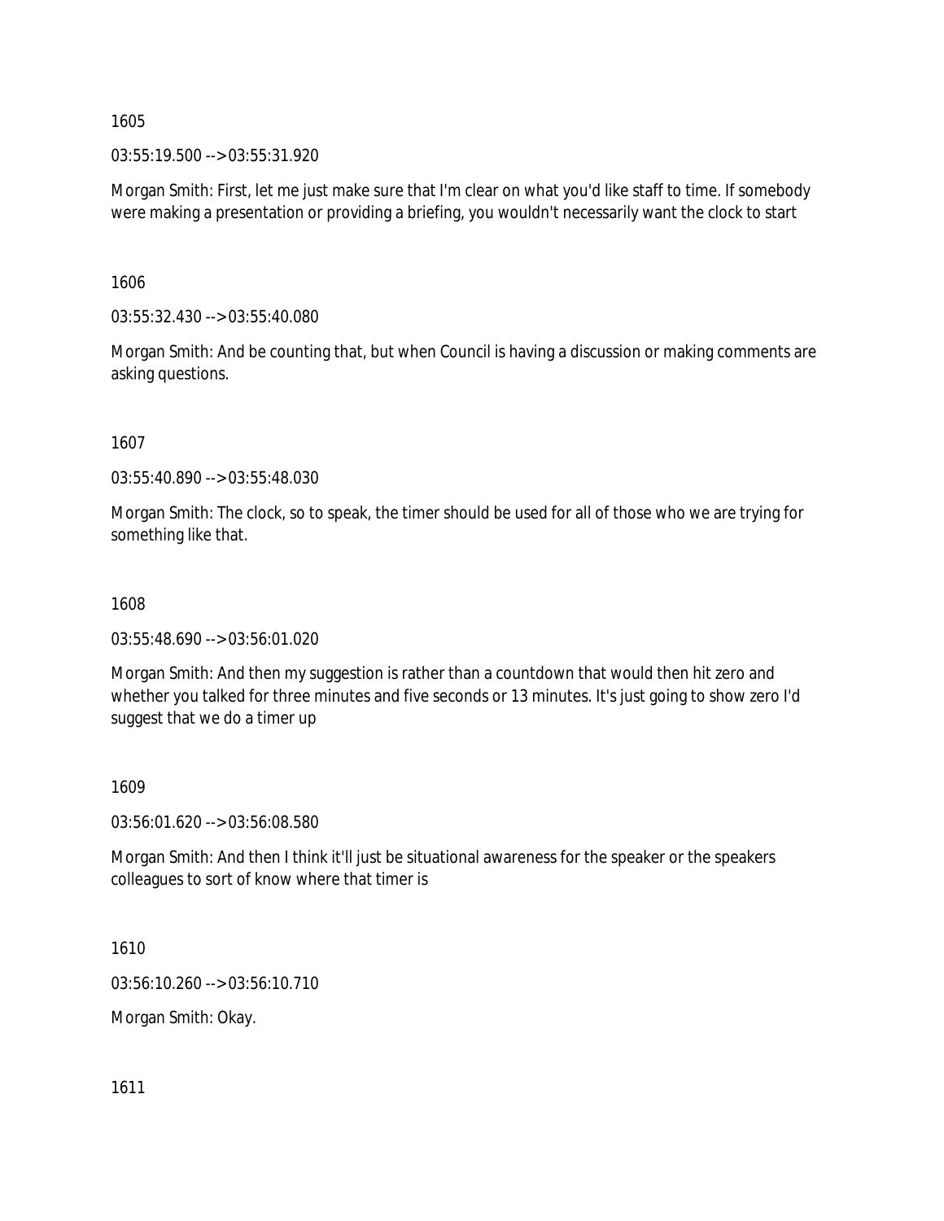1605

03:55:19.500 --> 03:55:31.920

Morgan Smith: First, let me just make sure that I'm clear on what you'd like staff to time. If somebody were making a presentation or providing a briefing, you wouldn't necessarily want the clock to start

1606

03:55:32.430 --> 03:55:40.080

Morgan Smith: And be counting that, but when Council is having a discussion or making comments are asking questions.

1607

03:55:40.890 --> 03:55:48.030

Morgan Smith: The clock, so to speak, the timer should be used for all of those who we are trying for something like that.

1608

03:55:48.690 --> 03:56:01.020

Morgan Smith: And then my suggestion is rather than a countdown that would then hit zero and whether you talked for three minutes and five seconds or 13 minutes. It's just going to show zero I'd suggest that we do a timer up

1609

03:56:01.620 --> 03:56:08.580

Morgan Smith: And then I think it'll just be situational awareness for the speaker or the speakers colleagues to sort of know where that timer is

1610

03:56:10.260 --> 03:56:10.710

Morgan Smith: Okay.

1611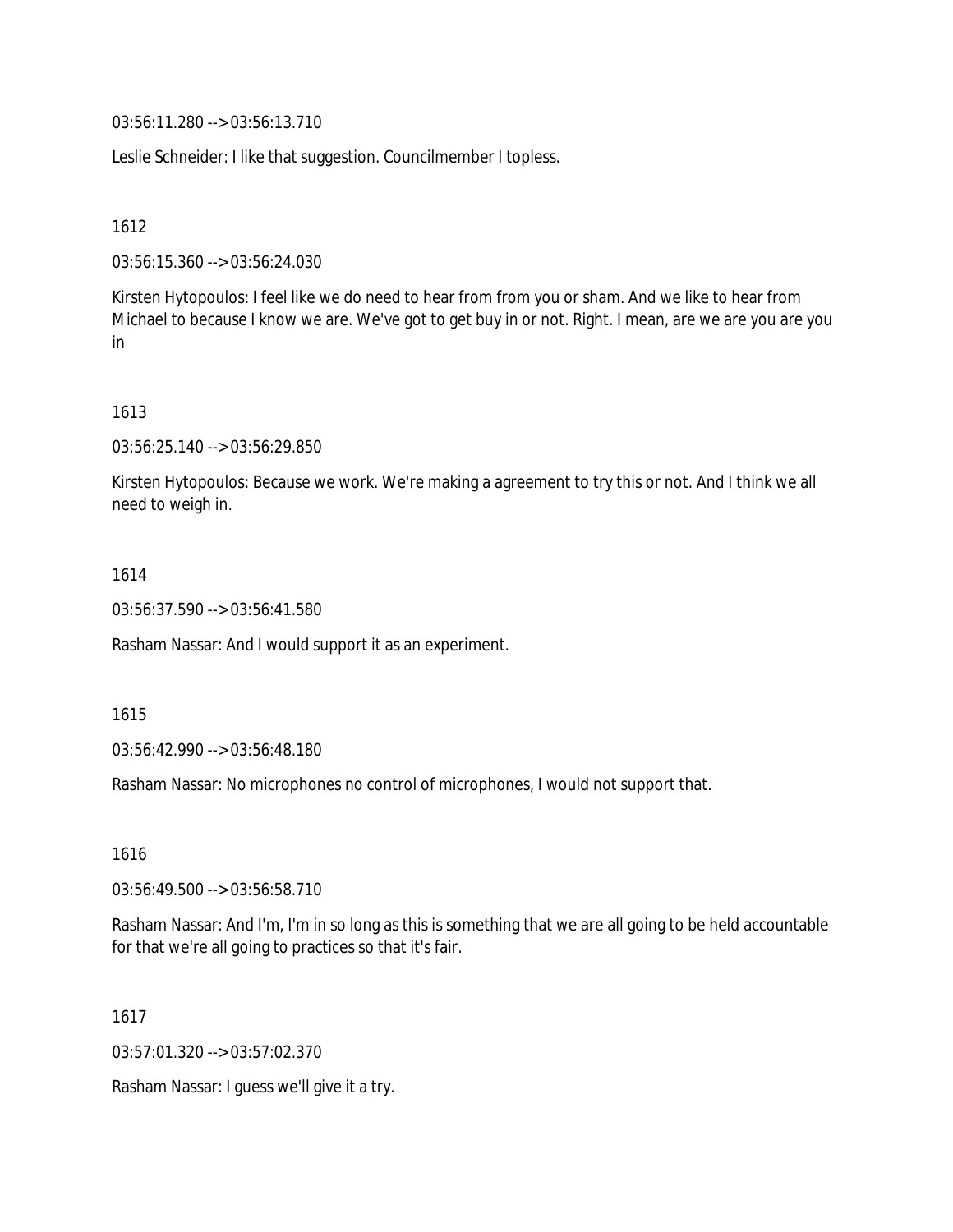03:56:11.280 --> 03:56:13.710

Leslie Schneider: I like that suggestion. Councilmember I topless.

1612

03:56:15.360 --> 03:56:24.030

Kirsten Hytopoulos: I feel like we do need to hear from from you or sham. And we like to hear from Michael to because I know we are. We've got to get buy in or not. Right. I mean, are we are you are you in

1613

03:56:25.140 --> 03:56:29.850

Kirsten Hytopoulos: Because we work. We're making a agreement to try this or not. And I think we all need to weigh in.

1614

03:56:37.590 --> 03:56:41.580

Rasham Nassar: And I would support it as an experiment.

1615

03:56:42.990 --> 03:56:48.180

Rasham Nassar: No microphones no control of microphones, I would not support that.

1616

03:56:49.500 --> 03:56:58.710

Rasham Nassar: And I'm, I'm in so long as this is something that we are all going to be held accountable for that we're all going to practices so that it's fair.

1617

03:57:01.320 --> 03:57:02.370

Rasham Nassar: I guess we'll give it a try.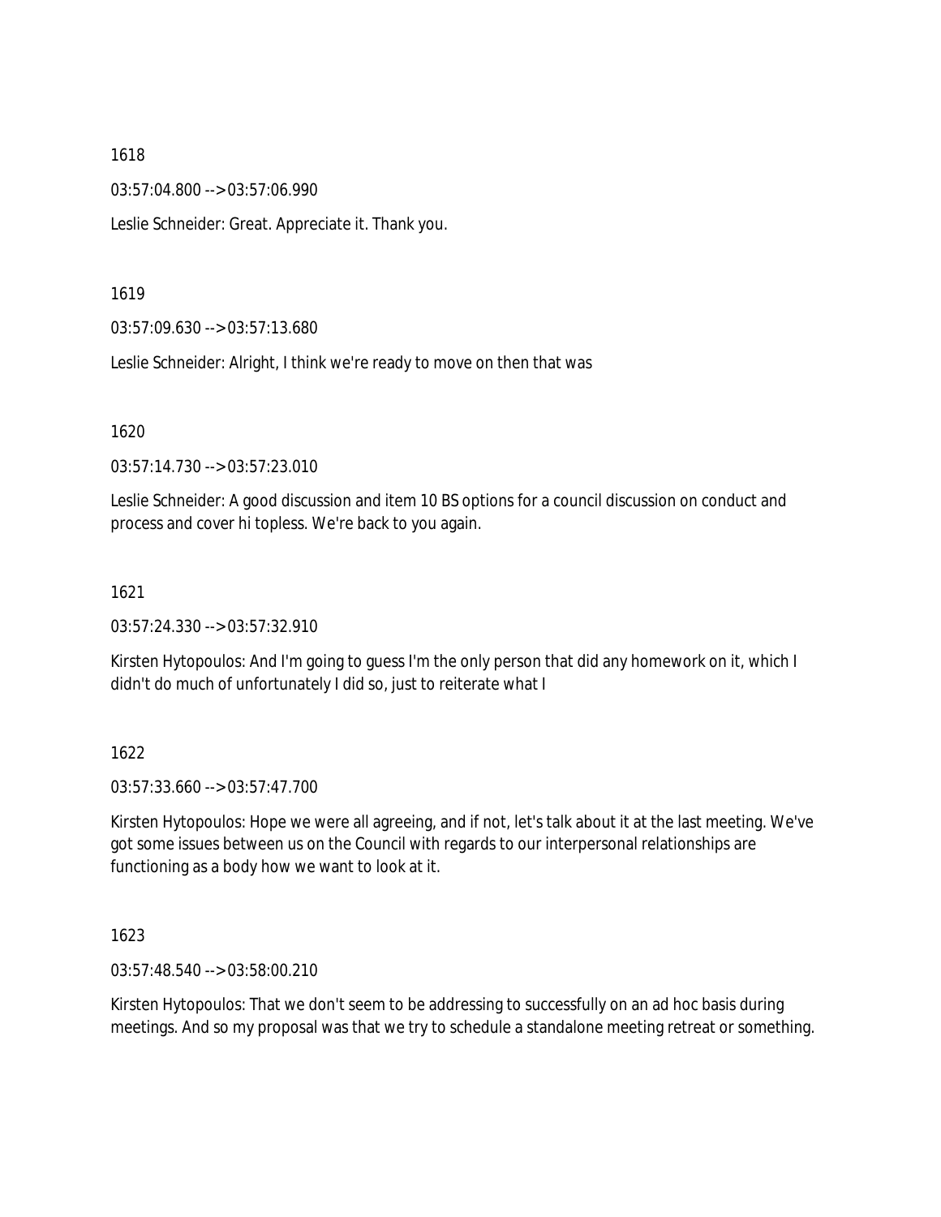1618

03:57:04.800 --> 03:57:06.990

Leslie Schneider: Great. Appreciate it. Thank you.

1619

03:57:09.630 --> 03:57:13.680

Leslie Schneider: Alright, I think we're ready to move on then that was

1620

03:57:14.730 --> 03:57:23.010

Leslie Schneider: A good discussion and item 10 BS options for a council discussion on conduct and process and cover hi topless. We're back to you again.

1621

03:57:24.330 --> 03:57:32.910

Kirsten Hytopoulos: And I'm going to guess I'm the only person that did any homework on it, which I didn't do much of unfortunately I did so, just to reiterate what I

1622

03:57:33.660 --> 03:57:47.700

Kirsten Hytopoulos: Hope we were all agreeing, and if not, let's talk about it at the last meeting. We've got some issues between us on the Council with regards to our interpersonal relationships are functioning as a body how we want to look at it.

1623

03:57:48.540 --> 03:58:00.210

Kirsten Hytopoulos: That we don't seem to be addressing to successfully on an ad hoc basis during meetings. And so my proposal was that we try to schedule a standalone meeting retreat or something.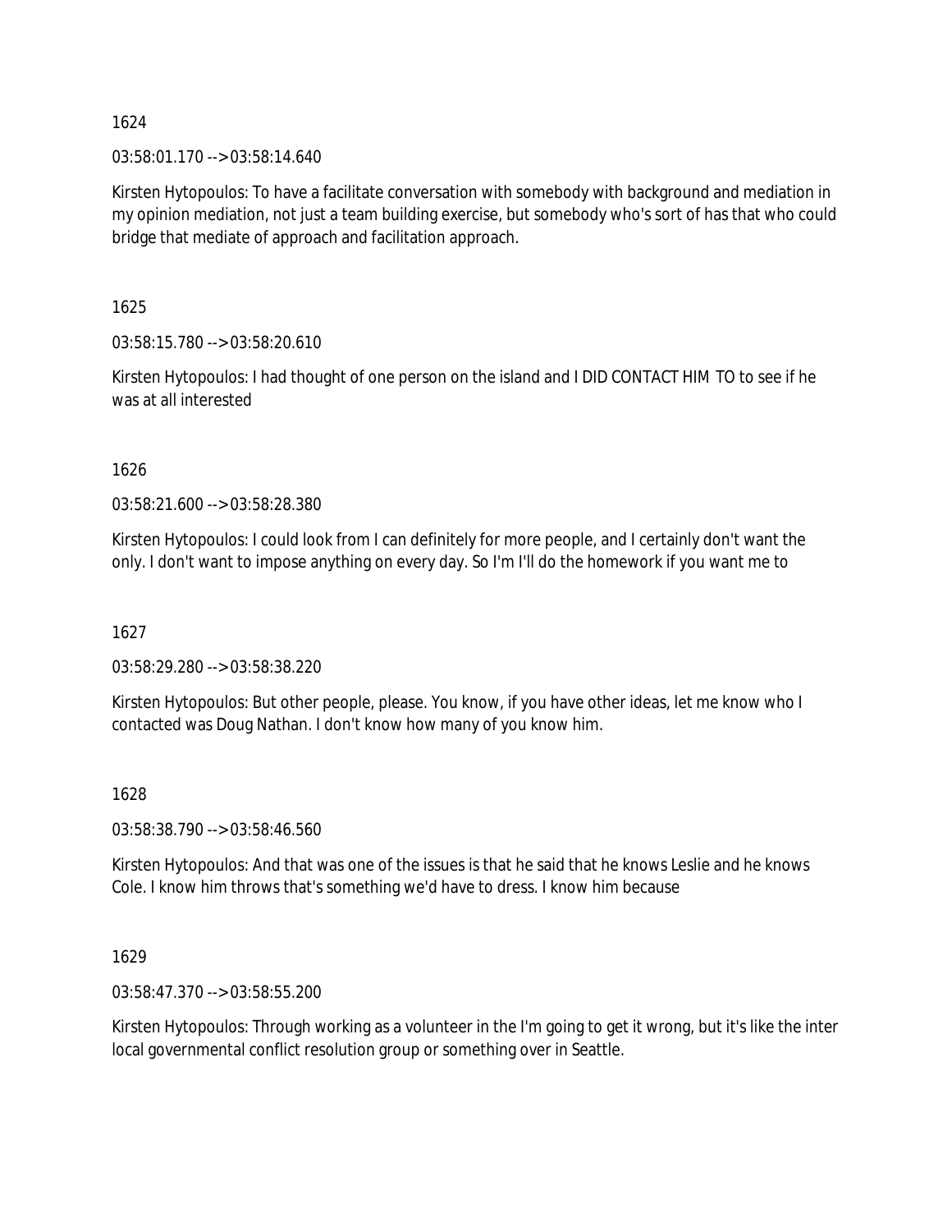1624

03:58:01.170 --> 03:58:14.640

Kirsten Hytopoulos: To have a facilitate conversation with somebody with background and mediation in my opinion mediation, not just a team building exercise, but somebody who's sort of has that who could bridge that mediate of approach and facilitation approach.

1625

03:58:15.780 --> 03:58:20.610

Kirsten Hytopoulos: I had thought of one person on the island and I DID CONTACT HIM TO to see if he was at all interested

1626

03:58:21.600 --> 03:58:28.380

Kirsten Hytopoulos: I could look from I can definitely for more people, and I certainly don't want the only. I don't want to impose anything on every day. So I'm I'll do the homework if you want me to

1627

03:58:29.280 --> 03:58:38.220

Kirsten Hytopoulos: But other people, please. You know, if you have other ideas, let me know who I contacted was Doug Nathan. I don't know how many of you know him.

1628

03:58:38.790 --> 03:58:46.560

Kirsten Hytopoulos: And that was one of the issues is that he said that he knows Leslie and he knows Cole. I know him throws that's something we'd have to dress. I know him because

1629

03:58:47.370 --> 03:58:55.200

Kirsten Hytopoulos: Through working as a volunteer in the I'm going to get it wrong, but it's like the inter local governmental conflict resolution group or something over in Seattle.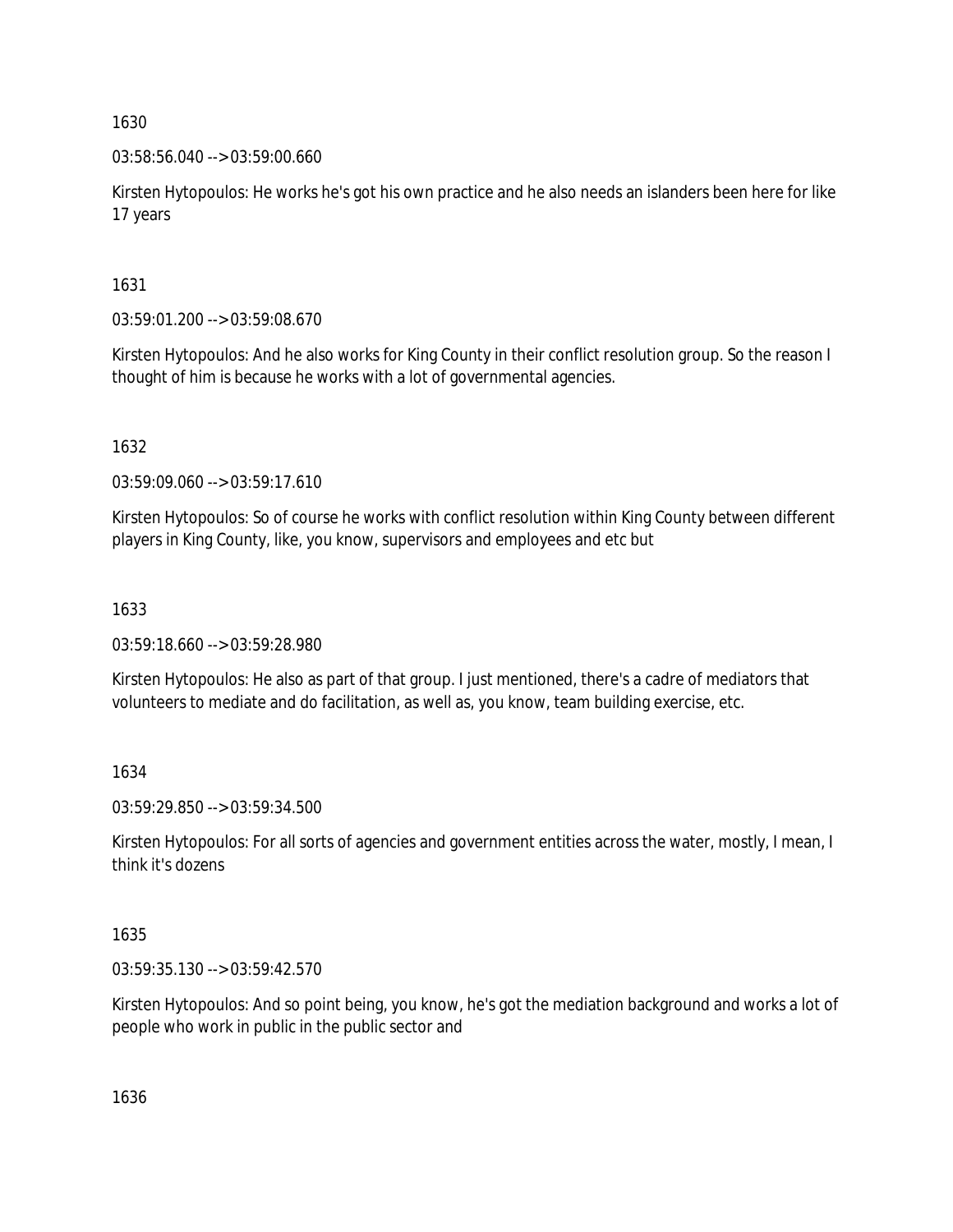1630

03:58:56.040 --> 03:59:00.660

Kirsten Hytopoulos: He works he's got his own practice and he also needs an islanders been here for like 17 years

1631

03:59:01.200 --> 03:59:08.670

Kirsten Hytopoulos: And he also works for King County in their conflict resolution group. So the reason I thought of him is because he works with a lot of governmental agencies.

1632

03:59:09.060 --> 03:59:17.610

Kirsten Hytopoulos: So of course he works with conflict resolution within King County between different players in King County, like, you know, supervisors and employees and etc but

1633

03:59:18.660 --> 03:59:28.980

Kirsten Hytopoulos: He also as part of that group. I just mentioned, there's a cadre of mediators that volunteers to mediate and do facilitation, as well as, you know, team building exercise, etc.

1634

03:59:29.850 --> 03:59:34.500

Kirsten Hytopoulos: For all sorts of agencies and government entities across the water, mostly, I mean, I think it's dozens

1635

03:59:35.130 --> 03:59:42.570

Kirsten Hytopoulos: And so point being, you know, he's got the mediation background and works a lot of people who work in public in the public sector and

1636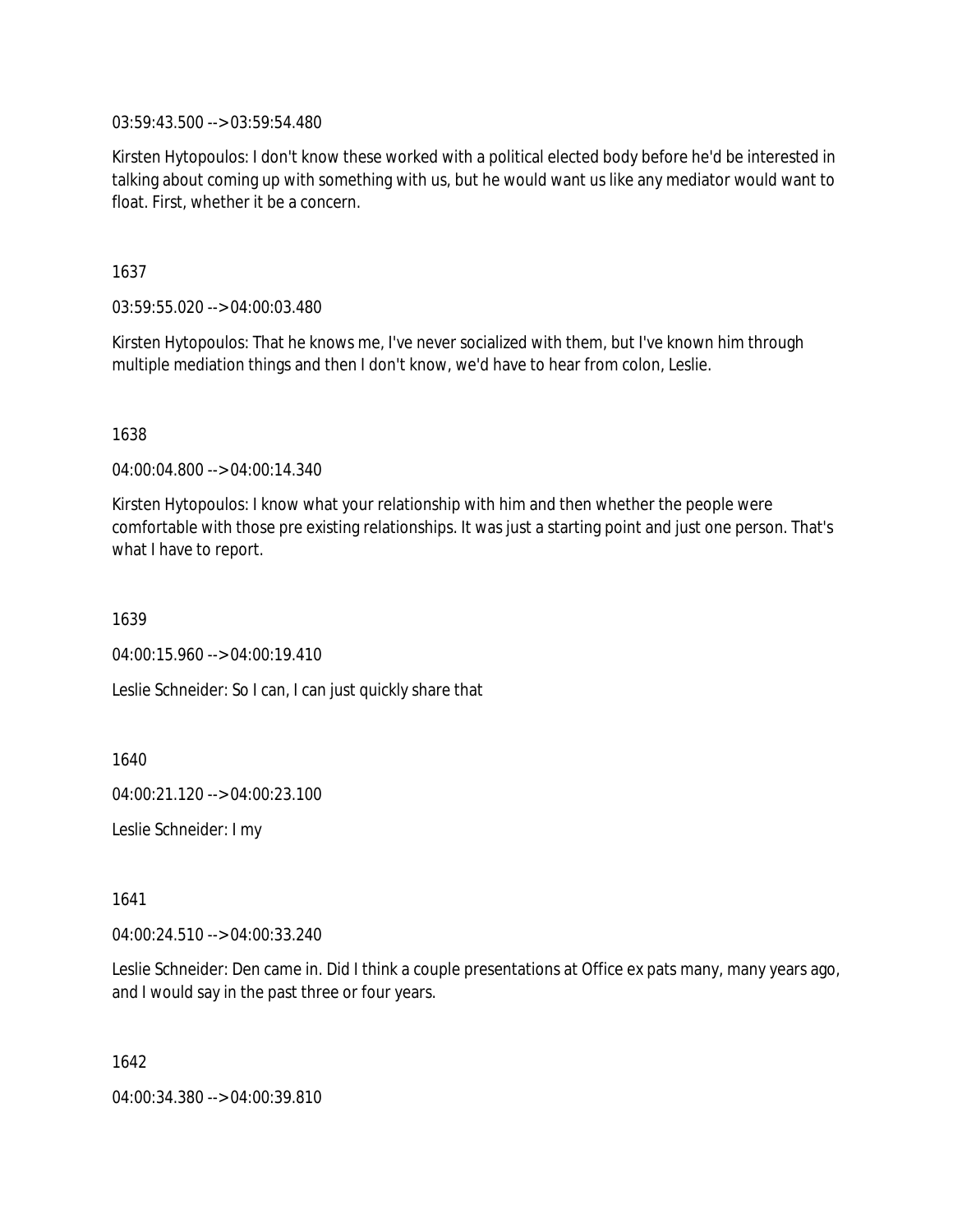03:59:43.500 --> 03:59:54.480

Kirsten Hytopoulos: I don't know these worked with a political elected body before he'd be interested in talking about coming up with something with us, but he would want us like any mediator would want to float. First, whether it be a concern.

1637

03:59:55.020 --> 04:00:03.480

Kirsten Hytopoulos: That he knows me, I've never socialized with them, but I've known him through multiple mediation things and then I don't know, we'd have to hear from colon, Leslie.

1638

04:00:04.800 --> 04:00:14.340

Kirsten Hytopoulos: I know what your relationship with him and then whether the people were comfortable with those pre existing relationships. It was just a starting point and just one person. That's what I have to report.

1639

04:00:15.960 --> 04:00:19.410

Leslie Schneider: So I can, I can just quickly share that

1640

04:00:21.120 --> 04:00:23.100

Leslie Schneider: I my

1641

04:00:24.510 --> 04:00:33.240

Leslie Schneider: Den came in. Did I think a couple presentations at Office ex pats many, many years ago, and I would say in the past three or four years.

1642

04:00:34.380 --> 04:00:39.810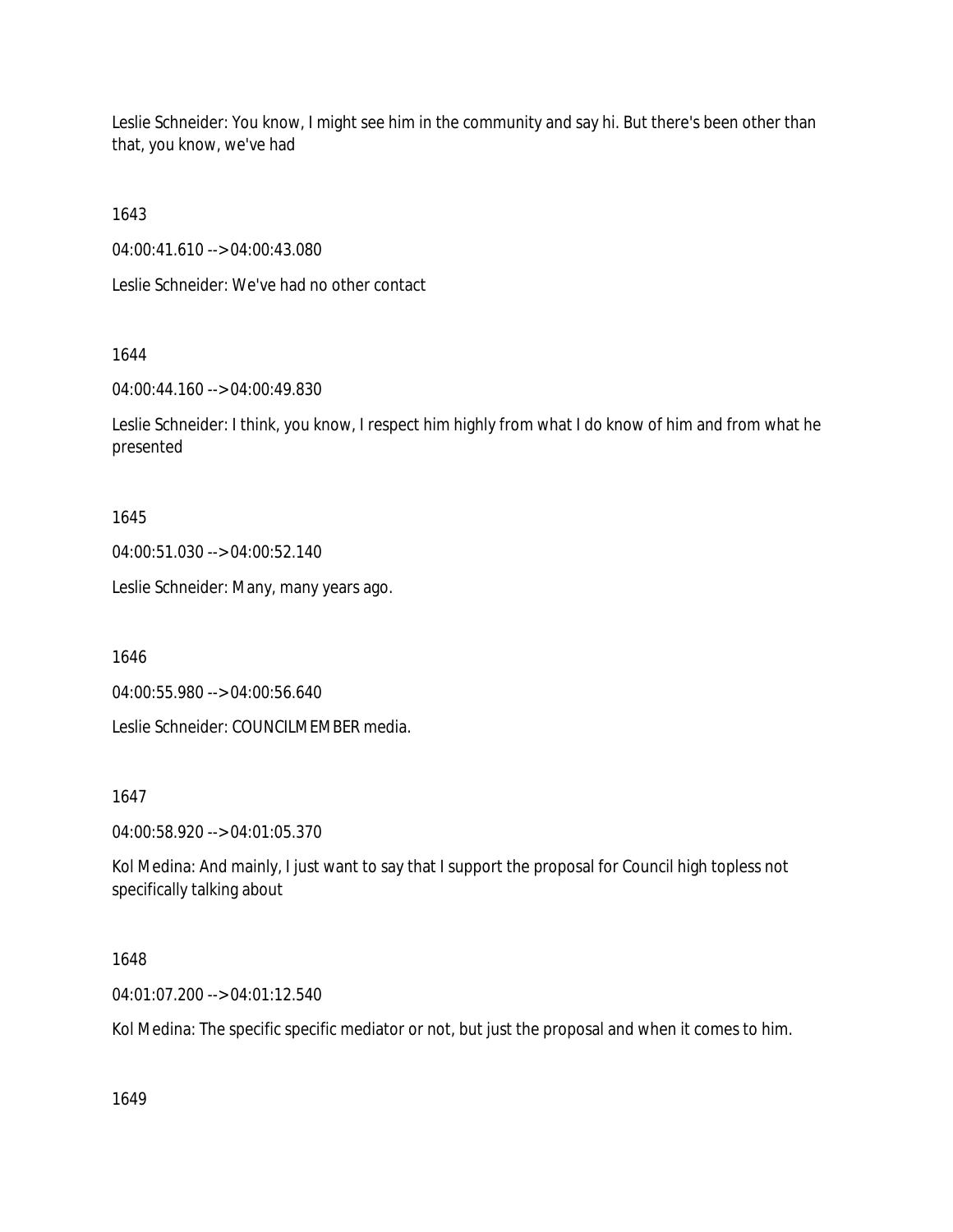Leslie Schneider: You know, I might see him in the community and say hi. But there's been other than that, you know, we've had

1643

04:00:41.610 --> 04:00:43.080

Leslie Schneider: We've had no other contact

1644

04:00:44.160 --> 04:00:49.830

Leslie Schneider: I think, you know, I respect him highly from what I do know of him and from what he presented

1645

04:00:51.030 --> 04:00:52.140

Leslie Schneider: Many, many years ago.

1646

04:00:55.980 --> 04:00:56.640

Leslie Schneider: COUNCILMEMBER media.

1647

04:00:58.920 --> 04:01:05.370

Kol Medina: And mainly, I just want to say that I support the proposal for Council high topless not specifically talking about

1648

04:01:07.200 --> 04:01:12.540

Kol Medina: The specific specific mediator or not, but just the proposal and when it comes to him.

1649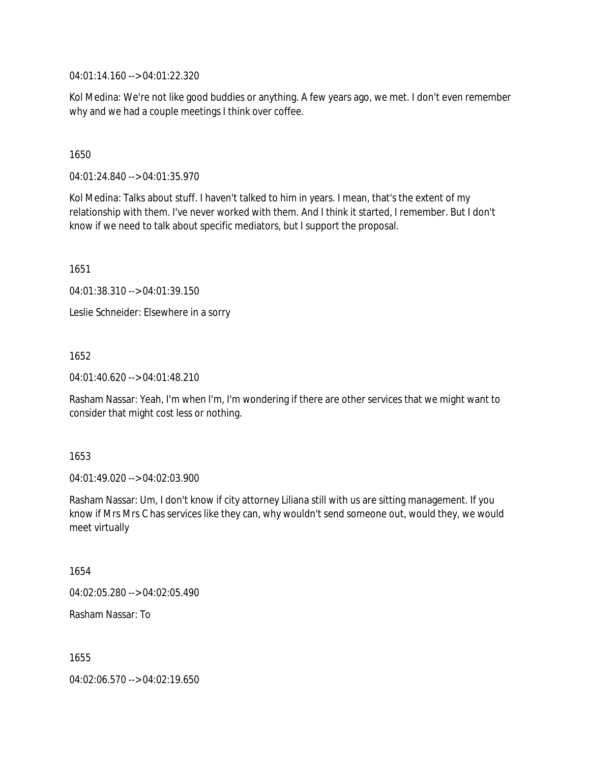04:01:14.160 --> 04:01:22.320

Kol Medina: We're not like good buddies or anything. A few years ago, we met. I don't even remember why and we had a couple meetings I think over coffee.

1650

04:01:24.840 --> 04:01:35.970

Kol Medina: Talks about stuff. I haven't talked to him in years. I mean, that's the extent of my relationship with them. I've never worked with them. And I think it started, I remember. But I don't know if we need to talk about specific mediators, but I support the proposal.

1651

04:01:38.310 --> 04:01:39.150

Leslie Schneider: Elsewhere in a sorry

1652

04:01:40.620 --> 04:01:48.210

Rasham Nassar: Yeah, I'm when I'm, I'm wondering if there are other services that we might want to consider that might cost less or nothing.

1653

04:01:49.020 --> 04:02:03.900

Rasham Nassar: Um, I don't know if city attorney Liliana still with us are sitting management. If you know if Mrs Mrs C has services like they can, why wouldn't send someone out, would they, we would meet virtually

1654

04:02:05.280 --> 04:02:05.490

Rasham Nassar: To

1655

04:02:06.570 --> 04:02:19.650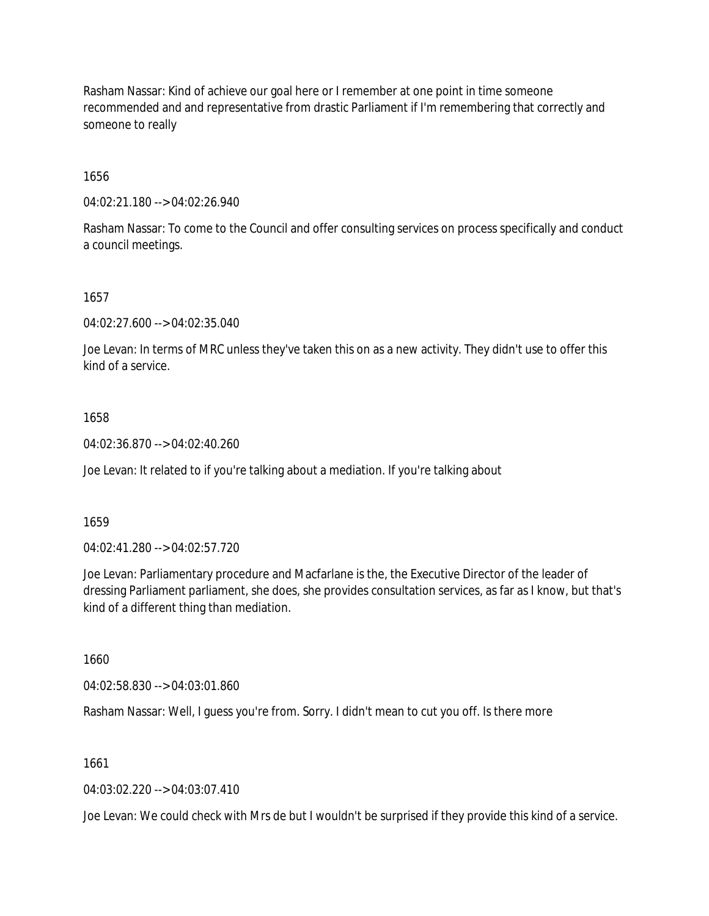Rasham Nassar: Kind of achieve our goal here or I remember at one point in time someone recommended and and representative from drastic Parliament if I'm remembering that correctly and someone to really

1656

04:02:21.180 --> 04:02:26.940

Rasham Nassar: To come to the Council and offer consulting services on process specifically and conduct a council meetings.

1657

04:02:27.600 --> 04:02:35.040

Joe Levan: In terms of MRC unless they've taken this on as a new activity. They didn't use to offer this kind of a service.

1658

04:02:36.870 --> 04:02:40.260

Joe Levan: It related to if you're talking about a mediation. If you're talking about

1659

04:02:41.280 --> 04:02:57.720

Joe Levan: Parliamentary procedure and Macfarlane is the, the Executive Director of the leader of dressing Parliament parliament, she does, she provides consultation services, as far as I know, but that's kind of a different thing than mediation.

1660

04:02:58.830 --> 04:03:01.860

Rasham Nassar: Well, I guess you're from. Sorry. I didn't mean to cut you off. Is there more

1661

04:03:02.220 --> 04:03:07.410

Joe Levan: We could check with Mrs de but I wouldn't be surprised if they provide this kind of a service.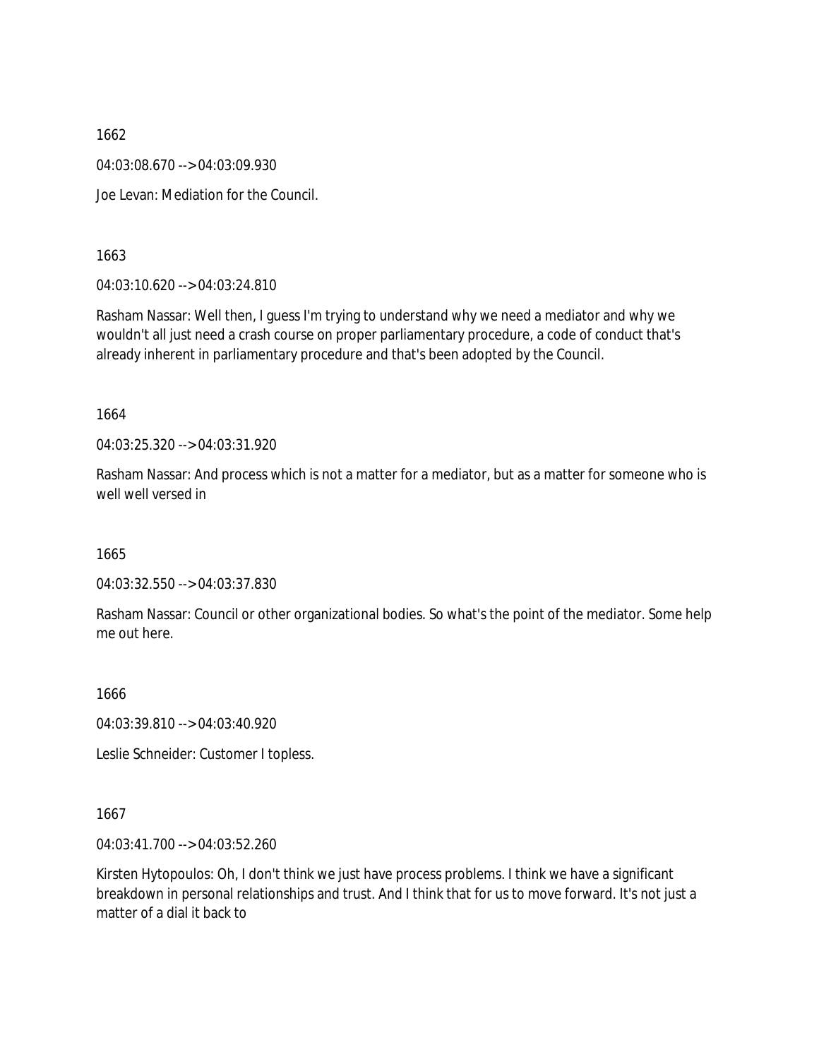1662

04:03:08.670 --> 04:03:09.930

Joe Levan: Mediation for the Council.

1663

04:03:10.620 --> 04:03:24.810

Rasham Nassar: Well then, I guess I'm trying to understand why we need a mediator and why we wouldn't all just need a crash course on proper parliamentary procedure, a code of conduct that's already inherent in parliamentary procedure and that's been adopted by the Council.

1664

04:03:25.320 --> 04:03:31.920

Rasham Nassar: And process which is not a matter for a mediator, but as a matter for someone who is well well versed in

1665

04:03:32.550 --> 04:03:37.830

Rasham Nassar: Council or other organizational bodies. So what's the point of the mediator. Some help me out here.

1666

04:03:39.810 --> 04:03:40.920

Leslie Schneider: Customer I topless.

1667

04:03:41.700 --> 04:03:52.260

Kirsten Hytopoulos: Oh, I don't think we just have process problems. I think we have a significant breakdown in personal relationships and trust. And I think that for us to move forward. It's not just a matter of a dial it back to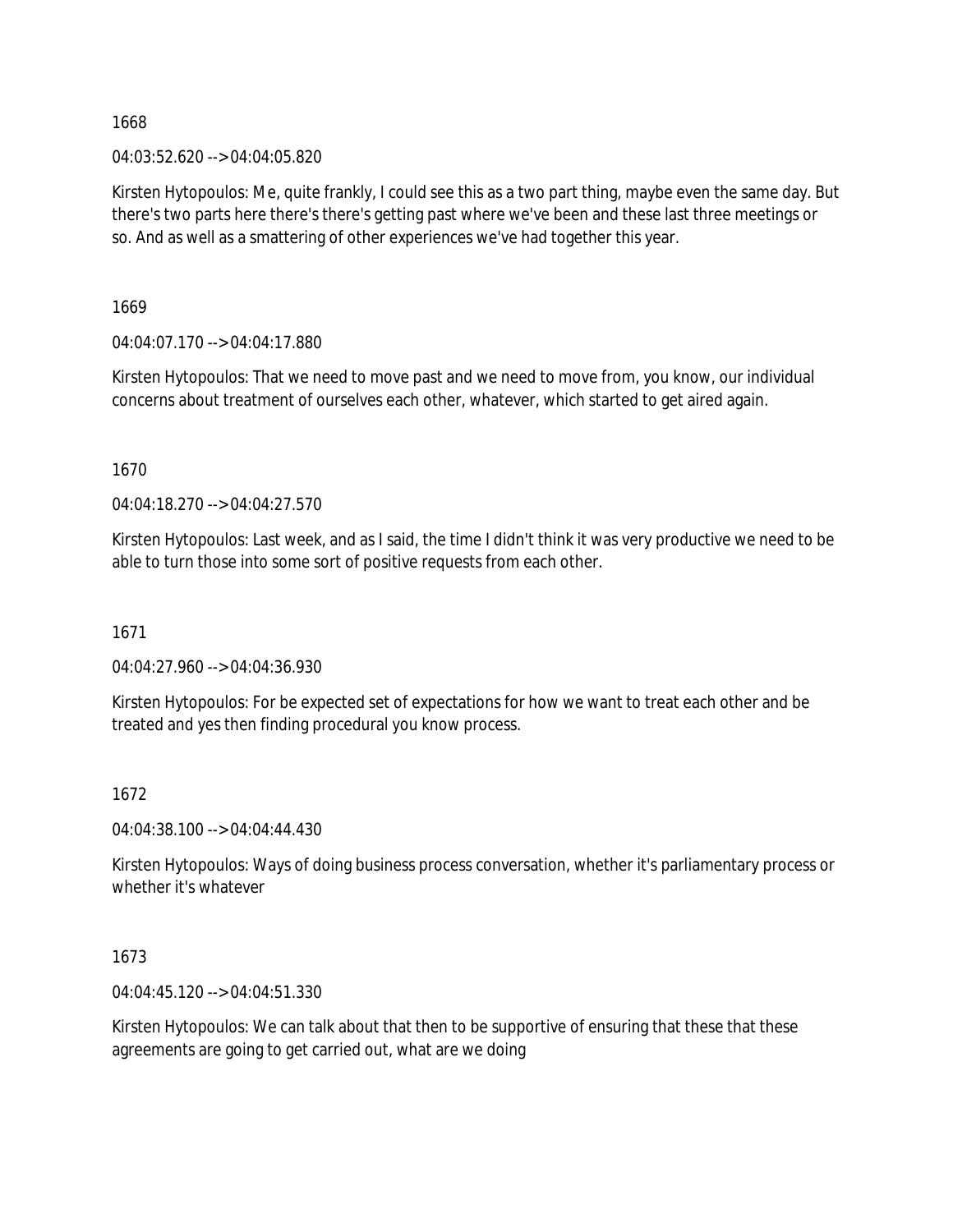1668

04:03:52.620 --> 04:04:05.820

Kirsten Hytopoulos: Me, quite frankly, I could see this as a two part thing, maybe even the same day. But there's two parts here there's there's getting past where we've been and these last three meetings or so. And as well as a smattering of other experiences we've had together this year.

1669

04:04:07.170 --> 04:04:17.880

Kirsten Hytopoulos: That we need to move past and we need to move from, you know, our individual concerns about treatment of ourselves each other, whatever, which started to get aired again.

1670

04:04:18.270 --> 04:04:27.570

Kirsten Hytopoulos: Last week, and as I said, the time I didn't think it was very productive we need to be able to turn those into some sort of positive requests from each other.

1671

04:04:27.960 --> 04:04:36.930

Kirsten Hytopoulos: For be expected set of expectations for how we want to treat each other and be treated and yes then finding procedural you know process.

1672

04:04:38.100 --> 04:04:44.430

Kirsten Hytopoulos: Ways of doing business process conversation, whether it's parliamentary process or whether it's whatever

1673

04:04:45.120 --> 04:04:51.330

Kirsten Hytopoulos: We can talk about that then to be supportive of ensuring that these that these agreements are going to get carried out, what are we doing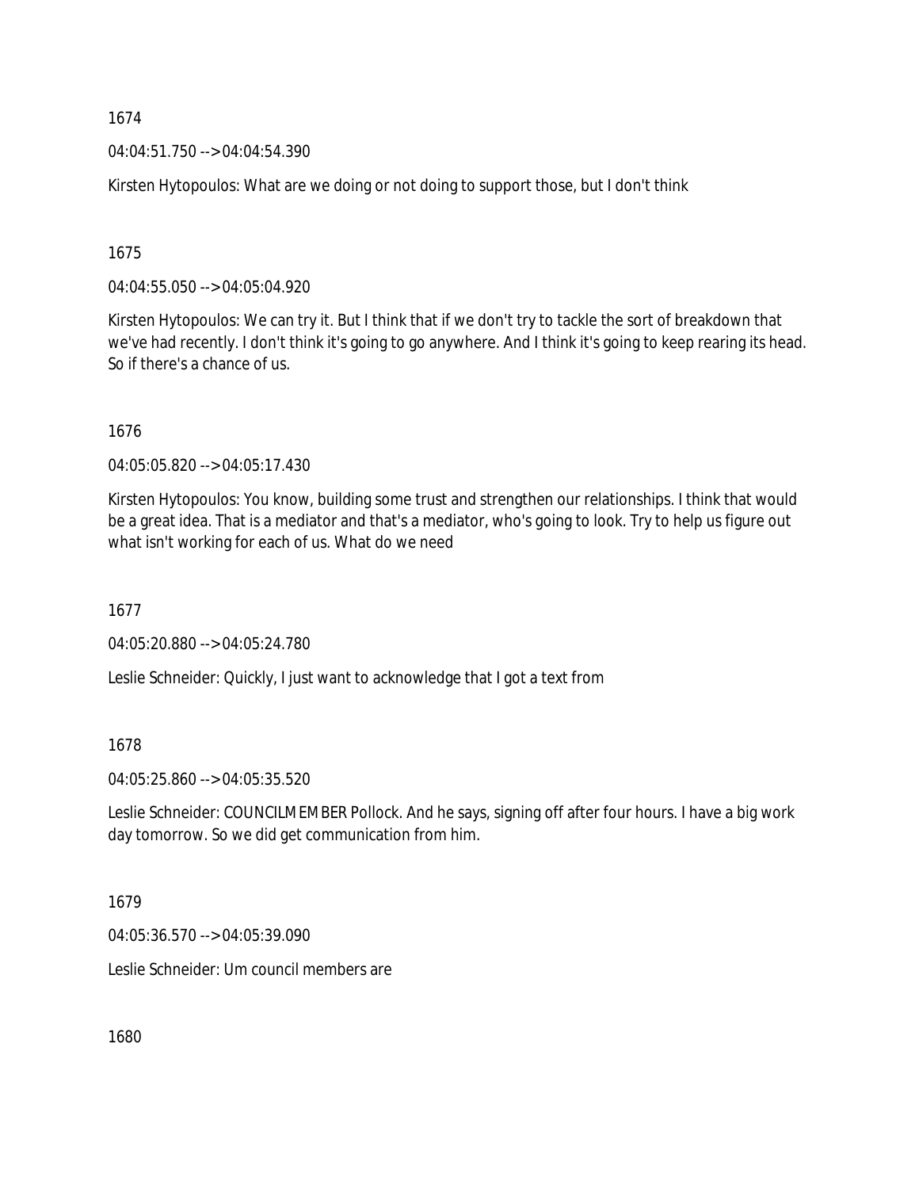1674

04:04:51.750 --> 04:04:54.390

Kirsten Hytopoulos: What are we doing or not doing to support those, but I don't think

1675

04:04:55.050 --> 04:05:04.920

Kirsten Hytopoulos: We can try it. But I think that if we don't try to tackle the sort of breakdown that we've had recently. I don't think it's going to go anywhere. And I think it's going to keep rearing its head. So if there's a chance of us.

1676

04:05:05.820 --> 04:05:17.430

Kirsten Hytopoulos: You know, building some trust and strengthen our relationships. I think that would be a great idea. That is a mediator and that's a mediator, who's going to look. Try to help us figure out what isn't working for each of us. What do we need

1677

04:05:20.880 --> 04:05:24.780

Leslie Schneider: Quickly, I just want to acknowledge that I got a text from

1678

04:05:25.860 --> 04:05:35.520

Leslie Schneider: COUNCILMEMBER Pollock. And he says, signing off after four hours. I have a big work day tomorrow. So we did get communication from him.

1679

04:05:36.570 --> 04:05:39.090

Leslie Schneider: Um council members are

1680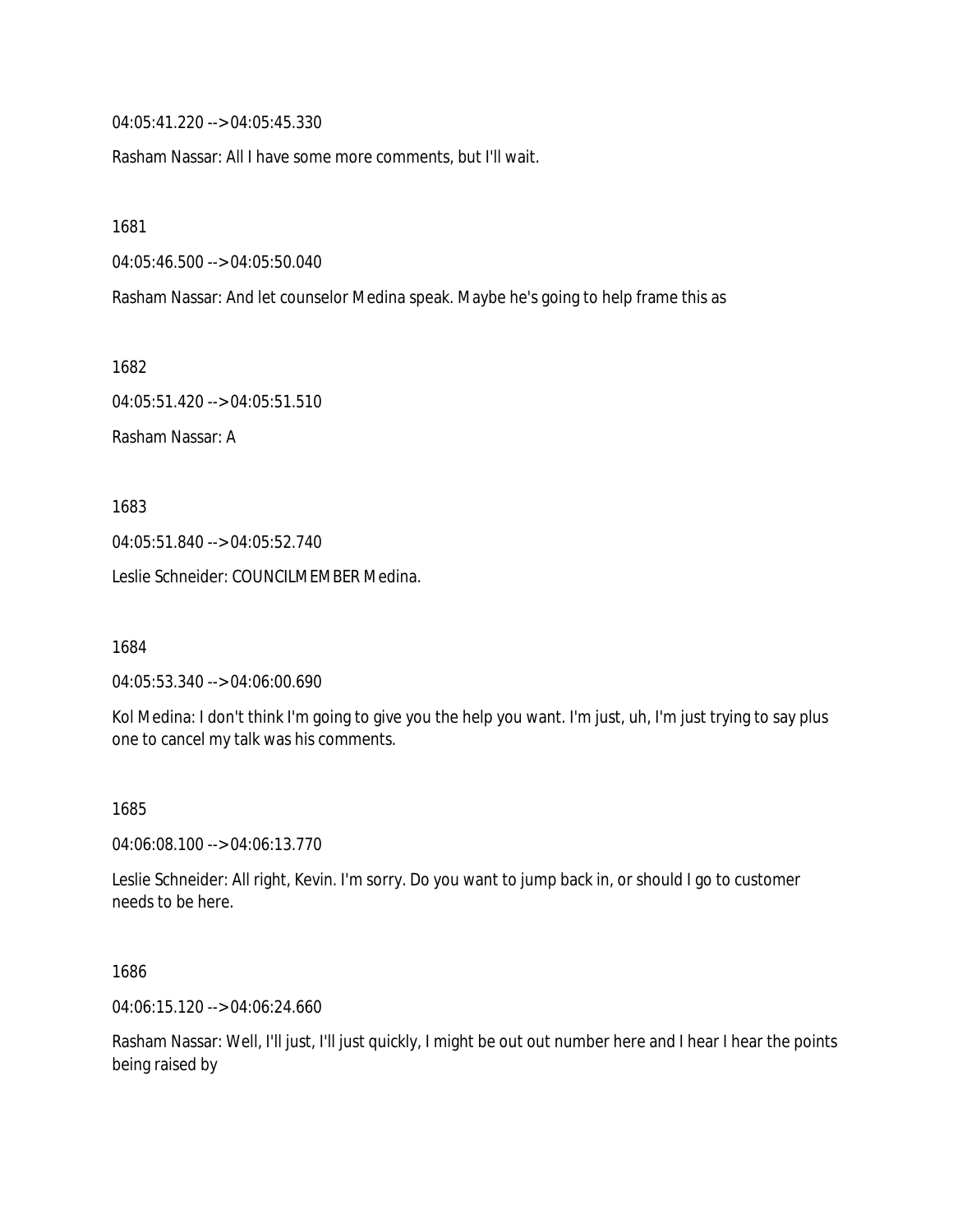04:05:41.220 --> 04:05:45.330

Rasham Nassar: All I have some more comments, but I'll wait.

1681

04:05:46.500 --> 04:05:50.040

Rasham Nassar: And let counselor Medina speak. Maybe he's going to help frame this as

1682

04:05:51.420 --> 04:05:51.510

Rasham Nassar: A

1683

04:05:51.840 --> 04:05:52.740

Leslie Schneider: COUNCILMEMBER Medina.

1684

04:05:53.340 --> 04:06:00.690

Kol Medina: I don't think I'm going to give you the help you want. I'm just, uh, I'm just trying to say plus one to cancel my talk was his comments.

1685

04:06:08.100 --> 04:06:13.770

Leslie Schneider: All right, Kevin. I'm sorry. Do you want to jump back in, or should I go to customer needs to be here.

1686

04:06:15.120 --> 04:06:24.660

Rasham Nassar: Well, I'll just, I'll just quickly, I might be out out number here and I hear I hear the points being raised by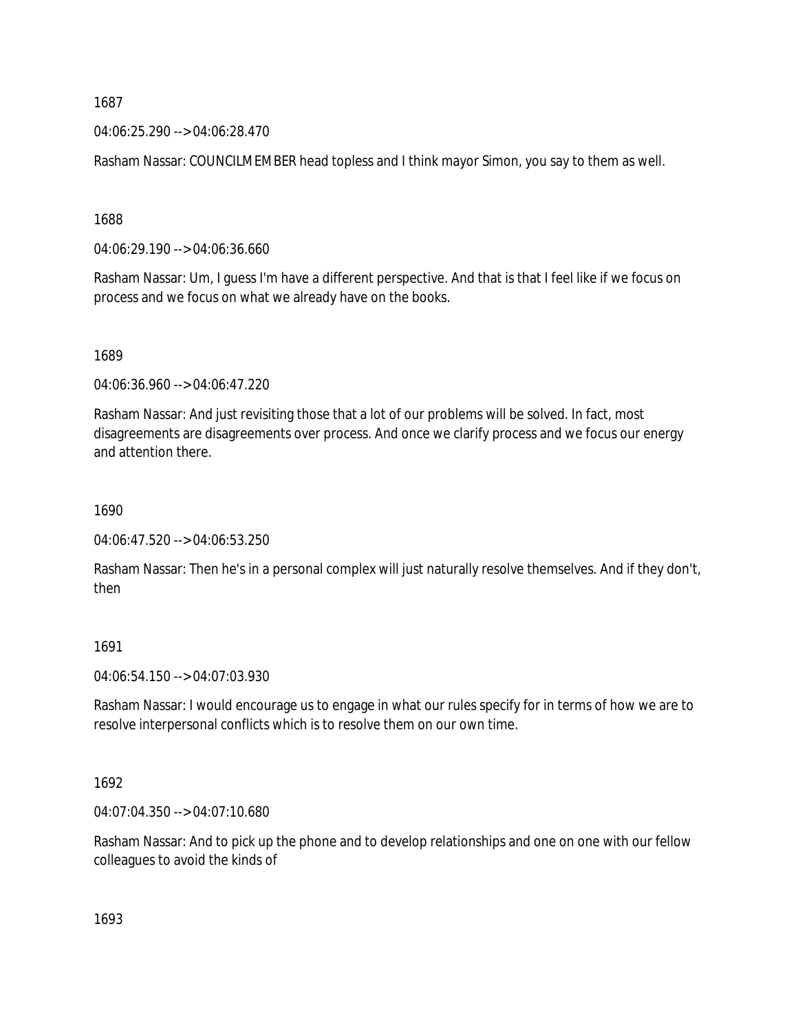1687

04:06:25.290 --> 04:06:28.470

Rasham Nassar: COUNCILMEMBER head topless and I think mayor Simon, you say to them as well.

1688

04:06:29.190 --> 04:06:36.660

Rasham Nassar: Um, I guess I'm have a different perspective. And that is that I feel like if we focus on process and we focus on what we already have on the books.

1689

04:06:36.960 --> 04:06:47.220

Rasham Nassar: And just revisiting those that a lot of our problems will be solved. In fact, most disagreements are disagreements over process. And once we clarify process and we focus our energy and attention there.

1690

04:06:47.520 --> 04:06:53.250

Rasham Nassar: Then he's in a personal complex will just naturally resolve themselves. And if they don't, then

1691

04:06:54.150 --> 04:07:03.930

Rasham Nassar: I would encourage us to engage in what our rules specify for in terms of how we are to resolve interpersonal conflicts which is to resolve them on our own time.

1692

04:07:04.350 --> 04:07:10.680

Rasham Nassar: And to pick up the phone and to develop relationships and one on one with our fellow colleagues to avoid the kinds of

1693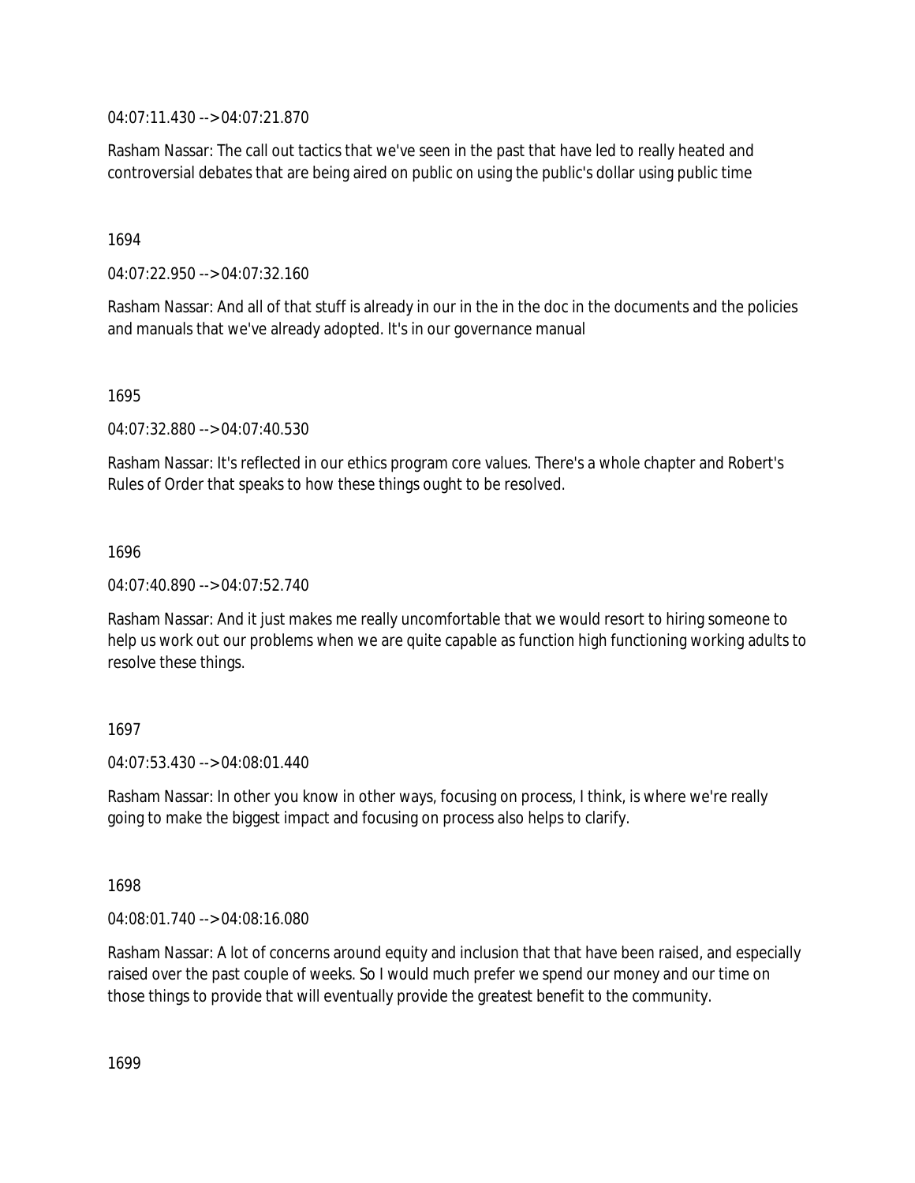04:07:11.430 --> 04:07:21.870

Rasham Nassar: The call out tactics that we've seen in the past that have led to really heated and controversial debates that are being aired on public on using the public's dollar using public time

1694

04:07:22.950 --> 04:07:32.160

Rasham Nassar: And all of that stuff is already in our in the in the doc in the documents and the policies and manuals that we've already adopted. It's in our governance manual

1695

04:07:32.880 --> 04:07:40.530

Rasham Nassar: It's reflected in our ethics program core values. There's a whole chapter and Robert's Rules of Order that speaks to how these things ought to be resolved.

1696

04:07:40.890 --> 04:07:52.740

Rasham Nassar: And it just makes me really uncomfortable that we would resort to hiring someone to help us work out our problems when we are quite capable as function high functioning working adults to resolve these things.

1697

04:07:53.430 --> 04:08:01.440

Rasham Nassar: In other you know in other ways, focusing on process, I think, is where we're really going to make the biggest impact and focusing on process also helps to clarify.

1698

04:08:01.740 --> 04:08:16.080

Rasham Nassar: A lot of concerns around equity and inclusion that that have been raised, and especially raised over the past couple of weeks. So I would much prefer we spend our money and our time on those things to provide that will eventually provide the greatest benefit to the community.

1699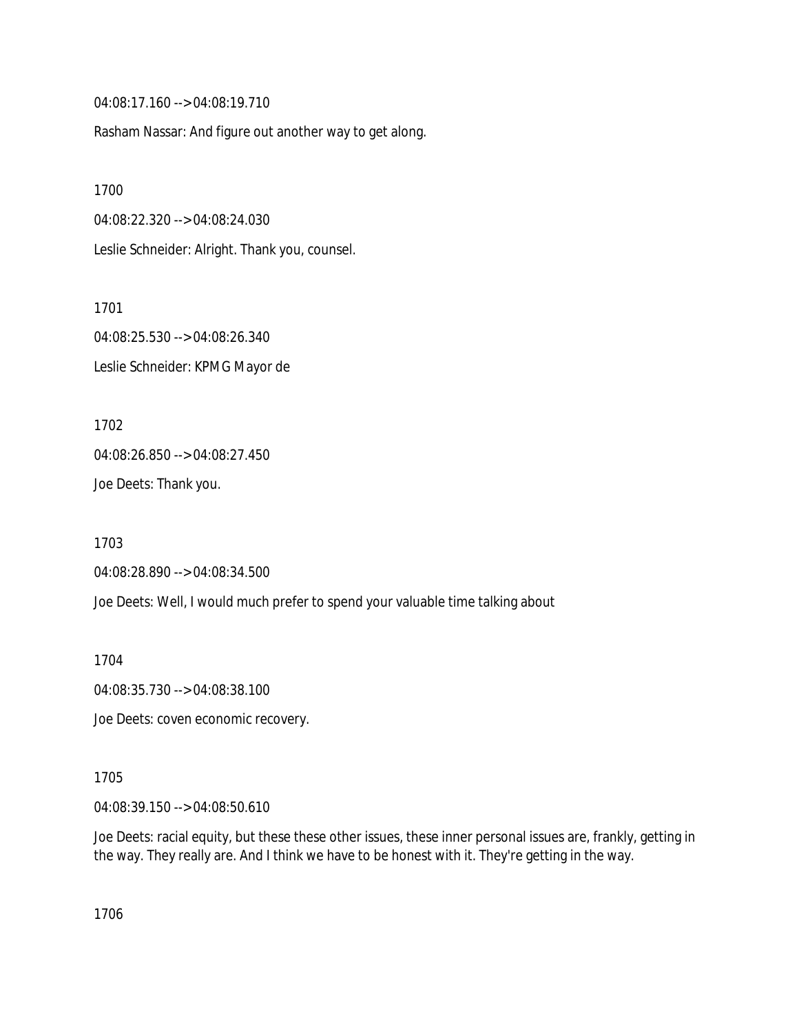04:08:17.160 --> 04:08:19.710

Rasham Nassar: And figure out another way to get along.

1700

04:08:22.320 --> 04:08:24.030

Leslie Schneider: Alright. Thank you, counsel.

1701

04:08:25.530 --> 04:08:26.340

Leslie Schneider: KPMG Mayor de

1702

04:08:26.850 --> 04:08:27.450

Joe Deets: Thank you.

1703

04:08:28.890 --> 04:08:34.500

Joe Deets: Well, I would much prefer to spend your valuable time talking about

1704

04:08:35.730 --> 04:08:38.100

Joe Deets: coven economic recovery.

1705

04:08:39.150 --> 04:08:50.610

Joe Deets: racial equity, but these these other issues, these inner personal issues are, frankly, getting in the way. They really are. And I think we have to be honest with it. They're getting in the way.

1706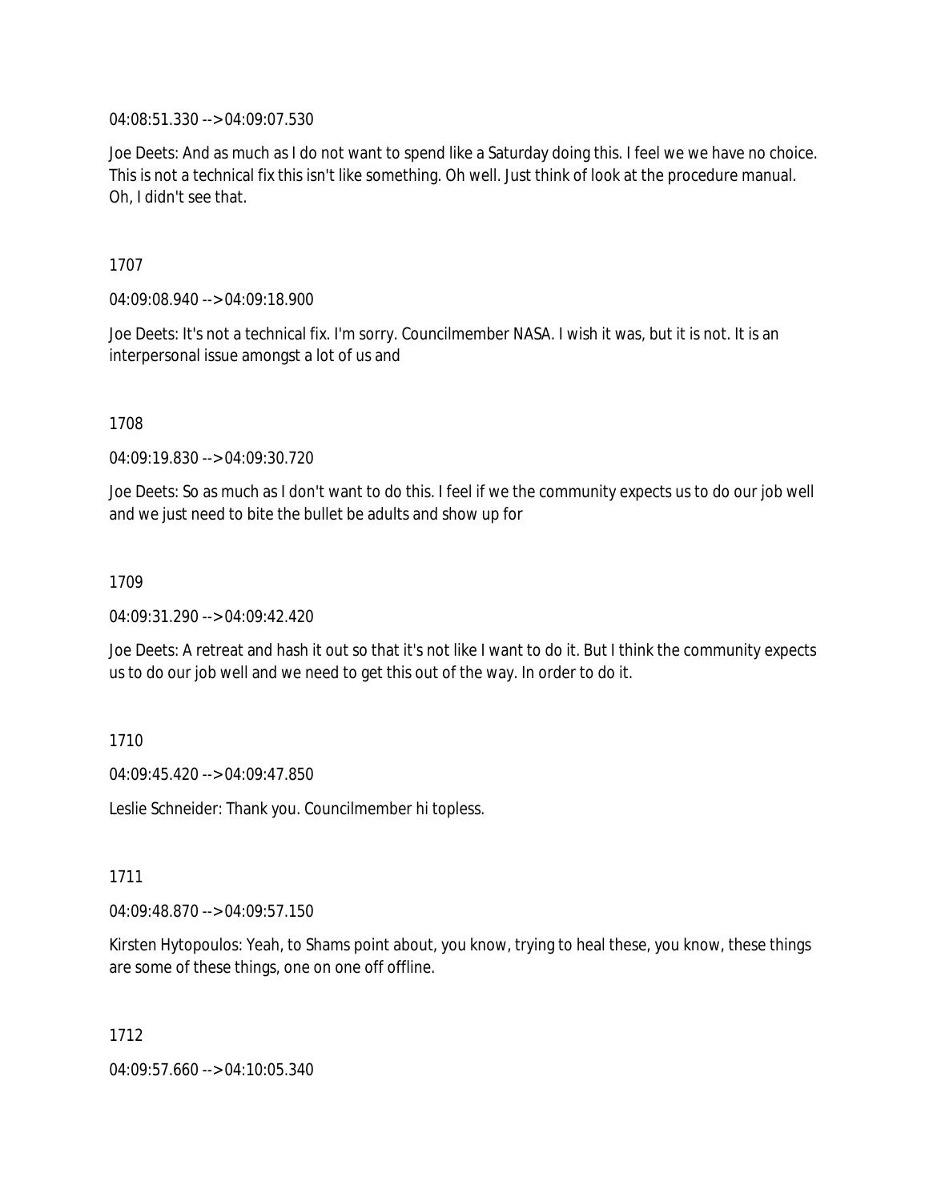04:08:51.330 --> 04:09:07.530

Joe Deets: And as much as I do not want to spend like a Saturday doing this. I feel we we have no choice. This is not a technical fix this isn't like something. Oh well. Just think of look at the procedure manual. Oh, I didn't see that.

1707

04:09:08.940 --> 04:09:18.900

Joe Deets: It's not a technical fix. I'm sorry. Councilmember NASA. I wish it was, but it is not. It is an interpersonal issue amongst a lot of us and

1708

04:09:19.830 --> 04:09:30.720

Joe Deets: So as much as I don't want to do this. I feel if we the community expects us to do our job well and we just need to bite the bullet be adults and show up for

1709

04:09:31.290 --> 04:09:42.420

Joe Deets: A retreat and hash it out so that it's not like I want to do it. But I think the community expects us to do our job well and we need to get this out of the way. In order to do it.

1710

04:09:45.420 --> 04:09:47.850

Leslie Schneider: Thank you. Councilmember hi topless.

1711

04:09:48.870 --> 04:09:57.150

Kirsten Hytopoulos: Yeah, to Shams point about, you know, trying to heal these, you know, these things are some of these things, one on one off offline.

1712

04:09:57.660 --> 04:10:05.340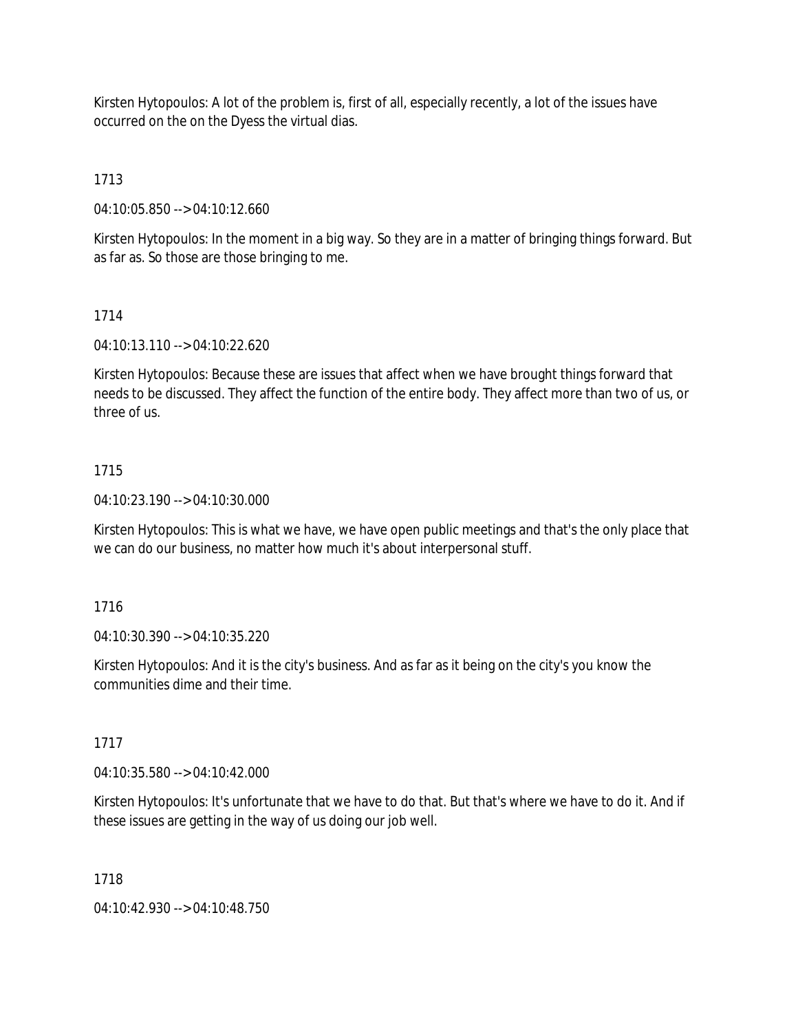Kirsten Hytopoulos: A lot of the problem is, first of all, especially recently, a lot of the issues have occurred on the on the Dyess the virtual dias.

1713

04:10:05.850 --> 04:10:12.660

Kirsten Hytopoulos: In the moment in a big way. So they are in a matter of bringing things forward. But as far as. So those are those bringing to me.

1714

04:10:13.110 --> 04:10:22.620

Kirsten Hytopoulos: Because these are issues that affect when we have brought things forward that needs to be discussed. They affect the function of the entire body. They affect more than two of us, or three of us.

1715

04:10:23.190 --> 04:10:30.000

Kirsten Hytopoulos: This is what we have, we have open public meetings and that's the only place that we can do our business, no matter how much it's about interpersonal stuff.

1716

04:10:30.390 --> 04:10:35.220

Kirsten Hytopoulos: And it is the city's business. And as far as it being on the city's you know the communities dime and their time.

1717

04:10:35.580 --> 04:10:42.000

Kirsten Hytopoulos: It's unfortunate that we have to do that. But that's where we have to do it. And if these issues are getting in the way of us doing our job well.

1718

04:10:42.930 --> 04:10:48.750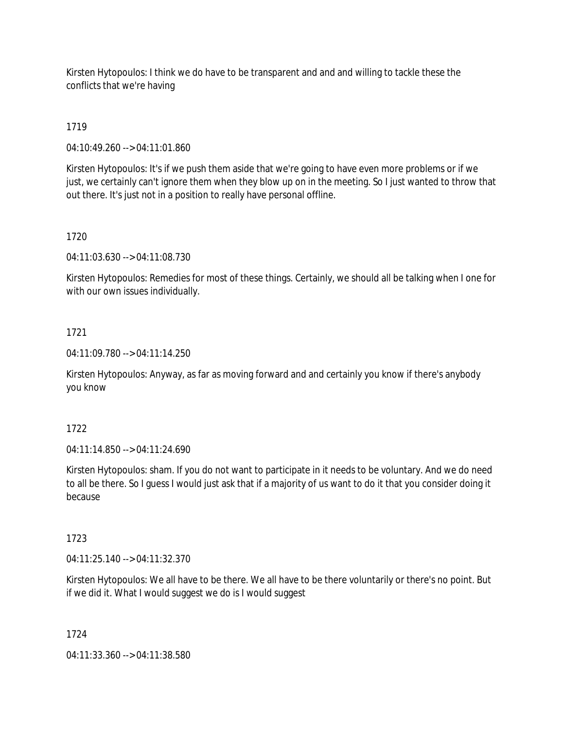Kirsten Hytopoulos: I think we do have to be transparent and and and willing to tackle these the conflicts that we're having

1719

04:10:49.260 --> 04:11:01.860

Kirsten Hytopoulos: It's if we push them aside that we're going to have even more problems or if we just, we certainly can't ignore them when they blow up on in the meeting. So I just wanted to throw that out there. It's just not in a position to really have personal offline.

1720

04:11:03.630 --> 04:11:08.730

Kirsten Hytopoulos: Remedies for most of these things. Certainly, we should all be talking when I one for with our own issues individually.

1721

04:11:09.780 --> 04:11:14.250

Kirsten Hytopoulos: Anyway, as far as moving forward and and certainly you know if there's anybody you know

1722

04:11:14.850 --> 04:11:24.690

Kirsten Hytopoulos: sham. If you do not want to participate in it needs to be voluntary. And we do need to all be there. So I guess I would just ask that if a majority of us want to do it that you consider doing it because

1723

04:11:25.140 --> 04:11:32.370

Kirsten Hytopoulos: We all have to be there. We all have to be there voluntarily or there's no point. But if we did it. What I would suggest we do is I would suggest

1724

04:11:33.360 --> 04:11:38.580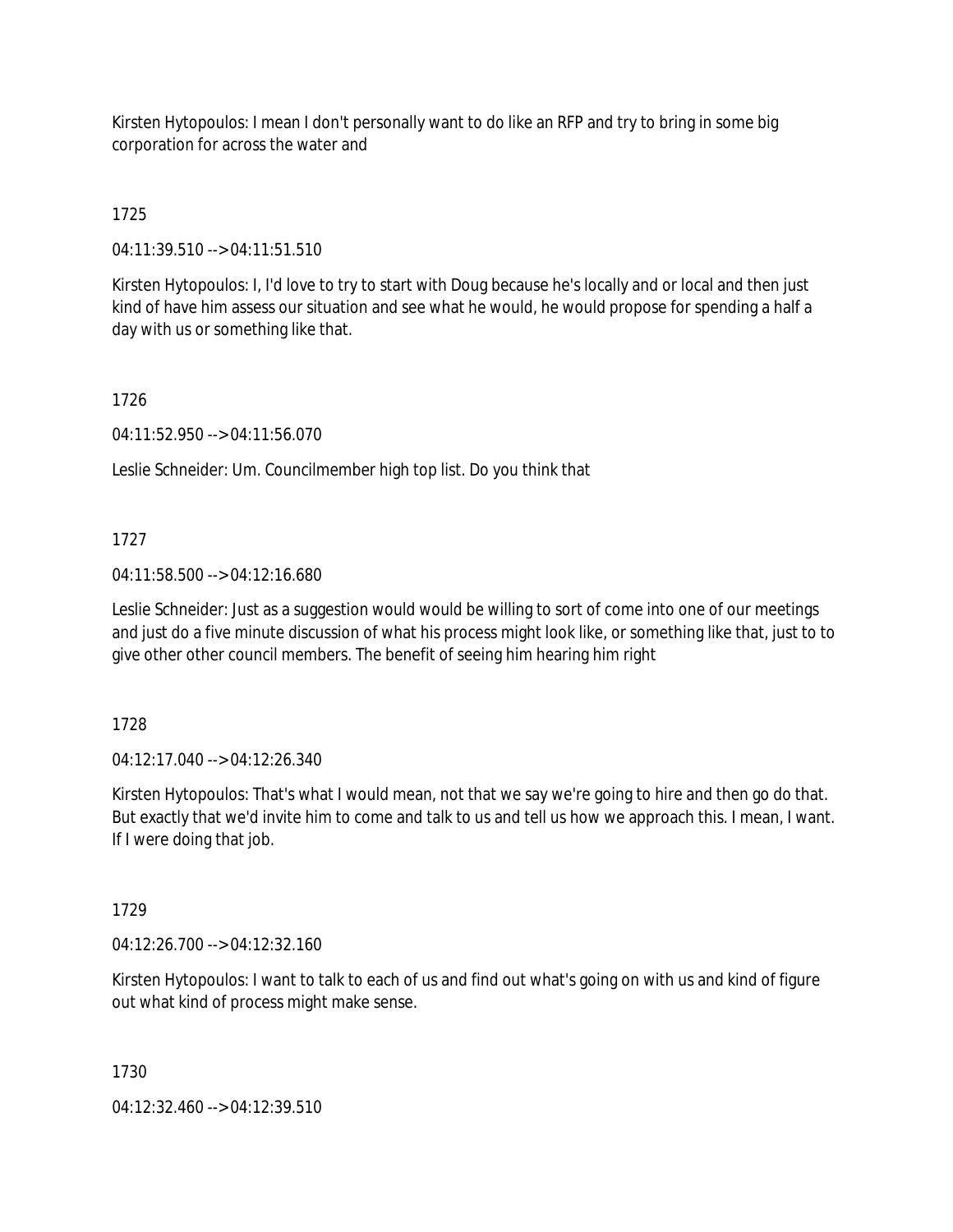Kirsten Hytopoulos: I mean I don't personally want to do like an RFP and try to bring in some big corporation for across the water and

1725

04:11:39.510 --> 04:11:51.510

Kirsten Hytopoulos: I, I'd love to try to start with Doug because he's locally and or local and then just kind of have him assess our situation and see what he would, he would propose for spending a half a day with us or something like that.

1726

04:11:52.950 --> 04:11:56.070

Leslie Schneider: Um. Councilmember high top list. Do you think that

1727

04:11:58.500 --> 04:12:16.680

Leslie Schneider: Just as a suggestion would would be willing to sort of come into one of our meetings and just do a five minute discussion of what his process might look like, or something like that, just to to give other other council members. The benefit of seeing him hearing him right

1728

04:12:17.040 --> 04:12:26.340

Kirsten Hytopoulos: That's what I would mean, not that we say we're going to hire and then go do that. But exactly that we'd invite him to come and talk to us and tell us how we approach this. I mean, I want. If I were doing that job.

1729

04:12:26.700 --> 04:12:32.160

Kirsten Hytopoulos: I want to talk to each of us and find out what's going on with us and kind of figure out what kind of process might make sense.

1730

04:12:32.460 --> 04:12:39.510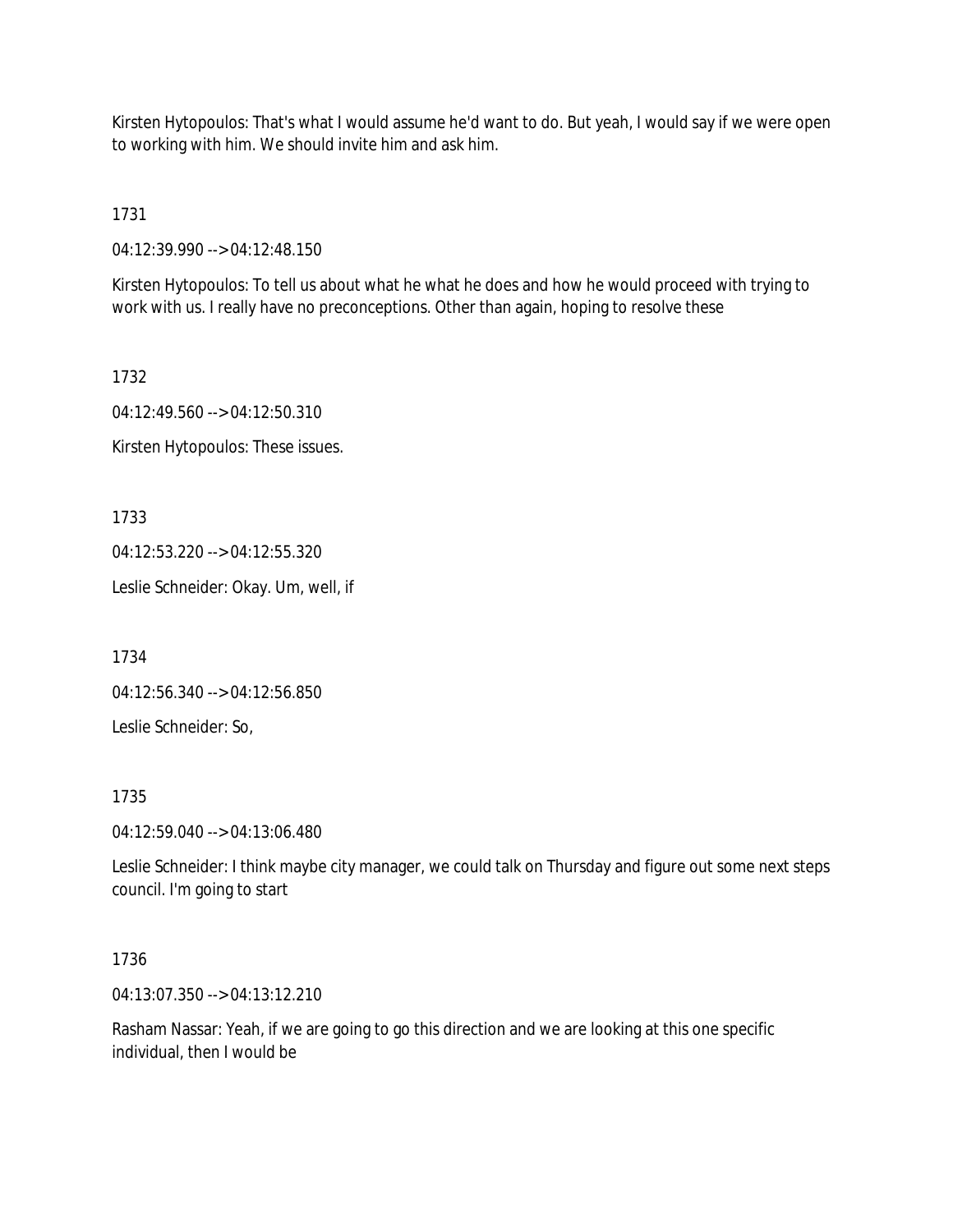Kirsten Hytopoulos: That's what I would assume he'd want to do. But yeah, I would say if we were open to working with him. We should invite him and ask him.

1731

04:12:39.990 --> 04:12:48.150

Kirsten Hytopoulos: To tell us about what he what he does and how he would proceed with trying to work with us. I really have no preconceptions. Other than again, hoping to resolve these

1732

04:12:49.560 --> 04:12:50.310

Kirsten Hytopoulos: These issues.

1733

04:12:53.220 --> 04:12:55.320

Leslie Schneider: Okay. Um, well, if

1734

04:12:56.340 --> 04:12:56.850

Leslie Schneider: So,

1735

04:12:59.040 --> 04:13:06.480

Leslie Schneider: I think maybe city manager, we could talk on Thursday and figure out some next steps council. I'm going to start

1736

04:13:07.350 --> 04:13:12.210

Rasham Nassar: Yeah, if we are going to go this direction and we are looking at this one specific individual, then I would be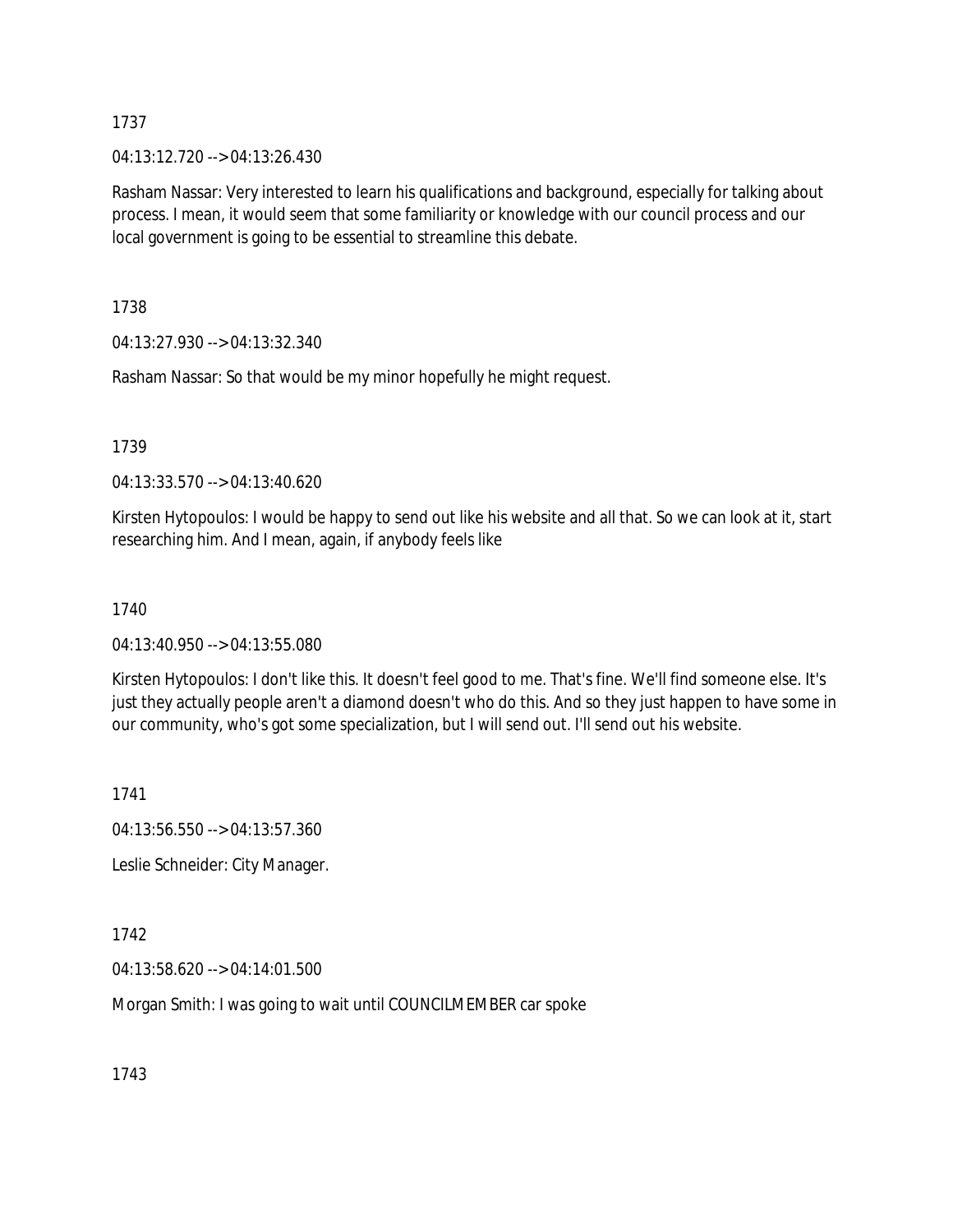1737

04:13:12.720 --> 04:13:26.430

Rasham Nassar: Very interested to learn his qualifications and background, especially for talking about process. I mean, it would seem that some familiarity or knowledge with our council process and our local government is going to be essential to streamline this debate.

1738

04:13:27.930 --> 04:13:32.340

Rasham Nassar: So that would be my minor hopefully he might request.

1739

04:13:33.570 --> 04:13:40.620

Kirsten Hytopoulos: I would be happy to send out like his website and all that. So we can look at it, start researching him. And I mean, again, if anybody feels like

1740

04:13:40.950 --> 04:13:55.080

Kirsten Hytopoulos: I don't like this. It doesn't feel good to me. That's fine. We'll find someone else. It's just they actually people aren't a diamond doesn't who do this. And so they just happen to have some in our community, who's got some specialization, but I will send out. I'll send out his website.

1741

04:13:56.550 --> 04:13:57.360

Leslie Schneider: City Manager.

1742

04:13:58.620 --> 04:14:01.500

Morgan Smith: I was going to wait until COUNCILMEMBER car spoke

1743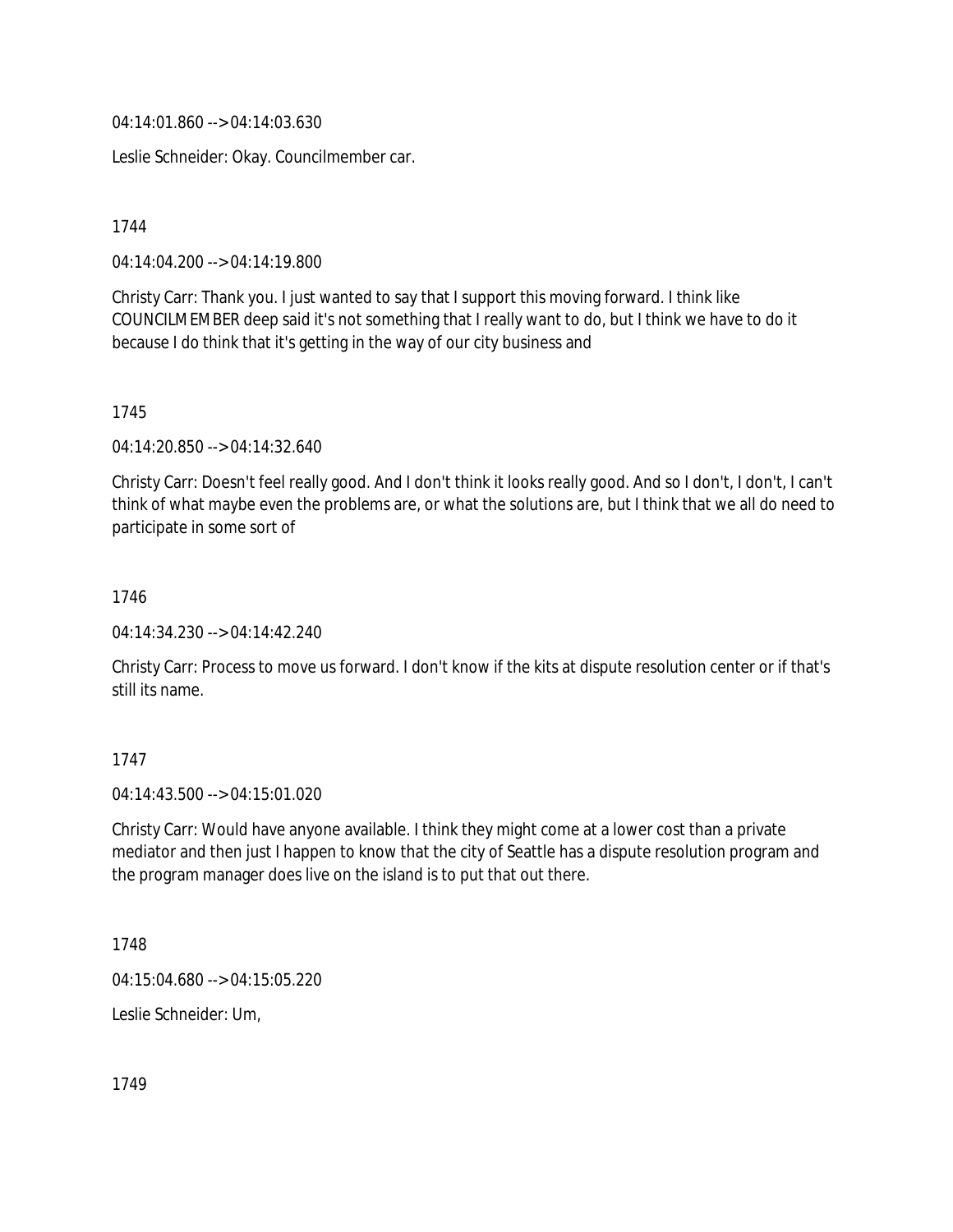04:14:01.860 --> 04:14:03.630

Leslie Schneider: Okay. Councilmember car.

1744

04:14:04.200 --> 04:14:19.800

Christy Carr: Thank you. I just wanted to say that I support this moving forward. I think like COUNCILMEMBER deep said it's not something that I really want to do, but I think we have to do it because I do think that it's getting in the way of our city business and

1745

04:14:20.850 --> 04:14:32.640

Christy Carr: Doesn't feel really good. And I don't think it looks really good. And so I don't, I don't, I can't think of what maybe even the problems are, or what the solutions are, but I think that we all do need to participate in some sort of

1746

04:14:34.230 --> 04:14:42.240

Christy Carr: Process to move us forward. I don't know if the kits at dispute resolution center or if that's still its name.

1747

04:14:43.500 --> 04:15:01.020

Christy Carr: Would have anyone available. I think they might come at a lower cost than a private mediator and then just I happen to know that the city of Seattle has a dispute resolution program and the program manager does live on the island is to put that out there.

1748

04:15:04.680 --> 04:15:05.220

Leslie Schneider: Um,

1749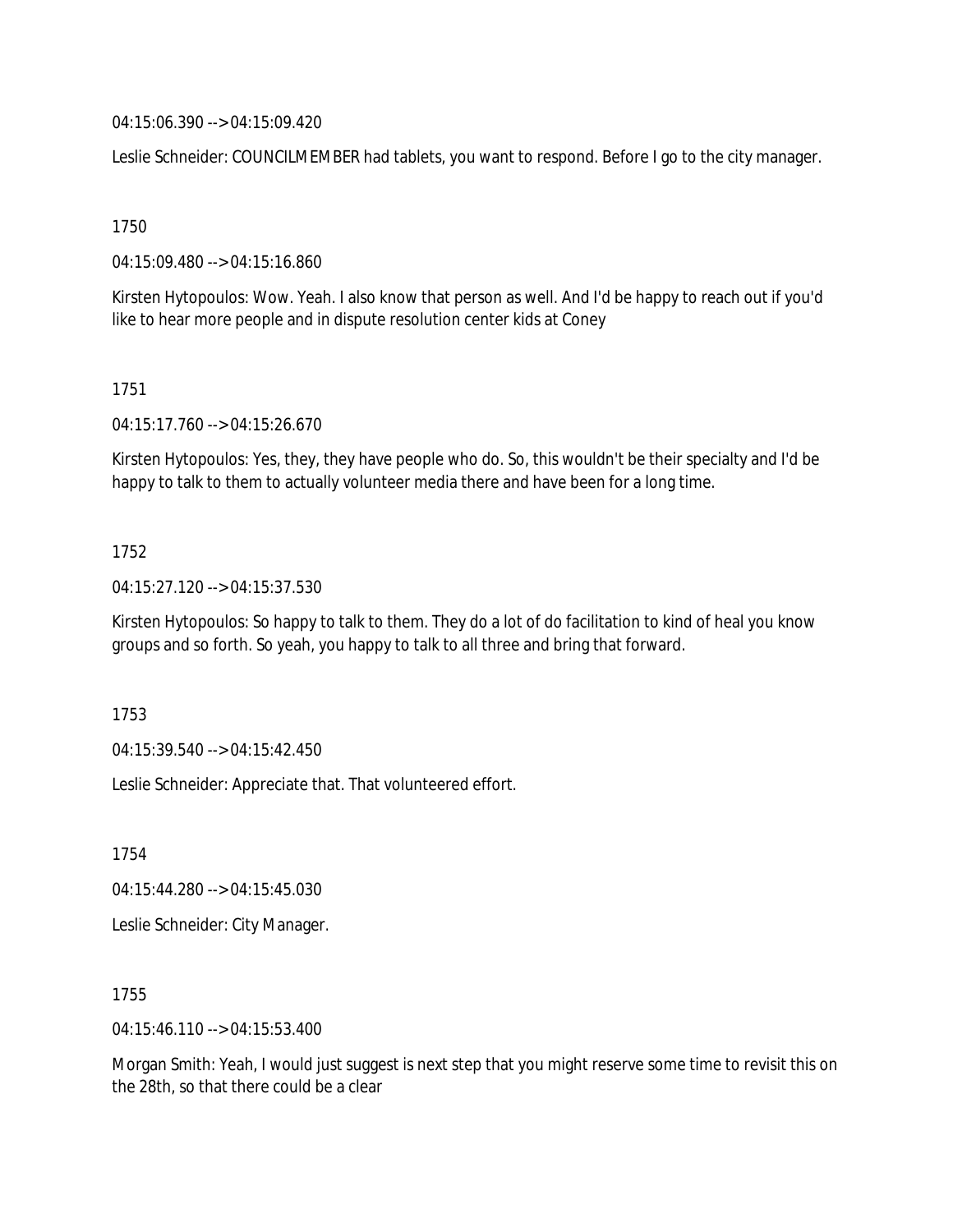04:15:06.390 --> 04:15:09.420

Leslie Schneider: COUNCILMEMBER had tablets, you want to respond. Before I go to the city manager.

1750

04:15:09.480 --> 04:15:16.860

Kirsten Hytopoulos: Wow. Yeah. I also know that person as well. And I'd be happy to reach out if you'd like to hear more people and in dispute resolution center kids at Coney

1751

04:15:17.760 --> 04:15:26.670

Kirsten Hytopoulos: Yes, they, they have people who do. So, this wouldn't be their specialty and I'd be happy to talk to them to actually volunteer media there and have been for a long time.

1752

04:15:27.120 --> 04:15:37.530

Kirsten Hytopoulos: So happy to talk to them. They do a lot of do facilitation to kind of heal you know groups and so forth. So yeah, you happy to talk to all three and bring that forward.

1753

04:15:39.540 --> 04:15:42.450

Leslie Schneider: Appreciate that. That volunteered effort.

1754

04:15:44.280 --> 04:15:45.030

Leslie Schneider: City Manager.

1755

04:15:46.110 --> 04:15:53.400

Morgan Smith: Yeah, I would just suggest is next step that you might reserve some time to revisit this on the 28th, so that there could be a clear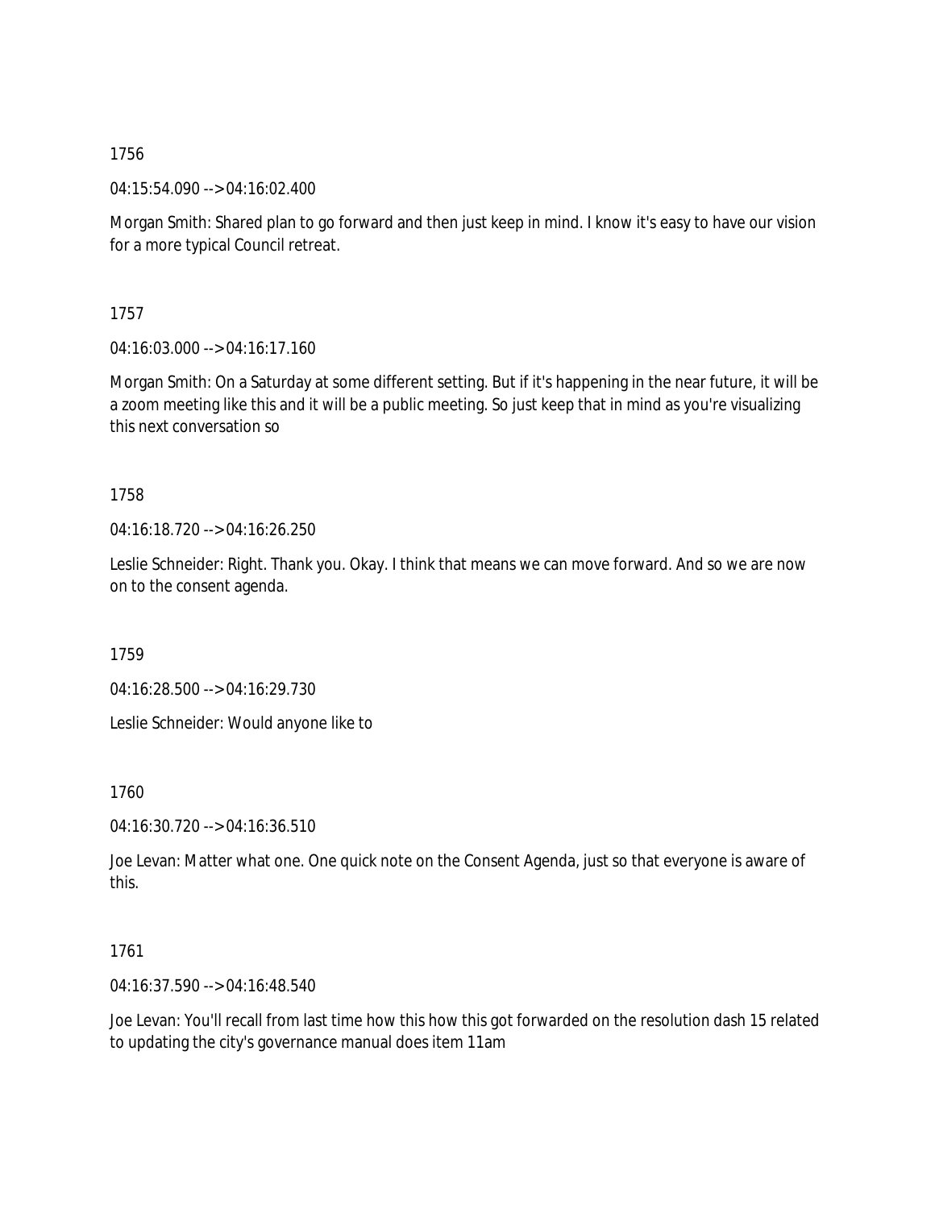1756

04:15:54.090 --> 04:16:02.400

Morgan Smith: Shared plan to go forward and then just keep in mind. I know it's easy to have our vision for a more typical Council retreat.

1757

04:16:03.000 --> 04:16:17.160

Morgan Smith: On a Saturday at some different setting. But if it's happening in the near future, it will be a zoom meeting like this and it will be a public meeting. So just keep that in mind as you're visualizing this next conversation so

1758

04:16:18.720 --> 04:16:26.250

Leslie Schneider: Right. Thank you. Okay. I think that means we can move forward. And so we are now on to the consent agenda.

1759

04:16:28.500 --> 04:16:29.730

Leslie Schneider: Would anyone like to

1760

04:16:30.720 --> 04:16:36.510

Joe Levan: Matter what one. One quick note on the Consent Agenda, just so that everyone is aware of this.

1761

04:16:37.590 --> 04:16:48.540

Joe Levan: You'll recall from last time how this how this got forwarded on the resolution dash 15 related to updating the city's governance manual does item 11am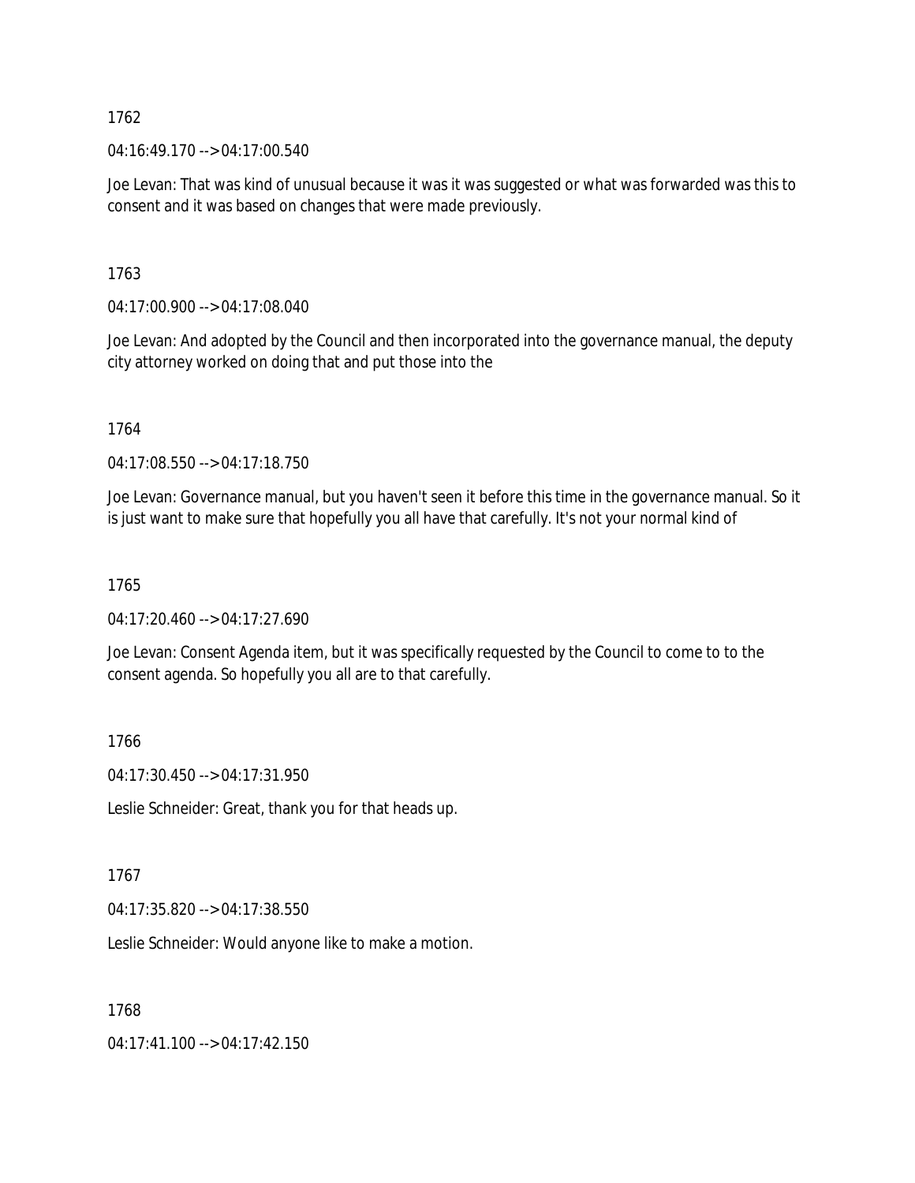1762

04:16:49.170 --> 04:17:00.540

Joe Levan: That was kind of unusual because it was it was suggested or what was forwarded was this to consent and it was based on changes that were made previously.

1763

04:17:00.900 --> 04:17:08.040

Joe Levan: And adopted by the Council and then incorporated into the governance manual, the deputy city attorney worked on doing that and put those into the

1764

04:17:08.550 --> 04:17:18.750

Joe Levan: Governance manual, but you haven't seen it before this time in the governance manual. So it is just want to make sure that hopefully you all have that carefully. It's not your normal kind of

1765

04:17:20.460 --> 04:17:27.690

Joe Levan: Consent Agenda item, but it was specifically requested by the Council to come to to the consent agenda. So hopefully you all are to that carefully.

1766

04:17:30.450 --> 04:17:31.950

Leslie Schneider: Great, thank you for that heads up.

1767

04:17:35.820 --> 04:17:38.550

Leslie Schneider: Would anyone like to make a motion.

1768

04:17:41.100 --> 04:17:42.150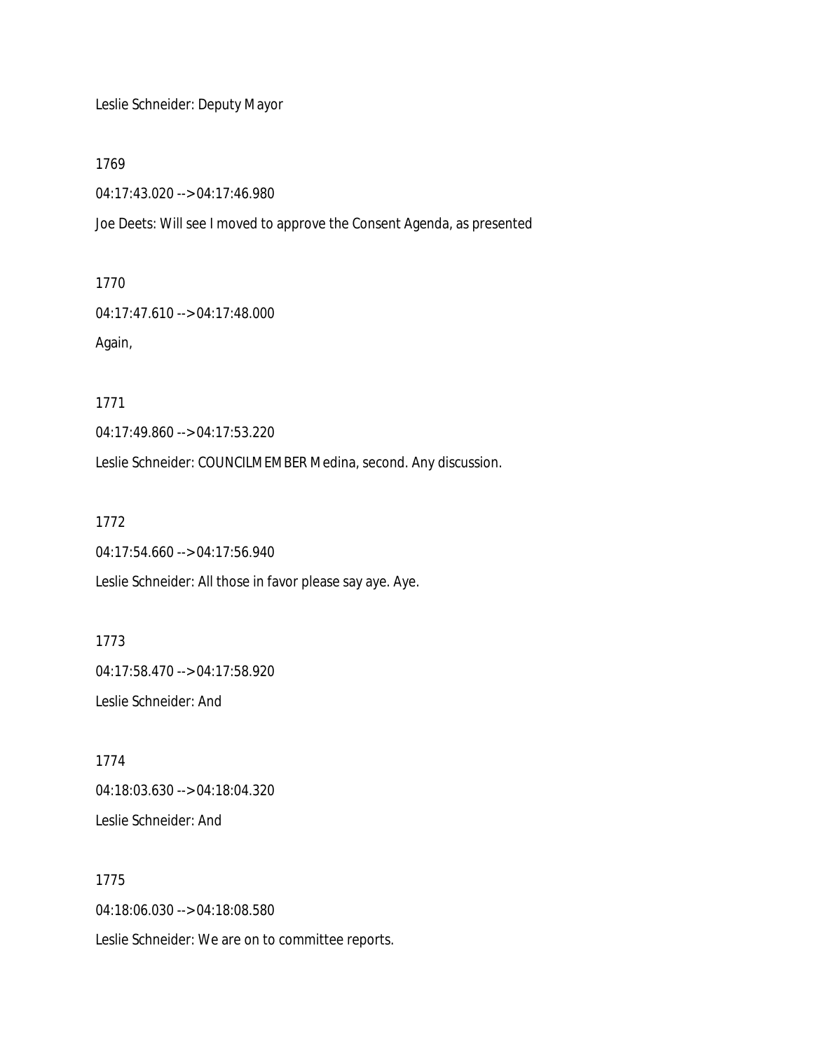Leslie Schneider: Deputy Mayor

1769

04:17:43.020 --> 04:17:46.980

Joe Deets: Will see I moved to approve the Consent Agenda, as presented

1770

04:17:47.610 --> 04:17:48.000

Again,

1771

04:17:49.860 --> 04:17:53.220

Leslie Schneider: COUNCILMEMBER Medina, second. Any discussion.

1772

04:17:54.660 --> 04:17:56.940

Leslie Schneider: All those in favor please say aye. Aye.

1773

04:17:58.470 --> 04:17:58.920

Leslie Schneider: And

1774

04:18:03.630 --> 04:18:04.320

Leslie Schneider: And

1775

04:18:06.030 --> 04:18:08.580

Leslie Schneider: We are on to committee reports.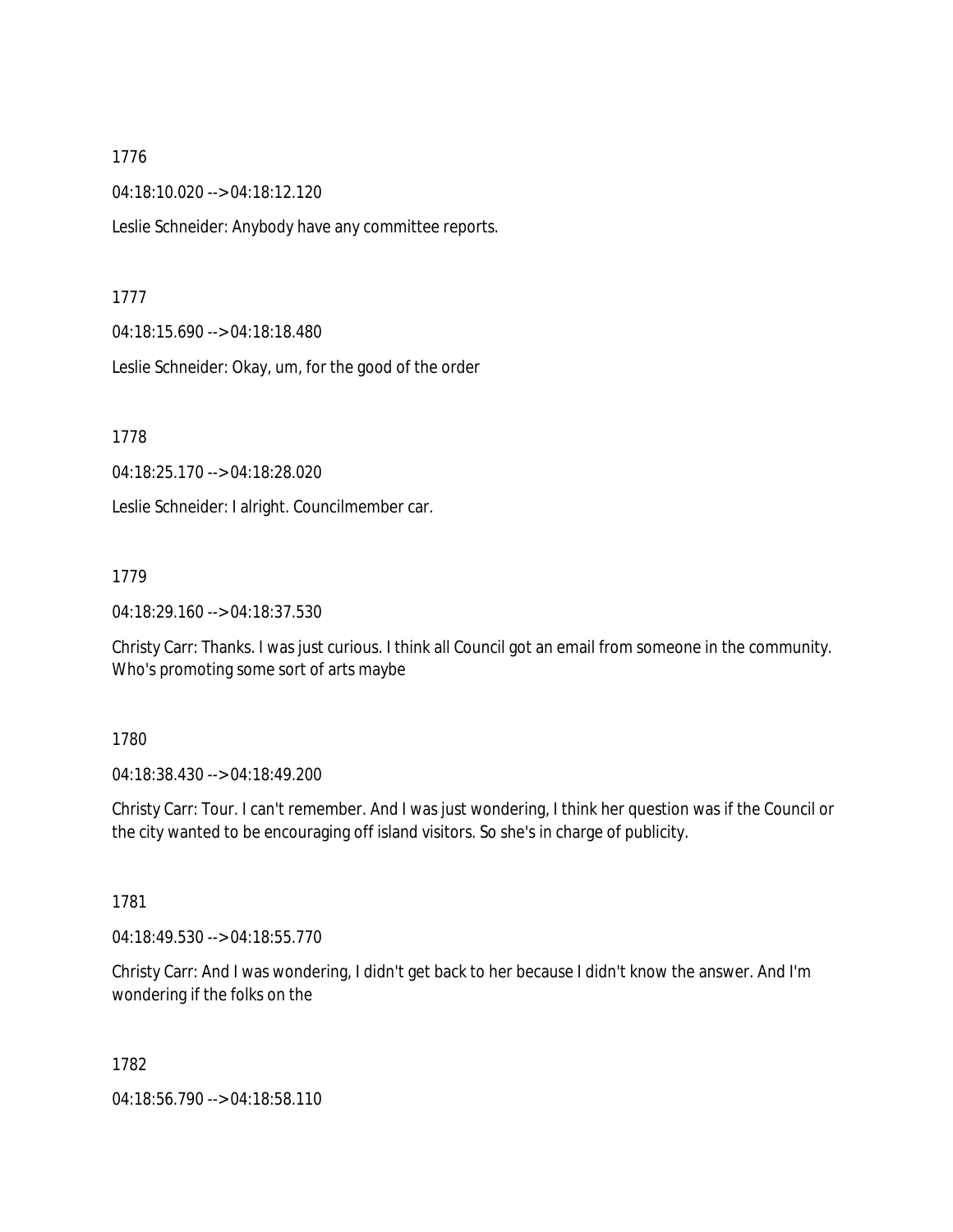1776

04:18:10.020 --> 04:18:12.120

Leslie Schneider: Anybody have any committee reports.

1777

04:18:15.690 --> 04:18:18.480

Leslie Schneider: Okay, um, for the good of the order

1778

04:18:25.170 --> 04:18:28.020

Leslie Schneider: I alright. Councilmember car.

1779

04:18:29.160 --> 04:18:37.530

Christy Carr: Thanks. I was just curious. I think all Council got an email from someone in the community. Who's promoting some sort of arts maybe

1780

04:18:38.430 --> 04:18:49.200

Christy Carr: Tour. I can't remember. And I was just wondering, I think her question was if the Council or the city wanted to be encouraging off island visitors. So she's in charge of publicity.

1781

04:18:49.530 --> 04:18:55.770

Christy Carr: And I was wondering, I didn't get back to her because I didn't know the answer. And I'm wondering if the folks on the

1782

04:18:56.790 --> 04:18:58.110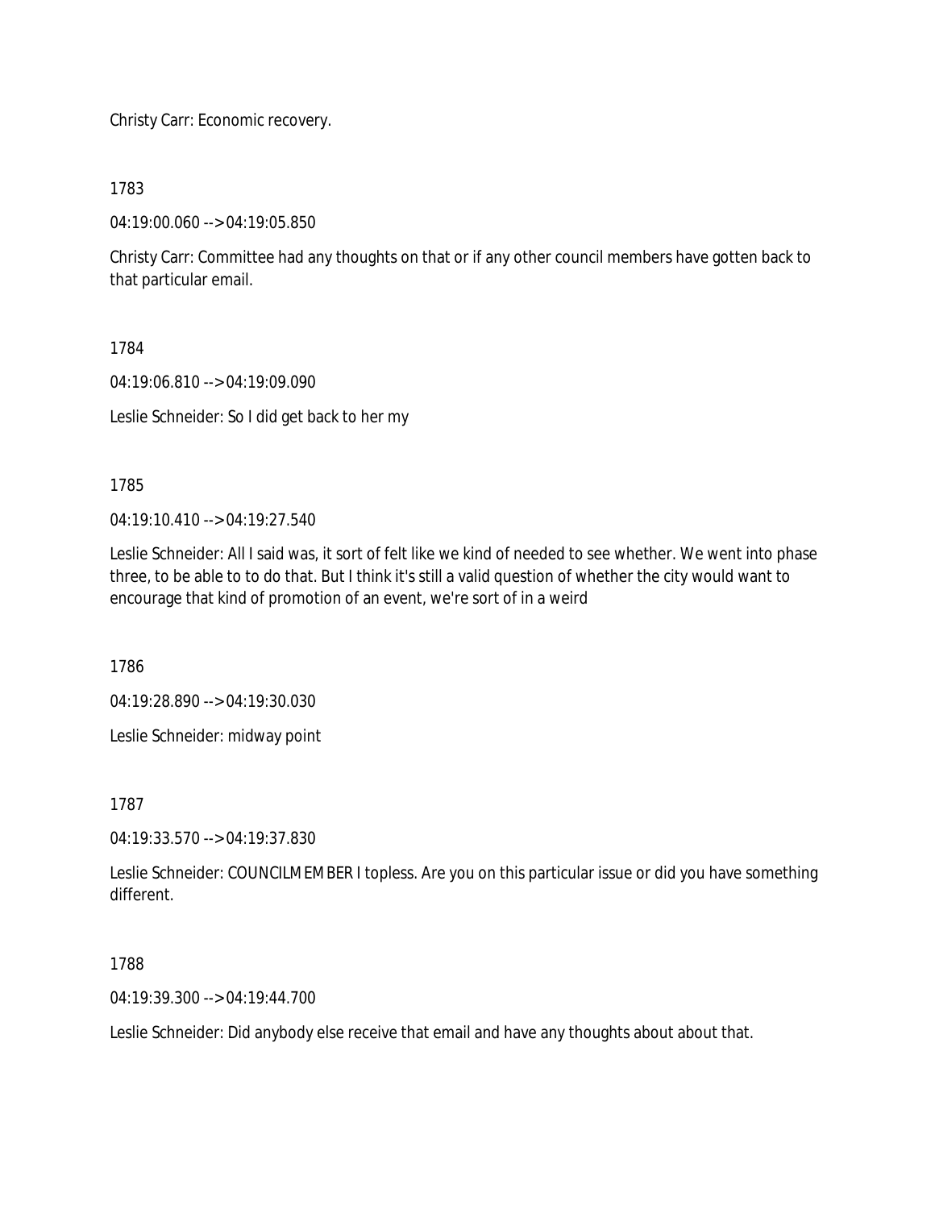Christy Carr: Economic recovery.

1783

04:19:00.060 --> 04:19:05.850

Christy Carr: Committee had any thoughts on that or if any other council members have gotten back to that particular email.

1784

04:19:06.810 --> 04:19:09.090

Leslie Schneider: So I did get back to her my

1785

04:19:10.410 --> 04:19:27.540

Leslie Schneider: All I said was, it sort of felt like we kind of needed to see whether. We went into phase three, to be able to to do that. But I think it's still a valid question of whether the city would want to encourage that kind of promotion of an event, we're sort of in a weird

1786

04:19:28.890 --> 04:19:30.030

Leslie Schneider: midway point

1787

04:19:33.570 --> 04:19:37.830

Leslie Schneider: COUNCILMEMBER I topless. Are you on this particular issue or did you have something different.

1788

04:19:39.300 --> 04:19:44.700

Leslie Schneider: Did anybody else receive that email and have any thoughts about about that.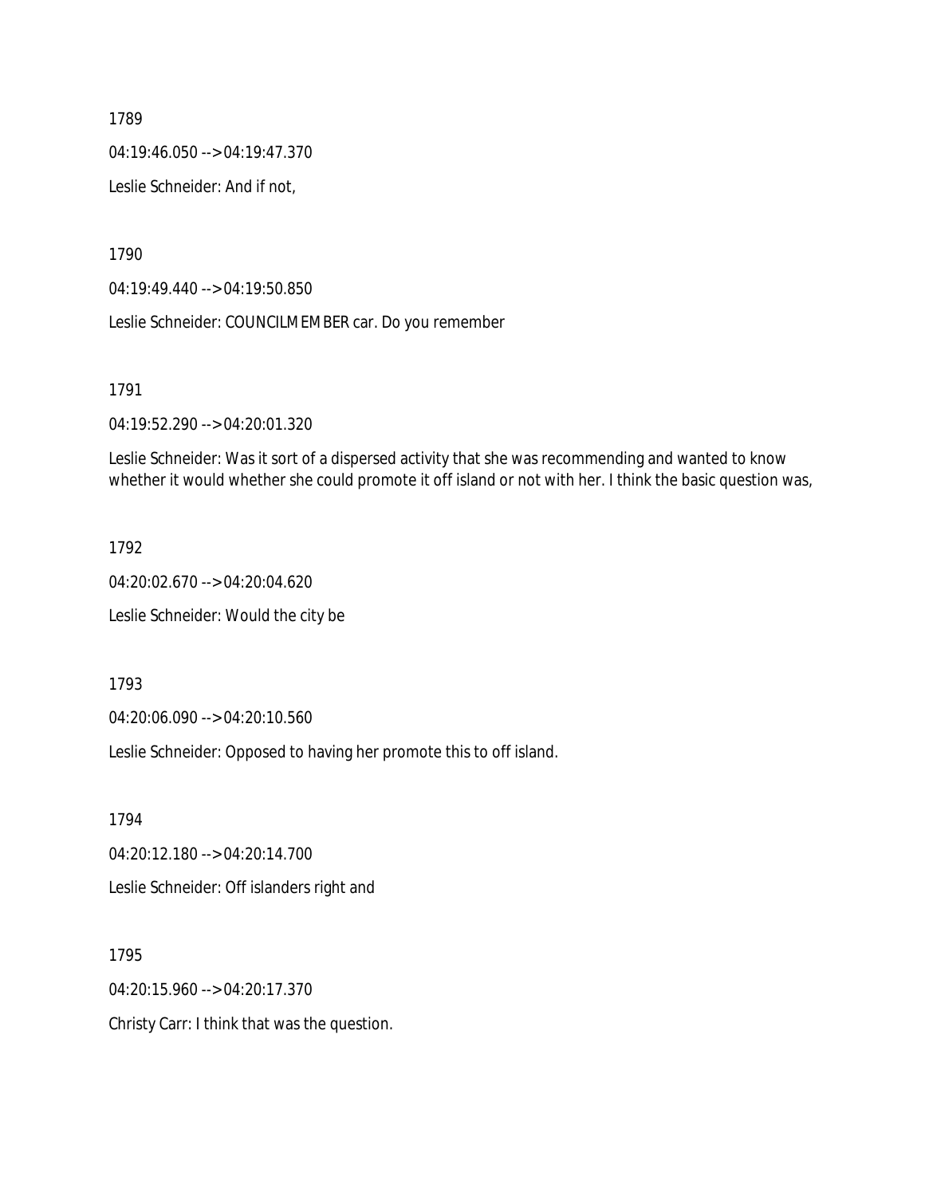1789

04:19:46.050 --> 04:19:47.370

Leslie Schneider: And if not,

1790

04:19:49.440 --> 04:19:50.850

Leslie Schneider: COUNCILMEMBER car. Do you remember

1791

04:19:52.290 --> 04:20:01.320

Leslie Schneider: Was it sort of a dispersed activity that she was recommending and wanted to know whether it would whether she could promote it off island or not with her. I think the basic question was,

1792

04:20:02.670 --> 04:20:04.620

Leslie Schneider: Would the city be

1793

04:20:06.090 --> 04:20:10.560

Leslie Schneider: Opposed to having her promote this to off island.

1794

04:20:12.180 --> 04:20:14.700

Leslie Schneider: Off islanders right and

1795

04:20:15.960 --> 04:20:17.370

Christy Carr: I think that was the question.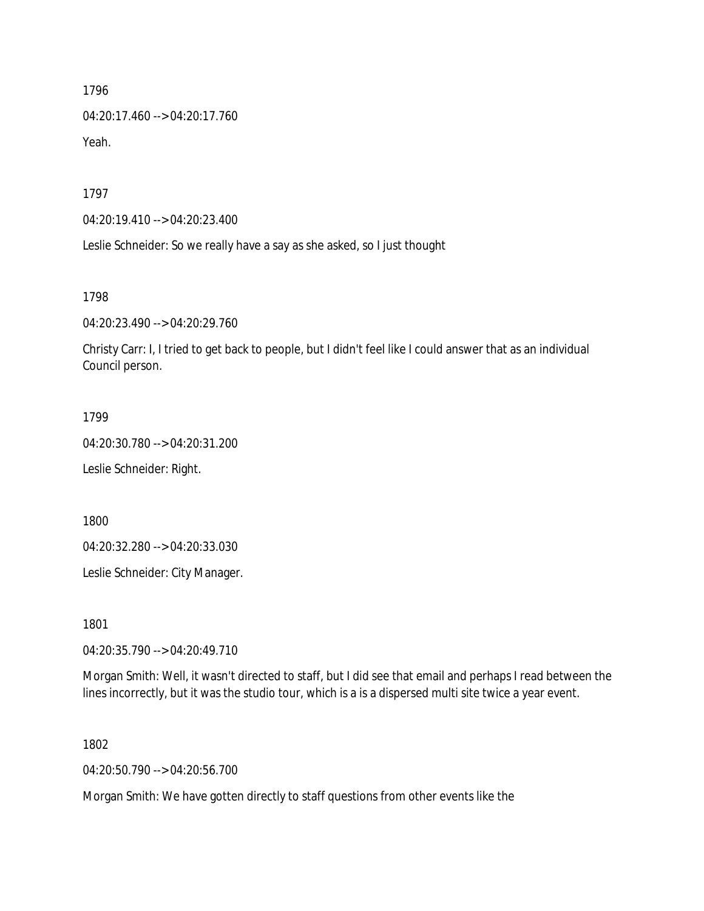1796

04:20:17.460 --> 04:20:17.760

Yeah.

1797

04:20:19.410 --> 04:20:23.400

Leslie Schneider: So we really have a say as she asked, so I just thought

1798

04:20:23.490 --> 04:20:29.760

Christy Carr: I, I tried to get back to people, but I didn't feel like I could answer that as an individual Council person.

1799

04:20:30.780 --> 04:20:31.200

Leslie Schneider: Right.

1800

04:20:32.280 --> 04:20:33.030

Leslie Schneider: City Manager.

1801

04:20:35.790 --> 04:20:49.710

Morgan Smith: Well, it wasn't directed to staff, but I did see that email and perhaps I read between the lines incorrectly, but it was the studio tour, which is a is a dispersed multi site twice a year event.

1802

04:20:50.790 --> 04:20:56.700

Morgan Smith: We have gotten directly to staff questions from other events like the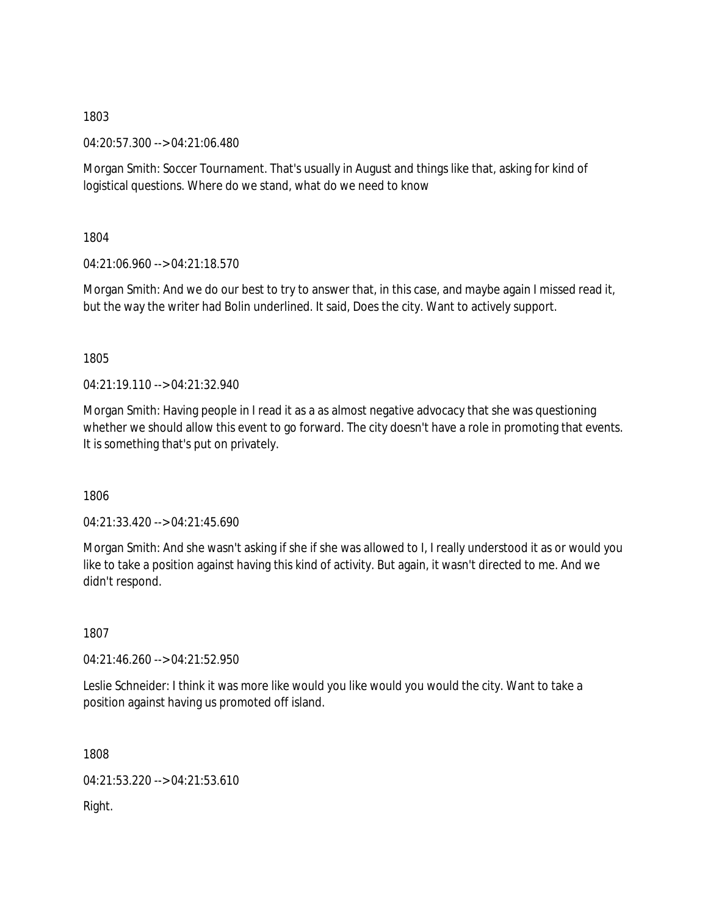1803

04:20:57.300 --> 04:21:06.480

Morgan Smith: Soccer Tournament. That's usually in August and things like that, asking for kind of logistical questions. Where do we stand, what do we need to know

1804

04:21:06.960 --> 04:21:18.570

Morgan Smith: And we do our best to try to answer that, in this case, and maybe again I missed read it, but the way the writer had Bolin underlined. It said, Does the city. Want to actively support.

1805

04:21:19.110 --> 04:21:32.940

Morgan Smith: Having people in I read it as a as almost negative advocacy that she was questioning whether we should allow this event to go forward. The city doesn't have a role in promoting that events. It is something that's put on privately.

1806

04:21:33.420 --> 04:21:45.690

Morgan Smith: And she wasn't asking if she if she was allowed to I, I really understood it as or would you like to take a position against having this kind of activity. But again, it wasn't directed to me. And we didn't respond.

1807

04:21:46.260 --> 04:21:52.950

Leslie Schneider: I think it was more like would you like would you would the city. Want to take a position against having us promoted off island.

1808

04:21:53.220 --> 04:21:53.610

Right.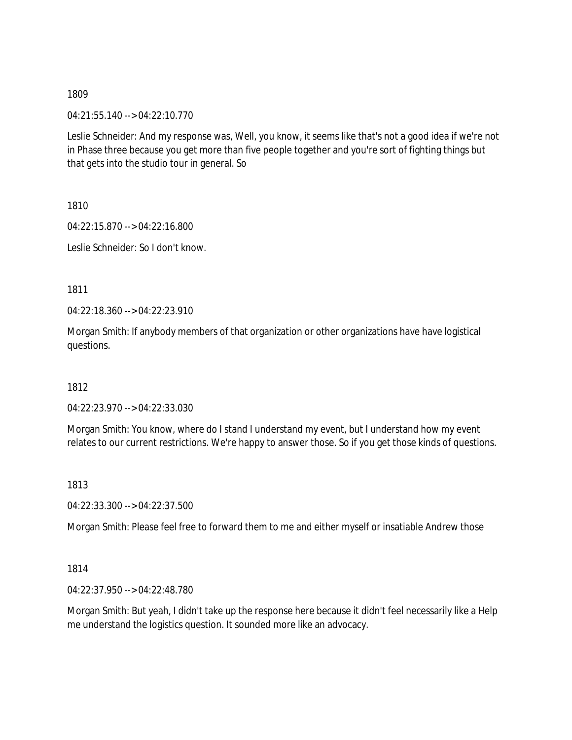1809

04:21:55.140 --> 04:22:10.770

Leslie Schneider: And my response was, Well, you know, it seems like that's not a good idea if we're not in Phase three because you get more than five people together and you're sort of fighting things but that gets into the studio tour in general. So

1810

04:22:15.870 --> 04:22:16.800

Leslie Schneider: So I don't know.

1811

04:22:18.360 --> 04:22:23.910

Morgan Smith: If anybody members of that organization or other organizations have have logistical questions.

1812

04:22:23.970 --> 04:22:33.030

Morgan Smith: You know, where do I stand I understand my event, but I understand how my event relates to our current restrictions. We're happy to answer those. So if you get those kinds of questions.

1813

04:22:33.300 --> 04:22:37.500

Morgan Smith: Please feel free to forward them to me and either myself or insatiable Andrew those

1814

04:22:37.950 --> 04:22:48.780

Morgan Smith: But yeah, I didn't take up the response here because it didn't feel necessarily like a Help me understand the logistics question. It sounded more like an advocacy.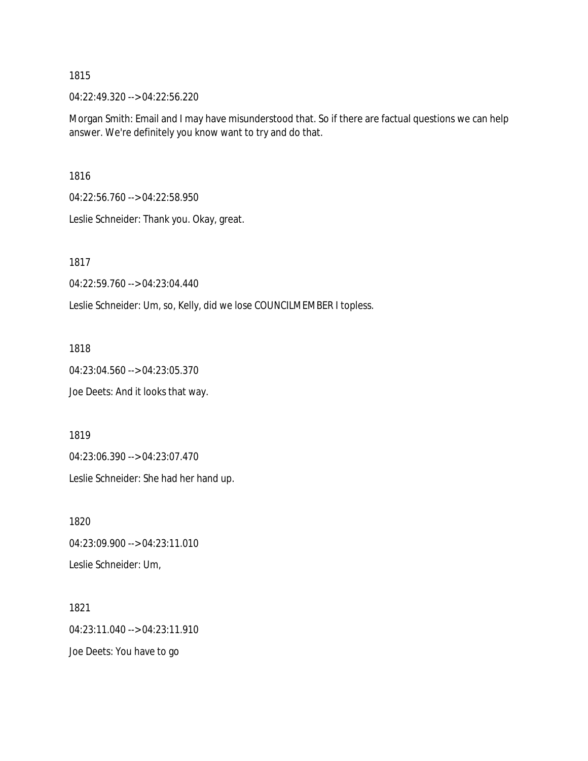1815

04:22:49.320 --> 04:22:56.220

Morgan Smith: Email and I may have misunderstood that. So if there are factual questions we can help answer. We're definitely you know want to try and do that.

1816

04:22:56.760 --> 04:22:58.950

Leslie Schneider: Thank you. Okay, great.

1817

04:22:59.760 --> 04:23:04.440

Leslie Schneider: Um, so, Kelly, did we lose COUNCILMEMBER I topless.

1818

04:23:04.560 --> 04:23:05.370

Joe Deets: And it looks that way.

1819

04:23:06.390 --> 04:23:07.470

Leslie Schneider: She had her hand up.

1820

04:23:09.900 --> 04:23:11.010

Leslie Schneider: Um,

1821

04:23:11.040 --> 04:23:11.910

Joe Deets: You have to go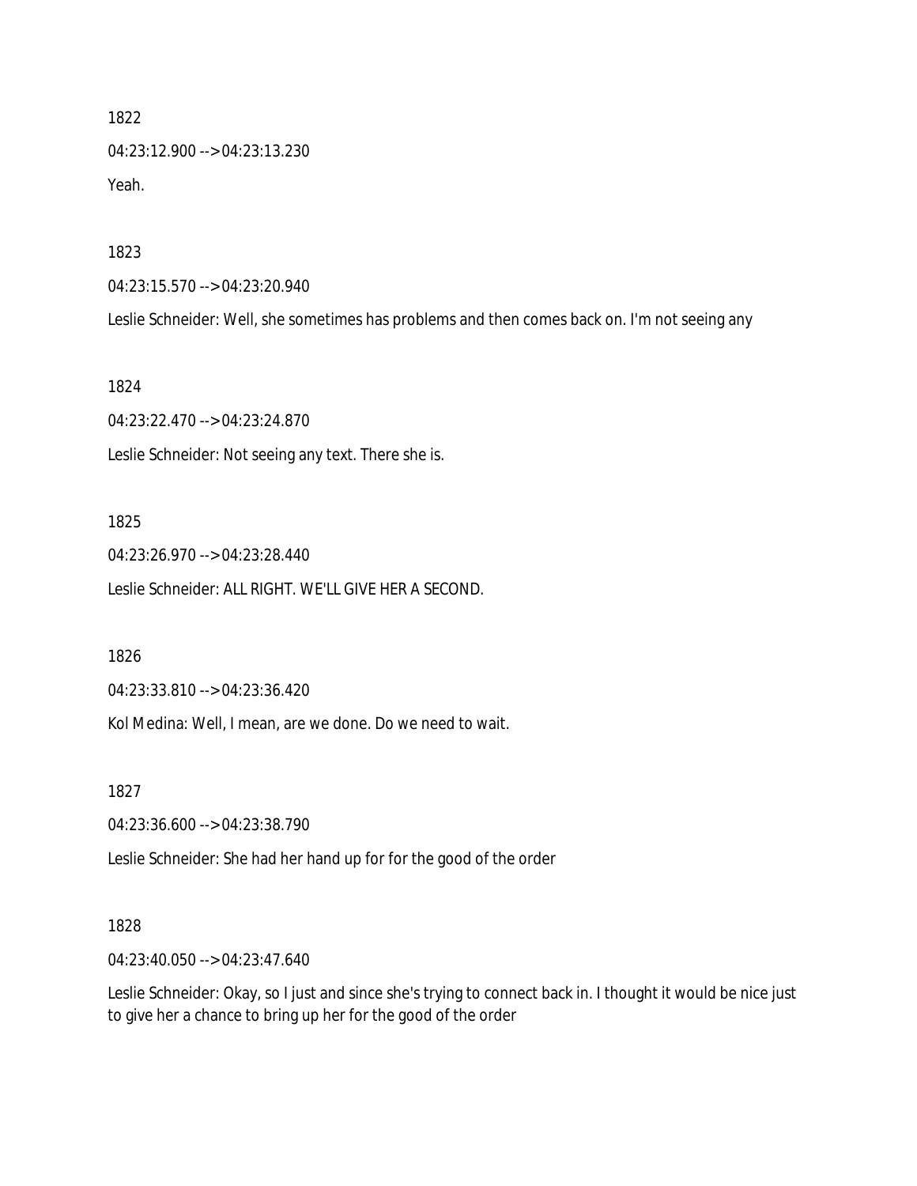1822

04:23:12.900 --> 04:23:13.230

Yeah.

1823

04:23:15.570 --> 04:23:20.940

Leslie Schneider: Well, she sometimes has problems and then comes back on. I'm not seeing any

1824

04:23:22.470 --> 04:23:24.870

Leslie Schneider: Not seeing any text. There she is.

1825

04:23:26.970 --> 04:23:28.440

Leslie Schneider: ALL RIGHT. WE'LL GIVE HER A SECOND.

1826

04:23:33.810 --> 04:23:36.420

Kol Medina: Well, I mean, are we done. Do we need to wait.

1827

04:23:36.600 --> 04:23:38.790

Leslie Schneider: She had her hand up for for the good of the order

1828

04:23:40.050 --> 04:23:47.640

Leslie Schneider: Okay, so I just and since she's trying to connect back in. I thought it would be nice just to give her a chance to bring up her for the good of the order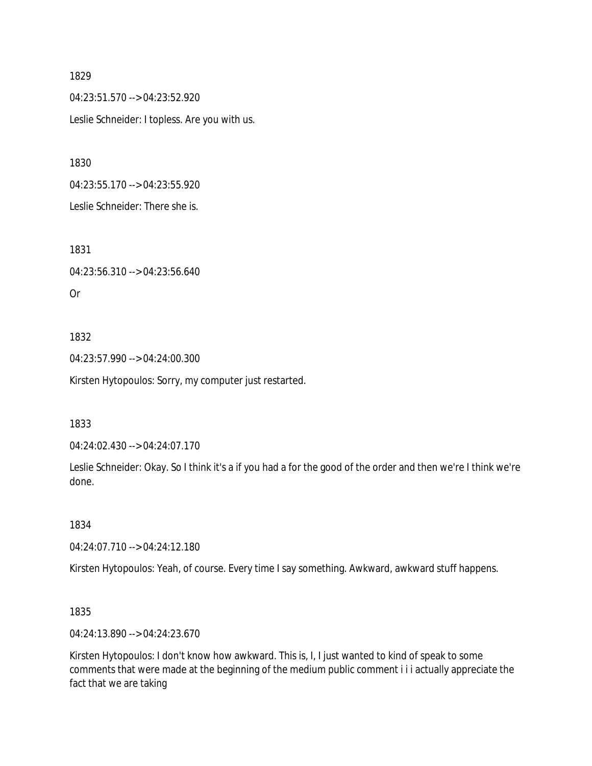1829

04:23:51.570 --> 04:23:52.920

Leslie Schneider: I topless. Are you with us.

1830

04:23:55.170 --> 04:23:55.920

Leslie Schneider: There she is.

1831

04:23:56.310 --> 04:23:56.640

Or

1832

04:23:57.990 --> 04:24:00.300

Kirsten Hytopoulos: Sorry, my computer just restarted.

1833

04:24:02.430 --> 04:24:07.170

Leslie Schneider: Okay. So I think it's a if you had a for the good of the order and then we're I think we're done.

1834

04:24:07.710 --> 04:24:12.180

Kirsten Hytopoulos: Yeah, of course. Every time I say something. Awkward, awkward stuff happens.

1835

04:24:13.890 --> 04:24:23.670

Kirsten Hytopoulos: I don't know how awkward. This is, I, I just wanted to kind of speak to some comments that were made at the beginning of the medium public comment i i i actually appreciate the fact that we are taking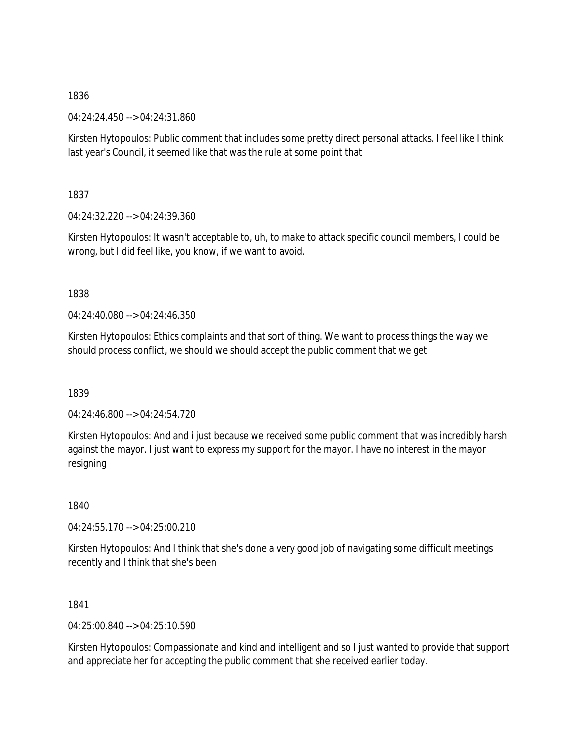1836

04:24:24.450 --> 04:24:31.860

Kirsten Hytopoulos: Public comment that includes some pretty direct personal attacks. I feel like I think last year's Council, it seemed like that was the rule at some point that

1837

04:24:32.220 --> 04:24:39.360

Kirsten Hytopoulos: It wasn't acceptable to, uh, to make to attack specific council members, I could be wrong, but I did feel like, you know, if we want to avoid.

1838

04:24:40.080 --> 04:24:46.350

Kirsten Hytopoulos: Ethics complaints and that sort of thing. We want to process things the way we should process conflict, we should we should accept the public comment that we get

1839

04:24:46.800 --> 04:24:54.720

Kirsten Hytopoulos: And and i just because we received some public comment that was incredibly harsh against the mayor. I just want to express my support for the mayor. I have no interest in the mayor resigning

1840

04:24:55.170 --> 04:25:00.210

Kirsten Hytopoulos: And I think that she's done a very good job of navigating some difficult meetings recently and I think that she's been

1841

04:25:00.840 --> 04:25:10.590

Kirsten Hytopoulos: Compassionate and kind and intelligent and so I just wanted to provide that support and appreciate her for accepting the public comment that she received earlier today.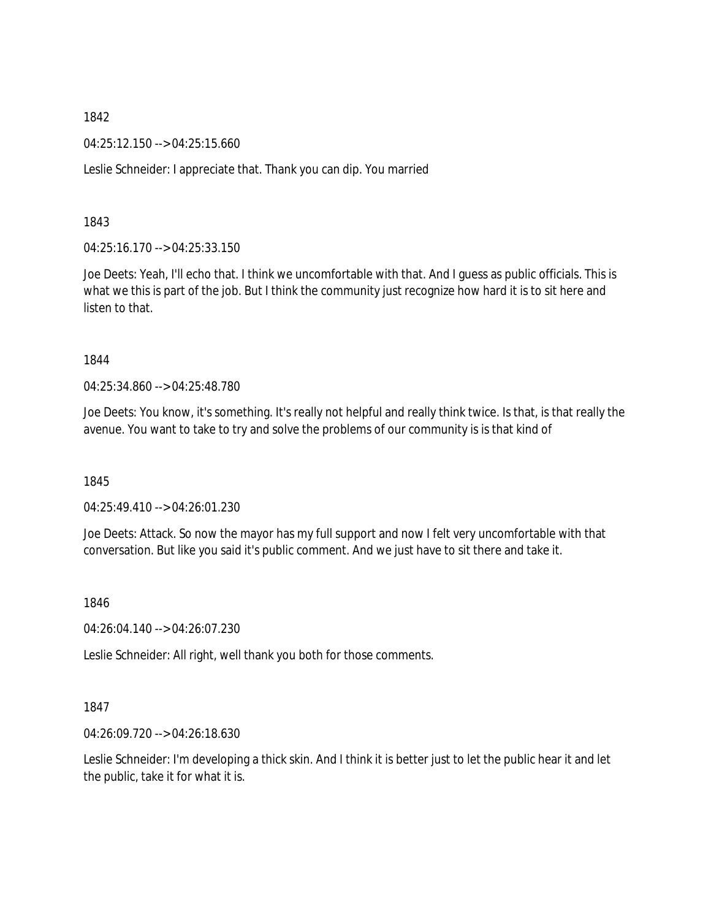1842

04:25:12.150 --> 04:25:15.660

Leslie Schneider: I appreciate that. Thank you can dip. You married

1843

04:25:16.170 --> 04:25:33.150

Joe Deets: Yeah, I'll echo that. I think we uncomfortable with that. And I guess as public officials. This is what we this is part of the job. But I think the community just recognize how hard it is to sit here and listen to that.

1844

04:25:34.860 --> 04:25:48.780

Joe Deets: You know, it's something. It's really not helpful and really think twice. Is that, is that really the avenue. You want to take to try and solve the problems of our community is is that kind of

1845

04:25:49.410 --> 04:26:01.230

Joe Deets: Attack. So now the mayor has my full support and now I felt very uncomfortable with that conversation. But like you said it's public comment. And we just have to sit there and take it.

1846

04:26:04.140 --> 04:26:07.230

Leslie Schneider: All right, well thank you both for those comments.

1847

04:26:09.720 --> 04:26:18.630

Leslie Schneider: I'm developing a thick skin. And I think it is better just to let the public hear it and let the public, take it for what it is.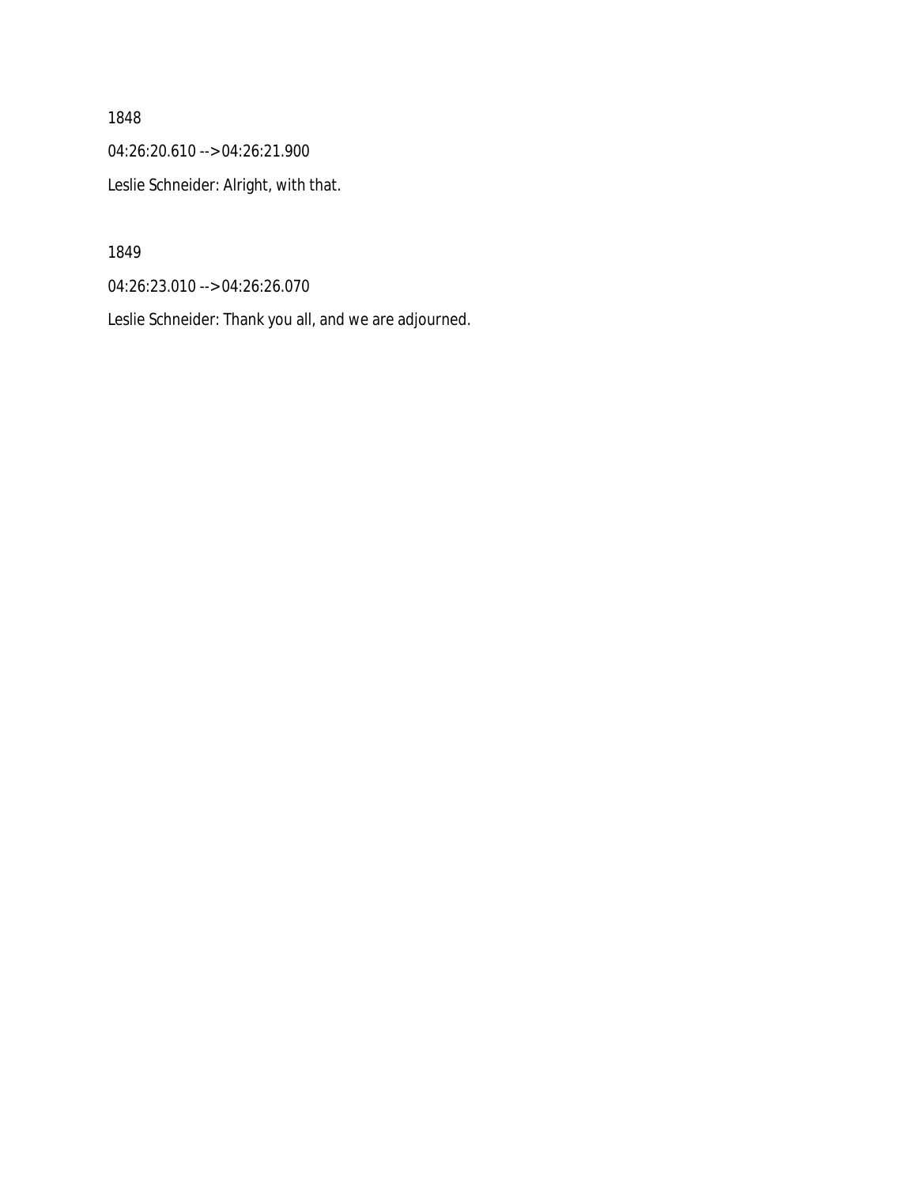1848

04:26:20.610 --> 04:26:21.900

Leslie Schneider: Alright, with that.

1849

04:26:23.010 --> 04:26:26.070

Leslie Schneider: Thank you all, and we are adjourned.